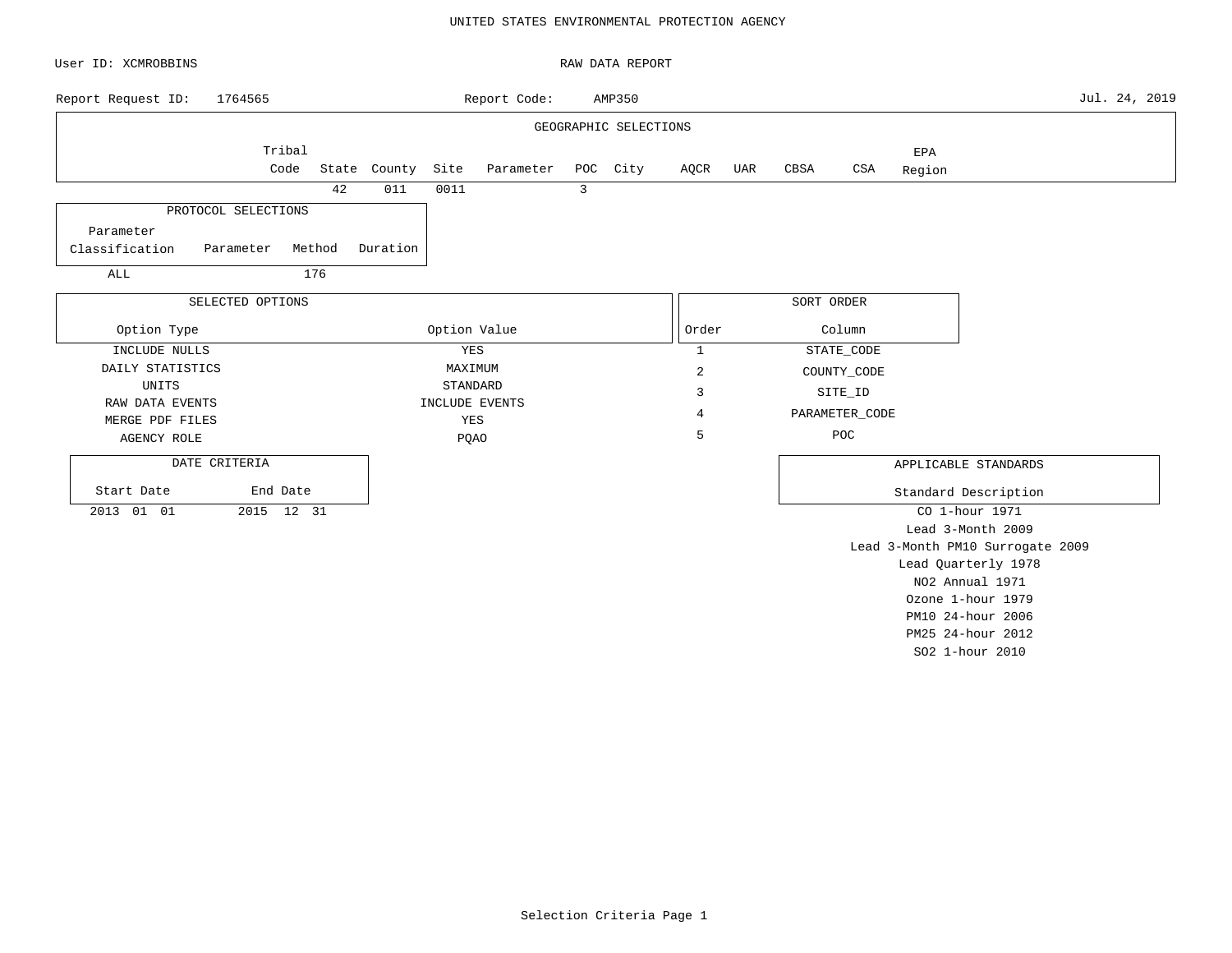# UNITED STATES ENVIRONMENTAL PROTECTION AGENCY

User ID: XCMROBBINS

## RAW DATA REPORT

Report Request ID: 1764565

Report Code: AMP350

Jul. 24, 2019

### GEOGRAPHIC SELECTIONS

| Tribal Code | State | County | Site | Parameter | POC | City | AQCR | UAR | CBSA | CSA | EPA Region |
|---|---|---|---|---|---|---|---|---|---|---|---|
| | 42 | 011 | 0011 | | 3 | | | | | | |

### PROTOCOL SELECTIONS

| Parameter Classification | Parameter | Method | Duration |
|---|---|---|---|
| ALL | | 176 | |

### SELECTED OPTIONS

| Option Type | Option Value |
|---|---|
| INCLUDE NULLS | YES |
| DAILY STATISTICS | MAXIMUM |
| UNITS | STANDARD |
| RAW DATA EVENTS | INCLUDE EVENTS |
| MERGE PDF FILES | YES |
| AGENCY ROLE | PQAO |

### SORT ORDER

| Order | Column |
|---|---|
| 1 | STATE_CODE |
| 2 | COUNTY_CODE |
| 3 | SITE_ID |
| 4 | PARAMETER_CODE |
| 5 | POC |

### DATE CRITERIA

| Start Date | End Date |
|---|---|
| 2013 01 01 | 2015 12 31 |

### APPLICABLE STANDARDS

| Standard Description |
|---|
| CO 1-hour 1971 |
| Lead 3-Month 2009 |
| Lead 3-Month PM10 Surrogate 2009 |
| Lead Quarterly 1978 |
| NO2 Annual 1971 |
| Ozone 1-hour 1979 |
| PM10 24-hour 2006 |
| PM25 24-hour 2012 |
| SO2 1-hour 2010 |

Selection Criteria Page 1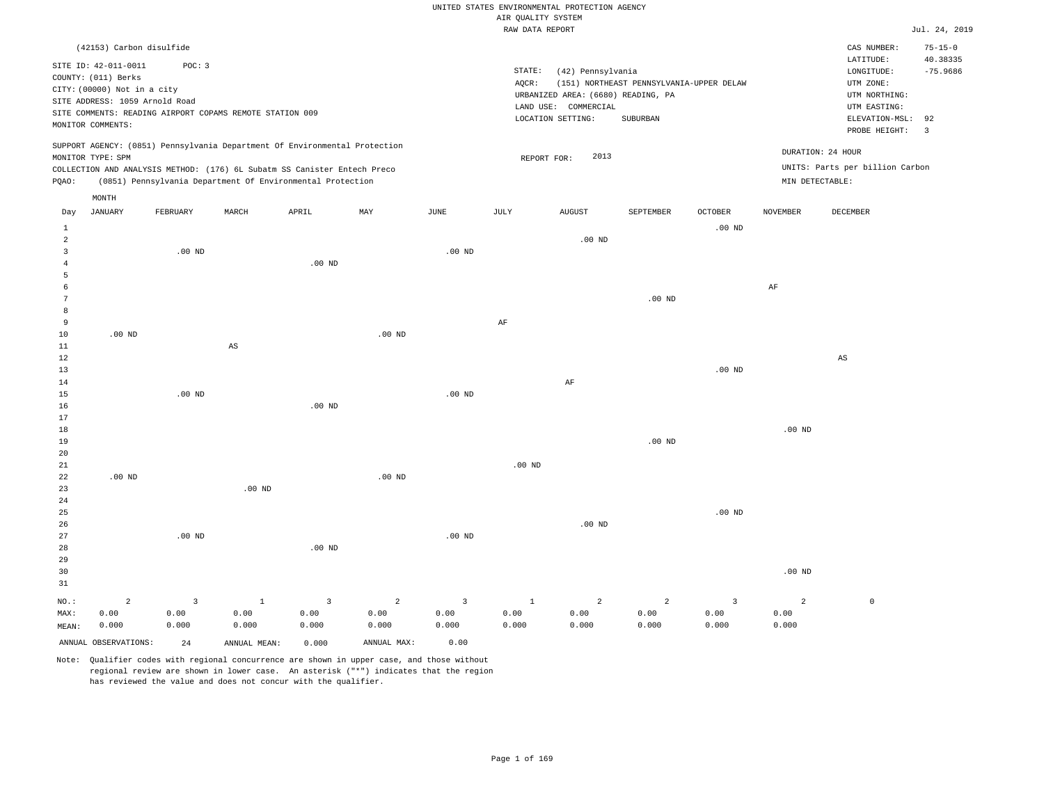UNITED STATES ENVIRONMENTAL PROTECTION AGENCY
AIR QUALITY SYSTEM
RAW DATA REPORT

Jul. 24, 2019

(42153) Carbon disulfide

SITE ID: 42-011-0011 POC: 3
COUNTY: (011) Berks
CITY: (00000) Not in a city
SITE ADDRESS: 1059 Arnold Road
SITE COMMENTS: READING AIRPORT COPAMS REMOTE STATION 009
MONITOR COMMENTS:

STATE: (42) Pennsylvania
AQCR: (151) NORTHEAST PENNSYLVANIA-UPPER DELAW
URBANIZED AREA: (6680) READING, PA
LAND USE: COMMERCIAL
LOCATION SETTING: SUBURBAN

CAS NUMBER: 75-15-0
LATITUDE: 40.38335
LONGITUDE: -75.9686
UTM ZONE:
UTM NORTHING:
UTM EASTING:
ELEVATION-MSL: 92
PROBE HEIGHT: 3

SUPPORT AGENCY: (0851) Pennsylvania Department Of Environmental Protection
MONITOR TYPE: SPM
COLLECTION AND ANALYSIS METHOD: (176) 6L Subatm SS Canister Entech Preco
PQAO: (0851) Pennsylvania Department Of Environmental Protection

REPORT FOR: 2013

DURATION: 24 HOUR
UNITS: Parts per billion Carbon
MIN DETECTABLE:

| Day | JANUARY | FEBRUARY | MARCH | APRIL | MAY | JUNE | JULY | AUGUST | SEPTEMBER | OCTOBER | NOVEMBER | DECEMBER |
|---|---|---|---|---|---|---|---|---|---|---|---|---|
| 1 | | | | | | | | | | .00 ND | | |
| 2 | | | | | | | | .00 ND | | | | |
| 3 | | .00 ND | | | | .00 ND | | | | | | |
| 4 | | | | .00 ND | | | | | | | | |
| 5 | | | | | | | | | | | | |
| 6 | | | | | | | | | | | AF | |
| 7 | | | | | | | | | .00 ND | | | |
| 8 | | | | | | | | | | | | |
| 9 | | | | | | | AF | | | | | |
| 10 | .00 ND | | | | .00 ND | | | | | | | |
| 11 | | | AS | | | | | | | | | |
| 12 | | | | | | | | | | | | AS |
| 13 | | | | | | | | | | .00 ND | | |
| 14 | | | | | | | | AF | | | | |
| 15 | | .00 ND | | | | .00 ND | | | | | | |
| 16 | | | | .00 ND | | | | | | | | |
| 17 | | | | | | | | | | | | |
| 18 | | | | | | | | | | | .00 ND | |
| 19 | | | | | | | | | .00 ND | | | |
| 20 | | | | | | | | | | | | |
| 21 | | | | | | | .00 ND | | | | | |
| 22 | .00 ND | | | | .00 ND | | | | | | | |
| 23 | | | .00 ND | | | | | | | | | |
| 24 | | | | | | | | | | | | |
| 25 | | | | | | | | | | .00 ND | | |
| 26 | | | | | | | | .00 ND | | | | |
| 27 | | .00 ND | | | | .00 ND | | | | | | |
| 28 | | | | .00 ND | | | | | | | | |
| 29 | | | | | | | | | | | | |
| 30 | | | | | | | | | | | .00 ND | |
| 31 | | | | | | | | | | | | |
| NO.: | 2 | 3 | 1 | 3 | 2 | 3 | 1 | 2 | 2 | 3 | 2 | 0 |
| MAX: | 0.00 | 0.00 | 0.00 | 0.00 | 0.00 | 0.00 | 0.00 | 0.00 | 0.00 | 0.00 | 0.00 | |
| MEAN: | 0.000 | 0.000 | 0.000 | 0.000 | 0.000 | 0.000 | 0.000 | 0.000 | 0.000 | 0.000 | 0.000 | |

ANNUAL OBSERVATIONS: 24 ANNUAL MEAN: 0.000 ANNUAL MAX: 0.00

Note: Qualifier codes with regional concurrence are shown in upper case, and those without regional review are shown in lower case. An asterisk ("*") indicates that the region has reviewed the value and does not concur with the qualifier.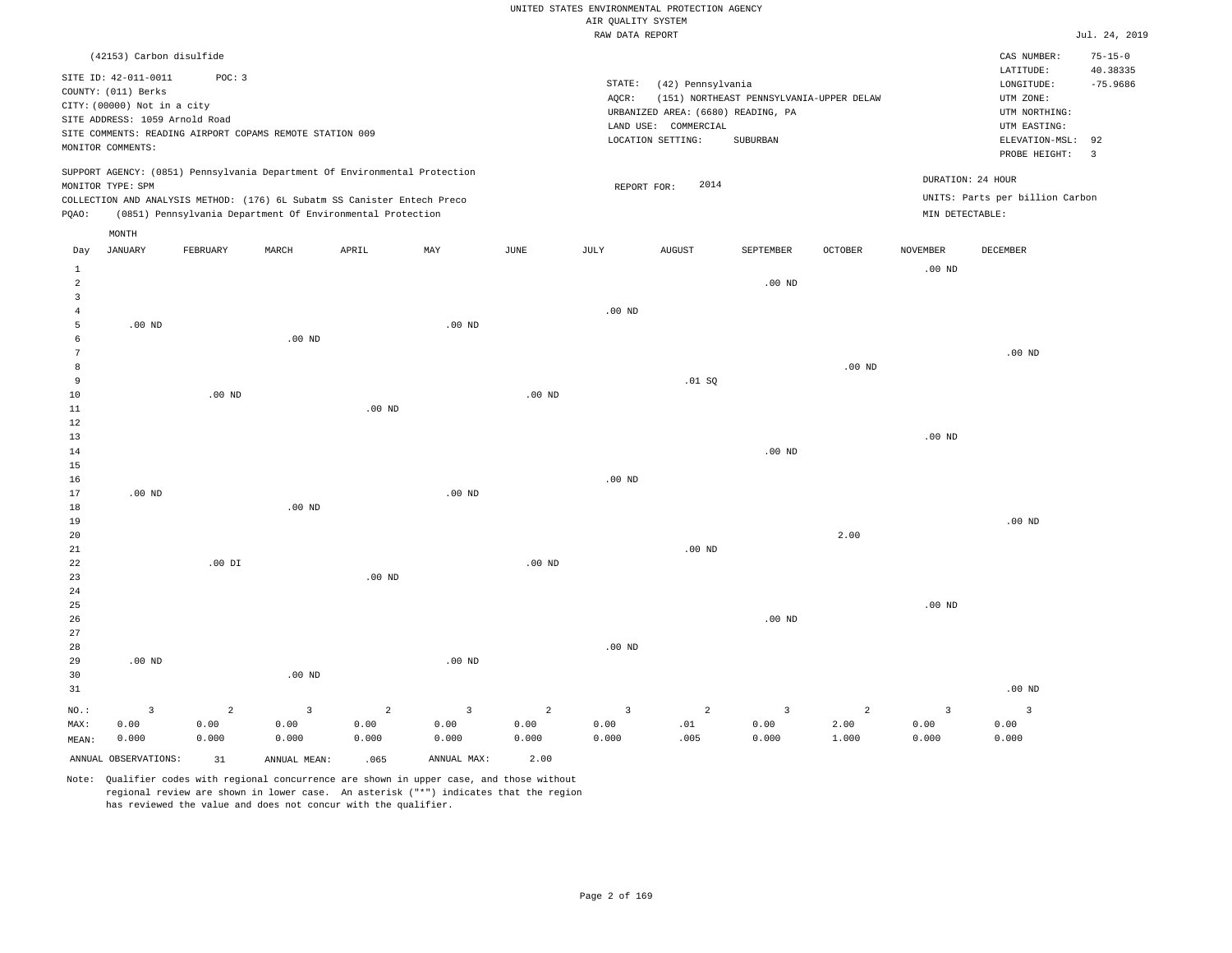UNITED STATES ENVIRONMENTAL PROTECTION AGENCY
AIR QUALITY SYSTEM
RAW DATA REPORT

Jul. 24, 2019

(42153) Carbon disulfide

SITE ID: 42-011-0011 POC: 3
COUNTY: (011) Berks
CITY: (00000) Not in a city
SITE ADDRESS: 1059 Arnold Road
SITE COMMENTS: READING AIRPORT COPAMS REMOTE STATION 009
MONITOR COMMENTS:

STATE: (42) Pennsylvania
AQCR: (151) NORTHEAST PENNSYLVANIA-UPPER DELAW
URBANIZED AREA: (6680) READING, PA
LAND USE: COMMERCIAL
LOCATION SETTING: SUBURBAN

CAS NUMBER: 75-15-0
LATITUDE: 40.38335
LONGITUDE: -75.9686
UTM ZONE:
UTM NORTHING:
UTM EASTING:
ELEVATION-MSL: 92
PROBE HEIGHT: 3

SUPPORT AGENCY: (0851) Pennsylvania Department Of Environmental Protection
MONITOR TYPE: SPM
COLLECTION AND ANALYSIS METHOD: (176) 6L Subatm SS Canister Entech Preco
PQAO: (0851) Pennsylvania Department Of Environmental Protection

REPORT FOR: 2014

DURATION: 24 HOUR
UNITS: Parts per billion Carbon
MIN DETECTABLE:

| Day | JANUARY | FEBRUARY | MARCH | APRIL | MAY | JUNE | JULY | AUGUST | SEPTEMBER | OCTOBER | NOVEMBER | DECEMBER |
|---|---|---|---|---|---|---|---|---|---|---|---|---|
| 1 | | | | | | | | | | | .00 ND | |
| 2 | | | | | | | | | .00 ND | | | |
| 3 | | | | | | | | | | | | |
| 4 | | | | | | | .00 ND | | | | | |
| 5 | .00 ND | | | | .00 ND | | | | | | | |
| 6 | | | .00 ND | | | | | | | | | |
| 7 | | | | | | | | | | | | .00 ND |
| 8 | | | | | | | | | | .00 ND | | |
| 9 | | | | | | | | .01 SQ | | | | |
| 10 | | .00 ND | | | | .00 ND | | | | | | |
| 11 | | | | .00 ND | | | | | | | | |
| 12 | | | | | | | | | | | | |
| 13 | | | | | | | | | | | .00 ND | |
| 14 | | | | | | | | | .00 ND | | | |
| 15 | | | | | | | | | | | | |
| 16 | | | | | | | .00 ND | | | | | |
| 17 | .00 ND | | | | .00 ND | | | | | | | |
| 18 | | | .00 ND | | | | | | | | | |
| 19 | | | | | | | | | | | | .00 ND |
| 20 | | | | | | | | | | 2.00 | | |
| 21 | | | | | | | | .00 ND | | | | |
| 22 | | .00 DI | | | | .00 ND | | | | | | |
| 23 | | | | .00 ND | | | | | | | | |
| 24 | | | | | | | | | | | | |
| 25 | | | | | | | | | | | .00 ND | |
| 26 | | | | | | | | | .00 ND | | | |
| 27 | | | | | | | | | | | | |
| 28 | | | | | | | .00 ND | | | | | |
| 29 | .00 ND | | | | .00 ND | | | | | | | |
| 30 | | | .00 ND | | | | | | | | | |
| 31 | | | | | | | | | | | | .00 ND |
| NO.: | 3 | 2 | 3 | 2 | 3 | 2 | 3 | 2 | 3 | 2 | 3 | 3 |
| MAX: | 0.00 | 0.00 | 0.00 | 0.00 | 0.00 | 0.00 | 0.00 | .01 | 0.00 | 2.00 | 0.00 | 0.00 |
| MEAN: | 0.000 | 0.000 | 0.000 | 0.000 | 0.000 | 0.000 | 0.000 | .005 | 0.000 | 1.000 | 0.000 | 0.000 |

ANNUAL OBSERVATIONS: 31 ANNUAL MEAN: .065 ANNUAL MAX: 2.00

Note: Qualifier codes with regional concurrence are shown in upper case, and those without regional review are shown in lower case. An asterisk ("*") indicates that the region has reviewed the value and does not concur with the qualifier.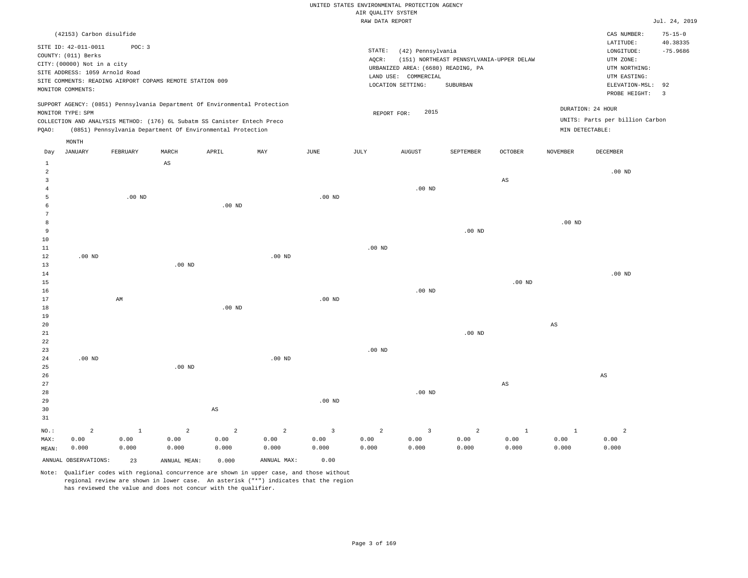UNITED STATES ENVIRONMENTAL PROTECTION AGENCY
AIR QUALITY SYSTEM
RAW DATA REPORT

Jul. 24, 2019

(42153) Carbon disulfide

SITE ID: 42-011-0011 POC: 3
COUNTY: (011) Berks
CITY: (00000) Not in a city
SITE ADDRESS: 1059 Arnold Road
SITE COMMENTS: READING AIRPORT COPAMS REMOTE STATION 009
MONITOR COMMENTS:

STATE: (42) Pennsylvania
AQCR: (151) NORTHEAST PENNSYLVANIA-UPPER DELAW
URBANIZED AREA: (6680) READING, PA
LAND USE: COMMERCIAL
LOCATION SETTING: SUBURBAN

CAS NUMBER: 75-15-0
LATITUDE: 40.38335
LONGITUDE: -75.9686
UTM ZONE:
UTM NORTHING:
UTM EASTING:
ELEVATION-MSL: 92
PROBE HEIGHT: 3

SUPPORT AGENCY: (0851) Pennsylvania Department Of Environmental Protection
MONITOR TYPE: SPM
COLLECTION AND ANALYSIS METHOD: (176) 6L Subatm SS Canister Entech Preco
PQAO: (0851) Pennsylvania Department Of Environmental Protection

REPORT FOR: 2015

DURATION: 24 HOUR
UNITS: Parts per billion Carbon
MIN DETECTABLE:

| Day | JANUARY | FEBRUARY | MARCH | APRIL | MAY | JUNE | JULY | AUGUST | SEPTEMBER | OCTOBER | NOVEMBER | DECEMBER |
|---|---|---|---|---|---|---|---|---|---|---|---|---|
| 1 | | | AS | | | | | | | | | |
| 2 | | | | | | | | | | | | .00 ND |
| 3 | | | | | | | | | | AS | | |
| 4 | | | | | | | | .00 ND | | | | |
| 5 | | .00 ND | | | | .00 ND | | | | | | |
| 6 | | | | .00 ND | | | | | | | | |
| 7 | | | | | | | | | | | | |
| 8 | | | | | | | | | | | .00 ND | |
| 9 | | | | | | | | | .00 ND | | | |
| 10 | | | | | | | | | | | | |
| 11 | | | | | | | .00 ND | | | | | |
| 12 | .00 ND | | | | .00 ND | | | | | | | |
| 13 | | | .00 ND | | | | | | | | | |
| 14 | | | | | | | | | | | | .00 ND |
| 15 | | | | | | | | | | .00 ND | | |
| 16 | | | | | | | | .00 ND | | | | |
| 17 | | AM | | | | .00 ND | | | | | | |
| 18 | | | | .00 ND | | | | | | | | |
| 19 | | | | | | | | | | | | |
| 20 | | | | | | | | | | | AS | |
| 21 | | | | | | | | | .00 ND | | | |
| 22 | | | | | | | | | | | | |
| 23 | | | | | | | .00 ND | | | | | |
| 24 | .00 ND | | | | .00 ND | | | | | | | |
| 25 | | | .00 ND | | | | | | | | | |
| 26 | | | | | | | | | | | | AS |
| 27 | | | | | | | | | | AS | | |
| 28 | | | | | | | | .00 ND | | | | |
| 29 | | | | | | .00 ND | | | | | | |
| 30 | | | | AS | | | | | | | | |
| 31 | | | | | | | | | | | | |
| NO.: | 2 | 1 | 2 | 2 | 2 | 3 | 2 | 3 | 2 | 1 | 1 | 2 |
| MAX: | 0.00 | 0.00 | 0.00 | 0.00 | 0.00 | 0.00 | 0.00 | 0.00 | 0.00 | 0.00 | 0.00 | 0.00 |
| MEAN: | 0.000 | 0.000 | 0.000 | 0.000 | 0.000 | 0.000 | 0.000 | 0.000 | 0.000 | 0.000 | 0.000 | 0.000 |

ANNUAL OBSERVATIONS: 23 ANNUAL MEAN: 0.000 ANNUAL MAX: 0.00

Note: Qualifier codes with regional concurrence are shown in upper case, and those without regional review are shown in lower case. An asterisk ("*") indicates that the region has reviewed the value and does not concur with the qualifier.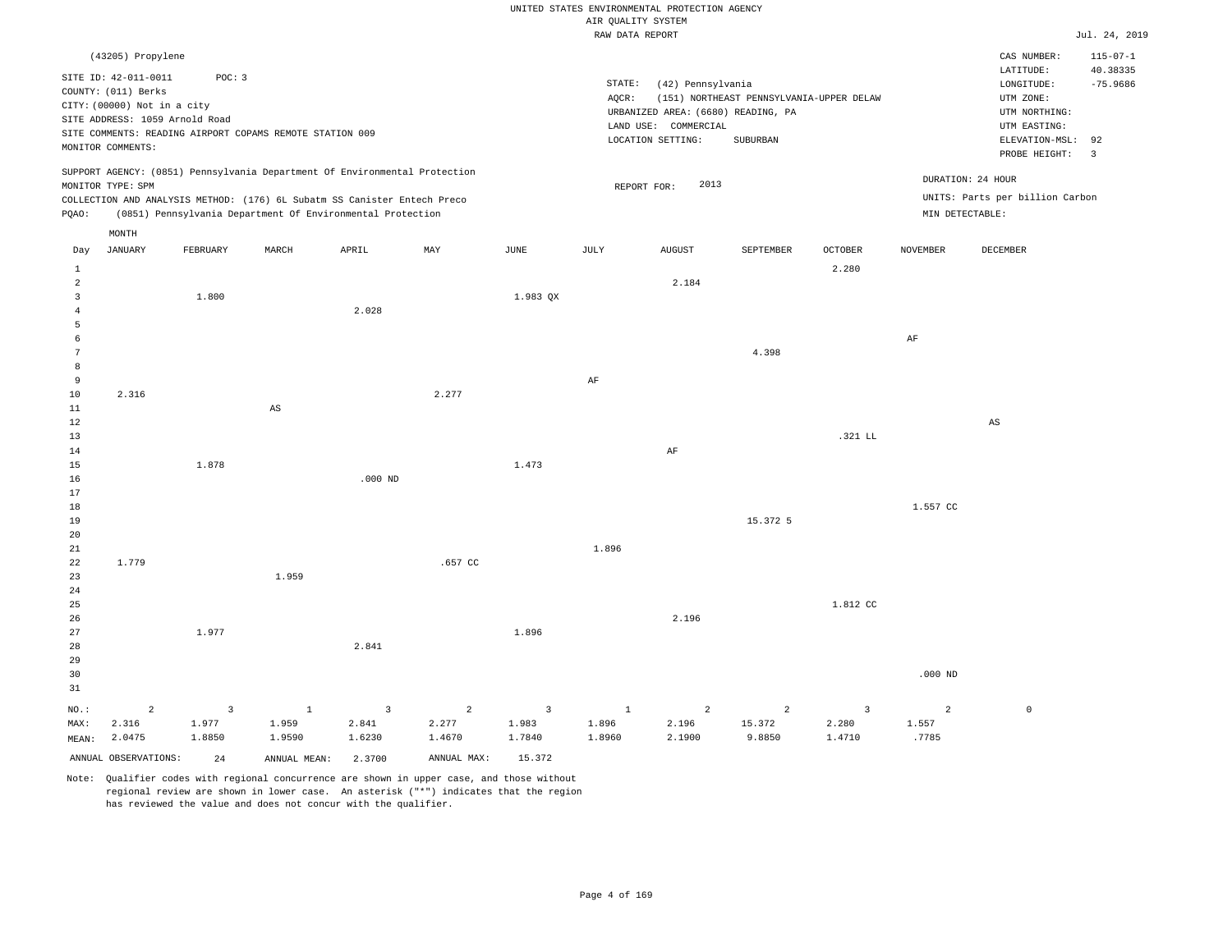UNITED STATES ENVIRONMENTAL PROTECTION AGENCY
AIR QUALITY SYSTEM
RAW DATA REPORT

Jul. 24, 2019

(43205) Propylene

| | | | |
|---|---|---|---|
| SITE ID: 42-011-0011 POC: 3 | STATE: (42) Pennsylvania | CAS NUMBER: | 115-07-1 |
| COUNTY: (011) Berks | AQCR: (151) NORTHEAST PENNSYLVANIA-UPPER DELAW | LATITUDE: | 40.38335 |
| CITY: (00000) Not in a city | URBANIZED AREA: (6680) READING, PA | LONGITUDE: | -75.9686 |
| SITE ADDRESS: 1059 Arnold Road | LAND USE: COMMERCIAL | UTM ZONE: | |
| SITE COMMENTS: READING AIRPORT COPAMS REMOTE STATION 009 | LOCATION SETTING: SUBURBAN | UTM NORTHING: | |
| MONITOR COMMENTS: | | UTM EASTING: | |
| | | ELEVATION-MSL: | 92 |
| | | PROBE HEIGHT: | 3 |

SUPPORT AGENCY: (0851) Pennsylvania Department Of Environmental Protection
MONITOR TYPE: SPM
COLLECTION AND ANALYSIS METHOD: (176) 6L Subatm SS Canister Entech Preco
PQAO: (0851) Pennsylvania Department Of Environmental Protection

REPORT FOR: 2013

DURATION: 24 HOUR
UNITS: Parts per billion Carbon
MIN DETECTABLE:

| Day | JANUARY | FEBRUARY | MARCH | APRIL | MAY | JUNE | JULY | AUGUST | SEPTEMBER | OCTOBER | NOVEMBER | DECEMBER |
|---|---|---|---|---|---|---|---|---|---|---|---|---|
| 1 | | | | | | | | | | 2.280 | | |
| 2 | | | | | | | | 2.184 | | | | |
| 3 | | 1.800 | | | | 1.983 QX | | | | | | |
| 4 | | | | 2.028 | | | | | | | | |
| 5 | | | | | | | | | | | | |
| 6 | | | | | | | | | | | AF | |
| 7 | | | | | | | | | 4.398 | | | |
| 8 | | | | | | | | | | | | |
| 9 | | | | | | | AF | | | | | |
| 10 | 2.316 | | | | 2.277 | | | | | | | |
| 11 | | | AS | | | | | | | | | |
| 12 | | | | | | | | | | | | AS |
| 13 | | | | | | | | | | .321 LL | | |
| 14 | | | | | | | | AF | | | | |
| 15 | | 1.878 | | | | 1.473 | | | | | | |
| 16 | | | | .000 ND | | | | | | | | |
| 17 | | | | | | | | | | | | |
| 18 | | | | | | | | | | | 1.557 CC | |
| 19 | | | | | | | | | 15.372 5 | | | |
| 20 | | | | | | | | | | | | |
| 21 | | | | | | | 1.896 | | | | | |
| 22 | 1.779 | | | | .657 CC | | | | | | | |
| 23 | | | 1.959 | | | | | | | | | |
| 24 | | | | | | | | | | | | |
| 25 | | | | | | | | | | 1.812 CC | | |
| 26 | | | | | | | | 2.196 | | | | |
| 27 | | 1.977 | | | | 1.896 | | | | | | |
| 28 | | | | 2.841 | | | | | | | | |
| 29 | | | | | | | | | | | | |
| 30 | | | | | | | | | | | .000 ND | |
| 31 | | | | | | | | | | | | |
| NO.: | 2 | 3 | 1 | 3 | 2 | 3 | 1 | 2 | 2 | 3 | 2 | 0 |
| MAX: | 2.316 | 1.977 | 1.959 | 2.841 | 2.277 | 1.983 | 1.896 | 2.196 | 15.372 | 2.280 | 1.557 | |
| MEAN: | 2.0475 | 1.8850 | 1.9590 | 1.6230 | 1.4670 | 1.7840 | 1.8960 | 2.1900 | 9.8850 | 1.4710 | .7785 | |

ANNUAL OBSERVATIONS: 24 ANNUAL MEAN: 2.3700 ANNUAL MAX: 15.372

Note: Qualifier codes with regional concurrence are shown in upper case, and those without regional review are shown in lower case. An asterisk ("*") indicates that the region has reviewed the value and does not concur with the qualifier.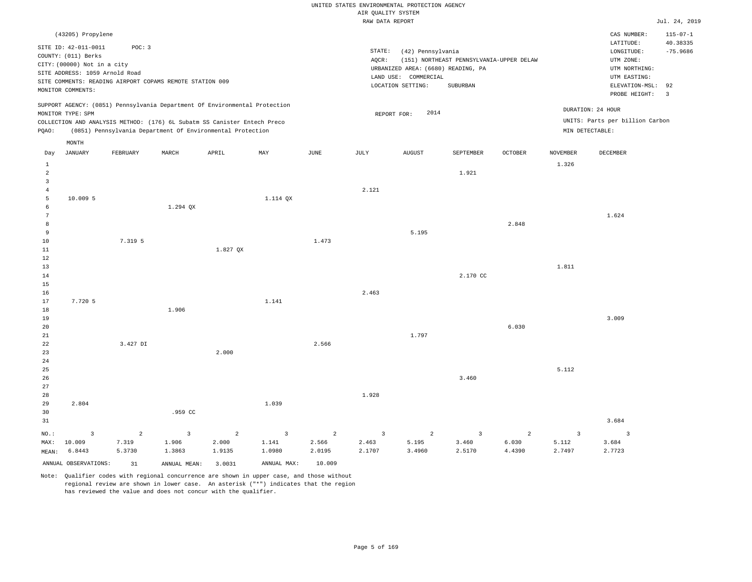UNITED STATES ENVIRONMENTAL PROTECTION AGENCY
AIR QUALITY SYSTEM
RAW DATA REPORT

Jul. 24, 2019

(43205) Propylene

SITE ID: 42-011-0011 POC: 3
COUNTY: (011) Berks
CITY: (00000) Not in a city
SITE ADDRESS: 1059 Arnold Road
SITE COMMENTS: READING AIRPORT COPAMS REMOTE STATION 009
MONITOR COMMENTS:

STATE: (42) Pennsylvania
AQCR: (151) NORTHEAST PENNSYLVANIA-UPPER DELAW
URBANIZED AREA: (6680) READING, PA
LAND USE: COMMERCIAL
LOCATION SETTING: SUBURBAN

CAS NUMBER: 115-07-1
LATITUDE: 40.38335
LONGITUDE: -75.9686
UTM ZONE:
UTM NORTHING:
UTM EASTING:
ELEVATION-MSL: 92
PROBE HEIGHT: 3

SUPPORT AGENCY: (0851) Pennsylvania Department Of Environmental Protection
MONITOR TYPE: SPM
COLLECTION AND ANALYSIS METHOD: (176) 6L Subatm SS Canister Entech Preco
PQAO: (0851) Pennsylvania Department Of Environmental Protection

REPORT FOR: 2014

DURATION: 24 HOUR
UNITS: Parts per billion Carbon
MIN DETECTABLE:

| Day | JANUARY | FEBRUARY | MARCH | APRIL | MAY | JUNE | JULY | AUGUST | SEPTEMBER | OCTOBER | NOVEMBER | DECEMBER |
|---|---|---|---|---|---|---|---|---|---|---|---|---|
| 1 | | | | | | | | | | | 1.326 | |
| 2 | | | | | | | | | 1.921 | | | |
| 3 | | | | | | | | | | | | |
| 4 | | | | | | | 2.121 | | | | | |
| 5 | 10.009 5 | | | | 1.114 QX | | | | | | | |
| 6 | | | 1.294 QX | | | | | | | | | |
| 7 | | | | | | | | | | | | 1.624 |
| 8 | | | | | | | | | | 2.848 | | |
| 9 | | | | | | | | 5.195 | | | | |
| 10 | | 7.319 5 | | | | 1.473 | | | | | | |
| 11 | | | | 1.827 QX | | | | | | | | |
| 12 | | | | | | | | | | | | |
| 13 | | | | | | | | | | | 1.811 | |
| 14 | | | | | | | | | 2.170 CC | | | |
| 15 | | | | | | | | | | | | |
| 16 | | | | | | | 2.463 | | | | | |
| 17 | 7.720 5 | | | | 1.141 | | | | | | | |
| 18 | | | 1.906 | | | | | | | | | |
| 19 | | | | | | | | | | | | 3.009 |
| 20 | | | | | | | | | | 6.030 | | |
| 21 | | | | | | | | 1.797 | | | | |
| 22 | | 3.427 DI | | | | 2.566 | | | | | | |
| 23 | | | | 2.000 | | | | | | | | |
| 24 | | | | | | | | | | | | |
| 25 | | | | | | | | | | | 5.112 | |
| 26 | | | | | | | | | 3.460 | | | |
| 27 | | | | | | | | | | | | |
| 28 | | | | | | | 1.928 | | | | | |
| 29 | 2.804 | | | | 1.039 | | | | | | | |
| 30 | | | .959 CC | | | | | | | | | |
| 31 | | | | | | | | | | | | 3.684 |
| NO.: | 3 | 2 | 3 | 2 | 3 | 2 | 3 | 2 | 3 | 2 | 3 | 3 |
| MAX: | 10.009 | 7.319 | 1.906 | 2.000 | 1.141 | 2.566 | 2.463 | 5.195 | 3.460 | 6.030 | 5.112 | 3.684 |
| MEAN: | 6.8443 | 5.3730 | 1.3863 | 1.9135 | 1.0980 | 2.0195 | 2.1707 | 3.4960 | 2.5170 | 4.4390 | 2.7497 | 2.7723 |

ANNUAL OBSERVATIONS: 31 ANNUAL MEAN: 3.0031 ANNUAL MAX: 10.009

Note: Qualifier codes with regional concurrence are shown in upper case, and those without regional review are shown in lower case. An asterisk ("*") indicates that the region has reviewed the value and does not concur with the qualifier.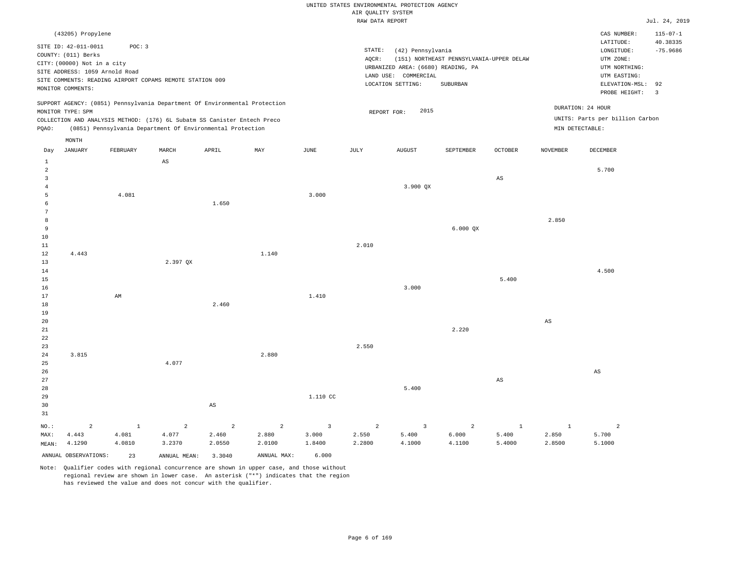UNITED STATES ENVIRONMENTAL PROTECTION AGENCY
AIR QUALITY SYSTEM
RAW DATA REPORT

Jul. 24, 2019

(43205) Propylene

SITE ID: 42-011-0011 POC: 3
COUNTY: (011) Berks
CITY: (00000) Not in a city
SITE ADDRESS: 1059 Arnold Road
SITE COMMENTS: READING AIRPORT COPAMS REMOTE STATION 009
MONITOR COMMENTS:

STATE: (42) Pennsylvania
AQCR: (151) NORTHEAST PENNSYLVANIA-UPPER DELAW
URBANIZED AREA: (6680) READING, PA
LAND USE: COMMERCIAL
LOCATION SETTING: SUBURBAN

CAS NUMBER: 115-07-1
LATITUDE: 40.38335
LONGITUDE: -75.9686
UTM ZONE:
UTM NORTHING:
UTM EASTING:
ELEVATION-MSL: 92
PROBE HEIGHT: 3

SUPPORT AGENCY: (0851) Pennsylvania Department Of Environmental Protection
MONITOR TYPE: SPM
COLLECTION AND ANALYSIS METHOD: (176) 6L Subatm SS Canister Entech Preco
PQAO: (0851) Pennsylvania Department Of Environmental Protection

REPORT FOR: 2015

DURATION: 24 HOUR
UNITS: Parts per billion Carbon
MIN DETECTABLE:

| Day | JANUARY | FEBRUARY | MARCH | APRIL | MAY | JUNE | JULY | AUGUST | SEPTEMBER | OCTOBER | NOVEMBER | DECEMBER |
|---|---|---|---|---|---|---|---|---|---|---|---|---|
| 1 | | | AS | | | | | | | | | |
| 2 | | | | | | | | | | | | 5.700 |
| 3 | | | | | | | | | | AS | | |
| 4 | | | | | | | | 3.900 QX | | | | |
| 5 | | 4.081 | | | | 3.000 | | | | | | |
| 6 | | | | 1.650 | | | | | | | | |
| 7 | | | | | | | | | | | | |
| 8 | | | | | | | | | | | 2.850 | |
| 9 | | | | | | | | | 6.000 QX | | | |
| 10 | | | | | | | | | | | | |
| 11 | | | | | | | 2.010 | | | | | |
| 12 | 4.443 | | | | 1.140 | | | | | | | |
| 13 | | | 2.397 QX | | | | | | | | | |
| 14 | | | | | | | | | | | | 4.500 |
| 15 | | | | | | | | | | 5.400 | | |
| 16 | | | | | | | | 3.000 | | | | |
| 17 | | AM | | | | 1.410 | | | | | | |
| 18 | | | | 2.460 | | | | | | | | |
| 19 | | | | | | | | | | | | |
| 20 | | | | | | | | | | | AS | |
| 21 | | | | | | | | | 2.220 | | | |
| 22 | | | | | | | | | | | | |
| 23 | | | | | | | 2.550 | | | | | |
| 24 | 3.815 | | | | 2.880 | | | | | | | |
| 25 | | | 4.077 | | | | | | | | | |
| 26 | | | | | | | | | | | | AS |
| 27 | | | | | | | | | | AS | | |
| 28 | | | | | | | | 5.400 | | | | |
| 29 | | | | | | 1.110 CC | | | | | | |
| 30 | | | | AS | | | | | | | | |
| 31 | | | | | | | | | | | | |
| NO.: | 2 | 1 | 2 | 2 | 2 | 3 | 2 | 3 | 2 | 1 | 1 | 2 |
| MAX: | 4.443 | 4.081 | 4.077 | 2.460 | 2.880 | 3.000 | 2.550 | 5.400 | 6.000 | 5.400 | 2.850 | 5.700 |
| MEAN: | 4.1290 | 4.0810 | 3.2370 | 2.0550 | 2.0100 | 1.8400 | 2.2800 | 4.1000 | 4.1100 | 5.4000 | 2.8500 | 5.1000 |

ANNUAL OBSERVATIONS: 23 ANNUAL MEAN: 3.3040 ANNUAL MAX: 6.000

Note: Qualifier codes with regional concurrence are shown in upper case, and those without regional review are shown in lower case. An asterisk ("*") indicates that the region has reviewed the value and does not concur with the qualifier.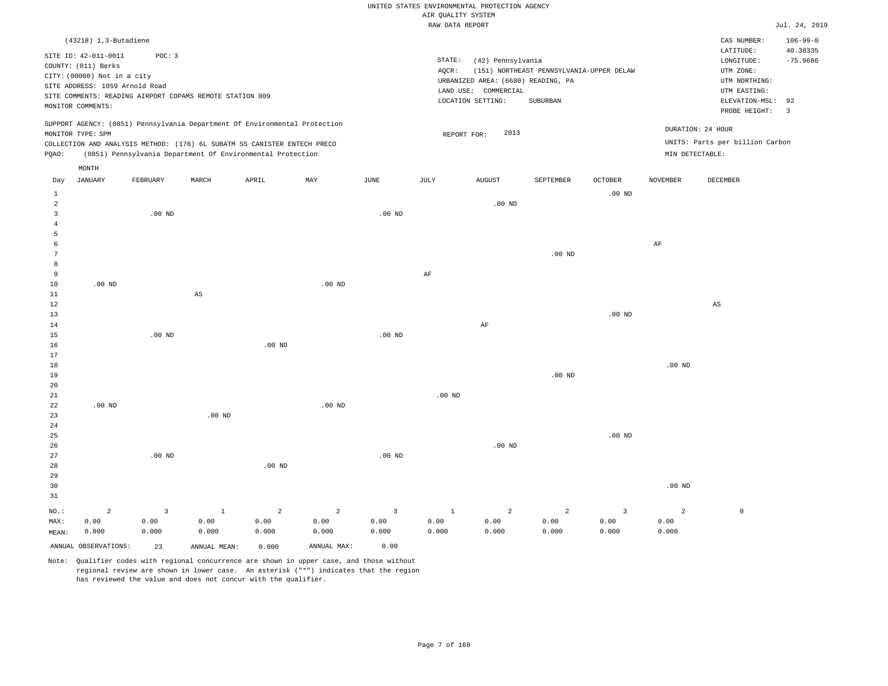UNITED STATES ENVIRONMENTAL PROTECTION AGENCY
AIR QUALITY SYSTEM
RAW DATA REPORT

Jul. 24, 2019

(43218) 1,3-Butadiene

SITE ID: 42-011-0011    POC: 3
COUNTY: (011) Berks
CITY: (00000) Not in a city
SITE ADDRESS: 1059 Arnold Road
SITE COMMENTS: READING AIRPORT COPAMS REMOTE STATION 009
MONITOR COMMENTS:

STATE: (42) Pennsylvania
AQCR: (151) NORTHEAST PENNSYLVANIA-UPPER DELAW
URBANIZED AREA: (6680) READING, PA
LAND USE: COMMERCIAL
LOCATION SETTING: SUBURBAN

CAS NUMBER: 106-99-0
LATITUDE: 40.38335
LONGITUDE: -75.9686
UTM ZONE:
UTM NORTHING:
UTM EASTING:
ELEVATION-MSL: 92
PROBE HEIGHT: 3

SUPPORT AGENCY: (0851) Pennsylvania Department Of Environmental Protection
MONITOR TYPE: SPM
COLLECTION AND ANALYSIS METHOD: (176) 6L SUBATM SS CANISTER ENTECH PRECO
PQAO: (0851) Pennsylvania Department Of Environmental Protection

REPORT FOR: 2013

DURATION: 24 HOUR
UNITS: Parts per billion Carbon
MIN DETECTABLE:

| Day | JANUARY | FEBRUARY | MARCH | APRIL | MAY | JUNE | JULY | AUGUST | SEPTEMBER | OCTOBER | NOVEMBER | DECEMBER |
|---|---|---|---|---|---|---|---|---|---|---|---|---|
| 1 | | | | | | | | | | .00 ND | | |
| 2 | | | | | | | | .00 ND | | | | |
| 3 | | .00 ND | | | | .00 ND | | | | | | |
| 4 | | | | | | | | | | | | |
| 5 | | | | | | | | | | | | |
| 6 | | | | | | | | | | | AF | |
| 7 | | | | | | | | | .00 ND | | | |
| 8 | | | | | | | | | | | | |
| 9 | | | | | | | AF | | | | | |
| 10 | .00 ND | | | | .00 ND | | | | | | | |
| 11 | | | AS | | | | | | | | | |
| 12 | | | | | | | | | | | | AS |
| 13 | | | | | | | | | | .00 ND | | |
| 14 | | | | | | | | AF | | | | |
| 15 | | .00 ND | | | | .00 ND | | | | | | |
| 16 | | | | .00 ND | | | | | | | | |
| 17 | | | | | | | | | | | | |
| 18 | | | | | | | | | | | .00 ND | |
| 19 | | | | | | | | | .00 ND | | | |
| 20 | | | | | | | | | | | | |
| 21 | | | | | | | .00 ND | | | | | |
| 22 | .00 ND | | | | .00 ND | | | | | | | |
| 23 | | | .00 ND | | | | | | | | | |
| 24 | | | | | | | | | | | | |
| 25 | | | | | | | | | | .00 ND | | |
| 26 | | | | | | | | .00 ND | | | | |
| 27 | | .00 ND | | | | .00 ND | | | | | | |
| 28 | | | | .00 ND | | | | | | | | |
| 29 | | | | | | | | | | | | |
| 30 | | | | | | | | | | | .00 ND | |
| 31 | | | | | | | | | | | | |
| NO.: | 2 | 3 | 1 | 2 | 2 | 3 | 1 | 2 | 2 | 3 | 2 | 0 |
| MAX: | 0.00 | 0.00 | 0.00 | 0.00 | 0.00 | 0.00 | 0.00 | 0.00 | 0.00 | 0.00 | 0.00 | |
| MEAN: | 0.000 | 0.000 | 0.000 | 0.000 | 0.000 | 0.000 | 0.000 | 0.000 | 0.000 | 0.000 | 0.000 | |

ANNUAL OBSERVATIONS: 23    ANNUAL MEAN: 0.000    ANNUAL MAX: 0.00

Note: Qualifier codes with regional concurrence are shown in upper case, and those without regional review are shown in lower case. An asterisk ("*") indicates that the region has reviewed the value and does not concur with the qualifier.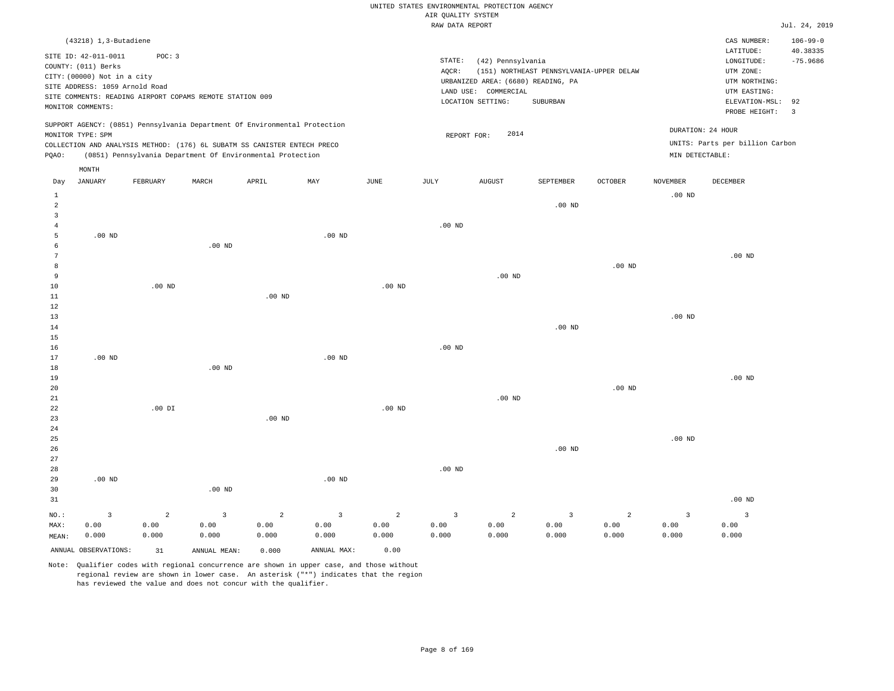UNITED STATES ENVIRONMENTAL PROTECTION AGENCY
AIR QUALITY SYSTEM
RAW DATA REPORT

Jul. 24, 2019

(43218) 1,3-Butadiene

SITE ID: 42-011-0011 POC: 3
COUNTY: (011) Berks
CITY: (00000) Not in a city
SITE ADDRESS: 1059 Arnold Road
SITE COMMENTS: READING AIRPORT COPAMS REMOTE STATION 009
MONITOR COMMENTS:

STATE: (42) Pennsylvania
AQCR: (151) NORTHEAST PENNSYLVANIA-UPPER DELAW
URBANIZED AREA: (6680) READING, PA
LAND USE: COMMERCIAL
LOCATION SETTING: SUBURBAN

CAS NUMBER: 106-99-0
LATITUDE: 40.38335
LONGITUDE: -75.9686
UTM ZONE:
UTM NORTHING:
UTM EASTING:
ELEVATION-MSL: 92
PROBE HEIGHT: 3

SUPPORT AGENCY: (0851) Pennsylvania Department Of Environmental Protection
MONITOR TYPE: SPM
COLLECTION AND ANALYSIS METHOD: (176) 6L SUBATM SS CANISTER ENTECH PRECO
PQAO: (0851) Pennsylvania Department Of Environmental Protection

REPORT FOR: 2014

DURATION: 24 HOUR
UNITS: Parts per billion Carbon
MIN DETECTABLE:

| Day | JANUARY | FEBRUARY | MARCH | APRIL | MAY | JUNE | JULY | AUGUST | SEPTEMBER | OCTOBER | NOVEMBER | DECEMBER |
|---|---|---|---|---|---|---|---|---|---|---|---|---|
| 1 | | | | | | | | | | | .00 ND | |
| 2 | | | | | | | | | .00 ND | | | |
| 3 | | | | | | | | | | | | |
| 4 | | | | | | | .00 ND | | | | | |
| 5 | .00 ND | | | | .00 ND | | | | | | | |
| 6 | | | .00 ND | | | | | | | | | |
| 7 | | | | | | | | | | | | .00 ND |
| 8 | | | | | | | | | | .00 ND | | |
| 9 | | | | | | | | .00 ND | | | | |
| 10 | | .00 ND | | | | .00 ND | | | | | | |
| 11 | | | | .00 ND | | | | | | | | |
| 12 | | | | | | | | | | | | |
| 13 | | | | | | | | | | | .00 ND | |
| 14 | | | | | | | | | .00 ND | | | |
| 15 | | | | | | | | | | | | |
| 16 | | | | | | | .00 ND | | | | | |
| 17 | .00 ND | | | | .00 ND | | | | | | | |
| 18 | | | .00 ND | | | | | | | | | |
| 19 | | | | | | | | | | | | .00 ND |
| 20 | | | | | | | | | | .00 ND | | |
| 21 | | | | | | | | .00 ND | | | | |
| 22 | | .00 DI | | | | .00 ND | | | | | | |
| 23 | | | | .00 ND | | | | | | | | |
| 24 | | | | | | | | | | | | |
| 25 | | | | | | | | | | | .00 ND | |
| 26 | | | | | | | | | .00 ND | | | |
| 27 | | | | | | | | | | | | |
| 28 | | | | | | | .00 ND | | | | | |
| 29 | .00 ND | | | | .00 ND | | | | | | | |
| 30 | | | .00 ND | | | | | | | | | |
| 31 | | | | | | | | | | | | .00 ND |
| NO.: | 3 | 2 | 3 | 2 | 3 | 2 | 3 | 2 | 3 | 2 | 3 | 3 |
| MAX: | 0.00 | 0.00 | 0.00 | 0.00 | 0.00 | 0.00 | 0.00 | 0.00 | 0.00 | 0.00 | 0.00 | 0.00 |
| MEAN: | 0.000 | 0.000 | 0.000 | 0.000 | 0.000 | 0.000 | 0.000 | 0.000 | 0.000 | 0.000 | 0.000 | 0.000 |

ANNUAL OBSERVATIONS: 31 ANNUAL MEAN: 0.000 ANNUAL MAX: 0.00

Note: Qualifier codes with regional concurrence are shown in upper case, and those without regional review are shown in lower case. An asterisk ("*") indicates that the region has reviewed the value and does not concur with the qualifier.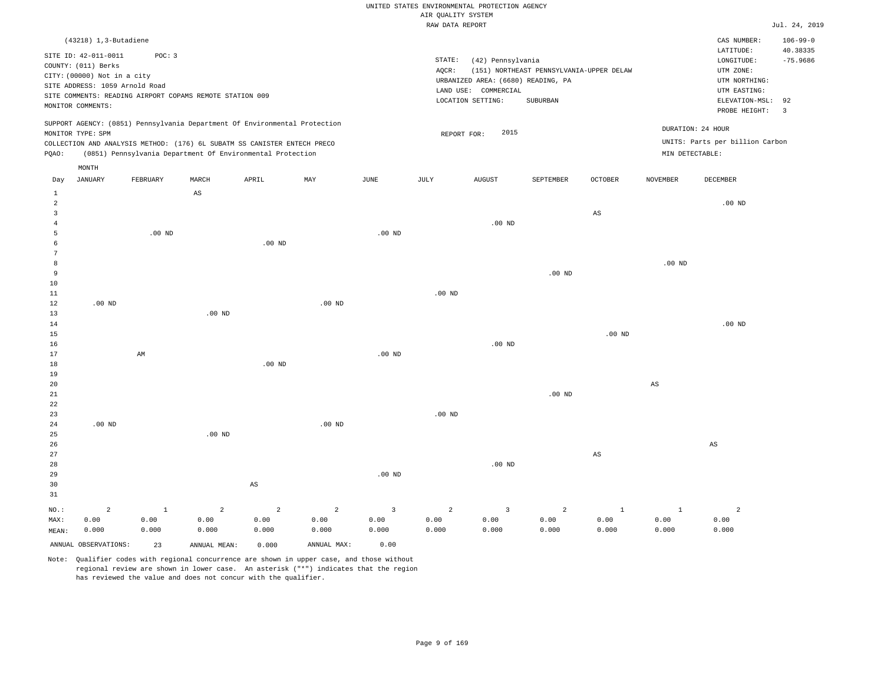UNITED STATES ENVIRONMENTAL PROTECTION AGENCY
AIR QUALITY SYSTEM
RAW DATA REPORT

Jul. 24, 2019

(43218) 1,3-Butadiene

SITE ID: 42-011-0011 POC: 3
COUNTY: (011) Berks
CITY: (00000) Not in a city
SITE ADDRESS: 1059 Arnold Road
SITE COMMENTS: READING AIRPORT COPAMS REMOTE STATION 009
MONITOR COMMENTS:

STATE: (42) Pennsylvania
AQCR: (151) NORTHEAST PENNSYLVANIA-UPPER DELAW
URBANIZED AREA: (6680) READING, PA
LAND USE: COMMERCIAL
LOCATION SETTING: SUBURBAN

CAS NUMBER: 106-99-0
LATITUDE: 40.38335
LONGITUDE: -75.9686
UTM ZONE:
UTM NORTHING:
UTM EASTING:
ELEVATION-MSL: 92
PROBE HEIGHT: 3

SUPPORT AGENCY: (0851) Pennsylvania Department Of Environmental Protection
MONITOR TYPE: SPM
COLLECTION AND ANALYSIS METHOD: (176) 6L SUBATM SS CANISTER ENTECH PRECO
PQAO: (0851) Pennsylvania Department Of Environmental Protection

REPORT FOR: 2015

DURATION: 24 HOUR
UNITS: Parts per billion Carbon
MIN DETECTABLE:

| Day | JANUARY | FEBRUARY | MARCH | APRIL | MAY | JUNE | JULY | AUGUST | SEPTEMBER | OCTOBER | NOVEMBER | DECEMBER |
|---|---|---|---|---|---|---|---|---|---|---|---|---|
| 1 | | | AS | | | | | | | | | |
| 2 | | | | | | | | | | | | .00 ND |
| 3 | | | | | | | | | | AS | | |
| 4 | | | | | | | | .00 ND | | | | |
| 5 | | .00 ND | | | | .00 ND | | | | | | |
| 6 | | | | .00 ND | | | | | | | | |
| 7 | | | | | | | | | | | | |
| 8 | | | | | | | | | | | .00 ND | |
| 9 | | | | | | | | | .00 ND | | | |
| 10 | | | | | | | | | | | | |
| 11 | | | | | | | .00 ND | | | | | |
| 12 | .00 ND | | | | .00 ND | | | | | | | |
| 13 | | | .00 ND | | | | | | | | | |
| 14 | | | | | | | | | | | | .00 ND |
| 15 | | | | | | | | | | .00 ND | | |
| 16 | | | | | | | | .00 ND | | | | |
| 17 | | AM | | | | .00 ND | | | | | | |
| 18 | | | | .00 ND | | | | | | | | |
| 19 | | | | | | | | | | | | |
| 20 | | | | | | | | | | | AS | |
| 21 | | | | | | | | | .00 ND | | | |
| 22 | | | | | | | | | | | | |
| 23 | | | | | | | .00 ND | | | | | |
| 24 | .00 ND | | | | .00 ND | | | | | | | |
| 25 | | | .00 ND | | | | | | | | | |
| 26 | | | | | | | | | | | | AS |
| 27 | | | | | | | | | | AS | | |
| 28 | | | | | | | | .00 ND | | | | |
| 29 | | | | | | .00 ND | | | | | | |
| 30 | | | | AS | | | | | | | | |
| 31 | | | | | | | | | | | | |
| NO.: | 2 | 1 | 2 | 2 | 2 | 3 | 2 | 3 | 2 | 1 | 1 | 2 |
| MAX: | 0.00 | 0.00 | 0.00 | 0.00 | 0.00 | 0.00 | 0.00 | 0.00 | 0.00 | 0.00 | 0.00 | 0.00 |
| MEAN: | 0.000 | 0.000 | 0.000 | 0.000 | 0.000 | 0.000 | 0.000 | 0.000 | 0.000 | 0.000 | 0.000 | 0.000 |

ANNUAL OBSERVATIONS: 23 ANNUAL MEAN: 0.000 ANNUAL MAX: 0.00

Note: Qualifier codes with regional concurrence are shown in upper case, and those without regional review are shown in lower case. An asterisk ("*") indicates that the region has reviewed the value and does not concur with the qualifier.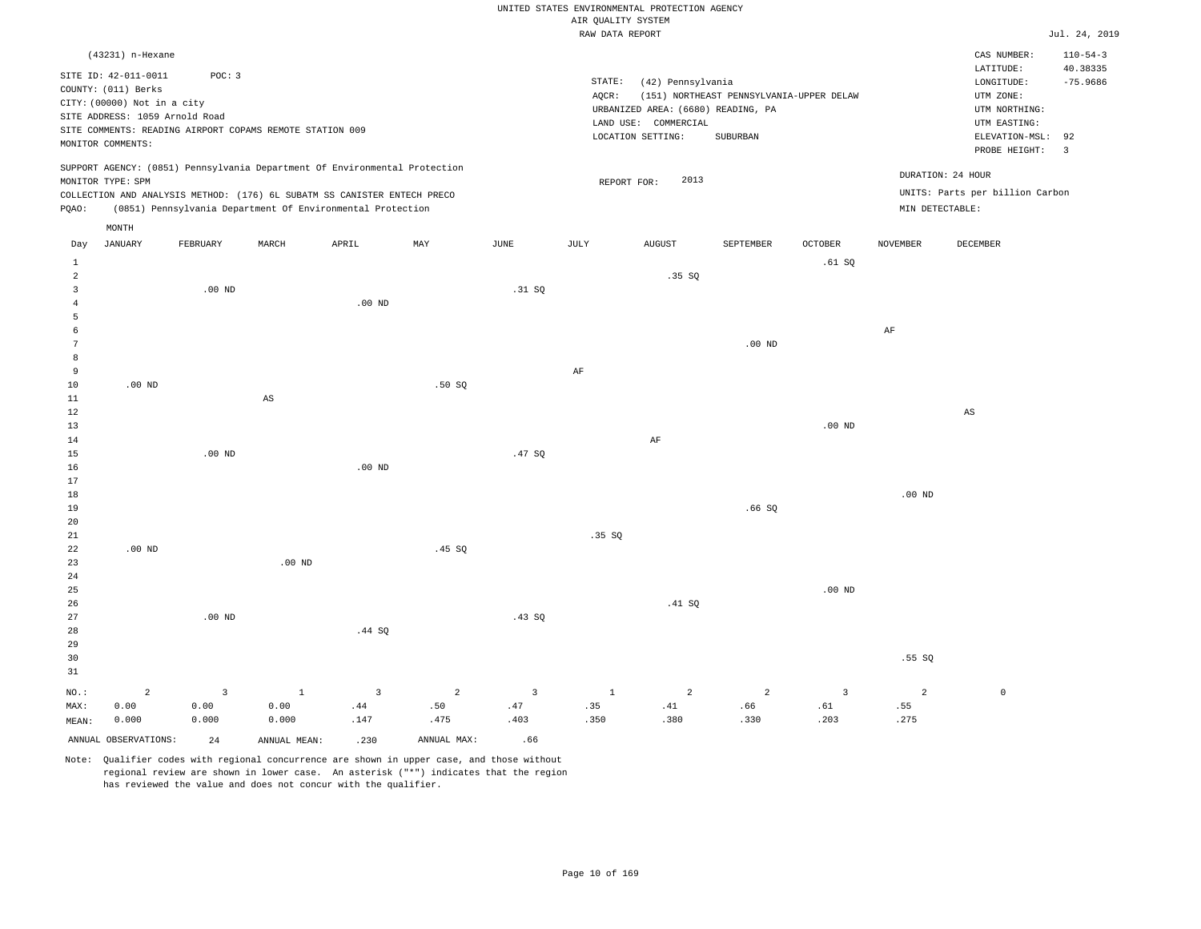UNITED STATES ENVIRONMENTAL PROTECTION AGENCY
AIR QUALITY SYSTEM
RAW DATA REPORT

Jul. 24, 2019

(43231) n-Hexane

SITE ID: 42-011-0011 POC: 3
COUNTY: (011) Berks
CITY: (00000) Not in a city
SITE ADDRESS: 1059 Arnold Road
SITE COMMENTS: READING AIRPORT COPAMS REMOTE STATION 009
MONITOR COMMENTS:

STATE: (42) Pennsylvania
AQCR: (151) NORTHEAST PENNSYLVANIA-UPPER DELAW
URBANIZED AREA: (6680) READING, PA
LAND USE: COMMERCIAL
LOCATION SETTING: SUBURBAN

CAS NUMBER: 110-54-3
LATITUDE: 40.38335
LONGITUDE: -75.9686
UTM ZONE:
UTM NORTHING:
UTM EASTING:
ELEVATION-MSL: 92
PROBE HEIGHT: 3

SUPPORT AGENCY: (0851) Pennsylvania Department Of Environmental Protection
MONITOR TYPE: SPM
COLLECTION AND ANALYSIS METHOD: (176) 6L SUBATM SS CANISTER ENTECH PRECO
PQAO: (0851) Pennsylvania Department Of Environmental Protection

REPORT FOR: 2013

DURATION: 24 HOUR
UNITS: Parts per billion Carbon
MIN DETECTABLE:

| Day | JANUARY | FEBRUARY | MARCH | APRIL | MAY | JUNE | JULY | AUGUST | SEPTEMBER | OCTOBER | NOVEMBER | DECEMBER |
|---|---|---|---|---|---|---|---|---|---|---|---|---|
| 1 | | | | | | | | | | .61 SQ | | |
| 2 | | | | | | | | .35 SQ | | | | |
| 3 | | .00 ND | | | | .31 SQ | | | | | | |
| 4 | | | | .00 ND | | | | | | | | |
| 5 | | | | | | | | | | | | |
| 6 | | | | | | | | | | | AF | |
| 7 | | | | | | | | | .00 ND | | | |
| 8 | | | | | | | | | | | | |
| 9 | | | | | | | AF | | | | | |
| 10 | .00 ND | | | | .50 SQ | | | | | | | |
| 11 | | | AS | | | | | | | | | |
| 12 | | | | | | | | | | | | AS |
| 13 | | | | | | | | | | .00 ND | | |
| 14 | | | | | | | | AF | | | | |
| 15 | | .00 ND | | | | .47 SQ | | | | | | |
| 16 | | | | .00 ND | | | | | | | | |
| 17 | | | | | | | | | | | | |
| 18 | | | | | | | | | | | .00 ND | |
| 19 | | | | | | | | | .66 SQ | | | |
| 20 | | | | | | | | | | | | |
| 21 | | | | | | | .35 SQ | | | | | |
| 22 | .00 ND | | | | .45 SQ | | | | | | | |
| 23 | | | .00 ND | | | | | | | | | |
| 24 | | | | | | | | | | | | |
| 25 | | | | | | | | | | .00 ND | | |
| 26 | | | | | | | | .41 SQ | | | | |
| 27 | | .00 ND | | | | .43 SQ | | | | | | |
| 28 | | | | .44 SQ | | | | | | | | |
| 29 | | | | | | | | | | | | |
| 30 | | | | | | | | | | | .55 SQ | |
| 31 | | | | | | | | | | | | |
| NO.: | 2 | 3 | 1 | 3 | 2 | 3 | 1 | 2 | 2 | 3 | 2 | 0 |
| MAX: | 0.00 | 0.00 | 0.00 | .44 | .50 | .47 | .35 | .41 | .66 | .61 | .55 | |
| MEAN: | 0.000 | 0.000 | 0.000 | .147 | .475 | .403 | .350 | .380 | .330 | .203 | .275 | |

ANNUAL OBSERVATIONS: 24 ANNUAL MEAN: .230 ANNUAL MAX: .66

Note: Qualifier codes with regional concurrence are shown in upper case, and those without regional review are shown in lower case. An asterisk ("*") indicates that the region has reviewed the value and does not concur with the qualifier.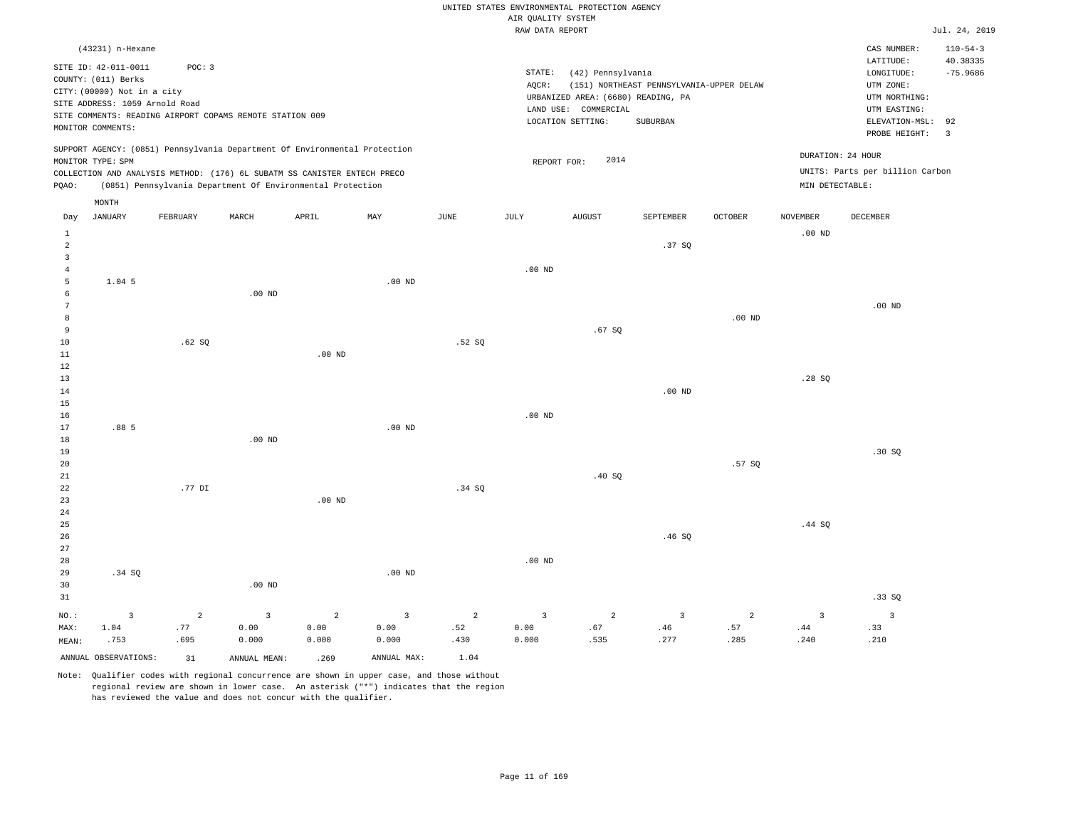UNITED STATES ENVIRONMENTAL PROTECTION AGENCY
AIR QUALITY SYSTEM
RAW DATA REPORT

Jul. 24, 2019

(43231) n-Hexane

SITE ID: 42-011-0011 POC: 3
COUNTY: (011) Berks
CITY: (00000) Not in a city
SITE ADDRESS: 1059 Arnold Road
SITE COMMENTS: READING AIRPORT COPAMS REMOTE STATION 009
MONITOR COMMENTS:

STATE: (42) Pennsylvania
AQCR: (151) NORTHEAST PENNSYLVANIA-UPPER DELAW
URBANIZED AREA: (6680) READING, PA
LAND USE: COMMERCIAL
LOCATION SETTING: SUBURBAN

CAS NUMBER: 110-54-3
LATITUDE: 40.38335
LONGITUDE: -75.9686
UTM ZONE:
UTM NORTHING:
UTM EASTING:
ELEVATION-MSL: 92
PROBE HEIGHT: 3

SUPPORT AGENCY: (0851) Pennsylvania Department Of Environmental Protection
MONITOR TYPE: SPM
COLLECTION AND ANALYSIS METHOD: (176) 6L SUBATM SS CANISTER ENTECH PRECO
PQAO: (0851) Pennsylvania Department Of Environmental Protection

REPORT FOR: 2014

DURATION: 24 HOUR
UNITS: Parts per billion Carbon
MIN DETECTABLE:

| Day | JANUARY | FEBRUARY | MARCH | APRIL | MAY | JUNE | JULY | AUGUST | SEPTEMBER | OCTOBER | NOVEMBER | DECEMBER |
|---|---|---|---|---|---|---|---|---|---|---|---|---|
| 1 | | | | | | | | | | | .00 ND | |
| 2 | | | | | | | | | .37 SQ | | | |
| 3 | | | | | | | | | | | | |
| 4 | | | | | | | .00 ND | | | | | |
| 5 | 1.04 5 | | | | .00 ND | | | | | | | |
| 6 | | | .00 ND | | | | | | | | | |
| 7 | | | | | | | | | | | | .00 ND |
| 8 | | | | | | | | | | .00 ND | | |
| 9 | | | | | | | | .67 SQ | | | | |
| 10 | | .62 SQ | | | | .52 SQ | | | | | | |
| 11 | | | | .00 ND | | | | | | | | |
| 12 | | | | | | | | | | | | |
| 13 | | | | | | | | | | | .28 SQ | |
| 14 | | | | | | | | | .00 ND | | | |
| 15 | | | | | | | | | | | | |
| 16 | | | | | | | .00 ND | | | | | |
| 17 | .88 5 | | | | .00 ND | | | | | | | |
| 18 | | | .00 ND | | | | | | | | | |
| 19 | | | | | | | | | | | | .30 SQ |
| 20 | | | | | | | | | | .57 SQ | | |
| 21 | | | | | | | | .40 SQ | | | | |
| 22 | | .77 DI | | | | .34 SQ | | | | | | |
| 23 | | | | .00 ND | | | | | | | | |
| 24 | | | | | | | | | | | | |
| 25 | | | | | | | | | | | .44 SQ | |
| 26 | | | | | | | | | .46 SQ | | | |
| 27 | | | | | | | | | | | | |
| 28 | | | | | | | .00 ND | | | | | |
| 29 | .34 SQ | | | | .00 ND | | | | | | | |
| 30 | | | .00 ND | | | | | | | | | |
| 31 | | | | | | | | | | | | .33 SQ |
| NO.: | 3 | 2 | 3 | 2 | 3 | 2 | 3 | 2 | 3 | 2 | 3 | 3 |
| MAX: | 1.04 | .77 | 0.00 | 0.00 | 0.00 | .52 | 0.00 | .67 | .46 | .57 | .44 | .33 |
| MEAN: | .753 | .695 | 0.000 | 0.000 | 0.000 | .430 | 0.000 | .535 | .277 | .285 | .240 | .210 |

ANNUAL OBSERVATIONS: 31 ANNUAL MEAN: .269 ANNUAL MAX: 1.04

Note: Qualifier codes with regional concurrence are shown in upper case, and those without regional review are shown in lower case. An asterisk ("*") indicates that the region has reviewed the value and does not concur with the qualifier.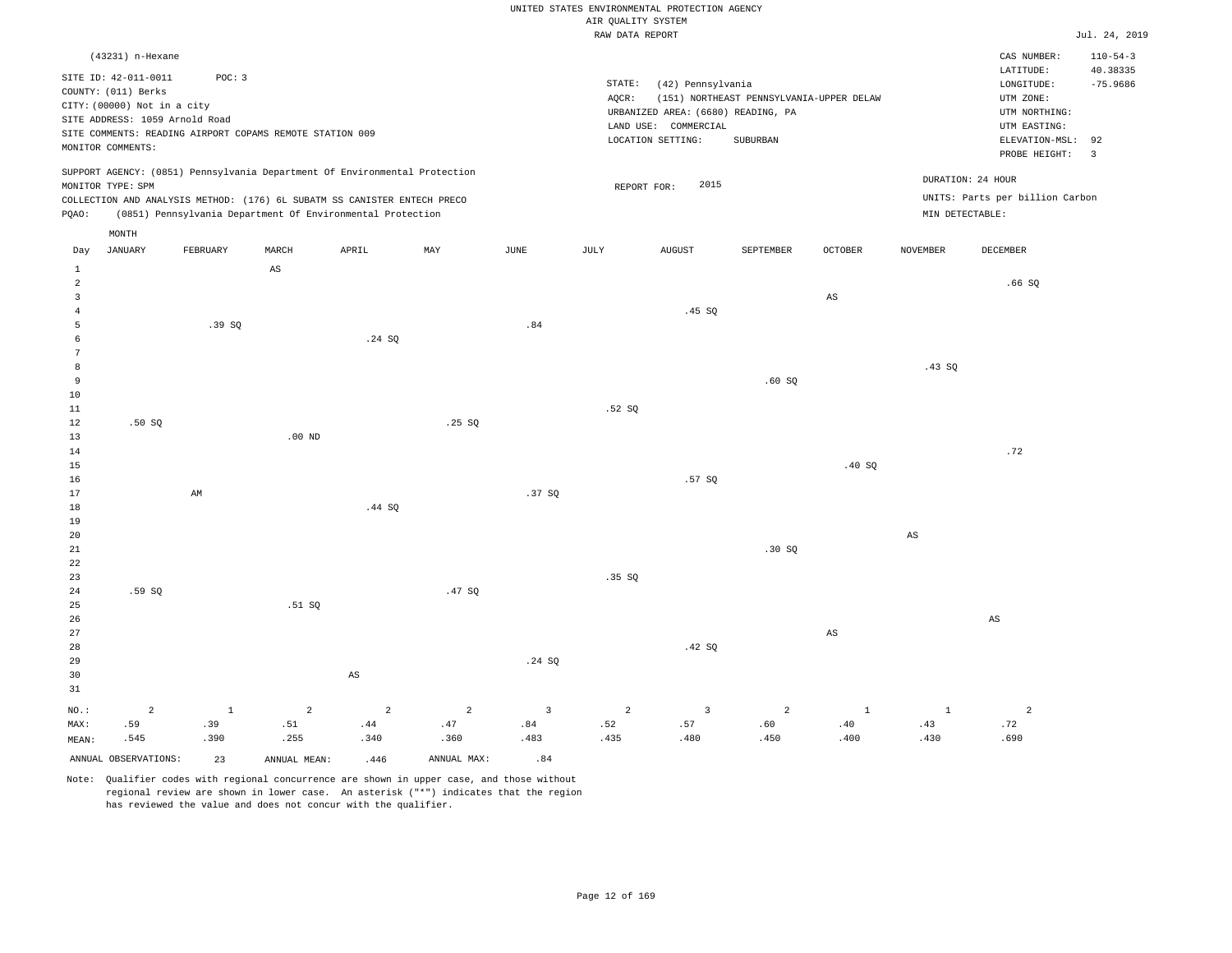UNITED STATES ENVIRONMENTAL PROTECTION AGENCY
AIR QUALITY SYSTEM
RAW DATA REPORT

Jul. 24, 2019

(43231) n-Hexane

SITE ID: 42-011-0011 POC: 3
COUNTY: (011) Berks
CITY: (00000) Not in a city
SITE ADDRESS: 1059 Arnold Road
SITE COMMENTS: READING AIRPORT COPAMS REMOTE STATION 009
MONITOR COMMENTS:

STATE: (42) Pennsylvania
AQCR: (151) NORTHEAST PENNSYLVANIA-UPPER DELAW
URBANIZED AREA: (6680) READING, PA
LAND USE: COMMERCIAL
LOCATION SETTING: SUBURBAN

CAS NUMBER: 110-54-3
LATITUDE: 40.38335
LONGITUDE: -75.9686
UTM ZONE:
UTM NORTHING:
UTM EASTING:
ELEVATION-MSL: 92
PROBE HEIGHT: 3

SUPPORT AGENCY: (0851) Pennsylvania Department Of Environmental Protection
MONITOR TYPE: SPM
COLLECTION AND ANALYSIS METHOD: (176) 6L SUBATM SS CANISTER ENTECH PRECO
PQAO: (0851) Pennsylvania Department Of Environmental Protection

REPORT FOR: 2015

DURATION: 24 HOUR
UNITS: Parts per billion Carbon
MIN DETECTABLE:

| Day | JANUARY | FEBRUARY | MARCH | APRIL | MAY | JUNE | JULY | AUGUST | SEPTEMBER | OCTOBER | NOVEMBER | DECEMBER |
|---|---|---|---|---|---|---|---|---|---|---|---|---|
| 1 | | | AS | | | | | | | | | |
| 2 | | | | | | | | | | | | .66 SQ |
| 3 | | | | | | | | | | AS | | |
| 4 | | | | | | | | .45 SQ | | | | |
| 5 | | .39 SQ | | | | .84 | | | | | | |
| 6 | | | | .24 SQ | | | | | | | | |
| 7 | | | | | | | | | | | | |
| 8 | | | | | | | | | | | .43 SQ | |
| 9 | | | | | | | | | .60 SQ | | | |
| 10 | | | | | | | | | | | | |
| 11 | | | | | | | .52 SQ | | | | | |
| 12 | .50 SQ | | | | .25 SQ | | | | | | | |
| 13 | | | .00 ND | | | | | | | | | |
| 14 | | | | | | | | | | | | .72 |
| 15 | | | | | | | | | | .40 SQ | | |
| 16 | | | | | | | | .57 SQ | | | | |
| 17 | | AM | | | | .37 SQ | | | | | | |
| 18 | | | | .44 SQ | | | | | | | | |
| 19 | | | | | | | | | | | | |
| 20 | | | | | | | | | | | AS | |
| 21 | | | | | | | | | .30 SQ | | | |
| 22 | | | | | | | | | | | | |
| 23 | | | | | | | .35 SQ | | | | | |
| 24 | .59 SQ | | | | .47 SQ | | | | | | | |
| 25 | | | .51 SQ | | | | | | | | | |
| 26 | | | | | | | | | | | | AS |
| 27 | | | | | | | | | | AS | | |
| 28 | | | | | | | | .42 SQ | | | | |
| 29 | | | | | | .24 SQ | | | | | | |
| 30 | | | | AS | | | | | | | | |
| 31 | | | | | | | | | | | | |
| NO.: | 2 | 1 | 2 | 2 | 2 | 3 | 2 | 3 | 2 | 1 | 1 | 2 |
| MAX: | .59 | .39 | .51 | .44 | .47 | .84 | .52 | .57 | .60 | .40 | .43 | .72 |
| MEAN: | .545 | .390 | .255 | .340 | .360 | .483 | .435 | .480 | .450 | .400 | .430 | .690 |

ANNUAL OBSERVATIONS: 23 ANNUAL MEAN: .446 ANNUAL MAX: .84

Note: Qualifier codes with regional concurrence are shown in upper case, and those without regional review are shown in lower case. An asterisk ("*") indicates that the region has reviewed the value and does not concur with the qualifier.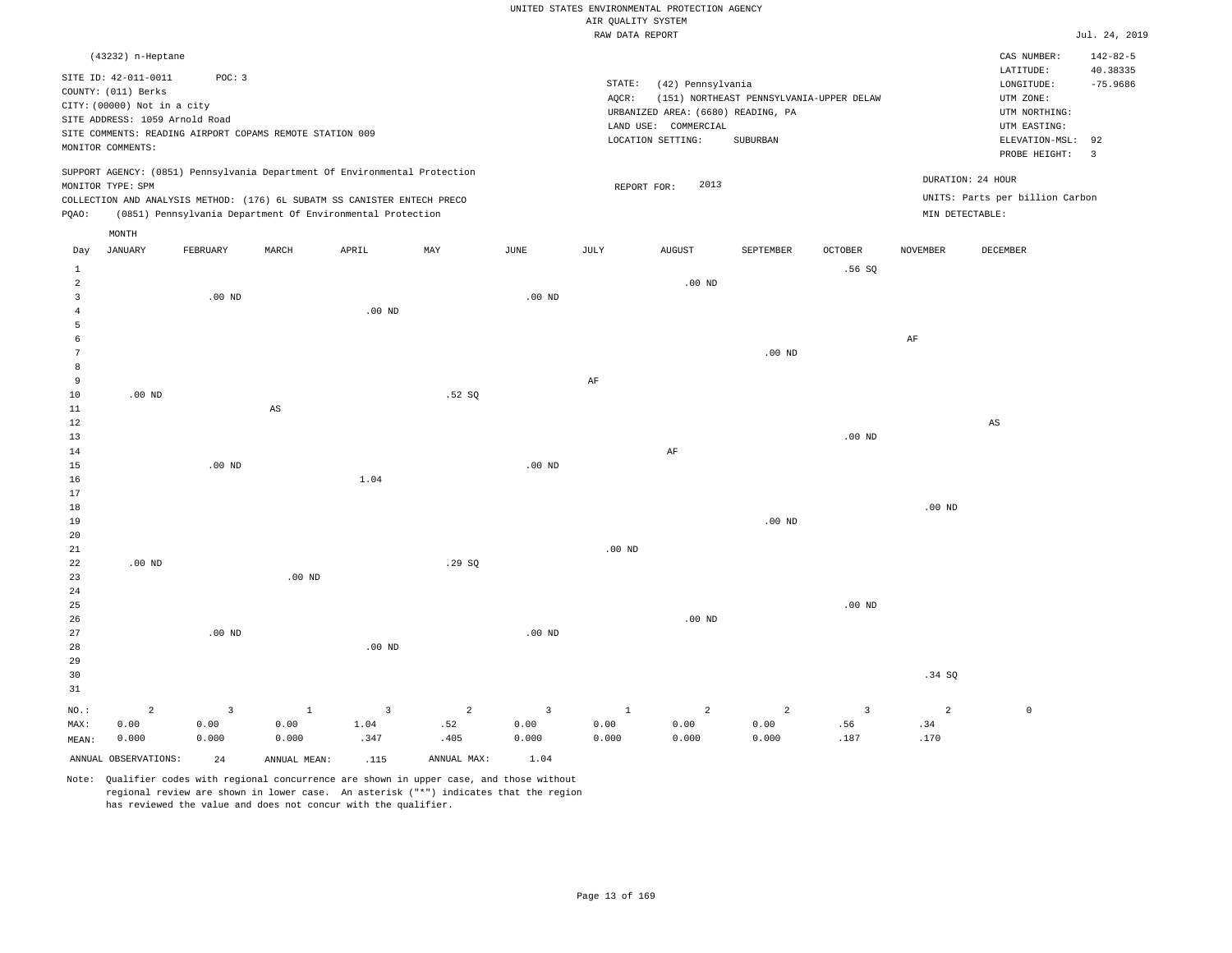UNITED STATES ENVIRONMENTAL PROTECTION AGENCY
AIR QUALITY SYSTEM
RAW DATA REPORT

Jul. 24, 2019

(43232) n-Heptane

SITE ID: 42-011-0011 POC: 3
COUNTY: (011) Berks
CITY: (00000) Not in a city
SITE ADDRESS: 1059 Arnold Road
SITE COMMENTS: READING AIRPORT COPAMS REMOTE STATION 009
MONITOR COMMENTS:

STATE: (42) Pennsylvania
AQCR: (151) NORTHEAST PENNSYLVANIA-UPPER DELAW
URBANIZED AREA: (6680) READING, PA
LAND USE: COMMERCIAL
LOCATION SETTING: SUBURBAN

CAS NUMBER: 142-82-5
LATITUDE: 40.38335
LONGITUDE: -75.9686
UTM ZONE:
UTM NORTHING:
UTM EASTING:
ELEVATION-MSL: 92
PROBE HEIGHT: 3

SUPPORT AGENCY: (0851) Pennsylvania Department Of Environmental Protection
MONITOR TYPE: SPM
COLLECTION AND ANALYSIS METHOD: (176) 6L SUBATM SS CANISTER ENTECH PRECO
PQAO: (0851) Pennsylvania Department Of Environmental Protection

REPORT FOR: 2013

DURATION: 24 HOUR
UNITS: Parts per billion Carbon
MIN DETECTABLE:

| Day | JANUARY | FEBRUARY | MARCH | APRIL | MAY | JUNE | JULY | AUGUST | SEPTEMBER | OCTOBER | NOVEMBER | DECEMBER |
|---|---|---|---|---|---|---|---|---|---|---|---|---|
| 1 | | | | | | | | | | .56 SQ | | |
| 2 | | | | | | | | .00 ND | | | | |
| 3 | | .00 ND | | | | .00 ND | | | | | | |
| 4 | | | | .00 ND | | | | | | | | |
| 5 | | | | | | | | | | | | |
| 6 | | | | | | | | | | | AF | |
| 7 | | | | | | | | | .00 ND | | | |
| 8 | | | | | | | | | | | | |
| 9 | | | | | | | AF | | | | | |
| 10 | .00 ND | | | | .52 SQ | | | | | | | |
| 11 | | | AS | | | | | | | | | |
| 12 | | | | | | | | | | | | AS |
| 13 | | | | | | | | | | .00 ND | | |
| 14 | | | | | | | | AF | | | | |
| 15 | | .00 ND | | | | .00 ND | | | | | | |
| 16 | | | | 1.04 | | | | | | | | |
| 17 | | | | | | | | | | | | |
| 18 | | | | | | | | | | | .00 ND | |
| 19 | | | | | | | | | .00 ND | | | |
| 20 | | | | | | | | | | | | |
| 21 | | | | | | | .00 ND | | | | | |
| 22 | .00 ND | | | | .29 SQ | | | | | | | |
| 23 | | | .00 ND | | | | | | | | | |
| 24 | | | | | | | | | | | | |
| 25 | | | | | | | | | | .00 ND | | |
| 26 | | | | | | | | .00 ND | | | | |
| 27 | | .00 ND | | | | .00 ND | | | | | | |
| 28 | | | | .00 ND | | | | | | | | |
| 29 | | | | | | | | | | | | |
| 30 | | | | | | | | | | | .34 SQ | |
| 31 | | | | | | | | | | | | |
| NO.: | 2 | 3 | 1 | 3 | 2 | 3 | 1 | 2 | 2 | 3 | 2 | 0 |
| MAX: | 0.00 | 0.00 | 0.00 | 1.04 | .52 | 0.00 | 0.00 | 0.00 | 0.00 | .56 | .34 | |
| MEAN: | 0.000 | 0.000 | 0.000 | .347 | .405 | 0.000 | 0.000 | 0.000 | 0.000 | .187 | .170 | |

ANNUAL OBSERVATIONS: 24 ANNUAL MEAN: .115 ANNUAL MAX: 1.04

Note: Qualifier codes with regional concurrence are shown in upper case, and those without regional review are shown in lower case. An asterisk ("*") indicates that the region has reviewed the value and does not concur with the qualifier.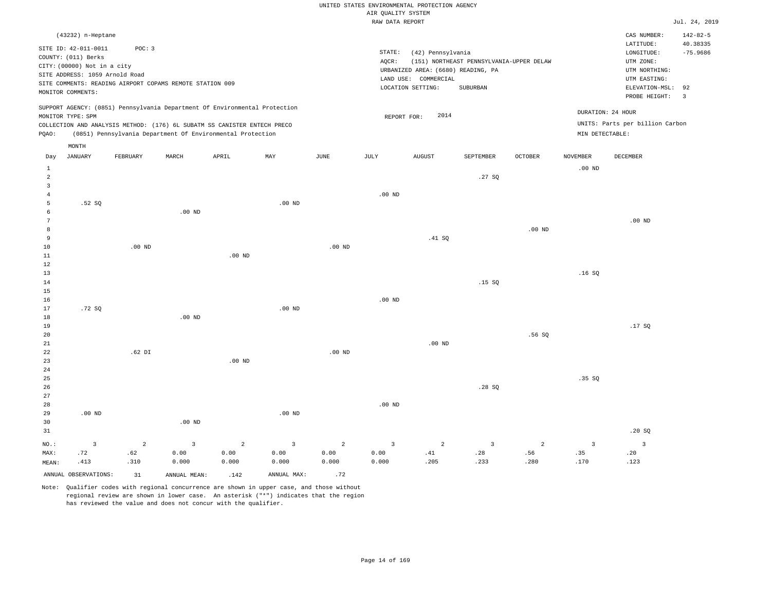UNITED STATES ENVIRONMENTAL PROTECTION AGENCY
AIR QUALITY SYSTEM
RAW DATA REPORT

Jul. 24, 2019

(43232) n-Heptane

SITE ID: 42-011-0011 POC: 3
COUNTY: (011) Berks
CITY: (00000) Not in a city
SITE ADDRESS: 1059 Arnold Road
SITE COMMENTS: READING AIRPORT COPAMS REMOTE STATION 009
MONITOR COMMENTS:

STATE: (42) Pennsylvania
AQCR: (151) NORTHEAST PENNSYLVANIA-UPPER DELAW
URBANIZED AREA: (6680) READING, PA
LAND USE: COMMERCIAL
LOCATION SETTING: SUBURBAN

CAS NUMBER: 142-82-5
LATITUDE: 40.38335
LONGITUDE: -75.9686
UTM ZONE:
UTM NORTHING:
UTM EASTING:
ELEVATION-MSL: 92
PROBE HEIGHT: 3

SUPPORT AGENCY: (0851) Pennsylvania Department Of Environmental Protection
MONITOR TYPE: SPM
COLLECTION AND ANALYSIS METHOD: (176) 6L SUBATM SS CANISTER ENTECH PRECO
PQAO: (0851) Pennsylvania Department Of Environmental Protection

REPORT FOR: 2014

DURATION: 24 HOUR
UNITS: Parts per billion Carbon
MIN DETECTABLE:

| Day | JANUARY | FEBRUARY | MARCH | APRIL | MAY | JUNE | JULY | AUGUST | SEPTEMBER | OCTOBER | NOVEMBER | DECEMBER |
|---|---|---|---|---|---|---|---|---|---|---|---|---|
| 1 | | | | | | | | | | | .00 ND | |
| 2 | | | | | | | | | .27 SQ | | | |
| 3 | | | | | | | | | | | | |
| 4 | | | | | | | .00 ND | | | | | |
| 5 | .52 SQ | | | | .00 ND | | | | | | | |
| 6 | | | .00 ND | | | | | | | | | |
| 7 | | | | | | | | | | | | .00 ND |
| 8 | | | | | | | | | | .00 ND | | |
| 9 | | | | | | | | .41 SQ | | | | |
| 10 | | .00 ND | | | | .00 ND | | | | | | |
| 11 | | | | .00 ND | | | | | | | | |
| 12 | | | | | | | | | | | | |
| 13 | | | | | | | | | | | .16 SQ | |
| 14 | | | | | | | | | .15 SQ | | | |
| 15 | | | | | | | | | | | | |
| 16 | | | | | | | .00 ND | | | | | |
| 17 | .72 SQ | | | | .00 ND | | | | | | | |
| 18 | | | .00 ND | | | | | | | | | |
| 19 | | | | | | | | | | | | .17 SQ |
| 20 | | | | | | | | | | .56 SQ | | |
| 21 | | | | | | | | .00 ND | | | | |
| 22 | | .62 DI | | | | .00 ND | | | | | | |
| 23 | | | | .00 ND | | | | | | | | |
| 24 | | | | | | | | | | | | |
| 25 | | | | | | | | | | | .35 SQ | |
| 26 | | | | | | | | | .28 SQ | | | |
| 27 | | | | | | | | | | | | |
| 28 | | | | | | | .00 ND | | | | | |
| 29 | .00 ND | | | | .00 ND | | | | | | | |
| 30 | | | .00 ND | | | | | | | | | |
| 31 | | | | | | | | | | | | .20 SQ |
| NO.: | 3 | 2 | 3 | 2 | 3 | 2 | 3 | 2 | 3 | 2 | 3 | 3 |
| MAX: | .72 | .62 | 0.00 | 0.00 | 0.00 | 0.00 | 0.00 | .41 | .28 | .56 | .35 | .20 |
| MEAN: | .413 | .310 | 0.000 | 0.000 | 0.000 | 0.000 | 0.000 | .205 | .233 | .280 | .170 | .123 |

ANNUAL OBSERVATIONS: 31 ANNUAL MEAN: .142 ANNUAL MAX: .72

Note: Qualifier codes with regional concurrence are shown in upper case, and those without regional review are shown in lower case. An asterisk ("*") indicates that the region has reviewed the value and does not concur with the qualifier.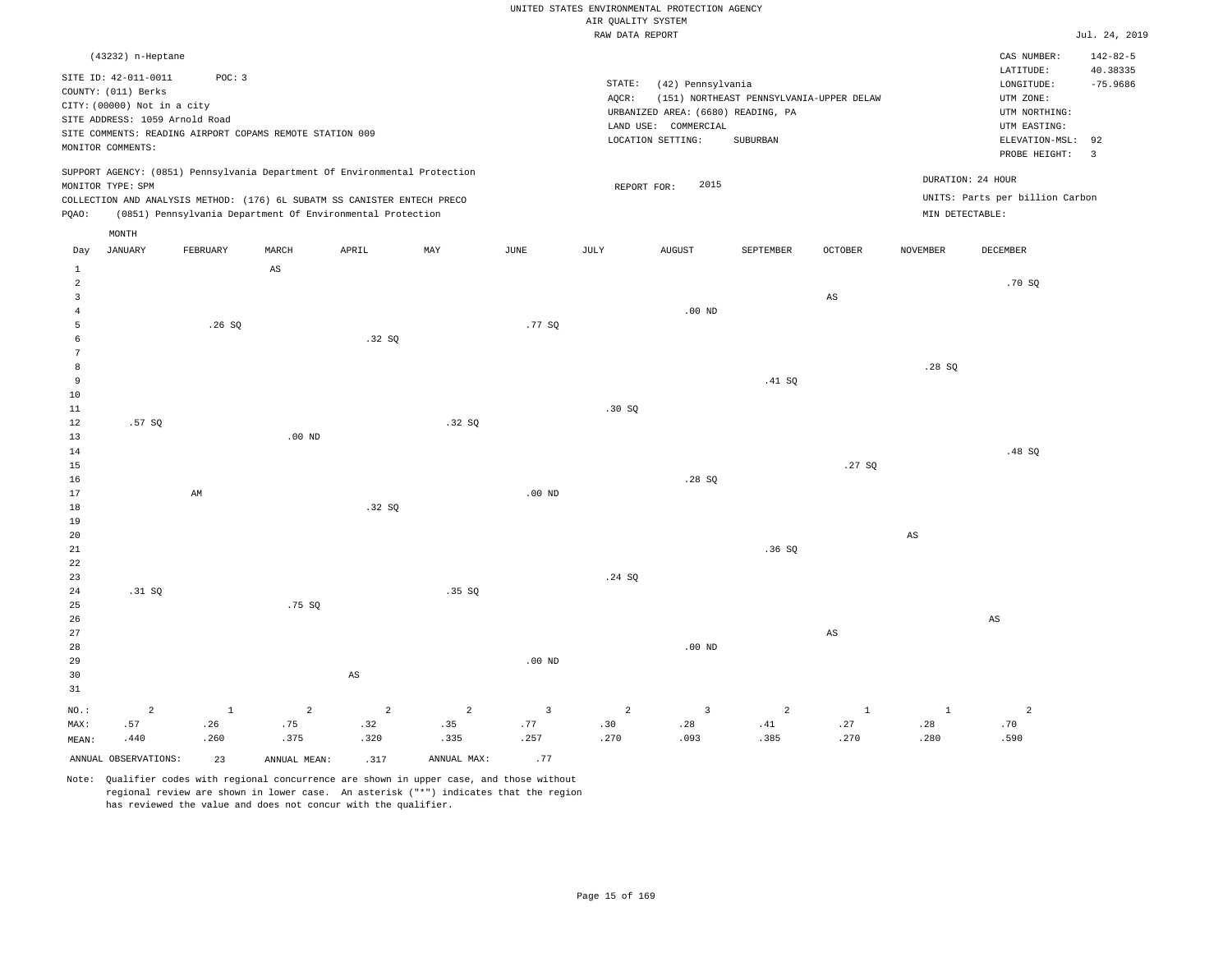UNITED STATES ENVIRONMENTAL PROTECTION AGENCY
AIR QUALITY SYSTEM
RAW DATA REPORT

Jul. 24, 2019

(43232) n-Heptane

SITE ID: 42-011-0011 POC: 3
COUNTY: (011) Berks
CITY: (00000) Not in a city
SITE ADDRESS: 1059 Arnold Road
SITE COMMENTS: READING AIRPORT COPAMS REMOTE STATION 009
MONITOR COMMENTS:

STATE: (42) Pennsylvania
AQCR: (151) NORTHEAST PENNSYLVANIA-UPPER DELAW
URBANIZED AREA: (6680) READING, PA
LAND USE: COMMERCIAL
LOCATION SETTING: SUBURBAN

CAS NUMBER: 142-82-5
LATITUDE: 40.38335
LONGITUDE: -75.9686
UTM ZONE:
UTM NORTHING:
UTM EASTING:
ELEVATION-MSL: 92
PROBE HEIGHT: 3

SUPPORT AGENCY: (0851) Pennsylvania Department Of Environmental Protection
MONITOR TYPE: SPM
COLLECTION AND ANALYSIS METHOD: (176) 6L SUBATM SS CANISTER ENTECH PRECO
PQAO: (0851) Pennsylvania Department Of Environmental Protection

REPORT FOR: 2015

DURATION: 24 HOUR
UNITS: Parts per billion Carbon
MIN DETECTABLE:

| Day | JANUARY | FEBRUARY | MARCH | APRIL | MAY | JUNE | JULY | AUGUST | SEPTEMBER | OCTOBER | NOVEMBER | DECEMBER |
|---|---|---|---|---|---|---|---|---|---|---|---|---|
| 1 | | | AS | | | | | | | | | |
| 2 | | | | | | | | | | | | .70 SQ |
| 3 | | | | | | | | | | AS | | |
| 4 | | | | | | | | .00 ND | | | | |
| 5 | | .26 SQ | | | | .77 SQ | | | | | | |
| 6 | | | | .32 SQ | | | | | | | | |
| 7 | | | | | | | | | | | | |
| 8 | | | | | | | | | | | .28 SQ | |
| 9 | | | | | | | | | .41 SQ | | | |
| 10 | | | | | | | | | | | | |
| 11 | | | | | | | .30 SQ | | | | | |
| 12 | .57 SQ | | | | .32 SQ | | | | | | | |
| 13 | | | .00 ND | | | | | | | | | |
| 14 | | | | | | | | | | | | .48 SQ |
| 15 | | | | | | | | | | .27 SQ | | |
| 16 | | | | | | | | .28 SQ | | | | |
| 17 | | AM | | | | .00 ND | | | | | | |
| 18 | | | | .32 SQ | | | | | | | | |
| 19 | | | | | | | | | | | | |
| 20 | | | | | | | | | | | AS | |
| 21 | | | | | | | | | .36 SQ | | | |
| 22 | | | | | | | | | | | | |
| 23 | | | | | | | .24 SQ | | | | | |
| 24 | .31 SQ | | | | .35 SQ | | | | | | | |
| 25 | | | .75 SQ | | | | | | | | | |
| 26 | | | | | | | | | | | | AS |
| 27 | | | | | | | | | | AS | | |
| 28 | | | | | | | | .00 ND | | | | |
| 29 | | | | | | .00 ND | | | | | | |
| 30 | | | | AS | | | | | | | | |
| 31 | | | | | | | | | | | | |
| NO.: | 2 | 1 | 2 | 2 | 2 | 3 | 2 | 3 | 2 | 1 | 1 | 2 |
| MAX: | .57 | .26 | .75 | .32 | .35 | .77 | .30 | .28 | .41 | .27 | .28 | .70 |
| MEAN: | .440 | .260 | .375 | .320 | .335 | .257 | .270 | .093 | .385 | .270 | .280 | .590 |

ANNUAL OBSERVATIONS: 23 ANNUAL MEAN: .317 ANNUAL MAX: .77

Note: Qualifier codes with regional concurrence are shown in upper case, and those without regional review are shown in lower case. An asterisk ("*") indicates that the region has reviewed the value and does not concur with the qualifier.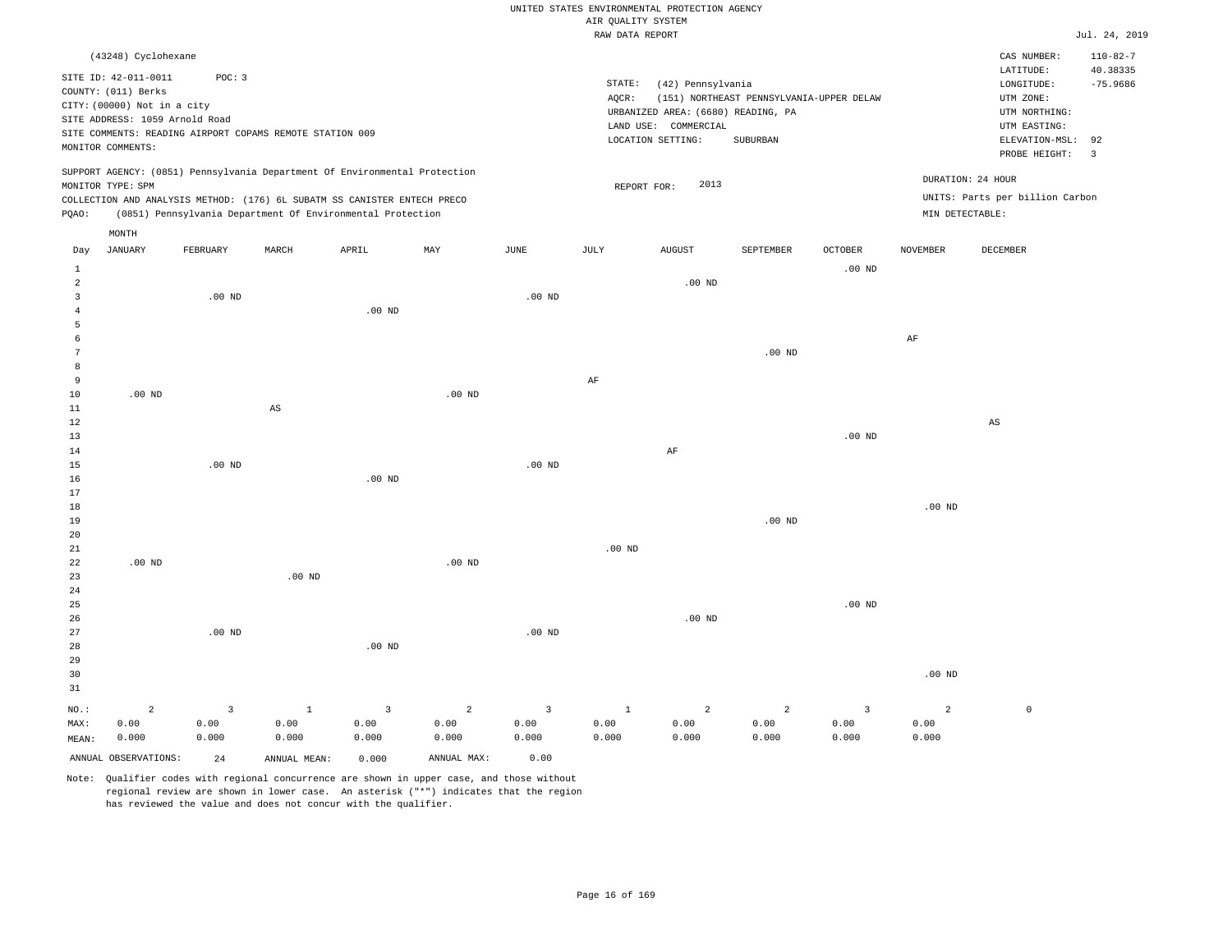UNITED STATES ENVIRONMENTAL PROTECTION AGENCY
AIR QUALITY SYSTEM
RAW DATA REPORT

Jul. 24, 2019

(43248) Cyclohexane

SITE ID: 42-011-0011 POC: 3
COUNTY: (011) Berks
CITY: (00000) Not in a city
SITE ADDRESS: 1059 Arnold Road
SITE COMMENTS: READING AIRPORT COPAMS REMOTE STATION 009
MONITOR COMMENTS:

STATE: (42) Pennsylvania
AQCR: (151) NORTHEAST PENNSYLVANIA-UPPER DELAW
URBANIZED AREA: (6680) READING, PA
LAND USE: COMMERCIAL
LOCATION SETTING: SUBURBAN

CAS NUMBER: 110-82-7
LATITUDE: 40.38335
LONGITUDE: -75.9686
UTM ZONE:
UTM NORTHING:
UTM EASTING:
ELEVATION-MSL: 92
PROBE HEIGHT: 3

SUPPORT AGENCY: (0851) Pennsylvania Department Of Environmental Protection
MONITOR TYPE: SPM
COLLECTION AND ANALYSIS METHOD: (176) 6L SUBATM SS CANISTER ENTECH PRECO
PQAO: (0851) Pennsylvania Department Of Environmental Protection

REPORT FOR: 2013

DURATION: 24 HOUR
UNITS: Parts per billion Carbon
MIN DETECTABLE:

| Day | JANUARY | FEBRUARY | MARCH | APRIL | MAY | JUNE | JULY | AUGUST | SEPTEMBER | OCTOBER | NOVEMBER | DECEMBER |
|---|---|---|---|---|---|---|---|---|---|---|---|---|
| 1 | | | | | | | | | | .00 ND | | |
| 2 | | | | | | | | .00 ND | | | | |
| 3 | | .00 ND | | | | .00 ND | | | | | | |
| 4 | | | | .00 ND | | | | | | | | |
| 5 | | | | | | | | | | | | |
| 6 | | | | | | | | | | | AF | |
| 7 | | | | | | | | | .00 ND | | | |
| 8 | | | | | | | | | | | | |
| 9 | | | | | | | AF | | | | | |
| 10 | .00 ND | | | | .00 ND | | | | | | | |
| 11 | | | AS | | | | | | | | | |
| 12 | | | | | | | | | | | | AS |
| 13 | | | | | | | | | | .00 ND | | |
| 14 | | | | | | | | AF | | | | |
| 15 | | .00 ND | | | | .00 ND | | | | | | |
| 16 | | | | .00 ND | | | | | | | | |
| 17 | | | | | | | | | | | | |
| 18 | | | | | | | | | | | .00 ND | |
| 19 | | | | | | | | | .00 ND | | | |
| 20 | | | | | | | | | | | | |
| 21 | | | | | | | .00 ND | | | | | |
| 22 | .00 ND | | | | .00 ND | | | | | | | |
| 23 | | | .00 ND | | | | | | | | | |
| 24 | | | | | | | | | | | | |
| 25 | | | | | | | | | | .00 ND | | |
| 26 | | | | | | | | .00 ND | | | | |
| 27 | | .00 ND | | | | .00 ND | | | | | | |
| 28 | | | | .00 ND | | | | | | | | |
| 29 | | | | | | | | | | | | |
| 30 | | | | | | | | | | | .00 ND | |
| 31 | | | | | | | | | | | | |
| NO.: | 2 | 3 | 1 | 3 | 2 | 3 | 1 | 2 | 2 | 3 | 2 | 0 |
| MAX: | 0.00 | 0.00 | 0.00 | 0.00 | 0.00 | 0.00 | 0.00 | 0.00 | 0.00 | 0.00 | 0.00 | |
| MEAN: | 0.000 | 0.000 | 0.000 | 0.000 | 0.000 | 0.000 | 0.000 | 0.000 | 0.000 | 0.000 | 0.000 | |

ANNUAL OBSERVATIONS: 24 ANNUAL MEAN: 0.000 ANNUAL MAX: 0.00

Note: Qualifier codes with regional concurrence are shown in upper case, and those without regional review are shown in lower case. An asterisk ("*") indicates that the region has reviewed the value and does not concur with the qualifier.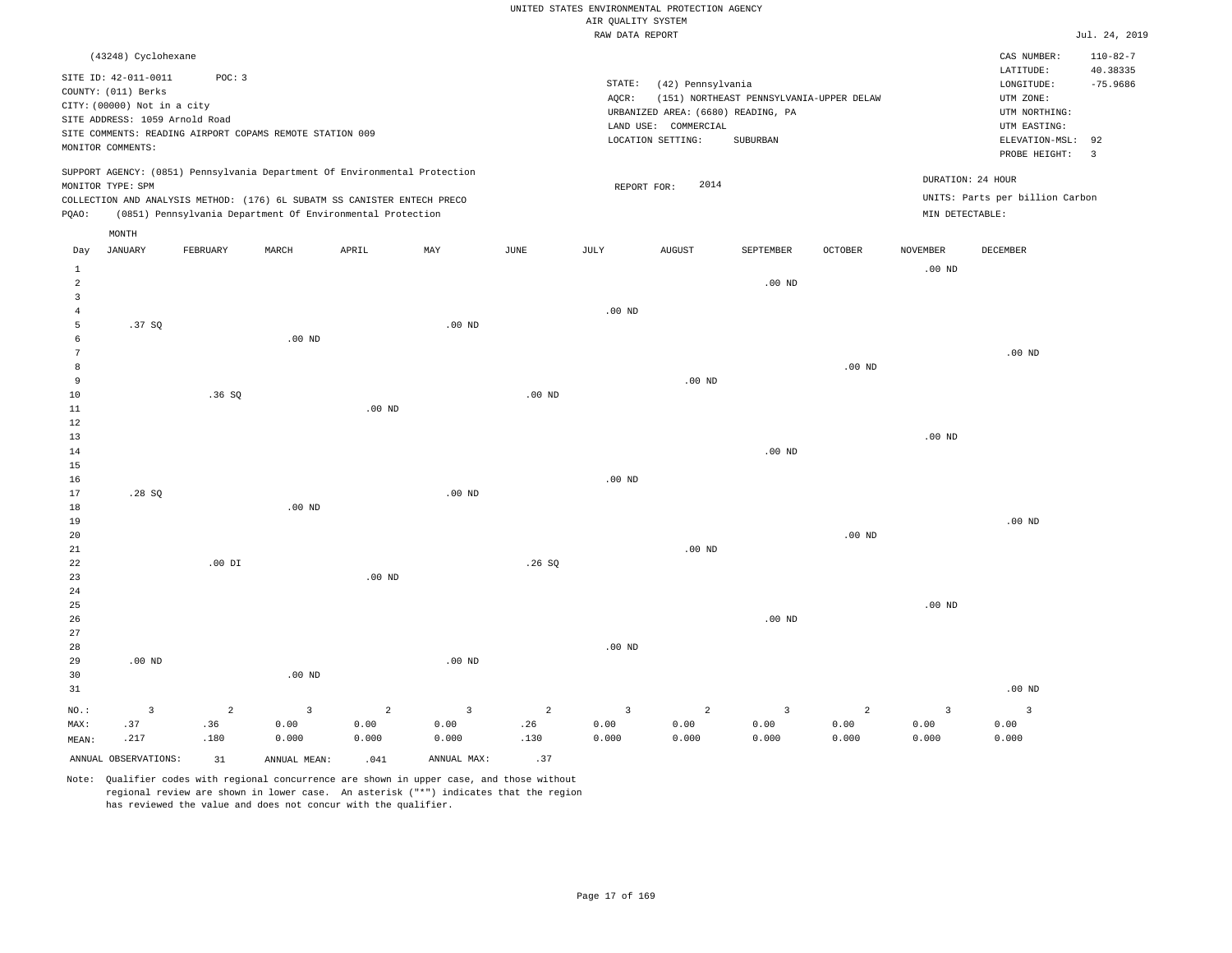UNITED STATES ENVIRONMENTAL PROTECTION AGENCY
AIR QUALITY SYSTEM
RAW DATA REPORT

Jul. 24, 2019

(43248) Cyclohexane

SITE ID: 42-011-0011 POC: 3
COUNTY: (011) Berks
CITY: (00000) Not in a city
SITE ADDRESS: 1059 Arnold Road
SITE COMMENTS: READING AIRPORT COPAMS REMOTE STATION 009
MONITOR COMMENTS:

STATE: (42) Pennsylvania
AQCR: (151) NORTHEAST PENNSYLVANIA-UPPER DELAW
URBANIZED AREA: (6680) READING, PA
LAND USE: COMMERCIAL
LOCATION SETTING: SUBURBAN

CAS NUMBER: 110-82-7
LATITUDE: 40.38335
LONGITUDE: -75.9686
UTM ZONE:
UTM NORTHING:
UTM EASTING:
ELEVATION-MSL: 92
PROBE HEIGHT: 3

SUPPORT AGENCY: (0851) Pennsylvania Department Of Environmental Protection
MONITOR TYPE: SPM
COLLECTION AND ANALYSIS METHOD: (176) 6L SUBATM SS CANISTER ENTECH PRECO
PQAO: (0851) Pennsylvania Department Of Environmental Protection

REPORT FOR: 2014

DURATION: 24 HOUR
UNITS: Parts per billion Carbon
MIN DETECTABLE:

| Day | JANUARY | FEBRUARY | MARCH | APRIL | MAY | JUNE | JULY | AUGUST | SEPTEMBER | OCTOBER | NOVEMBER | DECEMBER |
|---|---|---|---|---|---|---|---|---|---|---|---|---|
| 1 | | | | | | | | | | | .00 ND | |
| 2 | | | | | | | | | .00 ND | | | |
| 3 | | | | | | | | | | | | |
| 4 | | | | | | | .00 ND | | | | | |
| 5 | .37 SQ | | | | .00 ND | | | | | | | |
| 6 | | | .00 ND | | | | | | | | | |
| 7 | | | | | | | | | | | | .00 ND |
| 8 | | | | | | | | | | .00 ND | | |
| 9 | | | | | | | | .00 ND | | | | |
| 10 | | .36 SQ | | | | .00 ND | | | | | | |
| 11 | | | | .00 ND | | | | | | | | |
| 12 | | | | | | | | | | | | |
| 13 | | | | | | | | | | | .00 ND | |
| 14 | | | | | | | | | .00 ND | | | |
| 15 | | | | | | | | | | | | |
| 16 | | | | | | | .00 ND | | | | | |
| 17 | .28 SQ | | | | .00 ND | | | | | | | |
| 18 | | | .00 ND | | | | | | | | | |
| 19 | | | | | | | | | | | | .00 ND |
| 20 | | | | | | | | | | .00 ND | | |
| 21 | | | | | | | | .00 ND | | | | |
| 22 | | .00 DI | | | | .26 SQ | | | | | | |
| 23 | | | | .00 ND | | | | | | | | |
| 24 | | | | | | | | | | | | |
| 25 | | | | | | | | | | | .00 ND | |
| 26 | | | | | | | | | .00 ND | | | |
| 27 | | | | | | | | | | | | |
| 28 | | | | | | | .00 ND | | | | | |
| 29 | .00 ND | | | | .00 ND | | | | | | | |
| 30 | | | .00 ND | | | | | | | | | |
| 31 | | | | | | | | | | | | .00 ND |
| NO.: | 3 | 2 | 3 | 2 | 3 | 2 | 3 | 2 | 3 | 2 | 3 | 3 |
| MAX: | .37 | .36 | 0.00 | 0.00 | 0.00 | .26 | 0.00 | 0.00 | 0.00 | 0.00 | 0.00 | 0.00 |
| MEAN: | .217 | .180 | 0.000 | 0.000 | 0.000 | .130 | 0.000 | 0.000 | 0.000 | 0.000 | 0.000 | 0.000 |

ANNUAL OBSERVATIONS: 31 ANNUAL MEAN: .041 ANNUAL MAX: .37

Note: Qualifier codes with regional concurrence are shown in upper case, and those without regional review are shown in lower case. An asterisk ("*") indicates that the region has reviewed the value and does not concur with the qualifier.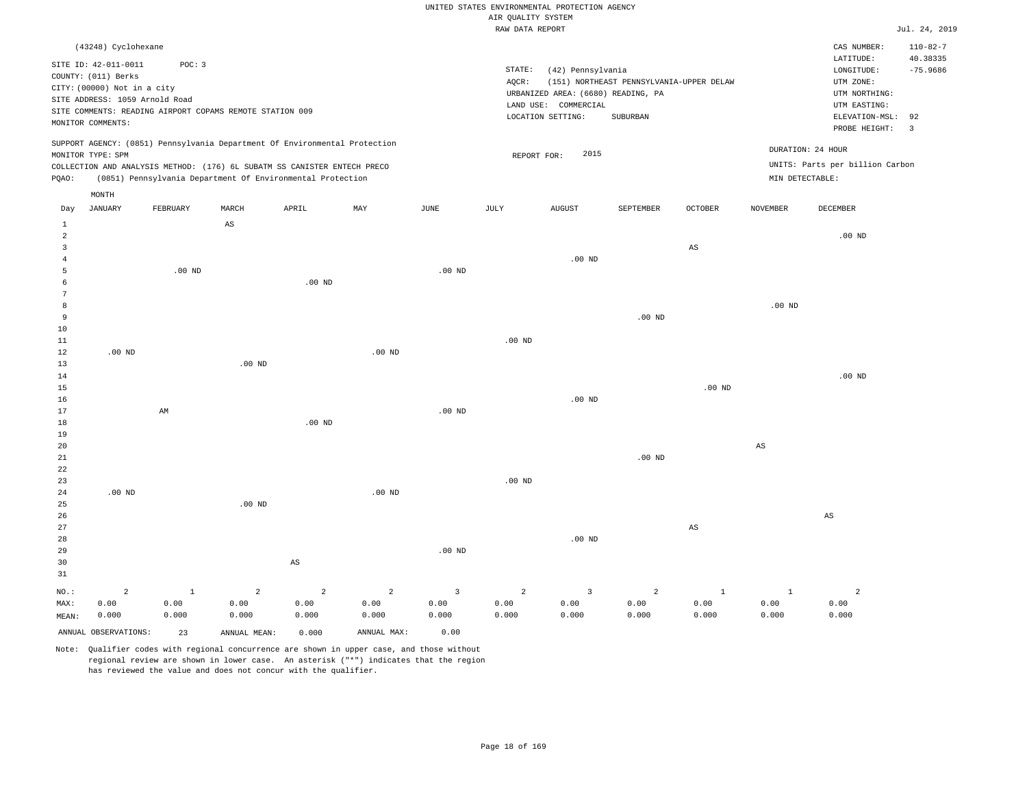UNITED STATES ENVIRONMENTAL PROTECTION AGENCY
AIR QUALITY SYSTEM
RAW DATA REPORT

Jul. 24, 2019

(43248) Cyclohexane

SITE ID: 42-011-0011 POC: 3
COUNTY: (011) Berks
CITY: (00000) Not in a city
SITE ADDRESS: 1059 Arnold Road
SITE COMMENTS: READING AIRPORT COPAMS REMOTE STATION 009
MONITOR COMMENTS:

STATE: (42) Pennsylvania
AQCR: (151) NORTHEAST PENNSYLVANIA-UPPER DELAW
URBANIZED AREA: (6680) READING, PA
LAND USE: COMMERCIAL
LOCATION SETTING: SUBURBAN

CAS NUMBER: 110-82-7
LATITUDE: 40.38335
LONGITUDE: -75.9686
UTM ZONE:
UTM NORTHING:
UTM EASTING:
ELEVATION-MSL: 92
PROBE HEIGHT: 3

SUPPORT AGENCY: (0851) Pennsylvania Department Of Environmental Protection
MONITOR TYPE: SPM
COLLECTION AND ANALYSIS METHOD: (176) 6L SUBATM SS CANISTER ENTECH PRECO
PQAO: (0851) Pennsylvania Department Of Environmental Protection

REPORT FOR: 2015

DURATION: 24 HOUR
UNITS: Parts per billion Carbon
MIN DETECTABLE:

| Day | JANUARY | FEBRUARY | MARCH | APRIL | MAY | JUNE | JULY | AUGUST | SEPTEMBER | OCTOBER | NOVEMBER | DECEMBER |
|---|---|---|---|---|---|---|---|---|---|---|---|---|
| 1 | | | AS | | | | | | | | | |
| 2 | | | | | | | | | | | | .00 ND |
| 3 | | | | | | | | | | AS | | |
| 4 | | | | | | | | .00 ND | | | | |
| 5 | | .00 ND | | | | .00 ND | | | | | | |
| 6 | | | | .00 ND | | | | | | | | |
| 7 | | | | | | | | | | | | |
| 8 | | | | | | | | | | | .00 ND | |
| 9 | | | | | | | | | .00 ND | | | |
| 10 | | | | | | | | | | | | |
| 11 | | | | | | | .00 ND | | | | | |
| 12 | .00 ND | | | | .00 ND | | | | | | | |
| 13 | | | .00 ND | | | | | | | | | |
| 14 | | | | | | | | | | | | .00 ND |
| 15 | | | | | | | | | | .00 ND | | |
| 16 | | | | | | | | .00 ND | | | | |
| 17 | | AM | | | | .00 ND | | | | | | |
| 18 | | | | .00 ND | | | | | | | | |
| 19 | | | | | | | | | | | | |
| 20 | | | | | | | | | | | AS | |
| 21 | | | | | | | | | .00 ND | | | |
| 22 | | | | | | | | | | | | |
| 23 | | | | | | | .00 ND | | | | | |
| 24 | .00 ND | | | | .00 ND | | | | | | | |
| 25 | | | .00 ND | | | | | | | | | |
| 26 | | | | | | | | | | | | AS |
| 27 | | | | | | | | | | AS | | |
| 28 | | | | | | | | .00 ND | | | | |
| 29 | | | | | | .00 ND | | | | | | |
| 30 | | | | AS | | | | | | | | |
| 31 | | | | | | | | | | | | |
| NO.: | 2 | 1 | 2 | 2 | 2 | 3 | 2 | 3 | 2 | 1 | 1 | 2 |
| MAX: | 0.00 | 0.00 | 0.00 | 0.00 | 0.00 | 0.00 | 0.00 | 0.00 | 0.00 | 0.00 | 0.00 | 0.00 |
| MEAN: | 0.000 | 0.000 | 0.000 | 0.000 | 0.000 | 0.000 | 0.000 | 0.000 | 0.000 | 0.000 | 0.000 | 0.000 |

ANNUAL OBSERVATIONS: 23 ANNUAL MEAN: 0.000 ANNUAL MAX: 0.00

Note: Qualifier codes with regional concurrence are shown in upper case, and those without regional review are shown in lower case. An asterisk ("*") indicates that the region has reviewed the value and does not concur with the qualifier.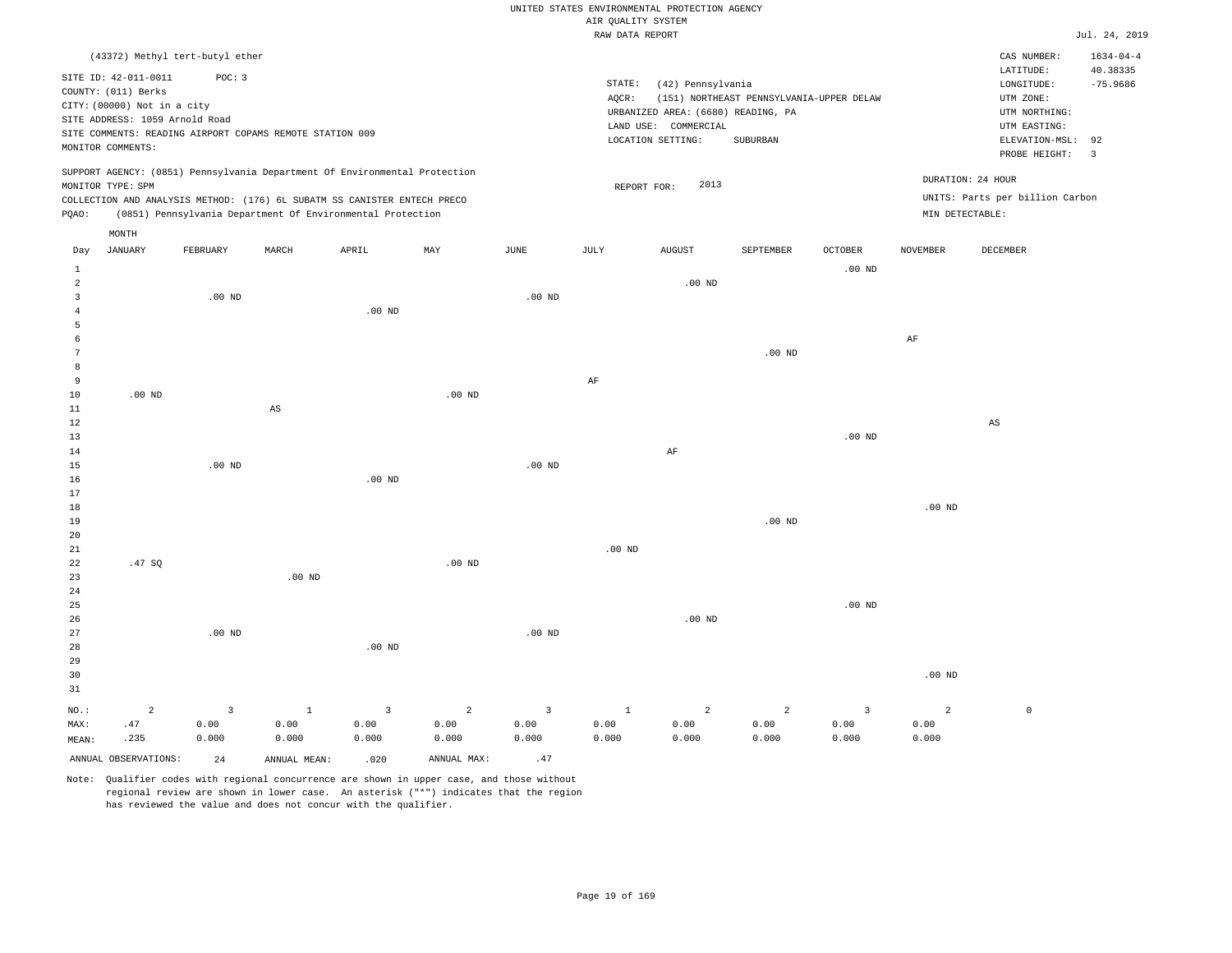UNITED STATES ENVIRONMENTAL PROTECTION AGENCY
AIR QUALITY SYSTEM
RAW DATA REPORT

Jul. 24, 2019

(43372) Methyl tert-butyl ether

SITE ID: 42-011-0011 POC: 3
COUNTY: (011) Berks
CITY: (00000) Not in a city
SITE ADDRESS: 1059 Arnold Road
SITE COMMENTS: READING AIRPORT COPAMS REMOTE STATION 009
MONITOR COMMENTS:

STATE: (42) Pennsylvania
AQCR: (151) NORTHEAST PENNSYLVANIA-UPPER DELAW
URBANIZED AREA: (6680) READING, PA
LAND USE: COMMERCIAL
LOCATION SETTING: SUBURBAN

CAS NUMBER: 1634-04-4
LATITUDE: 40.38335
LONGITUDE: -75.9686
UTM ZONE:
UTM NORTHING:
UTM EASTING:
ELEVATION-MSL: 92
PROBE HEIGHT: 3

SUPPORT AGENCY: (0851) Pennsylvania Department Of Environmental Protection
MONITOR TYPE: SPM
COLLECTION AND ANALYSIS METHOD: (176) 6L SUBATM SS CANISTER ENTECH PRECO
PQAO: (0851) Pennsylvania Department Of Environmental Protection

REPORT FOR: 2013

DURATION: 24 HOUR
UNITS: Parts per billion Carbon
MIN DETECTABLE:

| Day | JANUARY | FEBRUARY | MARCH | APRIL | MAY | JUNE | JULY | AUGUST | SEPTEMBER | OCTOBER | NOVEMBER | DECEMBER |
|---|---|---|---|---|---|---|---|---|---|---|---|---|
| 1 | | | | | | | | | | .00 ND | | |
| 2 | | | | | | | | .00 ND | | | | |
| 3 | | .00 ND | | | | .00 ND | | | | | | |
| 4 | | | | .00 ND | | | | | | | | |
| 5 | | | | | | | | | | | | |
| 6 | | | | | | | | | | | AF | |
| 7 | | | | | | | | | .00 ND | | | |
| 8 | | | | | | | | | | | | |
| 9 | | | | | | | AF | | | | | |
| 10 | .00 ND | | | | .00 ND | | | | | | | |
| 11 | | | AS | | | | | | | | | |
| 12 | | | | | | | | | | | | AS |
| 13 | | | | | | | | | | .00 ND | | |
| 14 | | | | | | | | AF | | | | |
| 15 | | .00 ND | | | | .00 ND | | | | | | |
| 16 | | | | .00 ND | | | | | | | | |
| 17 | | | | | | | | | | | | |
| 18 | | | | | | | | | | | .00 ND | |
| 19 | | | | | | | | | .00 ND | | | |
| 20 | | | | | | | | | | | | |
| 21 | | | | | | | .00 ND | | | | | |
| 22 | .47 SQ | | | | .00 ND | | | | | | | |
| 23 | | | .00 ND | | | | | | | | | |
| 24 | | | | | | | | | | | | |
| 25 | | | | | | | | | | .00 ND | | |
| 26 | | | | | | | | .00 ND | | | | |
| 27 | | .00 ND | | | | .00 ND | | | | | | |
| 28 | | | | .00 ND | | | | | | | | |
| 29 | | | | | | | | | | | | |
| 30 | | | | | | | | | | | .00 ND | |
| 31 | | | | | | | | | | | | |
| NO.: | 2 | 3 | 1 | 3 | 2 | 3 | 1 | 2 | 2 | 3 | 2 | 0 |
| MAX: | .47 | 0.00 | 0.00 | 0.00 | 0.00 | 0.00 | 0.00 | 0.00 | 0.00 | 0.00 | 0.00 | |
| MEAN: | .235 | 0.000 | 0.000 | 0.000 | 0.000 | 0.000 | 0.000 | 0.000 | 0.000 | 0.000 | 0.000 | |

ANNUAL OBSERVATIONS: 24 ANNUAL MEAN: .020 ANNUAL MAX: .47

Note: Qualifier codes with regional concurrence are shown in upper case, and those without regional review are shown in lower case. An asterisk ("*") indicates that the region has reviewed the value and does not concur with the qualifier.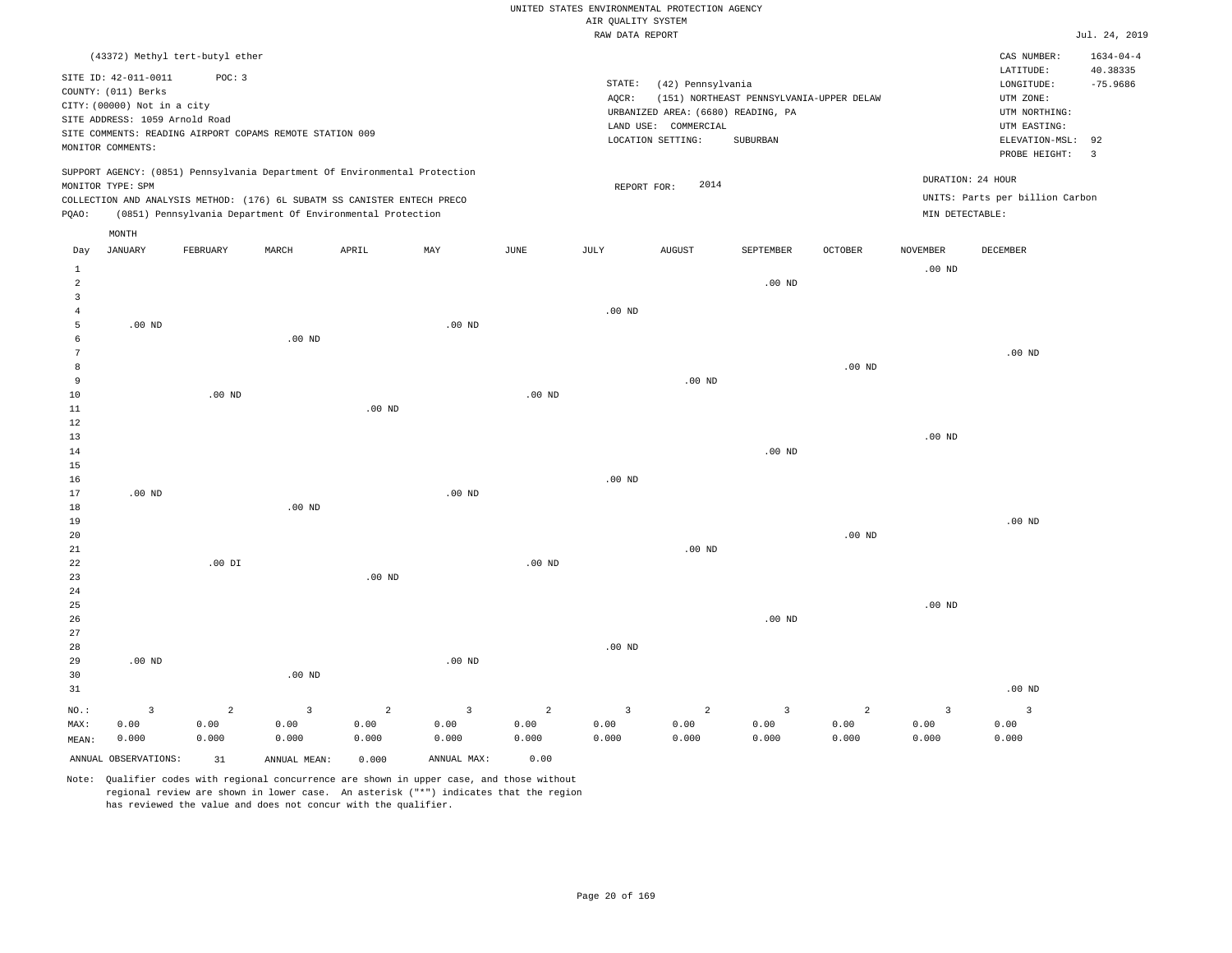UNITED STATES ENVIRONMENTAL PROTECTION AGENCY
AIR QUALITY SYSTEM
RAW DATA REPORT

Jul. 24, 2019

(43372) Methyl tert-butyl ether

SITE ID: 42-011-0011 POC: 3
COUNTY: (011) Berks
CITY: (00000) Not in a city
SITE ADDRESS: 1059 Arnold Road
SITE COMMENTS: READING AIRPORT COPAMS REMOTE STATION 009
MONITOR COMMENTS:

STATE: (42) Pennsylvania
AQCR: (151) NORTHEAST PENNSYLVANIA-UPPER DELAW
URBANIZED AREA: (6680) READING, PA
LAND USE: COMMERCIAL
LOCATION SETTING: SUBURBAN

CAS NUMBER: 1634-04-4
LATITUDE: 40.38335
LONGITUDE: -75.9686
UTM ZONE:
UTM NORTHING:
UTM EASTING:
ELEVATION-MSL: 92
PROBE HEIGHT: 3

SUPPORT AGENCY: (0851) Pennsylvania Department Of Environmental Protection
MONITOR TYPE: SPM
COLLECTION AND ANALYSIS METHOD: (176) 6L SUBATM SS CANISTER ENTECH PRECO
PQAO: (0851) Pennsylvania Department Of Environmental Protection

REPORT FOR: 2014

DURATION: 24 HOUR
UNITS: Parts per billion Carbon
MIN DETECTABLE:

| Day | JANUARY | FEBRUARY | MARCH | APRIL | MAY | JUNE | JULY | AUGUST | SEPTEMBER | OCTOBER | NOVEMBER | DECEMBER |
|---|---|---|---|---|---|---|---|---|---|---|---|---|
| 1 | | | | | | | | | | | .00 ND | |
| 2 | | | | | | | | | .00 ND | | | |
| 3 | | | | | | | | | | | | |
| 4 | | | | | | | .00 ND | | | | | |
| 5 | .00 ND | | | | .00 ND | | | | | | | |
| 6 | | | .00 ND | | | | | | | | | |
| 7 | | | | | | | | | | | | .00 ND |
| 8 | | | | | | | | | | .00 ND | | |
| 9 | | | | | | | | .00 ND | | | | |
| 10 | | .00 ND | | | | .00 ND | | | | | | |
| 11 | | | | .00 ND | | | | | | | | |
| 12 | | | | | | | | | | | | |
| 13 | | | | | | | | | | | .00 ND | |
| 14 | | | | | | | | | .00 ND | | | |
| 15 | | | | | | | | | | | | |
| 16 | | | | | | | .00 ND | | | | | |
| 17 | .00 ND | | | | .00 ND | | | | | | | |
| 18 | | | .00 ND | | | | | | | | | |
| 19 | | | | | | | | | | | | .00 ND |
| 20 | | | | | | | | | | .00 ND | | |
| 21 | | | | | | | | .00 ND | | | | |
| 22 | | .00 DI | | | | .00 ND | | | | | | |
| 23 | | | | .00 ND | | | | | | | | |
| 24 | | | | | | | | | | | | |
| 25 | | | | | | | | | | | .00 ND | |
| 26 | | | | | | | | | .00 ND | | | |
| 27 | | | | | | | | | | | | |
| 28 | | | | | | | .00 ND | | | | | |
| 29 | .00 ND | | | | .00 ND | | | | | | | |
| 30 | | | .00 ND | | | | | | | | | |
| 31 | | | | | | | | | | | | .00 ND |
| NO.: | 3 | 2 | 3 | 2 | 3 | 2 | 3 | 2 | 3 | 2 | 3 | 3 |
| MAX: | 0.00 | 0.00 | 0.00 | 0.00 | 0.00 | 0.00 | 0.00 | 0.00 | 0.00 | 0.00 | 0.00 | 0.00 |
| MEAN: | 0.000 | 0.000 | 0.000 | 0.000 | 0.000 | 0.000 | 0.000 | 0.000 | 0.000 | 0.000 | 0.000 | 0.000 |

ANNUAL OBSERVATIONS: 31 ANNUAL MEAN: 0.000 ANNUAL MAX: 0.00

Note: Qualifier codes with regional concurrence are shown in upper case, and those without regional review are shown in lower case. An asterisk ("*") indicates that the region has reviewed the value and does not concur with the qualifier.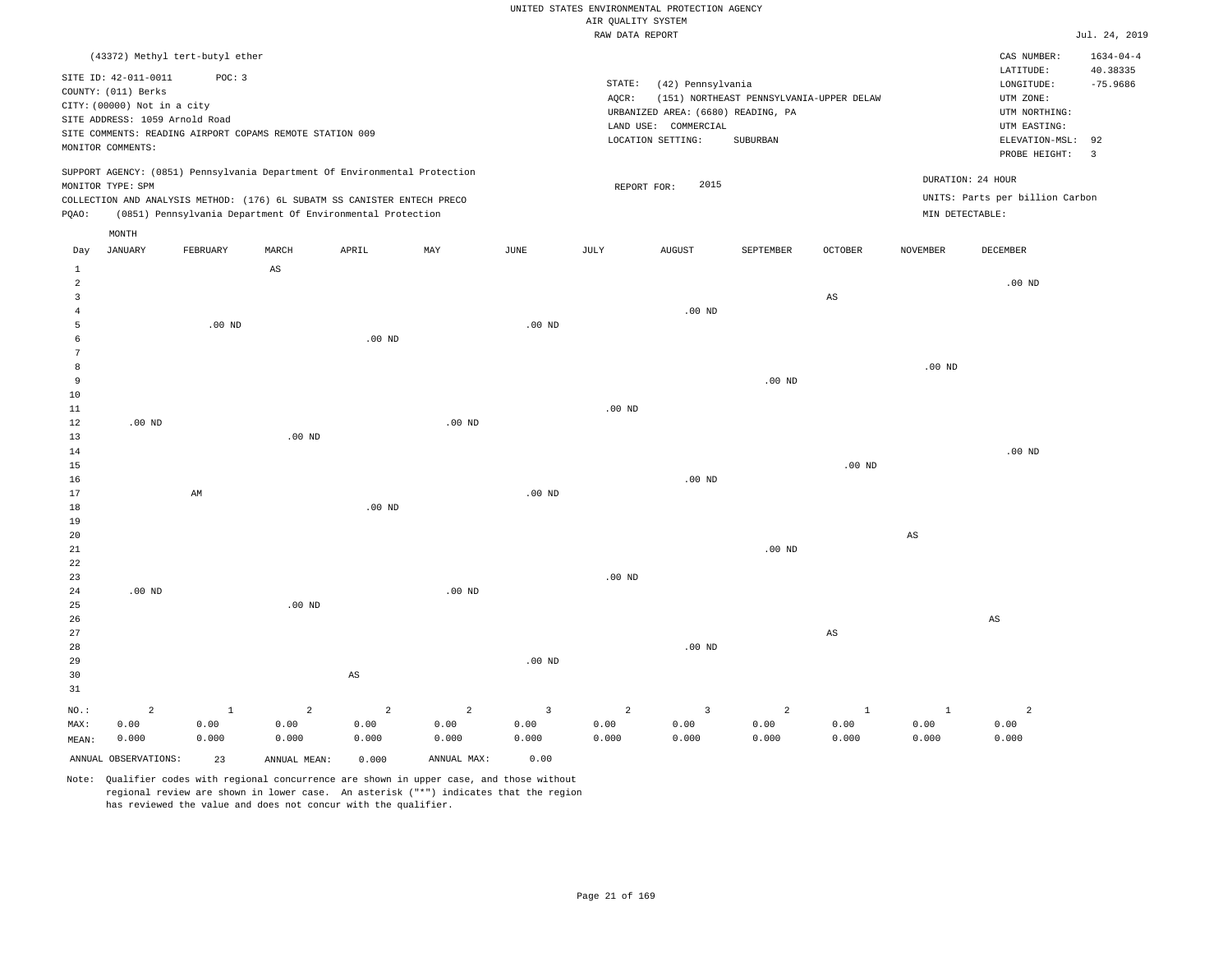UNITED STATES ENVIRONMENTAL PROTECTION AGENCY
AIR QUALITY SYSTEM
RAW DATA REPORT

Jul. 24, 2019

(43372) Methyl tert-butyl ether

SITE ID: 42-011-0011 POC: 3
COUNTY: (011) Berks
CITY: (00000) Not in a city
SITE ADDRESS: 1059 Arnold Road
SITE COMMENTS: READING AIRPORT COPAMS REMOTE STATION 009
MONITOR COMMENTS:

STATE: (42) Pennsylvania
AQCR: (151) NORTHEAST PENNSYLVANIA-UPPER DELAW
URBANIZED AREA: (6680) READING, PA
LAND USE: COMMERCIAL
LOCATION SETTING: SUBURBAN

CAS NUMBER: 1634-04-4
LATITUDE: 40.38335
LONGITUDE: -75.9686
UTM ZONE:
UTM NORTHING:
UTM EASTING:
ELEVATION-MSL: 92
PROBE HEIGHT: 3

SUPPORT AGENCY: (0851) Pennsylvania Department Of Environmental Protection
MONITOR TYPE: SPM
COLLECTION AND ANALYSIS METHOD: (176) 6L SUBATM SS CANISTER ENTECH PRECO
PQAO: (0851) Pennsylvania Department Of Environmental Protection

REPORT FOR: 2015

DURATION: 24 HOUR
UNITS: Parts per billion Carbon
MIN DETECTABLE:

| Day | JANUARY | FEBRUARY | MARCH | APRIL | MAY | JUNE | JULY | AUGUST | SEPTEMBER | OCTOBER | NOVEMBER | DECEMBER |
|---|---|---|---|---|---|---|---|---|---|---|---|---|
| 1 | | | AS | | | | | | | | | |
| 2 | | | | | | | | | | | | .00 ND |
| 3 | | | | | | | | | | AS | | |
| 4 | | | | | | | | .00 ND | | | | |
| 5 | | .00 ND | | | | .00 ND | | | | | | |
| 6 | | | | .00 ND | | | | | | | | |
| 7 | | | | | | | | | | | | |
| 8 | | | | | | | | | | | .00 ND | |
| 9 | | | | | | | | | .00 ND | | | |
| 10 | | | | | | | | | | | | |
| 11 | | | | | | | .00 ND | | | | | |
| 12 | .00 ND | | | | .00 ND | | | | | | | |
| 13 | | | .00 ND | | | | | | | | | |
| 14 | | | | | | | | | | | | .00 ND |
| 15 | | | | | | | | | | .00 ND | | |
| 16 | | | | | | | | .00 ND | | | | |
| 17 | | AM | | | | .00 ND | | | | | | |
| 18 | | | | .00 ND | | | | | | | | |
| 19 | | | | | | | | | | | | |
| 20 | | | | | | | | | | | AS | |
| 21 | | | | | | | | | .00 ND | | | |
| 22 | | | | | | | | | | | | |
| 23 | | | | | | | .00 ND | | | | | |
| 24 | .00 ND | | | | .00 ND | | | | | | | |
| 25 | | | .00 ND | | | | | | | | | |
| 26 | | | | | | | | | | | | AS |
| 27 | | | | | | | | | | AS | | |
| 28 | | | | | | | | .00 ND | | | | |
| 29 | | | | | | .00 ND | | | | | | |
| 30 | | | | AS | | | | | | | | |
| 31 | | | | | | | | | | | | |
| NO.: | 2 | 1 | 2 | 2 | 2 | 3 | 2 | 3 | 2 | 1 | 1 | 2 |
| MAX: | 0.00 | 0.00 | 0.00 | 0.00 | 0.00 | 0.00 | 0.00 | 0.00 | 0.00 | 0.00 | 0.00 | 0.00 |
| MEAN: | 0.000 | 0.000 | 0.000 | 0.000 | 0.000 | 0.000 | 0.000 | 0.000 | 0.000 | 0.000 | 0.000 | 0.000 |

ANNUAL OBSERVATIONS: 23 ANNUAL MEAN: 0.000 ANNUAL MAX: 0.00

Note: Qualifier codes with regional concurrence are shown in upper case, and those without regional review are shown in lower case. An asterisk ("*") indicates that the region has reviewed the value and does not concur with the qualifier.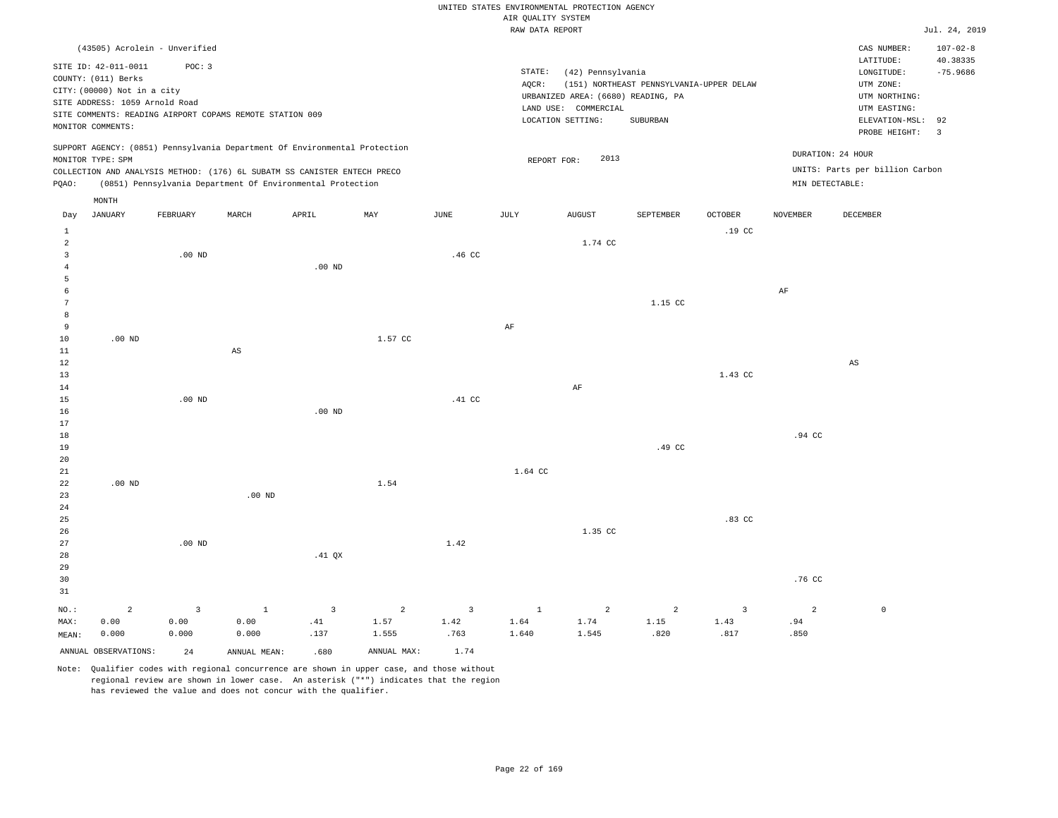UNITED STATES ENVIRONMENTAL PROTECTION AGENCY
AIR QUALITY SYSTEM
RAW DATA REPORT

Jul. 24, 2019

(43505) Acrolein - Unverified

SITE ID: 42-011-0011 POC: 3
COUNTY: (011) Berks
CITY: (00000) Not in a city
SITE ADDRESS: 1059 Arnold Road
SITE COMMENTS: READING AIRPORT COPAMS REMOTE STATION 009
MONITOR COMMENTS:

STATE: (42) Pennsylvania
AQCR: (151) NORTHEAST PENNSYLVANIA-UPPER DELAW
URBANIZED AREA: (6680) READING, PA
LAND USE: COMMERCIAL
LOCATION SETTING: SUBURBAN

CAS NUMBER: 107-02-8
LATITUDE: 40.38335
LONGITUDE: -75.9686
UTM ZONE:
UTM NORTHING:
UTM EASTING:
ELEVATION-MSL: 92
PROBE HEIGHT: 3

SUPPORT AGENCY: (0851) Pennsylvania Department Of Environmental Protection
MONITOR TYPE: SPM
COLLECTION AND ANALYSIS METHOD: (176) 6L SUBATM SS CANISTER ENTECH PRECO
PQAO: (0851) Pennsylvania Department Of Environmental Protection

REPORT FOR: 2013

DURATION: 24 HOUR
UNITS: Parts per billion Carbon
MIN DETECTABLE:

| Day | JANUARY | FEBRUARY | MARCH | APRIL | MAY | JUNE | JULY | AUGUST | SEPTEMBER | OCTOBER | NOVEMBER | DECEMBER |
|---|---|---|---|---|---|---|---|---|---|---|---|---|
| 1 | | | | | | | | | | .19 CC | | |
| 2 | | | | | | | | 1.74 CC | | | | |
| 3 | | .00 ND | | | | .46 CC | | | | | | |
| 4 | | | | .00 ND | | | | | | | | |
| 5 | | | | | | | | | | | | |
| 6 | | | | | | | | | | | AF | |
| 7 | | | | | | | | | 1.15 CC | | | |
| 8 | | | | | | | | | | | | |
| 9 | | | | | | | AF | | | | | |
| 10 | .00 ND | | | | 1.57 CC | | | | | | | |
| 11 | | | AS | | | | | | | | | |
| 12 | | | | | | | | | | | | AS |
| 13 | | | | | | | | | | 1.43 CC | | |
| 14 | | | | | | | | AF | | | | |
| 15 | | .00 ND | | | | .41 CC | | | | | | |
| 16 | | | | .00 ND | | | | | | | | |
| 17 | | | | | | | | | | | | |
| 18 | | | | | | | | | | | .94 CC | |
| 19 | | | | | | | | | .49 CC | | | |
| 20 | | | | | | | | | | | | |
| 21 | | | | | | | 1.64 CC | | | | | |
| 22 | .00 ND | | | | 1.54 | | | | | | | |
| 23 | | | .00 ND | | | | | | | | | |
| 24 | | | | | | | | | | | | |
| 25 | | | | | | | | | | .83 CC | | |
| 26 | | | | | | | | 1.35 CC | | | | |
| 27 | | .00 ND | | | | 1.42 | | | | | | |
| 28 | | | | .41 QX | | | | | | | | |
| 29 | | | | | | | | | | | | |
| 30 | | | | | | | | | | | .76 CC | |
| 31 | | | | | | | | | | | | |
| NO.: | 2 | 3 | 1 | 3 | 2 | 3 | 1 | 2 | 2 | 3 | 2 | 0 |
| MAX: | 0.00 | 0.00 | 0.00 | .41 | 1.57 | 1.42 | 1.64 | 1.74 | 1.15 | 1.43 | .94 | |
| MEAN: | 0.000 | 0.000 | 0.000 | .137 | 1.555 | .763 | 1.640 | 1.545 | .820 | .817 | .850 | |

ANNUAL OBSERVATIONS: 24 ANNUAL MEAN: .680 ANNUAL MAX: 1.74

Note: Qualifier codes with regional concurrence are shown in upper case, and those without regional review are shown in lower case. An asterisk ("*") indicates that the region has reviewed the value and does not concur with the qualifier.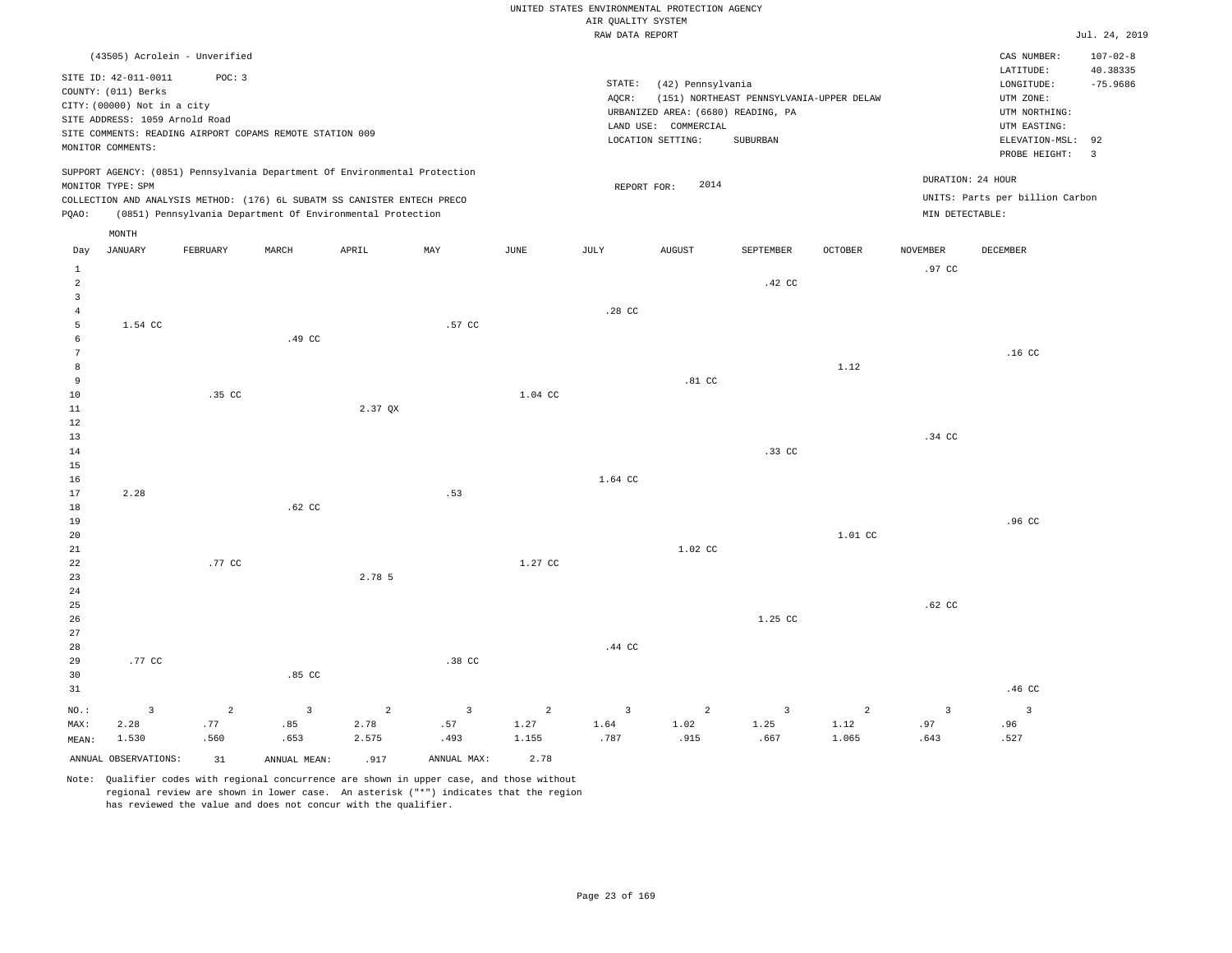UNITED STATES ENVIRONMENTAL PROTECTION AGENCY
AIR QUALITY SYSTEM
RAW DATA REPORT

Jul. 24, 2019

(43505) Acrolein - Unverified

SITE ID: 42-011-0011 POC: 3
COUNTY: (011) Berks
CITY: (00000) Not in a city
SITE ADDRESS: 1059 Arnold Road
SITE COMMENTS: READING AIRPORT COPAMS REMOTE STATION 009
MONITOR COMMENTS:

STATE: (42) Pennsylvania
AQCR: (151) NORTHEAST PENNSYLVANIA-UPPER DELAW
URBANIZED AREA: (6680) READING, PA
LAND USE: COMMERCIAL
LOCATION SETTING: SUBURBAN

CAS NUMBER: 107-02-8
LATITUDE: 40.38335
LONGITUDE: -75.9686
UTM ZONE:
UTM NORTHING:
UTM EASTING:
ELEVATION-MSL: 92
PROBE HEIGHT: 3

SUPPORT AGENCY: (0851) Pennsylvania Department Of Environmental Protection
MONITOR TYPE: SPM
COLLECTION AND ANALYSIS METHOD: (176) 6L SUBATM SS CANISTER ENTECH PRECO
PQAO: (0851) Pennsylvania Department Of Environmental Protection

REPORT FOR: 2014

DURATION: 24 HOUR
UNITS: Parts per billion Carbon
MIN DETECTABLE:

| Day | JANUARY | FEBRUARY | MARCH | APRIL | MAY | JUNE | JULY | AUGUST | SEPTEMBER | OCTOBER | NOVEMBER | DECEMBER |
|---|---|---|---|---|---|---|---|---|---|---|---|---|
| 1 | | | | | | | | | | | .97 CC | |
| 2 | | | | | | | | | .42 CC | | | |
| 3 | | | | | | | | | | | | |
| 4 | | | | | | | .28 CC | | | | | |
| 5 | 1.54 CC | | | | .57 CC | | | | | | | |
| 6 | | | .49 CC | | | | | | | | | |
| 7 | | | | | | | | | | | | .16 CC |
| 8 | | | | | | | | | | 1.12 | | |
| 9 | | | | | | | | .81 CC | | | | |
| 10 | | .35 CC | | | | 1.04 CC | | | | | | |
| 11 | | | | 2.37 QX | | | | | | | | |
| 12 | | | | | | | | | | | | |
| 13 | | | | | | | | | | | .34 CC | |
| 14 | | | | | | | | | .33 CC | | | |
| 15 | | | | | | | | | | | | |
| 16 | | | | | | | 1.64 CC | | | | | |
| 17 | 2.28 | | | | .53 | | | | | | | |
| 18 | | | .62 CC | | | | | | | | | |
| 19 | | | | | | | | | | | | .96 CC |
| 20 | | | | | | | | | | 1.01 CC | | |
| 21 | | | | | | | | 1.02 CC | | | | |
| 22 | | .77 CC | | | | 1.27 CC | | | | | | |
| 23 | | | | 2.78 5 | | | | | | | | |
| 24 | | | | | | | | | | | | |
| 25 | | | | | | | | | | | .62 CC | |
| 26 | | | | | | | | | 1.25 CC | | | |
| 27 | | | | | | | | | | | | |
| 28 | | | | | | | .44 CC | | | | | |
| 29 | .77 CC | | | | .38 CC | | | | | | | |
| 30 | | | .85 CC | | | | | | | | | |
| 31 | | | | | | | | | | | | .46 CC |
| NO.: | 3 | 2 | 3 | 2 | 3 | 2 | 3 | 2 | 3 | 2 | 3 | 3 |
| MAX: | 2.28 | .77 | .85 | 2.78 | .57 | 1.27 | 1.64 | 1.02 | 1.25 | 1.12 | .97 | .96 |
| MEAN: | 1.530 | .560 | .653 | 2.575 | .493 | 1.155 | .787 | .915 | .667 | 1.065 | .643 | .527 |

ANNUAL OBSERVATIONS: 31 ANNUAL MEAN: .917 ANNUAL MAX: 2.78

Note: Qualifier codes with regional concurrence are shown in upper case, and those without regional review are shown in lower case. An asterisk ("*") indicates that the region has reviewed the value and does not concur with the qualifier.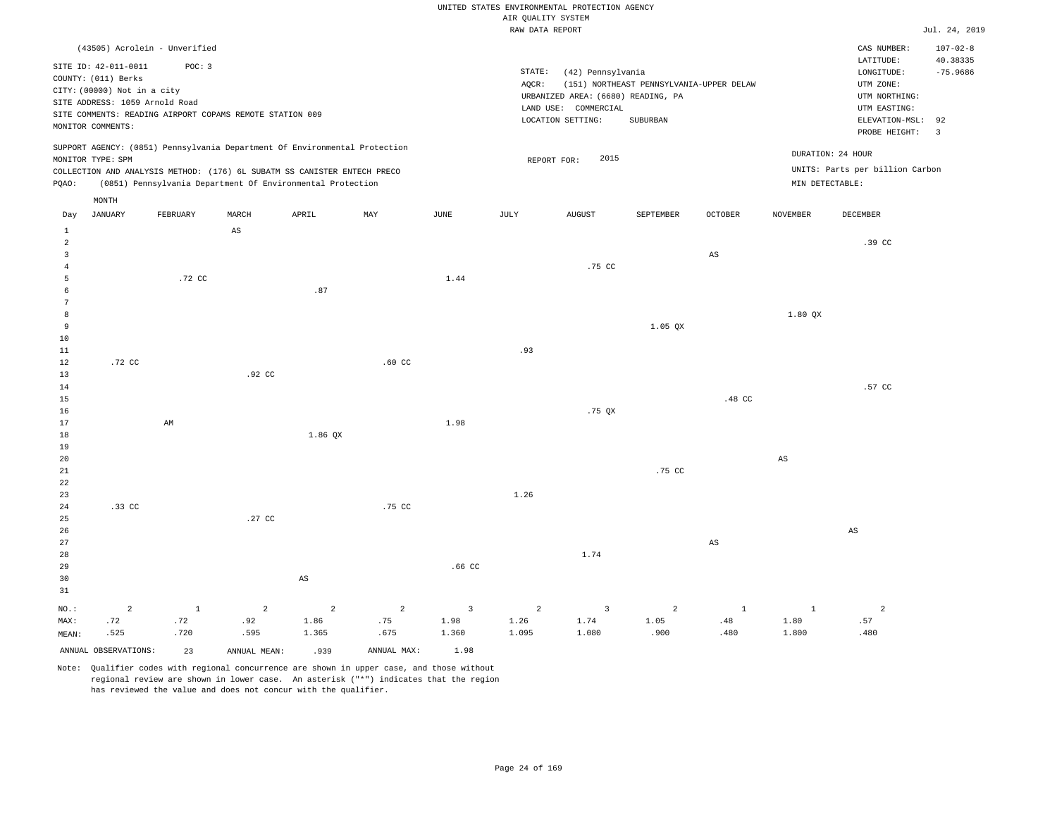UNITED STATES ENVIRONMENTAL PROTECTION AGENCY
AIR QUALITY SYSTEM
RAW DATA REPORT

Jul. 24, 2019

(43505) Acrolein - Unverified

SITE ID: 42-011-0011 POC: 3
COUNTY: (011) Berks
CITY: (00000) Not in a city
SITE ADDRESS: 1059 Arnold Road
SITE COMMENTS: READING AIRPORT COPAMS REMOTE STATION 009
MONITOR COMMENTS:

STATE: (42) Pennsylvania
AQCR: (151) NORTHEAST PENNSYLVANIA-UPPER DELAW
URBANIZED AREA: (6680) READING, PA
LAND USE: COMMERCIAL
LOCATION SETTING: SUBURBAN

CAS NUMBER: 107-02-8
LATITUDE: 40.38335
LONGITUDE: -75.9686
UTM ZONE:
UTM NORTHING:
UTM EASTING:
ELEVATION-MSL: 92
PROBE HEIGHT: 3

SUPPORT AGENCY: (0851) Pennsylvania Department Of Environmental Protection
MONITOR TYPE: SPM
COLLECTION AND ANALYSIS METHOD: (176) 6L SUBATM SS CANISTER ENTECH PRECO
PQAO: (0851) Pennsylvania Department Of Environmental Protection

REPORT FOR: 2015

DURATION: 24 HOUR
UNITS: Parts per billion Carbon
MIN DETECTABLE:

| Day | JANUARY | FEBRUARY | MARCH | APRIL | MAY | JUNE | JULY | AUGUST | SEPTEMBER | OCTOBER | NOVEMBER | DECEMBER |
|---|---|---|---|---|---|---|---|---|---|---|---|---|
| 1 | | | AS | | | | | | | | | |
| 2 | | | | | | | | | | | | .39 CC |
| 3 | | | | | | | | | | AS | | |
| 4 | | | | | | | | .75 CC | | | | |
| 5 | | .72 CC | | | | 1.44 | | | | | | |
| 6 | | | | .87 | | | | | | | | |
| 7 | | | | | | | | | | | | |
| 8 | | | | | | | | | | | 1.80 QX | |
| 9 | | | | | | | | | 1.05 QX | | | |
| 10 | | | | | | | | | | | | |
| 11 | | | | | | | .93 | | | | | |
| 12 | .72 CC | | | | .60 CC | | | | | | | |
| 13 | | | .92 CC | | | | | | | | | |
| 14 | | | | | | | | | | | | .57 CC |
| 15 | | | | | | | | | | .48 CC | | |
| 16 | | | | | | | | .75 QX | | | | |
| 17 | | AM | | | | 1.98 | | | | | | |
| 18 | | | | 1.86 QX | | | | | | | | |
| 19 | | | | | | | | | | | | |
| 20 | | | | | | | | | | | AS | |
| 21 | | | | | | | | | .75 CC | | | |
| 22 | | | | | | | | | | | | |
| 23 | | | | | | | 1.26 | | | | | |
| 24 | .33 CC | | | | .75 CC | | | | | | | |
| 25 | | | .27 CC | | | | | | | | | |
| 26 | | | | | | | | | | | | AS |
| 27 | | | | | | | | | | AS | | |
| 28 | | | | | | | | 1.74 | | | | |
| 29 | | | | | | .66 CC | | | | | | |
| 30 | | | | AS | | | | | | | | |
| 31 | | | | | | | | | | | | |
| NO.: | 2 | 1 | 2 | 2 | 2 | 3 | 2 | 3 | 2 | 1 | 1 | 2 |
| MAX: | .72 | .72 | .92 | 1.86 | .75 | 1.98 | 1.26 | 1.74 | 1.05 | .48 | 1.80 | .57 |
| MEAN: | .525 | .720 | .595 | 1.365 | .675 | 1.360 | 1.095 | 1.080 | .900 | .480 | 1.800 | .480 |

ANNUAL OBSERVATIONS: 23 ANNUAL MEAN: .939 ANNUAL MAX: 1.98

Note: Qualifier codes with regional concurrence are shown in upper case, and those without regional review are shown in lower case. An asterisk ("*") indicates that the region has reviewed the value and does not concur with the qualifier.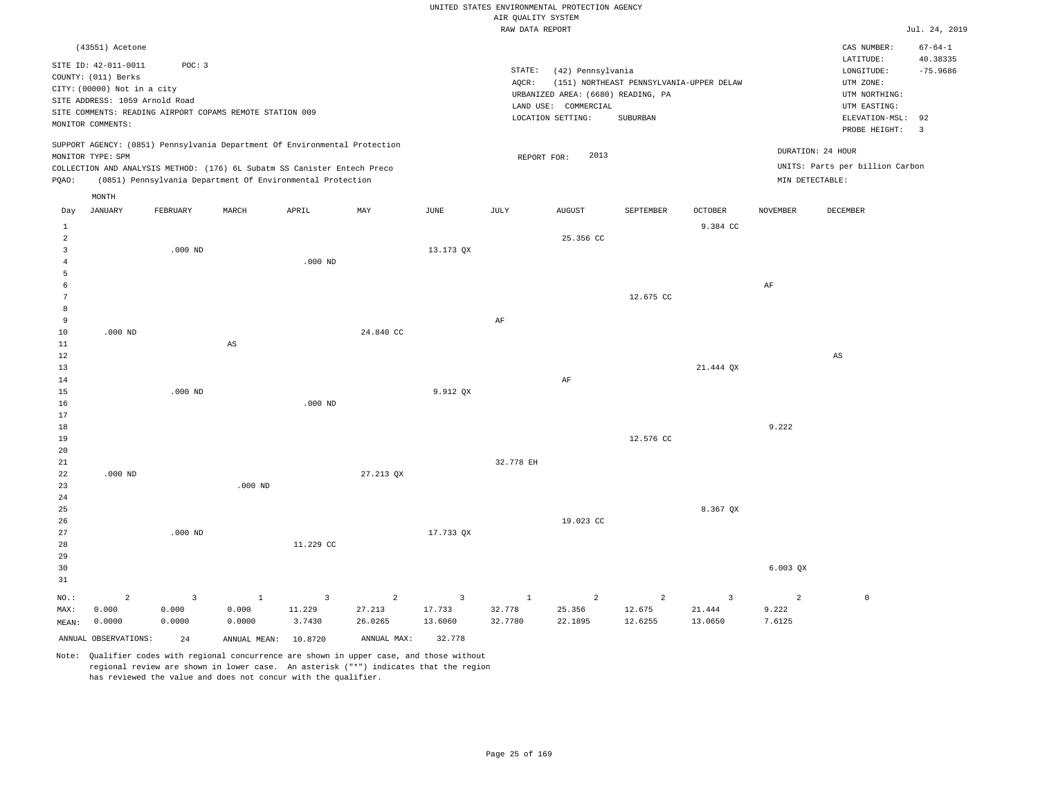UNITED STATES ENVIRONMENTAL PROTECTION AGENCY
AIR QUALITY SYSTEM
RAW DATA REPORT

Jul. 24, 2019

(43551) Acetone

SITE ID: 42-011-0011 POC: 3
COUNTY: (011) Berks
CITY: (00000) Not in a city
SITE ADDRESS: 1059 Arnold Road
SITE COMMENTS: READING AIRPORT COPAMS REMOTE STATION 009
MONITOR COMMENTS:

STATE: (42) Pennsylvania
AQCR: (151) NORTHEAST PENNSYLVANIA-UPPER DELAW
URBANIZED AREA: (6680) READING, PA
LAND USE: COMMERCIAL
LOCATION SETTING: SUBURBAN

CAS NUMBER: 67-64-1
LATITUDE: 40.38335
LONGITUDE: -75.9686
UTM ZONE:
UTM NORTHING:
UTM EASTING:
ELEVATION-MSL: 92
PROBE HEIGHT: 3

SUPPORT AGENCY: (0851) Pennsylvania Department Of Environmental Protection
MONITOR TYPE: SPM
COLLECTION AND ANALYSIS METHOD: (176) 6L Subatm SS Canister Entech Preco
PQAO: (0851) Pennsylvania Department Of Environmental Protection

REPORT FOR: 2013

DURATION: 24 HOUR
UNITS: Parts per billion Carbon
MIN DETECTABLE:

| Day | JANUARY | FEBRUARY | MARCH | APRIL | MAY | JUNE | JULY | AUGUST | SEPTEMBER | OCTOBER | NOVEMBER | DECEMBER |
|---|---|---|---|---|---|---|---|---|---|---|---|---|
| 1 | | | | | | | | | | 9.384 CC | | |
| 2 | | | | | | | | 25.356 CC | | | | |
| 3 | | .000 ND | | | | 13.173 QX | | | | | | |
| 4 | | | | .000 ND | | | | | | | | |
| 5 | | | | | | | | | | | | |
| 6 | | | | | | | | | | | AF | |
| 7 | | | | | | | | | 12.675 CC | | | |
| 8 | | | | | | | | | | | | |
| 9 | | | | | | | AF | | | | | |
| 10 | .000 ND | | | | 24.840 CC | | | | | | | |
| 11 | | | AS | | | | | | | | | |
| 12 | | | | | | | | | | | | AS |
| 13 | | | | | | | | | | 21.444 QX | | |
| 14 | | | | | | | | AF | | | | |
| 15 | | .000 ND | | | | 9.912 QX | | | | | | |
| 16 | | | | .000 ND | | | | | | | | |
| 17 | | | | | | | | | | | | |
| 18 | | | | | | | | | | | 9.222 | |
| 19 | | | | | | | | | 12.576 CC | | | |
| 20 | | | | | | | | | | | | |
| 21 | | | | | | | 32.778 EH | | | | | |
| 22 | .000 ND | | | | 27.213 QX | | | | | | | |
| 23 | | | .000 ND | | | | | | | | | |
| 24 | | | | | | | | | | | | |
| 25 | | | | | | | | | | 8.367 QX | | |
| 26 | | | | | | | | 19.023 CC | | | | |
| 27 | | .000 ND | | | | 17.733 QX | | | | | | |
| 28 | | | | 11.229 CC | | | | | | | | |
| 29 | | | | | | | | | | | | |
| 30 | | | | | | | | | | | 6.003 QX | |
| 31 | | | | | | | | | | | | |
| NO.: | 2 | 3 | 1 | 3 | 2 | 3 | 1 | 2 | 2 | 3 | 2 | 0 |
| MAX: | 0.000 | 0.000 | 0.000 | 11.229 | 27.213 | 17.733 | 32.778 | 25.356 | 12.675 | 21.444 | 9.222 | |
| MEAN: | 0.0000 | 0.0000 | 0.0000 | 3.7430 | 26.0265 | 13.6060 | 32.7780 | 22.1895 | 12.6255 | 13.0650 | 7.6125 | |

ANNUAL OBSERVATIONS: 24 ANNUAL MEAN: 10.8720 ANNUAL MAX: 32.778

Note: Qualifier codes with regional concurrence are shown in upper case, and those without regional review are shown in lower case. An asterisk ("*") indicates that the region has reviewed the value and does not concur with the qualifier.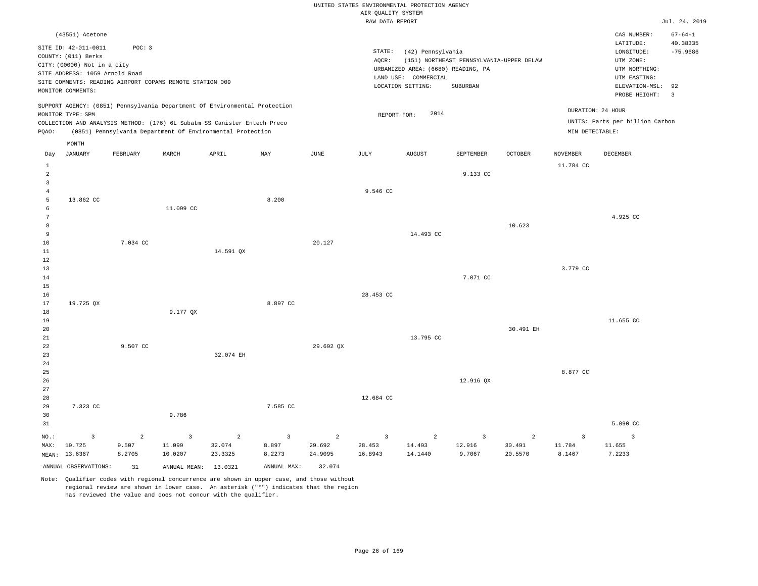UNITED STATES ENVIRONMENTAL PROTECTION AGENCY
AIR QUALITY SYSTEM
RAW DATA REPORT

Jul. 24, 2019

(43551) Acetone

SITE ID: 42-011-0011 POC: 3
COUNTY: (011) Berks
CITY: (00000) Not in a city
SITE ADDRESS: 1059 Arnold Road
SITE COMMENTS: READING AIRPORT COPAMS REMOTE STATION 009
MONITOR COMMENTS:

STATE: (42) Pennsylvania
AQCR: (151) NORTHEAST PENNSYLVANIA-UPPER DELAW
URBANIZED AREA: (6680) READING, PA
LAND USE: COMMERCIAL
LOCATION SETTING: SUBURBAN

CAS NUMBER: 67-64-1
LATITUDE: 40.38335
LONGITUDE: -75.9686
UTM ZONE:
UTM NORTHING:
UTM EASTING:
ELEVATION-MSL: 92
PROBE HEIGHT: 3

SUPPORT AGENCY: (0851) Pennsylvania Department Of Environmental Protection
MONITOR TYPE: SPM
COLLECTION AND ANALYSIS METHOD: (176) 6L Subatm SS Canister Entech Preco
PQAO: (0851) Pennsylvania Department Of Environmental Protection

REPORT FOR: 2014

DURATION: 24 HOUR
UNITS: Parts per billion Carbon
MIN DETECTABLE:

| Day | JANUARY | FEBRUARY | MARCH | APRIL | MAY | JUNE | JULY | AUGUST | SEPTEMBER | OCTOBER | NOVEMBER | DECEMBER |
|---|---|---|---|---|---|---|---|---|---|---|---|---|
| 1 | | | | | | | | | | | 11.784 CC | |
| 2 | | | | | | | | | 9.133 CC | | | |
| 3 | | | | | | | | | | | | |
| 4 | | | | | | | 9.546 CC | | | | | |
| 5 | 13.862 CC | | | | 8.200 | | | | | | | |
| 6 | | | 11.099 CC | | | | | | | | | |
| 7 | | | | | | | | | | | | 4.925 CC |
| 8 | | | | | | | | | | 10.623 | | |
| 9 | | | | | | | | 14.493 CC | | | | |
| 10 | | 7.034 CC | | | | 20.127 | | | | | | |
| 11 | | | | 14.591 QX | | | | | | | | |
| 12 | | | | | | | | | | | | |
| 13 | | | | | | | | | | | 3.779 CC | |
| 14 | | | | | | | | | 7.071 CC | | | |
| 15 | | | | | | | | | | | | |
| 16 | | | | | | | 28.453 CC | | | | | |
| 17 | 19.725 QX | | | | 8.897 CC | | | | | | | |
| 18 | | | 9.177 QX | | | | | | | | | |
| 19 | | | | | | | | | | | | 11.655 CC |
| 20 | | | | | | | | | | 30.491 EH | | |
| 21 | | | | | | | | 13.795 CC | | | | |
| 22 | | 9.507 CC | | | | 29.692 QX | | | | | | |
| 23 | | | | 32.074 EH | | | | | | | | |
| 24 | | | | | | | | | | | | |
| 25 | | | | | | | | | | | 8.877 CC | |
| 26 | | | | | | | | | 12.916 QX | | | |
| 27 | | | | | | | | | | | | |
| 28 | | | | | | | 12.684 CC | | | | | |
| 29 | 7.323 CC | | | | 7.585 CC | | | | | | | |
| 30 | | | 9.786 | | | | | | | | | |
| 31 | | | | | | | | | | | | 5.090 CC |
| NO.: | 3 | 2 | 3 | 2 | 3 | 2 | 3 | 2 | 3 | 2 | 3 | 3 |
| MAX: | 19.725 | 9.507 | 11.099 | 32.074 | 8.897 | 29.692 | 28.453 | 14.493 | 12.916 | 30.491 | 11.784 | 11.655 |
| MEAN: | 13.6367 | 8.2705 | 10.0207 | 23.3325 | 8.2273 | 24.9095 | 16.8943 | 14.1440 | 9.7067 | 20.5570 | 8.1467 | 7.2233 |

ANNUAL OBSERVATIONS: 31 ANNUAL MEAN: 13.0321 ANNUAL MAX: 32.074

Note: Qualifier codes with regional concurrence are shown in upper case, and those without regional review are shown in lower case. An asterisk ("*") indicates that the region has reviewed the value and does not concur with the qualifier.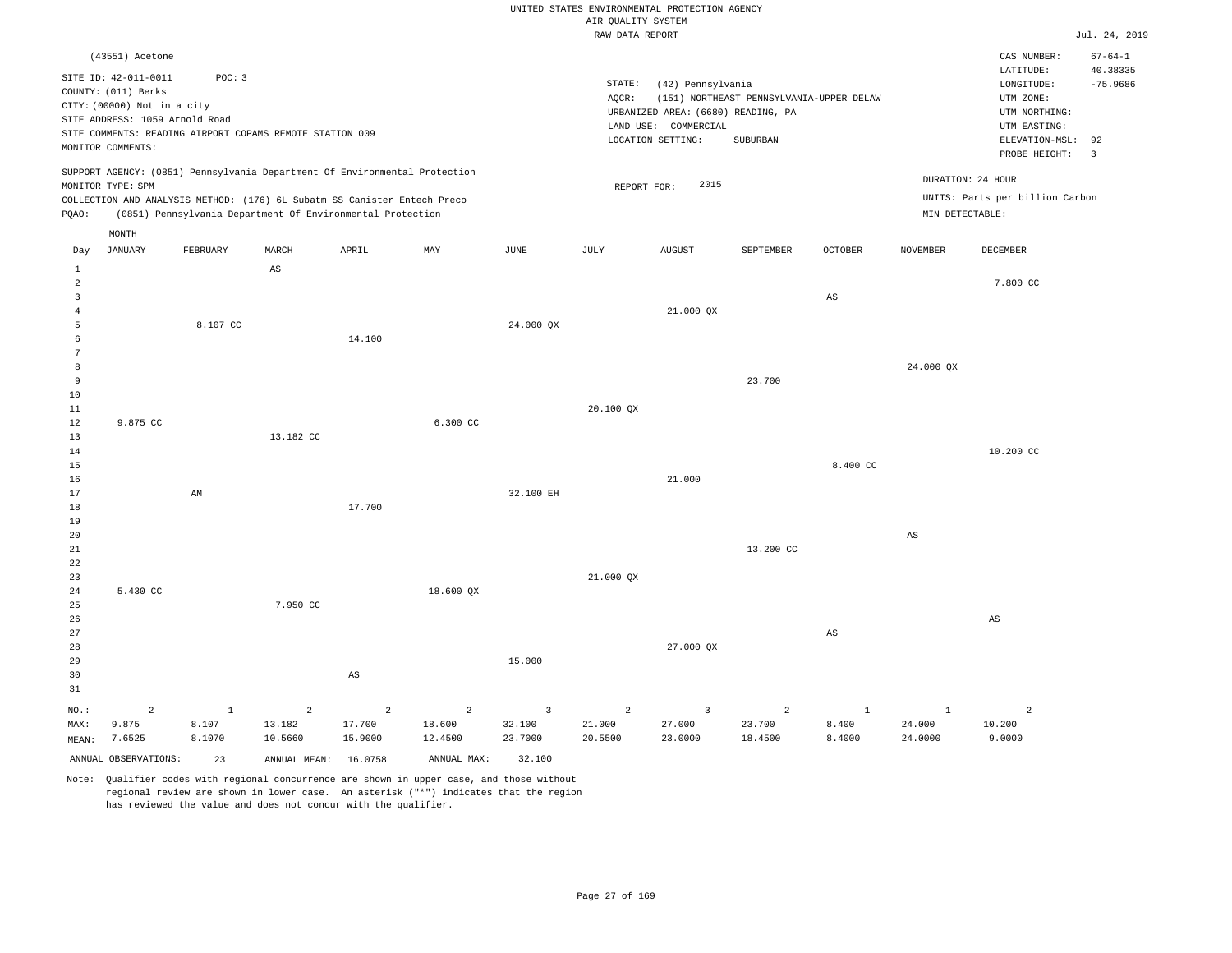UNITED STATES ENVIRONMENTAL PROTECTION AGENCY
AIR QUALITY SYSTEM
RAW DATA REPORT

Jul. 24, 2019

(43551) Acetone

SITE ID: 42-011-0011   POC: 3
COUNTY: (011) Berks
CITY: (00000) Not in a city
SITE ADDRESS: 1059 Arnold Road
SITE COMMENTS: READING AIRPORT COPAMS REMOTE STATION 009
MONITOR COMMENTS:

STATE: (42) Pennsylvania
AQCR: (151) NORTHEAST PENNSYLVANIA-UPPER DELAW
URBANIZED AREA: (6680) READING, PA
LAND USE: COMMERCIAL
LOCATION SETTING: SUBURBAN

CAS NUMBER: 67-64-1
LATITUDE: 40.38335
LONGITUDE: -75.9686
UTM ZONE:
UTM NORTHING:
UTM EASTING:
ELEVATION-MSL: 92
PROBE HEIGHT: 3

SUPPORT AGENCY: (0851) Pennsylvania Department Of Environmental Protection
MONITOR TYPE: SPM
COLLECTION AND ANALYSIS METHOD: (176) 6L Subatm SS Canister Entech Preco
PQAO: (0851) Pennsylvania Department Of Environmental Protection

REPORT FOR: 2015

DURATION: 24 HOUR
UNITS: Parts per billion Carbon
MIN DETECTABLE:

| Day | JANUARY | FEBRUARY | MARCH | APRIL | MAY | JUNE | JULY | AUGUST | SEPTEMBER | OCTOBER | NOVEMBER | DECEMBER |
|---|---|---|---|---|---|---|---|---|---|---|---|---|
| 1 | | | AS | | | | | | | | | |
| 2 | | | | | | | | | | | | 7.800 CC |
| 3 | | | | | | | | | | AS | | |
| 4 | | | | | | | | 21.000 QX | | | | |
| 5 | | 8.107 CC | | | | 24.000 QX | | | | | | |
| 6 | | | | 14.100 | | | | | | | | |
| 7 | | | | | | | | | | | | |
| 8 | | | | | | | | | | | 24.000 QX | |
| 9 | | | | | | | | | 23.700 | | | |
| 10 | | | | | | | | | | | | |
| 11 | | | | | | | 20.100 QX | | | | | |
| 12 | 9.875 CC | | | | 6.300 CC | | | | | | | |
| 13 | | | 13.182 CC | | | | | | | | | |
| 14 | | | | | | | | | | | | 10.200 CC |
| 15 | | | | | | | | | | 8.400 CC | | |
| 16 | | | | | | | | 21.000 | | | | |
| 17 | | AM | | | | 32.100 EH | | | | | | |
| 18 | | | | 17.700 | | | | | | | | |
| 19 | | | | | | | | | | | | |
| 20 | | | | | | | | | | | AS | |
| 21 | | | | | | | | | 13.200 CC | | | |
| 22 | | | | | | | | | | | | |
| 23 | | | | | | | 21.000 QX | | | | | |
| 24 | 5.430 CC | | | | 18.600 QX | | | | | | | |
| 25 | | | 7.950 CC | | | | | | | | | |
| 26 | | | | | | | | | | | | AS |
| 27 | | | | | | | | | | AS | | |
| 28 | | | | | | | | 27.000 QX | | | | |
| 29 | | | | | | 15.000 | | | | | | |
| 30 | | | | AS | | | | | | | | |
| 31 | | | | | | | | | | | | |
| NO.: | 2 | 1 | 2 | 2 | 2 | 3 | 2 | 3 | 2 | 1 | 1 | 2 |
| MAX: | 9.875 | 8.107 | 13.182 | 17.700 | 18.600 | 32.100 | 21.000 | 27.000 | 23.700 | 8.400 | 24.000 | 10.200 |
| MEAN: | 7.6525 | 8.1070 | 10.5660 | 15.9000 | 12.4500 | 23.7000 | 20.5500 | 23.0000 | 18.4500 | 8.4000 | 24.0000 | 9.0000 |

ANNUAL OBSERVATIONS: 23   ANNUAL MEAN: 16.0758   ANNUAL MAX: 32.100

Note: Qualifier codes with regional concurrence are shown in upper case, and those without regional review are shown in lower case. An asterisk ("*") indicates that the region has reviewed the value and does not concur with the qualifier.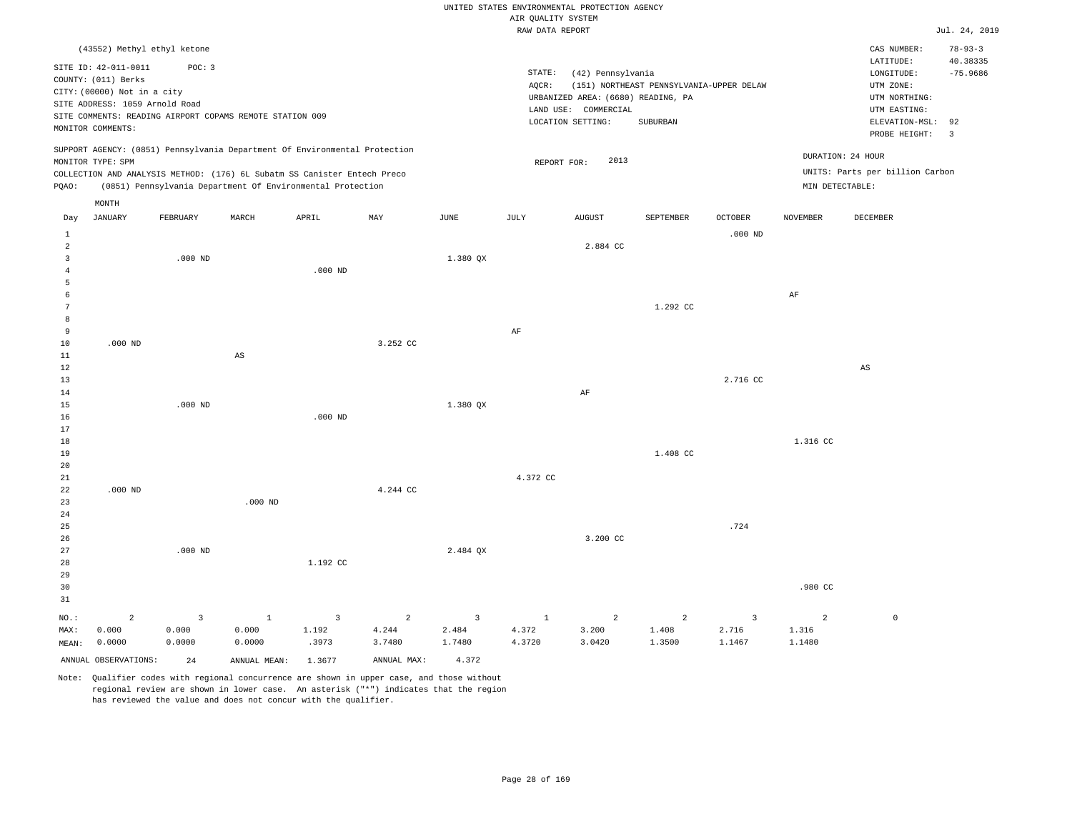UNITED STATES ENVIRONMENTAL PROTECTION AGENCY
AIR QUALITY SYSTEM
RAW DATA REPORT

Jul. 24, 2019

(43552) Methyl ethyl ketone

SITE ID: 42-011-0011  POC: 3
COUNTY: (011) Berks
CITY: (00000) Not in a city
SITE ADDRESS: 1059 Arnold Road
SITE COMMENTS: READING AIRPORT COPAMS REMOTE STATION 009
MONITOR COMMENTS:

STATE: (42) Pennsylvania
AQCR: (151) NORTHEAST PENNSYLVANIA-UPPER DELAW
URBANIZED AREA: (6680) READING, PA
LAND USE: COMMERCIAL
LOCATION SETTING: SUBURBAN

CAS NUMBER: 78-93-3
LATITUDE: 40.38335
LONGITUDE: -75.9686
UTM ZONE:
UTM NORTHING:
UTM EASTING:
ELEVATION-MSL: 92
PROBE HEIGHT: 3

SUPPORT AGENCY: (0851) Pennsylvania Department Of Environmental Protection
MONITOR TYPE: SPM
COLLECTION AND ANALYSIS METHOD: (176) 6L Subatm SS Canister Entech Preco
PQAO: (0851) Pennsylvania Department Of Environmental Protection

REPORT FOR: 2013

DURATION: 24 HOUR
UNITS: Parts per billion Carbon
MIN DETECTABLE:

| Day | JANUARY | FEBRUARY | MARCH | APRIL | MAY | JUNE | JULY | AUGUST | SEPTEMBER | OCTOBER | NOVEMBER | DECEMBER |
|---|---|---|---|---|---|---|---|---|---|---|---|---|
| 1 | | | | | | | | | | .000 ND | | |
| 2 | | | | | | | | 2.884 CC | | | | |
| 3 | | .000 ND | | | | 1.380 QX | | | | | | |
| 4 | | | | .000 ND | | | | | | | | |
| 5 | | | | | | | | | | | | |
| 6 | | | | | | | | | | | AF | |
| 7 | | | | | | | | | 1.292 CC | | | |
| 8 | | | | | | | | | | | | |
| 9 | | | | | | | AF | | | | | |
| 10 | .000 ND | | | | 3.252 CC | | | | | | | |
| 11 | | | AS | | | | | | | | | |
| 12 | | | | | | | | | | | | AS |
| 13 | | | | | | | | | | 2.716 CC | | |
| 14 | | | | | | | | AF | | | | |
| 15 | | .000 ND | | | | 1.380 QX | | | | | | |
| 16 | | | | .000 ND | | | | | | | | |
| 17 | | | | | | | | | | | | |
| 18 | | | | | | | | | | | 1.316 CC | |
| 19 | | | | | | | | | 1.408 CC | | | |
| 20 | | | | | | | | | | | | |
| 21 | | | | | | | 4.372 CC | | | | | |
| 22 | .000 ND | | | | 4.244 CC | | | | | | | |
| 23 | | | .000 ND | | | | | | | | | |
| 24 | | | | | | | | | | | | |
| 25 | | | | | | | | | | .724 | | |
| 26 | | | | | | | | 3.200 CC | | | | |
| 27 | | .000 ND | | | | 2.484 QX | | | | | | |
| 28 | | | | 1.192 CC | | | | | | | | |
| 29 | | | | | | | | | | | | |
| 30 | | | | | | | | | | | .980 CC | |
| 31 | | | | | | | | | | | | |
| NO.: | 2 | 3 | 1 | 3 | 2 | 3 | 1 | 2 | 2 | 3 | 2 | 0 |
| MAX: | 0.000 | 0.000 | 0.000 | 1.192 | 4.244 | 2.484 | 4.372 | 3.200 | 1.408 | 2.716 | 1.316 | |
| MEAN: | 0.0000 | 0.0000 | 0.0000 | .3973 | 3.7480 | 1.7480 | 4.3720 | 3.0420 | 1.3500 | 1.1467 | 1.1480 | |

ANNUAL OBSERVATIONS: 24   ANNUAL MEAN: 1.3677   ANNUAL MAX: 4.372

Note: Qualifier codes with regional concurrence are shown in upper case, and those without regional review are shown in lower case. An asterisk ("*") indicates that the region has reviewed the value and does not concur with the qualifier.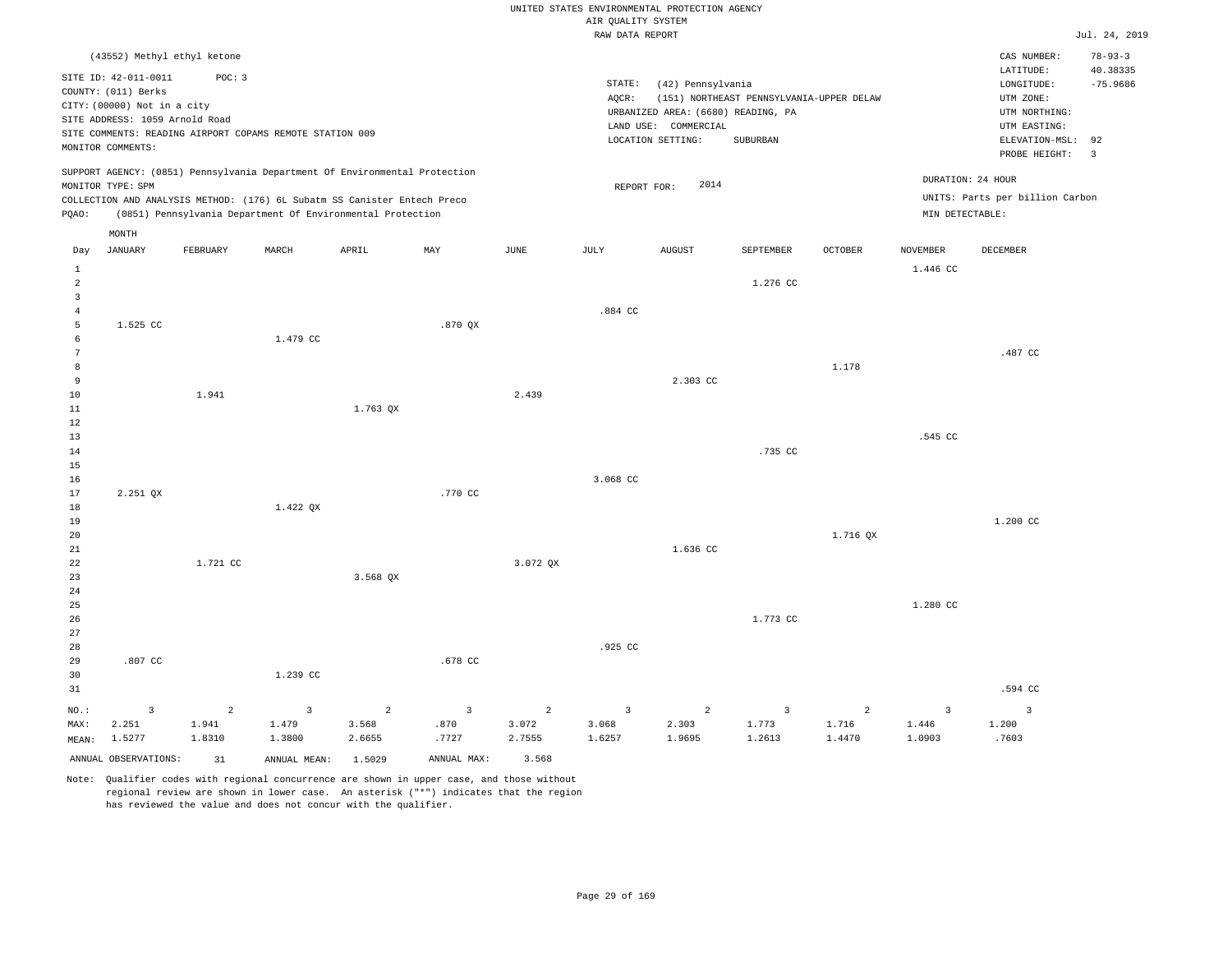UNITED STATES ENVIRONMENTAL PROTECTION AGENCY
AIR QUALITY SYSTEM
RAW DATA REPORT

Jul. 24, 2019

(43552) Methyl ethyl ketone

SITE ID: 42-011-0011  POC: 3
COUNTY: (011) Berks
CITY: (00000) Not in a city
SITE ADDRESS: 1059 Arnold Road
SITE COMMENTS: READING AIRPORT COPAMS REMOTE STATION 009
MONITOR COMMENTS:

STATE: (42) Pennsylvania
AQCR: (151) NORTHEAST PENNSYLVANIA-UPPER DELAW
URBANIZED AREA: (6680) READING, PA
LAND USE: COMMERCIAL
LOCATION SETTING: SUBURBAN

CAS NUMBER: 78-93-3
LATITUDE: 40.38335
LONGITUDE: -75.9686
UTM ZONE:
UTM NORTHING:
UTM EASTING:
ELEVATION-MSL: 92
PROBE HEIGHT: 3

SUPPORT AGENCY: (0851) Pennsylvania Department Of Environmental Protection
MONITOR TYPE: SPM
COLLECTION AND ANALYSIS METHOD: (176) 6L Subatm SS Canister Entech Preco
PQAO: (0851) Pennsylvania Department Of Environmental Protection

REPORT FOR: 2014

DURATION: 24 HOUR
UNITS: Parts per billion Carbon
MIN DETECTABLE:

| Day | JANUARY | FEBRUARY | MARCH | APRIL | MAY | JUNE | JULY | AUGUST | SEPTEMBER | OCTOBER | NOVEMBER | DECEMBER |
|---|---|---|---|---|---|---|---|---|---|---|---|---|
| 1 | | | | | | | | | | | 1.446 CC | |
| 2 | | | | | | | | | 1.276 CC | | | |
| 3 | | | | | | | | | | | | |
| 4 | | | | | | | .884 CC | | | | | |
| 5 | 1.525 CC | | | | .870 QX | | | | | | | |
| 6 | | | 1.479 CC | | | | | | | | | |
| 7 | | | | | | | | | | | | .487 CC |
| 8 | | | | | | | | | | 1.178 | | |
| 9 | | | | | | | | 2.303 CC | | | | |
| 10 | | 1.941 | | | | 2.439 | | | | | | |
| 11 | | | | 1.763 QX | | | | | | | | |
| 12 | | | | | | | | | | | | |
| 13 | | | | | | | | | | | .545 CC | |
| 14 | | | | | | | | | .735 CC | | | |
| 15 | | | | | | | | | | | | |
| 16 | | | | | | | 3.068 CC | | | | | |
| 17 | 2.251 QX | | | | .770 CC | | | | | | | |
| 18 | | | 1.422 QX | | | | | | | | | |
| 19 | | | | | | | | | | | | 1.200 CC |
| 20 | | | | | | | | | | 1.716 QX | | |
| 21 | | | | | | | | 1.636 CC | | | | |
| 22 | | 1.721 CC | | | | 3.072 QX | | | | | | |
| 23 | | | | 3.568 QX | | | | | | | | |
| 24 | | | | | | | | | | | | |
| 25 | | | | | | | | | | | 1.280 CC | |
| 26 | | | | | | | | | 1.773 CC | | | |
| 27 | | | | | | | | | | | | |
| 28 | | | | | | | .925 CC | | | | | |
| 29 | .807 CC | | | | .678 CC | | | | | | | |
| 30 | | | 1.239 CC | | | | | | | | | |
| 31 | | | | | | | | | | | | .594 CC |
| NO.: | 3 | 2 | 3 | 2 | 3 | 2 | 3 | 2 | 3 | 2 | 3 | 3 |
| MAX: | 2.251 | 1.941 | 1.479 | 3.568 | .870 | 3.072 | 3.068 | 2.303 | 1.773 | 1.716 | 1.446 | 1.200 |
| MEAN: | 1.5277 | 1.8310 | 1.3800 | 2.6655 | .7727 | 2.7555 | 1.6257 | 1.9695 | 1.2613 | 1.4470 | 1.0903 | .7603 |

ANNUAL OBSERVATIONS: 31  ANNUAL MEAN: 1.5029  ANNUAL MAX: 3.568

Note: Qualifier codes with regional concurrence are shown in upper case, and those without regional review are shown in lower case. An asterisk ("*") indicates that the region has reviewed the value and does not concur with the qualifier.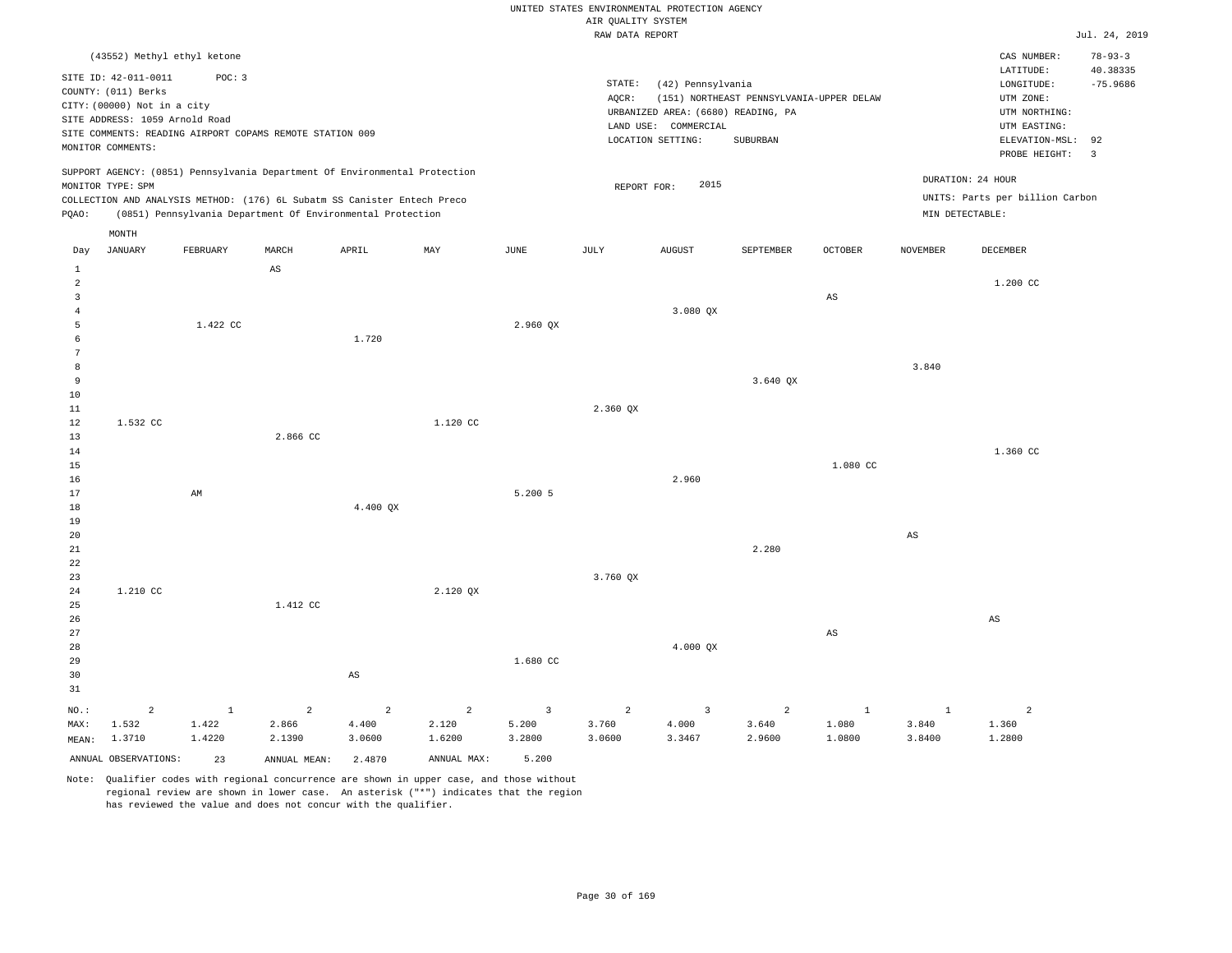UNITED STATES ENVIRONMENTAL PROTECTION AGENCY
AIR QUALITY SYSTEM
RAW DATA REPORT

Jul. 24, 2019

(43552) Methyl ethyl ketone

SITE ID: 42-011-0011    POC: 3
COUNTY: (011) Berks
CITY: (00000) Not in a city
SITE ADDRESS: 1059 Arnold Road
SITE COMMENTS: READING AIRPORT COPAMS REMOTE STATION 009
MONITOR COMMENTS:

STATE: (42) Pennsylvania
AQCR: (151) NORTHEAST PENNSYLVANIA-UPPER DELAW
URBANIZED AREA: (6680) READING, PA
LAND USE: COMMERCIAL
LOCATION SETTING: SUBURBAN

CAS NUMBER: 78-93-3
LATITUDE: 40.38335
LONGITUDE: -75.9686
UTM ZONE:
UTM NORTHING:
UTM EASTING:
ELEVATION-MSL: 92
PROBE HEIGHT: 3

SUPPORT AGENCY: (0851) Pennsylvania Department Of Environmental Protection
MONITOR TYPE: SPM
COLLECTION AND ANALYSIS METHOD: (176) 6L Subatm SS Canister Entech Preco
PQAO: (0851) Pennsylvania Department Of Environmental Protection

REPORT FOR: 2015

DURATION: 24 HOUR
UNITS: Parts per billion Carbon
MIN DETECTABLE:

| Day | JANUARY | FEBRUARY | MARCH | APRIL | MAY | JUNE | JULY | AUGUST | SEPTEMBER | OCTOBER | NOVEMBER | DECEMBER |
|---|---|---|---|---|---|---|---|---|---|---|---|---|
| 1 | | | AS | | | | | | | | | |
| 2 | | | | | | | | | | | | 1.200 CC |
| 3 | | | | | | | | | | AS | | |
| 4 | | | | | | | | 3.080 QX | | | | |
| 5 | | 1.422 CC | | | | 2.960 QX | | | | | | |
| 6 | | | | 1.720 | | | | | | | | |
| 7 | | | | | | | | | | | | |
| 8 | | | | | | | | | | | 3.840 | |
| 9 | | | | | | | | | 3.640 QX | | | |
| 10 | | | | | | | | | | | | |
| 11 | | | | | | | 2.360 QX | | | | | |
| 12 | 1.532 CC | | | | 1.120 CC | | | | | | | |
| 13 | | | 2.866 CC | | | | | | | | | |
| 14 | | | | | | | | | | | | 1.360 CC |
| 15 | | | | | | | | | | 1.080 CC | | |
| 16 | | | | | | | | 2.960 | | | | |
| 17 | | AM | | | | 5.200 5 | | | | | | |
| 18 | | | | 4.400 QX | | | | | | | | |
| 19 | | | | | | | | | | | | |
| 20 | | | | | | | | | | | AS | |
| 21 | | | | | | | | | 2.280 | | | |
| 22 | | | | | | | | | | | | |
| 23 | | | | | | | 3.760 QX | | | | | |
| 24 | 1.210 CC | | | | 2.120 QX | | | | | | | |
| 25 | | | 1.412 CC | | | | | | | | | |
| 26 | | | | | | | | | | | | AS |
| 27 | | | | | | | | | | AS | | |
| 28 | | | | | | | | 4.000 QX | | | | |
| 29 | | | | | | 1.680 CC | | | | | | |
| 30 | | | | AS | | | | | | | | |
| 31 | | | | | | | | | | | | |
| NO.: | 2 | 1 | 2 | 2 | 2 | 3 | 2 | 3 | 2 | 1 | 1 | 2 |
| MAX: | 1.532 | 1.422 | 2.866 | 4.400 | 2.120 | 5.200 | 3.760 | 4.000 | 3.640 | 1.080 | 3.840 | 1.360 |
| MEAN: | 1.3710 | 1.4220 | 2.1390 | 3.0600 | 1.6200 | 3.2800 | 3.0600 | 3.3467 | 2.9600 | 1.0800 | 3.8400 | 1.2800 |

ANNUAL OBSERVATIONS: 23    ANNUAL MEAN: 2.4870    ANNUAL MAX: 5.200

Note: Qualifier codes with regional concurrence are shown in upper case, and those without regional review are shown in lower case. An asterisk ("*") indicates that the region has reviewed the value and does not concur with the qualifier.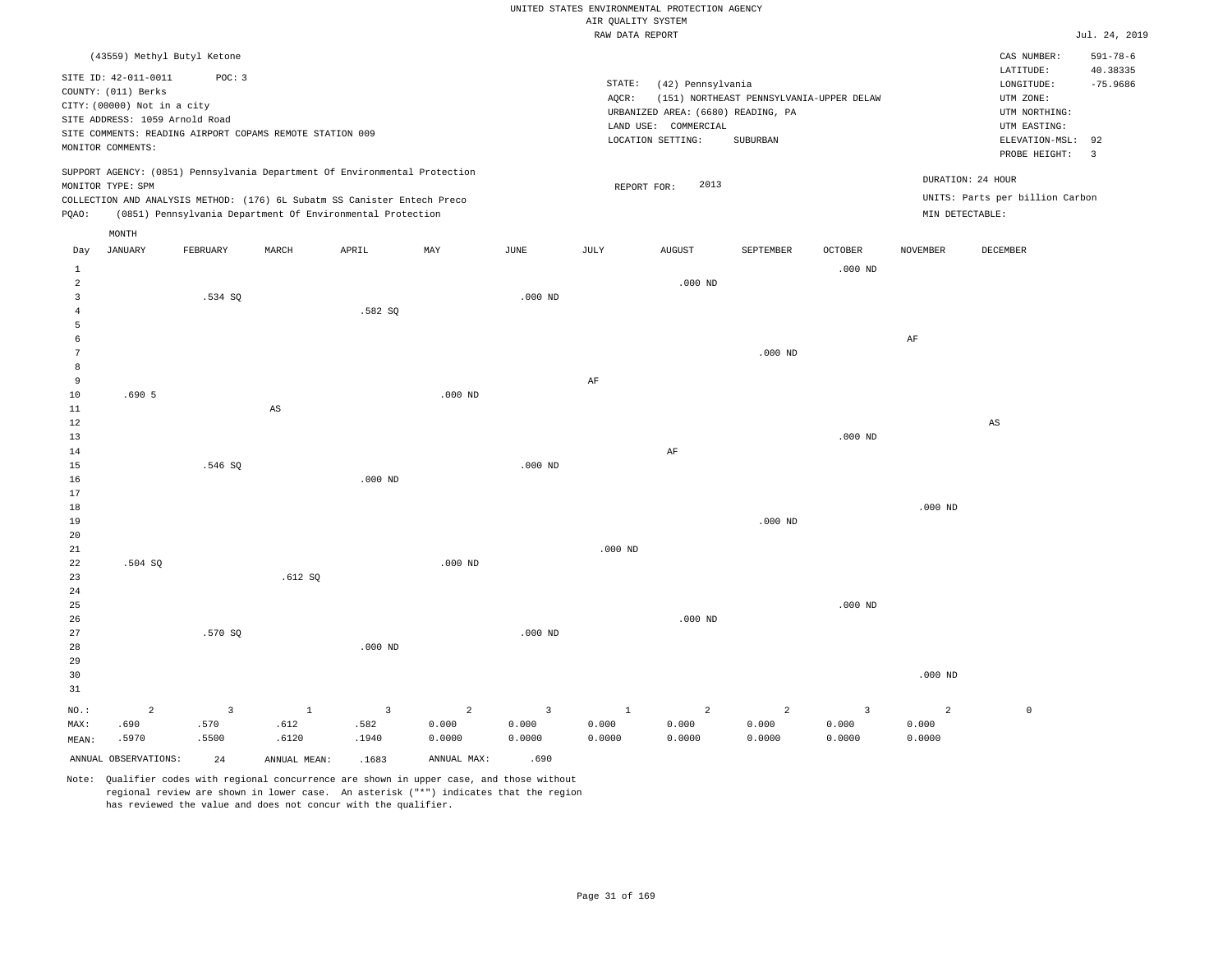UNITED STATES ENVIRONMENTAL PROTECTION AGENCY
AIR QUALITY SYSTEM
RAW DATA REPORT

Jul. 24, 2019

(43559) Methyl Butyl Ketone

SITE ID: 42-011-0011 POC: 3
COUNTY: (011) Berks
CITY: (00000) Not in a city
SITE ADDRESS: 1059 Arnold Road
SITE COMMENTS: READING AIRPORT COPAMS REMOTE STATION 009
MONITOR COMMENTS:

STATE: (42) Pennsylvania
AQCR: (151) NORTHEAST PENNSYLVANIA-UPPER DELAW
URBANIZED AREA: (6680) READING, PA
LAND USE: COMMERCIAL
LOCATION SETTING: SUBURBAN

CAS NUMBER: 591-78-6
LATITUDE: 40.38335
LONGITUDE: -75.9686
UTM ZONE:
UTM NORTHING:
UTM EASTING:
ELEVATION-MSL: 92
PROBE HEIGHT: 3

SUPPORT AGENCY: (0851) Pennsylvania Department Of Environmental Protection
MONITOR TYPE: SPM
COLLECTION AND ANALYSIS METHOD: (176) 6L Subatm SS Canister Entech Preco
PQAO: (0851) Pennsylvania Department Of Environmental Protection

REPORT FOR: 2013

DURATION: 24 HOUR
UNITS: Parts per billion Carbon
MIN DETECTABLE:

| Day | JANUARY | FEBRUARY | MARCH | APRIL | MAY | JUNE | JULY | AUGUST | SEPTEMBER | OCTOBER | NOVEMBER | DECEMBER |
|---|---|---|---|---|---|---|---|---|---|---|---|---|
| 1 | | | | | | | | | | .000 ND | | |
| 2 | | | | | | | | .000 ND | | | | |
| 3 | | .534 SQ | | | | .000 ND | | | | | | |
| 4 | | | | .582 SQ | | | | | | | | |
| 5 | | | | | | | | | | | | |
| 6 | | | | | | | | | | | AF | |
| 7 | | | | | | | | | .000 ND | | | |
| 8 | | | | | | | | | | | | |
| 9 | | | | | | | AF | | | | | |
| 10 | .690 5 | | | | .000 ND | | | | | | | |
| 11 | | | AS | | | | | | | | | |
| 12 | | | | | | | | | | | | AS |
| 13 | | | | | | | | | | .000 ND | | |
| 14 | | | | | | | | AF | | | | |
| 15 | | .546 SQ | | | | .000 ND | | | | | | |
| 16 | | | | .000 ND | | | | | | | | |
| 17 | | | | | | | | | | | | |
| 18 | | | | | | | | | | | .000 ND | |
| 19 | | | | | | | | | .000 ND | | | |
| 20 | | | | | | | | | | | | |
| 21 | | | | | | | .000 ND | | | | | |
| 22 | .504 SQ | | | | .000 ND | | | | | | | |
| 23 | | | .612 SQ | | | | | | | | | |
| 24 | | | | | | | | | | | | |
| 25 | | | | | | | | | | .000 ND | | |
| 26 | | | | | | | | .000 ND | | | | |
| 27 | | .570 SQ | | | | .000 ND | | | | | | |
| 28 | | | | .000 ND | | | | | | | | |
| 29 | | | | | | | | | | | | |
| 30 | | | | | | | | | | | .000 ND | |
| 31 | | | | | | | | | | | | |
| NO.: | 2 | 3 | 1 | 3 | 2 | 3 | 1 | 2 | 2 | 3 | 2 | 0 |
| MAX: | .690 | .570 | .612 | .582 | 0.000 | 0.000 | 0.000 | 0.000 | 0.000 | 0.000 | 0.000 | |
| MEAN: | .5970 | .5500 | .6120 | .1940 | 0.0000 | 0.0000 | 0.0000 | 0.0000 | 0.0000 | 0.0000 | 0.0000 | |

ANNUAL OBSERVATIONS: 24 ANNUAL MEAN: .1683 ANNUAL MAX: .690

Note: Qualifier codes with regional concurrence are shown in upper case, and those without regional review are shown in lower case. An asterisk ("*") indicates that the region has reviewed the value and does not concur with the qualifier.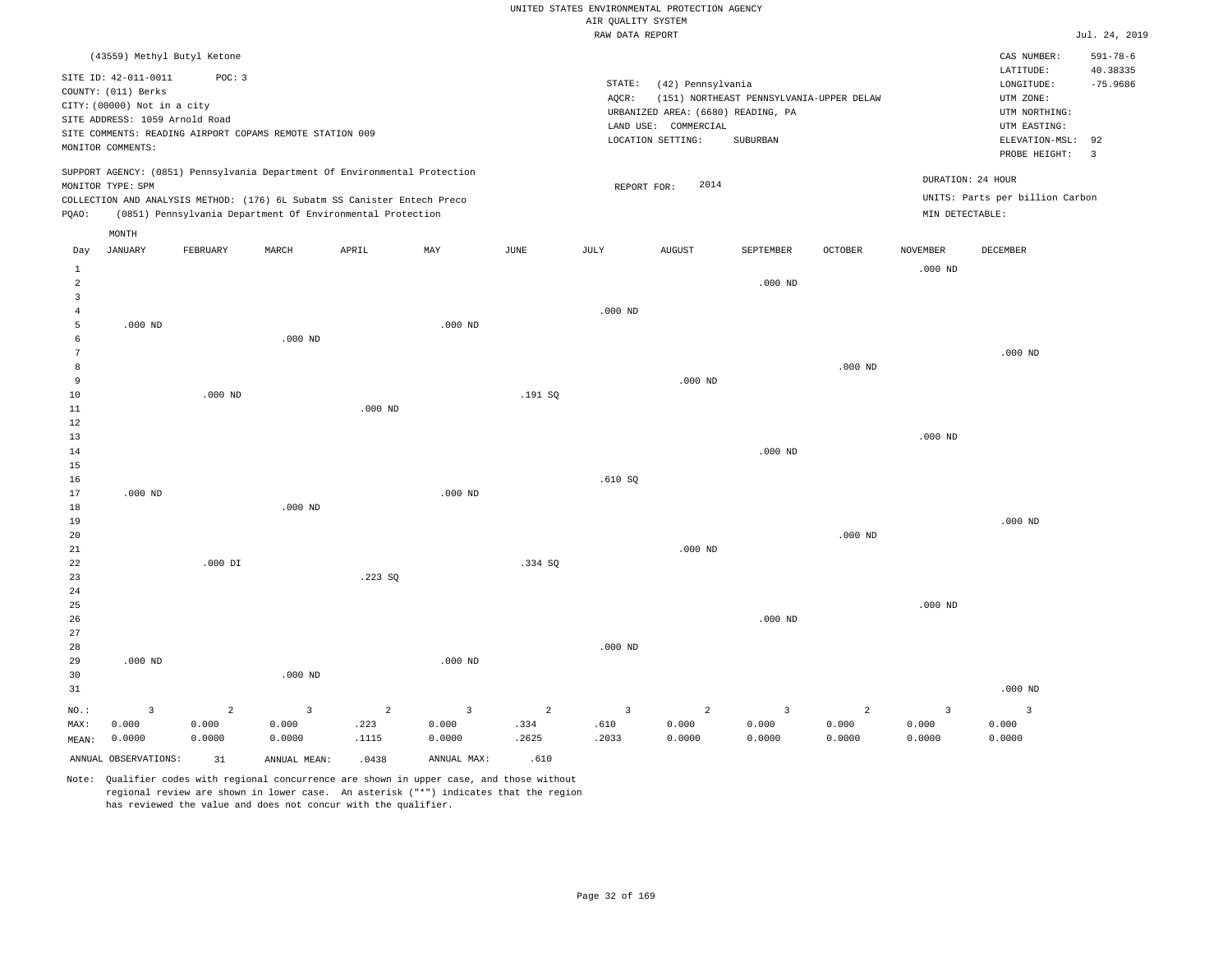UNITED STATES ENVIRONMENTAL PROTECTION AGENCY
AIR QUALITY SYSTEM
RAW DATA REPORT

Jul. 24, 2019

(43559) Methyl Butyl Ketone

SITE ID: 42-011-0011 POC: 3
COUNTY: (011) Berks
CITY: (00000) Not in a city
SITE ADDRESS: 1059 Arnold Road
SITE COMMENTS: READING AIRPORT COPAMS REMOTE STATION 009
MONITOR COMMENTS:

STATE: (42) Pennsylvania
AQCR: (151) NORTHEAST PENNSYLVANIA-UPPER DELAW
URBANIZED AREA: (6680) READING, PA
LAND USE: COMMERCIAL
LOCATION SETTING: SUBURBAN

CAS NUMBER: 591-78-6
LATITUDE: 40.38335
LONGITUDE: -75.9686
UTM ZONE:
UTM NORTHING:
UTM EASTING:
ELEVATION-MSL: 92
PROBE HEIGHT: 3

SUPPORT AGENCY: (0851) Pennsylvania Department Of Environmental Protection
MONITOR TYPE: SPM
COLLECTION AND ANALYSIS METHOD: (176) 6L Subatm SS Canister Entech Preco
PQAO: (0851) Pennsylvania Department Of Environmental Protection

REPORT FOR: 2014

DURATION: 24 HOUR
UNITS: Parts per billion Carbon
MIN DETECTABLE:

| Day | JANUARY | FEBRUARY | MARCH | APRIL | MAY | JUNE | JULY | AUGUST | SEPTEMBER | OCTOBER | NOVEMBER | DECEMBER |
|---|---|---|---|---|---|---|---|---|---|---|---|---|
| 1 | | | | | | | | | | | .000 ND | |
| 2 | | | | | | | | | .000 ND | | | |
| 3 | | | | | | | | | | | | |
| 4 | | | | | | | .000 ND | | | | | |
| 5 | .000 ND | | | | .000 ND | | | | | | | |
| 6 | | | .000 ND | | | | | | | | | |
| 7 | | | | | | | | | | | | .000 ND |
| 8 | | | | | | | | | | .000 ND | | |
| 9 | | | | | | | | .000 ND | | | | |
| 10 | | .000 ND | | | | .191 SQ | | | | | | |
| 11 | | | | .000 ND | | | | | | | | |
| 12 | | | | | | | | | | | | |
| 13 | | | | | | | | | | | .000 ND | |
| 14 | | | | | | | | | .000 ND | | | |
| 15 | | | | | | | | | | | | |
| 16 | | | | | | | .610 SQ | | | | | |
| 17 | .000 ND | | | | .000 ND | | | | | | | |
| 18 | | | .000 ND | | | | | | | | | |
| 19 | | | | | | | | | | | | .000 ND |
| 20 | | | | | | | | | | .000 ND | | |
| 21 | | | | | | | | .000 ND | | | | |
| 22 | | .000 DI | | | | .334 SQ | | | | | | |
| 23 | | | | .223 SQ | | | | | | | | |
| 24 | | | | | | | | | | | | |
| 25 | | | | | | | | | | | .000 ND | |
| 26 | | | | | | | | | .000 ND | | | |
| 27 | | | | | | | | | | | | |
| 28 | | | | | | | .000 ND | | | | | |
| 29 | .000 ND | | | | .000 ND | | | | | | | |
| 30 | | | .000 ND | | | | | | | | | |
| 31 | | | | | | | | | | | | .000 ND |
| NO.: | 3 | 2 | 3 | 2 | 3 | 2 | 3 | 2 | 3 | 2 | 3 | 3 |
| MAX: | 0.000 | 0.000 | 0.000 | .223 | 0.000 | .334 | .610 | 0.000 | 0.000 | 0.000 | 0.000 | 0.000 |
| MEAN: | 0.0000 | 0.0000 | 0.0000 | .1115 | 0.0000 | .2625 | .2033 | 0.0000 | 0.0000 | 0.0000 | 0.0000 | 0.0000 |

ANNUAL OBSERVATIONS: 31 ANNUAL MEAN: .0438 ANNUAL MAX: .610

Note: Qualifier codes with regional concurrence are shown in upper case, and those without regional review are shown in lower case. An asterisk ("*") indicates that the region has reviewed the value and does not concur with the qualifier.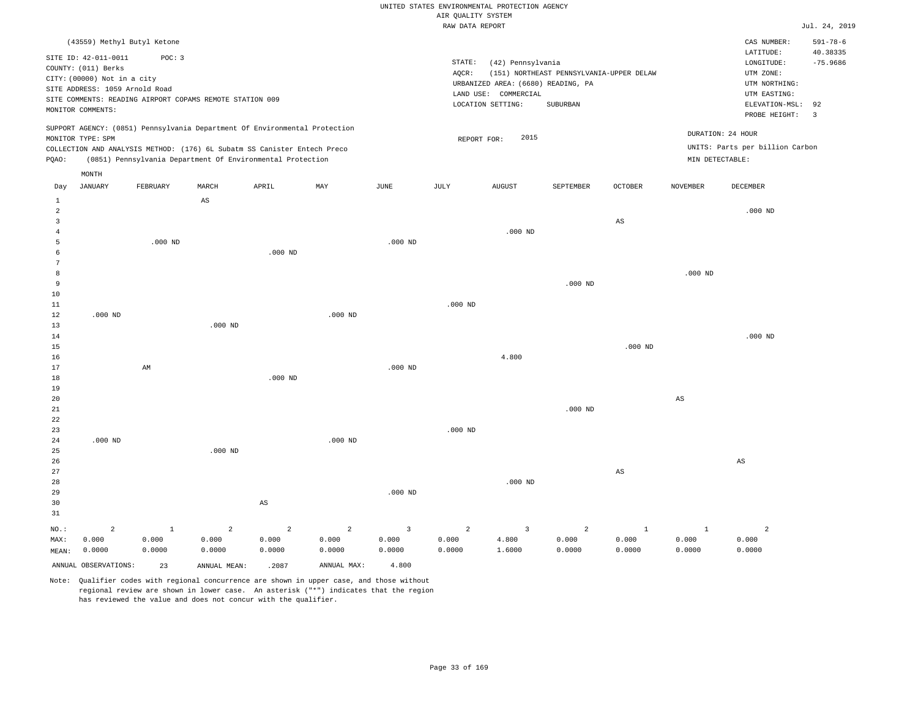UNITED STATES ENVIRONMENTAL PROTECTION AGENCY
AIR QUALITY SYSTEM
RAW DATA REPORT

Jul. 24, 2019

(43559) Methyl Butyl Ketone

SITE ID: 42-011-0011  POC: 3
COUNTY: (011) Berks
CITY: (00000) Not in a city
SITE ADDRESS: 1059 Arnold Road
SITE COMMENTS: READING AIRPORT COPAMS REMOTE STATION 009
MONITOR COMMENTS:

STATE: (42) Pennsylvania
AQCR: (151) NORTHEAST PENNSYLVANIA-UPPER DELAW
URBANIZED AREA: (6680) READING, PA
LAND USE: COMMERCIAL
LOCATION SETTING: SUBURBAN

CAS NUMBER: 591-78-6
LATITUDE: 40.38335
LONGITUDE: -75.9686
UTM ZONE:
UTM NORTHING:
UTM EASTING:
ELEVATION-MSL: 92
PROBE HEIGHT: 3

SUPPORT AGENCY: (0851) Pennsylvania Department Of Environmental Protection
MONITOR TYPE: SPM
COLLECTION AND ANALYSIS METHOD: (176) 6L Subatm SS Canister Entech Preco
PQAO: (0851) Pennsylvania Department Of Environmental Protection

REPORT FOR: 2015

DURATION: 24 HOUR
UNITS: Parts per billion Carbon
MIN DETECTABLE:

| Day | JANUARY | FEBRUARY | MARCH | APRIL | MAY | JUNE | JULY | AUGUST | SEPTEMBER | OCTOBER | NOVEMBER | DECEMBER |
|---|---|---|---|---|---|---|---|---|---|---|---|---|
| 1 | | | AS | | | | | | | | | |
| 2 | | | | | | | | | | | | .000 ND |
| 3 | | | | | | | | | | AS | | |
| 4 | | | | | | | | .000 ND | | | | |
| 5 | | .000 ND | | | | .000 ND | | | | | | |
| 6 | | | | .000 ND | | | | | | | | |
| 7 | | | | | | | | | | | | |
| 8 | | | | | | | | | | | .000 ND | |
| 9 | | | | | | | | | .000 ND | | | |
| 10 | | | | | | | | | | | | |
| 11 | | | | | | | .000 ND | | | | | |
| 12 | .000 ND | | | | .000 ND | | | | | | | |
| 13 | | | .000 ND | | | | | | | | | |
| 14 | | | | | | | | | | | | .000 ND |
| 15 | | | | | | | | | | .000 ND | | |
| 16 | | | | | | | | 4.800 | | | | |
| 17 | | AM | | | | .000 ND | | | | | | |
| 18 | | | | .000 ND | | | | | | | | |
| 19 | | | | | | | | | | | | |
| 20 | | | | | | | | | | | AS | |
| 21 | | | | | | | | | .000 ND | | | |
| 22 | | | | | | | | | | | | |
| 23 | | | | | | | .000 ND | | | | | |
| 24 | .000 ND | | | | .000 ND | | | | | | | |
| 25 | | | .000 ND | | | | | | | | | |
| 26 | | | | | | | | | | | | AS |
| 27 | | | | | | | | | | AS | | |
| 28 | | | | | | | | .000 ND | | | | |
| 29 | | | | | | .000 ND | | | | | | |
| 30 | | | | AS | | | | | | | | |
| 31 | | | | | | | | | | | | |
| NO.: | 2 | 1 | 2 | 2 | 2 | 3 | 2 | 3 | 2 | 1 | 1 | 2 |
| MAX: | 0.000 | 0.000 | 0.000 | 0.000 | 0.000 | 0.000 | 0.000 | 4.800 | 0.000 | 0.000 | 0.000 | 0.000 |
| MEAN: | 0.0000 | 0.0000 | 0.0000 | 0.0000 | 0.0000 | 0.0000 | 0.0000 | 1.6000 | 0.0000 | 0.0000 | 0.0000 | 0.0000 |

ANNUAL OBSERVATIONS: 23  ANNUAL MEAN: .2087  ANNUAL MAX: 4.800

Note: Qualifier codes with regional concurrence are shown in upper case, and those without regional review are shown in lower case. An asterisk ("*") indicates that the region has reviewed the value and does not concur with the qualifier.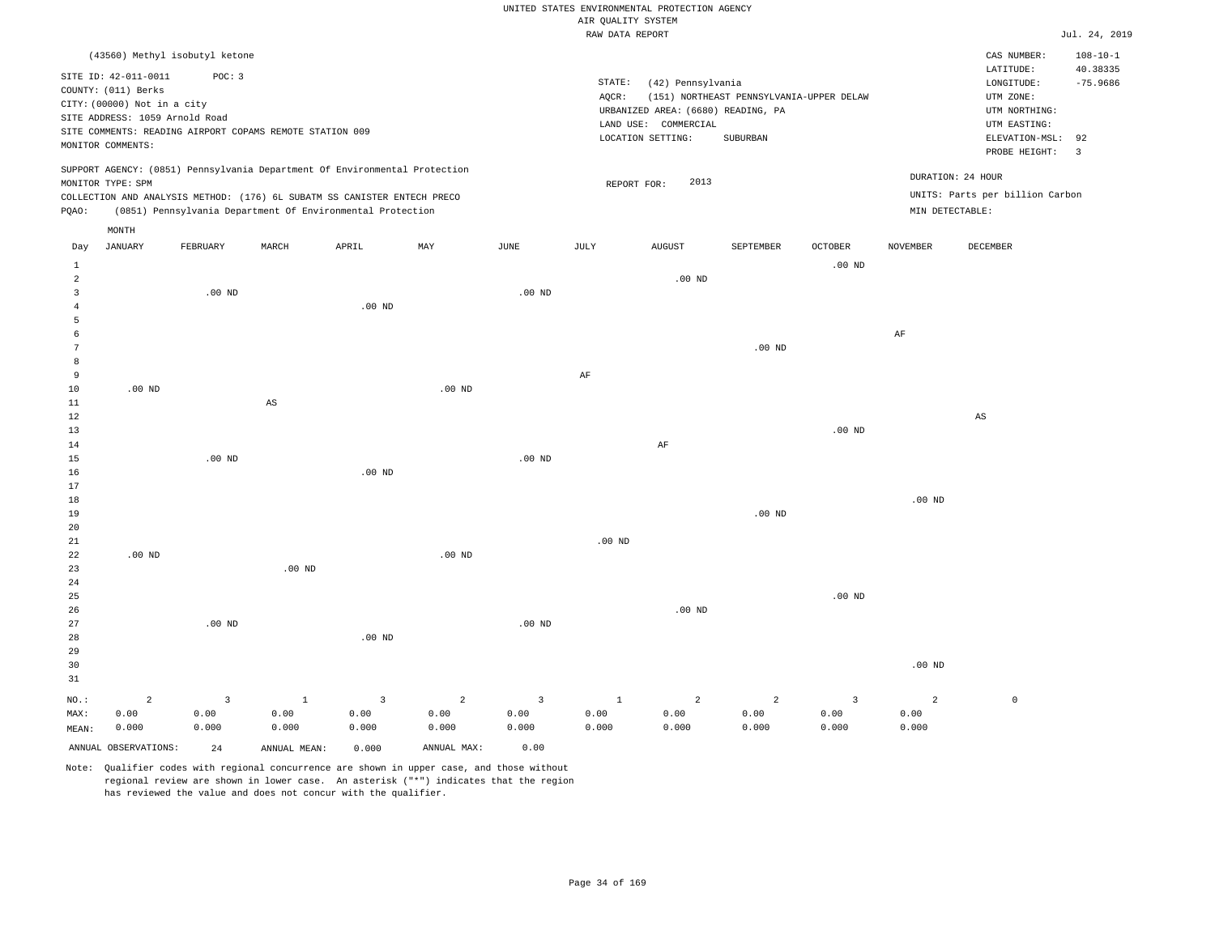UNITED STATES ENVIRONMENTAL PROTECTION AGENCY
AIR QUALITY SYSTEM
RAW DATA REPORT

Jul. 24, 2019

(43560) Methyl isobutyl ketone

SITE ID: 42-011-0011 POC: 3
COUNTY: (011) Berks
CITY: (00000) Not in a city
SITE ADDRESS: 1059 Arnold Road
SITE COMMENTS: READING AIRPORT COPAMS REMOTE STATION 009
MONITOR COMMENTS:

STATE: (42) Pennsylvania
AQCR: (151) NORTHEAST PENNSYLVANIA-UPPER DELAW
URBANIZED AREA: (6680) READING, PA
LAND USE: COMMERCIAL
LOCATION SETTING: SUBURBAN

CAS NUMBER: 108-10-1
LATITUDE: 40.38335
LONGITUDE: -75.9686
UTM ZONE:
UTM NORTHING:
UTM EASTING:
ELEVATION-MSL: 92
PROBE HEIGHT: 3

SUPPORT AGENCY: (0851) Pennsylvania Department Of Environmental Protection
MONITOR TYPE: SPM
COLLECTION AND ANALYSIS METHOD: (176) 6L SUBATM SS CANISTER ENTECH PRECO
PQAO: (0851) Pennsylvania Department Of Environmental Protection

REPORT FOR: 2013

DURATION: 24 HOUR
UNITS: Parts per billion Carbon
MIN DETECTABLE:

| Day | JANUARY | FEBRUARY | MARCH | APRIL | MAY | JUNE | JULY | AUGUST | SEPTEMBER | OCTOBER | NOVEMBER | DECEMBER |
|---|---|---|---|---|---|---|---|---|---|---|---|---|
| 1 | | | | | | | | | | .00 ND | | |
| 2 | | | | | | | | .00 ND | | | | |
| 3 | | .00 ND | | | | .00 ND | | | | | | |
| 4 | | | | .00 ND | | | | | | | | |
| 5 | | | | | | | | | | | | |
| 6 | | | | | | | | | | | AF | |
| 7 | | | | | | | | | .00 ND | | | |
| 8 | | | | | | | | | | | | |
| 9 | | | | | | | AF | | | | | |
| 10 | .00 ND | | | | .00 ND | | | | | | | |
| 11 | | | AS | | | | | | | | | |
| 12 | | | | | | | | | | | | AS |
| 13 | | | | | | | | | | .00 ND | | |
| 14 | | | | | | | | AF | | | | |
| 15 | | .00 ND | | | | .00 ND | | | | | | |
| 16 | | | | .00 ND | | | | | | | | |
| 17 | | | | | | | | | | | | |
| 18 | | | | | | | | | | | .00 ND | |
| 19 | | | | | | | | | .00 ND | | | |
| 20 | | | | | | | | | | | | |
| 21 | | | | | | | .00 ND | | | | | |
| 22 | .00 ND | | | | .00 ND | | | | | | | |
| 23 | | | .00 ND | | | | | | | | | |
| 24 | | | | | | | | | | | | |
| 25 | | | | | | | | | | .00 ND | | |
| 26 | | | | | | | | .00 ND | | | | |
| 27 | | .00 ND | | | | .00 ND | | | | | | |
| 28 | | | | .00 ND | | | | | | | | |
| 29 | | | | | | | | | | | | |
| 30 | | | | | | | | | | | .00 ND | |
| 31 | | | | | | | | | | | | |
| NO.: | 2 | 3 | 1 | 3 | 2 | 3 | 1 | 2 | 2 | 3 | 2 | 0 |
| MAX: | 0.00 | 0.00 | 0.00 | 0.00 | 0.00 | 0.00 | 0.00 | 0.00 | 0.00 | 0.00 | 0.00 | |
| MEAN: | 0.000 | 0.000 | 0.000 | 0.000 | 0.000 | 0.000 | 0.000 | 0.000 | 0.000 | 0.000 | 0.000 | |

ANNUAL OBSERVATIONS: 24 ANNUAL MEAN: 0.000 ANNUAL MAX: 0.00

Note: Qualifier codes with regional concurrence are shown in upper case, and those without regional review are shown in lower case. An asterisk ("*") indicates that the region has reviewed the value and does not concur with the qualifier.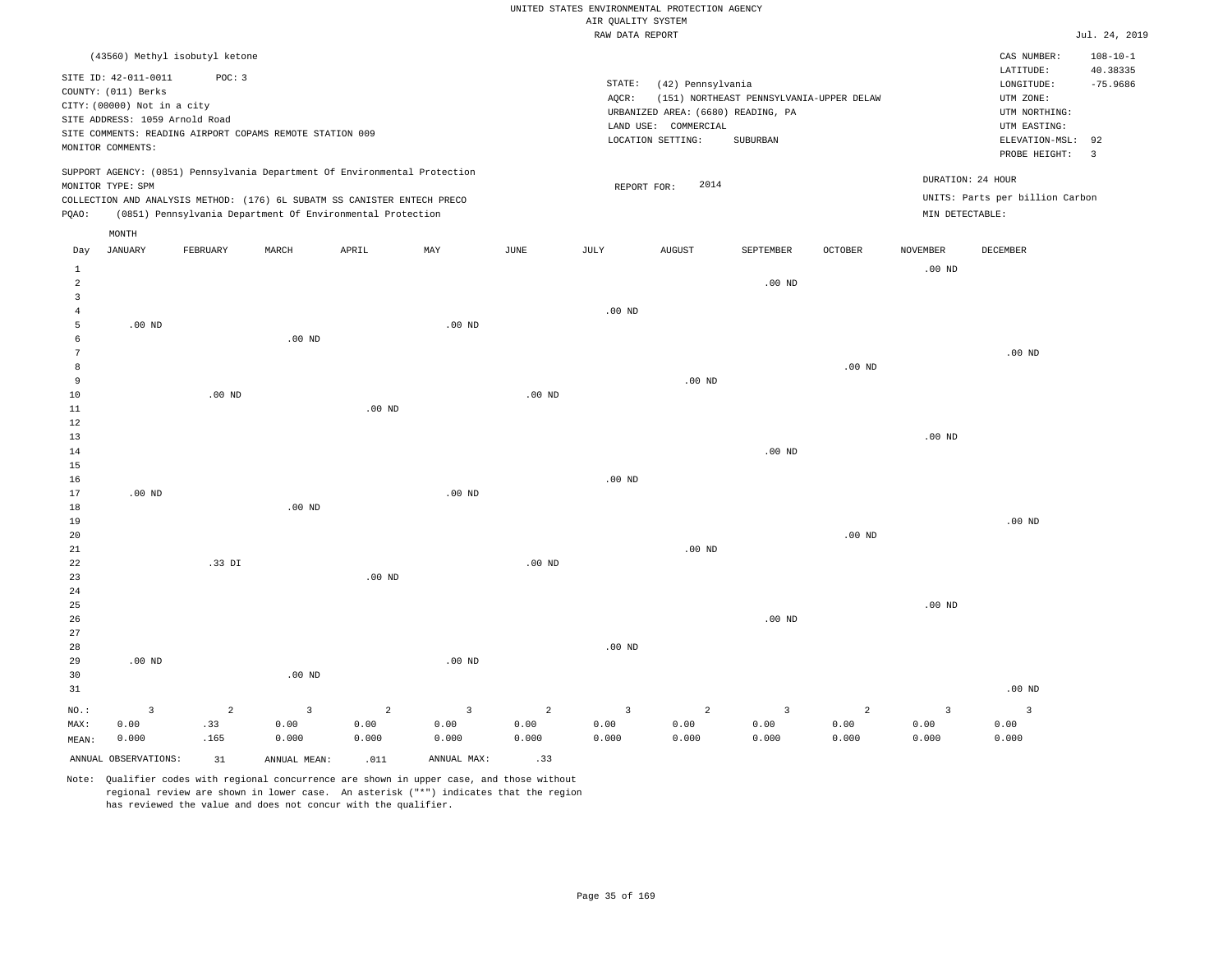UNITED STATES ENVIRONMENTAL PROTECTION AGENCY
AIR QUALITY SYSTEM
RAW DATA REPORT

Jul. 24, 2019

(43560) Methyl isobutyl ketone

SITE ID: 42-011-0011 POC: 3
COUNTY: (011) Berks
CITY: (00000) Not in a city
SITE ADDRESS: 1059 Arnold Road
SITE COMMENTS: READING AIRPORT COPAMS REMOTE STATION 009
MONITOR COMMENTS:

STATE: (42) Pennsylvania
AQCR: (151) NORTHEAST PENNSYLVANIA-UPPER DELAW
URBANIZED AREA: (6680) READING, PA
LAND USE: COMMERCIAL
LOCATION SETTING: SUBURBAN

CAS NUMBER: 108-10-1
LATITUDE: 40.38335
LONGITUDE: -75.9686
UTM ZONE:
UTM NORTHING:
UTM EASTING:
ELEVATION-MSL: 92
PROBE HEIGHT: 3

SUPPORT AGENCY: (0851) Pennsylvania Department Of Environmental Protection
MONITOR TYPE: SPM
COLLECTION AND ANALYSIS METHOD: (176) 6L SUBATM SS CANISTER ENTECH PRECO
PQAO: (0851) Pennsylvania Department Of Environmental Protection

REPORT FOR: 2014

DURATION: 24 HOUR
UNITS: Parts per billion Carbon
MIN DETECTABLE:

| Day | JANUARY | FEBRUARY | MARCH | APRIL | MAY | JUNE | JULY | AUGUST | SEPTEMBER | OCTOBER | NOVEMBER | DECEMBER |
|---|---|---|---|---|---|---|---|---|---|---|---|---|
| 1 | | | | | | | | | | | .00 ND | |
| 2 | | | | | | | | | .00 ND | | | |
| 3 | | | | | | | | | | | | |
| 4 | | | | | | | .00 ND | | | | | |
| 5 | .00 ND | | | | .00 ND | | | | | | | |
| 6 | | | .00 ND | | | | | | | | | |
| 7 | | | | | | | | | | | | .00 ND |
| 8 | | | | | | | | | | .00 ND | | |
| 9 | | | | | | | | .00 ND | | | | |
| 10 | | .00 ND | | | | .00 ND | | | | | | |
| 11 | | | | .00 ND | | | | | | | | |
| 12 | | | | | | | | | | | | |
| 13 | | | | | | | | | | | .00 ND | |
| 14 | | | | | | | | | .00 ND | | | |
| 15 | | | | | | | | | | | | |
| 16 | | | | | | | .00 ND | | | | | |
| 17 | .00 ND | | | | .00 ND | | | | | | | |
| 18 | | | .00 ND | | | | | | | | | |
| 19 | | | | | | | | | | | | .00 ND |
| 20 | | | | | | | | | | .00 ND | | |
| 21 | | | | | | | | .00 ND | | | | |
| 22 | | .33 DI | | | | .00 ND | | | | | | |
| 23 | | | | .00 ND | | | | | | | | |
| 24 | | | | | | | | | | | | |
| 25 | | | | | | | | | | | .00 ND | |
| 26 | | | | | | | | | .00 ND | | | |
| 27 | | | | | | | | | | | | |
| 28 | | | | | | | .00 ND | | | | | |
| 29 | .00 ND | | | | .00 ND | | | | | | | |
| 30 | | | .00 ND | | | | | | | | | |
| 31 | | | | | | | | | | | | .00 ND |
| NO.: | 3 | 2 | 3 | 2 | 3 | 2 | 3 | 2 | 3 | 2 | 3 | 3 |
| MAX: | 0.00 | .33 | 0.00 | 0.00 | 0.00 | 0.00 | 0.00 | 0.00 | 0.00 | 0.00 | 0.00 | 0.00 |
| MEAN: | 0.000 | .165 | 0.000 | 0.000 | 0.000 | 0.000 | 0.000 | 0.000 | 0.000 | 0.000 | 0.000 | 0.000 |

ANNUAL OBSERVATIONS: 31 ANNUAL MEAN: .011 ANNUAL MAX: .33

Note: Qualifier codes with regional concurrence are shown in upper case, and those without regional review are shown in lower case. An asterisk ("*") indicates that the region has reviewed the value and does not concur with the qualifier.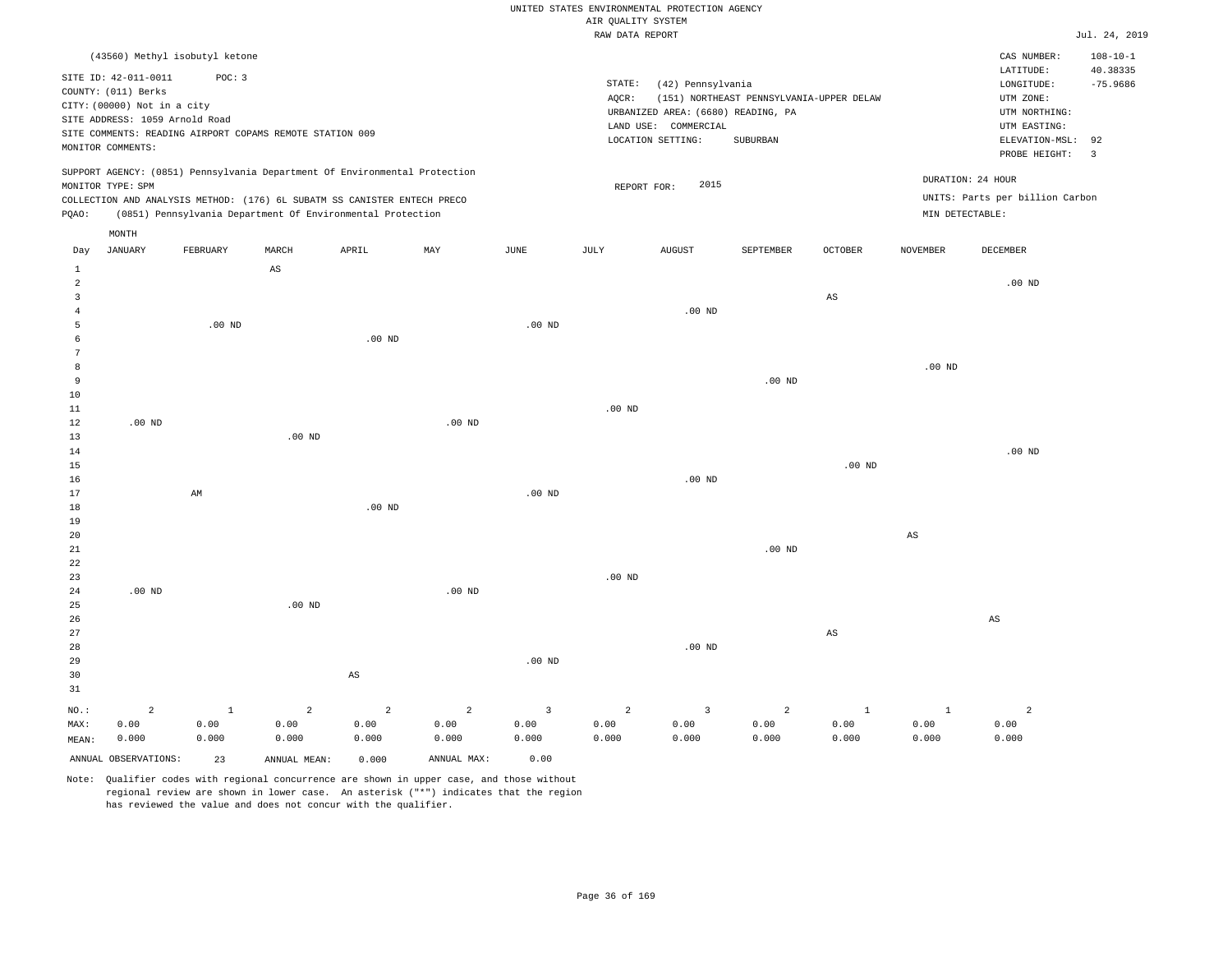UNITED STATES ENVIRONMENTAL PROTECTION AGENCY
AIR QUALITY SYSTEM
RAW DATA REPORT

Jul. 24, 2019

(43560) Methyl isobutyl ketone

SITE ID: 42-011-0011 POC: 3
COUNTY: (011) Berks
CITY: (00000) Not in a city
SITE ADDRESS: 1059 Arnold Road
SITE COMMENTS: READING AIRPORT COPAMS REMOTE STATION 009
MONITOR COMMENTS:

STATE: (42) Pennsylvania
AQCR: (151) NORTHEAST PENNSYLVANIA-UPPER DELAW
URBANIZED AREA: (6680) READING, PA
LAND USE: COMMERCIAL
LOCATION SETTING: SUBURBAN

CAS NUMBER: 108-10-1
LATITUDE: 40.38335
LONGITUDE: -75.9686
UTM ZONE:
UTM NORTHING:
UTM EASTING:
ELEVATION-MSL: 92
PROBE HEIGHT: 3

SUPPORT AGENCY: (0851) Pennsylvania Department Of Environmental Protection
MONITOR TYPE: SPM
COLLECTION AND ANALYSIS METHOD: (176) 6L SUBATM SS CANISTER ENTECH PRECO
PQAO: (0851) Pennsylvania Department Of Environmental Protection

REPORT FOR: 2015

DURATION: 24 HOUR
UNITS: Parts per billion Carbon
MIN DETECTABLE:

| Day | JANUARY | FEBRUARY | MARCH | APRIL | MAY | JUNE | JULY | AUGUST | SEPTEMBER | OCTOBER | NOVEMBER | DECEMBER |
|---|---|---|---|---|---|---|---|---|---|---|---|---|
| 1 | | | AS | | | | | | | | | |
| 2 | | | | | | | | | | | | .00 ND |
| 3 | | | | | | | | | | AS | | |
| 4 | | | | | | | | .00 ND | | | | |
| 5 | | .00 ND | | | | .00 ND | | | | | | |
| 6 | | | | .00 ND | | | | | | | | |
| 7 | | | | | | | | | | | | |
| 8 | | | | | | | | | | | .00 ND | |
| 9 | | | | | | | | | .00 ND | | | |
| 10 | | | | | | | | | | | | |
| 11 | | | | | | | .00 ND | | | | | |
| 12 | .00 ND | | | | .00 ND | | | | | | | |
| 13 | | | .00 ND | | | | | | | | | |
| 14 | | | | | | | | | | | | .00 ND |
| 15 | | | | | | | | | | .00 ND | | |
| 16 | | | | | | | | .00 ND | | | | |
| 17 | | AM | | | | .00 ND | | | | | | |
| 18 | | | | .00 ND | | | | | | | | |
| 19 | | | | | | | | | | | | |
| 20 | | | | | | | | | | | AS | |
| 21 | | | | | | | | | .00 ND | | | |
| 22 | | | | | | | | | | | | |
| 23 | | | | | | | .00 ND | | | | | |
| 24 | .00 ND | | | | .00 ND | | | | | | | |
| 25 | | | .00 ND | | | | | | | | | |
| 26 | | | | | | | | | | | | AS |
| 27 | | | | | | | | | | AS | | |
| 28 | | | | | | | | .00 ND | | | | |
| 29 | | | | | | .00 ND | | | | | | |
| 30 | | | | AS | | | | | | | | |
| 31 | | | | | | | | | | | | |
| NO.: | 2 | 1 | 2 | 2 | 2 | 3 | 2 | 3 | 2 | 1 | 1 | 2 |
| MAX: | 0.00 | 0.00 | 0.00 | 0.00 | 0.00 | 0.00 | 0.00 | 0.00 | 0.00 | 0.00 | 0.00 | 0.00 |
| MEAN: | 0.000 | 0.000 | 0.000 | 0.000 | 0.000 | 0.000 | 0.000 | 0.000 | 0.000 | 0.000 | 0.000 | 0.000 |

ANNUAL OBSERVATIONS: 23 ANNUAL MEAN: 0.000 ANNUAL MAX: 0.00

Note: Qualifier codes with regional concurrence are shown in upper case, and those without regional review are shown in lower case. An asterisk ("*") indicates that the region has reviewed the value and does not concur with the qualifier.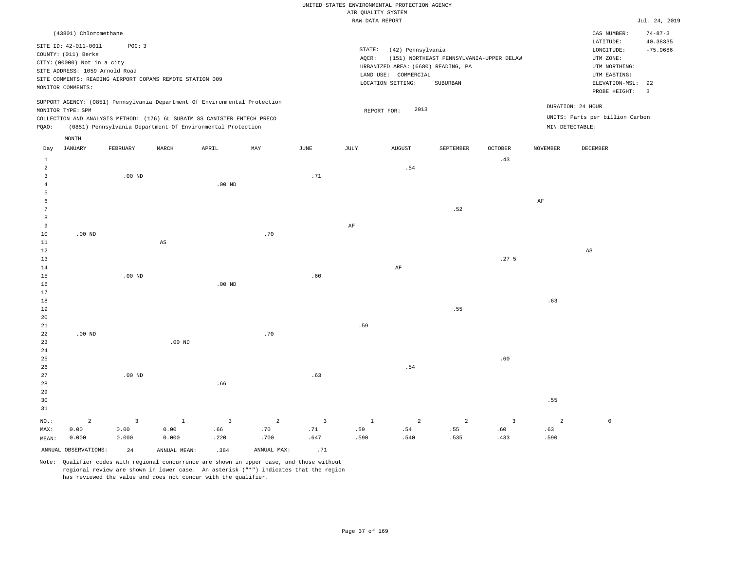UNITED STATES ENVIRONMENTAL PROTECTION AGENCY
AIR QUALITY SYSTEM
RAW DATA REPORT

Jul. 24, 2019

(43801) Chloromethane

SITE ID: 42-011-0011 POC: 3
COUNTY: (011) Berks
CITY: (00000) Not in a city
SITE ADDRESS: 1059 Arnold Road
SITE COMMENTS: READING AIRPORT COPAMS REMOTE STATION 009
MONITOR COMMENTS:

STATE: (42) Pennsylvania
AQCR: (151) NORTHEAST PENNSYLVANIA-UPPER DELAW
URBANIZED AREA: (6680) READING, PA
LAND USE: COMMERCIAL
LOCATION SETTING: SUBURBAN

CAS NUMBER: 74-87-3
LATITUDE: 40.38335
LONGITUDE: -75.9686
UTM ZONE:
UTM NORTHING:
UTM EASTING:
ELEVATION-MSL: 92
PROBE HEIGHT: 3

SUPPORT AGENCY: (0851) Pennsylvania Department Of Environmental Protection
MONITOR TYPE: SPM
COLLECTION AND ANALYSIS METHOD: (176) 6L SUBATM SS CANISTER ENTECH PRECO
PQAO: (0851) Pennsylvania Department Of Environmental Protection

REPORT FOR: 2013

DURATION: 24 HOUR
UNITS: Parts per billion Carbon
MIN DETECTABLE:

| Day | JANUARY | FEBRUARY | MARCH | APRIL | MAY | JUNE | JULY | AUGUST | SEPTEMBER | OCTOBER | NOVEMBER | DECEMBER |
|---|---|---|---|---|---|---|---|---|---|---|---|---|
| 1 | | | | | | | | | | .43 | | |
| 2 | | | | | | | | .54 | | | | |
| 3 | | .00 ND | | | | .71 | | | | | | |
| 4 | | | | .00 ND | | | | | | | | |
| 5 | | | | | | | | | | | | |
| 6 | | | | | | | | | | | AF | |
| 7 | | | | | | | | | .52 | | | |
| 8 | | | | | | | | | | | | |
| 9 | | | | | | | AF | | | | | |
| 10 | .00 ND | | | | .70 | | | | | | | |
| 11 | | | AS | | | | | | | | | |
| 12 | | | | | | | | | | | | AS |
| 13 | | | | | | | | | | .27 5 | | |
| 14 | | | | | | | | AF | | | | |
| 15 | | .00 ND | | | | .60 | | | | | | |
| 16 | | | | .00 ND | | | | | | | | |
| 17 | | | | | | | | | | | | |
| 18 | | | | | | | | | | | .63 | |
| 19 | | | | | | | | | .55 | | | |
| 20 | | | | | | | | | | | | |
| 21 | | | | | | | .59 | | | | | |
| 22 | .00 ND | | | | .70 | | | | | | | |
| 23 | | | .00 ND | | | | | | | | | |
| 24 | | | | | | | | | | | | |
| 25 | | | | | | | | | | .60 | | |
| 26 | | | | | | | | .54 | | | | |
| 27 | | .00 ND | | | | .63 | | | | | | |
| 28 | | | | .66 | | | | | | | | |
| 29 | | | | | | | | | | | | |
| 30 | | | | | | | | | | | .55 | |
| 31 | | | | | | | | | | | | |
| NO.: | 2 | 3 | 1 | 3 | 2 | 3 | 1 | 2 | 2 | 3 | 2 | 0 |
| MAX: | 0.00 | 0.00 | 0.00 | .66 | .70 | .71 | .59 | .54 | .55 | .60 | .63 | |
| MEAN: | 0.000 | 0.000 | 0.000 | .220 | .700 | .647 | .590 | .540 | .535 | .433 | .590 | |

ANNUAL OBSERVATIONS: 24 ANNUAL MEAN: .384 ANNUAL MAX: .71

Note: Qualifier codes with regional concurrence are shown in upper case, and those without regional review are shown in lower case. An asterisk ("*") indicates that the region has reviewed the value and does not concur with the qualifier.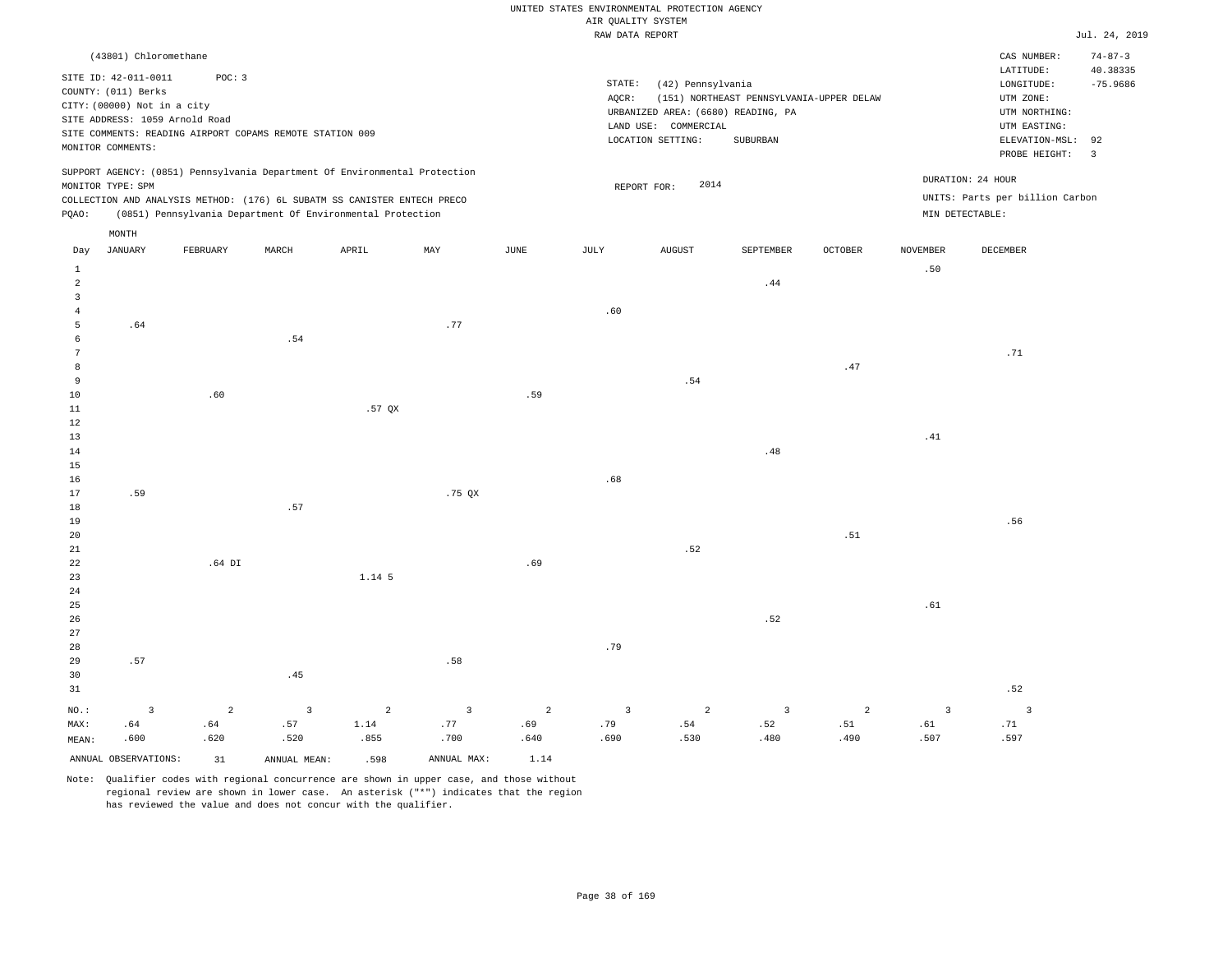UNITED STATES ENVIRONMENTAL PROTECTION AGENCY
AIR QUALITY SYSTEM
RAW DATA REPORT

Jul. 24, 2019

(43801) Chloromethane

SITE ID: 42-011-0011 POC: 3
COUNTY: (011) Berks
CITY: (00000) Not in a city
SITE ADDRESS: 1059 Arnold Road
SITE COMMENTS: READING AIRPORT COPAMS REMOTE STATION 009
MONITOR COMMENTS:

STATE: (42) Pennsylvania
AQCR: (151) NORTHEAST PENNSYLVANIA-UPPER DELAW
URBANIZED AREA: (6680) READING, PA
LAND USE: COMMERCIAL
LOCATION SETTING: SUBURBAN

CAS NUMBER: 74-87-3
LATITUDE: 40.38335
LONGITUDE: -75.9686
UTM ZONE:
UTM NORTHING:
UTM EASTING:
ELEVATION-MSL: 92
PROBE HEIGHT: 3

SUPPORT AGENCY: (0851) Pennsylvania Department Of Environmental Protection
MONITOR TYPE: SPM
COLLECTION AND ANALYSIS METHOD: (176) 6L SUBATM SS CANISTER ENTECH PRECO
PQAO: (0851) Pennsylvania Department Of Environmental Protection

REPORT FOR: 2014

DURATION: 24 HOUR
UNITS: Parts per billion Carbon
MIN DETECTABLE:

| Day | JANUARY | FEBRUARY | MARCH | APRIL | MAY | JUNE | JULY | AUGUST | SEPTEMBER | OCTOBER | NOVEMBER | DECEMBER |
|---|---|---|---|---|---|---|---|---|---|---|---|---|
| 1 | | | | | | | | | | | .50 | |
| 2 | | | | | | | | | .44 | | | |
| 3 | | | | | | | | | | | | |
| 4 | | | | | | | .60 | | | | | |
| 5 | .64 | | | | .77 | | | | | | | |
| 6 | | | .54 | | | | | | | | | |
| 7 | | | | | | | | | | | | .71 |
| 8 | | | | | | | | | | .47 | | |
| 9 | | | | | | | | .54 | | | | |
| 10 | | .60 | | | | .59 | | | | | | |
| 11 | | | | .57 QX | | | | | | | | |
| 12 | | | | | | | | | | | | |
| 13 | | | | | | | | | | | .41 | |
| 14 | | | | | | | | | .48 | | | |
| 15 | | | | | | | | | | | | |
| 16 | | | | | | | .68 | | | | | |
| 17 | .59 | | | | .75 QX | | | | | | | |
| 18 | | | .57 | | | | | | | | | |
| 19 | | | | | | | | | | | | .56 |
| 20 | | | | | | | | | | .51 | | |
| 21 | | | | | | | | .52 | | | | |
| 22 | | .64 DI | | | | .69 | | | | | | |
| 23 | | | | 1.14 5 | | | | | | | | |
| 24 | | | | | | | | | | | | |
| 25 | | | | | | | | | | | .61 | |
| 26 | | | | | | | | | .52 | | | |
| 27 | | | | | | | | | | | | |
| 28 | | | | | | | .79 | | | | | |
| 29 | .57 | | | | .58 | | | | | | | |
| 30 | | | .45 | | | | | | | | | |
| 31 | | | | | | | | | | | | .52 |
| NO.: | 3 | 2 | 3 | 2 | 3 | 2 | 3 | 2 | 3 | 2 | 3 | 3 |
| MAX: | .64 | .64 | .57 | 1.14 | .77 | .69 | .79 | .54 | .52 | .51 | .61 | .71 |
| MEAN: | .600 | .620 | .520 | .855 | .700 | .640 | .690 | .530 | .480 | .490 | .507 | .597 |

ANNUAL OBSERVATIONS: 31 ANNUAL MEAN: .598 ANNUAL MAX: 1.14

Note: Qualifier codes with regional concurrence are shown in upper case, and those without regional review are shown in lower case. An asterisk ("*") indicates that the region has reviewed the value and does not concur with the qualifier.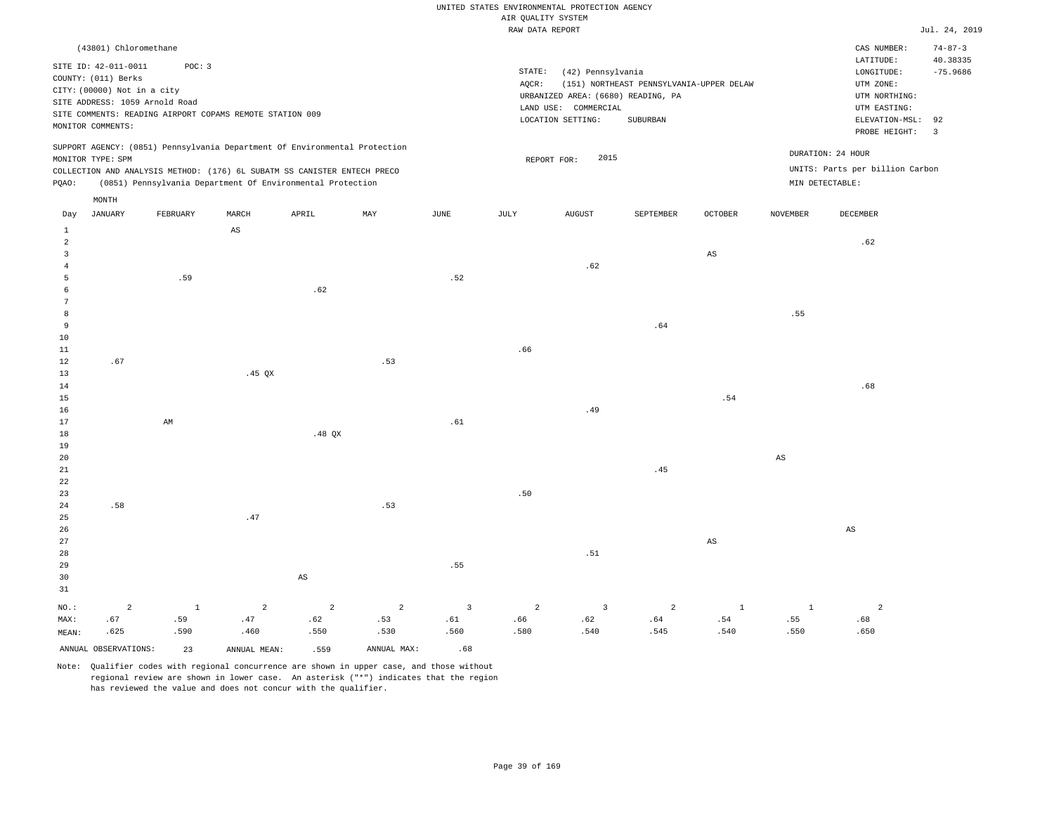UNITED STATES ENVIRONMENTAL PROTECTION AGENCY
AIR QUALITY SYSTEM
RAW DATA REPORT

Jul. 24, 2019

(43801) Chloromethane

SITE ID: 42-011-0011 POC: 3
COUNTY: (011) Berks
CITY: (00000) Not in a city
SITE ADDRESS: 1059 Arnold Road
SITE COMMENTS: READING AIRPORT COPAMS REMOTE STATION 009
MONITOR COMMENTS:

STATE: (42) Pennsylvania
AQCR: (151) NORTHEAST PENNSYLVANIA-UPPER DELAW
URBANIZED AREA: (6680) READING, PA
LAND USE: COMMERCIAL
LOCATION SETTING: SUBURBAN

CAS NUMBER: 74-87-3
LATITUDE: 40.38335
LONGITUDE: -75.9686
UTM ZONE:
UTM NORTHING:
UTM EASTING:
ELEVATION-MSL: 92
PROBE HEIGHT: 3

SUPPORT AGENCY: (0851) Pennsylvania Department Of Environmental Protection
MONITOR TYPE: SPM
COLLECTION AND ANALYSIS METHOD: (176) 6L SUBATM SS CANISTER ENTECH PRECO
PQAO: (0851) Pennsylvania Department Of Environmental Protection

REPORT FOR: 2015

DURATION: 24 HOUR
UNITS: Parts per billion Carbon
MIN DETECTABLE:

| Day | JANUARY | FEBRUARY | MARCH | APRIL | MAY | JUNE | JULY | AUGUST | SEPTEMBER | OCTOBER | NOVEMBER | DECEMBER |
|---|---|---|---|---|---|---|---|---|---|---|---|---|
| 1 | | | AS | | | | | | | | | |
| 2 | | | | | | | | | | | | .62 |
| 3 | | | | | | | | | | AS | | |
| 4 | | | | | | | | .62 | | | | |
| 5 | | .59 | | | | .52 | | | | | | |
| 6 | | | | .62 | | | | | | | | |
| 7 | | | | | | | | | | | | |
| 8 | | | | | | | | | | | .55 | |
| 9 | | | | | | | | | .64 | | | |
| 10 | | | | | | | | | | | | |
| 11 | | | | | | | .66 | | | | | |
| 12 | .67 | | | | .53 | | | | | | | |
| 13 | | | .45 QX | | | | | | | | | |
| 14 | | | | | | | | | | | | .68 |
| 15 | | | | | | | | | | .54 | | |
| 16 | | | | | | | | .49 | | | | |
| 17 | | AM | | | | .61 | | | | | | |
| 18 | | | | .48 QX | | | | | | | | |
| 19 | | | | | | | | | | | | |
| 20 | | | | | | | | | | | AS | |
| 21 | | | | | | | | | .45 | | | |
| 22 | | | | | | | | | | | | |
| 23 | | | | | | | .50 | | | | | |
| 24 | .58 | | | | .53 | | | | | | | |
| 25 | | | .47 | | | | | | | | | |
| 26 | | | | | | | | | | | | AS |
| 27 | | | | | | | | | | AS | | |
| 28 | | | | | | | | .51 | | | | |
| 29 | | | | | | .55 | | | | | | |
| 30 | | | | AS | | | | | | | | |
| 31 | | | | | | | | | | | | |
| NO.: | 2 | 1 | 2 | 2 | 2 | 3 | 2 | 3 | 2 | 1 | 1 | 2 |
| MAX: | .67 | .59 | .47 | .62 | .53 | .61 | .66 | .62 | .64 | .54 | .55 | .68 |
| MEAN: | .625 | .590 | .460 | .550 | .530 | .560 | .580 | .540 | .545 | .540 | .550 | .650 |

ANNUAL OBSERVATIONS: 23 ANNUAL MEAN: .559 ANNUAL MAX: .68

Note: Qualifier codes with regional concurrence are shown in upper case, and those without regional review are shown in lower case. An asterisk ("*") indicates that the region has reviewed the value and does not concur with the qualifier.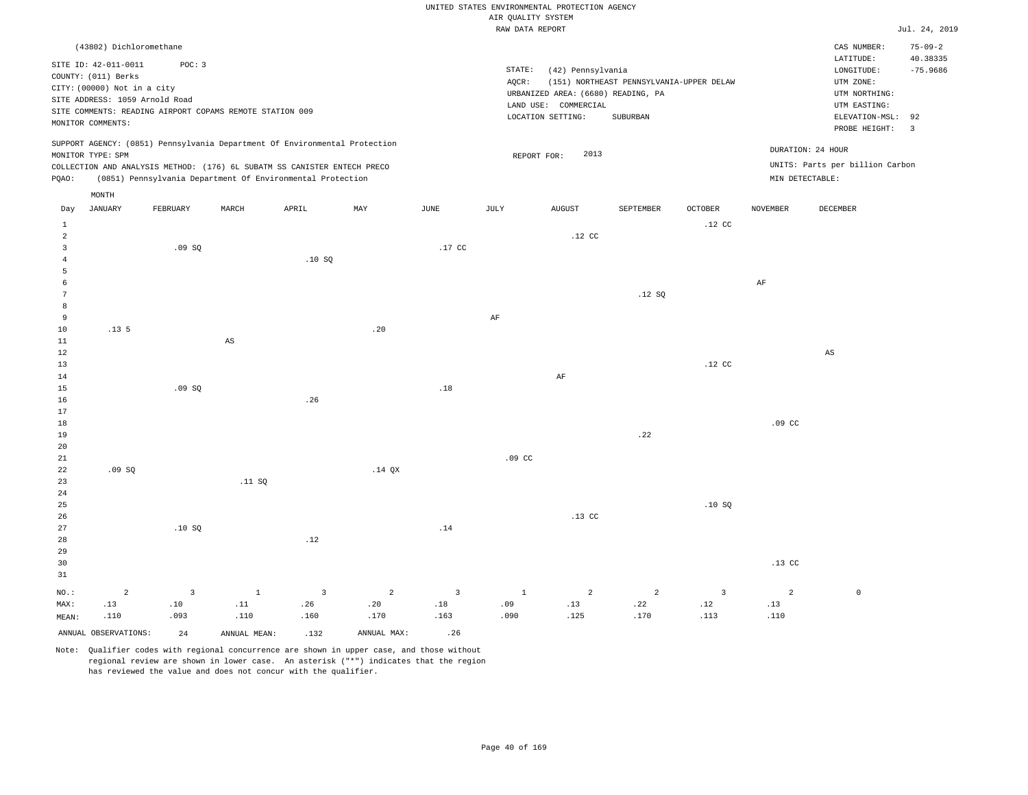UNITED STATES ENVIRONMENTAL PROTECTION AGENCY
AIR QUALITY SYSTEM
RAW DATA REPORT

Jul. 24, 2019

(43802) Dichloromethane

SITE ID: 42-011-0011 POC: 3
COUNTY: (011) Berks
CITY: (00000) Not in a city
SITE ADDRESS: 1059 Arnold Road
SITE COMMENTS: READING AIRPORT COPAMS REMOTE STATION 009
MONITOR COMMENTS:

STATE: (42) Pennsylvania
AQCR: (151) NORTHEAST PENNSYLVANIA-UPPER DELAW
URBANIZED AREA: (6680) READING, PA
LAND USE: COMMERCIAL
LOCATION SETTING: SUBURBAN

CAS NUMBER: 75-09-2
LATITUDE: 40.38335
LONGITUDE: -75.9686
UTM ZONE:
UTM NORTHING:
UTM EASTING:
ELEVATION-MSL: 92
PROBE HEIGHT: 3

SUPPORT AGENCY: (0851) Pennsylvania Department Of Environmental Protection
MONITOR TYPE: SPM
COLLECTION AND ANALYSIS METHOD: (176) 6L SUBATM SS CANISTER ENTECH PRECO
PQAO: (0851) Pennsylvania Department Of Environmental Protection

REPORT FOR: 2013

DURATION: 24 HOUR
UNITS: Parts per billion Carbon
MIN DETECTABLE:

| Day | JANUARY | FEBRUARY | MARCH | APRIL | MAY | JUNE | JULY | AUGUST | SEPTEMBER | OCTOBER | NOVEMBER | DECEMBER |
|---|---|---|---|---|---|---|---|---|---|---|---|---|
| 1 | | | | | | | | | | .12 CC | | |
| 2 | | | | | | | | .12 CC | | | | |
| 3 | | .09 SQ | | | | .17 CC | | | | | | |
| 4 | | | | .10 SQ | | | | | | | | |
| 5 | | | | | | | | | | | | |
| 6 | | | | | | | | | | | AF | |
| 7 | | | | | | | | | .12 SQ | | | |
| 8 | | | | | | | | | | | | |
| 9 | | | | | | | AF | | | | | |
| 10 | .13 5 | | | | .20 | | | | | | | |
| 11 | | | AS | | | | | | | | | |
| 12 | | | | | | | | | | | | AS |
| 13 | | | | | | | | | | .12 CC | | |
| 14 | | | | | | | | AF | | | | |
| 15 | | .09 SQ | | | | .18 | | | | | | |
| 16 | | | | .26 | | | | | | | | |
| 17 | | | | | | | | | | | | |
| 18 | | | | | | | | | | | .09 CC | |
| 19 | | | | | | | | | .22 | | | |
| 20 | | | | | | | | | | | | |
| 21 | | | | | | | .09 CC | | | | | |
| 22 | .09 SQ | | | | .14 QX | | | | | | | |
| 23 | | | .11 SQ | | | | | | | | | |
| 24 | | | | | | | | | | | | |
| 25 | | | | | | | | | | .10 SQ | | |
| 26 | | | | | | | | .13 CC | | | | |
| 27 | | .10 SQ | | | | .14 | | | | | | |
| 28 | | | | .12 | | | | | | | | |
| 29 | | | | | | | | | | | | |
| 30 | | | | | | | | | | | .13 CC | |
| 31 | | | | | | | | | | | | |
| NO.: | 2 | 3 | 1 | 3 | 2 | 3 | 1 | 2 | 2 | 3 | 2 | 0 |
| MAX: | .13 | .10 | .11 | .26 | .20 | .18 | .09 | .13 | .22 | .12 | .13 | |
| MEAN: | .110 | .093 | .110 | .160 | .170 | .163 | .090 | .125 | .170 | .113 | .110 | |

ANNUAL OBSERVATIONS: 24 ANNUAL MEAN: .132 ANNUAL MAX: .26

Note: Qualifier codes with regional concurrence are shown in upper case, and those without regional review are shown in lower case. An asterisk ("*") indicates that the region has reviewed the value and does not concur with the qualifier.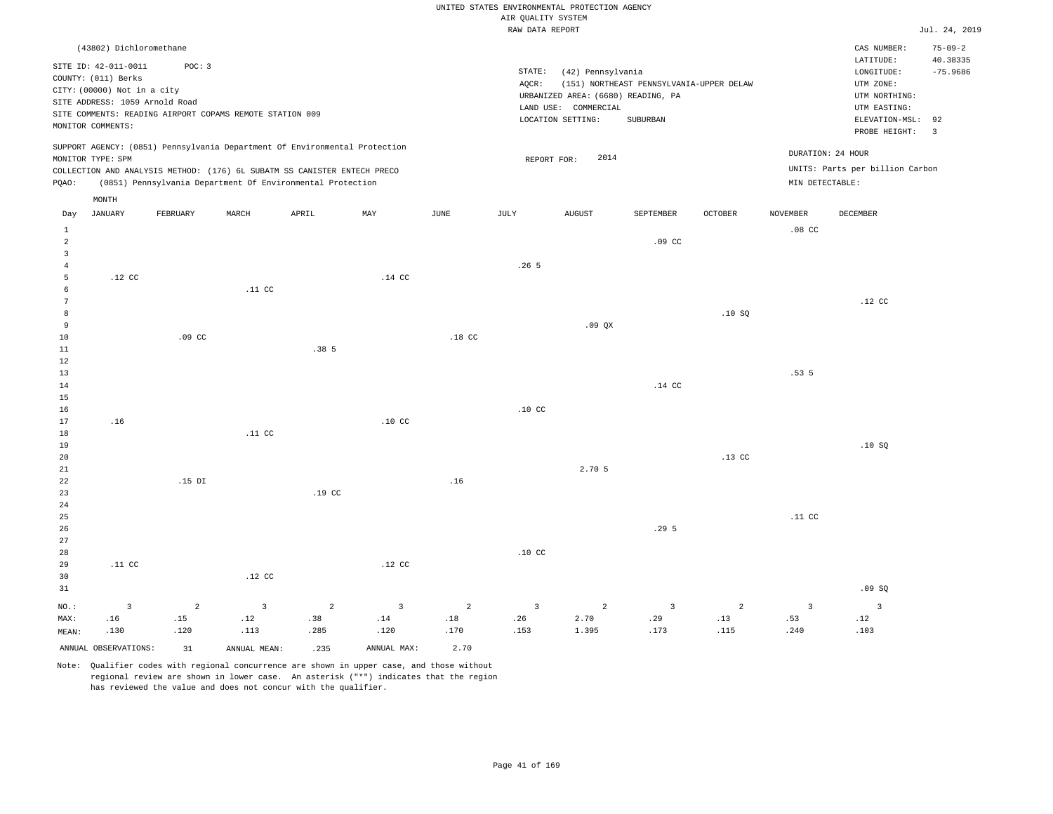UNITED STATES ENVIRONMENTAL PROTECTION AGENCY
AIR QUALITY SYSTEM
RAW DATA REPORT

Jul. 24, 2019

(43802) Dichloromethane

SITE ID: 42-011-0011 POC: 3
COUNTY: (011) Berks
CITY: (00000) Not in a city
SITE ADDRESS: 1059 Arnold Road
SITE COMMENTS: READING AIRPORT COPAMS REMOTE STATION 009
MONITOR COMMENTS:

STATE: (42) Pennsylvania
AQCR: (151) NORTHEAST PENNSYLVANIA-UPPER DELAW
URBANIZED AREA: (6680) READING, PA
LAND USE: COMMERCIAL
LOCATION SETTING: SUBURBAN

CAS NUMBER: 75-09-2
LATITUDE: 40.38335
LONGITUDE: -75.9686
UTM ZONE:
UTM NORTHING:
UTM EASTING:
ELEVATION-MSL: 92
PROBE HEIGHT: 3

SUPPORT AGENCY: (0851) Pennsylvania Department Of Environmental Protection
MONITOR TYPE: SPM
COLLECTION AND ANALYSIS METHOD: (176) 6L SUBATM SS CANISTER ENTECH PRECO
PQAO: (0851) Pennsylvania Department Of Environmental Protection

REPORT FOR: 2014

DURATION: 24 HOUR
UNITS: Parts per billion Carbon
MIN DETECTABLE:

| Day | JANUARY | FEBRUARY | MARCH | APRIL | MAY | JUNE | JULY | AUGUST | SEPTEMBER | OCTOBER | NOVEMBER | DECEMBER |
|---|---|---|---|---|---|---|---|---|---|---|---|---|
| 1 | | | | | | | | | | | .08 CC | |
| 2 | | | | | | | | | .09 CC | | | |
| 3 | | | | | | | | | | | | |
| 4 | | | | | | | .26 5 | | | | | |
| 5 | .12 CC | | | | .14 CC | | | | | | | |
| 6 | | | .11 CC | | | | | | | | | |
| 7 | | | | | | | | | | | | .12 CC |
| 8 | | | | | | | | | | .10 SQ | | |
| 9 | | | | | | | | .09 QX | | | | |
| 10 | | .09 CC | | | | .18 CC | | | | | | |
| 11 | | | | .38 5 | | | | | | | | |
| 12 | | | | | | | | | | | | |
| 13 | | | | | | | | | | | .53 5 | |
| 14 | | | | | | | | | .14 CC | | | |
| 15 | | | | | | | | | | | | |
| 16 | | | | | | | .10 CC | | | | | |
| 17 | .16 | | | | .10 CC | | | | | | | |
| 18 | | | .11 CC | | | | | | | | | |
| 19 | | | | | | | | | | | | .10 SQ |
| 20 | | | | | | | | | | .13 CC | | |
| 21 | | | | | | | | 2.70 5 | | | | |
| 22 | | .15 DI | | | | .16 | | | | | | |
| 23 | | | | .19 CC | | | | | | | | |
| 24 | | | | | | | | | | | | |
| 25 | | | | | | | | | | | .11 CC | |
| 26 | | | | | | | | | .29 5 | | | |
| 27 | | | | | | | | | | | | |
| 28 | | | | | | | .10 CC | | | | | |
| 29 | .11 CC | | | | .12 CC | | | | | | | |
| 30 | | | .12 CC | | | | | | | | | |
| 31 | | | | | | | | | | | | .09 SQ |
| NO.: | 3 | 2 | 3 | 2 | 3 | 2 | 3 | 2 | 3 | 2 | 3 | 3 |
| MAX: | .16 | .15 | .12 | .38 | .14 | .18 | .26 | 2.70 | .29 | .13 | .53 | .12 |
| MEAN: | .130 | .120 | .113 | .285 | .120 | .170 | .153 | 1.395 | .173 | .115 | .240 | .103 |

ANNUAL OBSERVATIONS: 31 ANNUAL MEAN: .235 ANNUAL MAX: 2.70

Note: Qualifier codes with regional concurrence are shown in upper case, and those without regional review are shown in lower case. An asterisk ("*") indicates that the region has reviewed the value and does not concur with the qualifier.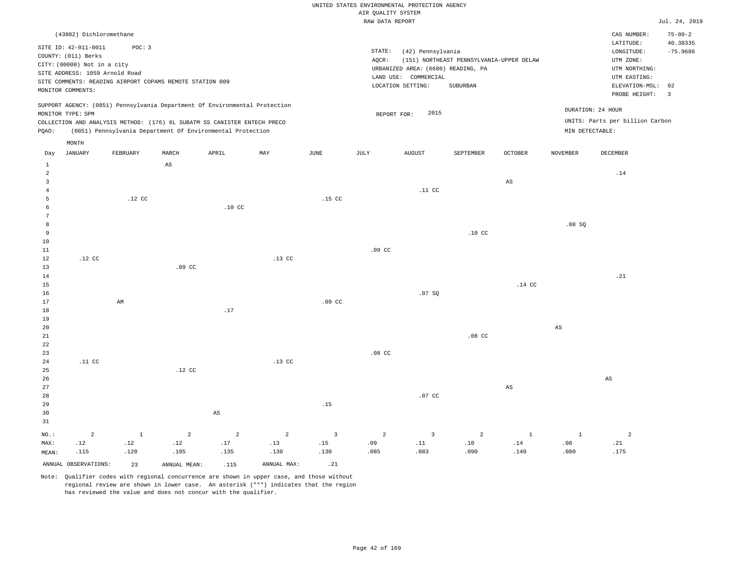UNITED STATES ENVIRONMENTAL PROTECTION AGENCY
AIR QUALITY SYSTEM
RAW DATA REPORT

Jul. 24, 2019

(43802) Dichloromethane

SITE ID: 42-011-0011 POC: 3
COUNTY: (011) Berks
CITY: (00000) Not in a city
SITE ADDRESS: 1059 Arnold Road
SITE COMMENTS: READING AIRPORT COPAMS REMOTE STATION 009
MONITOR COMMENTS:

STATE: (42) Pennsylvania
AQCR: (151) NORTHEAST PENNSYLVANIA-UPPER DELAW
URBANIZED AREA: (6680) READING, PA
LAND USE: COMMERCIAL
LOCATION SETTING: SUBURBAN

CAS NUMBER: 75-09-2
LATITUDE: 40.38335
LONGITUDE: -75.9686
UTM ZONE:
UTM NORTHING:
UTM EASTING:
ELEVATION-MSL: 92
PROBE HEIGHT: 3

SUPPORT AGENCY: (0851) Pennsylvania Department Of Environmental Protection
MONITOR TYPE: SPM
COLLECTION AND ANALYSIS METHOD: (176) 6L SUBATM SS CANISTER ENTECH PRECO
PQAO: (0851) Pennsylvania Department Of Environmental Protection

REPORT FOR: 2015

DURATION: 24 HOUR
UNITS: Parts per billion Carbon
MIN DETECTABLE:

| Day | JANUARY | FEBRUARY | MARCH | APRIL | MAY | JUNE | JULY | AUGUST | SEPTEMBER | OCTOBER | NOVEMBER | DECEMBER |
|---|---|---|---|---|---|---|---|---|---|---|---|---|
| 1 | | | AS | | | | | | | | | |
| 2 | | | | | | | | | | | | .14 |
| 3 | | | | | | | | | | AS | | |
| 4 | | | | | | | | .11 CC | | | | |
| 5 | | .12 CC | | | | .15 CC | | | | | | |
| 6 | | | | .10 CC | | | | | | | | |
| 7 | | | | | | | | | | | | |
| 8 | | | | | | | | | | | .08 SQ | |
| 9 | | | | | | | | | .10 CC | | | |
| 10 | | | | | | | | | | | | |
| 11 | | | | | | | .09 CC | | | | | |
| 12 | .12 CC | | | | .13 CC | | | | | | | |
| 13 | | | .09 CC | | | | | | | | | |
| 14 | | | | | | | | | | | | .21 |
| 15 | | | | | | | | | | .14 CC | | |
| 16 | | | | | | | | .07 SQ | | | | |
| 17 | | AM | | | | .09 CC | | | | | | |
| 18 | | | | .17 | | | | | | | | |
| 19 | | | | | | | | | | | | |
| 20 | | | | | | | | | | | AS | |
| 21 | | | | | | | | | .08 CC | | | |
| 22 | | | | | | | | | | | | |
| 23 | | | | | | | .08 CC | | | | | |
| 24 | .11 CC | | | | .13 CC | | | | | | | |
| 25 | | | .12 CC | | | | | | | | | |
| 26 | | | | | | | | | | | | AS |
| 27 | | | | | | | | | | AS | | |
| 28 | | | | | | | | .07 CC | | | | |
| 29 | | | | | | .15 | | | | | | |
| 30 | | | | AS | | | | | | | | |
| 31 | | | | | | | | | | | | |
| NO.: | 2 | 1 | 2 | 2 | 2 | 3 | 2 | 3 | 2 | 1 | 1 | 2 |
| MAX: | .12 | .12 | .12 | .17 | .13 | .15 | .09 | .11 | .10 | .14 | .08 | .21 |
| MEAN: | .115 | .120 | .105 | .135 | .130 | .130 | .085 | .083 | .090 | .140 | .080 | .175 |

ANNUAL OBSERVATIONS: 23 ANNUAL MEAN: .115 ANNUAL MAX: .21

Note: Qualifier codes with regional concurrence are shown in upper case, and those without regional review are shown in lower case. An asterisk ("*") indicates that the region has reviewed the value and does not concur with the qualifier.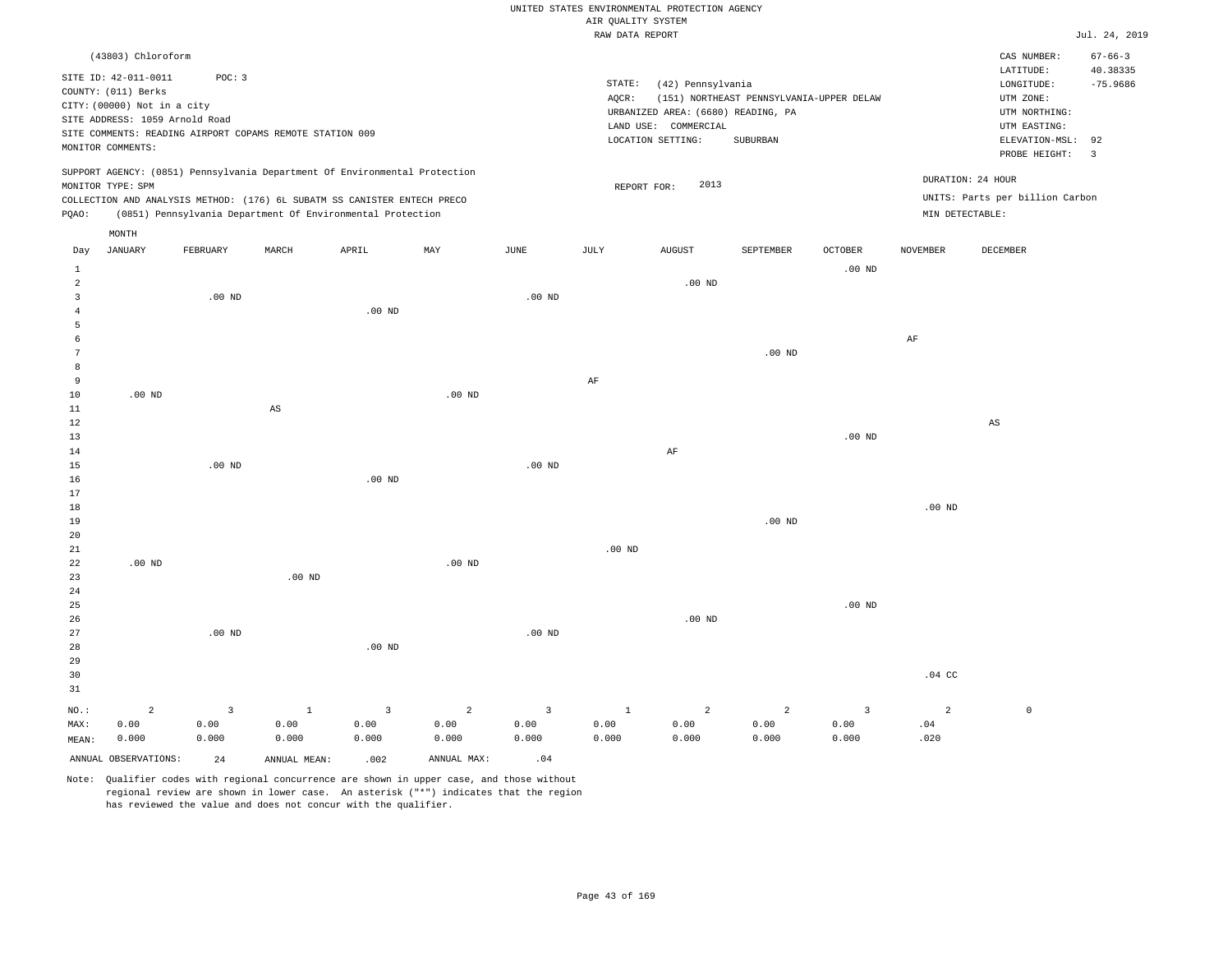UNITED STATES ENVIRONMENTAL PROTECTION AGENCY
AIR QUALITY SYSTEM
RAW DATA REPORT

Jul. 24, 2019

(43803) Chloroform

SITE ID: 42-011-0011 POC: 3
COUNTY: (011) Berks
CITY: (00000) Not in a city
SITE ADDRESS: 1059 Arnold Road
SITE COMMENTS: READING AIRPORT COPAMS REMOTE STATION 009
MONITOR COMMENTS:

STATE: (42) Pennsylvania
AQCR: (151) NORTHEAST PENNSYLVANIA-UPPER DELAW
URBANIZED AREA: (6680) READING, PA
LAND USE: COMMERCIAL
LOCATION SETTING: SUBURBAN

CAS NUMBER: 67-66-3
LATITUDE: 40.38335
LONGITUDE: -75.9686
UTM ZONE:
UTM NORTHING:
UTM EASTING:
ELEVATION-MSL: 92
PROBE HEIGHT: 3

SUPPORT AGENCY: (0851) Pennsylvania Department Of Environmental Protection
MONITOR TYPE: SPM
COLLECTION AND ANALYSIS METHOD: (176) 6L SUBATM SS CANISTER ENTECH PRECO
PQAO: (0851) Pennsylvania Department Of Environmental Protection

REPORT FOR: 2013

DURATION: 24 HOUR
UNITS: Parts per billion Carbon
MIN DETECTABLE:

| Day | JANUARY | FEBRUARY | MARCH | APRIL | MAY | JUNE | JULY | AUGUST | SEPTEMBER | OCTOBER | NOVEMBER | DECEMBER |
|---|---|---|---|---|---|---|---|---|---|---|---|---|
| 1 | | | | | | | | | | .00 ND | | |
| 2 | | | | | | | | .00 ND | | | | |
| 3 | | .00 ND | | | | .00 ND | | | | | | |
| 4 | | | | .00 ND | | | | | | | | |
| 5 | | | | | | | | | | | | |
| 6 | | | | | | | | | | | AF | |
| 7 | | | | | | | | | .00 ND | | | |
| 8 | | | | | | | | | | | | |
| 9 | | | | | | | AF | | | | | |
| 10 | .00 ND | | | | .00 ND | | | | | | | |
| 11 | | | AS | | | | | | | | | |
| 12 | | | | | | | | | | | | AS |
| 13 | | | | | | | | | | .00 ND | | |
| 14 | | | | | | | | AF | | | | |
| 15 | | .00 ND | | | | .00 ND | | | | | | |
| 16 | | | | .00 ND | | | | | | | | |
| 17 | | | | | | | | | | | | |
| 18 | | | | | | | | | | | .00 ND | |
| 19 | | | | | | | | | .00 ND | | | |
| 20 | | | | | | | | | | | | |
| 21 | | | | | | | .00 ND | | | | | |
| 22 | .00 ND | | | | .00 ND | | | | | | | |
| 23 | | | .00 ND | | | | | | | | | |
| 24 | | | | | | | | | | | | |
| 25 | | | | | | | | | | .00 ND | | |
| 26 | | | | | | | | .00 ND | | | | |
| 27 | | .00 ND | | | | .00 ND | | | | | | |
| 28 | | | | .00 ND | | | | | | | | |
| 29 | | | | | | | | | | | | |
| 30 | | | | | | | | | | | .04 CC | |
| 31 | | | | | | | | | | | | |
| NO.: | 2 | 3 | 1 | 3 | 2 | 3 | 1 | 2 | 2 | 3 | 2 | 0 |
| MAX: | 0.00 | 0.00 | 0.00 | 0.00 | 0.00 | 0.00 | 0.00 | 0.00 | 0.00 | 0.00 | .04 | |
| MEAN: | 0.000 | 0.000 | 0.000 | 0.000 | 0.000 | 0.000 | 0.000 | 0.000 | 0.000 | 0.000 | .020 | |

ANNUAL OBSERVATIONS: 24 ANNUAL MEAN: .002 ANNUAL MAX: .04

Note: Qualifier codes with regional concurrence are shown in upper case, and those without regional review are shown in lower case. An asterisk ("*") indicates that the region has reviewed the value and does not concur with the qualifier.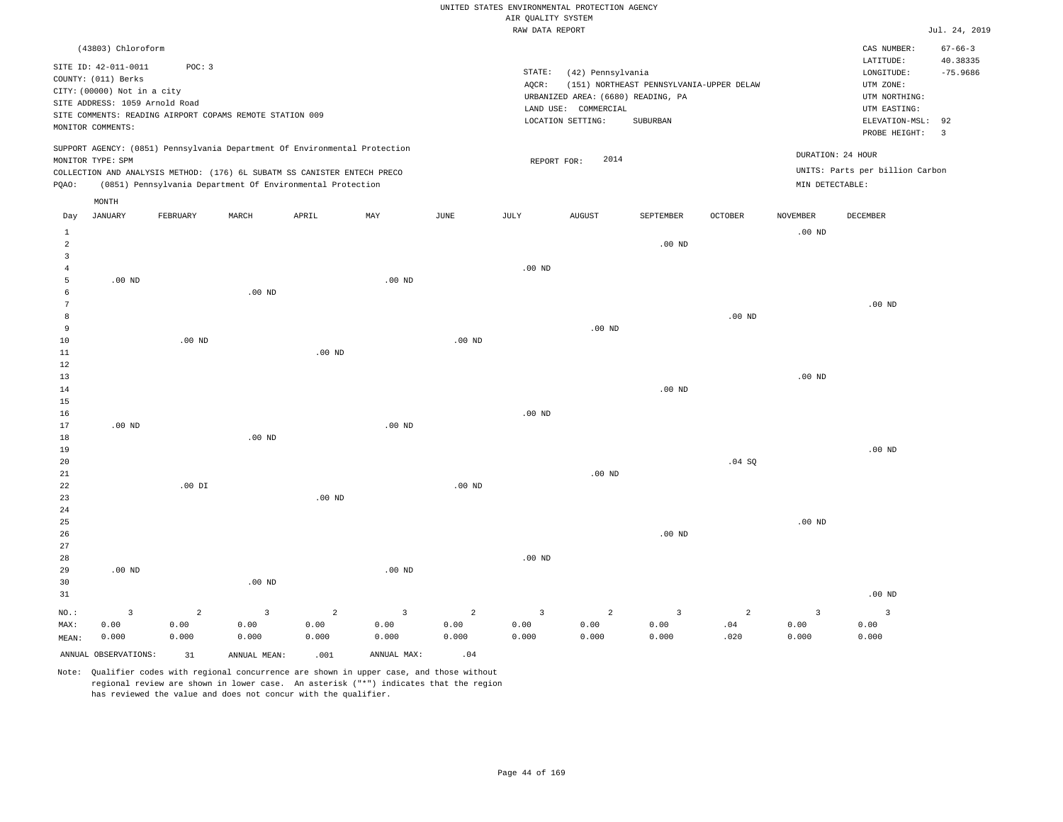UNITED STATES ENVIRONMENTAL PROTECTION AGENCY
AIR QUALITY SYSTEM
RAW DATA REPORT

Jul. 24, 2019

(43803) Chloroform

SITE ID: 42-011-0011 POC: 3
COUNTY: (011) Berks
CITY: (00000) Not in a city
SITE ADDRESS: 1059 Arnold Road
SITE COMMENTS: READING AIRPORT COPAMS REMOTE STATION 009
MONITOR COMMENTS:

STATE: (42) Pennsylvania
AQCR: (151) NORTHEAST PENNSYLVANIA-UPPER DELAW
URBANIZED AREA: (6680) READING, PA
LAND USE: COMMERCIAL
LOCATION SETTING: SUBURBAN

CAS NUMBER: 67-66-3
LATITUDE: 40.38335
LONGITUDE: -75.9686
UTM ZONE:
UTM NORTHING:
UTM EASTING:
ELEVATION-MSL: 92
PROBE HEIGHT: 3

SUPPORT AGENCY: (0851) Pennsylvania Department Of Environmental Protection
MONITOR TYPE: SPM
COLLECTION AND ANALYSIS METHOD: (176) 6L SUBATM SS CANISTER ENTECH PRECO
PQAO: (0851) Pennsylvania Department Of Environmental Protection

REPORT FOR: 2014

DURATION: 24 HOUR
UNITS: Parts per billion Carbon
MIN DETECTABLE:

| Day | JANUARY | FEBRUARY | MARCH | APRIL | MAY | JUNE | JULY | AUGUST | SEPTEMBER | OCTOBER | NOVEMBER | DECEMBER |
|---|---|---|---|---|---|---|---|---|---|---|---|---|
| 1 | | | | | | | | | | | .00 ND | |
| 2 | | | | | | | | | .00 ND | | | |
| 3 | | | | | | | | | | | | |
| 4 | | | | | | | .00 ND | | | | | |
| 5 | .00 ND | | | | .00 ND | | | | | | | |
| 6 | | | .00 ND | | | | | | | | | |
| 7 | | | | | | | | | | | | .00 ND |
| 8 | | | | | | | | | | .00 ND | | |
| 9 | | | | | | | | .00 ND | | | | |
| 10 | | .00 ND | | | | .00 ND | | | | | | |
| 11 | | | | .00 ND | | | | | | | | |
| 12 | | | | | | | | | | | | |
| 13 | | | | | | | | | | | .00 ND | |
| 14 | | | | | | | | | .00 ND | | | |
| 15 | | | | | | | | | | | | |
| 16 | | | | | | | .00 ND | | | | | |
| 17 | .00 ND | | | | .00 ND | | | | | | | |
| 18 | | | .00 ND | | | | | | | | | |
| 19 | | | | | | | | | | | | .00 ND |
| 20 | | | | | | | | | | .04 SQ | | |
| 21 | | | | | | | | .00 ND | | | | |
| 22 | | .00 DI | | | | .00 ND | | | | | | |
| 23 | | | | .00 ND | | | | | | | | |
| 24 | | | | | | | | | | | | |
| 25 | | | | | | | | | | | .00 ND | |
| 26 | | | | | | | | | .00 ND | | | |
| 27 | | | | | | | | | | | | |
| 28 | | | | | | | .00 ND | | | | | |
| 29 | .00 ND | | | | .00 ND | | | | | | | |
| 30 | | | .00 ND | | | | | | | | | |
| 31 | | | | | | | | | | | | .00 ND |
| NO.: | 3 | 2 | 3 | 2 | 3 | 2 | 3 | 2 | 3 | 2 | 3 | 3 |
| MAX: | 0.00 | 0.00 | 0.00 | 0.00 | 0.00 | 0.00 | 0.00 | 0.00 | 0.00 | .04 | 0.00 | 0.00 |
| MEAN: | 0.000 | 0.000 | 0.000 | 0.000 | 0.000 | 0.000 | 0.000 | 0.000 | 0.000 | .020 | 0.000 | 0.000 |

ANNUAL OBSERVATIONS: 31 ANNUAL MEAN: .001 ANNUAL MAX: .04

Note: Qualifier codes with regional concurrence are shown in upper case, and those without regional review are shown in lower case. An asterisk ("*") indicates that the region has reviewed the value and does not concur with the qualifier.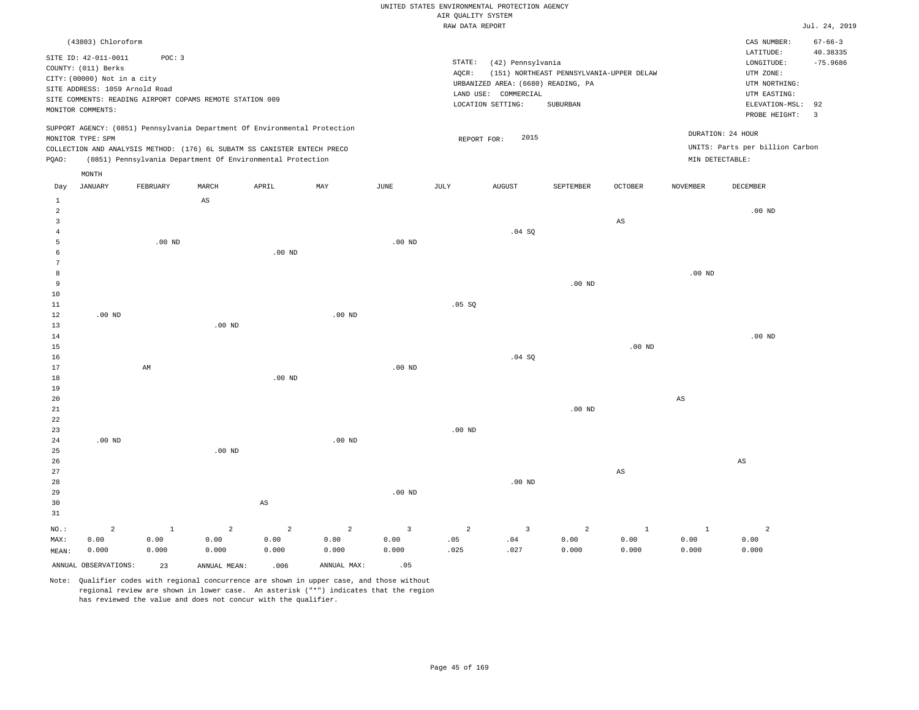UNITED STATES ENVIRONMENTAL PROTECTION AGENCY
AIR QUALITY SYSTEM
RAW DATA REPORT

Jul. 24, 2019

(43803) Chloroform

SITE ID: 42-011-0011 POC: 3
COUNTY: (011) Berks
CITY: (00000) Not in a city
SITE ADDRESS: 1059 Arnold Road
SITE COMMENTS: READING AIRPORT COPAMS REMOTE STATION 009
MONITOR COMMENTS:

STATE: (42) Pennsylvania
AQCR: (151) NORTHEAST PENNSYLVANIA-UPPER DELAW
URBANIZED AREA: (6680) READING, PA
LAND USE: COMMERCIAL
LOCATION SETTING: SUBURBAN

CAS NUMBER: 67-66-3
LATITUDE: 40.38335
LONGITUDE: -75.9686
UTM ZONE:
UTM NORTHING:
UTM EASTING:
ELEVATION-MSL: 92
PROBE HEIGHT: 3

SUPPORT AGENCY: (0851) Pennsylvania Department Of Environmental Protection
MONITOR TYPE: SPM
COLLECTION AND ANALYSIS METHOD: (176) 6L SUBATM SS CANISTER ENTECH PRECO
PQAO: (0851) Pennsylvania Department Of Environmental Protection

REPORT FOR: 2015

DURATION: 24 HOUR
UNITS: Parts per billion Carbon
MIN DETECTABLE:

| Day | JANUARY | FEBRUARY | MARCH | APRIL | MAY | JUNE | JULY | AUGUST | SEPTEMBER | OCTOBER | NOVEMBER | DECEMBER |
|---|---|---|---|---|---|---|---|---|---|---|---|---|
| 1 | | | AS | | | | | | | | | |
| 2 | | | | | | | | | | | | .00 ND |
| 3 | | | | | | | | | | AS | | |
| 4 | | | | | | | | .04 SQ | | | | |
| 5 | | .00 ND | | | | .00 ND | | | | | | |
| 6 | | | | .00 ND | | | | | | | | |
| 7 | | | | | | | | | | | | |
| 8 | | | | | | | | | | | .00 ND | |
| 9 | | | | | | | | | .00 ND | | | |
| 10 | | | | | | | | | | | | |
| 11 | | | | | | | .05 SQ | | | | | |
| 12 | .00 ND | | | | .00 ND | | | | | | | |
| 13 | | | .00 ND | | | | | | | | | |
| 14 | | | | | | | | | | | | .00 ND |
| 15 | | | | | | | | | | .00 ND | | |
| 16 | | | | | | | | .04 SQ | | | | |
| 17 | | AM | | | | .00 ND | | | | | | |
| 18 | | | | .00 ND | | | | | | | | |
| 19 | | | | | | | | | | | | |
| 20 | | | | | | | | | | | AS | |
| 21 | | | | | | | | | .00 ND | | | |
| 22 | | | | | | | | | | | | |
| 23 | | | | | | | .00 ND | | | | | |
| 24 | .00 ND | | | | .00 ND | | | | | | | |
| 25 | | | .00 ND | | | | | | | | | |
| 26 | | | | | | | | | | | | AS |
| 27 | | | | | | | | | | AS | | |
| 28 | | | | | | | | .00 ND | | | | |
| 29 | | | | | | .00 ND | | | | | | |
| 30 | | | | AS | | | | | | | | |
| 31 | | | | | | | | | | | | |
| NO.: | 2 | 1 | 2 | 2 | 2 | 3 | 2 | 3 | 2 | 1 | 1 | 2 |
| MAX: | 0.00 | 0.00 | 0.00 | 0.00 | 0.00 | 0.00 | .05 | .04 | 0.00 | 0.00 | 0.00 | 0.00 |
| MEAN: | 0.000 | 0.000 | 0.000 | 0.000 | 0.000 | 0.000 | .025 | .027 | 0.000 | 0.000 | 0.000 | 0.000 |

ANNUAL OBSERVATIONS: 23 ANNUAL MEAN: .006 ANNUAL MAX: .05

Note: Qualifier codes with regional concurrence are shown in upper case, and those without regional review are shown in lower case. An asterisk ("*") indicates that the region has reviewed the value and does not concur with the qualifier.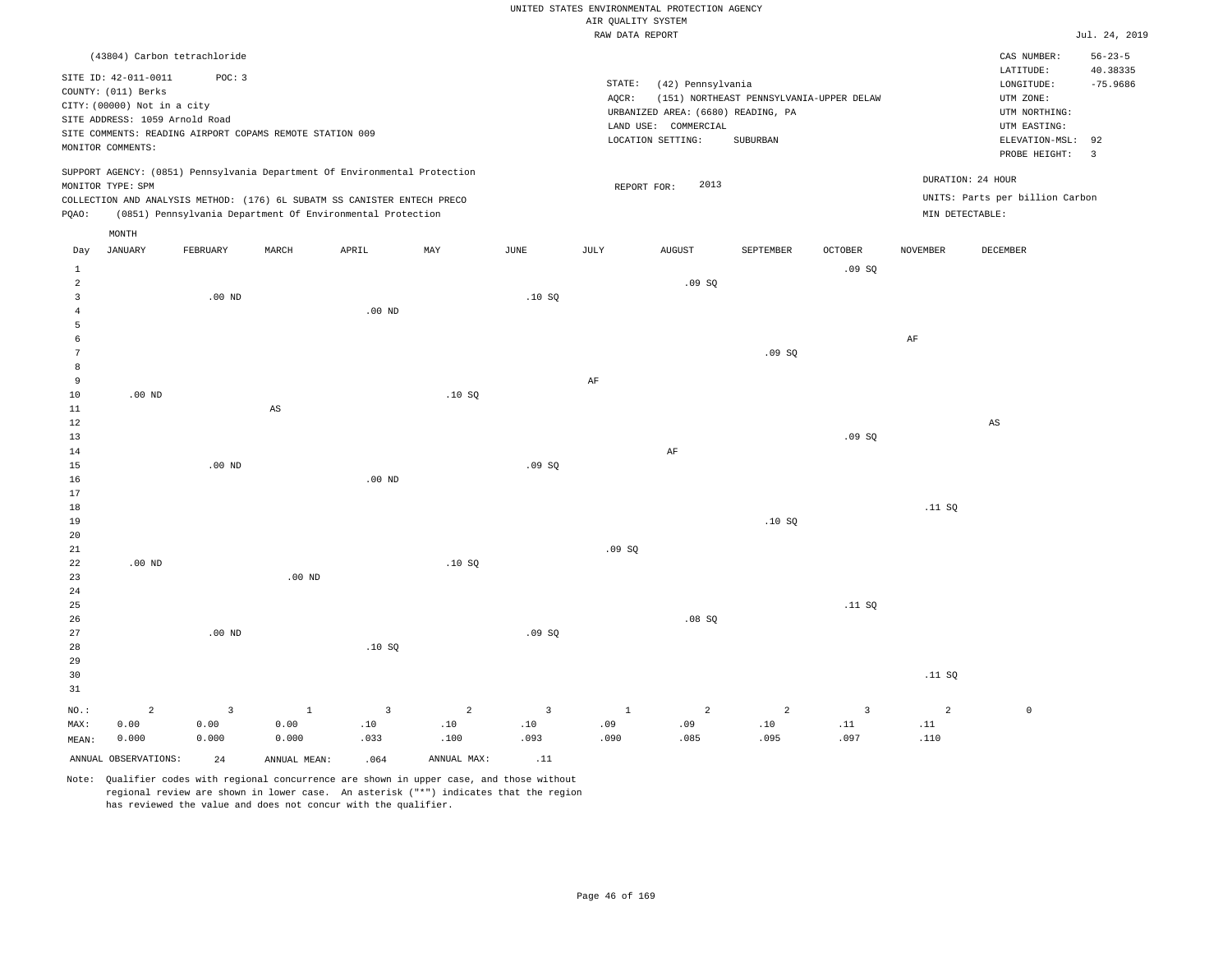UNITED STATES ENVIRONMENTAL PROTECTION AGENCY
AIR QUALITY SYSTEM
RAW DATA REPORT

Jul. 24, 2019

(43804) Carbon tetrachloride

SITE ID: 42-011-0011 POC: 3
COUNTY: (011) Berks
CITY: (00000) Not in a city
SITE ADDRESS: 1059 Arnold Road
SITE COMMENTS: READING AIRPORT COPAMS REMOTE STATION 009
MONITOR COMMENTS:

STATE: (42) Pennsylvania
AQCR: (151) NORTHEAST PENNSYLVANIA-UPPER DELAW
URBANIZED AREA: (6680) READING, PA
LAND USE: COMMERCIAL
LOCATION SETTING: SUBURBAN

CAS NUMBER: 56-23-5
LATITUDE: 40.38335
LONGITUDE: -75.9686
UTM ZONE:
UTM NORTHING:
UTM EASTING:
ELEVATION-MSL: 92
PROBE HEIGHT: 3

SUPPORT AGENCY: (0851) Pennsylvania Department Of Environmental Protection
MONITOR TYPE: SPM
COLLECTION AND ANALYSIS METHOD: (176) 6L SUBATM SS CANISTER ENTECH PRECO
PQAO: (0851) Pennsylvania Department Of Environmental Protection

REPORT FOR: 2013

DURATION: 24 HOUR
UNITS: Parts per billion Carbon
MIN DETECTABLE:

| Day | JANUARY | FEBRUARY | MARCH | APRIL | MAY | JUNE | JULY | AUGUST | SEPTEMBER | OCTOBER | NOVEMBER | DECEMBER |
|---|---|---|---|---|---|---|---|---|---|---|---|---|
| 1 | | | | | | | | | | .09 SQ | | |
| 2 | | | | | | | | .09 SQ | | | | |
| 3 | | .00 ND | | | | .10 SQ | | | | | | |
| 4 | | | | .00 ND | | | | | | | | |
| 5 | | | | | | | | | | | | |
| 6 | | | | | | | | | | | AF | |
| 7 | | | | | | | | | .09 SQ | | | |
| 8 | | | | | | | | | | | | |
| 9 | | | | | | | AF | | | | | |
| 10 | .00 ND | | | | .10 SQ | | | | | | | |
| 11 | | | AS | | | | | | | | | |
| 12 | | | | | | | | | | | | AS |
| 13 | | | | | | | | | | .09 SQ | | |
| 14 | | | | | | | | AF | | | | |
| 15 | | .00 ND | | | | .09 SQ | | | | | | |
| 16 | | | | .00 ND | | | | | | | | |
| 17 | | | | | | | | | | | | |
| 18 | | | | | | | | | | | .11 SQ | |
| 19 | | | | | | | | | .10 SQ | | | |
| 20 | | | | | | | | | | | | |
| 21 | | | | | | | .09 SQ | | | | | |
| 22 | .00 ND | | | | .10 SQ | | | | | | | |
| 23 | | | .00 ND | | | | | | | | | |
| 24 | | | | | | | | | | | | |
| 25 | | | | | | | | | | .11 SQ | | |
| 26 | | | | | | | | .08 SQ | | | | |
| 27 | | .00 ND | | | | .09 SQ | | | | | | |
| 28 | | | | .10 SQ | | | | | | | | |
| 29 | | | | | | | | | | | | |
| 30 | | | | | | | | | | | .11 SQ | |
| 31 | | | | | | | | | | | | |
| NO.: | 2 | 3 | 1 | 3 | 2 | 3 | 1 | 2 | 2 | 3 | 2 | 0 |
| MAX: | 0.00 | 0.00 | 0.00 | .10 | .10 | .10 | .09 | .09 | .10 | .11 | .11 | |
| MEAN: | 0.000 | 0.000 | 0.000 | .033 | .100 | .093 | .090 | .085 | .095 | .097 | .110 | |

ANNUAL OBSERVATIONS: 24 ANNUAL MEAN: .064 ANNUAL MAX: .11

Note: Qualifier codes with regional concurrence are shown in upper case, and those without regional review are shown in lower case. An asterisk ("*") indicates that the region has reviewed the value and does not concur with the qualifier.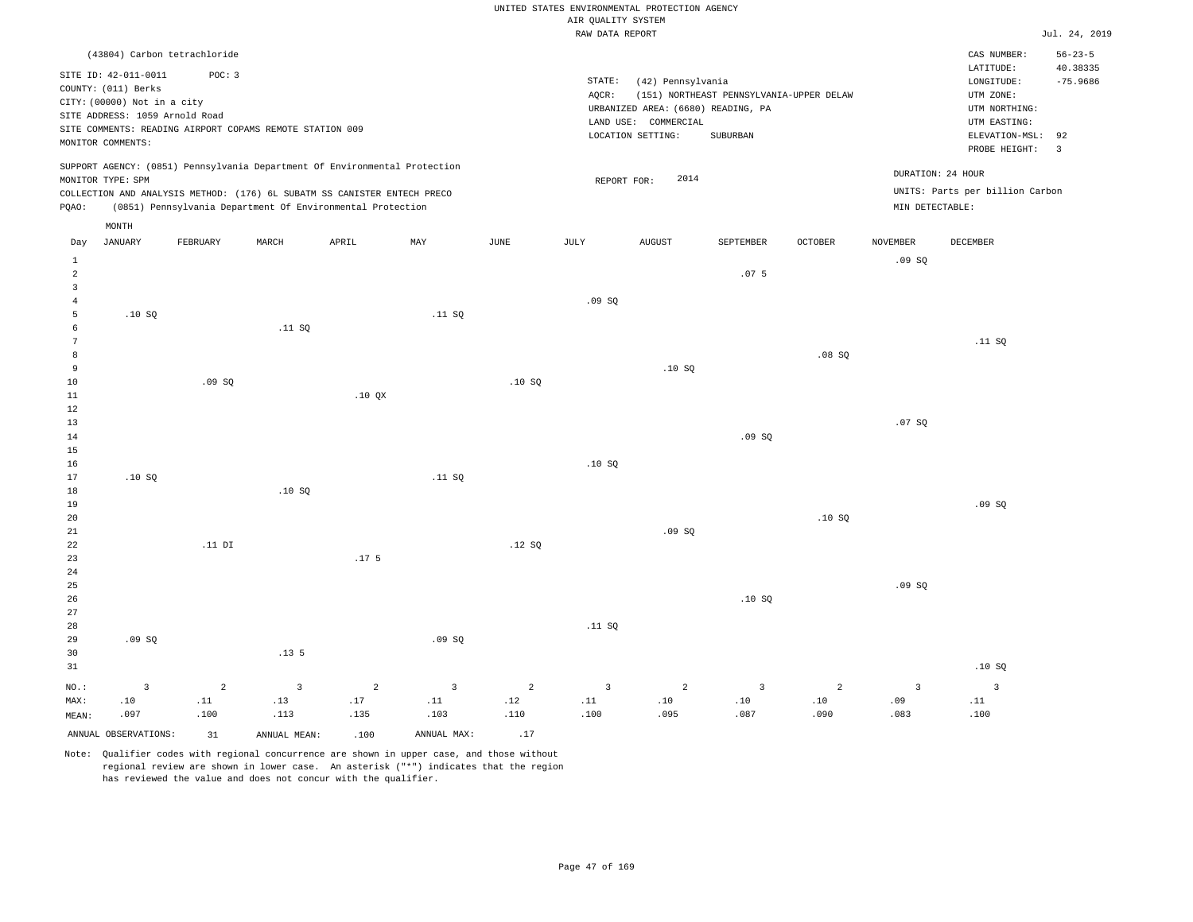UNITED STATES ENVIRONMENTAL PROTECTION AGENCY
AIR QUALITY SYSTEM
RAW DATA REPORT

Jul. 24, 2019

(43804) Carbon tetrachloride

| | | | |
|---|---|---|---|
| SITE ID: 42-011-0011 POC: 3 | STATE: (42) Pennsylvania | CAS NUMBER: | 56-23-5 |
| COUNTY: (011) Berks | AQCR: (151) NORTHEAST PENNSYLVANIA-UPPER DELAW | LATITUDE: | 40.38335 |
| CITY: (00000) Not in a city | URBANIZED AREA: (6680) READING, PA | LONGITUDE: | -75.9686 |
| SITE ADDRESS: 1059 Arnold Road | LAND USE: COMMERCIAL | UTM ZONE: | |
| SITE COMMENTS: READING AIRPORT COPAMS REMOTE STATION 009 | LOCATION SETTING: SUBURBAN | UTM NORTHING: | |
| MONITOR COMMENTS: | | UTM EASTING: | |
| | | ELEVATION-MSL: | 92 |
| | | PROBE HEIGHT: | 3 |

SUPPORT AGENCY: (0851) Pennsylvania Department Of Environmental Protection
MONITOR TYPE: SPM
COLLECTION AND ANALYSIS METHOD: (176) 6L SUBATM SS CANISTER ENTECH PRECO
PQAO: (0851) Pennsylvania Department Of Environmental Protection

REPORT FOR: 2014

DURATION: 24 HOUR
UNITS: Parts per billion Carbon
MIN DETECTABLE:

| Day | JANUARY | FEBRUARY | MARCH | APRIL | MAY | JUNE | JULY | AUGUST | SEPTEMBER | OCTOBER | NOVEMBER | DECEMBER |
|---|---|---|---|---|---|---|---|---|---|---|---|---|
| 1 | | | | | | | | | | | .09 SQ | |
| 2 | | | | | | | | | .07 5 | | | |
| 3 | | | | | | | | | | | | |
| 4 | | | | | | | .09 SQ | | | | | |
| 5 | .10 SQ | | | | .11 SQ | | | | | | | |
| 6 | | | .11 SQ | | | | | | | | | |
| 7 | | | | | | | | | | | | .11 SQ |
| 8 | | | | | | | | | | .08 SQ | | |
| 9 | | | | | | | | .10 SQ | | | | |
| 10 | | .09 SQ | | | | .10 SQ | | | | | | |
| 11 | | | | .10 QX | | | | | | | | |
| 12 | | | | | | | | | | | | |
| 13 | | | | | | | | | | | .07 SQ | |
| 14 | | | | | | | | | .09 SQ | | | |
| 15 | | | | | | | | | | | | |
| 16 | | | | | | | .10 SQ | | | | | |
| 17 | .10 SQ | | | | .11 SQ | | | | | | | |
| 18 | | | .10 SQ | | | | | | | | | |
| 19 | | | | | | | | | | | | .09 SQ |
| 20 | | | | | | | | | | .10 SQ | | |
| 21 | | | | | | | | .09 SQ | | | | |
| 22 | | .11 DI | | | | .12 SQ | | | | | | |
| 23 | | | | .17 5 | | | | | | | | |
| 24 | | | | | | | | | | | | |
| 25 | | | | | | | | | | | .09 SQ | |
| 26 | | | | | | | | | .10 SQ | | | |
| 27 | | | | | | | | | | | | |
| 28 | | | | | | | .11 SQ | | | | | |
| 29 | .09 SQ | | | | .09 SQ | | | | | | | |
| 30 | | | .13 5 | | | | | | | | | |
| 31 | | | | | | | | | | | | .10 SQ |
| NO.: | 3 | 2 | 3 | 2 | 3 | 2 | 3 | 2 | 3 | 2 | 3 | 3 |
| MAX: | .10 | .11 | .13 | .17 | .11 | .12 | .11 | .10 | .10 | .10 | .09 | .11 |
| MEAN: | .097 | .100 | .113 | .135 | .103 | .110 | .100 | .095 | .087 | .090 | .083 | .100 |

ANNUAL OBSERVATIONS: 31 ANNUAL MEAN: .100 ANNUAL MAX: .17

Note: Qualifier codes with regional concurrence are shown in upper case, and those without regional review are shown in lower case. An asterisk ("*") indicates that the region has reviewed the value and does not concur with the qualifier.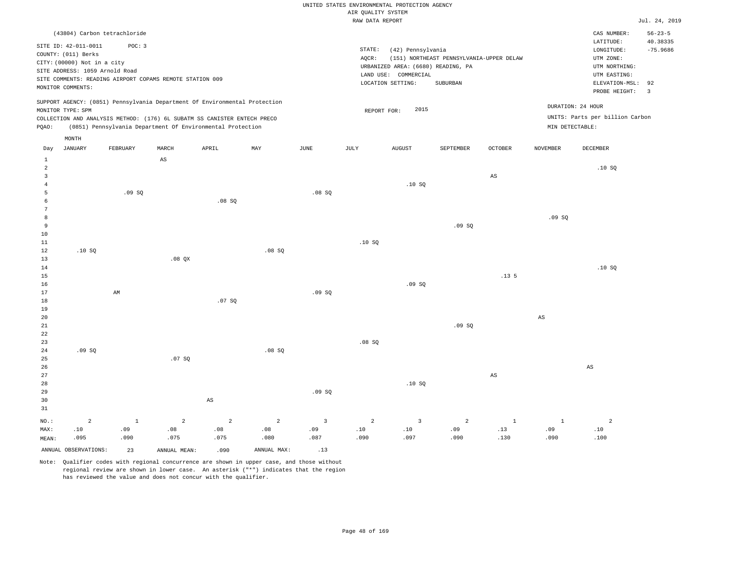UNITED STATES ENVIRONMENTAL PROTECTION AGENCY
AIR QUALITY SYSTEM
RAW DATA REPORT

Jul. 24, 2019

(43804) Carbon tetrachloride

SITE ID: 42-011-0011 POC: 3
COUNTY: (011) Berks
CITY: (00000) Not in a city
SITE ADDRESS: 1059 Arnold Road
SITE COMMENTS: READING AIRPORT COPAMS REMOTE STATION 009
MONITOR COMMENTS:

STATE: (42) Pennsylvania
AQCR: (151) NORTHEAST PENNSYLVANIA-UPPER DELAW
URBANIZED AREA: (6680) READING, PA
LAND USE: COMMERCIAL
LOCATION SETTING: SUBURBAN

CAS NUMBER: 56-23-5
LATITUDE: 40.38335
LONGITUDE: -75.9686
UTM ZONE:
UTM NORTHING:
UTM EASTING:
ELEVATION-MSL: 92
PROBE HEIGHT: 3

SUPPORT AGENCY: (0851) Pennsylvania Department Of Environmental Protection
MONITOR TYPE: SPM
COLLECTION AND ANALYSIS METHOD: (176) 6L SUBATM SS CANISTER ENTECH PRECO
PQAO: (0851) Pennsylvania Department Of Environmental Protection

REPORT FOR: 2015

DURATION: 24 HOUR
UNITS: Parts per billion Carbon
MIN DETECTABLE:

| Day | JANUARY | FEBRUARY | MARCH | APRIL | MAY | JUNE | JULY | AUGUST | SEPTEMBER | OCTOBER | NOVEMBER | DECEMBER |
|---|---|---|---|---|---|---|---|---|---|---|---|---|
| 1 | | | AS | | | | | | | | | |
| 2 | | | | | | | | | | | | .10 SQ |
| 3 | | | | | | | | | | AS | | |
| 4 | | | | | | | | .10 SQ | | | | |
| 5 | | .09 SQ | | | | .08 SQ | | | | | | |
| 6 | | | | .08 SQ | | | | | | | | |
| 7 | | | | | | | | | | | | |
| 8 | | | | | | | | | | | .09 SQ | |
| 9 | | | | | | | | | .09 SQ | | | |
| 10 | | | | | | | | | | | | |
| 11 | | | | | | | .10 SQ | | | | | |
| 12 | .10 SQ | | | | .08 SQ | | | | | | | |
| 13 | | | .08 QX | | | | | | | | | |
| 14 | | | | | | | | | | | | .10 SQ |
| 15 | | | | | | | | | | .13 5 | | |
| 16 | | | | | | | | .09 SQ | | | | |
| 17 | | AM | | | | .09 SQ | | | | | | |
| 18 | | | | .07 SQ | | | | | | | | |
| 19 | | | | | | | | | | | | |
| 20 | | | | | | | | | | | AS | |
| 21 | | | | | | | | | .09 SQ | | | |
| 22 | | | | | | | | | | | | |
| 23 | | | | | | | .08 SQ | | | | | |
| 24 | .09 SQ | | | | .08 SQ | | | | | | | |
| 25 | | | .07 SQ | | | | | | | | | |
| 26 | | | | | | | | | | | | AS |
| 27 | | | | | | | | | | AS | | |
| 28 | | | | | | | | .10 SQ | | | | |
| 29 | | | | | | .09 SQ | | | | | | |
| 30 | | | | AS | | | | | | | | |
| 31 | | | | | | | | | | | | |
| NO.: | 2 | 1 | 2 | 2 | 2 | 3 | 2 | 3 | 2 | 1 | 1 | 2 |
| MAX: | .10 | .09 | .08 | .08 | .08 | .09 | .10 | .10 | .09 | .13 | .09 | .10 |
| MEAN: | .095 | .090 | .075 | .075 | .080 | .087 | .090 | .097 | .090 | .130 | .090 | .100 |

ANNUAL OBSERVATIONS: 23 ANNUAL MEAN: .090 ANNUAL MAX: .13

Note: Qualifier codes with regional concurrence are shown in upper case, and those without regional review are shown in lower case. An asterisk ("*") indicates that the region has reviewed the value and does not concur with the qualifier.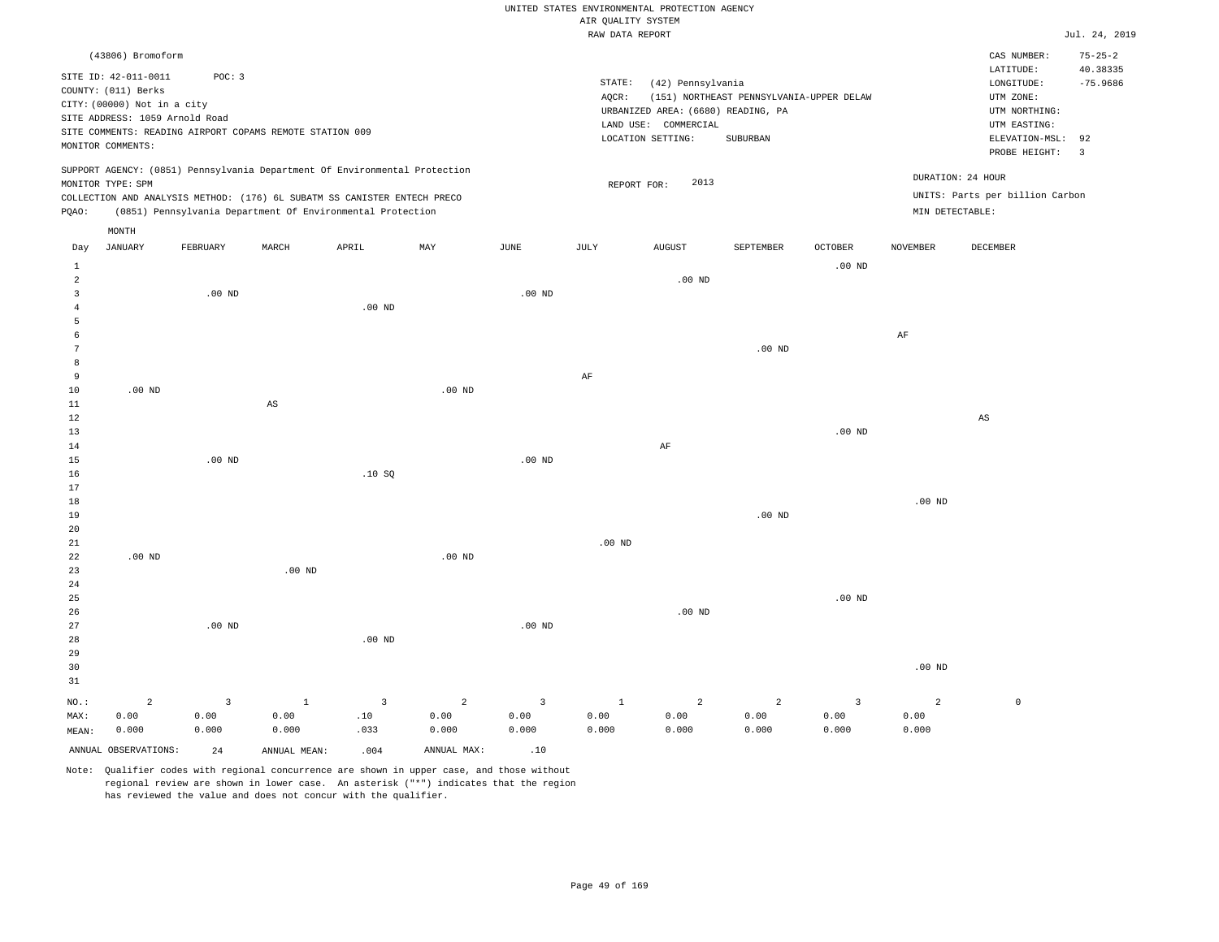UNITED STATES ENVIRONMENTAL PROTECTION AGENCY
AIR QUALITY SYSTEM
RAW DATA REPORT

Jul. 24, 2019

(43806) Bromoform

SITE ID: 42-011-0011 POC: 3
COUNTY: (011) Berks
CITY: (00000) Not in a city
SITE ADDRESS: 1059 Arnold Road
SITE COMMENTS: READING AIRPORT COPAMS REMOTE STATION 009
MONITOR COMMENTS:

STATE: (42) Pennsylvania
AQCR: (151) NORTHEAST PENNSYLVANIA-UPPER DELAW
URBANIZED AREA: (6680) READING, PA
LAND USE: COMMERCIAL
LOCATION SETTING: SUBURBAN

CAS NUMBER: 75-25-2
LATITUDE: 40.38335
LONGITUDE: -75.9686
UTM ZONE:
UTM NORTHING:
UTM EASTING:
ELEVATION-MSL: 92
PROBE HEIGHT: 3

SUPPORT AGENCY: (0851) Pennsylvania Department Of Environmental Protection
MONITOR TYPE: SPM
COLLECTION AND ANALYSIS METHOD: (176) 6L SUBATM SS CANISTER ENTECH PRECO
PQAO: (0851) Pennsylvania Department Of Environmental Protection

REPORT FOR: 2013

DURATION: 24 HOUR
UNITS: Parts per billion Carbon
MIN DETECTABLE:

| Day | JANUARY | FEBRUARY | MARCH | APRIL | MAY | JUNE | JULY | AUGUST | SEPTEMBER | OCTOBER | NOVEMBER | DECEMBER |
|---|---|---|---|---|---|---|---|---|---|---|---|---|
| 1 | | | | | | | | | | .00 ND | | |
| 2 | | | | | | | | .00 ND | | | | |
| 3 | | .00 ND | | | | .00 ND | | | | | | |
| 4 | | | | .00 ND | | | | | | | | |
| 5 | | | | | | | | | | | | |
| 6 | | | | | | | | | | | AF | |
| 7 | | | | | | | | | .00 ND | | | |
| 8 | | | | | | | | | | | | |
| 9 | | | | | | | AF | | | | | |
| 10 | .00 ND | | | | .00 ND | | | | | | | |
| 11 | | | AS | | | | | | | | | |
| 12 | | | | | | | | | | | | AS |
| 13 | | | | | | | | | | .00 ND | | |
| 14 | | | | | | | | AF | | | | |
| 15 | | .00 ND | | | | .00 ND | | | | | | |
| 16 | | | | .10 SQ | | | | | | | | |
| 17 | | | | | | | | | | | | |
| 18 | | | | | | | | | | | .00 ND | |
| 19 | | | | | | | | | .00 ND | | | |
| 20 | | | | | | | | | | | | |
| 21 | | | | | | | .00 ND | | | | | |
| 22 | .00 ND | | | | .00 ND | | | | | | | |
| 23 | | | .00 ND | | | | | | | | | |
| 24 | | | | | | | | | | | | |
| 25 | | | | | | | | | | .00 ND | | |
| 26 | | | | | | | | .00 ND | | | | |
| 27 | | .00 ND | | | | .00 ND | | | | | | |
| 28 | | | | .00 ND | | | | | | | | |
| 29 | | | | | | | | | | | | |
| 30 | | | | | | | | | | | .00 ND | |
| 31 | | | | | | | | | | | | |
| NO.: | 2 | 3 | 1 | 3 | 2 | 3 | 1 | 2 | 2 | 3 | 2 | 0 |
| MAX: | 0.00 | 0.00 | 0.00 | .10 | 0.00 | 0.00 | 0.00 | 0.00 | 0.00 | 0.00 | 0.00 | |
| MEAN: | 0.000 | 0.000 | 0.000 | .033 | 0.000 | 0.000 | 0.000 | 0.000 | 0.000 | 0.000 | 0.000 | |

ANNUAL OBSERVATIONS: 24 ANNUAL MEAN: .004 ANNUAL MAX: .10

Note: Qualifier codes with regional concurrence are shown in upper case, and those without regional review are shown in lower case. An asterisk ("*") indicates that the region has reviewed the value and does not concur with the qualifier.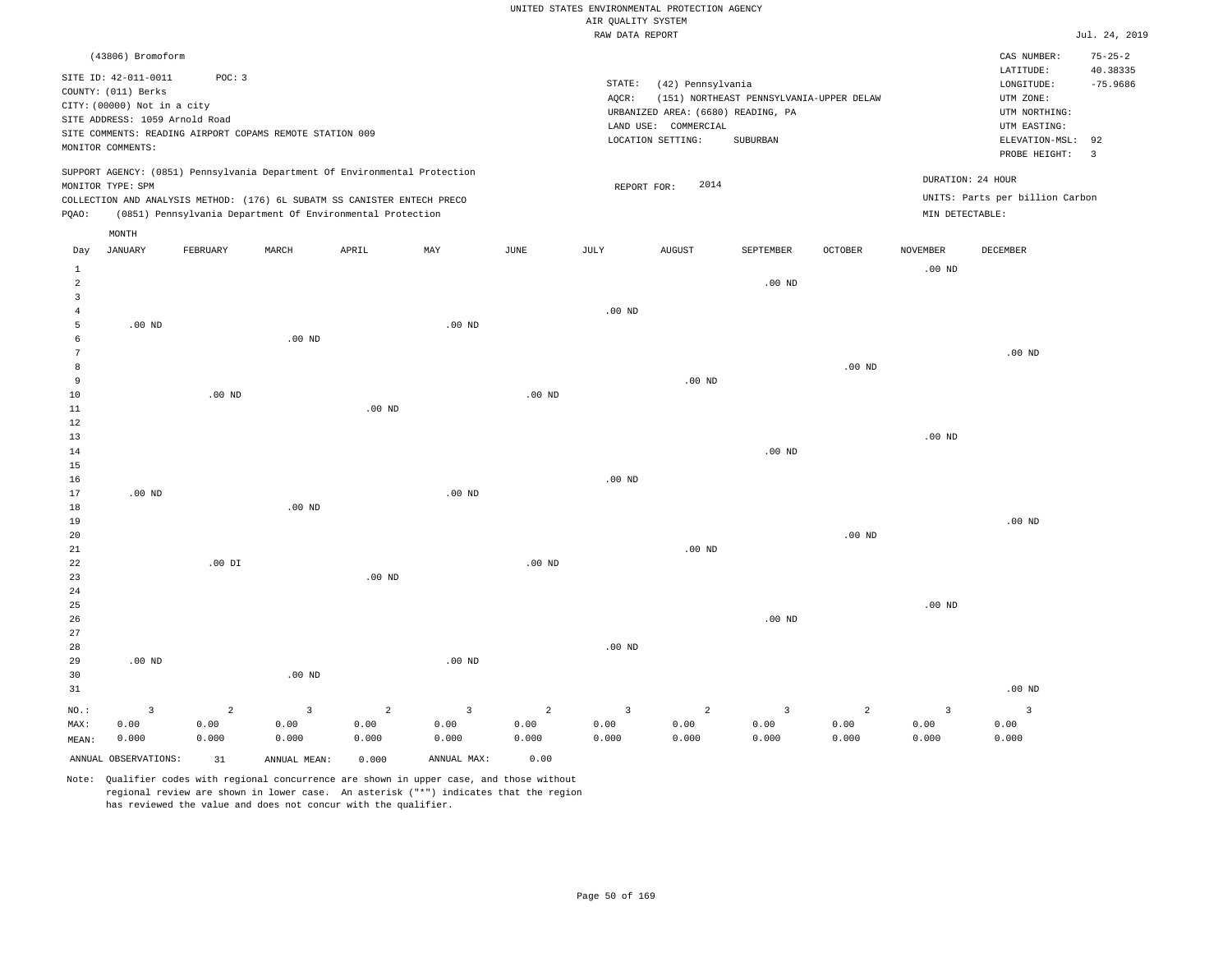UNITED STATES ENVIRONMENTAL PROTECTION AGENCY
AIR QUALITY SYSTEM
RAW DATA REPORT

Jul. 24, 2019

(43806) Bromoform

SITE ID: 42-011-0011 POC: 3
COUNTY: (011) Berks
CITY: (00000) Not in a city
SITE ADDRESS: 1059 Arnold Road
SITE COMMENTS: READING AIRPORT COPAMS REMOTE STATION 009
MONITOR COMMENTS:

STATE: (42) Pennsylvania
AQCR: (151) NORTHEAST PENNSYLVANIA-UPPER DELAW
URBANIZED AREA: (6680) READING, PA
LAND USE: COMMERCIAL
LOCATION SETTING: SUBURBAN

CAS NUMBER: 75-25-2
LATITUDE: 40.38335
LONGITUDE: -75.9686
UTM ZONE:
UTM NORTHING:
UTM EASTING:
ELEVATION-MSL: 92
PROBE HEIGHT: 3

SUPPORT AGENCY: (0851) Pennsylvania Department Of Environmental Protection
MONITOR TYPE: SPM
COLLECTION AND ANALYSIS METHOD: (176) 6L SUBATM SS CANISTER ENTECH PRECO
PQAO: (0851) Pennsylvania Department Of Environmental Protection

REPORT FOR: 2014

DURATION: 24 HOUR
UNITS: Parts per billion Carbon
MIN DETECTABLE:

| Day | JANUARY | FEBRUARY | MARCH | APRIL | MAY | JUNE | JULY | AUGUST | SEPTEMBER | OCTOBER | NOVEMBER | DECEMBER |
|---|---|---|---|---|---|---|---|---|---|---|---|---|
| 1 | | | | | | | | | | | .00 ND | |
| 2 | | | | | | | | | .00 ND | | | |
| 3 | | | | | | | | | | | | |
| 4 | | | | | | | .00 ND | | | | | |
| 5 | .00 ND | | | | .00 ND | | | | | | | |
| 6 | | | .00 ND | | | | | | | | | |
| 7 | | | | | | | | | | | | .00 ND |
| 8 | | | | | | | | | | .00 ND | | |
| 9 | | | | | | | | .00 ND | | | | |
| 10 | | .00 ND | | | | .00 ND | | | | | | |
| 11 | | | | .00 ND | | | | | | | | |
| 12 | | | | | | | | | | | | |
| 13 | | | | | | | | | | | .00 ND | |
| 14 | | | | | | | | | .00 ND | | | |
| 15 | | | | | | | | | | | | |
| 16 | | | | | | | .00 ND | | | | | |
| 17 | .00 ND | | | | .00 ND | | | | | | | |
| 18 | | | .00 ND | | | | | | | | | |
| 19 | | | | | | | | | | | | .00 ND |
| 20 | | | | | | | | | | .00 ND | | |
| 21 | | | | | | | | .00 ND | | | | |
| 22 | | .00 DI | | | | .00 ND | | | | | | |
| 23 | | | | .00 ND | | | | | | | | |
| 24 | | | | | | | | | | | | |
| 25 | | | | | | | | | | | .00 ND | |
| 26 | | | | | | | | | .00 ND | | | |
| 27 | | | | | | | | | | | | |
| 28 | | | | | | | .00 ND | | | | | |
| 29 | .00 ND | | | | .00 ND | | | | | | | |
| 30 | | | .00 ND | | | | | | | | | |
| 31 | | | | | | | | | | | | .00 ND |
| NO.: | 3 | 2 | 3 | 2 | 3 | 2 | 3 | 2 | 3 | 2 | 3 | 3 |
| MAX: | 0.00 | 0.00 | 0.00 | 0.00 | 0.00 | 0.00 | 0.00 | 0.00 | 0.00 | 0.00 | 0.00 | 0.00 |
| MEAN: | 0.000 | 0.000 | 0.000 | 0.000 | 0.000 | 0.000 | 0.000 | 0.000 | 0.000 | 0.000 | 0.000 | 0.000 |

ANNUAL OBSERVATIONS: 31 ANNUAL MEAN: 0.000 ANNUAL MAX: 0.00

Note: Qualifier codes with regional concurrence are shown in upper case, and those without regional review are shown in lower case. An asterisk ("*") indicates that the region has reviewed the value and does not concur with the qualifier.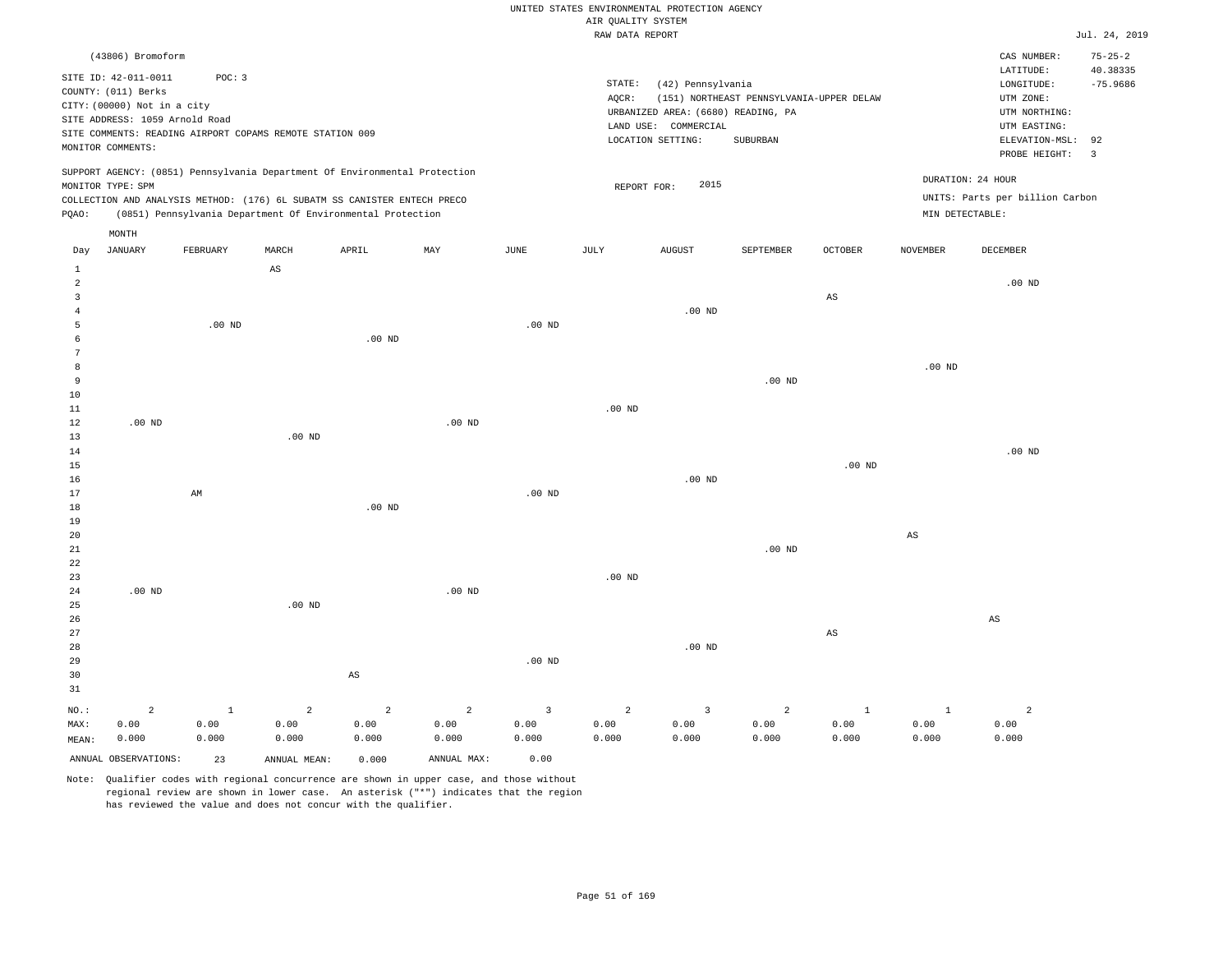UNITED STATES ENVIRONMENTAL PROTECTION AGENCY
AIR QUALITY SYSTEM
RAW DATA REPORT

Jul. 24, 2019

(43806) Bromoform

SITE ID: 42-011-0011 POC: 3
COUNTY: (011) Berks
CITY: (00000) Not in a city
SITE ADDRESS: 1059 Arnold Road
SITE COMMENTS: READING AIRPORT COPAMS REMOTE STATION 009
MONITOR COMMENTS:

STATE: (42) Pennsylvania
AQCR: (151) NORTHEAST PENNSYLVANIA-UPPER DELAW
URBANIZED AREA: (6680) READING, PA
LAND USE: COMMERCIAL
LOCATION SETTING: SUBURBAN

CAS NUMBER: 75-25-2
LATITUDE: 40.38335
LONGITUDE: -75.9686
UTM ZONE:
UTM NORTHING:
UTM EASTING:
ELEVATION-MSL: 92
PROBE HEIGHT: 3

SUPPORT AGENCY: (0851) Pennsylvania Department Of Environmental Protection
MONITOR TYPE: SPM
COLLECTION AND ANALYSIS METHOD: (176) 6L SUBATM SS CANISTER ENTECH PRECO
PQAO: (0851) Pennsylvania Department Of Environmental Protection

REPORT FOR: 2015

DURATION: 24 HOUR
UNITS: Parts per billion Carbon
MIN DETECTABLE:

| Day | JANUARY | FEBRUARY | MARCH | APRIL | MAY | JUNE | JULY | AUGUST | SEPTEMBER | OCTOBER | NOVEMBER | DECEMBER |
|---|---|---|---|---|---|---|---|---|---|---|---|---|
| 1 | | | AS | | | | | | | | | |
| 2 | | | | | | | | | | | | .00 ND |
| 3 | | | | | | | | | | AS | | |
| 4 | | | | | | | | .00 ND | | | | |
| 5 | | .00 ND | | | | .00 ND | | | | | | |
| 6 | | | | .00 ND | | | | | | | | |
| 7 | | | | | | | | | | | | |
| 8 | | | | | | | | | | | .00 ND | |
| 9 | | | | | | | | | .00 ND | | | |
| 10 | | | | | | | | | | | | |
| 11 | | | | | | | .00 ND | | | | | |
| 12 | .00 ND | | | | .00 ND | | | | | | | |
| 13 | | | .00 ND | | | | | | | | | |
| 14 | | | | | | | | | | | | .00 ND |
| 15 | | | | | | | | | | .00 ND | | |
| 16 | | | | | | | | .00 ND | | | | |
| 17 | | AM | | | | .00 ND | | | | | | |
| 18 | | | | .00 ND | | | | | | | | |
| 19 | | | | | | | | | | | | |
| 20 | | | | | | | | | | | AS | |
| 21 | | | | | | | | | .00 ND | | | |
| 22 | | | | | | | | | | | | |
| 23 | | | | | | | .00 ND | | | | | |
| 24 | .00 ND | | | | .00 ND | | | | | | | |
| 25 | | | .00 ND | | | | | | | | | |
| 26 | | | | | | | | | | | | AS |
| 27 | | | | | | | | | | AS | | |
| 28 | | | | | | | | .00 ND | | | | |
| 29 | | | | | | .00 ND | | | | | | |
| 30 | | | | AS | | | | | | | | |
| 31 | | | | | | | | | | | | |
| NO.: | 2 | 1 | 2 | 2 | 2 | 3 | 2 | 3 | 2 | 1 | 1 | 2 |
| MAX: | 0.00 | 0.00 | 0.00 | 0.00 | 0.00 | 0.00 | 0.00 | 0.00 | 0.00 | 0.00 | 0.00 | 0.00 |
| MEAN: | 0.000 | 0.000 | 0.000 | 0.000 | 0.000 | 0.000 | 0.000 | 0.000 | 0.000 | 0.000 | 0.000 | 0.000 |

ANNUAL OBSERVATIONS: 23 ANNUAL MEAN: 0.000 ANNUAL MAX: 0.00

Note: Qualifier codes with regional concurrence are shown in upper case, and those without regional review are shown in lower case. An asterisk ("*") indicates that the region has reviewed the value and does not concur with the qualifier.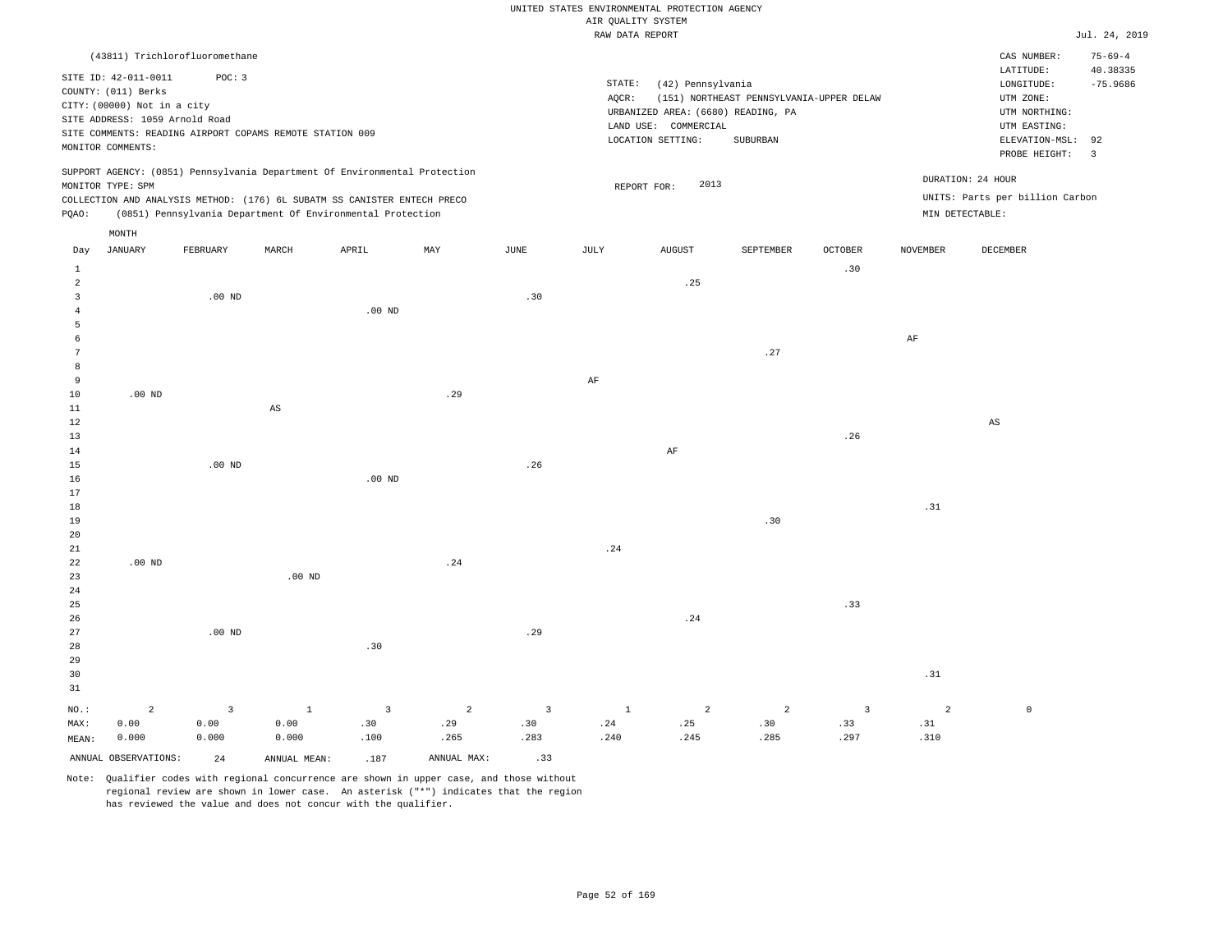UNITED STATES ENVIRONMENTAL PROTECTION AGENCY
AIR QUALITY SYSTEM
RAW DATA REPORT

Jul. 24, 2019

(43811) Trichlorofluoromethane

SITE ID: 42-011-0011 POC: 3
COUNTY: (011) Berks
CITY: (00000) Not in a city
SITE ADDRESS: 1059 Arnold Road
SITE COMMENTS: READING AIRPORT COPAMS REMOTE STATION 009
MONITOR COMMENTS:

STATE: (42) Pennsylvania
AQCR: (151) NORTHEAST PENNSYLVANIA-UPPER DELAW
URBANIZED AREA: (6680) READING, PA
LAND USE: COMMERCIAL
LOCATION SETTING: SUBURBAN

CAS NUMBER: 75-69-4
LATITUDE: 40.38335
LONGITUDE: -75.9686
UTM ZONE:
UTM NORTHING:
UTM EASTING:
ELEVATION-MSL: 92
PROBE HEIGHT: 3

SUPPORT AGENCY: (0851) Pennsylvania Department Of Environmental Protection
MONITOR TYPE: SPM
COLLECTION AND ANALYSIS METHOD: (176) 6L SUBATM SS CANISTER ENTECH PRECO
PQAO: (0851) Pennsylvania Department Of Environmental Protection

REPORT FOR: 2013

DURATION: 24 HOUR
UNITS: Parts per billion Carbon
MIN DETECTABLE:

| Day | JANUARY | FEBRUARY | MARCH | APRIL | MAY | JUNE | JULY | AUGUST | SEPTEMBER | OCTOBER | NOVEMBER | DECEMBER |
|---|---|---|---|---|---|---|---|---|---|---|---|---|
| 1 | | | | | | | | | | .30 | | |
| 2 | | | | | | | | .25 | | | | |
| 3 | | .00 ND | | | | .30 | | | | | | |
| 4 | | | | .00 ND | | | | | | | | |
| 5 | | | | | | | | | | | | |
| 6 | | | | | | | | | | | AF | |
| 7 | | | | | | | | | .27 | | | |
| 8 | | | | | | | | | | | | |
| 9 | | | | | | | AF | | | | | |
| 10 | .00 ND | | | | .29 | | | | | | | |
| 11 | | | AS | | | | | | | | | |
| 12 | | | | | | | | | | | | AS |
| 13 | | | | | | | | | | .26 | | |
| 14 | | | | | | | | AF | | | | |
| 15 | | .00 ND | | | | .26 | | | | | | |
| 16 | | | | .00 ND | | | | | | | | |
| 17 | | | | | | | | | | | | |
| 18 | | | | | | | | | | | .31 | |
| 19 | | | | | | | | | .30 | | | |
| 20 | | | | | | | | | | | | |
| 21 | | | | | | | .24 | | | | | |
| 22 | .00 ND | | | | .24 | | | | | | | |
| 23 | | | .00 ND | | | | | | | | | |
| 24 | | | | | | | | | | | | |
| 25 | | | | | | | | | | .33 | | |
| 26 | | | | | | | | .24 | | | | |
| 27 | | .00 ND | | | | .29 | | | | | | |
| 28 | | | | .30 | | | | | | | | |
| 29 | | | | | | | | | | | | |
| 30 | | | | | | | | | | | .31 | |
| 31 | | | | | | | | | | | | |
| NO.: | 2 | 3 | 1 | 3 | 2 | 3 | 1 | 2 | 2 | 3 | 2 | 0 |
| MAX: | 0.00 | 0.00 | 0.00 | .30 | .29 | .30 | .24 | .25 | .30 | .33 | .31 | |
| MEAN: | 0.000 | 0.000 | 0.000 | .100 | .265 | .283 | .240 | .245 | .285 | .297 | .310 | |

ANNUAL OBSERVATIONS: 24 ANNUAL MEAN: .187 ANNUAL MAX: .33

Note: Qualifier codes with regional concurrence are shown in upper case, and those without regional review are shown in lower case. An asterisk ("*") indicates that the region has reviewed the value and does not concur with the qualifier.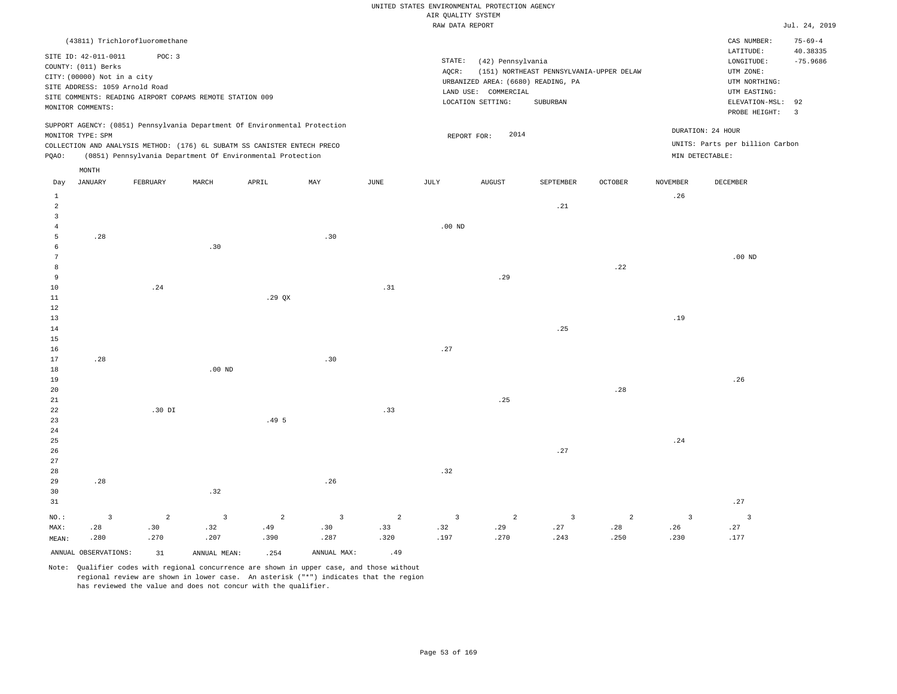UNITED STATES ENVIRONMENTAL PROTECTION AGENCY
AIR QUALITY SYSTEM
RAW DATA REPORT

Jul. 24, 2019

(43811) Trichlorofluoromethane

SITE ID: 42-011-0011 POC: 3
COUNTY: (011) Berks
CITY: (00000) Not in a city
SITE ADDRESS: 1059 Arnold Road
SITE COMMENTS: READING AIRPORT COPAMS REMOTE STATION 009
MONITOR COMMENTS:

STATE: (42) Pennsylvania
AQCR: (151) NORTHEAST PENNSYLVANIA-UPPER DELAW
URBANIZED AREA: (6680) READING, PA
LAND USE: COMMERCIAL
LOCATION SETTING: SUBURBAN

CAS NUMBER: 75-69-4
LATITUDE: 40.38335
LONGITUDE: -75.9686
UTM ZONE:
UTM NORTHING:
UTM EASTING:
ELEVATION-MSL: 92
PROBE HEIGHT: 3

SUPPORT AGENCY: (0851) Pennsylvania Department Of Environmental Protection
MONITOR TYPE: SPM
COLLECTION AND ANALYSIS METHOD: (176) 6L SUBATM SS CANISTER ENTECH PRECO
PQAO: (0851) Pennsylvania Department Of Environmental Protection

REPORT FOR: 2014

DURATION: 24 HOUR
UNITS: Parts per billion Carbon
MIN DETECTABLE:

| Day | JANUARY | FEBRUARY | MARCH | APRIL | MAY | JUNE | JULY | AUGUST | SEPTEMBER | OCTOBER | NOVEMBER | DECEMBER |
|---|---|---|---|---|---|---|---|---|---|---|---|---|
| 1 | | | | | | | | | | | .26 | |
| 2 | | | | | | | | | .21 | | | |
| 3 | | | | | | | | | | | | |
| 4 | | | | | | | .00 ND | | | | | |
| 5 | .28 | | | | .30 | | | | | | | |
| 6 | | | .30 | | | | | | | | | |
| 7 | | | | | | | | | | | | .00 ND |
| 8 | | | | | | | | | | .22 | | |
| 9 | | | | | | | | .29 | | | | |
| 10 | | .24 | | | | .31 | | | | | | |
| 11 | | | | .29 QX | | | | | | | | |
| 12 | | | | | | | | | | | | |
| 13 | | | | | | | | | | | .19 | |
| 14 | | | | | | | | | .25 | | | |
| 15 | | | | | | | | | | | | |
| 16 | | | | | | | .27 | | | | | |
| 17 | .28 | | | | .30 | | | | | | | |
| 18 | | | .00 ND | | | | | | | | | |
| 19 | | | | | | | | | | | | .26 |
| 20 | | | | | | | | | | .28 | | |
| 21 | | | | | | | | .25 | | | | |
| 22 | | .30 DI | | | | .33 | | | | | | |
| 23 | | | | .49 5 | | | | | | | | |
| 24 | | | | | | | | | | | | |
| 25 | | | | | | | | | | | .24 | |
| 26 | | | | | | | | | .27 | | | |
| 27 | | | | | | | | | | | | |
| 28 | | | | | | | .32 | | | | | |
| 29 | .28 | | | | .26 | | | | | | | |
| 30 | | | .32 | | | | | | | | | |
| 31 | | | | | | | | | | | | .27 |
| NO.: | 3 | 2 | 3 | 2 | 3 | 2 | 3 | 2 | 3 | 2 | 3 | 3 |
| MAX: | .28 | .30 | .32 | .49 | .30 | .33 | .32 | .29 | .27 | .28 | .26 | .27 |
| MEAN: | .280 | .270 | .207 | .390 | .287 | .320 | .197 | .270 | .243 | .250 | .230 | .177 |

ANNUAL OBSERVATIONS: 31 ANNUAL MEAN: .254 ANNUAL MAX: .49

Note: Qualifier codes with regional concurrence are shown in upper case, and those without regional review are shown in lower case. An asterisk ("*") indicates that the region has reviewed the value and does not concur with the qualifier.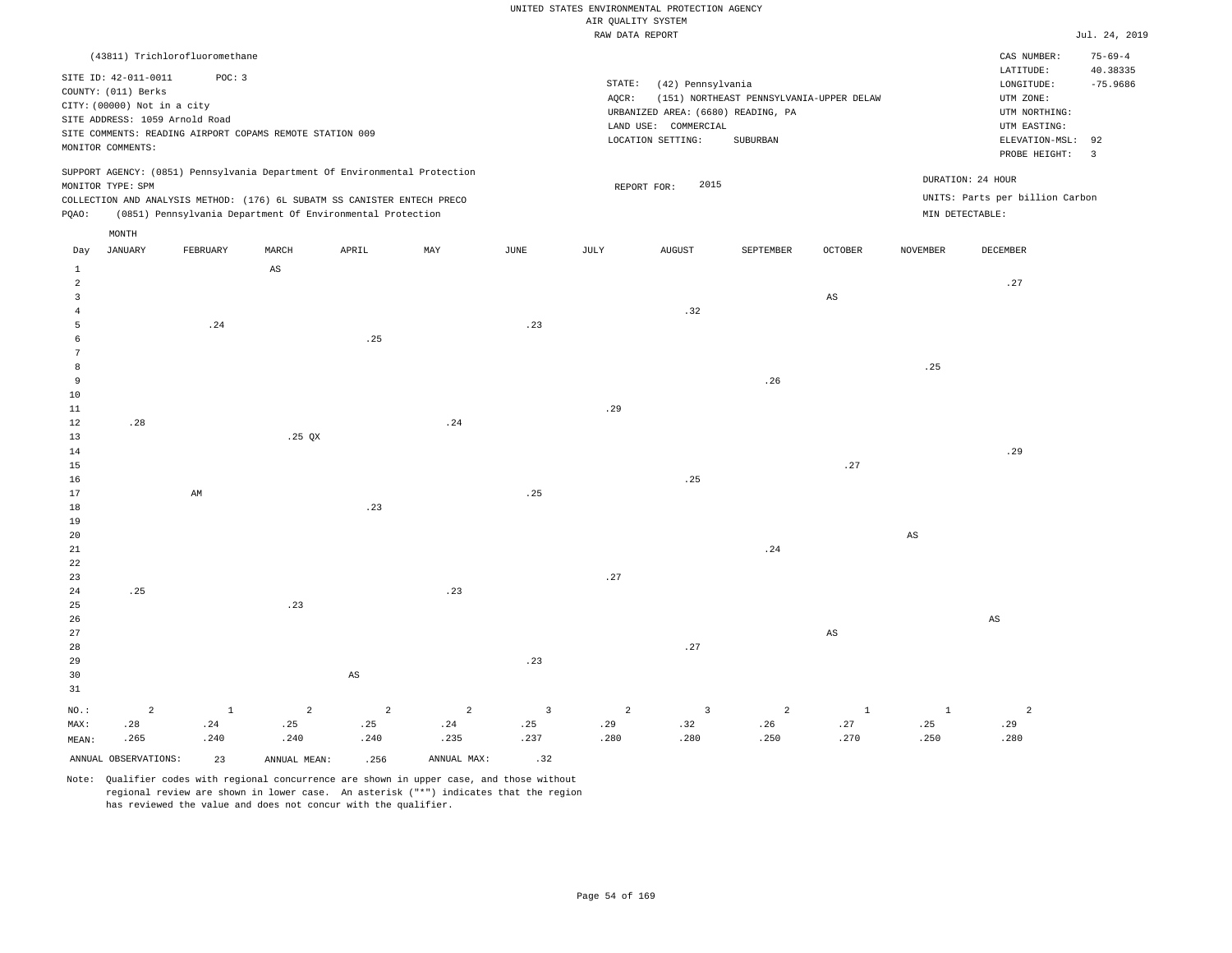UNITED STATES ENVIRONMENTAL PROTECTION AGENCY
AIR QUALITY SYSTEM
RAW DATA REPORT

Jul. 24, 2019

(43811) Trichlorofluoromethane

SITE ID: 42-011-0011 POC: 3
COUNTY: (011) Berks
CITY: (00000) Not in a city
SITE ADDRESS: 1059 Arnold Road
SITE COMMENTS: READING AIRPORT COPAMS REMOTE STATION 009
MONITOR COMMENTS:

STATE: (42) Pennsylvania
AQCR: (151) NORTHEAST PENNSYLVANIA-UPPER DELAW
URBANIZED AREA: (6680) READING, PA
LAND USE: COMMERCIAL
LOCATION SETTING: SUBURBAN

CAS NUMBER: 75-69-4
LATITUDE: 40.38335
LONGITUDE: -75.9686
UTM ZONE:
UTM NORTHING:
UTM EASTING:
ELEVATION-MSL: 92
PROBE HEIGHT: 3

SUPPORT AGENCY: (0851) Pennsylvania Department Of Environmental Protection
MONITOR TYPE: SPM
COLLECTION AND ANALYSIS METHOD: (176) 6L SUBATM SS CANISTER ENTECH PRECO
PQAO: (0851) Pennsylvania Department Of Environmental Protection

REPORT FOR: 2015

DURATION: 24 HOUR
UNITS: Parts per billion Carbon
MIN DETECTABLE:

| Day | JANUARY | FEBRUARY | MARCH | APRIL | MAY | JUNE | JULY | AUGUST | SEPTEMBER | OCTOBER | NOVEMBER | DECEMBER |
|---|---|---|---|---|---|---|---|---|---|---|---|---|
| 1 | | | AS | | | | | | | | | |
| 2 | | | | | | | | | | | | .27 |
| 3 | | | | | | | | | | AS | | |
| 4 | | | | | | | | .32 | | | | |
| 5 | | .24 | | | | .23 | | | | | | |
| 6 | | | | .25 | | | | | | | | |
| 7 | | | | | | | | | | | | |
| 8 | | | | | | | | | | | .25 | |
| 9 | | | | | | | | | .26 | | | |
| 10 | | | | | | | | | | | | |
| 11 | | | | | | | .29 | | | | | |
| 12 | .28 | | | | .24 | | | | | | | |
| 13 | | | .25 QX | | | | | | | | | |
| 14 | | | | | | | | | | | | .29 |
| 15 | | | | | | | | | | .27 | | |
| 16 | | | | | | | | .25 | | | | |
| 17 | | AM | | | | .25 | | | | | | |
| 18 | | | | .23 | | | | | | | | |
| 19 | | | | | | | | | | | | |
| 20 | | | | | | | | | | | AS | |
| 21 | | | | | | | | | .24 | | | |
| 22 | | | | | | | | | | | | |
| 23 | | | | | | | .27 | | | | | |
| 24 | .25 | | | | .23 | | | | | | | |
| 25 | | | .23 | | | | | | | | | |
| 26 | | | | | | | | | | | | AS |
| 27 | | | | | | | | | | AS | | |
| 28 | | | | | | | | .27 | | | | |
| 29 | | | | | | .23 | | | | | | |
| 30 | | | | AS | | | | | | | | |
| 31 | | | | | | | | | | | | |
| NO.: | 2 | 1 | 2 | 2 | 2 | 3 | 2 | 3 | 2 | 1 | 1 | 2 |
| MAX: | .28 | .24 | .25 | .25 | .24 | .25 | .29 | .32 | .26 | .27 | .25 | .29 |
| MEAN: | .265 | .240 | .240 | .240 | .235 | .237 | .280 | .280 | .250 | .270 | .250 | .280 |

ANNUAL OBSERVATIONS: 23 ANNUAL MEAN: .256 ANNUAL MAX: .32

Note: Qualifier codes with regional concurrence are shown in upper case, and those without regional review are shown in lower case. An asterisk ("*") indicates that the region has reviewed the value and does not concur with the qualifier.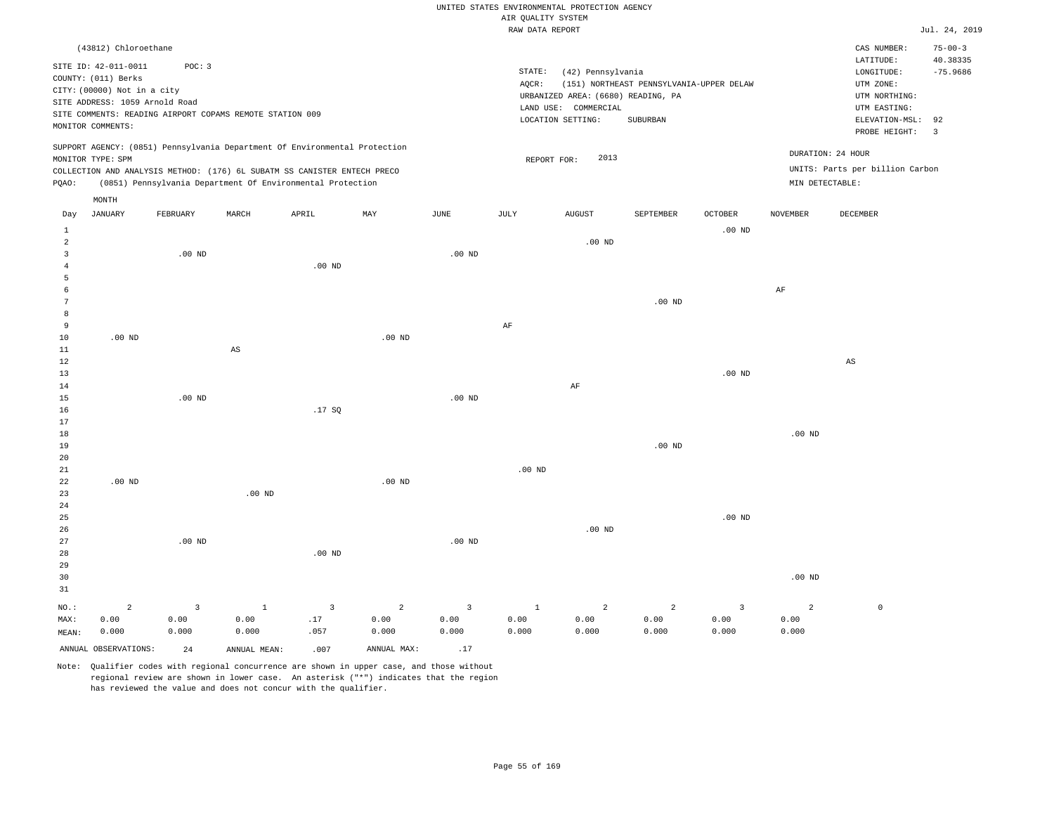UNITED STATES ENVIRONMENTAL PROTECTION AGENCY
AIR QUALITY SYSTEM
RAW DATA REPORT

Jul. 24, 2019

(43812) Chloroethane

SITE ID: 42-011-0011 POC: 3
COUNTY: (011) Berks
CITY: (00000) Not in a city
SITE ADDRESS: 1059 Arnold Road
SITE COMMENTS: READING AIRPORT COPAMS REMOTE STATION 009
MONITOR COMMENTS:

STATE: (42) Pennsylvania
AQCR: (151) NORTHEAST PENNSYLVANIA-UPPER DELAW
URBANIZED AREA: (6680) READING, PA
LAND USE: COMMERCIAL
LOCATION SETTING: SUBURBAN

CAS NUMBER: 75-00-3
LATITUDE: 40.38335
LONGITUDE: -75.9686
UTM ZONE:
UTM NORTHING:
UTM EASTING:
ELEVATION-MSL: 92
PROBE HEIGHT: 3

SUPPORT AGENCY: (0851) Pennsylvania Department Of Environmental Protection
MONITOR TYPE: SPM
COLLECTION AND ANALYSIS METHOD: (176) 6L SUBATM SS CANISTER ENTECH PRECO
PQAO: (0851) Pennsylvania Department Of Environmental Protection

REPORT FOR: 2013

DURATION: 24 HOUR
UNITS: Parts per billion Carbon
MIN DETECTABLE:

| Day | JANUARY | FEBRUARY | MARCH | APRIL | MAY | JUNE | JULY | AUGUST | SEPTEMBER | OCTOBER | NOVEMBER | DECEMBER |
|---|---|---|---|---|---|---|---|---|---|---|---|---|
| 1 | | | | | | | | | | .00 ND | | |
| 2 | | | | | | | | .00 ND | | | | |
| 3 | | .00 ND | | | | .00 ND | | | | | | |
| 4 | | | | .00 ND | | | | | | | | |
| 5 | | | | | | | | | | | | |
| 6 | | | | | | | | | | | AF | |
| 7 | | | | | | | | | .00 ND | | | |
| 8 | | | | | | | | | | | | |
| 9 | | | | | | | AF | | | | | |
| 10 | .00 ND | | | | .00 ND | | | | | | | |
| 11 | | | AS | | | | | | | | | |
| 12 | | | | | | | | | | | | AS |
| 13 | | | | | | | | | | .00 ND | | |
| 14 | | | | | | | | AF | | | | |
| 15 | | .00 ND | | | | .00 ND | | | | | | |
| 16 | | | | .17 SQ | | | | | | | | |
| 17 | | | | | | | | | | | | |
| 18 | | | | | | | | | | | .00 ND | |
| 19 | | | | | | | | | .00 ND | | | |
| 20 | | | | | | | | | | | | |
| 21 | | | | | | | .00 ND | | | | | |
| 22 | .00 ND | | | | .00 ND | | | | | | | |
| 23 | | | .00 ND | | | | | | | | | |
| 24 | | | | | | | | | | | | |
| 25 | | | | | | | | | | .00 ND | | |
| 26 | | | | | | | | .00 ND | | | | |
| 27 | | .00 ND | | | | .00 ND | | | | | | |
| 28 | | | | .00 ND | | | | | | | | |
| 29 | | | | | | | | | | | | |
| 30 | | | | | | | | | | | .00 ND | |
| 31 | | | | | | | | | | | | |
| NO.: | 2 | 3 | 1 | 3 | 2 | 3 | 1 | 2 | 2 | 3 | 2 | 0 |
| MAX: | 0.00 | 0.00 | 0.00 | .17 | 0.00 | 0.00 | 0.00 | 0.00 | 0.00 | 0.00 | 0.00 | |
| MEAN: | 0.000 | 0.000 | 0.000 | .057 | 0.000 | 0.000 | 0.000 | 0.000 | 0.000 | 0.000 | 0.000 | |

ANNUAL OBSERVATIONS: 24 ANNUAL MEAN: .007 ANNUAL MAX: .17

Note: Qualifier codes with regional concurrence are shown in upper case, and those without regional review are shown in lower case. An asterisk ("*") indicates that the region has reviewed the value and does not concur with the qualifier.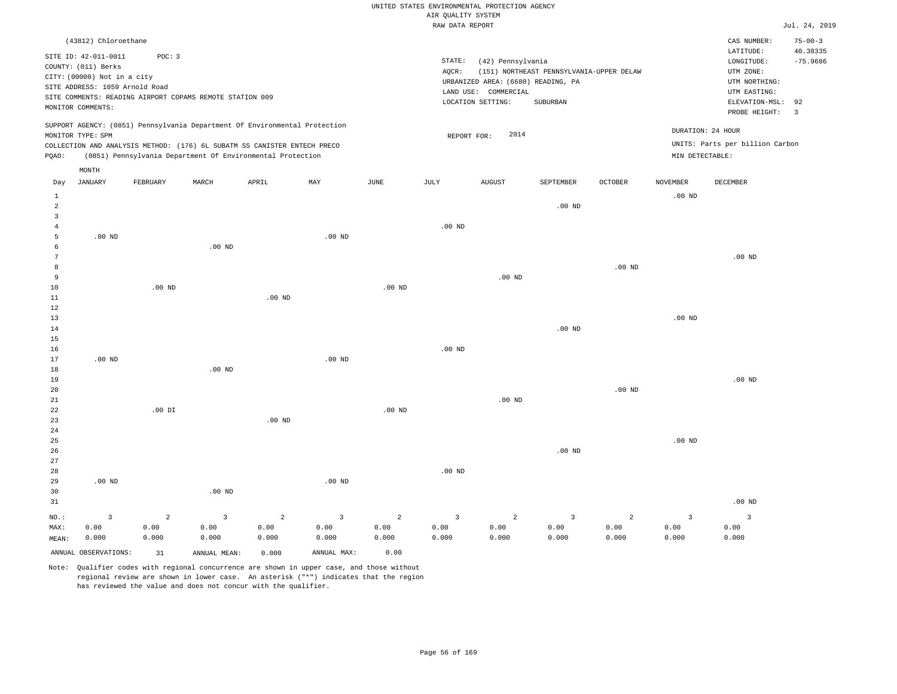UNITED STATES ENVIRONMENTAL PROTECTION AGENCY
AIR QUALITY SYSTEM
RAW DATA REPORT

Jul. 24, 2019

(43812) Chloroethane

SITE ID: 42-011-0011 POC: 3
COUNTY: (011) Berks
CITY: (00000) Not in a city
SITE ADDRESS: 1059 Arnold Road
SITE COMMENTS: READING AIRPORT COPAMS REMOTE STATION 009
MONITOR COMMENTS:

STATE: (42) Pennsylvania
AQCR: (151) NORTHEAST PENNSYLVANIA-UPPER DELAW
URBANIZED AREA: (6680) READING, PA
LAND USE: COMMERCIAL
LOCATION SETTING: SUBURBAN

CAS NUMBER: 75-00-3
LATITUDE: 40.38335
LONGITUDE: -75.9686
UTM ZONE:
UTM NORTHING:
UTM EASTING:
ELEVATION-MSL: 92
PROBE HEIGHT: 3

SUPPORT AGENCY: (0851) Pennsylvania Department Of Environmental Protection
MONITOR TYPE: SPM
COLLECTION AND ANALYSIS METHOD: (176) 6L SUBATM SS CANISTER ENTECH PRECO
PQAO: (0851) Pennsylvania Department Of Environmental Protection

REPORT FOR: 2014

DURATION: 24 HOUR
UNITS: Parts per billion Carbon
MIN DETECTABLE:

| Day | JANUARY | FEBRUARY | MARCH | APRIL | MAY | JUNE | JULY | AUGUST | SEPTEMBER | OCTOBER | NOVEMBER | DECEMBER |
|---|---|---|---|---|---|---|---|---|---|---|---|---|
| 1 | | | | | | | | | | | .00 ND | |
| 2 | | | | | | | | | .00 ND | | | |
| 3 | | | | | | | | | | | | |
| 4 | | | | | | | .00 ND | | | | | |
| 5 | .00 ND | | | | .00 ND | | | | | | | |
| 6 | | | .00 ND | | | | | | | | | |
| 7 | | | | | | | | | | | | .00 ND |
| 8 | | | | | | | | | | .00 ND | | |
| 9 | | | | | | | | .00 ND | | | | |
| 10 | | .00 ND | | | | .00 ND | | | | | | |
| 11 | | | | .00 ND | | | | | | | | |
| 12 | | | | | | | | | | | | |
| 13 | | | | | | | | | | | .00 ND | |
| 14 | | | | | | | | | .00 ND | | | |
| 15 | | | | | | | | | | | | |
| 16 | | | | | | | .00 ND | | | | | |
| 17 | .00 ND | | | | .00 ND | | | | | | | |
| 18 | | | .00 ND | | | | | | | | | |
| 19 | | | | | | | | | | | | .00 ND |
| 20 | | | | | | | | | | .00 ND | | |
| 21 | | | | | | | | .00 ND | | | | |
| 22 | | .00 DI | | | | .00 ND | | | | | | |
| 23 | | | | .00 ND | | | | | | | | |
| 24 | | | | | | | | | | | | |
| 25 | | | | | | | | | | | .00 ND | |
| 26 | | | | | | | | | .00 ND | | | |
| 27 | | | | | | | | | | | | |
| 28 | | | | | | | .00 ND | | | | | |
| 29 | .00 ND | | | | .00 ND | | | | | | | |
| 30 | | | .00 ND | | | | | | | | | |
| 31 | | | | | | | | | | | | .00 ND |
| NO.: | 3 | 2 | 3 | 2 | 3 | 2 | 3 | 2 | 3 | 2 | 3 | 3 |
| MAX: | 0.00 | 0.00 | 0.00 | 0.00 | 0.00 | 0.00 | 0.00 | 0.00 | 0.00 | 0.00 | 0.00 | 0.00 |
| MEAN: | 0.000 | 0.000 | 0.000 | 0.000 | 0.000 | 0.000 | 0.000 | 0.000 | 0.000 | 0.000 | 0.000 | 0.000 |

ANNUAL OBSERVATIONS: 31 ANNUAL MEAN: 0.000 ANNUAL MAX: 0.00

Note: Qualifier codes with regional concurrence are shown in upper case, and those without regional review are shown in lower case. An asterisk ("*") indicates that the region has reviewed the value and does not concur with the qualifier.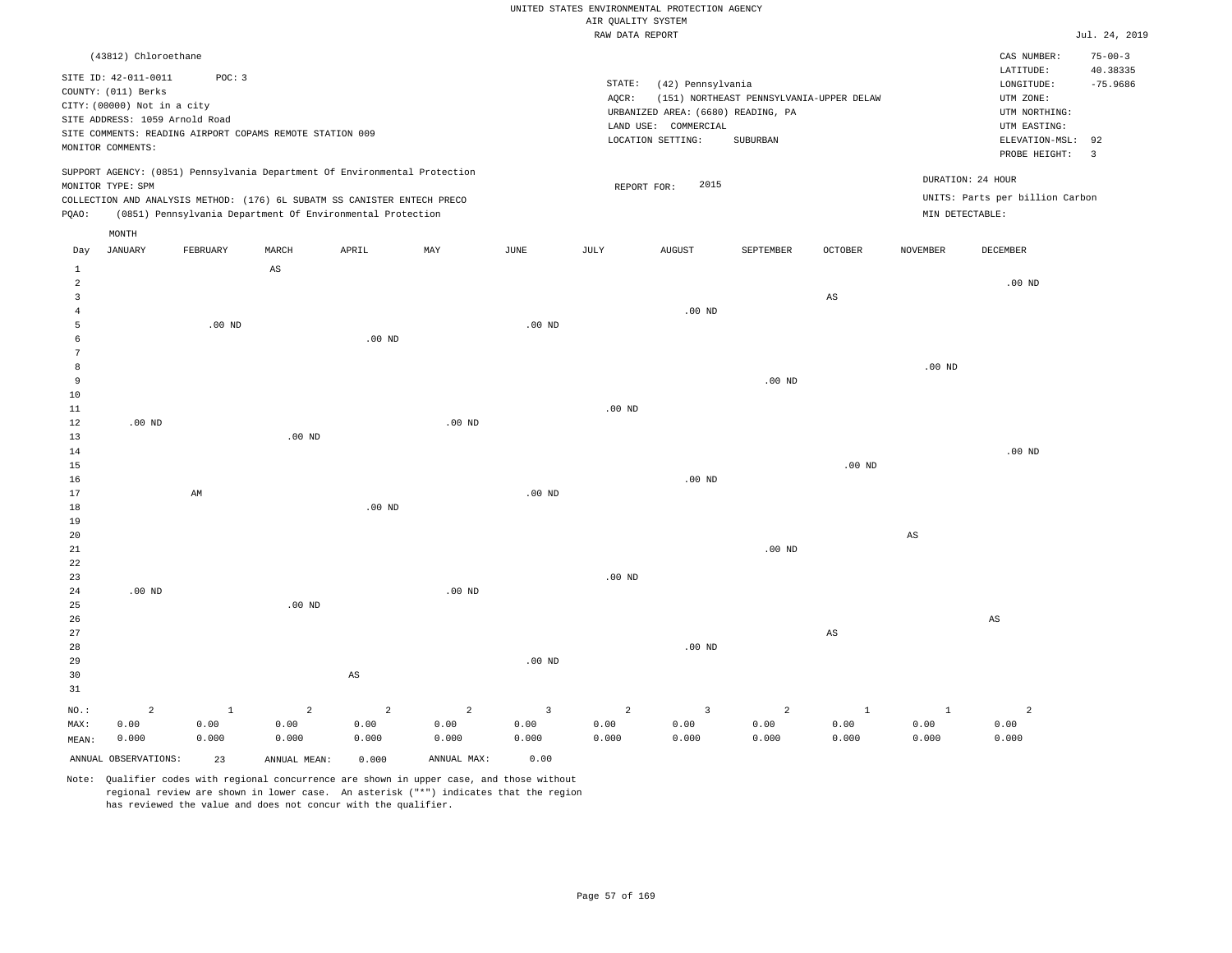UNITED STATES ENVIRONMENTAL PROTECTION AGENCY
AIR QUALITY SYSTEM
RAW DATA REPORT

Jul. 24, 2019

(43812) Chloroethane

SITE ID: 42-011-0011 POC: 3
COUNTY: (011) Berks
CITY: (00000) Not in a city
SITE ADDRESS: 1059 Arnold Road
SITE COMMENTS: READING AIRPORT COPAMS REMOTE STATION 009
MONITOR COMMENTS:

STATE: (42) Pennsylvania
AQCR: (151) NORTHEAST PENNSYLVANIA-UPPER DELAW
URBANIZED AREA: (6680) READING, PA
LAND USE: COMMERCIAL
LOCATION SETTING: SUBURBAN

CAS NUMBER: 75-00-3
LATITUDE: 40.38335
LONGITUDE: -75.9686
UTM ZONE:
UTM NORTHING:
UTM EASTING:
ELEVATION-MSL: 92
PROBE HEIGHT: 3

SUPPORT AGENCY: (0851) Pennsylvania Department Of Environmental Protection
MONITOR TYPE: SPM
COLLECTION AND ANALYSIS METHOD: (176) 6L SUBATM SS CANISTER ENTECH PRECO
PQAO: (0851) Pennsylvania Department Of Environmental Protection

REPORT FOR: 2015

DURATION: 24 HOUR
UNITS: Parts per billion Carbon
MIN DETECTABLE:

| Day | JANUARY | FEBRUARY | MARCH | APRIL | MAY | JUNE | JULY | AUGUST | SEPTEMBER | OCTOBER | NOVEMBER | DECEMBER |
|---|---|---|---|---|---|---|---|---|---|---|---|---|
| 1 | | | AS | | | | | | | | | |
| 2 | | | | | | | | | | | | .00 ND |
| 3 | | | | | | | | | | AS | | |
| 4 | | | | | | | | .00 ND | | | | |
| 5 | | .00 ND | | | | .00 ND | | | | | | |
| 6 | | | | .00 ND | | | | | | | | |
| 7 | | | | | | | | | | | | |
| 8 | | | | | | | | | | | .00 ND | |
| 9 | | | | | | | | | .00 ND | | | |
| 10 | | | | | | | | | | | | |
| 11 | | | | | | | .00 ND | | | | | |
| 12 | .00 ND | | | | .00 ND | | | | | | | |
| 13 | | | .00 ND | | | | | | | | | |
| 14 | | | | | | | | | | | | .00 ND |
| 15 | | | | | | | | | | .00 ND | | |
| 16 | | | | | | | | .00 ND | | | | |
| 17 | | AM | | | | .00 ND | | | | | | |
| 18 | | | | .00 ND | | | | | | | | |
| 19 | | | | | | | | | | | | |
| 20 | | | | | | | | | | | AS | |
| 21 | | | | | | | | | .00 ND | | | |
| 22 | | | | | | | | | | | | |
| 23 | | | | | | | .00 ND | | | | | |
| 24 | .00 ND | | | | .00 ND | | | | | | | |
| 25 | | | .00 ND | | | | | | | | | |
| 26 | | | | | | | | | | | | AS |
| 27 | | | | | | | | | | AS | | |
| 28 | | | | | | | | .00 ND | | | | |
| 29 | | | | | | .00 ND | | | | | | |
| 30 | | | | AS | | | | | | | | |
| 31 | | | | | | | | | | | | |
| NO.: | 2 | 1 | 2 | 2 | 2 | 3 | 2 | 3 | 2 | 1 | 1 | 2 |
| MAX: | 0.00 | 0.00 | 0.00 | 0.00 | 0.00 | 0.00 | 0.00 | 0.00 | 0.00 | 0.00 | 0.00 | 0.00 |
| MEAN: | 0.000 | 0.000 | 0.000 | 0.000 | 0.000 | 0.000 | 0.000 | 0.000 | 0.000 | 0.000 | 0.000 | 0.000 |

ANNUAL OBSERVATIONS: 23 ANNUAL MEAN: 0.000 ANNUAL MAX: 0.00

Note: Qualifier codes with regional concurrence are shown in upper case, and those without regional review are shown in lower case. An asterisk ("*") indicates that the region has reviewed the value and does not concur with the qualifier.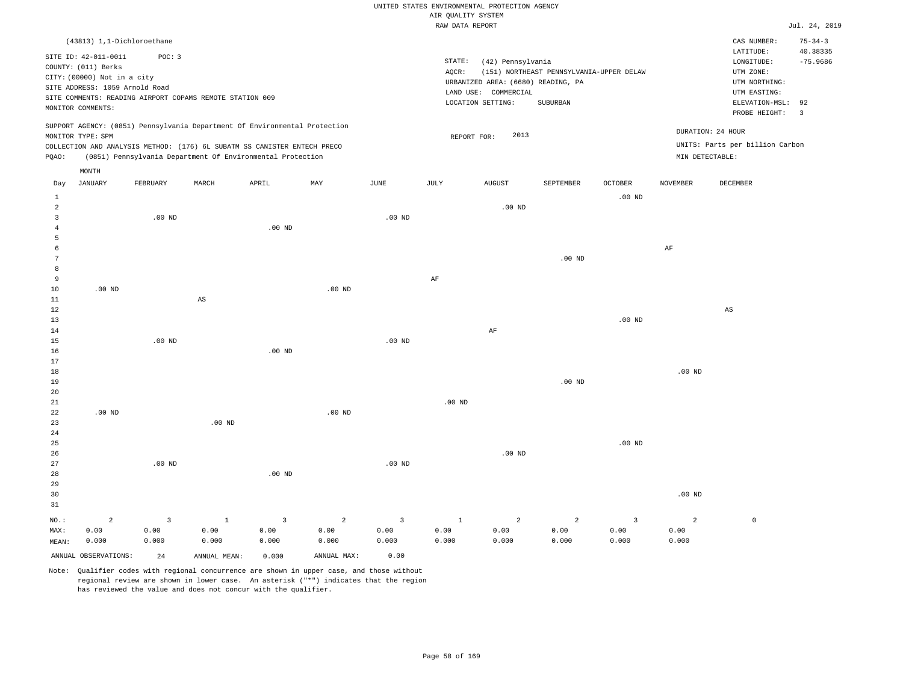UNITED STATES ENVIRONMENTAL PROTECTION AGENCY
AIR QUALITY SYSTEM
RAW DATA REPORT

Jul. 24, 2019

(43813) 1,1-Dichloroethane

SITE ID: 42-011-0011 POC: 3
COUNTY: (011) Berks
CITY: (00000) Not in a city
SITE ADDRESS: 1059 Arnold Road
SITE COMMENTS: READING AIRPORT COPAMS REMOTE STATION 009
MONITOR COMMENTS:

STATE: (42) Pennsylvania
AQCR: (151) NORTHEAST PENNSYLVANIA-UPPER DELAW
URBANIZED AREA: (6680) READING, PA
LAND USE: COMMERCIAL
LOCATION SETTING: SUBURBAN

CAS NUMBER: 75-34-3
LATITUDE: 40.38335
LONGITUDE: -75.9686
UTM ZONE:
UTM NORTHING:
UTM EASTING:
ELEVATION-MSL: 92
PROBE HEIGHT: 3

SUPPORT AGENCY: (0851) Pennsylvania Department Of Environmental Protection
MONITOR TYPE: SPM
COLLECTION AND ANALYSIS METHOD: (176) 6L SUBATM SS CANISTER ENTECH PRECO
PQAO: (0851) Pennsylvania Department Of Environmental Protection

REPORT FOR: 2013

DURATION: 24 HOUR
UNITS: Parts per billion Carbon
MIN DETECTABLE:

| Day | JANUARY | FEBRUARY | MARCH | APRIL | MAY | JUNE | JULY | AUGUST | SEPTEMBER | OCTOBER | NOVEMBER | DECEMBER |
|---|---|---|---|---|---|---|---|---|---|---|---|---|
| 1 | | | | | | | | | | .00 ND | | |
| 2 | | | | | | | | .00 ND | | | | |
| 3 | | .00 ND | | | | .00 ND | | | | | | |
| 4 | | | | .00 ND | | | | | | | | |
| 5 | | | | | | | | | | | | |
| 6 | | | | | | | | | | | AF | |
| 7 | | | | | | | | | .00 ND | | | |
| 8 | | | | | | | | | | | | |
| 9 | | | | | | | AF | | | | | |
| 10 | .00 ND | | | | .00 ND | | | | | | | |
| 11 | | | AS | | | | | | | | | |
| 12 | | | | | | | | | | | | AS |
| 13 | | | | | | | | | | .00 ND | | |
| 14 | | | | | | | | AF | | | | |
| 15 | | .00 ND | | | | .00 ND | | | | | | |
| 16 | | | | .00 ND | | | | | | | | |
| 17 | | | | | | | | | | | | |
| 18 | | | | | | | | | | | .00 ND | |
| 19 | | | | | | | | | .00 ND | | | |
| 20 | | | | | | | | | | | | |
| 21 | | | | | | | .00 ND | | | | | |
| 22 | .00 ND | | | | .00 ND | | | | | | | |
| 23 | | | .00 ND | | | | | | | | | |
| 24 | | | | | | | | | | | | |
| 25 | | | | | | | | | | .00 ND | | |
| 26 | | | | | | | | .00 ND | | | | |
| 27 | | .00 ND | | | | .00 ND | | | | | | |
| 28 | | | | .00 ND | | | | | | | | |
| 29 | | | | | | | | | | | | |
| 30 | | | | | | | | | | | .00 ND | |
| 31 | | | | | | | | | | | | |
| NO.: | 2 | 3 | 1 | 3 | 2 | 3 | 1 | 2 | 2 | 3 | 2 | 0 |
| MAX: | 0.00 | 0.00 | 0.00 | 0.00 | 0.00 | 0.00 | 0.00 | 0.00 | 0.00 | 0.00 | 0.00 | |
| MEAN: | 0.000 | 0.000 | 0.000 | 0.000 | 0.000 | 0.000 | 0.000 | 0.000 | 0.000 | 0.000 | 0.000 | |

ANNUAL OBSERVATIONS: 24 ANNUAL MEAN: 0.000 ANNUAL MAX: 0.00

Note: Qualifier codes with regional concurrence are shown in upper case, and those without regional review are shown in lower case. An asterisk ("*") indicates that the region has reviewed the value and does not concur with the qualifier.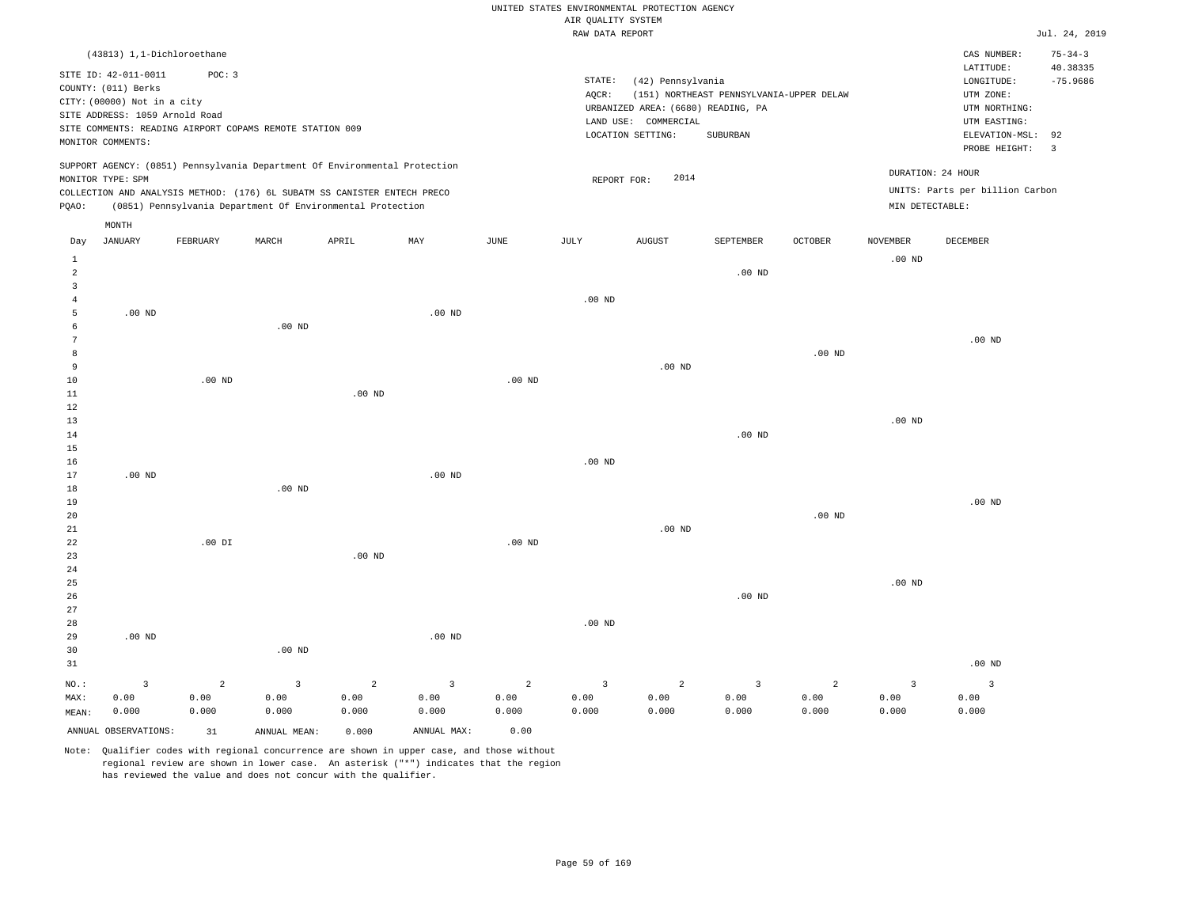UNITED STATES ENVIRONMENTAL PROTECTION AGENCY
AIR QUALITY SYSTEM
RAW DATA REPORT

Jul. 24, 2019

(43813) 1,1-Dichloroethane

SITE ID: 42-011-0011 POC: 3
COUNTY: (011) Berks
CITY: (00000) Not in a city
SITE ADDRESS: 1059 Arnold Road
SITE COMMENTS: READING AIRPORT COPAMS REMOTE STATION 009
MONITOR COMMENTS:

STATE: (42) Pennsylvania
AQCR: (151) NORTHEAST PENNSYLVANIA-UPPER DELAW
URBANIZED AREA: (6680) READING, PA
LAND USE: COMMERCIAL
LOCATION SETTING: SUBURBAN

CAS NUMBER: 75-34-3
LATITUDE: 40.38335
LONGITUDE: -75.9686
UTM ZONE:
UTM NORTHING:
UTM EASTING:
ELEVATION-MSL: 92
PROBE HEIGHT: 3

SUPPORT AGENCY: (0851) Pennsylvania Department Of Environmental Protection
MONITOR TYPE: SPM
COLLECTION AND ANALYSIS METHOD: (176) 6L SUBATM SS CANISTER ENTECH PRECO
PQAO: (0851) Pennsylvania Department Of Environmental Protection

REPORT FOR: 2014

DURATION: 24 HOUR
UNITS: Parts per billion Carbon
MIN DETECTABLE:

| Day | JANUARY | FEBRUARY | MARCH | APRIL | MAY | JUNE | JULY | AUGUST | SEPTEMBER | OCTOBER | NOVEMBER | DECEMBER |
|---|---|---|---|---|---|---|---|---|---|---|---|---|
| 1 | | | | | | | | | | | .00 ND | |
| 2 | | | | | | | | | .00 ND | | | |
| 3 | | | | | | | | | | | | |
| 4 | | | | | | | .00 ND | | | | | |
| 5 | .00 ND | | | | .00 ND | | | | | | | |
| 6 | | | .00 ND | | | | | | | | | |
| 7 | | | | | | | | | | | | .00 ND |
| 8 | | | | | | | | | | .00 ND | | |
| 9 | | | | | | | | .00 ND | | | | |
| 10 | | .00 ND | | | | .00 ND | | | | | | |
| 11 | | | | .00 ND | | | | | | | | |
| 12 | | | | | | | | | | | | |
| 13 | | | | | | | | | | | .00 ND | |
| 14 | | | | | | | | | .00 ND | | | |
| 15 | | | | | | | | | | | | |
| 16 | | | | | | | .00 ND | | | | | |
| 17 | .00 ND | | | | .00 ND | | | | | | | |
| 18 | | | .00 ND | | | | | | | | | |
| 19 | | | | | | | | | | | | .00 ND |
| 20 | | | | | | | | | | .00 ND | | |
| 21 | | | | | | | | .00 ND | | | | |
| 22 | | .00 DI | | | | .00 ND | | | | | | |
| 23 | | | | .00 ND | | | | | | | | |
| 24 | | | | | | | | | | | | |
| 25 | | | | | | | | | | | .00 ND | |
| 26 | | | | | | | | | .00 ND | | | |
| 27 | | | | | | | | | | | | |
| 28 | | | | | | | .00 ND | | | | | |
| 29 | .00 ND | | | | .00 ND | | | | | | | |
| 30 | | | .00 ND | | | | | | | | | |
| 31 | | | | | | | | | | | | .00 ND |
| NO.: | 3 | 2 | 3 | 2 | 3 | 2 | 3 | 2 | 3 | 2 | 3 | 3 |
| MAX: | 0.00 | 0.00 | 0.00 | 0.00 | 0.00 | 0.00 | 0.00 | 0.00 | 0.00 | 0.00 | 0.00 | 0.00 |
| MEAN: | 0.000 | 0.000 | 0.000 | 0.000 | 0.000 | 0.000 | 0.000 | 0.000 | 0.000 | 0.000 | 0.000 | 0.000 |

ANNUAL OBSERVATIONS: 31 ANNUAL MEAN: 0.000 ANNUAL MAX: 0.00

Note: Qualifier codes with regional concurrence are shown in upper case, and those without regional review are shown in lower case. An asterisk ("*") indicates that the region has reviewed the value and does not concur with the qualifier.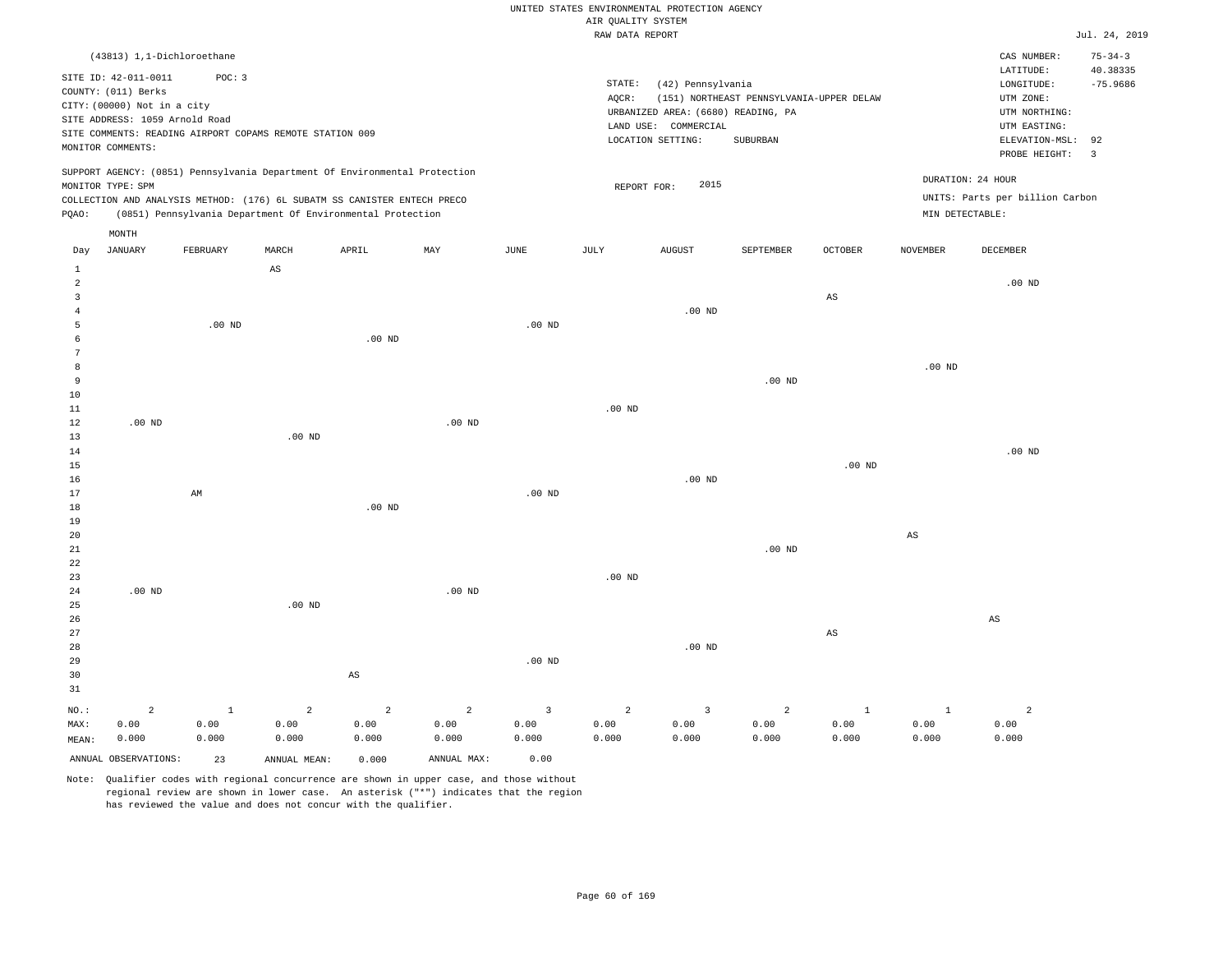UNITED STATES ENVIRONMENTAL PROTECTION AGENCY
AIR QUALITY SYSTEM
RAW DATA REPORT

Jul. 24, 2019

(43813) 1,1-Dichloroethane

SITE ID: 42-011-0011 POC: 3
COUNTY: (011) Berks
CITY: (00000) Not in a city
SITE ADDRESS: 1059 Arnold Road
SITE COMMENTS: READING AIRPORT COPAMS REMOTE STATION 009
MONITOR COMMENTS:

STATE: (42) Pennsylvania
AQCR: (151) NORTHEAST PENNSYLVANIA-UPPER DELAW
URBANIZED AREA: (6680) READING, PA
LAND USE: COMMERCIAL
LOCATION SETTING: SUBURBAN

CAS NUMBER: 75-34-3
LATITUDE: 40.38335
LONGITUDE: -75.9686
UTM ZONE:
UTM NORTHING:
UTM EASTING:
ELEVATION-MSL: 92
PROBE HEIGHT: 3

SUPPORT AGENCY: (0851) Pennsylvania Department Of Environmental Protection
MONITOR TYPE: SPM
COLLECTION AND ANALYSIS METHOD: (176) 6L SUBATM SS CANISTER ENTECH PRECO
PQAO: (0851) Pennsylvania Department Of Environmental Protection

REPORT FOR: 2015

DURATION: 24 HOUR
UNITS: Parts per billion Carbon
MIN DETECTABLE:

| Day | JANUARY | FEBRUARY | MARCH | APRIL | MAY | JUNE | JULY | AUGUST | SEPTEMBER | OCTOBER | NOVEMBER | DECEMBER |
|---|---|---|---|---|---|---|---|---|---|---|---|---|
| 1 | | | AS | | | | | | | | | |
| 2 | | | | | | | | | | | | .00 ND |
| 3 | | | | | | | | | | AS | | |
| 4 | | | | | | | | .00 ND | | | | |
| 5 | | .00 ND | | | | .00 ND | | | | | | |
| 6 | | | | .00 ND | | | | | | | | |
| 7 | | | | | | | | | | | | |
| 8 | | | | | | | | | | | .00 ND | |
| 9 | | | | | | | | | .00 ND | | | |
| 10 | | | | | | | | | | | | |
| 11 | | | | | | | .00 ND | | | | | |
| 12 | .00 ND | | | | .00 ND | | | | | | | |
| 13 | | | .00 ND | | | | | | | | | |
| 14 | | | | | | | | | | | | .00 ND |
| 15 | | | | | | | | | | .00 ND | | |
| 16 | | | | | | | | .00 ND | | | | |
| 17 | | AM | | | | .00 ND | | | | | | |
| 18 | | | | .00 ND | | | | | | | | |
| 19 | | | | | | | | | | | | |
| 20 | | | | | | | | | | | AS | |
| 21 | | | | | | | | | .00 ND | | | |
| 22 | | | | | | | | | | | | |
| 23 | | | | | | | .00 ND | | | | | |
| 24 | .00 ND | | | | .00 ND | | | | | | | |
| 25 | | | .00 ND | | | | | | | | | |
| 26 | | | | | | | | | | | | AS |
| 27 | | | | | | | | | | AS | | |
| 28 | | | | | | | | .00 ND | | | | |
| 29 | | | | | | .00 ND | | | | | | |
| 30 | | | | AS | | | | | | | | |
| 31 | | | | | | | | | | | | |
| NO.: | 2 | 1 | 2 | 2 | 2 | 3 | 2 | 3 | 2 | 1 | 1 | 2 |
| MAX: | 0.00 | 0.00 | 0.00 | 0.00 | 0.00 | 0.00 | 0.00 | 0.00 | 0.00 | 0.00 | 0.00 | 0.00 |
| MEAN: | 0.000 | 0.000 | 0.000 | 0.000 | 0.000 | 0.000 | 0.000 | 0.000 | 0.000 | 0.000 | 0.000 | 0.000 |

ANNUAL OBSERVATIONS: 23 ANNUAL MEAN: 0.000 ANNUAL MAX: 0.00

Note: Qualifier codes with regional concurrence are shown in upper case, and those without regional review are shown in lower case. An asterisk ("*") indicates that the region has reviewed the value and does not concur with the qualifier.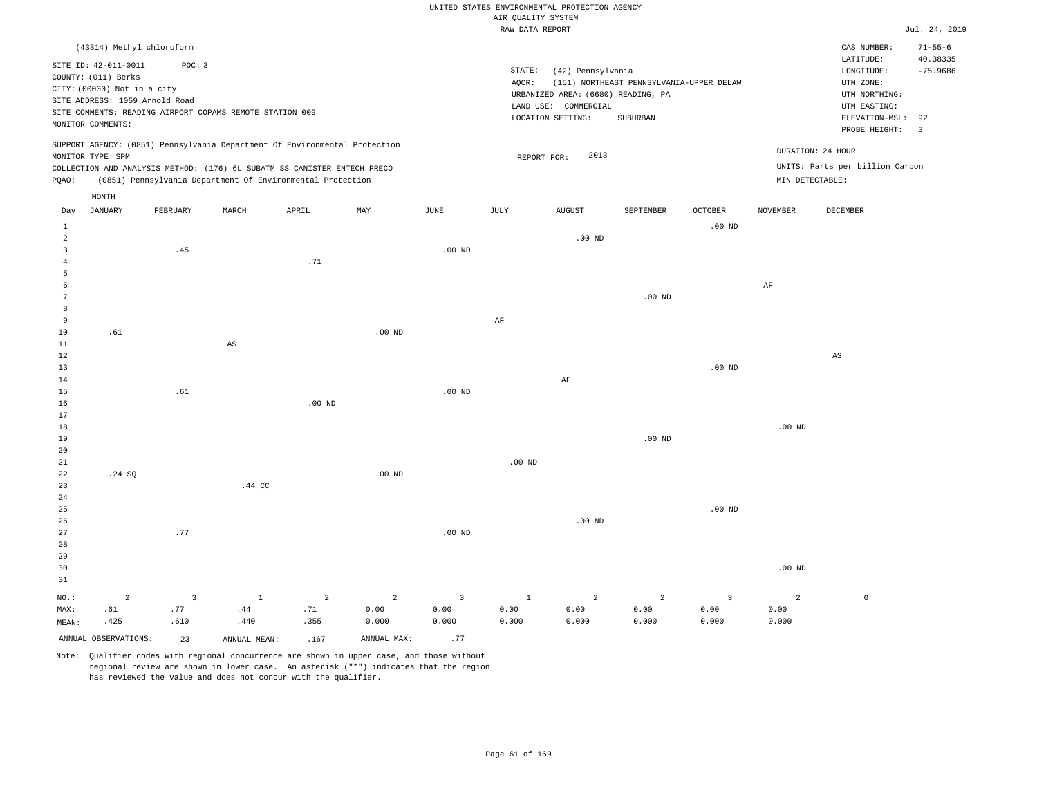UNITED STATES ENVIRONMENTAL PROTECTION AGENCY
AIR QUALITY SYSTEM
RAW DATA REPORT

Jul. 24, 2019

(43814) Methyl chloroform

SITE ID: 42-011-0011 POC: 3
COUNTY: (011) Berks
CITY: (00000) Not in a city
SITE ADDRESS: 1059 Arnold Road
SITE COMMENTS: READING AIRPORT COPAMS REMOTE STATION 009
MONITOR COMMENTS:

STATE: (42) Pennsylvania
AQCR: (151) NORTHEAST PENNSYLVANIA-UPPER DELAW
URBANIZED AREA: (6680) READING, PA
LAND USE: COMMERCIAL
LOCATION SETTING: SUBURBAN

CAS NUMBER: 71-55-6
LATITUDE: 40.38335
LONGITUDE: -75.9686
UTM ZONE:
UTM NORTHING:
UTM EASTING:
ELEVATION-MSL: 92
PROBE HEIGHT: 3

SUPPORT AGENCY: (0851) Pennsylvania Department Of Environmental Protection
MONITOR TYPE: SPM
COLLECTION AND ANALYSIS METHOD: (176) 6L SUBATM SS CANISTER ENTECH PRECO
PQAO: (0851) Pennsylvania Department Of Environmental Protection

REPORT FOR: 2013

DURATION: 24 HOUR
UNITS: Parts per billion Carbon
MIN DETECTABLE:

| Day | JANUARY | FEBRUARY | MARCH | APRIL | MAY | JUNE | JULY | AUGUST | SEPTEMBER | OCTOBER | NOVEMBER | DECEMBER |
|---|---|---|---|---|---|---|---|---|---|---|---|---|
| 1 | | | | | | | | | | .00 ND | | |
| 2 | | | | | | | | .00 ND | | | | |
| 3 | | .45 | | | | .00 ND | | | | | | |
| 4 | | | | .71 | | | | | | | | |
| 5 | | | | | | | | | | | | |
| 6 | | | | | | | | | | | AF | |
| 7 | | | | | | | | | .00 ND | | | |
| 8 | | | | | | | | | | | | |
| 9 | | | | | | | AF | | | | | |
| 10 | .61 | | | | .00 ND | | | | | | | |
| 11 | | | AS | | | | | | | | | |
| 12 | | | | | | | | | | | | AS |
| 13 | | | | | | | | | | .00 ND | | |
| 14 | | | | | | | | AF | | | | |
| 15 | | .61 | | | | .00 ND | | | | | | |
| 16 | | | | .00 ND | | | | | | | | |
| 17 | | | | | | | | | | | | |
| 18 | | | | | | | | | | | .00 ND | |
| 19 | | | | | | | | | .00 ND | | | |
| 20 | | | | | | | | | | | | |
| 21 | | | | | | | .00 ND | | | | | |
| 22 | .24 SQ | | | | .00 ND | | | | | | | |
| 23 | | | .44 CC | | | | | | | | | |
| 24 | | | | | | | | | | | | |
| 25 | | | | | | | | | | .00 ND | | |
| 26 | | | | | | | | .00 ND | | | | |
| 27 | | .77 | | | | .00 ND | | | | | | |
| 28 | | | | | | | | | | | | |
| 29 | | | | | | | | | | | | |
| 30 | | | | | | | | | | | .00 ND | |
| 31 | | | | | | | | | | | | |
| NO.: | 2 | 3 | 1 | 2 | 2 | 3 | 1 | 2 | 2 | 3 | 2 | 0 |
| MAX: | .61 | .77 | .44 | .71 | 0.00 | 0.00 | 0.00 | 0.00 | 0.00 | 0.00 | 0.00 | |
| MEAN: | .425 | .610 | .440 | .355 | 0.000 | 0.000 | 0.000 | 0.000 | 0.000 | 0.000 | 0.000 | |

ANNUAL OBSERVATIONS: 23 ANNUAL MEAN: .167 ANNUAL MAX: .77

Note: Qualifier codes with regional concurrence are shown in upper case, and those without regional review are shown in lower case. An asterisk ("*") indicates that the region has reviewed the value and does not concur with the qualifier.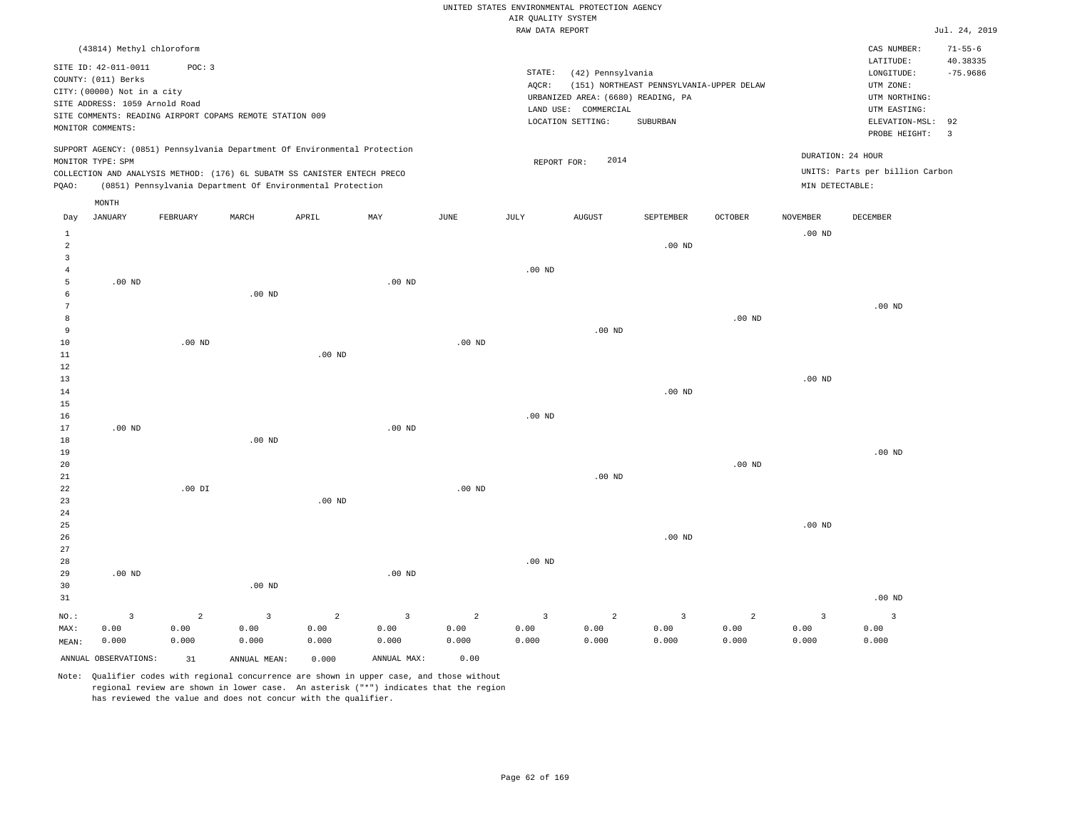UNITED STATES ENVIRONMENTAL PROTECTION AGENCY
AIR QUALITY SYSTEM
RAW DATA REPORT

Jul. 24, 2019

(43814) Methyl chloroform

SITE ID: 42-011-0011  POC: 3
COUNTY: (011) Berks
CITY: (00000) Not in a city
SITE ADDRESS: 1059 Arnold Road
SITE COMMENTS: READING AIRPORT COPAMS REMOTE STATION 009
MONITOR COMMENTS:

STATE: (42) Pennsylvania
AQCR: (151) NORTHEAST PENNSYLVANIA-UPPER DELAW
URBANIZED AREA: (6680) READING, PA
LAND USE: COMMERCIAL
LOCATION SETTING: SUBURBAN

CAS NUMBER: 71-55-6
LATITUDE: 40.38335
LONGITUDE: -75.9686
UTM ZONE:
UTM NORTHING:
UTM EASTING:
ELEVATION-MSL: 92
PROBE HEIGHT: 3

SUPPORT AGENCY: (0851) Pennsylvania Department Of Environmental Protection
MONITOR TYPE: SPM
COLLECTION AND ANALYSIS METHOD: (176) 6L SUBATM SS CANISTER ENTECH PRECO
PQAO: (0851) Pennsylvania Department Of Environmental Protection

REPORT FOR: 2014

DURATION: 24 HOUR
UNITS: Parts per billion Carbon
MIN DETECTABLE:

| Day | JANUARY | FEBRUARY | MARCH | APRIL | MAY | JUNE | JULY | AUGUST | SEPTEMBER | OCTOBER | NOVEMBER | DECEMBER |
|---|---|---|---|---|---|---|---|---|---|---|---|---|
| 1 | | | | | | | | | | | .00 ND | |
| 2 | | | | | | | | | .00 ND | | | |
| 3 | | | | | | | | | | | | |
| 4 | | | | | | | .00 ND | | | | | |
| 5 | .00 ND | | | | .00 ND | | | | | | | |
| 6 | | | .00 ND | | | | | | | | | |
| 7 | | | | | | | | | | | | .00 ND |
| 8 | | | | | | | | | | .00 ND | | |
| 9 | | | | | | | | .00 ND | | | | |
| 10 | | .00 ND | | | | .00 ND | | | | | | |
| 11 | | | | .00 ND | | | | | | | | |
| 12 | | | | | | | | | | | | |
| 13 | | | | | | | | | | | .00 ND | |
| 14 | | | | | | | | | .00 ND | | | |
| 15 | | | | | | | | | | | | |
| 16 | | | | | | | .00 ND | | | | | |
| 17 | .00 ND | | | | .00 ND | | | | | | | |
| 18 | | | .00 ND | | | | | | | | | |
| 19 | | | | | | | | | | | | .00 ND |
| 20 | | | | | | | | | | .00 ND | | |
| 21 | | | | | | | | .00 ND | | | | |
| 22 | | .00 DI | | | | .00 ND | | | | | | |
| 23 | | | | .00 ND | | | | | | | | |
| 24 | | | | | | | | | | | | |
| 25 | | | | | | | | | | | .00 ND | |
| 26 | | | | | | | | | .00 ND | | | |
| 27 | | | | | | | | | | | | |
| 28 | | | | | | | .00 ND | | | | | |
| 29 | .00 ND | | | | .00 ND | | | | | | | |
| 30 | | | .00 ND | | | | | | | | | |
| 31 | | | | | | | | | | | | .00 ND |
| NO.: | 3 | 2 | 3 | 2 | 3 | 2 | 3 | 2 | 3 | 2 | 3 | 3 |
| MAX: | 0.00 | 0.00 | 0.00 | 0.00 | 0.00 | 0.00 | 0.00 | 0.00 | 0.00 | 0.00 | 0.00 | 0.00 |
| MEAN: | 0.000 | 0.000 | 0.000 | 0.000 | 0.000 | 0.000 | 0.000 | 0.000 | 0.000 | 0.000 | 0.000 | 0.000 |

ANNUAL OBSERVATIONS: 31  ANNUAL MEAN: 0.000  ANNUAL MAX: 0.00

Note: Qualifier codes with regional concurrence are shown in upper case, and those without regional review are shown in lower case. An asterisk ("*") indicates that the region has reviewed the value and does not concur with the qualifier.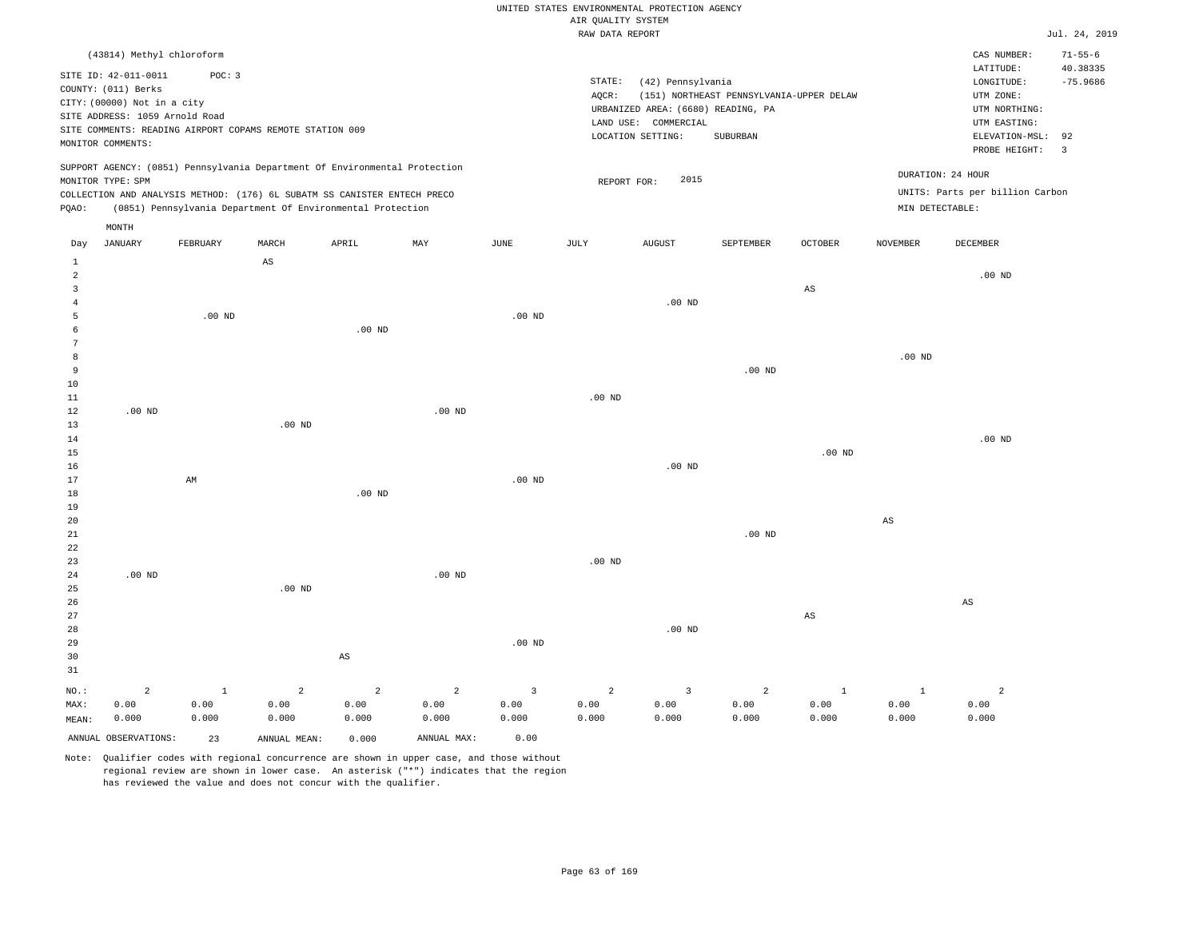UNITED STATES ENVIRONMENTAL PROTECTION AGENCY
AIR QUALITY SYSTEM
RAW DATA REPORT

Jul. 24, 2019

(43814) Methyl chloroform

SITE ID: 42-011-0011 POC: 3
COUNTY: (011) Berks
CITY: (00000) Not in a city
SITE ADDRESS: 1059 Arnold Road
SITE COMMENTS: READING AIRPORT COPAMS REMOTE STATION 009
MONITOR COMMENTS:

STATE: (42) Pennsylvania
AQCR: (151) NORTHEAST PENNSYLVANIA-UPPER DELAW
URBANIZED AREA: (6680) READING, PA
LAND USE: COMMERCIAL
LOCATION SETTING: SUBURBAN

CAS NUMBER: 71-55-6
LATITUDE: 40.38335
LONGITUDE: -75.9686
UTM ZONE:
UTM NORTHING:
UTM EASTING:
ELEVATION-MSL: 92
PROBE HEIGHT: 3

SUPPORT AGENCY: (0851) Pennsylvania Department Of Environmental Protection
MONITOR TYPE: SPM
COLLECTION AND ANALYSIS METHOD: (176) 6L SUBATM SS CANISTER ENTECH PRECO
PQAO: (0851) Pennsylvania Department Of Environmental Protection

REPORT FOR: 2015

DURATION: 24 HOUR
UNITS: Parts per billion Carbon
MIN DETECTABLE:

| Day | JANUARY | FEBRUARY | MARCH | APRIL | MAY | JUNE | JULY | AUGUST | SEPTEMBER | OCTOBER | NOVEMBER | DECEMBER |
|---|---|---|---|---|---|---|---|---|---|---|---|---|
| 1 | | | AS | | | | | | | | | |
| 2 | | | | | | | | | | | | .00 ND |
| 3 | | | | | | | | | | AS | | |
| 4 | | | | | | | | .00 ND | | | | |
| 5 | | .00 ND | | | | .00 ND | | | | | | |
| 6 | | | | .00 ND | | | | | | | | |
| 7 | | | | | | | | | | | | |
| 8 | | | | | | | | | | | .00 ND | |
| 9 | | | | | | | | | .00 ND | | | |
| 10 | | | | | | | | | | | | |
| 11 | | | | | | | .00 ND | | | | | |
| 12 | .00 ND | | | | .00 ND | | | | | | | |
| 13 | | | .00 ND | | | | | | | | | |
| 14 | | | | | | | | | | | | .00 ND |
| 15 | | | | | | | | | | .00 ND | | |
| 16 | | | | | | | | .00 ND | | | | |
| 17 | | AM | | | | .00 ND | | | | | | |
| 18 | | | | .00 ND | | | | | | | | |
| 19 | | | | | | | | | | | | |
| 20 | | | | | | | | | | | AS | |
| 21 | | | | | | | | | .00 ND | | | |
| 22 | | | | | | | | | | | | |
| 23 | | | | | | | .00 ND | | | | | |
| 24 | .00 ND | | | | .00 ND | | | | | | | |
| 25 | | | .00 ND | | | | | | | | | |
| 26 | | | | | | | | | | | | AS |
| 27 | | | | | | | | | | AS | | |
| 28 | | | | | | | | .00 ND | | | | |
| 29 | | | | | | .00 ND | | | | | | |
| 30 | | | | AS | | | | | | | | |
| 31 | | | | | | | | | | | | |
| NO.: | 2 | 1 | 2 | 2 | 2 | 3 | 2 | 3 | 2 | 1 | 1 | 2 |
| MAX: | 0.00 | 0.00 | 0.00 | 0.00 | 0.00 | 0.00 | 0.00 | 0.00 | 0.00 | 0.00 | 0.00 | 0.00 |
| MEAN: | 0.000 | 0.000 | 0.000 | 0.000 | 0.000 | 0.000 | 0.000 | 0.000 | 0.000 | 0.000 | 0.000 | 0.000 |

ANNUAL OBSERVATIONS: 23 ANNUAL MEAN: 0.000 ANNUAL MAX: 0.00

Note: Qualifier codes with regional concurrence are shown in upper case, and those without regional review are shown in lower case. An asterisk ("*") indicates that the region has reviewed the value and does not concur with the qualifier.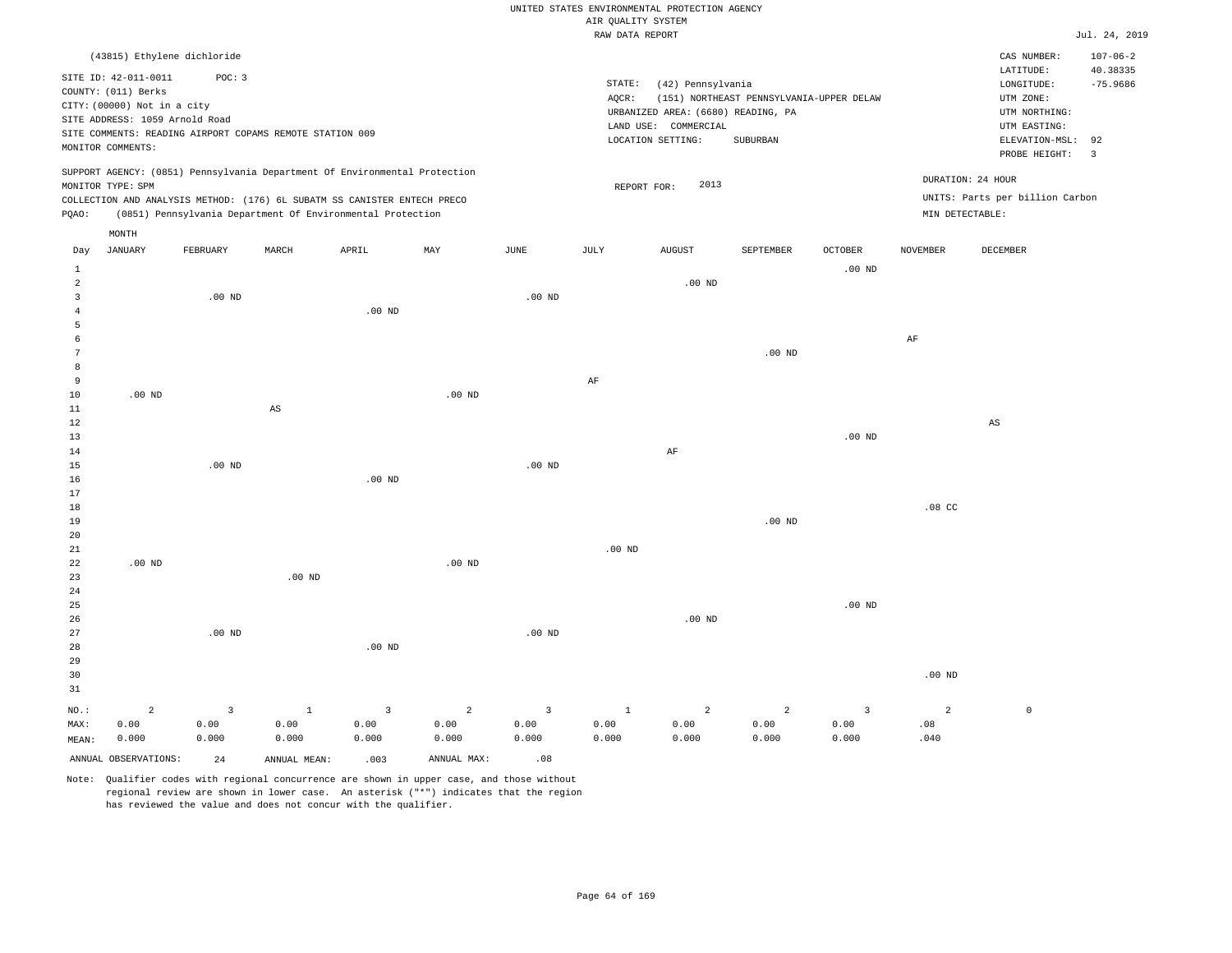UNITED STATES ENVIRONMENTAL PROTECTION AGENCY
AIR QUALITY SYSTEM
RAW DATA REPORT

Jul. 24, 2019

(43815) Ethylene dichloride

SITE ID: 42-011-0011 POC: 3
COUNTY: (011) Berks
CITY: (00000) Not in a city
SITE ADDRESS: 1059 Arnold Road
SITE COMMENTS: READING AIRPORT COPAMS REMOTE STATION 009
MONITOR COMMENTS:

STATE: (42) Pennsylvania
AQCR: (151) NORTHEAST PENNSYLVANIA-UPPER DELAW
URBANIZED AREA: (6680) READING, PA
LAND USE: COMMERCIAL
LOCATION SETTING: SUBURBAN

CAS NUMBER: 107-06-2
LATITUDE: 40.38335
LONGITUDE: -75.9686
UTM ZONE:
UTM NORTHING:
UTM EASTING:
ELEVATION-MSL: 92
PROBE HEIGHT: 3

SUPPORT AGENCY: (0851) Pennsylvania Department Of Environmental Protection
MONITOR TYPE: SPM
COLLECTION AND ANALYSIS METHOD: (176) 6L SUBATM SS CANISTER ENTECH PRECO
PQAO: (0851) Pennsylvania Department Of Environmental Protection

REPORT FOR: 2013

DURATION: 24 HOUR
UNITS: Parts per billion Carbon
MIN DETECTABLE:

| Day | JANUARY | FEBRUARY | MARCH | APRIL | MAY | JUNE | JULY | AUGUST | SEPTEMBER | OCTOBER | NOVEMBER | DECEMBER |
|---|---|---|---|---|---|---|---|---|---|---|---|---|
| 1 | | | | | | | | | | .00 ND | | |
| 2 | | | | | | | | .00 ND | | | | |
| 3 | | .00 ND | | | | .00 ND | | | | | | |
| 4 | | | | .00 ND | | | | | | | | |
| 5 | | | | | | | | | | | | |
| 6 | | | | | | | | | | | AF | |
| 7 | | | | | | | | | .00 ND | | | |
| 8 | | | | | | | | | | | | |
| 9 | | | | | | | AF | | | | | |
| 10 | .00 ND | | | | .00 ND | | | | | | | |
| 11 | | | AS | | | | | | | | | |
| 12 | | | | | | | | | | | | AS |
| 13 | | | | | | | | | | .00 ND | | |
| 14 | | | | | | | | AF | | | | |
| 15 | | .00 ND | | | | .00 ND | | | | | | |
| 16 | | | | .00 ND | | | | | | | | |
| 17 | | | | | | | | | | | | |
| 18 | | | | | | | | | | | .08 CC | |
| 19 | | | | | | | | | .00 ND | | | |
| 20 | | | | | | | | | | | | |
| 21 | | | | | | | .00 ND | | | | | |
| 22 | .00 ND | | | | .00 ND | | | | | | | |
| 23 | | | .00 ND | | | | | | | | | |
| 24 | | | | | | | | | | | | |
| 25 | | | | | | | | | | .00 ND | | |
| 26 | | | | | | | | .00 ND | | | | |
| 27 | | .00 ND | | | | .00 ND | | | | | | |
| 28 | | | | .00 ND | | | | | | | | |
| 29 | | | | | | | | | | | | |
| 30 | | | | | | | | | | | .00 ND | |
| 31 | | | | | | | | | | | | |
| NO.: | 2 | 3 | 1 | 3 | 2 | 3 | 1 | 2 | 2 | 3 | 2 | 0 |
| MAX: | 0.00 | 0.00 | 0.00 | 0.00 | 0.00 | 0.00 | 0.00 | 0.00 | 0.00 | 0.00 | .08 | |
| MEAN: | 0.000 | 0.000 | 0.000 | 0.000 | 0.000 | 0.000 | 0.000 | 0.000 | 0.000 | 0.000 | .040 | |

ANNUAL OBSERVATIONS: 24 ANNUAL MEAN: .003 ANNUAL MAX: .08

Note: Qualifier codes with regional concurrence are shown in upper case, and those without regional review are shown in lower case. An asterisk ("*") indicates that the region has reviewed the value and does not concur with the qualifier.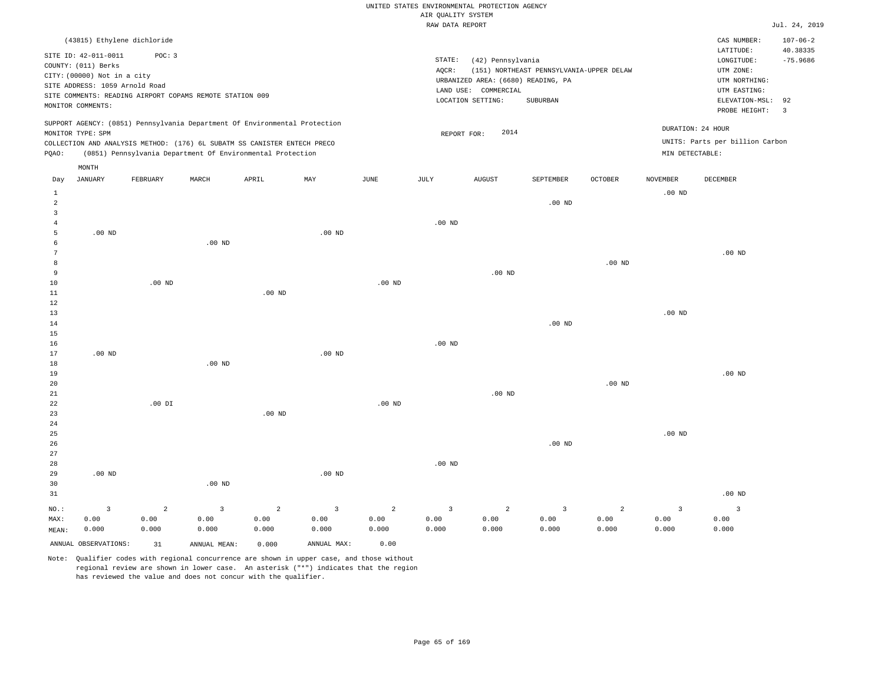UNITED STATES ENVIRONMENTAL PROTECTION AGENCY
AIR QUALITY SYSTEM
RAW DATA REPORT

Jul. 24, 2019

(43815) Ethylene dichloride

SITE ID: 42-011-0011 POC: 3
COUNTY: (011) Berks
CITY: (00000) Not in a city
SITE ADDRESS: 1059 Arnold Road
SITE COMMENTS: READING AIRPORT COPAMS REMOTE STATION 009
MONITOR COMMENTS:

STATE: (42) Pennsylvania
AQCR: (151) NORTHEAST PENNSYLVANIA-UPPER DELAW
URBANIZED AREA: (6680) READING, PA
LAND USE: COMMERCIAL
LOCATION SETTING: SUBURBAN

CAS NUMBER: 107-06-2
LATITUDE: 40.38335
LONGITUDE: -75.9686
UTM ZONE:
UTM NORTHING:
UTM EASTING:
ELEVATION-MSL: 92
PROBE HEIGHT: 3

SUPPORT AGENCY: (0851) Pennsylvania Department Of Environmental Protection
MONITOR TYPE: SPM
COLLECTION AND ANALYSIS METHOD: (176) 6L SUBATM SS CANISTER ENTECH PRECO
PQAO: (0851) Pennsylvania Department Of Environmental Protection

REPORT FOR: 2014

DURATION: 24 HOUR
UNITS: Parts per billion Carbon
MIN DETECTABLE:

| Day | JANUARY | FEBRUARY | MARCH | APRIL | MAY | JUNE | JULY | AUGUST | SEPTEMBER | OCTOBER | NOVEMBER | DECEMBER |
|---|---|---|---|---|---|---|---|---|---|---|---|---|
| 1 | | | | | | | | | | | .00 ND | |
| 2 | | | | | | | | | .00 ND | | | |
| 3 | | | | | | | | | | | | |
| 4 | | | | | | | .00 ND | | | | | |
| 5 | .00 ND | | | | .00 ND | | | | | | | |
| 6 | | | .00 ND | | | | | | | | | |
| 7 | | | | | | | | | | | | .00 ND |
| 8 | | | | | | | | | | .00 ND | | |
| 9 | | | | | | | | .00 ND | | | | |
| 10 | | .00 ND | | | | .00 ND | | | | | | |
| 11 | | | | .00 ND | | | | | | | | |
| 12 | | | | | | | | | | | | |
| 13 | | | | | | | | | | | .00 ND | |
| 14 | | | | | | | | | .00 ND | | | |
| 15 | | | | | | | | | | | | |
| 16 | | | | | | | .00 ND | | | | | |
| 17 | .00 ND | | | | .00 ND | | | | | | | |
| 18 | | | .00 ND | | | | | | | | | |
| 19 | | | | | | | | | | | | .00 ND |
| 20 | | | | | | | | | | .00 ND | | |
| 21 | | | | | | | | .00 ND | | | | |
| 22 | | .00 DI | | | | .00 ND | | | | | | |
| 23 | | | | .00 ND | | | | | | | | |
| 24 | | | | | | | | | | | | |
| 25 | | | | | | | | | | | .00 ND | |
| 26 | | | | | | | | | .00 ND | | | |
| 27 | | | | | | | | | | | | |
| 28 | | | | | | | .00 ND | | | | | |
| 29 | .00 ND | | | | .00 ND | | | | | | | |
| 30 | | | .00 ND | | | | | | | | | |
| 31 | | | | | | | | | | | | .00 ND |
| NO.: | 3 | 2 | 3 | 2 | 3 | 2 | 3 | 2 | 3 | 2 | 3 | 3 |
| MAX: | 0.00 | 0.00 | 0.00 | 0.00 | 0.00 | 0.00 | 0.00 | 0.00 | 0.00 | 0.00 | 0.00 | 0.00 |
| MEAN: | 0.000 | 0.000 | 0.000 | 0.000 | 0.000 | 0.000 | 0.000 | 0.000 | 0.000 | 0.000 | 0.000 | 0.000 |

ANNUAL OBSERVATIONS: 31 ANNUAL MEAN: 0.000 ANNUAL MAX: 0.00

Note: Qualifier codes with regional concurrence are shown in upper case, and those without regional review are shown in lower case. An asterisk ("*") indicates that the region has reviewed the value and does not concur with the qualifier.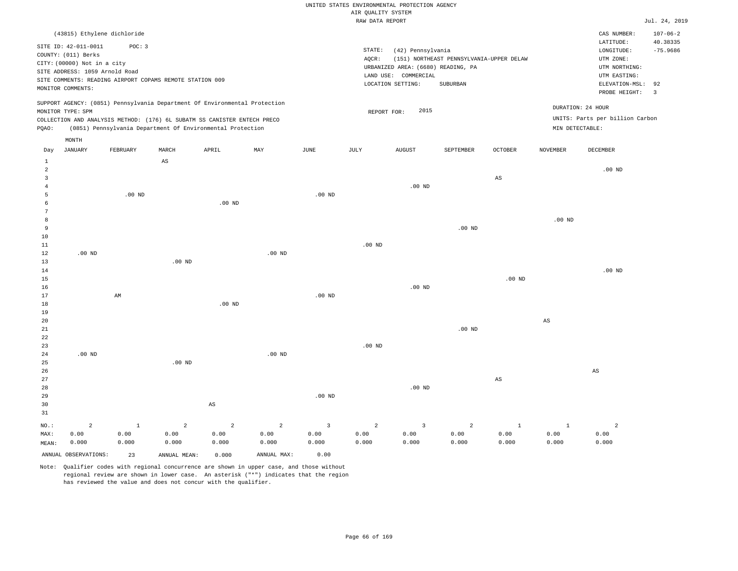UNITED STATES ENVIRONMENTAL PROTECTION AGENCY
AIR QUALITY SYSTEM
RAW DATA REPORT

Jul. 24, 2019

(43815) Ethylene dichloride

SITE ID: 42-011-0011 POC: 3
COUNTY: (011) Berks
CITY: (00000) Not in a city
SITE ADDRESS: 1059 Arnold Road
SITE COMMENTS: READING AIRPORT COPAMS REMOTE STATION 009
MONITOR COMMENTS:

STATE: (42) Pennsylvania
AQCR: (151) NORTHEAST PENNSYLVANIA-UPPER DELAW
URBANIZED AREA: (6680) READING, PA
LAND USE: COMMERCIAL
LOCATION SETTING: SUBURBAN

CAS NUMBER: 107-06-2
LATITUDE: 40.38335
LONGITUDE: -75.9686
UTM ZONE:
UTM NORTHING:
UTM EASTING:
ELEVATION-MSL: 92
PROBE HEIGHT: 3

SUPPORT AGENCY: (0851) Pennsylvania Department Of Environmental Protection
MONITOR TYPE: SPM
COLLECTION AND ANALYSIS METHOD: (176) 6L SUBATM SS CANISTER ENTECH PRECO
PQAO: (0851) Pennsylvania Department Of Environmental Protection

REPORT FOR: 2015

DURATION: 24 HOUR
UNITS: Parts per billion Carbon
MIN DETECTABLE:

| Day | JANUARY | FEBRUARY | MARCH | APRIL | MAY | JUNE | JULY | AUGUST | SEPTEMBER | OCTOBER | NOVEMBER | DECEMBER |
|---|---|---|---|---|---|---|---|---|---|---|---|---|
| 1 | | | AS | | | | | | | | | |
| 2 | | | | | | | | | | | | .00 ND |
| 3 | | | | | | | | | | AS | | |
| 4 | | | | | | | | .00 ND | | | | |
| 5 | | .00 ND | | | | .00 ND | | | | | | |
| 6 | | | | .00 ND | | | | | | | | |
| 7 | | | | | | | | | | | | |
| 8 | | | | | | | | | | | .00 ND | |
| 9 | | | | | | | | | .00 ND | | | |
| 10 | | | | | | | | | | | | |
| 11 | | | | | | | .00 ND | | | | | |
| 12 | .00 ND | | | | .00 ND | | | | | | | |
| 13 | | | .00 ND | | | | | | | | | |
| 14 | | | | | | | | | | | | .00 ND |
| 15 | | | | | | | | | | .00 ND | | |
| 16 | | | | | | | | .00 ND | | | | |
| 17 | | AM | | | | .00 ND | | | | | | |
| 18 | | | | .00 ND | | | | | | | | |
| 19 | | | | | | | | | | | | |
| 20 | | | | | | | | | | | AS | |
| 21 | | | | | | | | | .00 ND | | | |
| 22 | | | | | | | | | | | | |
| 23 | | | | | | | .00 ND | | | | | |
| 24 | .00 ND | | | | .00 ND | | | | | | | |
| 25 | | | .00 ND | | | | | | | | | |
| 26 | | | | | | | | | | | | AS |
| 27 | | | | | | | | | | AS | | |
| 28 | | | | | | | | .00 ND | | | | |
| 29 | | | | | | .00 ND | | | | | | |
| 30 | | | | AS | | | | | | | | |
| 31 | | | | | | | | | | | | |
| NO.: | 2 | 1 | 2 | 2 | 2 | 3 | 2 | 3 | 2 | 1 | 1 | 2 |
| MAX: | 0.00 | 0.00 | 0.00 | 0.00 | 0.00 | 0.00 | 0.00 | 0.00 | 0.00 | 0.00 | 0.00 | 0.00 |
| MEAN: | 0.000 | 0.000 | 0.000 | 0.000 | 0.000 | 0.000 | 0.000 | 0.000 | 0.000 | 0.000 | 0.000 | 0.000 |

ANNUAL OBSERVATIONS: 23 ANNUAL MEAN: 0.000 ANNUAL MAX: 0.00

Note: Qualifier codes with regional concurrence are shown in upper case, and those without regional review are shown in lower case. An asterisk ("*") indicates that the region has reviewed the value and does not concur with the qualifier.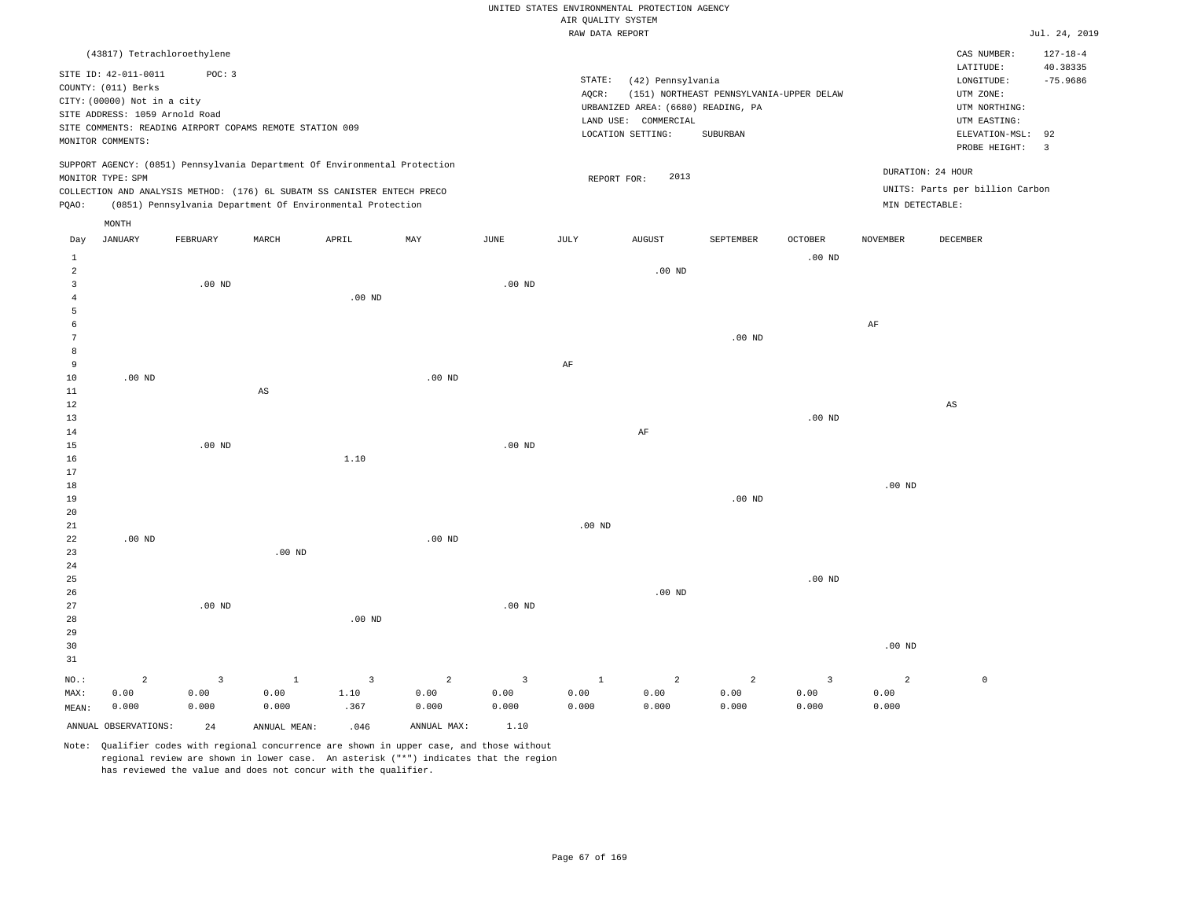UNITED STATES ENVIRONMENTAL PROTECTION AGENCY
AIR QUALITY SYSTEM
RAW DATA REPORT

Jul. 24, 2019

(43817) Tetrachloroethylene

SITE ID: 42-011-0011 POC: 3
COUNTY: (011) Berks
CITY: (00000) Not in a city
SITE ADDRESS: 1059 Arnold Road
SITE COMMENTS: READING AIRPORT COPAMS REMOTE STATION 009
MONITOR COMMENTS:

STATE: (42) Pennsylvania
AQCR: (151) NORTHEAST PENNSYLVANIA-UPPER DELAW
URBANIZED AREA: (6680) READING, PA
LAND USE: COMMERCIAL
LOCATION SETTING: SUBURBAN

CAS NUMBER: 127-18-4
LATITUDE: 40.38335
LONGITUDE: -75.9686
UTM ZONE:
UTM NORTHING:
UTM EASTING:
ELEVATION-MSL: 92
PROBE HEIGHT: 3

SUPPORT AGENCY: (0851) Pennsylvania Department Of Environmental Protection
MONITOR TYPE: SPM
COLLECTION AND ANALYSIS METHOD: (176) 6L SUBATM SS CANISTER ENTECH PRECO
PQAO: (0851) Pennsylvania Department Of Environmental Protection

REPORT FOR: 2013

DURATION: 24 HOUR
UNITS: Parts per billion Carbon
MIN DETECTABLE:

| Day | JANUARY | FEBRUARY | MARCH | APRIL | MAY | JUNE | JULY | AUGUST | SEPTEMBER | OCTOBER | NOVEMBER | DECEMBER |
|---|---|---|---|---|---|---|---|---|---|---|---|---|
| 1 | | | | | | | | | | .00 ND | | |
| 2 | | | | | | | | .00 ND | | | | |
| 3 | | .00 ND | | | | .00 ND | | | | | | |
| 4 | | | | .00 ND | | | | | | | | |
| 5 | | | | | | | | | | | | |
| 6 | | | | | | | | | | | AF | |
| 7 | | | | | | | | | .00 ND | | | |
| 8 | | | | | | | | | | | | |
| 9 | | | | | | | AF | | | | | |
| 10 | .00 ND | | | | .00 ND | | | | | | | |
| 11 | | | AS | | | | | | | | | |
| 12 | | | | | | | | | | | | AS |
| 13 | | | | | | | | | | .00 ND | | |
| 14 | | | | | | | | AF | | | | |
| 15 | | .00 ND | | | | .00 ND | | | | | | |
| 16 | | | | 1.10 | | | | | | | | |
| 17 | | | | | | | | | | | | |
| 18 | | | | | | | | | | | .00 ND | |
| 19 | | | | | | | | | .00 ND | | | |
| 20 | | | | | | | | | | | | |
| 21 | | | | | | | .00 ND | | | | | |
| 22 | .00 ND | | | | .00 ND | | | | | | | |
| 23 | | | .00 ND | | | | | | | | | |
| 24 | | | | | | | | | | | | |
| 25 | | | | | | | | | | .00 ND | | |
| 26 | | | | | | | | .00 ND | | | | |
| 27 | | .00 ND | | | | .00 ND | | | | | | |
| 28 | | | | .00 ND | | | | | | | | |
| 29 | | | | | | | | | | | | |
| 30 | | | | | | | | | | | .00 ND | |
| 31 | | | | | | | | | | | | |
| NO.: | 2 | 3 | 1 | 3 | 2 | 3 | 1 | 2 | 2 | 3 | 2 | 0 |
| MAX: | 0.00 | 0.00 | 0.00 | 1.10 | 0.00 | 0.00 | 0.00 | 0.00 | 0.00 | 0.00 | 0.00 | |
| MEAN: | 0.000 | 0.000 | 0.000 | .367 | 0.000 | 0.000 | 0.000 | 0.000 | 0.000 | 0.000 | 0.000 | |

ANNUAL OBSERVATIONS: 24 ANNUAL MEAN: .046 ANNUAL MAX: 1.10

Note: Qualifier codes with regional concurrence are shown in upper case, and those without regional review are shown in lower case. An asterisk ("*") indicates that the region has reviewed the value and does not concur with the qualifier.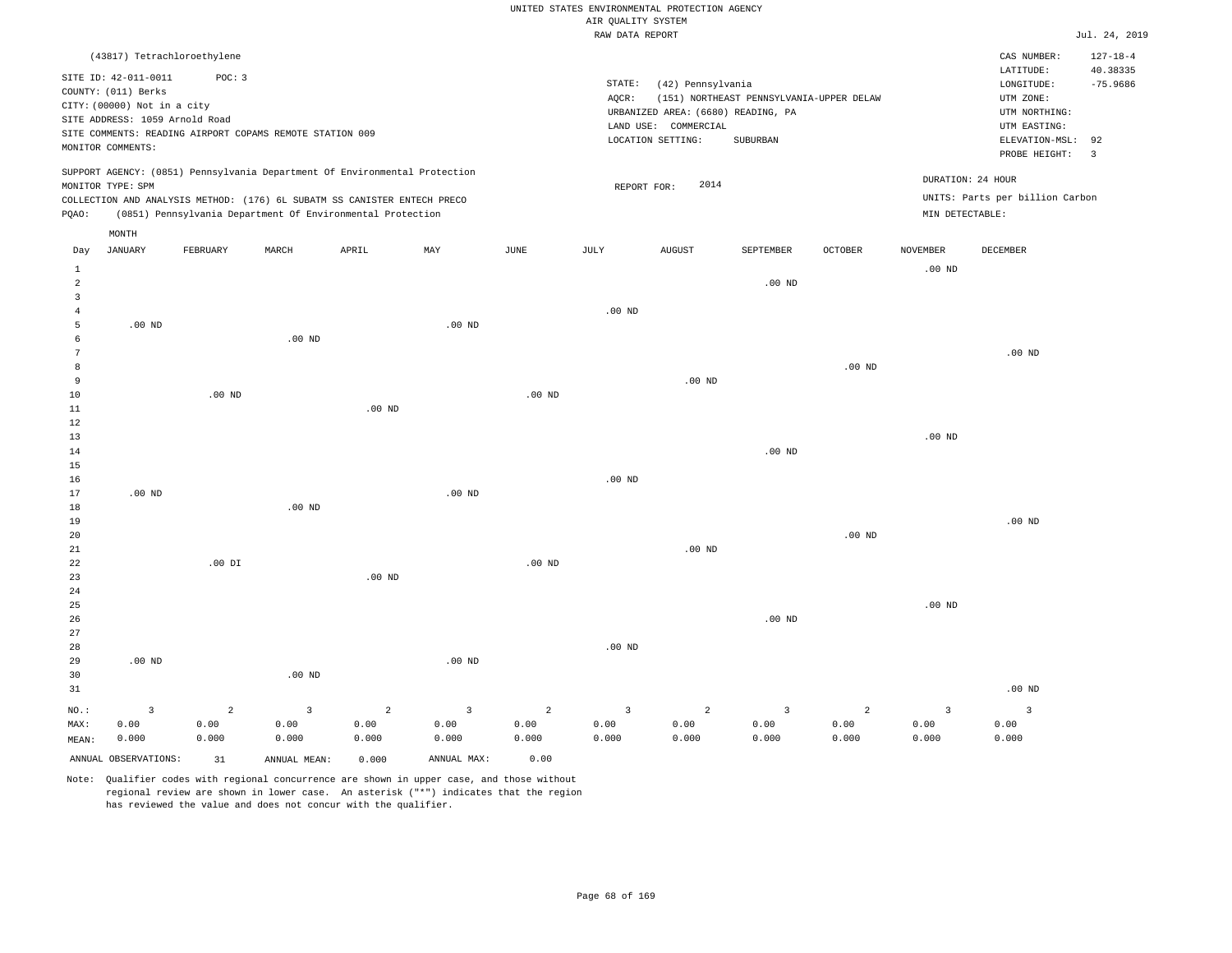UNITED STATES ENVIRONMENTAL PROTECTION AGENCY
AIR QUALITY SYSTEM
RAW DATA REPORT

Jul. 24, 2019

(43817) Tetrachloroethylene

SITE ID: 42-011-0011 POC: 3
COUNTY: (011) Berks
CITY: (00000) Not in a city
SITE ADDRESS: 1059 Arnold Road
SITE COMMENTS: READING AIRPORT COPAMS REMOTE STATION 009
MONITOR COMMENTS:

STATE: (42) Pennsylvania
AQCR: (151) NORTHEAST PENNSYLVANIA-UPPER DELAW
URBANIZED AREA: (6680) READING, PA
LAND USE: COMMERCIAL
LOCATION SETTING: SUBURBAN

CAS NUMBER: 127-18-4
LATITUDE: 40.38335
LONGITUDE: -75.9686
UTM ZONE:
UTM NORTHING:
UTM EASTING:
ELEVATION-MSL: 92
PROBE HEIGHT: 3

SUPPORT AGENCY: (0851) Pennsylvania Department Of Environmental Protection
MONITOR TYPE: SPM
COLLECTION AND ANALYSIS METHOD: (176) 6L SUBATM SS CANISTER ENTECH PRECO
PQAO: (0851) Pennsylvania Department Of Environmental Protection

REPORT FOR: 2014

DURATION: 24 HOUR
UNITS: Parts per billion Carbon
MIN DETECTABLE:

| Day | JANUARY | FEBRUARY | MARCH | APRIL | MAY | JUNE | JULY | AUGUST | SEPTEMBER | OCTOBER | NOVEMBER | DECEMBER |
|---|---|---|---|---|---|---|---|---|---|---|---|---|
| 1 | | | | | | | | | | | .00 ND | |
| 2 | | | | | | | | | .00 ND | | | |
| 3 | | | | | | | | | | | | |
| 4 | | | | | | | .00 ND | | | | | |
| 5 | .00 ND | | | | .00 ND | | | | | | | |
| 6 | | | .00 ND | | | | | | | | | |
| 7 | | | | | | | | | | | | .00 ND |
| 8 | | | | | | | | | | .00 ND | | |
| 9 | | | | | | | | .00 ND | | | | |
| 10 | | .00 ND | | | | .00 ND | | | | | | |
| 11 | | | | .00 ND | | | | | | | | |
| 12 | | | | | | | | | | | | |
| 13 | | | | | | | | | | | .00 ND | |
| 14 | | | | | | | | | .00 ND | | | |
| 15 | | | | | | | | | | | | |
| 16 | | | | | | | .00 ND | | | | | |
| 17 | .00 ND | | | | .00 ND | | | | | | | |
| 18 | | | .00 ND | | | | | | | | | |
| 19 | | | | | | | | | | | | .00 ND |
| 20 | | | | | | | | | | .00 ND | | |
| 21 | | | | | | | | .00 ND | | | | |
| 22 | | .00 DI | | | | .00 ND | | | | | | |
| 23 | | | | .00 ND | | | | | | | | |
| 24 | | | | | | | | | | | | |
| 25 | | | | | | | | | | | .00 ND | |
| 26 | | | | | | | | | .00 ND | | | |
| 27 | | | | | | | | | | | | |
| 28 | | | | | | | .00 ND | | | | | |
| 29 | .00 ND | | | | .00 ND | | | | | | | |
| 30 | | | .00 ND | | | | | | | | | |
| 31 | | | | | | | | | | | | .00 ND |
| NO.: | 3 | 2 | 3 | 2 | 3 | 2 | 3 | 2 | 3 | 2 | 3 | 3 |
| MAX: | 0.00 | 0.00 | 0.00 | 0.00 | 0.00 | 0.00 | 0.00 | 0.00 | 0.00 | 0.00 | 0.00 | 0.00 |
| MEAN: | 0.000 | 0.000 | 0.000 | 0.000 | 0.000 | 0.000 | 0.000 | 0.000 | 0.000 | 0.000 | 0.000 | 0.000 |

ANNUAL OBSERVATIONS: 31 ANNUAL MEAN: 0.000 ANNUAL MAX: 0.00

Note: Qualifier codes with regional concurrence are shown in upper case, and those without regional review are shown in lower case. An asterisk ("*") indicates that the region has reviewed the value and does not concur with the qualifier.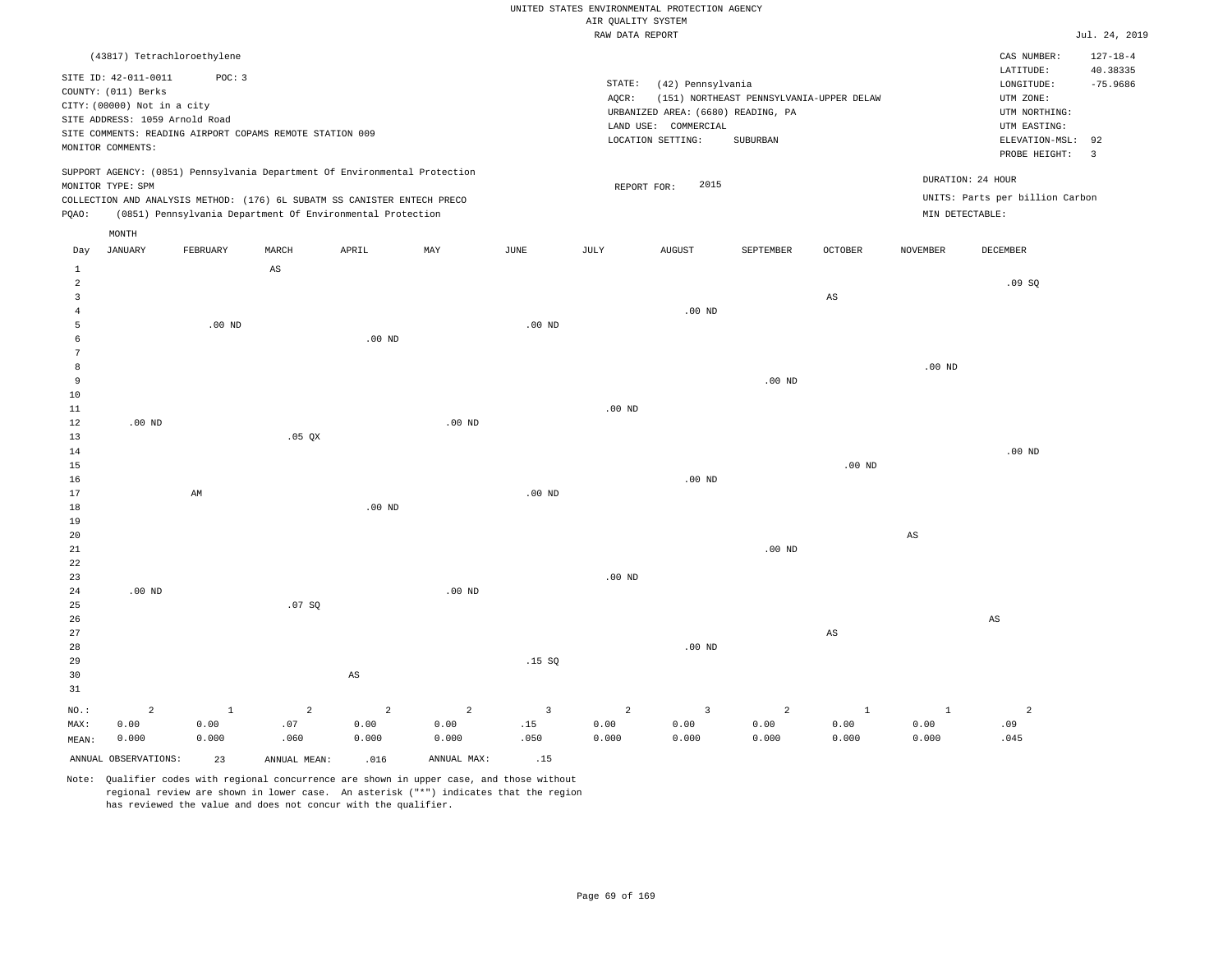UNITED STATES ENVIRONMENTAL PROTECTION AGENCY
AIR QUALITY SYSTEM
RAW DATA REPORT

Jul. 24, 2019

(43817) Tetrachloroethylene

SITE ID: 42-011-0011   POC: 3
COUNTY: (011) Berks
CITY: (00000) Not in a city
SITE ADDRESS: 1059 Arnold Road
SITE COMMENTS: READING AIRPORT COPAMS REMOTE STATION 009
MONITOR COMMENTS:

STATE: (42) Pennsylvania
AQCR: (151) NORTHEAST PENNSYLVANIA-UPPER DELAW
URBANIZED AREA: (6680) READING, PA
LAND USE: COMMERCIAL
LOCATION SETTING: SUBURBAN

CAS NUMBER: 127-18-4
LATITUDE: 40.38335
LONGITUDE: -75.9686
UTM ZONE:
UTM NORTHING:
UTM EASTING:
ELEVATION-MSL: 92
PROBE HEIGHT: 3

SUPPORT AGENCY: (0851) Pennsylvania Department Of Environmental Protection
MONITOR TYPE: SPM
COLLECTION AND ANALYSIS METHOD: (176) 6L SUBATM SS CANISTER ENTECH PRECO
PQAO: (0851) Pennsylvania Department Of Environmental Protection

REPORT FOR: 2015

DURATION: 24 HOUR
UNITS: Parts per billion Carbon
MIN DETECTABLE:

| Day | JANUARY | FEBRUARY | MARCH | APRIL | MAY | JUNE | JULY | AUGUST | SEPTEMBER | OCTOBER | NOVEMBER | DECEMBER |
|---|---|---|---|---|---|---|---|---|---|---|---|---|
| 1 | | | AS | | | | | | | | | |
| 2 | | | | | | | | | | | | .09 SQ |
| 3 | | | | | | | | | | AS | | |
| 4 | | | | | | | | .00 ND | | | | |
| 5 | | .00 ND | | | | .00 ND | | | | | | |
| 6 | | | | .00 ND | | | | | | | | |
| 7 | | | | | | | | | | | | |
| 8 | | | | | | | | | | | .00 ND | |
| 9 | | | | | | | | | .00 ND | | | |
| 10 | | | | | | | | | | | | |
| 11 | | | | | | | .00 ND | | | | | |
| 12 | .00 ND | | | | .00 ND | | | | | | | |
| 13 | | | .05 QX | | | | | | | | | |
| 14 | | | | | | | | | | | | .00 ND |
| 15 | | | | | | | | | | .00 ND | | |
| 16 | | | | | | | | .00 ND | | | | |
| 17 | | AM | | | | .00 ND | | | | | | |
| 18 | | | | .00 ND | | | | | | | | |
| 19 | | | | | | | | | | | | |
| 20 | | | | | | | | | | | AS | |
| 21 | | | | | | | | | .00 ND | | | |
| 22 | | | | | | | | | | | | |
| 23 | | | | | | | .00 ND | | | | | |
| 24 | .00 ND | | | | .00 ND | | | | | | | |
| 25 | | | .07 SQ | | | | | | | | | |
| 26 | | | | | | | | | | | | AS |
| 27 | | | | | | | | | | AS | | |
| 28 | | | | | | | | .00 ND | | | | |
| 29 | | | | | | .15 SQ | | | | | | |
| 30 | | | | AS | | | | | | | | |
| 31 | | | | | | | | | | | | |
| NO.: | 2 | 1 | 2 | 2 | 2 | 3 | 2 | 3 | 2 | 1 | 1 | 2 |
| MAX: | 0.00 | 0.00 | .07 | 0.00 | 0.00 | .15 | 0.00 | 0.00 | 0.00 | 0.00 | 0.00 | .09 |
| MEAN: | 0.000 | 0.000 | .060 | 0.000 | 0.000 | .050 | 0.000 | 0.000 | 0.000 | 0.000 | 0.000 | .045 |

ANNUAL OBSERVATIONS: 23   ANNUAL MEAN: .016   ANNUAL MAX: .15

Note: Qualifier codes with regional concurrence are shown in upper case, and those without regional review are shown in lower case. An asterisk ("*") indicates that the region has reviewed the value and does not concur with the qualifier.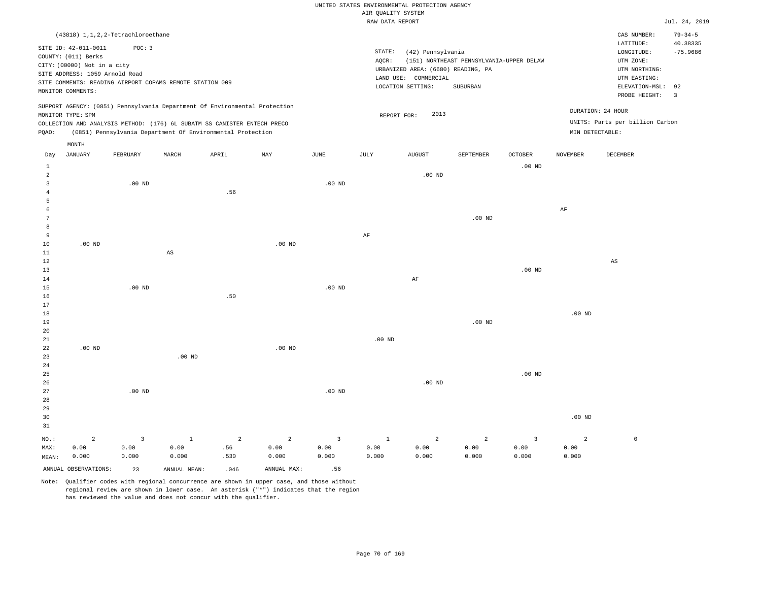UNITED STATES ENVIRONMENTAL PROTECTION AGENCY
AIR QUALITY SYSTEM
RAW DATA REPORT

Jul. 24, 2019

(43818) 1,1,2,2-Tetrachloroethane

SITE ID: 42-011-0011    POC: 3
COUNTY: (011) Berks
CITY: (00000) Not in a city
SITE ADDRESS: 1059 Arnold Road
SITE COMMENTS: READING AIRPORT COPAMS REMOTE STATION 009
MONITOR COMMENTS:

STATE: (42) Pennsylvania
AQCR: (151) NORTHEAST PENNSYLVANIA-UPPER DELAW
URBANIZED AREA: (6680) READING, PA
LAND USE: COMMERCIAL
LOCATION SETTING: SUBURBAN

CAS NUMBER: 79-34-5
LATITUDE: 40.38335
LONGITUDE: -75.9686
UTM ZONE:
UTM NORTHING:
UTM EASTING:
ELEVATION-MSL: 92
PROBE HEIGHT: 3

SUPPORT AGENCY: (0851) Pennsylvania Department Of Environmental Protection
MONITOR TYPE: SPM
COLLECTION AND ANALYSIS METHOD: (176) 6L SUBATM SS CANISTER ENTECH PRECO
PQAO: (0851) Pennsylvania Department Of Environmental Protection

REPORT FOR: 2013

DURATION: 24 HOUR
UNITS: Parts per billion Carbon
MIN DETECTABLE:

| Day | JANUARY | FEBRUARY | MARCH | APRIL | MAY | JUNE | JULY | AUGUST | SEPTEMBER | OCTOBER | NOVEMBER | DECEMBER |
|---|---|---|---|---|---|---|---|---|---|---|---|---|
| 1 | | | | | | | | | | .00 ND | | |
| 2 | | | | | | | | .00 ND | | | | |
| 3 | | .00 ND | | | | .00 ND | | | | | | |
| 4 | | | | .56 | | | | | | | | |
| 5 | | | | | | | | | | | | |
| 6 | | | | | | | | | | | AF | |
| 7 | | | | | | | | | .00 ND | | | |
| 8 | | | | | | | | | | | | |
| 9 | | | | | | | AF | | | | | |
| 10 | .00 ND | | | | .00 ND | | | | | | | |
| 11 | | | AS | | | | | | | | | |
| 12 | | | | | | | | | | | | AS |
| 13 | | | | | | | | | | .00 ND | | |
| 14 | | | | | | | | AF | | | | |
| 15 | | .00 ND | | | | .00 ND | | | | | | |
| 16 | | | | .50 | | | | | | | | |
| 17 | | | | | | | | | | | | |
| 18 | | | | | | | | | | | .00 ND | |
| 19 | | | | | | | | | .00 ND | | | |
| 20 | | | | | | | | | | | | |
| 21 | | | | | | | .00 ND | | | | | |
| 22 | .00 ND | | | | .00 ND | | | | | | | |
| 23 | | | .00 ND | | | | | | | | | |
| 24 | | | | | | | | | | | | |
| 25 | | | | | | | | | | .00 ND | | |
| 26 | | | | | | | | .00 ND | | | | |
| 27 | | .00 ND | | | | .00 ND | | | | | | |
| 28 | | | | | | | | | | | | |
| 29 | | | | | | | | | | | | |
| 30 | | | | | | | | | | | .00 ND | |
| 31 | | | | | | | | | | | | |
| NO.: | 2 | 3 | 1 | 2 | 2 | 3 | 1 | 2 | 2 | 3 | 2 | 0 |
| MAX: | 0.00 | 0.00 | 0.00 | .56 | 0.00 | 0.00 | 0.00 | 0.00 | 0.00 | 0.00 | 0.00 | |
| MEAN: | 0.000 | 0.000 | 0.000 | .530 | 0.000 | 0.000 | 0.000 | 0.000 | 0.000 | 0.000 | 0.000 | |

ANNUAL OBSERVATIONS: 23    ANNUAL MEAN: .046    ANNUAL MAX: .56

Note: Qualifier codes with regional concurrence are shown in upper case, and those without regional review are shown in lower case. An asterisk ("*") indicates that the region has reviewed the value and does not concur with the qualifier.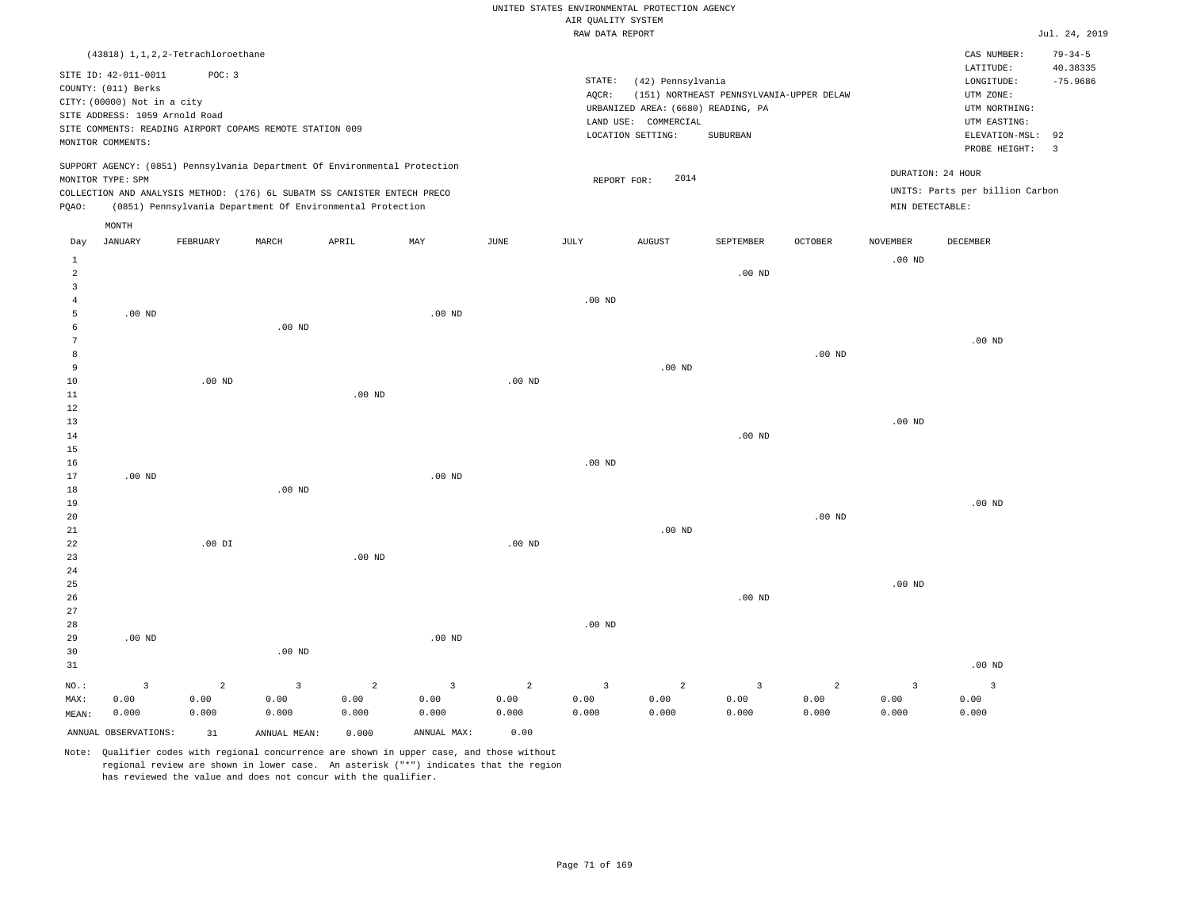UNITED STATES ENVIRONMENTAL PROTECTION AGENCY
AIR QUALITY SYSTEM
RAW DATA REPORT

Jul. 24, 2019

(43818) 1,1,2,2-Tetrachloroethane

SITE ID: 42-011-0011  POC: 3
COUNTY: (011) Berks
CITY: (00000) Not in a city
SITE ADDRESS: 1059 Arnold Road
SITE COMMENTS: READING AIRPORT COPAMS REMOTE STATION 009
MONITOR COMMENTS:

STATE: (42) Pennsylvania
AQCR: (151) NORTHEAST PENNSYLVANIA-UPPER DELAW
URBANIZED AREA: (6680) READING, PA
LAND USE: COMMERCIAL
LOCATION SETTING: SUBURBAN

CAS NUMBER: 79-34-5
LATITUDE: 40.38335
LONGITUDE: -75.9686
UTM ZONE:
UTM NORTHING:
UTM EASTING:
ELEVATION-MSL: 92
PROBE HEIGHT: 3

SUPPORT AGENCY: (0851) Pennsylvania Department Of Environmental Protection
MONITOR TYPE: SPM
COLLECTION AND ANALYSIS METHOD: (176) 6L SUBATM SS CANISTER ENTECH PRECO
PQAO: (0851) Pennsylvania Department Of Environmental Protection

REPORT FOR: 2014

DURATION: 24 HOUR
UNITS: Parts per billion Carbon
MIN DETECTABLE:

| Day | JANUARY | FEBRUARY | MARCH | APRIL | MAY | JUNE | JULY | AUGUST | SEPTEMBER | OCTOBER | NOVEMBER | DECEMBER |
|---|---|---|---|---|---|---|---|---|---|---|---|---|
| 1 | | | | | | | | | | | .00 ND | |
| 2 | | | | | | | | | .00 ND | | | |
| 3 | | | | | | | | | | | | |
| 4 | | | | | | | .00 ND | | | | | |
| 5 | .00 ND | | | | .00 ND | | | | | | | |
| 6 | | | .00 ND | | | | | | | | | |
| 7 | | | | | | | | | | | | .00 ND |
| 8 | | | | | | | | | | .00 ND | | |
| 9 | | | | | | | | .00 ND | | | | |
| 10 | | .00 ND | | | | .00 ND | | | | | | |
| 11 | | | | .00 ND | | | | | | | | |
| 12 | | | | | | | | | | | | |
| 13 | | | | | | | | | | | .00 ND | |
| 14 | | | | | | | | | .00 ND | | | |
| 15 | | | | | | | | | | | | |
| 16 | | | | | | | .00 ND | | | | | |
| 17 | .00 ND | | | | .00 ND | | | | | | | |
| 18 | | | .00 ND | | | | | | | | | |
| 19 | | | | | | | | | | | | .00 ND |
| 20 | | | | | | | | | | .00 ND | | |
| 21 | | | | | | | | .00 ND | | | | |
| 22 | | .00 DI | | | | .00 ND | | | | | | |
| 23 | | | | .00 ND | | | | | | | | |
| 24 | | | | | | | | | | | | |
| 25 | | | | | | | | | | | .00 ND | |
| 26 | | | | | | | | | .00 ND | | | |
| 27 | | | | | | | | | | | | |
| 28 | | | | | | | .00 ND | | | | | |
| 29 | .00 ND | | | | .00 ND | | | | | | | |
| 30 | | | .00 ND | | | | | | | | | |
| 31 | | | | | | | | | | | | .00 ND |
| NO.: | 3 | 2 | 3 | 2 | 3 | 2 | 3 | 2 | 3 | 2 | 3 | 3 |
| MAX: | 0.00 | 0.00 | 0.00 | 0.00 | 0.00 | 0.00 | 0.00 | 0.00 | 0.00 | 0.00 | 0.00 | 0.00 |
| MEAN: | 0.000 | 0.000 | 0.000 | 0.000 | 0.000 | 0.000 | 0.000 | 0.000 | 0.000 | 0.000 | 0.000 | 0.000 |

ANNUAL OBSERVATIONS: 31  ANNUAL MEAN: 0.000  ANNUAL MAX: 0.00

Note: Qualifier codes with regional concurrence are shown in upper case, and those without regional review are shown in lower case. An asterisk ("*") indicates that the region has reviewed the value and does not concur with the qualifier.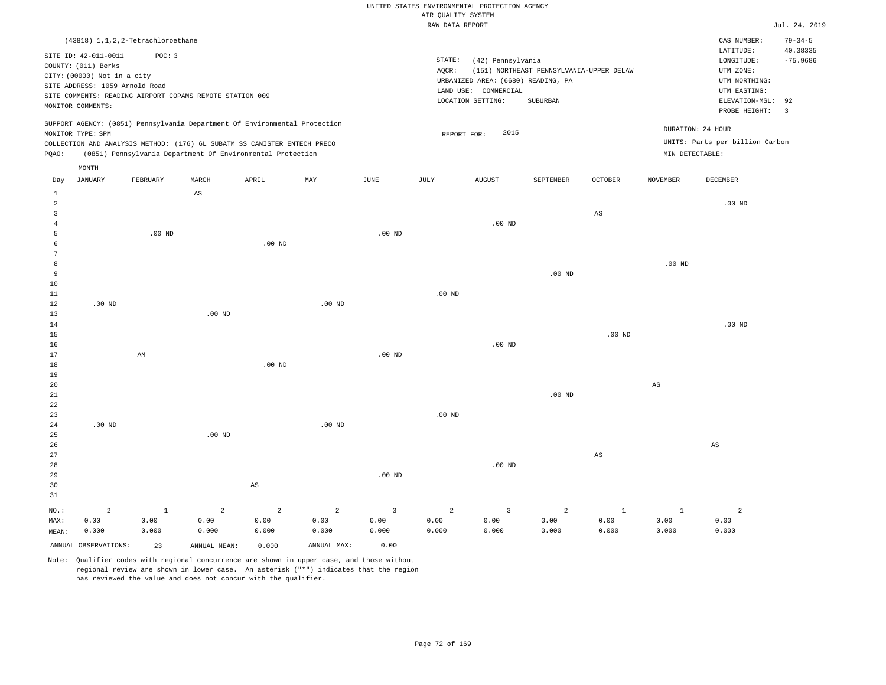UNITED STATES ENVIRONMENTAL PROTECTION AGENCY
AIR QUALITY SYSTEM
RAW DATA REPORT

Jul. 24, 2019

(43818) 1,1,2,2-Tetrachloroethane

SITE ID: 42-011-0011 POC: 3
COUNTY: (011) Berks
CITY: (00000) Not in a city
SITE ADDRESS: 1059 Arnold Road
SITE COMMENTS: READING AIRPORT COPAMS REMOTE STATION 009
MONITOR COMMENTS:

STATE: (42) Pennsylvania
AQCR: (151) NORTHEAST PENNSYLVANIA-UPPER DELAW
URBANIZED AREA: (6680) READING, PA
LAND USE: COMMERCIAL
LOCATION SETTING: SUBURBAN

CAS NUMBER: 79-34-5
LATITUDE: 40.38335
LONGITUDE: -75.9686
UTM ZONE:
UTM NORTHING:
UTM EASTING:
ELEVATION-MSL: 92
PROBE HEIGHT: 3

SUPPORT AGENCY: (0851) Pennsylvania Department Of Environmental Protection
MONITOR TYPE: SPM
COLLECTION AND ANALYSIS METHOD: (176) 6L SUBATM SS CANISTER ENTECH PRECO
PQAO: (0851) Pennsylvania Department Of Environmental Protection

REPORT FOR: 2015

DURATION: 24 HOUR
UNITS: Parts per billion Carbon
MIN DETECTABLE:

| Day | JANUARY | FEBRUARY | MARCH | APRIL | MAY | JUNE | JULY | AUGUST | SEPTEMBER | OCTOBER | NOVEMBER | DECEMBER |
|---|---|---|---|---|---|---|---|---|---|---|---|---|
| 1 | | | AS | | | | | | | | | |
| 2 | | | | | | | | | | | | .00 ND |
| 3 | | | | | | | | | | AS | | |
| 4 | | | | | | | | .00 ND | | | | |
| 5 | | .00 ND | | | | .00 ND | | | | | | |
| 6 | | | | .00 ND | | | | | | | | |
| 7 | | | | | | | | | | | | |
| 8 | | | | | | | | | | | .00 ND | |
| 9 | | | | | | | | | .00 ND | | | |
| 10 | | | | | | | | | | | | |
| 11 | | | | | | | .00 ND | | | | | |
| 12 | .00 ND | | | | .00 ND | | | | | | | |
| 13 | | | .00 ND | | | | | | | | | |
| 14 | | | | | | | | | | | | .00 ND |
| 15 | | | | | | | | | | .00 ND | | |
| 16 | | | | | | | | .00 ND | | | | |
| 17 | | AM | | | | .00 ND | | | | | | |
| 18 | | | | .00 ND | | | | | | | | |
| 19 | | | | | | | | | | | | |
| 20 | | | | | | | | | | | AS | |
| 21 | | | | | | | | | .00 ND | | | |
| 22 | | | | | | | | | | | | |
| 23 | | | | | | | .00 ND | | | | | |
| 24 | .00 ND | | | | .00 ND | | | | | | | |
| 25 | | | .00 ND | | | | | | | | | |
| 26 | | | | | | | | | | | | AS |
| 27 | | | | | | | | | | AS | | |
| 28 | | | | | | | | .00 ND | | | | |
| 29 | | | | | | .00 ND | | | | | | |
| 30 | | | | AS | | | | | | | | |
| 31 | | | | | | | | | | | | |
| NO.: | 2 | 1 | 2 | 2 | 2 | 3 | 2 | 3 | 2 | 1 | 1 | 2 |
| MAX: | 0.00 | 0.00 | 0.00 | 0.00 | 0.00 | 0.00 | 0.00 | 0.00 | 0.00 | 0.00 | 0.00 | 0.00 |
| MEAN: | 0.000 | 0.000 | 0.000 | 0.000 | 0.000 | 0.000 | 0.000 | 0.000 | 0.000 | 0.000 | 0.000 | 0.000 |

ANNUAL OBSERVATIONS: 23 ANNUAL MEAN: 0.000 ANNUAL MAX: 0.00

Note: Qualifier codes with regional concurrence are shown in upper case, and those without regional review are shown in lower case. An asterisk ("*") indicates that the region has reviewed the value and does not concur with the qualifier.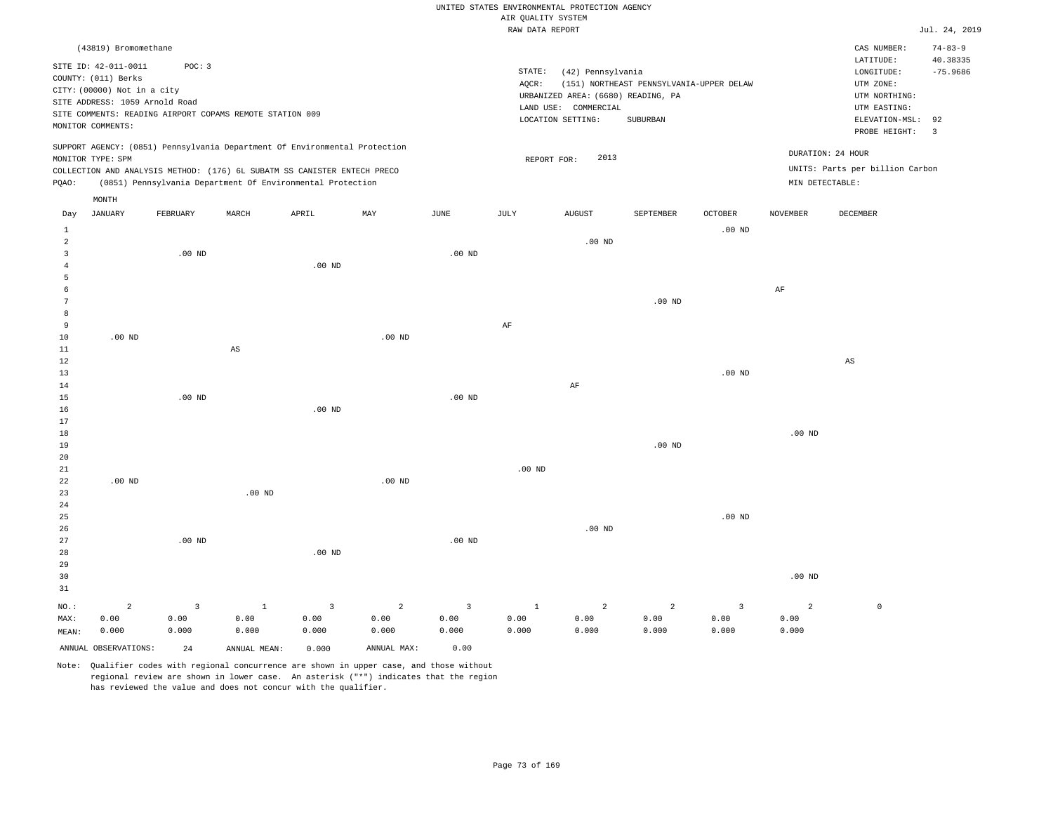UNITED STATES ENVIRONMENTAL PROTECTION AGENCY
AIR QUALITY SYSTEM
RAW DATA REPORT

Jul. 24, 2019

(43819) Bromomethane

SITE ID: 42-011-0011 POC: 3
COUNTY: (011) Berks
CITY: (00000) Not in a city
SITE ADDRESS: 1059 Arnold Road
SITE COMMENTS: READING AIRPORT COPAMS REMOTE STATION 009
MONITOR COMMENTS:

STATE: (42) Pennsylvania
AQCR: (151) NORTHEAST PENNSYLVANIA-UPPER DELAW
URBANIZED AREA: (6680) READING, PA
LAND USE: COMMERCIAL
LOCATION SETTING: SUBURBAN

CAS NUMBER: 74-83-9
LATITUDE: 40.38335
LONGITUDE: -75.9686
UTM ZONE:
UTM NORTHING:
UTM EASTING:
ELEVATION-MSL: 92
PROBE HEIGHT: 3

SUPPORT AGENCY: (0851) Pennsylvania Department Of Environmental Protection
MONITOR TYPE: SPM
COLLECTION AND ANALYSIS METHOD: (176) 6L SUBATM SS CANISTER ENTECH PRECO
PQAO: (0851) Pennsylvania Department Of Environmental Protection

REPORT FOR: 2013

DURATION: 24 HOUR
UNITS: Parts per billion Carbon
MIN DETECTABLE:

| Day | JANUARY | FEBRUARY | MARCH | APRIL | MAY | JUNE | JULY | AUGUST | SEPTEMBER | OCTOBER | NOVEMBER | DECEMBER |
|---|---|---|---|---|---|---|---|---|---|---|---|---|
| 1 | | | | | | | | | | .00 ND | | |
| 2 | | | | | | | | .00 ND | | | | |
| 3 | | .00 ND | | | | .00 ND | | | | | | |
| 4 | | | | .00 ND | | | | | | | | |
| 5 | | | | | | | | | | | | |
| 6 | | | | | | | | | | | AF | |
| 7 | | | | | | | | | .00 ND | | | |
| 8 | | | | | | | | | | | | |
| 9 | | | | | | | AF | | | | | |
| 10 | .00 ND | | | | .00 ND | | | | | | | |
| 11 | | | AS | | | | | | | | | |
| 12 | | | | | | | | | | | | AS |
| 13 | | | | | | | | | | .00 ND | | |
| 14 | | | | | | | | AF | | | | |
| 15 | | .00 ND | | | | .00 ND | | | | | | |
| 16 | | | | .00 ND | | | | | | | | |
| 17 | | | | | | | | | | | | |
| 18 | | | | | | | | | | | .00 ND | |
| 19 | | | | | | | | | .00 ND | | | |
| 20 | | | | | | | | | | | | |
| 21 | | | | | | | .00 ND | | | | | |
| 22 | .00 ND | | | | .00 ND | | | | | | | |
| 23 | | | .00 ND | | | | | | | | | |
| 24 | | | | | | | | | | | | |
| 25 | | | | | | | | | | .00 ND | | |
| 26 | | | | | | | | .00 ND | | | | |
| 27 | | .00 ND | | | | .00 ND | | | | | | |
| 28 | | | | .00 ND | | | | | | | | |
| 29 | | | | | | | | | | | | |
| 30 | | | | | | | | | | | .00 ND | |
| 31 | | | | | | | | | | | | |
| NO.: | 2 | 3 | 1 | 3 | 2 | 3 | 1 | 2 | 2 | 3 | 2 | 0 |
| MAX: | 0.00 | 0.00 | 0.00 | 0.00 | 0.00 | 0.00 | 0.00 | 0.00 | 0.00 | 0.00 | 0.00 | |
| MEAN: | 0.000 | 0.000 | 0.000 | 0.000 | 0.000 | 0.000 | 0.000 | 0.000 | 0.000 | 0.000 | 0.000 | |

ANNUAL OBSERVATIONS: 24 ANNUAL MEAN: 0.000 ANNUAL MAX: 0.00

Note: Qualifier codes with regional concurrence are shown in upper case, and those without regional review are shown in lower case. An asterisk ("*") indicates that the region has reviewed the value and does not concur with the qualifier.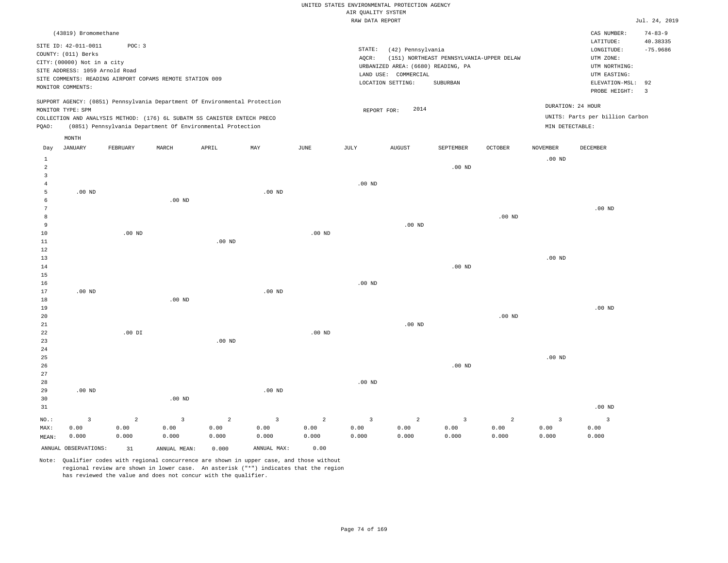UNITED STATES ENVIRONMENTAL PROTECTION AGENCY
AIR QUALITY SYSTEM
RAW DATA REPORT

Jul. 24, 2019

(43819) Bromomethane

SITE ID: 42-011-0011 POC: 3
COUNTY: (011) Berks
CITY: (00000) Not in a city
SITE ADDRESS: 1059 Arnold Road
SITE COMMENTS: READING AIRPORT COPAMS REMOTE STATION 009
MONITOR COMMENTS:

STATE: (42) Pennsylvania
AQCR: (151) NORTHEAST PENNSYLVANIA-UPPER DELAW
URBANIZED AREA: (6680) READING, PA
LAND USE: COMMERCIAL
LOCATION SETTING: SUBURBAN

CAS NUMBER: 74-83-9
LATITUDE: 40.38335
LONGITUDE: -75.9686
UTM ZONE:
UTM NORTHING:
UTM EASTING:
ELEVATION-MSL: 92
PROBE HEIGHT: 3

SUPPORT AGENCY: (0851) Pennsylvania Department Of Environmental Protection
MONITOR TYPE: SPM
COLLECTION AND ANALYSIS METHOD: (176) 6L SUBATM SS CANISTER ENTECH PRECO
PQAO: (0851) Pennsylvania Department Of Environmental Protection

REPORT FOR: 2014

DURATION: 24 HOUR
UNITS: Parts per billion Carbon
MIN DETECTABLE:

| Day | JANUARY | FEBRUARY | MARCH | APRIL | MAY | JUNE | JULY | AUGUST | SEPTEMBER | OCTOBER | NOVEMBER | DECEMBER |
|---|---|---|---|---|---|---|---|---|---|---|---|---|
| 1 | | | | | | | | | | | .00 ND | |
| 2 | | | | | | | | | .00 ND | | | |
| 3 | | | | | | | | | | | | |
| 4 | | | | | | | .00 ND | | | | | |
| 5 | .00 ND | | | | .00 ND | | | | | | | |
| 6 | | | .00 ND | | | | | | | | | |
| 7 | | | | | | | | | | | | .00 ND |
| 8 | | | | | | | | | | .00 ND | | |
| 9 | | | | | | | | .00 ND | | | | |
| 10 | | .00 ND | | | | .00 ND | | | | | | |
| 11 | | | | .00 ND | | | | | | | | |
| 12 | | | | | | | | | | | | |
| 13 | | | | | | | | | | | .00 ND | |
| 14 | | | | | | | | | .00 ND | | | |
| 15 | | | | | | | | | | | | |
| 16 | | | | | | | .00 ND | | | | | |
| 17 | .00 ND | | | | .00 ND | | | | | | | |
| 18 | | | .00 ND | | | | | | | | | |
| 19 | | | | | | | | | | | | .00 ND |
| 20 | | | | | | | | | | .00 ND | | |
| 21 | | | | | | | | .00 ND | | | | |
| 22 | | .00 DI | | | | .00 ND | | | | | | |
| 23 | | | | .00 ND | | | | | | | | |
| 24 | | | | | | | | | | | | |
| 25 | | | | | | | | | | | .00 ND | |
| 26 | | | | | | | | | .00 ND | | | |
| 27 | | | | | | | | | | | | |
| 28 | | | | | | | .00 ND | | | | | |
| 29 | .00 ND | | | | .00 ND | | | | | | | |
| 30 | | | .00 ND | | | | | | | | | |
| 31 | | | | | | | | | | | | .00 ND |
| NO.: | 3 | 2 | 3 | 2 | 3 | 2 | 3 | 2 | 3 | 2 | 3 | 3 |
| MAX: | 0.00 | 0.00 | 0.00 | 0.00 | 0.00 | 0.00 | 0.00 | 0.00 | 0.00 | 0.00 | 0.00 | 0.00 |
| MEAN: | 0.000 | 0.000 | 0.000 | 0.000 | 0.000 | 0.000 | 0.000 | 0.000 | 0.000 | 0.000 | 0.000 | 0.000 |

ANNUAL OBSERVATIONS: 31 ANNUAL MEAN: 0.000 ANNUAL MAX: 0.00

Note: Qualifier codes with regional concurrence are shown in upper case, and those without regional review are shown in lower case. An asterisk ("*") indicates that the region has reviewed the value and does not concur with the qualifier.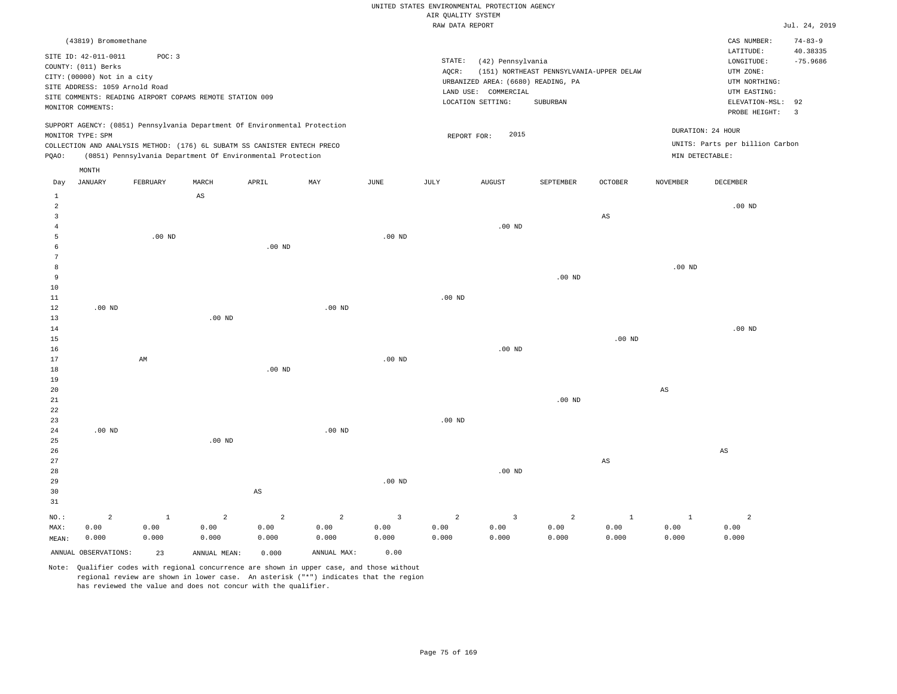UNITED STATES ENVIRONMENTAL PROTECTION AGENCY
AIR QUALITY SYSTEM
RAW DATA REPORT

Jul. 24, 2019

(43819) Bromomethane

SITE ID: 42-011-0011 POC: 3
COUNTY: (011) Berks
CITY: (00000) Not in a city
SITE ADDRESS: 1059 Arnold Road
SITE COMMENTS: READING AIRPORT COPAMS REMOTE STATION 009
MONITOR COMMENTS:

STATE: (42) Pennsylvania
AQCR: (151) NORTHEAST PENNSYLVANIA-UPPER DELAW
URBANIZED AREA: (6680) READING, PA
LAND USE: COMMERCIAL
LOCATION SETTING: SUBURBAN

CAS NUMBER: 74-83-9
LATITUDE: 40.38335
LONGITUDE: -75.9686
UTM ZONE:
UTM NORTHING:
UTM EASTING:
ELEVATION-MSL: 92
PROBE HEIGHT: 3

SUPPORT AGENCY: (0851) Pennsylvania Department Of Environmental Protection
MONITOR TYPE: SPM
COLLECTION AND ANALYSIS METHOD: (176) 6L SUBATM SS CANISTER ENTECH PRECO
PQAO: (0851) Pennsylvania Department Of Environmental Protection

REPORT FOR: 2015

DURATION: 24 HOUR
UNITS: Parts per billion Carbon
MIN DETECTABLE:

| Day | JANUARY | FEBRUARY | MARCH | APRIL | MAY | JUNE | JULY | AUGUST | SEPTEMBER | OCTOBER | NOVEMBER | DECEMBER |
|---|---|---|---|---|---|---|---|---|---|---|---|---|
| 1 | | | AS | | | | | | | | | |
| 2 | | | | | | | | | | | | .00 ND |
| 3 | | | | | | | | | | AS | | |
| 4 | | | | | | | | .00 ND | | | | |
| 5 | | .00 ND | | | | .00 ND | | | | | | |
| 6 | | | | .00 ND | | | | | | | | |
| 7 | | | | | | | | | | | | |
| 8 | | | | | | | | | | | .00 ND | |
| 9 | | | | | | | | | .00 ND | | | |
| 10 | | | | | | | | | | | | |
| 11 | | | | | | | .00 ND | | | | | |
| 12 | .00 ND | | | | .00 ND | | | | | | | |
| 13 | | | .00 ND | | | | | | | | | |
| 14 | | | | | | | | | | | | .00 ND |
| 15 | | | | | | | | | | .00 ND | | |
| 16 | | | | | | | | .00 ND | | | | |
| 17 | | AM | | | | .00 ND | | | | | | |
| 18 | | | | .00 ND | | | | | | | | |
| 19 | | | | | | | | | | | | |
| 20 | | | | | | | | | | | AS | |
| 21 | | | | | | | | | .00 ND | | | |
| 22 | | | | | | | | | | | | |
| 23 | | | | | | | .00 ND | | | | | |
| 24 | .00 ND | | | | .00 ND | | | | | | | |
| 25 | | | .00 ND | | | | | | | | | |
| 26 | | | | | | | | | | | | AS |
| 27 | | | | | | | | | | AS | | |
| 28 | | | | | | | | .00 ND | | | | |
| 29 | | | | | | .00 ND | | | | | | |
| 30 | | | | AS | | | | | | | | |
| 31 | | | | | | | | | | | | |
| NO.: | 2 | 1 | 2 | 2 | 2 | 3 | 2 | 3 | 2 | 1 | 1 | 2 |
| MAX: | 0.00 | 0.00 | 0.00 | 0.00 | 0.00 | 0.00 | 0.00 | 0.00 | 0.00 | 0.00 | 0.00 | 0.00 |
| MEAN: | 0.000 | 0.000 | 0.000 | 0.000 | 0.000 | 0.000 | 0.000 | 0.000 | 0.000 | 0.000 | 0.000 | 0.000 |

ANNUAL OBSERVATIONS: 23 ANNUAL MEAN: 0.000 ANNUAL MAX: 0.00

Note: Qualifier codes with regional concurrence are shown in upper case, and those without regional review are shown in lower case. An asterisk ("*") indicates that the region has reviewed the value and does not concur with the qualifier.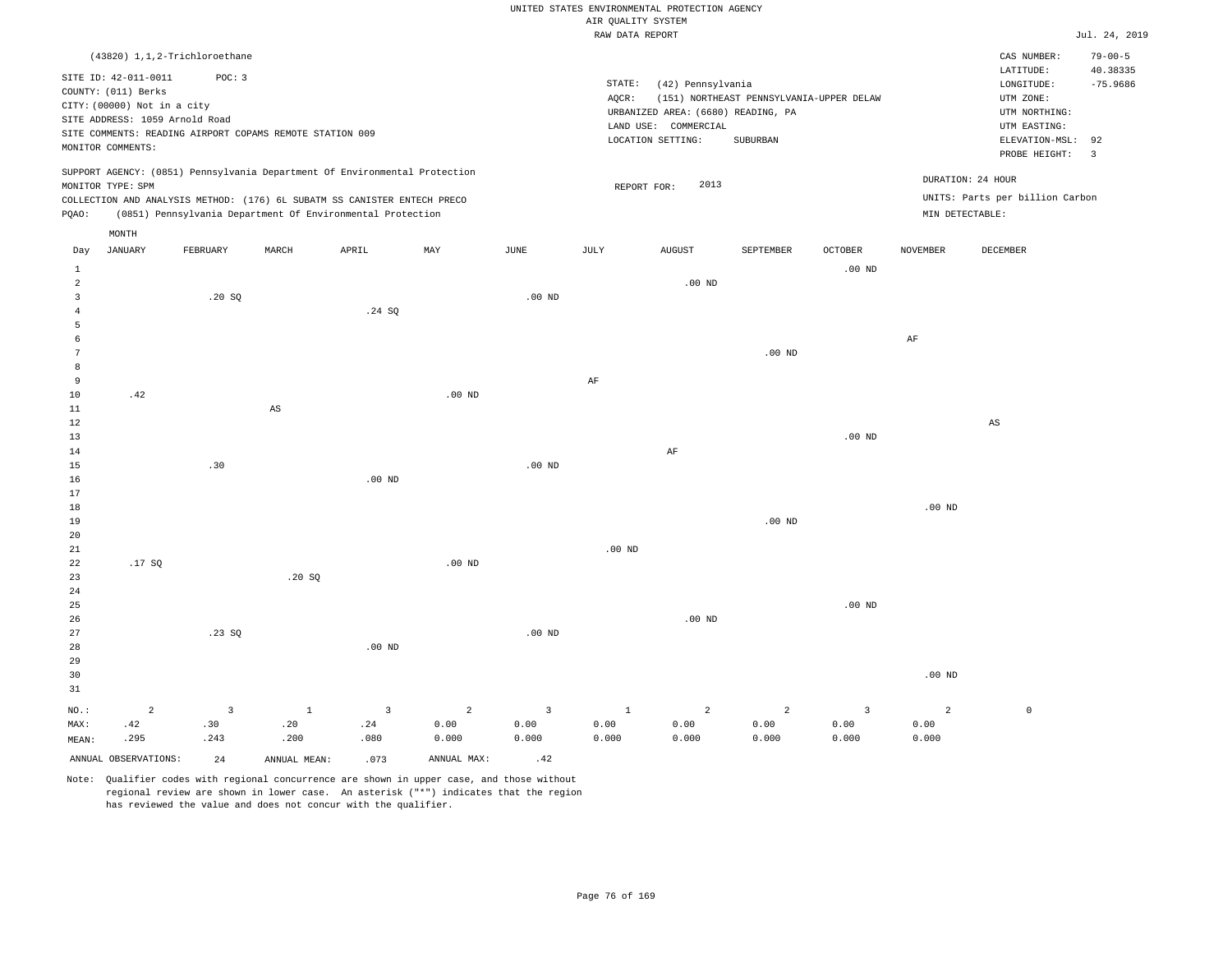UNITED STATES ENVIRONMENTAL PROTECTION AGENCY
AIR QUALITY SYSTEM
RAW DATA REPORT

Jul. 24, 2019

(43820) 1,1,2-Trichloroethane

SITE ID: 42-011-0011  POC: 3
COUNTY: (011) Berks
CITY: (00000) Not in a city
SITE ADDRESS: 1059 Arnold Road
SITE COMMENTS: READING AIRPORT COPAMS REMOTE STATION 009
MONITOR COMMENTS:

STATE: (42) Pennsylvania
AQCR: (151) NORTHEAST PENNSYLVANIA-UPPER DELAW
URBANIZED AREA: (6680) READING, PA
LAND USE: COMMERCIAL
LOCATION SETTING: SUBURBAN

CAS NUMBER: 79-00-5
LATITUDE: 40.38335
LONGITUDE: -75.9686
UTM ZONE:
UTM NORTHING:
UTM EASTING:
ELEVATION-MSL: 92
PROBE HEIGHT: 3

SUPPORT AGENCY: (0851) Pennsylvania Department Of Environmental Protection
MONITOR TYPE: SPM
COLLECTION AND ANALYSIS METHOD: (176) 6L SUBATM SS CANISTER ENTECH PRECO
PQAO: (0851) Pennsylvania Department Of Environmental Protection

REPORT FOR: 2013

DURATION: 24 HOUR
UNITS: Parts per billion Carbon
MIN DETECTABLE:

| Day | JANUARY | FEBRUARY | MARCH | APRIL | MAY | JUNE | JULY | AUGUST | SEPTEMBER | OCTOBER | NOVEMBER | DECEMBER |
|---|---|---|---|---|---|---|---|---|---|---|---|---|
| 1 | | | | | | | | | | .00 ND | | |
| 2 | | | | | | | | .00 ND | | | | |
| 3 | | .20 SQ | | | | .00 ND | | | | | | |
| 4 | | | | .24 SQ | | | | | | | | |
| 5 | | | | | | | | | | | | |
| 6 | | | | | | | | | | | AF | |
| 7 | | | | | | | | | .00 ND | | | |
| 8 | | | | | | | | | | | | |
| 9 | | | | | | | AF | | | | | |
| 10 | .42 | | | | .00 ND | | | | | | | |
| 11 | | | AS | | | | | | | | | |
| 12 | | | | | | | | | | | | AS |
| 13 | | | | | | | | | | .00 ND | | |
| 14 | | | | | | | | AF | | | | |
| 15 | | .30 | | | | .00 ND | | | | | | |
| 16 | | | | .00 ND | | | | | | | | |
| 17 | | | | | | | | | | | | |
| 18 | | | | | | | | | | | .00 ND | |
| 19 | | | | | | | | | .00 ND | | | |
| 20 | | | | | | | | | | | | |
| 21 | | | | | | | .00 ND | | | | | |
| 22 | .17 SQ | | | | .00 ND | | | | | | | |
| 23 | | | .20 SQ | | | | | | | | | |
| 24 | | | | | | | | | | | | |
| 25 | | | | | | | | | | .00 ND | | |
| 26 | | | | | | | | .00 ND | | | | |
| 27 | | .23 SQ | | | | .00 ND | | | | | | |
| 28 | | | | .00 ND | | | | | | | | |
| 29 | | | | | | | | | | | | |
| 30 | | | | | | | | | | | .00 ND | |
| 31 | | | | | | | | | | | | |
| NO.: | 2 | 3 | 1 | 3 | 2 | 3 | 1 | 2 | 2 | 3 | 2 | 0 |
| MAX: | .42 | .30 | .20 | .24 | 0.00 | 0.00 | 0.00 | 0.00 | 0.00 | 0.00 | 0.00 | |
| MEAN: | .295 | .243 | .200 | .080 | 0.000 | 0.000 | 0.000 | 0.000 | 0.000 | 0.000 | 0.000 | |

ANNUAL OBSERVATIONS: 24  ANNUAL MEAN: .073  ANNUAL MAX: .42

Note: Qualifier codes with regional concurrence are shown in upper case, and those without regional review are shown in lower case. An asterisk ("*") indicates that the region has reviewed the value and does not concur with the qualifier.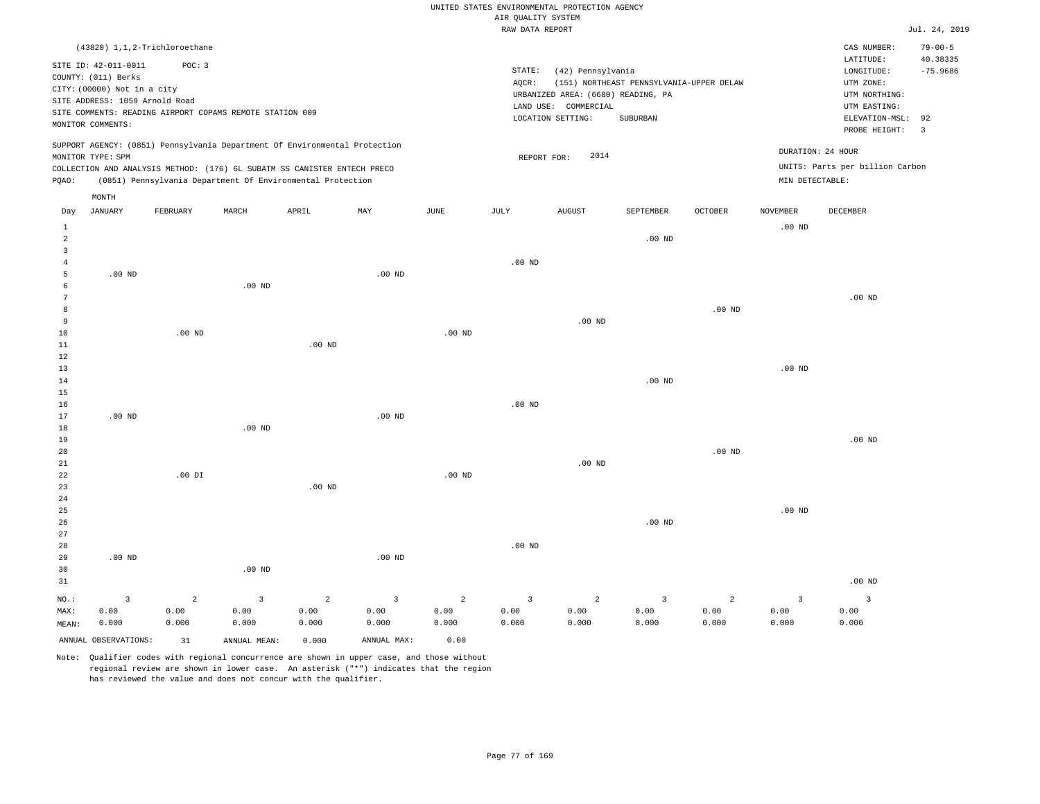UNITED STATES ENVIRONMENTAL PROTECTION AGENCY
AIR QUALITY SYSTEM
RAW DATA REPORT

Jul. 24, 2019

(43820) 1,1,2-Trichloroethane

SITE ID: 42-011-0011 POC: 3
COUNTY: (011) Berks
CITY: (00000) Not in a city
SITE ADDRESS: 1059 Arnold Road
SITE COMMENTS: READING AIRPORT COPAMS REMOTE STATION 009
MONITOR COMMENTS:

STATE: (42) Pennsylvania
AQCR: (151) NORTHEAST PENNSYLVANIA-UPPER DELAW
URBANIZED AREA: (6680) READING, PA
LAND USE: COMMERCIAL
LOCATION SETTING: SUBURBAN

CAS NUMBER: 79-00-5
LATITUDE: 40.38335
LONGITUDE: -75.9686
UTM ZONE:
UTM NORTHING:
UTM EASTING:
ELEVATION-MSL: 92
PROBE HEIGHT: 3

SUPPORT AGENCY: (0851) Pennsylvania Department Of Environmental Protection
MONITOR TYPE: SPM
COLLECTION AND ANALYSIS METHOD: (176) 6L SUBATM SS CANISTER ENTECH PRECO
PQAO: (0851) Pennsylvania Department Of Environmental Protection

REPORT FOR: 2014

DURATION: 24 HOUR
UNITS: Parts per billion Carbon
MIN DETECTABLE:

| Day | JANUARY | FEBRUARY | MARCH | APRIL | MAY | JUNE | JULY | AUGUST | SEPTEMBER | OCTOBER | NOVEMBER | DECEMBER |
|---|---|---|---|---|---|---|---|---|---|---|---|---|
| 1 | | | | | | | | | | | .00 ND | |
| 2 | | | | | | | | | .00 ND | | | |
| 3 | | | | | | | | | | | | |
| 4 | | | | | | | .00 ND | | | | | |
| 5 | .00 ND | | | | .00 ND | | | | | | | |
| 6 | | | .00 ND | | | | | | | | | |
| 7 | | | | | | | | | | | | .00 ND |
| 8 | | | | | | | | | | .00 ND | | |
| 9 | | | | | | | | .00 ND | | | | |
| 10 | | .00 ND | | | | .00 ND | | | | | | |
| 11 | | | | .00 ND | | | | | | | | |
| 12 | | | | | | | | | | | | |
| 13 | | | | | | | | | | | .00 ND | |
| 14 | | | | | | | | | .00 ND | | | |
| 15 | | | | | | | | | | | | |
| 16 | | | | | | | .00 ND | | | | | |
| 17 | .00 ND | | | | .00 ND | | | | | | | |
| 18 | | | .00 ND | | | | | | | | | |
| 19 | | | | | | | | | | | | .00 ND |
| 20 | | | | | | | | | | .00 ND | | |
| 21 | | | | | | | | .00 ND | | | | |
| 22 | | .00 DI | | | | .00 ND | | | | | | |
| 23 | | | | .00 ND | | | | | | | | |
| 24 | | | | | | | | | | | | |
| 25 | | | | | | | | | | | .00 ND | |
| 26 | | | | | | | | | .00 ND | | | |
| 27 | | | | | | | | | | | | |
| 28 | | | | | | | .00 ND | | | | | |
| 29 | .00 ND | | | | .00 ND | | | | | | | |
| 30 | | | .00 ND | | | | | | | | | |
| 31 | | | | | | | | | | | | .00 ND |
| NO.: | 3 | 2 | 3 | 2 | 3 | 2 | 3 | 2 | 3 | 2 | 3 | 3 |
| MAX: | 0.00 | 0.00 | 0.00 | 0.00 | 0.00 | 0.00 | 0.00 | 0.00 | 0.00 | 0.00 | 0.00 | 0.00 |
| MEAN: | 0.000 | 0.000 | 0.000 | 0.000 | 0.000 | 0.000 | 0.000 | 0.000 | 0.000 | 0.000 | 0.000 | 0.000 |

ANNUAL OBSERVATIONS: 31 ANNUAL MEAN: 0.000 ANNUAL MAX: 0.00

Note: Qualifier codes with regional concurrence are shown in upper case, and those without regional review are shown in lower case. An asterisk ("*") indicates that the region has reviewed the value and does not concur with the qualifier.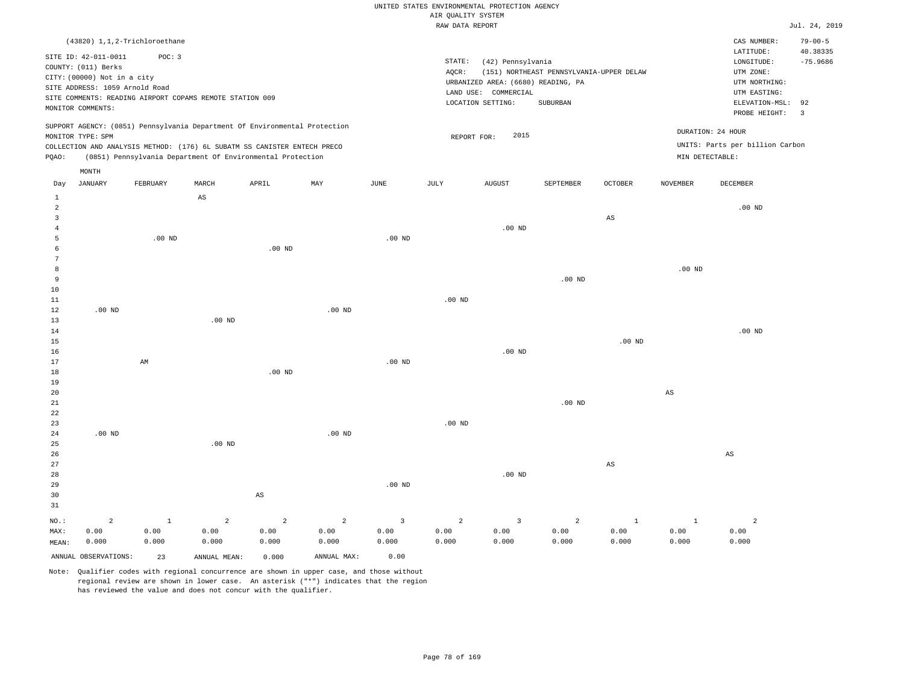UNITED STATES ENVIRONMENTAL PROTECTION AGENCY
AIR QUALITY SYSTEM
RAW DATA REPORT

Jul. 24, 2019

(43820) 1,1,2-Trichloroethane

SITE ID: 42-011-0011 POC: 3
COUNTY: (011) Berks
CITY: (00000) Not in a city
SITE ADDRESS: 1059 Arnold Road
SITE COMMENTS: READING AIRPORT COPAMS REMOTE STATION 009
MONITOR COMMENTS:

STATE: (42) Pennsylvania
AQCR: (151) NORTHEAST PENNSYLVANIA-UPPER DELAW
URBANIZED AREA: (6680) READING, PA
LAND USE: COMMERCIAL
LOCATION SETTING: SUBURBAN

CAS NUMBER: 79-00-5
LATITUDE: 40.38335
LONGITUDE: -75.9686
UTM ZONE:
UTM NORTHING:
UTM EASTING:
ELEVATION-MSL: 92
PROBE HEIGHT: 3

SUPPORT AGENCY: (0851) Pennsylvania Department Of Environmental Protection
MONITOR TYPE: SPM
COLLECTION AND ANALYSIS METHOD: (176) 6L SUBATM SS CANISTER ENTECH PRECO
PQAO: (0851) Pennsylvania Department Of Environmental Protection

REPORT FOR: 2015

DURATION: 24 HOUR
UNITS: Parts per billion Carbon
MIN DETECTABLE:

| Day | JANUARY | FEBRUARY | MARCH | APRIL | MAY | JUNE | JULY | AUGUST | SEPTEMBER | OCTOBER | NOVEMBER | DECEMBER |
|---|---|---|---|---|---|---|---|---|---|---|---|---|
| 1 | | | AS | | | | | | | | | |
| 2 | | | | | | | | | | | | .00 ND |
| 3 | | | | | | | | | | AS | | |
| 4 | | | | | | | | .00 ND | | | | |
| 5 | | .00 ND | | | | .00 ND | | | | | | |
| 6 | | | | .00 ND | | | | | | | | |
| 7 | | | | | | | | | | | | |
| 8 | | | | | | | | | | | .00 ND | |
| 9 | | | | | | | | | .00 ND | | | |
| 10 | | | | | | | | | | | | |
| 11 | | | | | | | .00 ND | | | | | |
| 12 | .00 ND | | | | .00 ND | | | | | | | |
| 13 | | | .00 ND | | | | | | | | | |
| 14 | | | | | | | | | | | | .00 ND |
| 15 | | | | | | | | | | .00 ND | | |
| 16 | | | | | | | | .00 ND | | | | |
| 17 | | AM | | | | .00 ND | | | | | | |
| 18 | | | | .00 ND | | | | | | | | |
| 19 | | | | | | | | | | | | |
| 20 | | | | | | | | | | | AS | |
| 21 | | | | | | | | | .00 ND | | | |
| 22 | | | | | | | | | | | | |
| 23 | | | | | | | .00 ND | | | | | |
| 24 | .00 ND | | | | .00 ND | | | | | | | |
| 25 | | | .00 ND | | | | | | | | | |
| 26 | | | | | | | | | | | | AS |
| 27 | | | | | | | | | | AS | | |
| 28 | | | | | | | | .00 ND | | | | |
| 29 | | | | | | .00 ND | | | | | | |
| 30 | | | | AS | | | | | | | | |
| 31 | | | | | | | | | | | | |
| NO.: | 2 | 1 | 2 | 2 | 2 | 3 | 2 | 3 | 2 | 1 | 1 | 2 |
| MAX: | 0.00 | 0.00 | 0.00 | 0.00 | 0.00 | 0.00 | 0.00 | 0.00 | 0.00 | 0.00 | 0.00 | 0.00 |
| MEAN: | 0.000 | 0.000 | 0.000 | 0.000 | 0.000 | 0.000 | 0.000 | 0.000 | 0.000 | 0.000 | 0.000 | 0.000 |

ANNUAL OBSERVATIONS: 23 ANNUAL MEAN: 0.000 ANNUAL MAX: 0.00

Note: Qualifier codes with regional concurrence are shown in upper case, and those without regional review are shown in lower case. An asterisk ("*") indicates that the region has reviewed the value and does not concur with the qualifier.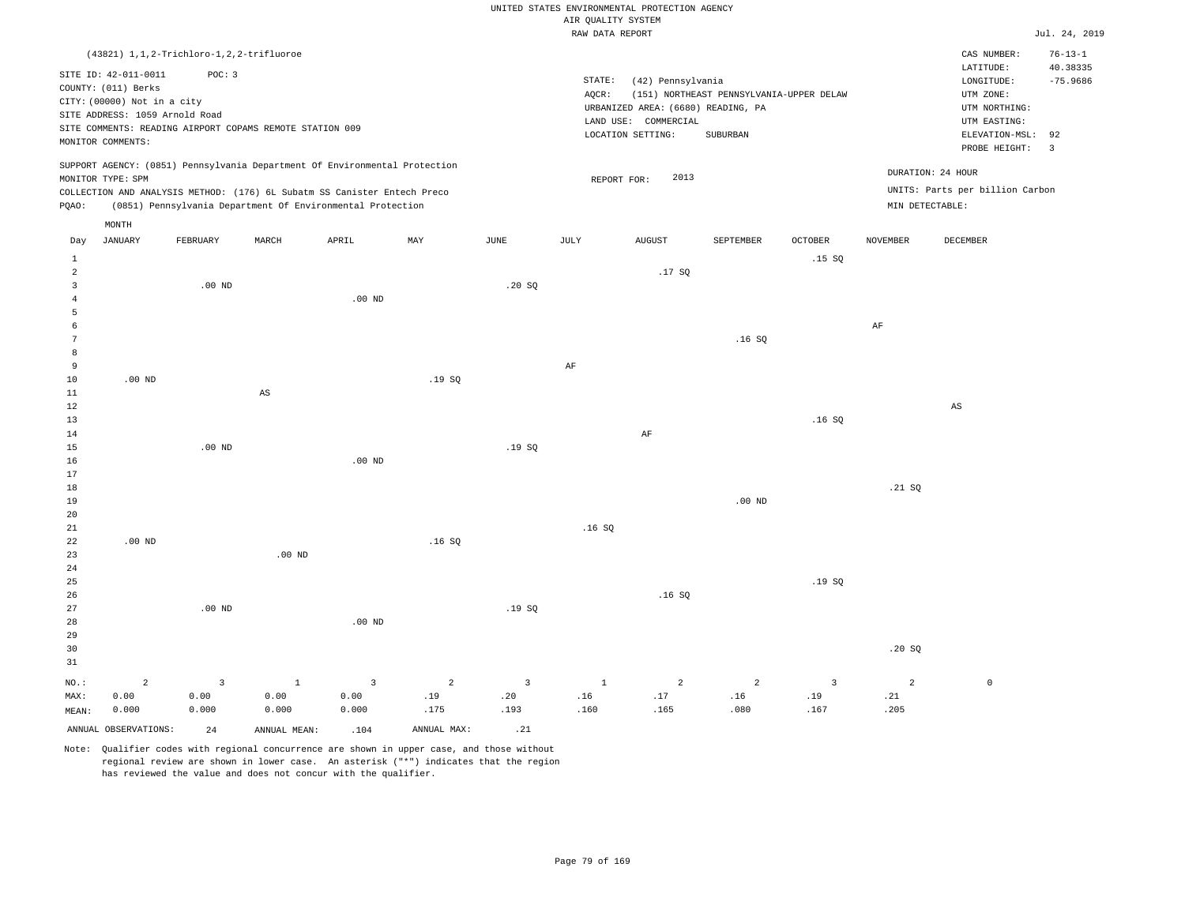UNITED STATES ENVIRONMENTAL PROTECTION AGENCY
AIR QUALITY SYSTEM
RAW DATA REPORT

Jul. 24, 2019

(43821) 1,1,2-Trichloro-1,2,2-trifluoroe

SITE ID: 42-011-0011 POC: 3
COUNTY: (011) Berks
CITY: (00000) Not in a city
SITE ADDRESS: 1059 Arnold Road
SITE COMMENTS: READING AIRPORT COPAMS REMOTE STATION 009
MONITOR COMMENTS:

STATE: (42) Pennsylvania
AQCR: (151) NORTHEAST PENNSYLVANIA-UPPER DELAW
URBANIZED AREA: (6680) READING, PA
LAND USE: COMMERCIAL
LOCATION SETTING: SUBURBAN

CAS NUMBER: 76-13-1
LATITUDE: 40.38335
LONGITUDE: -75.9686
UTM ZONE:
UTM NORTHING:
UTM EASTING:
ELEVATION-MSL: 92
PROBE HEIGHT: 3

SUPPORT AGENCY: (0851) Pennsylvania Department Of Environmental Protection
MONITOR TYPE: SPM
COLLECTION AND ANALYSIS METHOD: (176) 6L Subatm SS Canister Entech Preco
PQAO: (0851) Pennsylvania Department Of Environmental Protection

REPORT FOR: 2013

DURATION: 24 HOUR
UNITS: Parts per billion Carbon
MIN DETECTABLE:

| Day | JANUARY | FEBRUARY | MARCH | APRIL | MAY | JUNE | JULY | AUGUST | SEPTEMBER | OCTOBER | NOVEMBER | DECEMBER |
|---|---|---|---|---|---|---|---|---|---|---|---|---|
| 1 | | | | | | | | | | .15 SQ | | |
| 2 | | | | | | | | .17 SQ | | | | |
| 3 | | .00 ND | | | | .20 SQ | | | | | | |
| 4 | | | | .00 ND | | | | | | | | |
| 5 | | | | | | | | | | | | |
| 6 | | | | | | | | | | | AF | |
| 7 | | | | | | | | | .16 SQ | | | |
| 8 | | | | | | | | | | | | |
| 9 | | | | | | | AF | | | | | |
| 10 | .00 ND | | | | .19 SQ | | | | | | | |
| 11 | | | AS | | | | | | | | | |
| 12 | | | | | | | | | | | | AS |
| 13 | | | | | | | | | | .16 SQ | | |
| 14 | | | | | | | | AF | | | | |
| 15 | | .00 ND | | | | .19 SQ | | | | | | |
| 16 | | | | .00 ND | | | | | | | | |
| 17 | | | | | | | | | | | | |
| 18 | | | | | | | | | | | .21 SQ | |
| 19 | | | | | | | | | .00 ND | | | |
| 20 | | | | | | | | | | | | |
| 21 | | | | | | | .16 SQ | | | | | |
| 22 | .00 ND | | | | .16 SQ | | | | | | | |
| 23 | | | .00 ND | | | | | | | | | |
| 24 | | | | | | | | | | | | |
| 25 | | | | | | | | | | .19 SQ | | |
| 26 | | | | | | | | .16 SQ | | | | |
| 27 | | .00 ND | | | | .19 SQ | | | | | | |
| 28 | | | | .00 ND | | | | | | | | |
| 29 | | | | | | | | | | | | |
| 30 | | | | | | | | | | | .20 SQ | |
| 31 | | | | | | | | | | | | |
| NO.: | 2 | 3 | 1 | 3 | 2 | 3 | 1 | 2 | 2 | 3 | 2 | 0 |
| MAX: | 0.00 | 0.00 | 0.00 | 0.00 | .19 | .20 | .16 | .17 | .16 | .19 | .21 | |
| MEAN: | 0.000 | 0.000 | 0.000 | 0.000 | .175 | .193 | .160 | .165 | .080 | .167 | .205 | |

ANNUAL OBSERVATIONS: 24 ANNUAL MEAN: .104 ANNUAL MAX: .21

Note: Qualifier codes with regional concurrence are shown in upper case, and those without regional review are shown in lower case. An asterisk ("*") indicates that the region has reviewed the value and does not concur with the qualifier.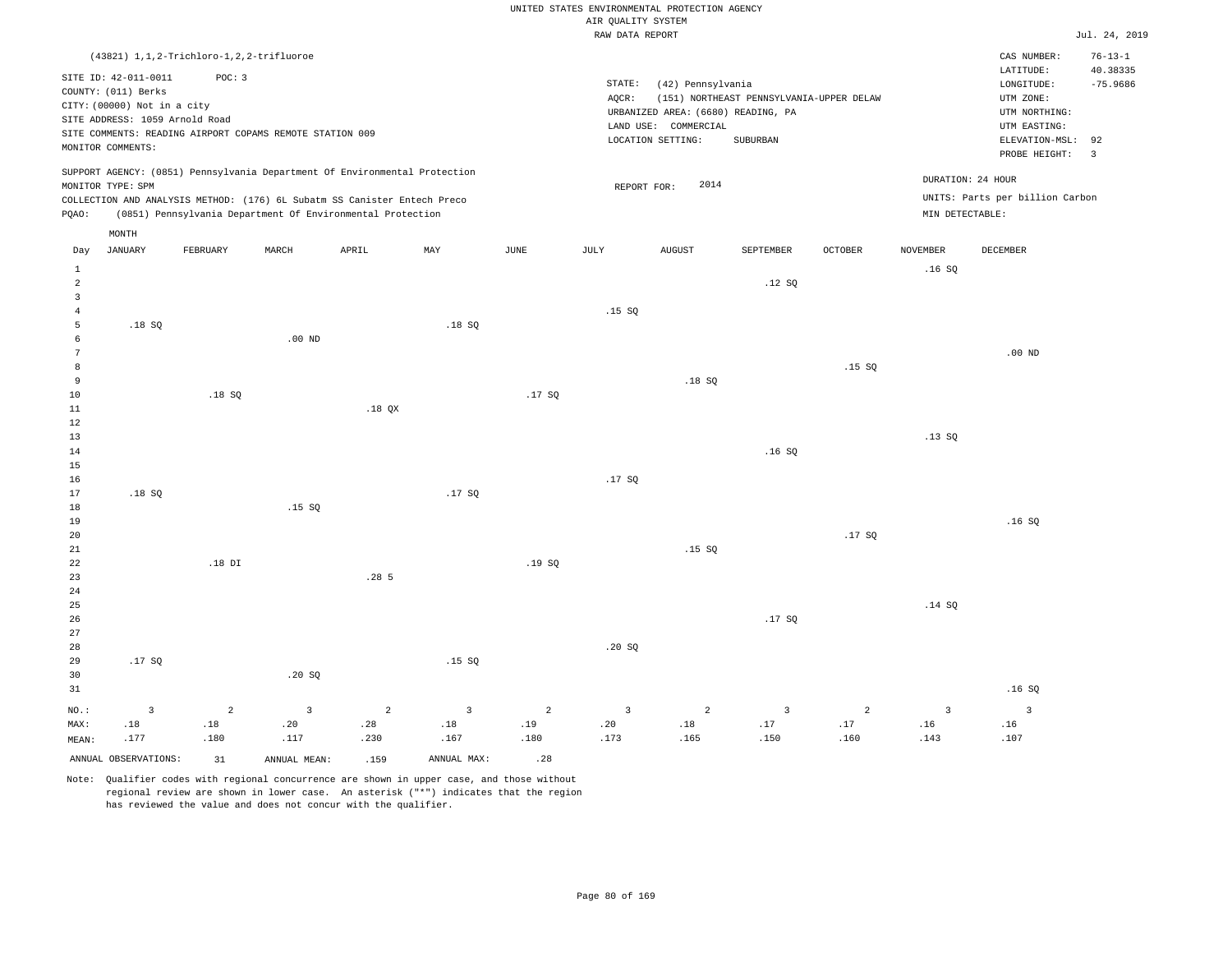UNITED STATES ENVIRONMENTAL PROTECTION AGENCY
AIR QUALITY SYSTEM
RAW DATA REPORT

Jul. 24, 2019

(43821) 1,1,2-Trichloro-1,2,2-trifluoroe

SITE ID: 42-011-0011 POC: 3
COUNTY: (011) Berks
CITY: (00000) Not in a city
SITE ADDRESS: 1059 Arnold Road
SITE COMMENTS: READING AIRPORT COPAMS REMOTE STATION 009
MONITOR COMMENTS:

STATE: (42) Pennsylvania
AQCR: (151) NORTHEAST PENNSYLVANIA-UPPER DELAW
URBANIZED AREA: (6680) READING, PA
LAND USE: COMMERCIAL
LOCATION SETTING: SUBURBAN

CAS NUMBER: 76-13-1
LATITUDE: 40.38335
LONGITUDE: -75.9686
UTM ZONE:
UTM NORTHING:
UTM EASTING:
ELEVATION-MSL: 92
PROBE HEIGHT: 3

SUPPORT AGENCY: (0851) Pennsylvania Department Of Environmental Protection
MONITOR TYPE: SPM
COLLECTION AND ANALYSIS METHOD: (176) 6L Subatm SS Canister Entech Preco
PQAO: (0851) Pennsylvania Department Of Environmental Protection

REPORT FOR: 2014

DURATION: 24 HOUR
UNITS: Parts per billion Carbon
MIN DETECTABLE:

| Day | JANUARY | FEBRUARY | MARCH | APRIL | MAY | JUNE | JULY | AUGUST | SEPTEMBER | OCTOBER | NOVEMBER | DECEMBER |
|---|---|---|---|---|---|---|---|---|---|---|---|---|
| 1 | | | | | | | | | | | .16 SQ | |
| 2 | | | | | | | | | .12 SQ | | | |
| 3 | | | | | | | | | | | | |
| 4 | | | | | | | .15 SQ | | | | | |
| 5 | .18 SQ | | | | .18 SQ | | | | | | | |
| 6 | | | .00 ND | | | | | | | | | |
| 7 | | | | | | | | | | | | .00 ND |
| 8 | | | | | | | | | | .15 SQ | | |
| 9 | | | | | | | | .18 SQ | | | | |
| 10 | | .18 SQ | | | | .17 SQ | | | | | | |
| 11 | | | | .18 QX | | | | | | | | |
| 12 | | | | | | | | | | | | |
| 13 | | | | | | | | | | | .13 SQ | |
| 14 | | | | | | | | | .16 SQ | | | |
| 15 | | | | | | | | | | | | |
| 16 | | | | | | | .17 SQ | | | | | |
| 17 | .18 SQ | | | | .17 SQ | | | | | | | |
| 18 | | | .15 SQ | | | | | | | | | |
| 19 | | | | | | | | | | | | .16 SQ |
| 20 | | | | | | | | | | .17 SQ | | |
| 21 | | | | | | | | .15 SQ | | | | |
| 22 | | .18 DI | | | | .19 SQ | | | | | | |
| 23 | | | | .28 5 | | | | | | | | |
| 24 | | | | | | | | | | | | |
| 25 | | | | | | | | | | | .14 SQ | |
| 26 | | | | | | | | | .17 SQ | | | |
| 27 | | | | | | | | | | | | |
| 28 | | | | | | | .20 SQ | | | | | |
| 29 | .17 SQ | | | | .15 SQ | | | | | | | |
| 30 | | | .20 SQ | | | | | | | | | |
| 31 | | | | | | | | | | | | .16 SQ |
| NO.: | 3 | 2 | 3 | 2 | 3 | 2 | 3 | 2 | 3 | 2 | 3 | 3 |
| MAX: | .18 | .18 | .20 | .28 | .18 | .19 | .20 | .18 | .17 | .17 | .16 | .16 |
| MEAN: | .177 | .180 | .117 | .230 | .167 | .180 | .173 | .165 | .150 | .160 | .143 | .107 |

ANNUAL OBSERVATIONS: 31 ANNUAL MEAN: .159 ANNUAL MAX: .28

Note: Qualifier codes with regional concurrence are shown in upper case, and those without regional review are shown in lower case. An asterisk ("*") indicates that the region has reviewed the value and does not concur with the qualifier.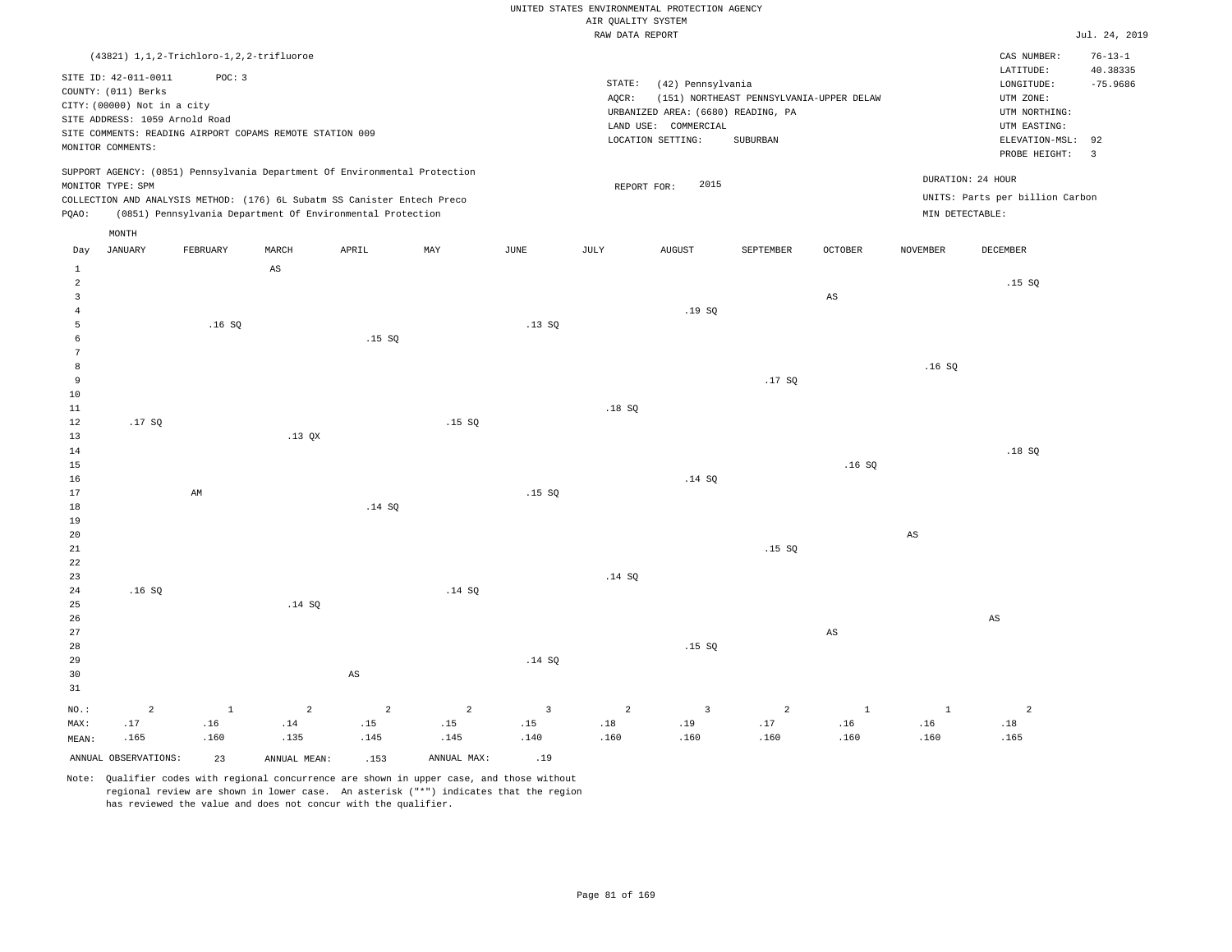UNITED STATES ENVIRONMENTAL PROTECTION AGENCY
AIR QUALITY SYSTEM
RAW DATA REPORT

Jul. 24, 2019

(43821) 1,1,2-Trichloro-1,2,2-trifluoroe

SITE ID: 42-011-0011 POC: 3
COUNTY: (011) Berks
CITY: (00000) Not in a city
SITE ADDRESS: 1059 Arnold Road
SITE COMMENTS: READING AIRPORT COPAMS REMOTE STATION 009
MONITOR COMMENTS:

STATE: (42) Pennsylvania
AQCR: (151) NORTHEAST PENNSYLVANIA-UPPER DELAW
URBANIZED AREA: (6680) READING, PA
LAND USE: COMMERCIAL
LOCATION SETTING: SUBURBAN

CAS NUMBER: 76-13-1
LATITUDE: 40.38335
LONGITUDE: -75.9686
UTM ZONE:
UTM NORTHING:
UTM EASTING:
ELEVATION-MSL: 92
PROBE HEIGHT: 3

SUPPORT AGENCY: (0851) Pennsylvania Department Of Environmental Protection
MONITOR TYPE: SPM
COLLECTION AND ANALYSIS METHOD: (176) 6L Subatm SS Canister Entech Preco
PQAO: (0851) Pennsylvania Department Of Environmental Protection

REPORT FOR: 2015

DURATION: 24 HOUR
UNITS: Parts per billion Carbon
MIN DETECTABLE:

| Day | JANUARY | FEBRUARY | MARCH | APRIL | MAY | JUNE | JULY | AUGUST | SEPTEMBER | OCTOBER | NOVEMBER | DECEMBER |
|---|---|---|---|---|---|---|---|---|---|---|---|---|
| 1 | | | AS | | | | | | | | | |
| 2 | | | | | | | | | | | | .15 SQ |
| 3 | | | | | | | | | | AS | | |
| 4 | | | | | | | | .19 SQ | | | | |
| 5 | | .16 SQ | | | | .13 SQ | | | | | | |
| 6 | | | | .15 SQ | | | | | | | | |
| 7 | | | | | | | | | | | | |
| 8 | | | | | | | | | | | .16 SQ | |
| 9 | | | | | | | | | .17 SQ | | | |
| 10 | | | | | | | | | | | | |
| 11 | | | | | | | .18 SQ | | | | | |
| 12 | .17 SQ | | | | .15 SQ | | | | | | | |
| 13 | | | .13 QX | | | | | | | | | |
| 14 | | | | | | | | | | | | .18 SQ |
| 15 | | | | | | | | | | .16 SQ | | |
| 16 | | | | | | | | .14 SQ | | | | |
| 17 | | AM | | | | .15 SQ | | | | | | |
| 18 | | | | .14 SQ | | | | | | | | |
| 19 | | | | | | | | | | | | |
| 20 | | | | | | | | | | | AS | |
| 21 | | | | | | | | | .15 SQ | | | |
| 22 | | | | | | | | | | | | |
| 23 | | | | | | | .14 SQ | | | | | |
| 24 | .16 SQ | | | | .14 SQ | | | | | | | |
| 25 | | | .14 SQ | | | | | | | | | |
| 26 | | | | | | | | | | | | AS |
| 27 | | | | | | | | | | AS | | |
| 28 | | | | | | | | .15 SQ | | | | |
| 29 | | | | | | .14 SQ | | | | | | |
| 30 | | | | AS | | | | | | | | |
| 31 | | | | | | | | | | | | |
| NO.: | 2 | 1 | 2 | 2 | 2 | 3 | 2 | 3 | 2 | 1 | 1 | 2 |
| MAX: | .17 | .16 | .14 | .15 | .15 | .15 | .18 | .19 | .17 | .16 | .16 | .18 |
| MEAN: | .165 | .160 | .135 | .145 | .145 | .140 | .160 | .160 | .160 | .160 | .160 | .165 |

ANNUAL OBSERVATIONS: 23 ANNUAL MEAN: .153 ANNUAL MAX: .19

Note: Qualifier codes with regional concurrence are shown in upper case, and those without regional review are shown in lower case. An asterisk ("*") indicates that the region has reviewed the value and does not concur with the qualifier.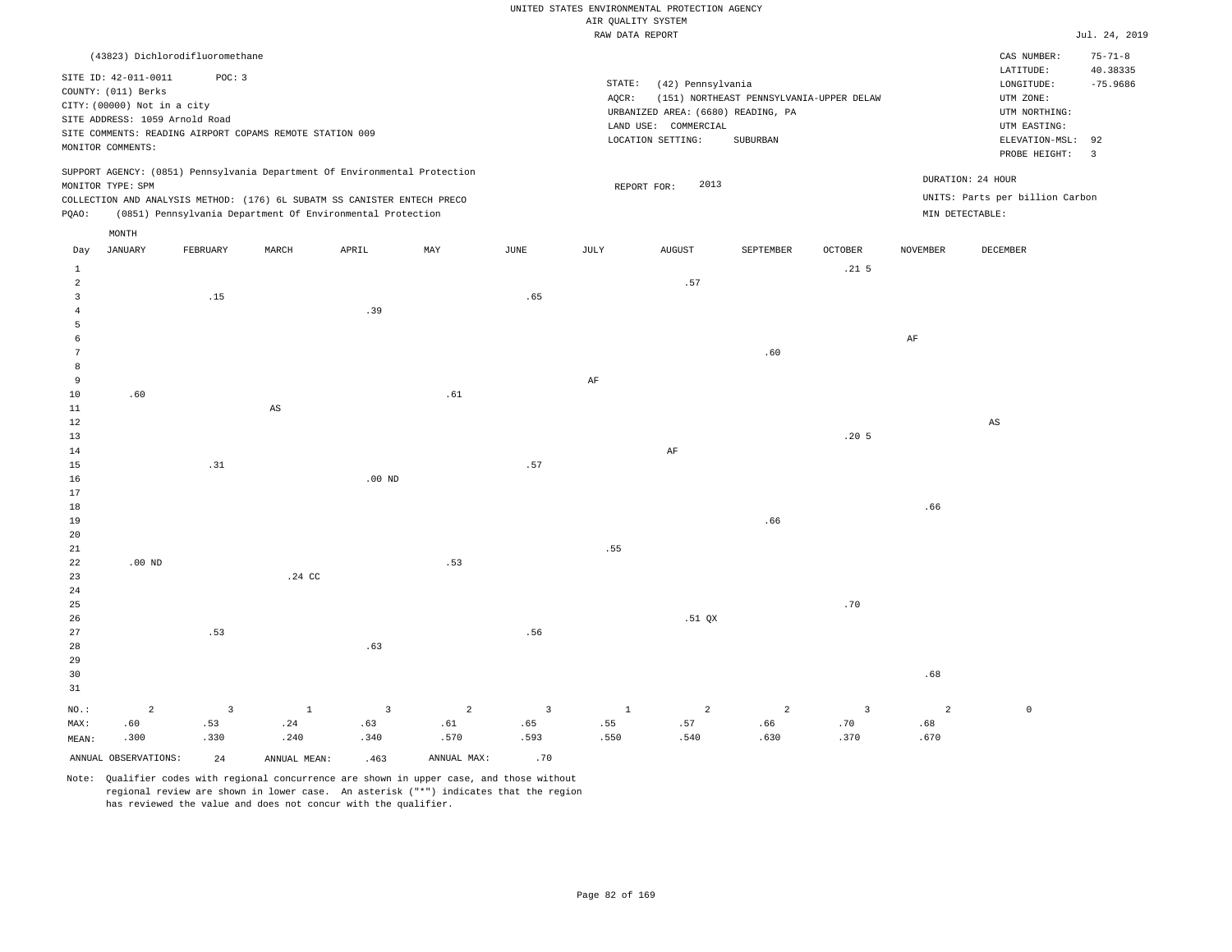UNITED STATES ENVIRONMENTAL PROTECTION AGENCY
AIR QUALITY SYSTEM
RAW DATA REPORT

Jul. 24, 2019

(43823) Dichlorodifluoromethane

| | |
|---|---|
| SITE ID: 42-011-0011 POC: 3 | STATE: (42) Pennsylvania |
| COUNTY: (011) Berks | AQCR: (151) NORTHEAST PENNSYLVANIA-UPPER DELAW |
| CITY: (00000) Not in a city | URBANIZED AREA: (6680) READING, PA |
| SITE ADDRESS: 1059 Arnold Road | LAND USE: COMMERCIAL |
| SITE COMMENTS: READING AIRPORT COPAMS REMOTE STATION 009 | LOCATION SETTING: SUBURBAN |
| MONITOR COMMENTS: | |

CAS NUMBER: 75-71-8
LATITUDE: 40.38335
LONGITUDE: -75.9686
UTM ZONE:
UTM NORTHING:
UTM EASTING:
ELEVATION-MSL: 92
PROBE HEIGHT: 3

SUPPORT AGENCY: (0851) Pennsylvania Department Of Environmental Protection
MONITOR TYPE: SPM
COLLECTION AND ANALYSIS METHOD: (176) 6L SUBATM SS CANISTER ENTECH PRECO
PQAO: (0851) Pennsylvania Department Of Environmental Protection

REPORT FOR: 2013

DURATION: 24 HOUR
UNITS: Parts per billion Carbon
MIN DETECTABLE:

| Day | JANUARY | FEBRUARY | MARCH | APRIL | MAY | JUNE | JULY | AUGUST | SEPTEMBER | OCTOBER | NOVEMBER | DECEMBER |
|---|---|---|---|---|---|---|---|---|---|---|---|---|
| 1 | | | | | | | | | | .21 5 | | |
| 2 | | | | | | | | .57 | | | | |
| 3 | | .15 | | | | .65 | | | | | | |
| 4 | | | | .39 | | | | | | | | |
| 5 | | | | | | | | | | | | |
| 6 | | | | | | | | | | | AF | |
| 7 | | | | | | | | | .60 | | | |
| 8 | | | | | | | | | | | | |
| 9 | | | | | | | AF | | | | | |
| 10 | .60 | | | | .61 | | | | | | | |
| 11 | | | AS | | | | | | | | | |
| 12 | | | | | | | | | | | | AS |
| 13 | | | | | | | | | | .20 5 | | |
| 14 | | | | | | | | AF | | | | |
| 15 | | .31 | | | | .57 | | | | | | |
| 16 | | | | .00 ND | | | | | | | | |
| 17 | | | | | | | | | | | | |
| 18 | | | | | | | | | | | .66 | |
| 19 | | | | | | | | | .66 | | | |
| 20 | | | | | | | | | | | | |
| 21 | | | | | | | .55 | | | | | |
| 22 | .00 ND | | | | .53 | | | | | | | |
| 23 | | | .24 CC | | | | | | | | | |
| 24 | | | | | | | | | | | | |
| 25 | | | | | | | | | | .70 | | |
| 26 | | | | | | | | .51 QX | | | | |
| 27 | | .53 | | | | .56 | | | | | | |
| 28 | | | | .63 | | | | | | | | |
| 29 | | | | | | | | | | | | |
| 30 | | | | | | | | | | | .68 | |
| 31 | | | | | | | | | | | | |
| NO.: | 2 | 3 | 1 | 3 | 2 | 3 | 1 | 2 | 2 | 3 | 2 | 0 |
| MAX: | .60 | .53 | .24 | .63 | .61 | .65 | .55 | .57 | .66 | .70 | .68 | |
| MEAN: | .300 | .330 | .240 | .340 | .570 | .593 | .550 | .540 | .630 | .370 | .670 | |

ANNUAL OBSERVATIONS: 24 ANNUAL MEAN: .463 ANNUAL MAX: .70

Note: Qualifier codes with regional concurrence are shown in upper case, and those without regional review are shown in lower case. An asterisk ("*") indicates that the region has reviewed the value and does not concur with the qualifier.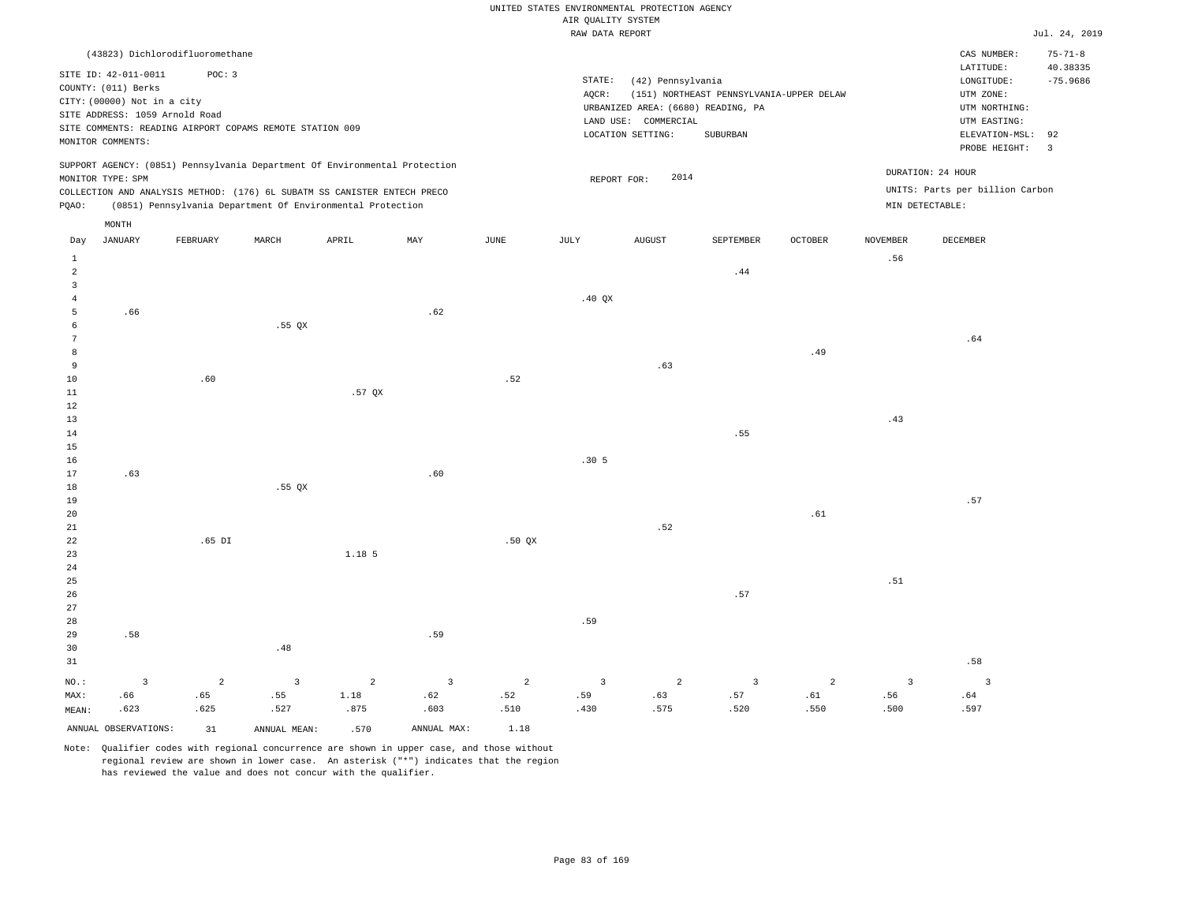UNITED STATES ENVIRONMENTAL PROTECTION AGENCY
AIR QUALITY SYSTEM
RAW DATA REPORT

Jul. 24, 2019

(43823) Dichlorodifluoromethane

SITE ID: 42-011-0011 POC: 3
COUNTY: (011) Berks
CITY: (00000) Not in a city
SITE ADDRESS: 1059 Arnold Road
SITE COMMENTS: READING AIRPORT COPAMS REMOTE STATION 009
MONITOR COMMENTS:

STATE: (42) Pennsylvania
AQCR: (151) NORTHEAST PENNSYLVANIA-UPPER DELAW
URBANIZED AREA: (6680) READING, PA
LAND USE: COMMERCIAL
LOCATION SETTING: SUBURBAN

CAS NUMBER: 75-71-8
LATITUDE: 40.38335
LONGITUDE: -75.9686
UTM ZONE:
UTM NORTHING:
UTM EASTING:
ELEVATION-MSL: 92
PROBE HEIGHT: 3

SUPPORT AGENCY: (0851) Pennsylvania Department Of Environmental Protection
MONITOR TYPE: SPM
COLLECTION AND ANALYSIS METHOD: (176) 6L SUBATM SS CANISTER ENTECH PRECO
PQAO: (0851) Pennsylvania Department Of Environmental Protection

REPORT FOR: 2014

DURATION: 24 HOUR
UNITS: Parts per billion Carbon
MIN DETECTABLE:

| Day | JANUARY | FEBRUARY | MARCH | APRIL | MAY | JUNE | JULY | AUGUST | SEPTEMBER | OCTOBER | NOVEMBER | DECEMBER |
|---|---|---|---|---|---|---|---|---|---|---|---|---|
| 1 | | | | | | | | | | | .56 | |
| 2 | | | | | | | | | .44 | | | |
| 3 | | | | | | | | | | | | |
| 4 | | | | | | | .40 QX | | | | | |
| 5 | .66 | | | | .62 | | | | | | | |
| 6 | | | .55 QX | | | | | | | | | |
| 7 | | | | | | | | | | | | .64 |
| 8 | | | | | | | | | | .49 | | |
| 9 | | | | | | | | .63 | | | | |
| 10 | | .60 | | | | .52 | | | | | | |
| 11 | | | | .57 QX | | | | | | | | |
| 12 | | | | | | | | | | | | |
| 13 | | | | | | | | | | | .43 | |
| 14 | | | | | | | | | .55 | | | |
| 15 | | | | | | | | | | | | |
| 16 | | | | | | | .30 5 | | | | | |
| 17 | .63 | | | | .60 | | | | | | | |
| 18 | | | .55 QX | | | | | | | | | |
| 19 | | | | | | | | | | | | .57 |
| 20 | | | | | | | | | | .61 | | |
| 21 | | | | | | | | .52 | | | | |
| 22 | | .65 DI | | | | .50 QX | | | | | | |
| 23 | | | | 1.18 5 | | | | | | | | |
| 24 | | | | | | | | | | | | |
| 25 | | | | | | | | | | | .51 | |
| 26 | | | | | | | | | .57 | | | |
| 27 | | | | | | | | | | | | |
| 28 | | | | | | | .59 | | | | | |
| 29 | .58 | | | | .59 | | | | | | | |
| 30 | | | .48 | | | | | | | | | |
| 31 | | | | | | | | | | | | .58 |
| NO.: | 3 | 2 | 3 | 2 | 3 | 2 | 3 | 2 | 3 | 2 | 3 | 3 |
| MAX: | .66 | .65 | .55 | 1.18 | .62 | .52 | .59 | .63 | .57 | .61 | .56 | .64 |
| MEAN: | .623 | .625 | .527 | .875 | .603 | .510 | .430 | .575 | .520 | .550 | .500 | .597 |

ANNUAL OBSERVATIONS: 31 ANNUAL MEAN: .570 ANNUAL MAX: 1.18

Note: Qualifier codes with regional concurrence are shown in upper case, and those without regional review are shown in lower case. An asterisk ("*") indicates that the region has reviewed the value and does not concur with the qualifier.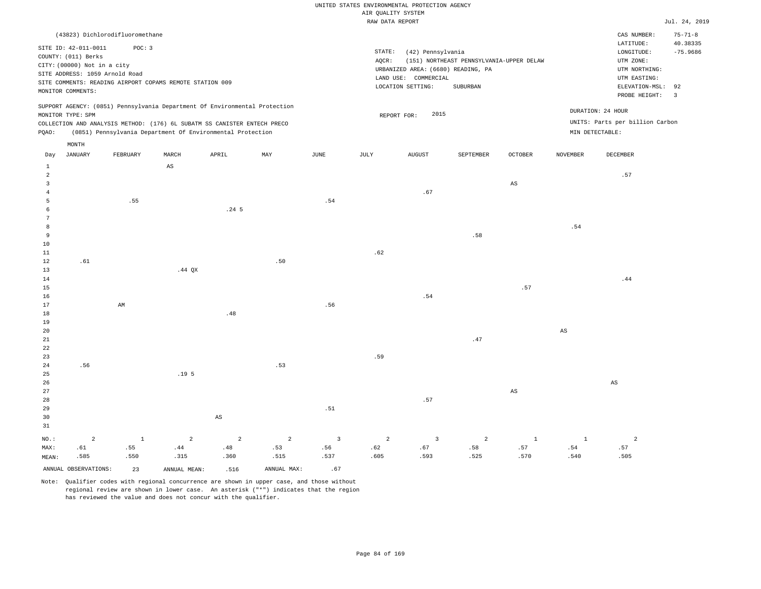UNITED STATES ENVIRONMENTAL PROTECTION AGENCY
AIR QUALITY SYSTEM
RAW DATA REPORT

Jul. 24, 2019

(43823) Dichlorodifluoromethane

SITE ID: 42-011-0011 POC: 3
COUNTY: (011) Berks
CITY: (00000) Not in a city
SITE ADDRESS: 1059 Arnold Road
SITE COMMENTS: READING AIRPORT COPAMS REMOTE STATION 009
MONITOR COMMENTS:

STATE: (42) Pennsylvania
AQCR: (151) NORTHEAST PENNSYLVANIA-UPPER DELAW
URBANIZED AREA: (6680) READING, PA
LAND USE: COMMERCIAL
LOCATION SETTING: SUBURBAN

CAS NUMBER: 75-71-8
LATITUDE: 40.38335
LONGITUDE: -75.9686
UTM ZONE:
UTM NORTHING:
UTM EASTING:
ELEVATION-MSL: 92
PROBE HEIGHT: 3

SUPPORT AGENCY: (0851) Pennsylvania Department Of Environmental Protection
MONITOR TYPE: SPM
COLLECTION AND ANALYSIS METHOD: (176) 6L SUBATM SS CANISTER ENTECH PRECO
PQAO: (0851) Pennsylvania Department Of Environmental Protection

REPORT FOR: 2015

DURATION: 24 HOUR
UNITS: Parts per billion Carbon
MIN DETECTABLE:

| Day | JANUARY | FEBRUARY | MARCH | APRIL | MAY | JUNE | JULY | AUGUST | SEPTEMBER | OCTOBER | NOVEMBER | DECEMBER |
|---|---|---|---|---|---|---|---|---|---|---|---|---|
| 1 | | | AS | | | | | | | | | |
| 2 | | | | | | | | | | | | .57 |
| 3 | | | | | | | | | | AS | | |
| 4 | | | | | | | | .67 | | | | |
| 5 | | .55 | | | | .54 | | | | | | |
| 6 | | | | .24 5 | | | | | | | | |
| 7 | | | | | | | | | | | | |
| 8 | | | | | | | | | | | .54 | |
| 9 | | | | | | | | | .58 | | | |
| 10 | | | | | | | | | | | | |
| 11 | | | | | | | .62 | | | | | |
| 12 | .61 | | | | .50 | | | | | | | |
| 13 | | | .44 QX | | | | | | | | | |
| 14 | | | | | | | | | | | | .44 |
| 15 | | | | | | | | | | .57 | | |
| 16 | | | | | | | | .54 | | | | |
| 17 | | AM | | | | .56 | | | | | | |
| 18 | | | | .48 | | | | | | | | |
| 19 | | | | | | | | | | | | |
| 20 | | | | | | | | | | | AS | |
| 21 | | | | | | | | | .47 | | | |
| 22 | | | | | | | | | | | | |
| 23 | | | | | | | .59 | | | | | |
| 24 | .56 | | | | .53 | | | | | | | |
| 25 | | | .19 5 | | | | | | | | | |
| 26 | | | | | | | | | | | | AS |
| 27 | | | | | | | | | | AS | | |
| 28 | | | | | | | | .57 | | | | |
| 29 | | | | | | .51 | | | | | | |
| 30 | | | | AS | | | | | | | | |
| 31 | | | | | | | | | | | | |
| NO.: | 2 | 1 | 2 | 2 | 2 | 3 | 2 | 3 | 2 | 1 | 1 | 2 |
| MAX: | .61 | .55 | .44 | .48 | .53 | .56 | .62 | .67 | .58 | .57 | .54 | .57 |
| MEAN: | .585 | .550 | .315 | .360 | .515 | .537 | .605 | .593 | .525 | .570 | .540 | .505 |

ANNUAL OBSERVATIONS: 23 ANNUAL MEAN: .516 ANNUAL MAX: .67

Note: Qualifier codes with regional concurrence are shown in upper case, and those without regional review are shown in lower case. An asterisk ("*") indicates that the region has reviewed the value and does not concur with the qualifier.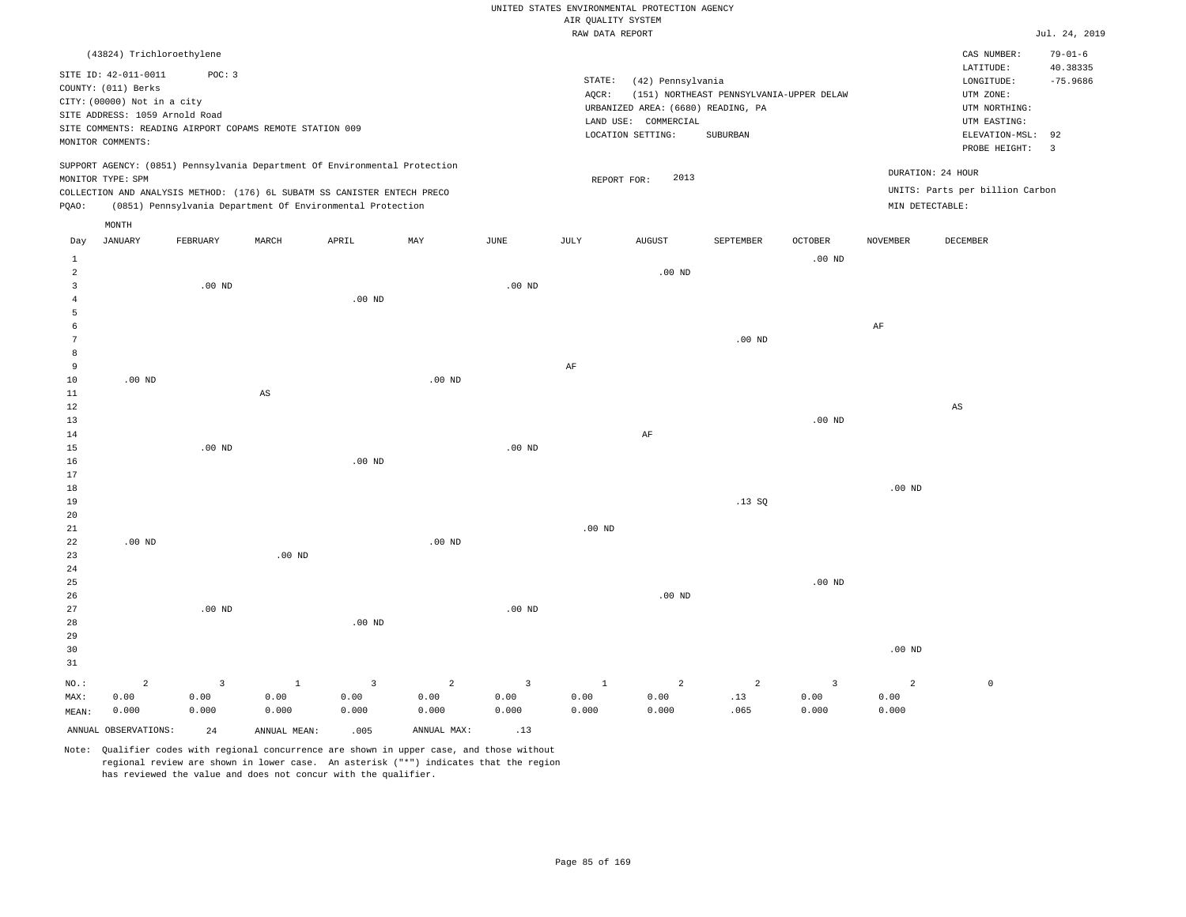UNITED STATES ENVIRONMENTAL PROTECTION AGENCY
AIR QUALITY SYSTEM
RAW DATA REPORT

Jul. 24, 2019

(43824) Trichloroethylene

SITE ID: 42-011-0011 POC: 3
COUNTY: (011) Berks
CITY: (00000) Not in a city
SITE ADDRESS: 1059 Arnold Road
SITE COMMENTS: READING AIRPORT COPAMS REMOTE STATION 009
MONITOR COMMENTS:

STATE: (42) Pennsylvania
AQCR: (151) NORTHEAST PENNSYLVANIA-UPPER DELAW
URBANIZED AREA: (6680) READING, PA
LAND USE: COMMERCIAL
LOCATION SETTING: SUBURBAN

CAS NUMBER: 79-01-6
LATITUDE: 40.38335
LONGITUDE: -75.9686
UTM ZONE:
UTM NORTHING:
UTM EASTING:
ELEVATION-MSL: 92
PROBE HEIGHT: 3

SUPPORT AGENCY: (0851) Pennsylvania Department Of Environmental Protection
MONITOR TYPE: SPM
COLLECTION AND ANALYSIS METHOD: (176) 6L SUBATM SS CANISTER ENTECH PRECO
PQAO: (0851) Pennsylvania Department Of Environmental Protection

REPORT FOR: 2013

DURATION: 24 HOUR
UNITS: Parts per billion Carbon
MIN DETECTABLE:

| Day | JANUARY | FEBRUARY | MARCH | APRIL | MAY | JUNE | JULY | AUGUST | SEPTEMBER | OCTOBER | NOVEMBER | DECEMBER |
|---|---|---|---|---|---|---|---|---|---|---|---|---|
| 1 | | | | | | | | | | .00 ND | | |
| 2 | | | | | | | | .00 ND | | | | |
| 3 | | .00 ND | | | | .00 ND | | | | | | |
| 4 | | | | .00 ND | | | | | | | | |
| 5 | | | | | | | | | | | | |
| 6 | | | | | | | | | | | AF | |
| 7 | | | | | | | | | .00 ND | | | |
| 8 | | | | | | | | | | | | |
| 9 | | | | | | | AF | | | | | |
| 10 | .00 ND | | | | .00 ND | | | | | | | |
| 11 | | | AS | | | | | | | | | |
| 12 | | | | | | | | | | | | AS |
| 13 | | | | | | | | | | .00 ND | | |
| 14 | | | | | | | | AF | | | | |
| 15 | | .00 ND | | | | .00 ND | | | | | | |
| 16 | | | | .00 ND | | | | | | | | |
| 17 | | | | | | | | | | | | |
| 18 | | | | | | | | | | | .00 ND | |
| 19 | | | | | | | | | .13 SQ | | | |
| 20 | | | | | | | | | | | | |
| 21 | | | | | | | .00 ND | | | | | |
| 22 | .00 ND | | | | .00 ND | | | | | | | |
| 23 | | | .00 ND | | | | | | | | | |
| 24 | | | | | | | | | | | | |
| 25 | | | | | | | | | | .00 ND | | |
| 26 | | | | | | | | .00 ND | | | | |
| 27 | | .00 ND | | | | .00 ND | | | | | | |
| 28 | | | | .00 ND | | | | | | | | |
| 29 | | | | | | | | | | | | |
| 30 | | | | | | | | | | | .00 ND | |
| 31 | | | | | | | | | | | | |
| NO.: | 2 | 3 | 1 | 3 | 2 | 3 | 1 | 2 | 2 | 3 | 2 | 0 |
| MAX: | 0.00 | 0.00 | 0.00 | 0.00 | 0.00 | 0.00 | 0.00 | 0.00 | .13 | 0.00 | 0.00 | |
| MEAN: | 0.000 | 0.000 | 0.000 | 0.000 | 0.000 | 0.000 | 0.000 | 0.000 | .065 | 0.000 | 0.000 | |

ANNUAL OBSERVATIONS: 24 ANNUAL MEAN: .005 ANNUAL MAX: .13

Note: Qualifier codes with regional concurrence are shown in upper case, and those without regional review are shown in lower case. An asterisk ("*") indicates that the region has reviewed the value and does not concur with the qualifier.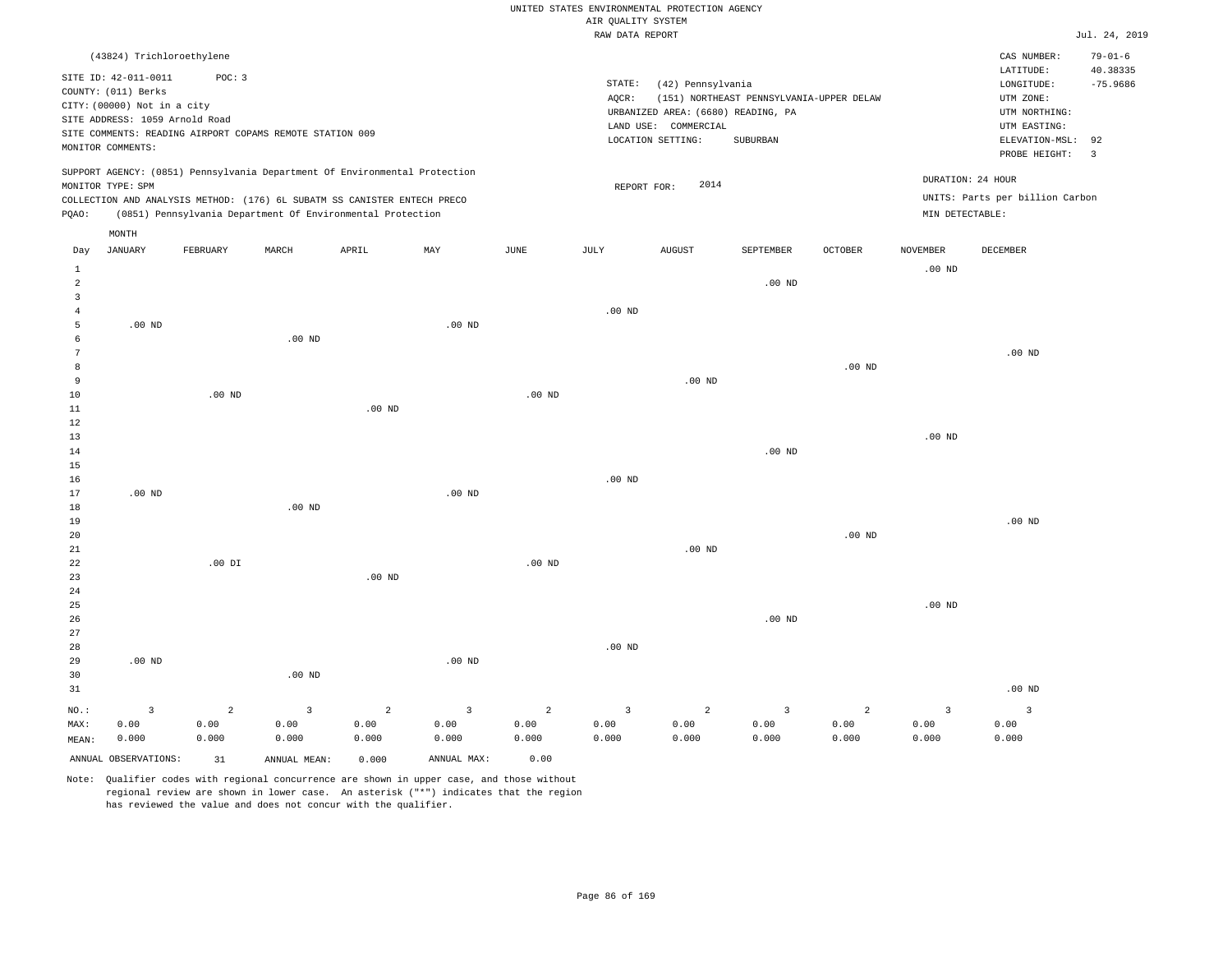UNITED STATES ENVIRONMENTAL PROTECTION AGENCY
AIR QUALITY SYSTEM
RAW DATA REPORT

Jul. 24, 2019

(43824) Trichloroethylene

SITE ID: 42-011-0011 POC: 3
COUNTY: (011) Berks
CITY: (00000) Not in a city
SITE ADDRESS: 1059 Arnold Road
SITE COMMENTS: READING AIRPORT COPAMS REMOTE STATION 009
MONITOR COMMENTS:

STATE: (42) Pennsylvania
AQCR: (151) NORTHEAST PENNSYLVANIA-UPPER DELAW
URBANIZED AREA: (6680) READING, PA
LAND USE: COMMERCIAL
LOCATION SETTING: SUBURBAN

CAS NUMBER: 79-01-6
LATITUDE: 40.38335
LONGITUDE: -75.9686
UTM ZONE:
UTM NORTHING:
UTM EASTING:
ELEVATION-MSL: 92
PROBE HEIGHT: 3

SUPPORT AGENCY: (0851) Pennsylvania Department Of Environmental Protection
MONITOR TYPE: SPM
COLLECTION AND ANALYSIS METHOD: (176) 6L SUBATM SS CANISTER ENTECH PRECO
PQAO: (0851) Pennsylvania Department Of Environmental Protection

REPORT FOR: 2014

DURATION: 24 HOUR
UNITS: Parts per billion Carbon
MIN DETECTABLE:

| Day | JANUARY | FEBRUARY | MARCH | APRIL | MAY | JUNE | JULY | AUGUST | SEPTEMBER | OCTOBER | NOVEMBER | DECEMBER |
|---|---|---|---|---|---|---|---|---|---|---|---|---|
| 1 | | | | | | | | | | | .00 ND | |
| 2 | | | | | | | | | .00 ND | | | |
| 3 | | | | | | | | | | | | |
| 4 | | | | | | | .00 ND | | | | | |
| 5 | .00 ND | | | | .00 ND | | | | | | | |
| 6 | | | .00 ND | | | | | | | | | |
| 7 | | | | | | | | | | | | .00 ND |
| 8 | | | | | | | | | | .00 ND | | |
| 9 | | | | | | | | .00 ND | | | | |
| 10 | | .00 ND | | | | .00 ND | | | | | | |
| 11 | | | | .00 ND | | | | | | | | |
| 12 | | | | | | | | | | | | |
| 13 | | | | | | | | | | | .00 ND | |
| 14 | | | | | | | | | .00 ND | | | |
| 15 | | | | | | | | | | | | |
| 16 | | | | | | | .00 ND | | | | | |
| 17 | .00 ND | | | | .00 ND | | | | | | | |
| 18 | | | .00 ND | | | | | | | | | |
| 19 | | | | | | | | | | | | .00 ND |
| 20 | | | | | | | | | | .00 ND | | |
| 21 | | | | | | | | .00 ND | | | | |
| 22 | | .00 DI | | | | .00 ND | | | | | | |
| 23 | | | | .00 ND | | | | | | | | |
| 24 | | | | | | | | | | | | |
| 25 | | | | | | | | | | | .00 ND | |
| 26 | | | | | | | | | .00 ND | | | |
| 27 | | | | | | | | | | | | |
| 28 | | | | | | | .00 ND | | | | | |
| 29 | .00 ND | | | | .00 ND | | | | | | | |
| 30 | | | .00 ND | | | | | | | | | |
| 31 | | | | | | | | | | | | .00 ND |
| NO.: | 3 | 2 | 3 | 2 | 3 | 2 | 3 | 2 | 3 | 2 | 3 | 3 |
| MAX: | 0.00 | 0.00 | 0.00 | 0.00 | 0.00 | 0.00 | 0.00 | 0.00 | 0.00 | 0.00 | 0.00 | 0.00 |
| MEAN: | 0.000 | 0.000 | 0.000 | 0.000 | 0.000 | 0.000 | 0.000 | 0.000 | 0.000 | 0.000 | 0.000 | 0.000 |

ANNUAL OBSERVATIONS: 31 ANNUAL MEAN: 0.000 ANNUAL MAX: 0.00

Note: Qualifier codes with regional concurrence are shown in upper case, and those without regional review are shown in lower case. An asterisk ("*") indicates that the region has reviewed the value and does not concur with the qualifier.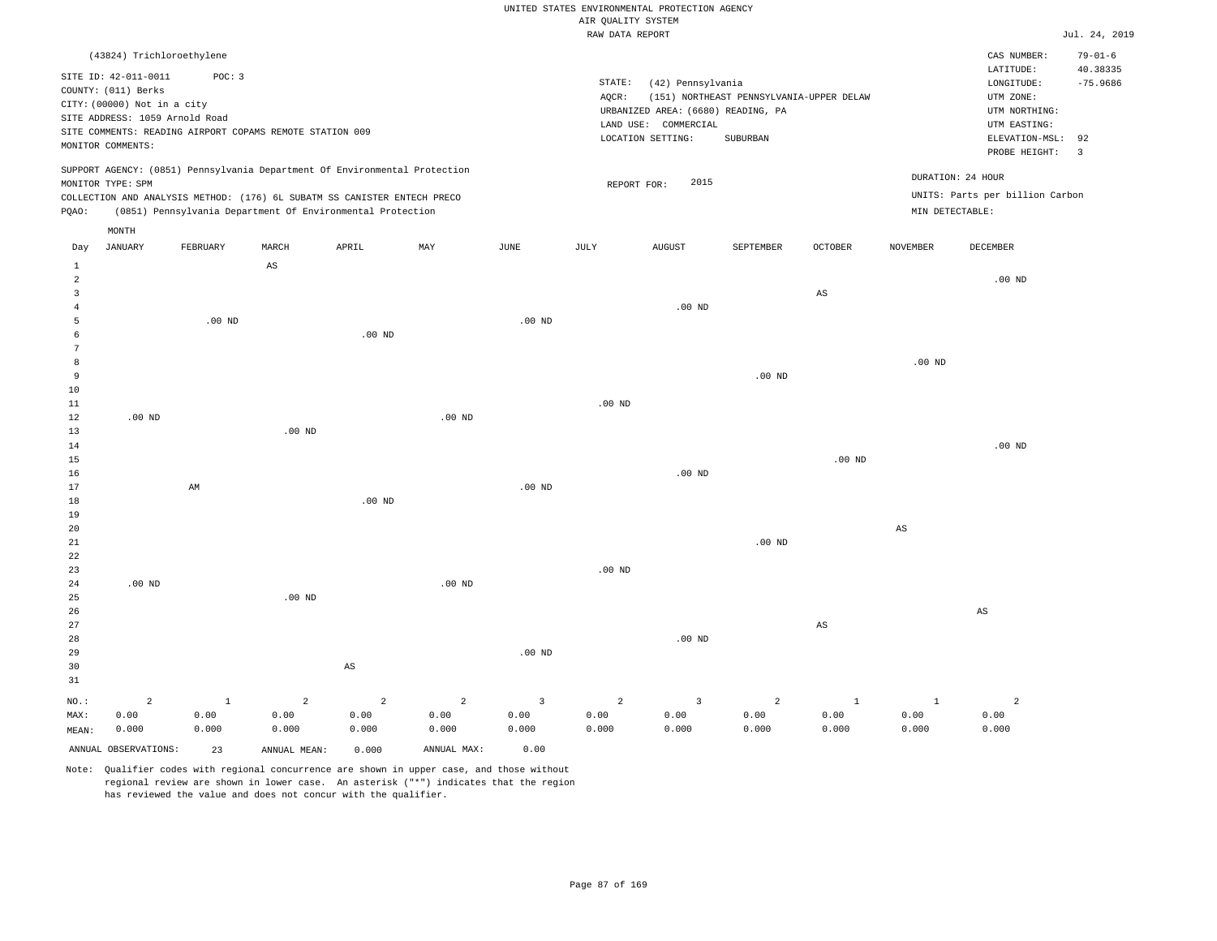UNITED STATES ENVIRONMENTAL PROTECTION AGENCY
AIR QUALITY SYSTEM
RAW DATA REPORT

Jul. 24, 2019

(43824) Trichloroethylene

SITE ID: 42-011-0011 POC: 3
COUNTY: (011) Berks
CITY: (00000) Not in a city
SITE ADDRESS: 1059 Arnold Road
SITE COMMENTS: READING AIRPORT COPAMS REMOTE STATION 009
MONITOR COMMENTS:

STATE: (42) Pennsylvania
AQCR: (151) NORTHEAST PENNSYLVANIA-UPPER DELAW
URBANIZED AREA: (6680) READING, PA
LAND USE: COMMERCIAL
LOCATION SETTING: SUBURBAN

CAS NUMBER: 79-01-6
LATITUDE: 40.38335
LONGITUDE: -75.9686
UTM ZONE:
UTM NORTHING:
UTM EASTING:
ELEVATION-MSL: 92
PROBE HEIGHT: 3

SUPPORT AGENCY: (0851) Pennsylvania Department Of Environmental Protection
MONITOR TYPE: SPM
COLLECTION AND ANALYSIS METHOD: (176) 6L SUBATM SS CANISTER ENTECH PRECO
PQAO: (0851) Pennsylvania Department Of Environmental Protection

REPORT FOR: 2015

DURATION: 24 HOUR
UNITS: Parts per billion Carbon
MIN DETECTABLE:

| Day | JANUARY | FEBRUARY | MARCH | APRIL | MAY | JUNE | JULY | AUGUST | SEPTEMBER | OCTOBER | NOVEMBER | DECEMBER |
|---|---|---|---|---|---|---|---|---|---|---|---|---|
| 1 | | | AS | | | | | | | | | |
| 2 | | | | | | | | | | | | .00 ND |
| 3 | | | | | | | | | | AS | | |
| 4 | | | | | | | | .00 ND | | | | |
| 5 | | .00 ND | | | | .00 ND | | | | | | |
| 6 | | | | .00 ND | | | | | | | | |
| 7 | | | | | | | | | | | | |
| 8 | | | | | | | | | | | .00 ND | |
| 9 | | | | | | | | | .00 ND | | | |
| 10 | | | | | | | | | | | | |
| 11 | | | | | | | .00 ND | | | | | |
| 12 | .00 ND | | | | .00 ND | | | | | | | |
| 13 | | | .00 ND | | | | | | | | | |
| 14 | | | | | | | | | | | | .00 ND |
| 15 | | | | | | | | | | .00 ND | | |
| 16 | | | | | | | | .00 ND | | | | |
| 17 | | AM | | | | .00 ND | | | | | | |
| 18 | | | | .00 ND | | | | | | | | |
| 19 | | | | | | | | | | | | |
| 20 | | | | | | | | | | | AS | |
| 21 | | | | | | | | | .00 ND | | | |
| 22 | | | | | | | | | | | | |
| 23 | | | | | | | .00 ND | | | | | |
| 24 | .00 ND | | | | .00 ND | | | | | | | |
| 25 | | | .00 ND | | | | | | | | | |
| 26 | | | | | | | | | | | | AS |
| 27 | | | | | | | | | | AS | | |
| 28 | | | | | | | | .00 ND | | | | |
| 29 | | | | | | .00 ND | | | | | | |
| 30 | | | | AS | | | | | | | | |
| 31 | | | | | | | | | | | | |
| NO.: | 2 | 1 | 2 | 2 | 2 | 3 | 2 | 3 | 2 | 1 | 1 | 2 |
| MAX: | 0.00 | 0.00 | 0.00 | 0.00 | 0.00 | 0.00 | 0.00 | 0.00 | 0.00 | 0.00 | 0.00 | 0.00 |
| MEAN: | 0.000 | 0.000 | 0.000 | 0.000 | 0.000 | 0.000 | 0.000 | 0.000 | 0.000 | 0.000 | 0.000 | 0.000 |

ANNUAL OBSERVATIONS: 23 ANNUAL MEAN: 0.000 ANNUAL MAX: 0.00

Note: Qualifier codes with regional concurrence are shown in upper case, and those without regional review are shown in lower case. An asterisk ("*") indicates that the region has reviewed the value and does not concur with the qualifier.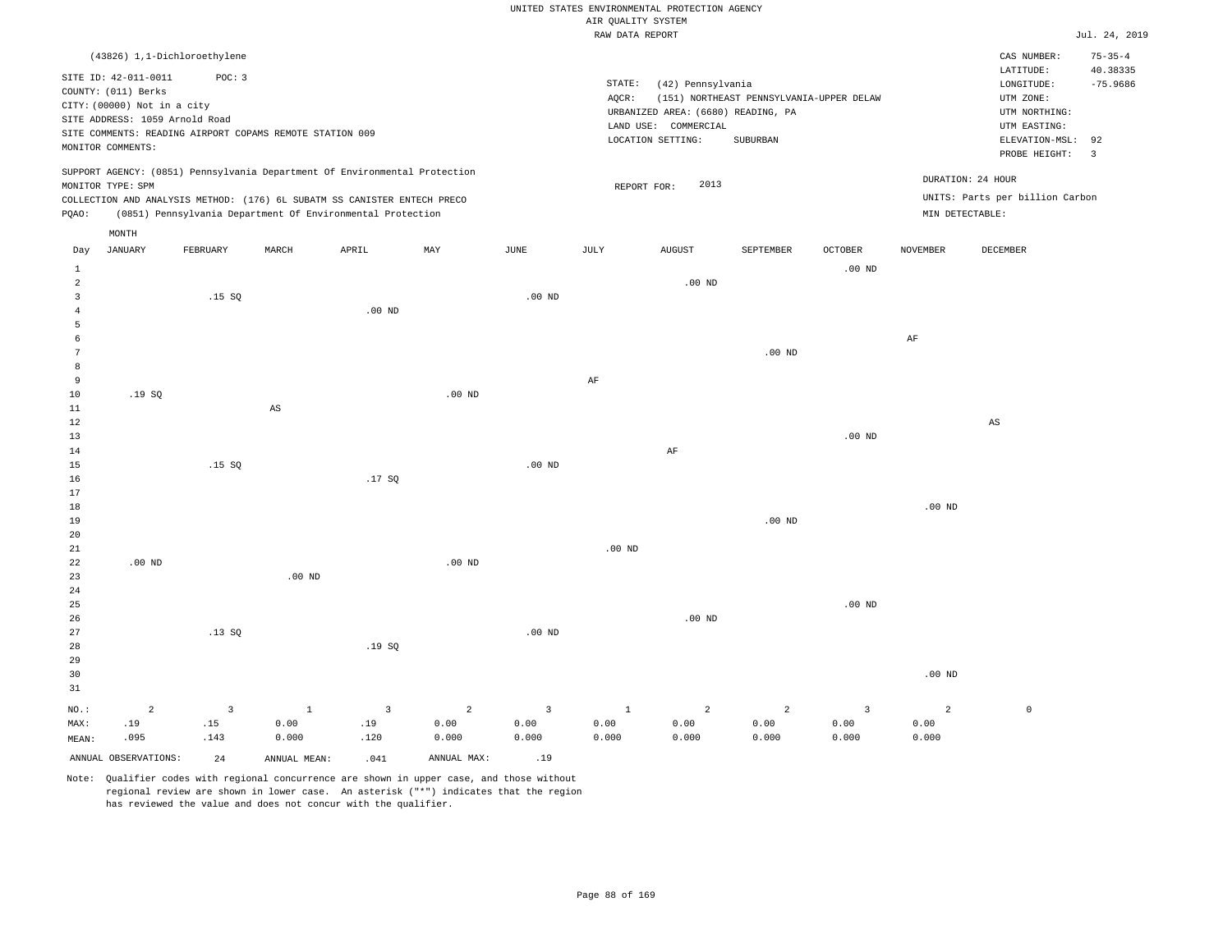UNITED STATES ENVIRONMENTAL PROTECTION AGENCY
AIR QUALITY SYSTEM
RAW DATA REPORT

Jul. 24, 2019

(43826) 1,1-Dichloroethylene

SITE ID: 42-011-0011 POC: 3
COUNTY: (011) Berks
CITY: (00000) Not in a city
SITE ADDRESS: 1059 Arnold Road
SITE COMMENTS: READING AIRPORT COPAMS REMOTE STATION 009
MONITOR COMMENTS:

STATE: (42) Pennsylvania
AQCR: (151) NORTHEAST PENNSYLVANIA-UPPER DELAW
URBANIZED AREA: (6680) READING, PA
LAND USE: COMMERCIAL
LOCATION SETTING: SUBURBAN

CAS NUMBER: 75-35-4
LATITUDE: 40.38335
LONGITUDE: -75.9686
UTM ZONE:
UTM NORTHING:
UTM EASTING:
ELEVATION-MSL: 92
PROBE HEIGHT: 3

SUPPORT AGENCY: (0851) Pennsylvania Department Of Environmental Protection
MONITOR TYPE: SPM
COLLECTION AND ANALYSIS METHOD: (176) 6L SUBATM SS CANISTER ENTECH PRECO
PQAO: (0851) Pennsylvania Department Of Environmental Protection

REPORT FOR: 2013

DURATION: 24 HOUR
UNITS: Parts per billion Carbon
MIN DETECTABLE:

| Day | JANUARY | FEBRUARY | MARCH | APRIL | MAY | JUNE | JULY | AUGUST | SEPTEMBER | OCTOBER | NOVEMBER | DECEMBER |
|---|---|---|---|---|---|---|---|---|---|---|---|---|
| 1 | | | | | | | | | | .00 ND | | |
| 2 | | | | | | | | .00 ND | | | | |
| 3 | | .15 SQ | | | | .00 ND | | | | | | |
| 4 | | | | .00 ND | | | | | | | | |
| 5 | | | | | | | | | | | | |
| 6 | | | | | | | | | | | AF | |
| 7 | | | | | | | | | .00 ND | | | |
| 8 | | | | | | | | | | | | |
| 9 | | | | | | | AF | | | | | |
| 10 | .19 SQ | | | | .00 ND | | | | | | | |
| 11 | | | AS | | | | | | | | | |
| 12 | | | | | | | | | | | | AS |
| 13 | | | | | | | | | | .00 ND | | |
| 14 | | | | | | | | AF | | | | |
| 15 | | .15 SQ | | | | .00 ND | | | | | | |
| 16 | | | | .17 SQ | | | | | | | | |
| 17 | | | | | | | | | | | | |
| 18 | | | | | | | | | | | .00 ND | |
| 19 | | | | | | | | | .00 ND | | | |
| 20 | | | | | | | | | | | | |
| 21 | | | | | | | .00 ND | | | | | |
| 22 | .00 ND | | | | .00 ND | | | | | | | |
| 23 | | | .00 ND | | | | | | | | | |
| 24 | | | | | | | | | | | | |
| 25 | | | | | | | | | | .00 ND | | |
| 26 | | | | | | | | .00 ND | | | | |
| 27 | | .13 SQ | | | | .00 ND | | | | | | |
| 28 | | | | .19 SQ | | | | | | | | |
| 29 | | | | | | | | | | | | |
| 30 | | | | | | | | | | | .00 ND | |
| 31 | | | | | | | | | | | | |
| NO.: | 2 | 3 | 1 | 3 | 2 | 3 | 1 | 2 | 2 | 3 | 2 | 0 |
| MAX: | .19 | .15 | 0.00 | .19 | 0.00 | 0.00 | 0.00 | 0.00 | 0.00 | 0.00 | 0.00 | |
| MEAN: | .095 | .143 | 0.000 | .120 | 0.000 | 0.000 | 0.000 | 0.000 | 0.000 | 0.000 | 0.000 | |

ANNUAL OBSERVATIONS: 24 ANNUAL MEAN: .041 ANNUAL MAX: .19

Note: Qualifier codes with regional concurrence are shown in upper case, and those without regional review are shown in lower case. An asterisk ("*") indicates that the region has reviewed the value and does not concur with the qualifier.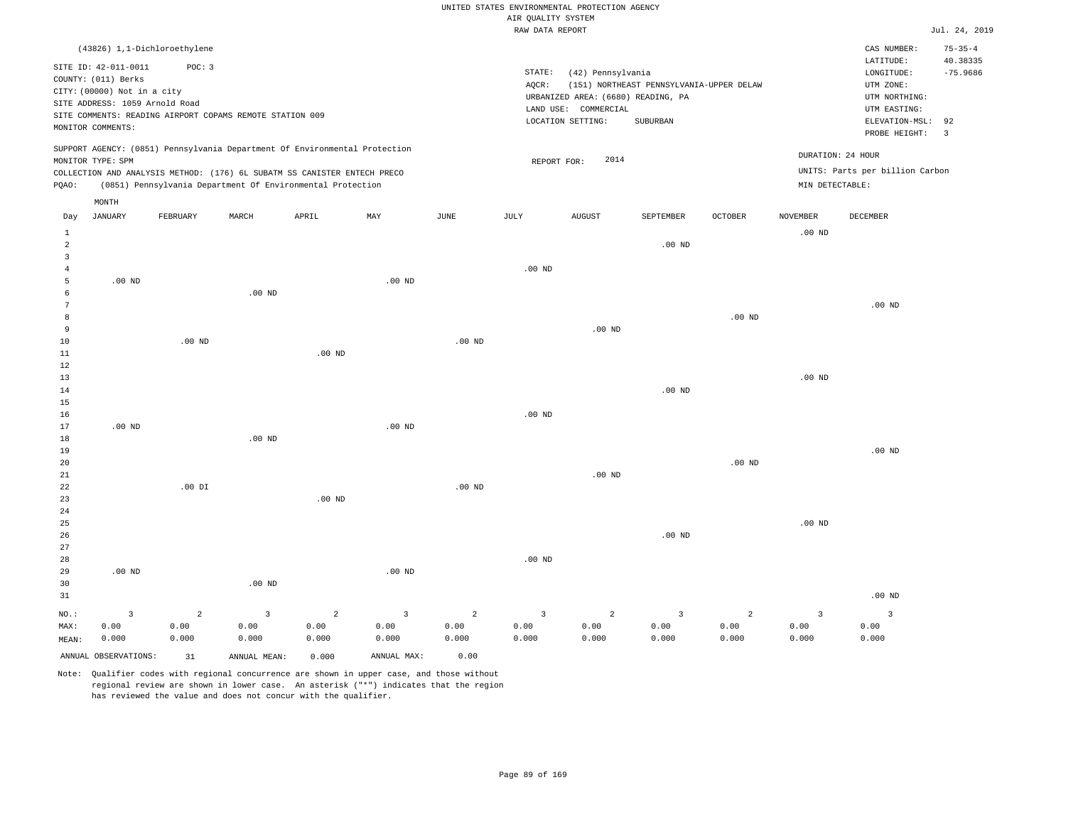UNITED STATES ENVIRONMENTAL PROTECTION AGENCY
AIR QUALITY SYSTEM
RAW DATA REPORT

Jul. 24, 2019

(43826) 1,1-Dichloroethylene

SITE ID: 42-011-0011 POC: 3
COUNTY: (011) Berks
CITY: (00000) Not in a city
SITE ADDRESS: 1059 Arnold Road
SITE COMMENTS: READING AIRPORT COPAMS REMOTE STATION 009
MONITOR COMMENTS:

STATE: (42) Pennsylvania
AQCR: (151) NORTHEAST PENNSYLVANIA-UPPER DELAW
URBANIZED AREA: (6680) READING, PA
LAND USE: COMMERCIAL
LOCATION SETTING: SUBURBAN

CAS NUMBER: 75-35-4
LATITUDE: 40.38335
LONGITUDE: -75.9686
UTM ZONE:
UTM NORTHING:
UTM EASTING:
ELEVATION-MSL: 92
PROBE HEIGHT: 3

SUPPORT AGENCY: (0851) Pennsylvania Department Of Environmental Protection
MONITOR TYPE: SPM
COLLECTION AND ANALYSIS METHOD: (176) 6L SUBATM SS CANISTER ENTECH PRECO
PQAO: (0851) Pennsylvania Department Of Environmental Protection

REPORT FOR: 2014

DURATION: 24 HOUR
UNITS: Parts per billion Carbon
MIN DETECTABLE:

| Day | JANUARY | FEBRUARY | MARCH | APRIL | MAY | JUNE | JULY | AUGUST | SEPTEMBER | OCTOBER | NOVEMBER | DECEMBER |
|---|---|---|---|---|---|---|---|---|---|---|---|---|
| 1 | | | | | | | | | | | .00 ND | |
| 2 | | | | | | | | | .00 ND | | | |
| 3 | | | | | | | | | | | | |
| 4 | | | | | | | .00 ND | | | | | |
| 5 | .00 ND | | | | .00 ND | | | | | | | |
| 6 | | | .00 ND | | | | | | | | | |
| 7 | | | | | | | | | | | | .00 ND |
| 8 | | | | | | | | | | .00 ND | | |
| 9 | | | | | | | | .00 ND | | | | |
| 10 | | .00 ND | | | | .00 ND | | | | | | |
| 11 | | | | .00 ND | | | | | | | | |
| 12 | | | | | | | | | | | | |
| 13 | | | | | | | | | | | .00 ND | |
| 14 | | | | | | | | | .00 ND | | | |
| 15 | | | | | | | | | | | | |
| 16 | | | | | | | .00 ND | | | | | |
| 17 | .00 ND | | | | .00 ND | | | | | | | |
| 18 | | | .00 ND | | | | | | | | | |
| 19 | | | | | | | | | | | | .00 ND |
| 20 | | | | | | | | | | .00 ND | | |
| 21 | | | | | | | | .00 ND | | | | |
| 22 | | .00 DI | | | | .00 ND | | | | | | |
| 23 | | | | .00 ND | | | | | | | | |
| 24 | | | | | | | | | | | | |
| 25 | | | | | | | | | | | .00 ND | |
| 26 | | | | | | | | | .00 ND | | | |
| 27 | | | | | | | | | | | | |
| 28 | | | | | | | .00 ND | | | | | |
| 29 | .00 ND | | | | .00 ND | | | | | | | |
| 30 | | | .00 ND | | | | | | | | | |
| 31 | | | | | | | | | | | | .00 ND |
| NO.: | 3 | 2 | 3 | 2 | 3 | 2 | 3 | 2 | 3 | 2 | 3 | 3 |
| MAX: | 0.00 | 0.00 | 0.00 | 0.00 | 0.00 | 0.00 | 0.00 | 0.00 | 0.00 | 0.00 | 0.00 | 0.00 |
| MEAN: | 0.000 | 0.000 | 0.000 | 0.000 | 0.000 | 0.000 | 0.000 | 0.000 | 0.000 | 0.000 | 0.000 | 0.000 |

ANNUAL OBSERVATIONS: 31 ANNUAL MEAN: 0.000 ANNUAL MAX: 0.00

Note: Qualifier codes with regional concurrence are shown in upper case, and those without regional review are shown in lower case. An asterisk ("*") indicates that the region has reviewed the value and does not concur with the qualifier.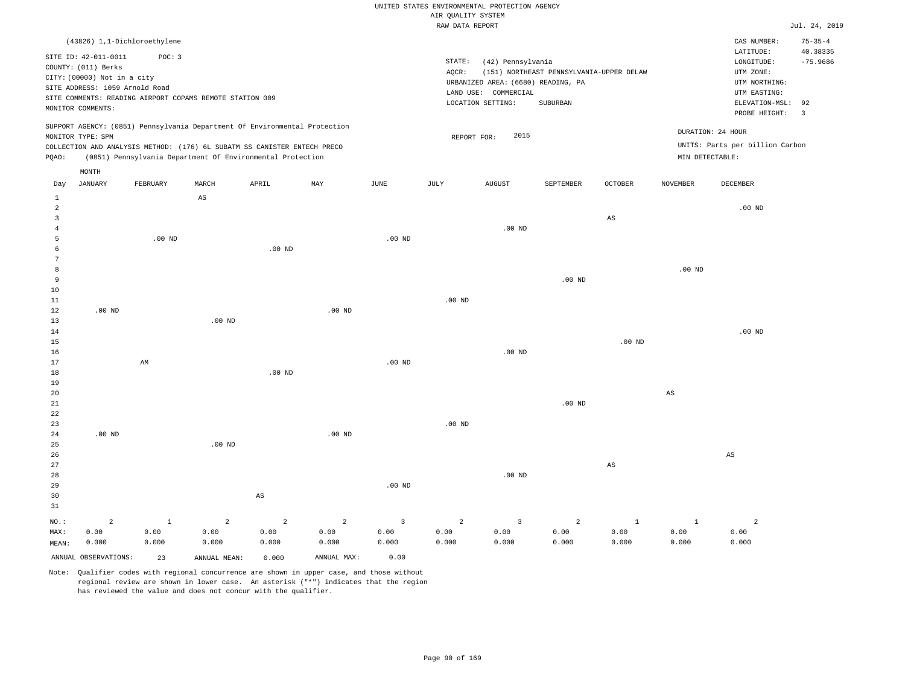UNITED STATES ENVIRONMENTAL PROTECTION AGENCY
AIR QUALITY SYSTEM
RAW DATA REPORT

Jul. 24, 2019

(43826) 1,1-Dichloroethylene

SITE ID: 42-011-0011 POC: 3
COUNTY: (011) Berks
CITY: (00000) Not in a city
SITE ADDRESS: 1059 Arnold Road
SITE COMMENTS: READING AIRPORT COPAMS REMOTE STATION 009
MONITOR COMMENTS:

STATE: (42) Pennsylvania
AQCR: (151) NORTHEAST PENNSYLVANIA-UPPER DELAW
URBANIZED AREA: (6680) READING, PA
LAND USE: COMMERCIAL
LOCATION SETTING: SUBURBAN

CAS NUMBER: 75-35-4
LATITUDE: 40.38335
LONGITUDE: -75.9686
UTM ZONE:
UTM NORTHING:
UTM EASTING:
ELEVATION-MSL: 92
PROBE HEIGHT: 3

SUPPORT AGENCY: (0851) Pennsylvania Department Of Environmental Protection
MONITOR TYPE: SPM
COLLECTION AND ANALYSIS METHOD: (176) 6L SUBATM SS CANISTER ENTECH PRECO
PQAO: (0851) Pennsylvania Department Of Environmental Protection

REPORT FOR: 2015

DURATION: 24 HOUR
UNITS: Parts per billion Carbon
MIN DETECTABLE:

| Day | JANUARY | FEBRUARY | MARCH | APRIL | MAY | JUNE | JULY | AUGUST | SEPTEMBER | OCTOBER | NOVEMBER | DECEMBER |
|---|---|---|---|---|---|---|---|---|---|---|---|---|
| 1 | | | AS | | | | | | | | | |
| 2 | | | | | | | | | | | | .00 ND |
| 3 | | | | | | | | | | AS | | |
| 4 | | | | | | | | .00 ND | | | | |
| 5 | | .00 ND | | | | .00 ND | | | | | | |
| 6 | | | | .00 ND | | | | | | | | |
| 7 | | | | | | | | | | | | |
| 8 | | | | | | | | | | | .00 ND | |
| 9 | | | | | | | | | .00 ND | | | |
| 10 | | | | | | | | | | | | |
| 11 | | | | | | | .00 ND | | | | | |
| 12 | .00 ND | | | | .00 ND | | | | | | | |
| 13 | | | .00 ND | | | | | | | | | |
| 14 | | | | | | | | | | | | .00 ND |
| 15 | | | | | | | | | | .00 ND | | |
| 16 | | | | | | | | .00 ND | | | | |
| 17 | | AM | | | | .00 ND | | | | | | |
| 18 | | | | .00 ND | | | | | | | | |
| 19 | | | | | | | | | | | | |
| 20 | | | | | | | | | | | AS | |
| 21 | | | | | | | | | .00 ND | | | |
| 22 | | | | | | | | | | | | |
| 23 | | | | | | | .00 ND | | | | | |
| 24 | .00 ND | | | | .00 ND | | | | | | | |
| 25 | | | .00 ND | | | | | | | | | |
| 26 | | | | | | | | | | | | AS |
| 27 | | | | | | | | | | AS | | |
| 28 | | | | | | | | .00 ND | | | | |
| 29 | | | | | | .00 ND | | | | | | |
| 30 | | | | AS | | | | | | | | |
| 31 | | | | | | | | | | | | |
| NO.: | 2 | 1 | 2 | 2 | 2 | 3 | 2 | 3 | 2 | 1 | 1 | 2 |
| MAX: | 0.00 | 0.00 | 0.00 | 0.00 | 0.00 | 0.00 | 0.00 | 0.00 | 0.00 | 0.00 | 0.00 | 0.00 |
| MEAN: | 0.000 | 0.000 | 0.000 | 0.000 | 0.000 | 0.000 | 0.000 | 0.000 | 0.000 | 0.000 | 0.000 | 0.000 |

ANNUAL OBSERVATIONS: 23 ANNUAL MEAN: 0.000 ANNUAL MAX: 0.00

Note: Qualifier codes with regional concurrence are shown in upper case, and those without regional review are shown in lower case. An asterisk ("*") indicates that the region has reviewed the value and does not concur with the qualifier.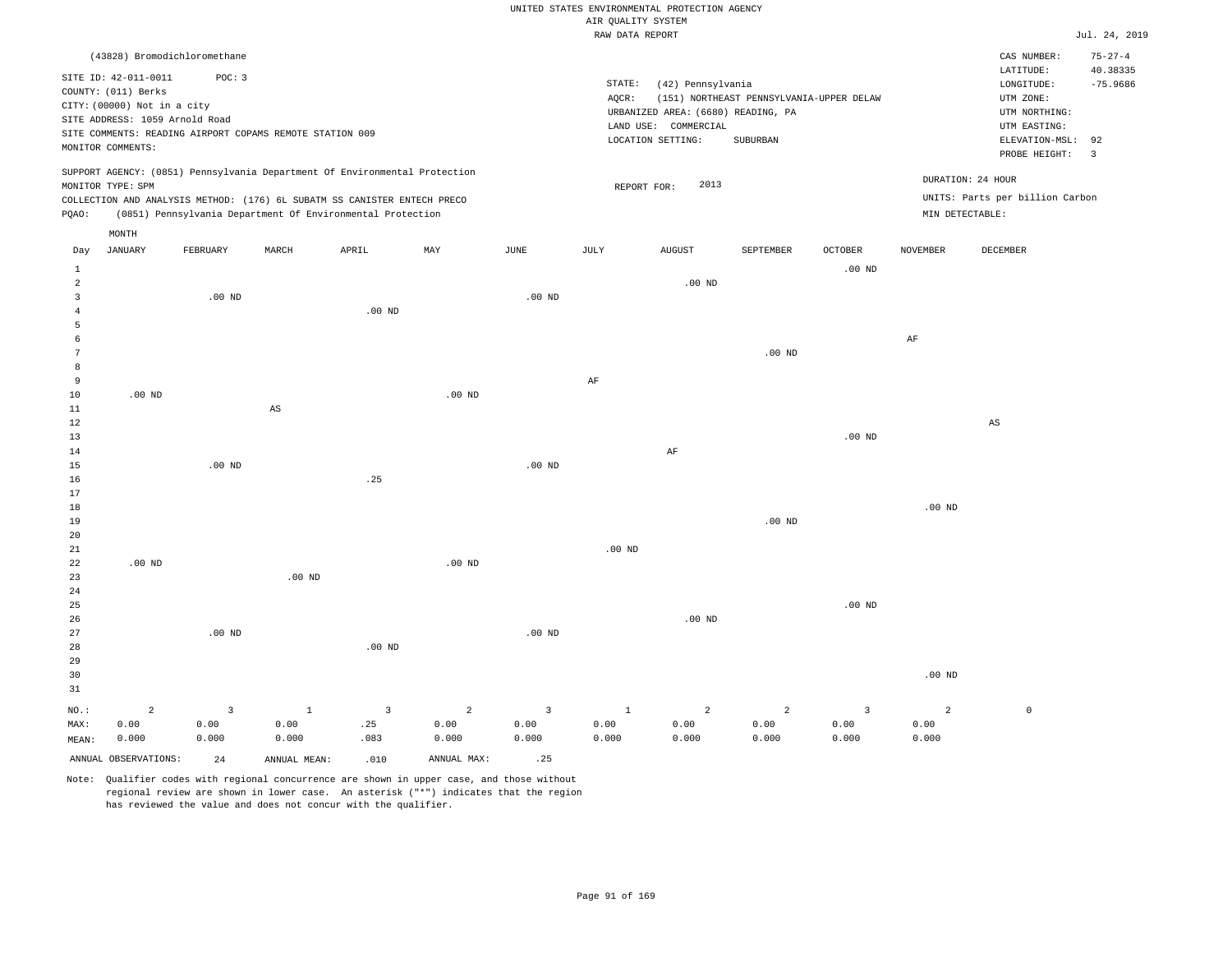UNITED STATES ENVIRONMENTAL PROTECTION AGENCY
AIR QUALITY SYSTEM
RAW DATA REPORT

Jul. 24, 2019

(43828) Bromodichloromethane

SITE ID: 42-011-0011 POC: 3
COUNTY: (011) Berks
CITY: (00000) Not in a city
SITE ADDRESS: 1059 Arnold Road
SITE COMMENTS: READING AIRPORT COPAMS REMOTE STATION 009
MONITOR COMMENTS:

STATE: (42) Pennsylvania
AQCR: (151) NORTHEAST PENNSYLVANIA-UPPER DELAW
URBANIZED AREA: (6680) READING, PA
LAND USE: COMMERCIAL
LOCATION SETTING: SUBURBAN

CAS NUMBER: 75-27-4
LATITUDE: 40.38335
LONGITUDE: -75.9686
UTM ZONE:
UTM NORTHING:
UTM EASTING:
ELEVATION-MSL: 92
PROBE HEIGHT: 3

SUPPORT AGENCY: (0851) Pennsylvania Department Of Environmental Protection
MONITOR TYPE: SPM
COLLECTION AND ANALYSIS METHOD: (176) 6L SUBATM SS CANISTER ENTECH PRECO
PQAO: (0851) Pennsylvania Department Of Environmental Protection

REPORT FOR: 2013

DURATION: 24 HOUR
UNITS: Parts per billion Carbon
MIN DETECTABLE:

| Day | JANUARY | FEBRUARY | MARCH | APRIL | MAY | JUNE | JULY | AUGUST | SEPTEMBER | OCTOBER | NOVEMBER | DECEMBER |
|---|---|---|---|---|---|---|---|---|---|---|---|---|
| 1 | | | | | | | | | | .00 ND | | |
| 2 | | | | | | | | .00 ND | | | | |
| 3 | | .00 ND | | | | .00 ND | | | | | | |
| 4 | | | | .00 ND | | | | | | | | |
| 5 | | | | | | | | | | | | |
| 6 | | | | | | | | | | | AF | |
| 7 | | | | | | | | | .00 ND | | | |
| 8 | | | | | | | | | | | | |
| 9 | | | | | | | AF | | | | | |
| 10 | .00 ND | | | | .00 ND | | | | | | | |
| 11 | | | AS | | | | | | | | | |
| 12 | | | | | | | | | | | | AS |
| 13 | | | | | | | | | | .00 ND | | |
| 14 | | | | | | | | AF | | | | |
| 15 | | .00 ND | | | | .00 ND | | | | | | |
| 16 | | | | .25 | | | | | | | | |
| 17 | | | | | | | | | | | | |
| 18 | | | | | | | | | | | .00 ND | |
| 19 | | | | | | | | | .00 ND | | | |
| 20 | | | | | | | | | | | | |
| 21 | | | | | | | .00 ND | | | | | |
| 22 | .00 ND | | | | .00 ND | | | | | | | |
| 23 | | | .00 ND | | | | | | | | | |
| 24 | | | | | | | | | | | | |
| 25 | | | | | | | | | | .00 ND | | |
| 26 | | | | | | | | .00 ND | | | | |
| 27 | | .00 ND | | | | .00 ND | | | | | | |
| 28 | | | | .00 ND | | | | | | | | |
| 29 | | | | | | | | | | | | |
| 30 | | | | | | | | | | | .00 ND | |
| 31 | | | | | | | | | | | | |
| NO.: | 2 | 3 | 1 | 3 | 2 | 3 | 1 | 2 | 2 | 3 | 2 | 0 |
| MAX: | 0.00 | 0.00 | 0.00 | .25 | 0.00 | 0.00 | 0.00 | 0.00 | 0.00 | 0.00 | 0.00 | |
| MEAN: | 0.000 | 0.000 | 0.000 | .083 | 0.000 | 0.000 | 0.000 | 0.000 | 0.000 | 0.000 | 0.000 | |

ANNUAL OBSERVATIONS: 24 ANNUAL MEAN: .010 ANNUAL MAX: .25

Note: Qualifier codes with regional concurrence are shown in upper case, and those without regional review are shown in lower case. An asterisk ("*") indicates that the region has reviewed the value and does not concur with the qualifier.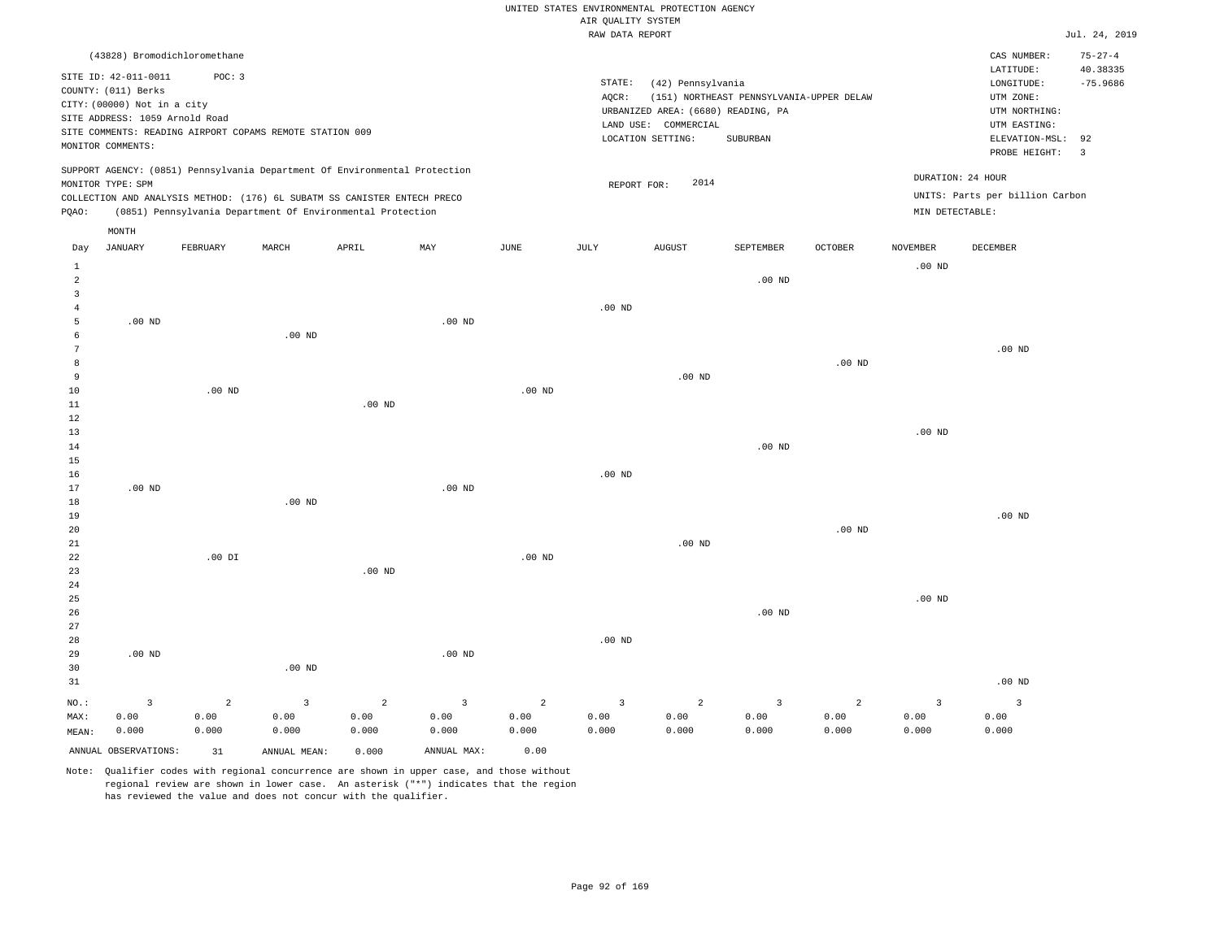UNITED STATES ENVIRONMENTAL PROTECTION AGENCY
AIR QUALITY SYSTEM
RAW DATA REPORT

Jul. 24, 2019

(43828) Bromodichloromethane

SITE ID: 42-011-0011 POC: 3
COUNTY: (011) Berks
CITY: (00000) Not in a city
SITE ADDRESS: 1059 Arnold Road
SITE COMMENTS: READING AIRPORT COPAMS REMOTE STATION 009
MONITOR COMMENTS:

STATE: (42) Pennsylvania
AQCR: (151) NORTHEAST PENNSYLVANIA-UPPER DELAW
URBANIZED AREA: (6680) READING, PA
LAND USE: COMMERCIAL
LOCATION SETTING: SUBURBAN

CAS NUMBER: 75-27-4
LATITUDE: 40.38335
LONGITUDE: -75.9686
UTM ZONE:
UTM NORTHING:
UTM EASTING:
ELEVATION-MSL: 92
PROBE HEIGHT: 3

SUPPORT AGENCY: (0851) Pennsylvania Department Of Environmental Protection
MONITOR TYPE: SPM
COLLECTION AND ANALYSIS METHOD: (176) 6L SUBATM SS CANISTER ENTECH PRECO
PQAO: (0851) Pennsylvania Department Of Environmental Protection

REPORT FOR: 2014

DURATION: 24 HOUR
UNITS: Parts per billion Carbon
MIN DETECTABLE:

| Day | JANUARY | FEBRUARY | MARCH | APRIL | MAY | JUNE | JULY | AUGUST | SEPTEMBER | OCTOBER | NOVEMBER | DECEMBER |
|---|---|---|---|---|---|---|---|---|---|---|---|---|
| 1 | | | | | | | | | | | .00 ND | |
| 2 | | | | | | | | | .00 ND | | | |
| 3 | | | | | | | | | | | | |
| 4 | | | | | | | .00 ND | | | | | |
| 5 | .00 ND | | | | .00 ND | | | | | | | |
| 6 | | | .00 ND | | | | | | | | | |
| 7 | | | | | | | | | | | | .00 ND |
| 8 | | | | | | | | | | .00 ND | | |
| 9 | | | | | | | | .00 ND | | | | |
| 10 | | .00 ND | | | | .00 ND | | | | | | |
| 11 | | | | .00 ND | | | | | | | | |
| 12 | | | | | | | | | | | | |
| 13 | | | | | | | | | | | .00 ND | |
| 14 | | | | | | | | | .00 ND | | | |
| 15 | | | | | | | | | | | | |
| 16 | | | | | | | .00 ND | | | | | |
| 17 | .00 ND | | | | .00 ND | | | | | | | |
| 18 | | | .00 ND | | | | | | | | | |
| 19 | | | | | | | | | | | | .00 ND |
| 20 | | | | | | | | | | .00 ND | | |
| 21 | | | | | | | | .00 ND | | | | |
| 22 | | .00 DI | | | | .00 ND | | | | | | |
| 23 | | | | .00 ND | | | | | | | | |
| 24 | | | | | | | | | | | | |
| 25 | | | | | | | | | | | .00 ND | |
| 26 | | | | | | | | | .00 ND | | | |
| 27 | | | | | | | | | | | | |
| 28 | | | | | | | .00 ND | | | | | |
| 29 | .00 ND | | | | .00 ND | | | | | | | |
| 30 | | | .00 ND | | | | | | | | | |
| 31 | | | | | | | | | | | | .00 ND |
| NO.: | 3 | 2 | 3 | 2 | 3 | 2 | 3 | 2 | 3 | 2 | 3 | 3 |
| MAX: | 0.00 | 0.00 | 0.00 | 0.00 | 0.00 | 0.00 | 0.00 | 0.00 | 0.00 | 0.00 | 0.00 | 0.00 |
| MEAN: | 0.000 | 0.000 | 0.000 | 0.000 | 0.000 | 0.000 | 0.000 | 0.000 | 0.000 | 0.000 | 0.000 | 0.000 |

ANNUAL OBSERVATIONS: 31 ANNUAL MEAN: 0.000 ANNUAL MAX: 0.00

Note: Qualifier codes with regional concurrence are shown in upper case, and those without regional review are shown in lower case. An asterisk ("*") indicates that the region has reviewed the value and does not concur with the qualifier.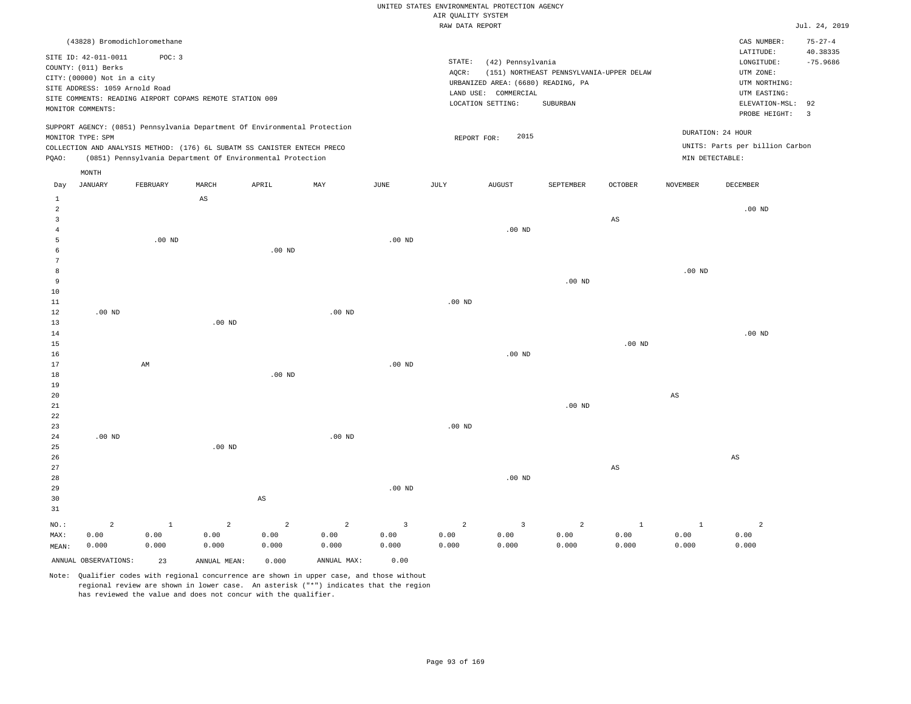UNITED STATES ENVIRONMENTAL PROTECTION AGENCY
AIR QUALITY SYSTEM
RAW DATA REPORT

Jul. 24, 2019

(43828) Bromodichloromethane

SITE ID: 42-011-0011 POC: 3
COUNTY: (011) Berks
CITY: (00000) Not in a city
SITE ADDRESS: 1059 Arnold Road
SITE COMMENTS: READING AIRPORT COPAMS REMOTE STATION 009
MONITOR COMMENTS:

STATE: (42) Pennsylvania
AQCR: (151) NORTHEAST PENNSYLVANIA-UPPER DELAW
URBANIZED AREA: (6680) READING, PA
LAND USE: COMMERCIAL
LOCATION SETTING: SUBURBAN

CAS NUMBER: 75-27-4
LATITUDE: 40.38335
LONGITUDE: -75.9686
UTM ZONE:
UTM NORTHING:
UTM EASTING:
ELEVATION-MSL: 92
PROBE HEIGHT: 3

SUPPORT AGENCY: (0851) Pennsylvania Department Of Environmental Protection
MONITOR TYPE: SPM
COLLECTION AND ANALYSIS METHOD: (176) 6L SUBATM SS CANISTER ENTECH PRECO
PQAO: (0851) Pennsylvania Department Of Environmental Protection

REPORT FOR: 2015

DURATION: 24 HOUR
UNITS: Parts per billion Carbon
MIN DETECTABLE:

| Day | JANUARY | FEBRUARY | MARCH | APRIL | MAY | JUNE | JULY | AUGUST | SEPTEMBER | OCTOBER | NOVEMBER | DECEMBER |
|---|---|---|---|---|---|---|---|---|---|---|---|---|
| 1 | | | AS | | | | | | | | | |
| 2 | | | | | | | | | | | | .00 ND |
| 3 | | | | | | | | | | AS | | |
| 4 | | | | | | | | .00 ND | | | | |
| 5 | | .00 ND | | | | .00 ND | | | | | | |
| 6 | | | | .00 ND | | | | | | | | |
| 7 | | | | | | | | | | | | |
| 8 | | | | | | | | | | | .00 ND | |
| 9 | | | | | | | | | .00 ND | | | |
| 10 | | | | | | | | | | | | |
| 11 | | | | | | | .00 ND | | | | | |
| 12 | .00 ND | | | | .00 ND | | | | | | | |
| 13 | | | .00 ND | | | | | | | | | |
| 14 | | | | | | | | | | | | .00 ND |
| 15 | | | | | | | | | | .00 ND | | |
| 16 | | | | | | | | .00 ND | | | | |
| 17 | | AM | | | | .00 ND | | | | | | |
| 18 | | | | .00 ND | | | | | | | | |
| 19 | | | | | | | | | | | | |
| 20 | | | | | | | | | | | AS | |
| 21 | | | | | | | | | .00 ND | | | |
| 22 | | | | | | | | | | | | |
| 23 | | | | | | | .00 ND | | | | | |
| 24 | .00 ND | | | | .00 ND | | | | | | | |
| 25 | | | .00 ND | | | | | | | | | |
| 26 | | | | | | | | | | | | AS |
| 27 | | | | | | | | | | AS | | |
| 28 | | | | | | | | .00 ND | | | | |
| 29 | | | | | | .00 ND | | | | | | |
| 30 | | | | AS | | | | | | | | |
| 31 | | | | | | | | | | | | |
| NO.: | 2 | 1 | 2 | 2 | 2 | 3 | 2 | 3 | 2 | 1 | 1 | 2 |
| MAX: | 0.00 | 0.00 | 0.00 | 0.00 | 0.00 | 0.00 | 0.00 | 0.00 | 0.00 | 0.00 | 0.00 | 0.00 |
| MEAN: | 0.000 | 0.000 | 0.000 | 0.000 | 0.000 | 0.000 | 0.000 | 0.000 | 0.000 | 0.000 | 0.000 | 0.000 |

ANNUAL OBSERVATIONS: 23 ANNUAL MEAN: 0.000 ANNUAL MAX: 0.00

Note: Qualifier codes with regional concurrence are shown in upper case, and those without regional review are shown in lower case. An asterisk ("*") indicates that the region has reviewed the value and does not concur with the qualifier.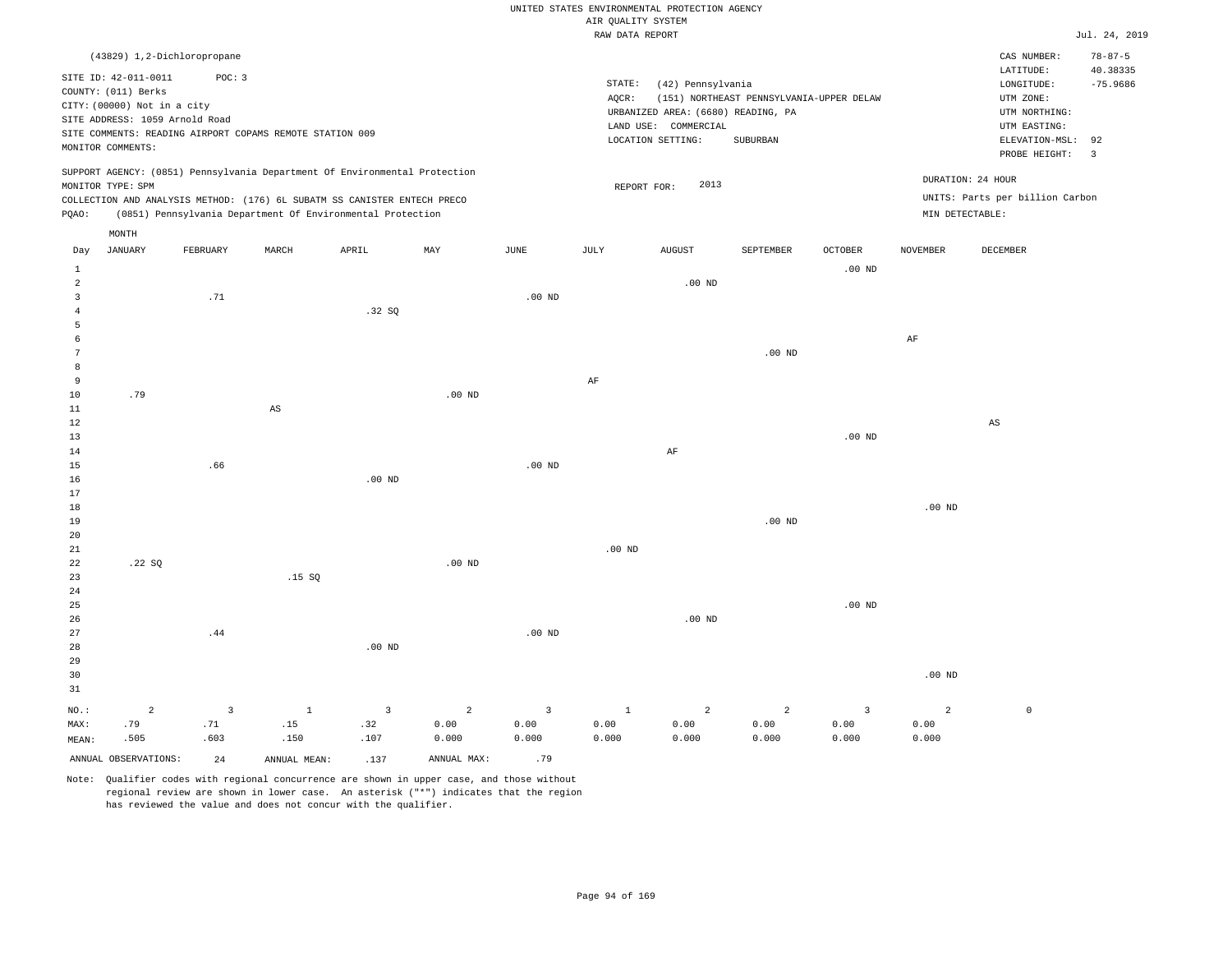UNITED STATES ENVIRONMENTAL PROTECTION AGENCY
AIR QUALITY SYSTEM
RAW DATA REPORT

Jul. 24, 2019

(43829) 1,2-Dichloropropane

SITE ID: 42-011-0011 POC: 3
COUNTY: (011) Berks
CITY: (00000) Not in a city
SITE ADDRESS: 1059 Arnold Road
SITE COMMENTS: READING AIRPORT COPAMS REMOTE STATION 009
MONITOR COMMENTS:

STATE: (42) Pennsylvania
AQCR: (151) NORTHEAST PENNSYLVANIA-UPPER DELAW
URBANIZED AREA: (6680) READING, PA
LAND USE: COMMERCIAL
LOCATION SETTING: SUBURBAN

CAS NUMBER: 78-87-5
LATITUDE: 40.38335
LONGITUDE: -75.9686
UTM ZONE:
UTM NORTHING:
UTM EASTING:
ELEVATION-MSL: 92
PROBE HEIGHT: 3

SUPPORT AGENCY: (0851) Pennsylvania Department Of Environmental Protection
MONITOR TYPE: SPM
COLLECTION AND ANALYSIS METHOD: (176) 6L SUBATM SS CANISTER ENTECH PRECO
PQAO: (0851) Pennsylvania Department Of Environmental Protection

REPORT FOR: 2013

DURATION: 24 HOUR
UNITS: Parts per billion Carbon
MIN DETECTABLE:

| Day | JANUARY | FEBRUARY | MARCH | APRIL | MAY | JUNE | JULY | AUGUST | SEPTEMBER | OCTOBER | NOVEMBER | DECEMBER |
|---|---|---|---|---|---|---|---|---|---|---|---|---|
| 1 | | | | | | | | | | .00 ND | | |
| 2 | | | | | | | | .00 ND | | | | |
| 3 | | .71 | | | | .00 ND | | | | | | |
| 4 | | | | .32 SQ | | | | | | | | |
| 5 | | | | | | | | | | | | |
| 6 | | | | | | | | | | | AF | |
| 7 | | | | | | | | | .00 ND | | | |
| 8 | | | | | | | | | | | | |
| 9 | | | | | | | AF | | | | | |
| 10 | .79 | | | | .00 ND | | | | | | | |
| 11 | | | AS | | | | | | | | | |
| 12 | | | | | | | | | | | | AS |
| 13 | | | | | | | | | | .00 ND | | |
| 14 | | | | | | | | AF | | | | |
| 15 | | .66 | | | | .00 ND | | | | | | |
| 16 | | | | .00 ND | | | | | | | | |
| 17 | | | | | | | | | | | | |
| 18 | | | | | | | | | | | .00 ND | |
| 19 | | | | | | | | | .00 ND | | | |
| 20 | | | | | | | | | | | | |
| 21 | | | | | | | .00 ND | | | | | |
| 22 | .22 SQ | | | | .00 ND | | | | | | | |
| 23 | | | .15 SQ | | | | | | | | | |
| 24 | | | | | | | | | | | | |
| 25 | | | | | | | | | | .00 ND | | |
| 26 | | | | | | | | .00 ND | | | | |
| 27 | | .44 | | | | .00 ND | | | | | | |
| 28 | | | | .00 ND | | | | | | | | |
| 29 | | | | | | | | | | | | |
| 30 | | | | | | | | | | | .00 ND | |
| 31 | | | | | | | | | | | | |
| NO.: | 2 | 3 | 1 | 3 | 2 | 3 | 1 | 2 | 2 | 3 | 2 | 0 |
| MAX: | .79 | .71 | .15 | .32 | 0.00 | 0.00 | 0.00 | 0.00 | 0.00 | 0.00 | 0.00 | |
| MEAN: | .505 | .603 | .150 | .107 | 0.000 | 0.000 | 0.000 | 0.000 | 0.000 | 0.000 | 0.000 | |

ANNUAL OBSERVATIONS: 24 ANNUAL MEAN: .137 ANNUAL MAX: .79

Note: Qualifier codes with regional concurrence are shown in upper case, and those without regional review are shown in lower case. An asterisk ("*") indicates that the region has reviewed the value and does not concur with the qualifier.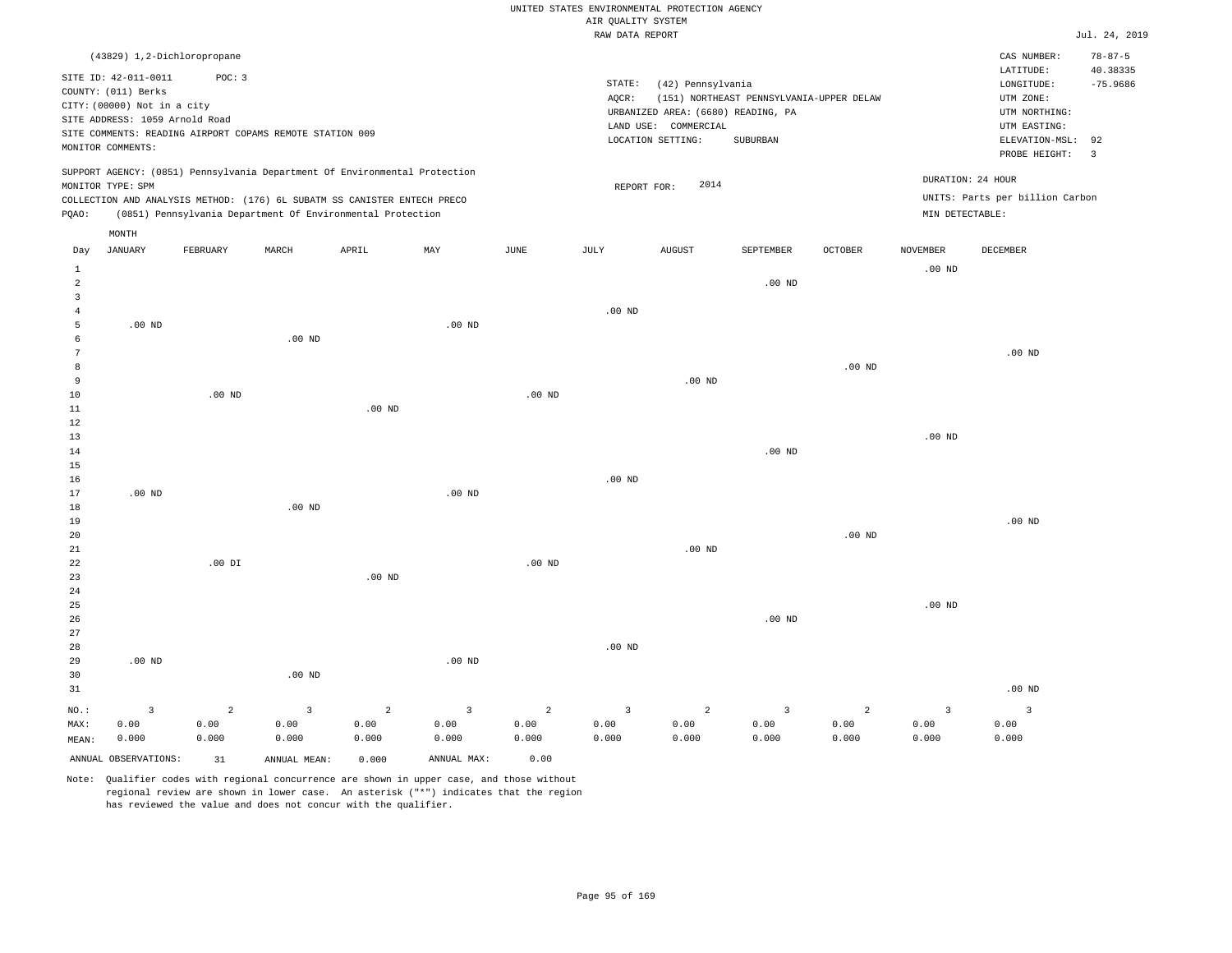UNITED STATES ENVIRONMENTAL PROTECTION AGENCY
AIR QUALITY SYSTEM
RAW DATA REPORT

Jul. 24, 2019

(43829) 1,2-Dichloropropane

SITE ID: 42-011-0011 POC: 3
COUNTY: (011) Berks
CITY: (00000) Not in a city
SITE ADDRESS: 1059 Arnold Road
SITE COMMENTS: READING AIRPORT COPAMS REMOTE STATION 009
MONITOR COMMENTS:

STATE: (42) Pennsylvania
AQCR: (151) NORTHEAST PENNSYLVANIA-UPPER DELAW
URBANIZED AREA: (6680) READING, PA
LAND USE: COMMERCIAL
LOCATION SETTING: SUBURBAN

CAS NUMBER: 78-87-5
LATITUDE: 40.38335
LONGITUDE: -75.9686
UTM ZONE:
UTM NORTHING:
UTM EASTING:
ELEVATION-MSL: 92
PROBE HEIGHT: 3

SUPPORT AGENCY: (0851) Pennsylvania Department Of Environmental Protection
MONITOR TYPE: SPM
COLLECTION AND ANALYSIS METHOD: (176) 6L SUBATM SS CANISTER ENTECH PRECO
PQAO: (0851) Pennsylvania Department Of Environmental Protection

REPORT FOR: 2014

DURATION: 24 HOUR
UNITS: Parts per billion Carbon
MIN DETECTABLE:

| Day | JANUARY | FEBRUARY | MARCH | APRIL | MAY | JUNE | JULY | AUGUST | SEPTEMBER | OCTOBER | NOVEMBER | DECEMBER |
|---|---|---|---|---|---|---|---|---|---|---|---|---|
| 1 | | | | | | | | | | | .00 ND | |
| 2 | | | | | | | | | .00 ND | | | |
| 3 | | | | | | | | | | | | |
| 4 | | | | | | | .00 ND | | | | | |
| 5 | .00 ND | | | | .00 ND | | | | | | | |
| 6 | | | .00 ND | | | | | | | | | |
| 7 | | | | | | | | | | | | .00 ND |
| 8 | | | | | | | | | | .00 ND | | |
| 9 | | | | | | | | .00 ND | | | | |
| 10 | | .00 ND | | | | .00 ND | | | | | | |
| 11 | | | | .00 ND | | | | | | | | |
| 12 | | | | | | | | | | | | |
| 13 | | | | | | | | | | | .00 ND | |
| 14 | | | | | | | | | .00 ND | | | |
| 15 | | | | | | | | | | | | |
| 16 | | | | | | | .00 ND | | | | | |
| 17 | .00 ND | | | | .00 ND | | | | | | | |
| 18 | | | .00 ND | | | | | | | | | |
| 19 | | | | | | | | | | | | .00 ND |
| 20 | | | | | | | | | | .00 ND | | |
| 21 | | | | | | | | .00 ND | | | | |
| 22 | | .00 DI | | | | .00 ND | | | | | | |
| 23 | | | | .00 ND | | | | | | | | |
| 24 | | | | | | | | | | | | |
| 25 | | | | | | | | | | | .00 ND | |
| 26 | | | | | | | | | .00 ND | | | |
| 27 | | | | | | | | | | | | |
| 28 | | | | | | | .00 ND | | | | | |
| 29 | .00 ND | | | | .00 ND | | | | | | | |
| 30 | | | .00 ND | | | | | | | | | |
| 31 | | | | | | | | | | | | .00 ND |
| NO.: | 3 | 2 | 3 | 2 | 3 | 2 | 3 | 2 | 3 | 2 | 3 | 3 |
| MAX: | 0.00 | 0.00 | 0.00 | 0.00 | 0.00 | 0.00 | 0.00 | 0.00 | 0.00 | 0.00 | 0.00 | 0.00 |
| MEAN: | 0.000 | 0.000 | 0.000 | 0.000 | 0.000 | 0.000 | 0.000 | 0.000 | 0.000 | 0.000 | 0.000 | 0.000 |

ANNUAL OBSERVATIONS: 31 ANNUAL MEAN: 0.000 ANNUAL MAX: 0.00

Note: Qualifier codes with regional concurrence are shown in upper case, and those without regional review are shown in lower case. An asterisk ("*") indicates that the region has reviewed the value and does not concur with the qualifier.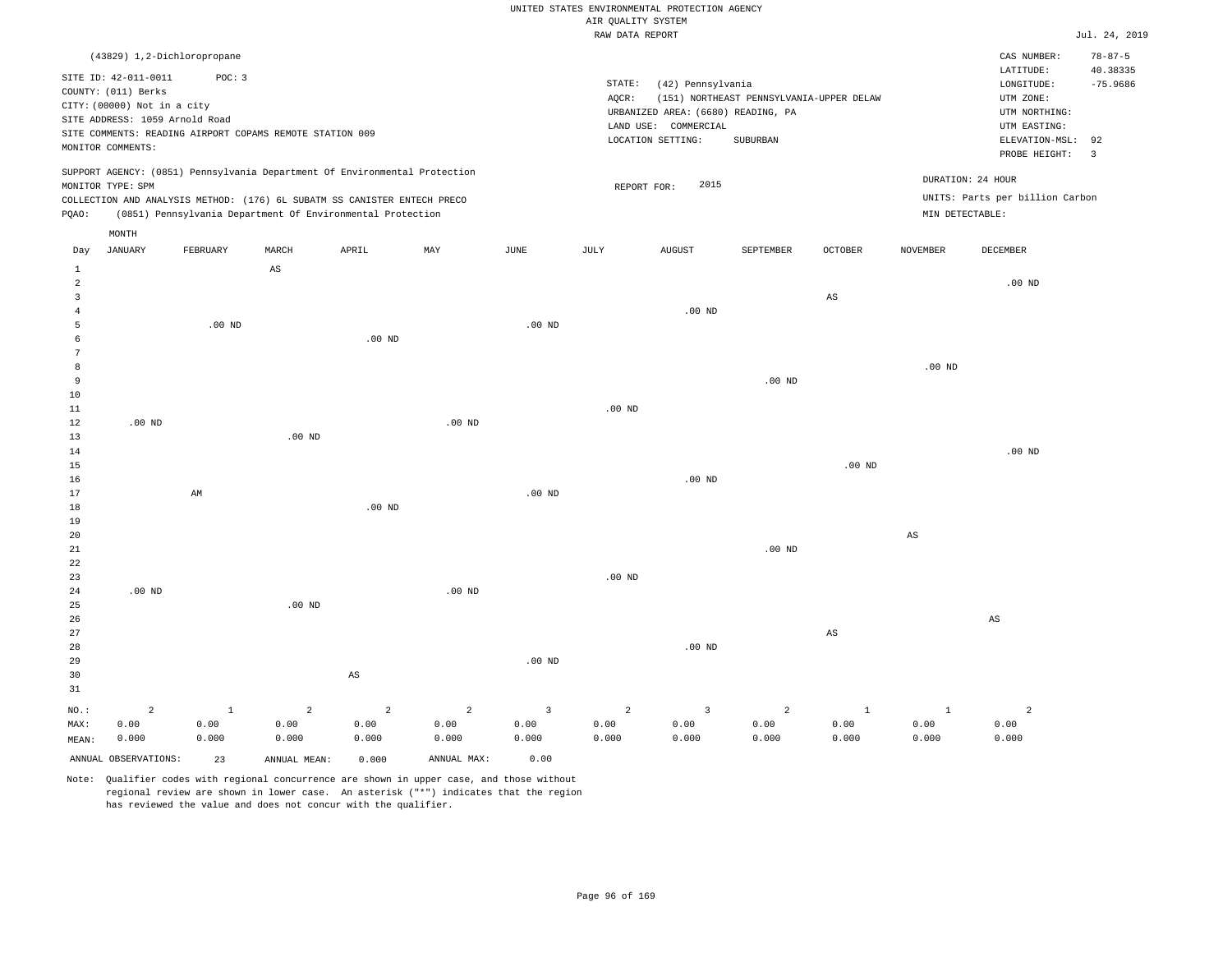UNITED STATES ENVIRONMENTAL PROTECTION AGENCY
AIR QUALITY SYSTEM
RAW DATA REPORT

Jul. 24, 2019

(43829) 1,2-Dichloropropane

SITE ID: 42-011-0011 POC: 3
COUNTY: (011) Berks
CITY: (00000) Not in a city
SITE ADDRESS: 1059 Arnold Road
SITE COMMENTS: READING AIRPORT COPAMS REMOTE STATION 009
MONITOR COMMENTS:

STATE: (42) Pennsylvania
AQCR: (151) NORTHEAST PENNSYLVANIA-UPPER DELAW
URBANIZED AREA: (6680) READING, PA
LAND USE: COMMERCIAL
LOCATION SETTING: SUBURBAN

CAS NUMBER: 78-87-5
LATITUDE: 40.38335
LONGITUDE: -75.9686
UTM ZONE:
UTM NORTHING:
UTM EASTING:
ELEVATION-MSL: 92
PROBE HEIGHT: 3

SUPPORT AGENCY: (0851) Pennsylvania Department Of Environmental Protection
MONITOR TYPE: SPM
COLLECTION AND ANALYSIS METHOD: (176) 6L SUBATM SS CANISTER ENTECH PRECO
PQAO: (0851) Pennsylvania Department Of Environmental Protection

REPORT FOR: 2015

DURATION: 24 HOUR
UNITS: Parts per billion Carbon
MIN DETECTABLE:

| Day | JANUARY | FEBRUARY | MARCH | APRIL | MAY | JUNE | JULY | AUGUST | SEPTEMBER | OCTOBER | NOVEMBER | DECEMBER |
|---|---|---|---|---|---|---|---|---|---|---|---|---|
| 1 | | | AS | | | | | | | | | |
| 2 | | | | | | | | | | | | .00 ND |
| 3 | | | | | | | | | | AS | | |
| 4 | | | | | | | | .00 ND | | | | |
| 5 | | .00 ND | | | | .00 ND | | | | | | |
| 6 | | | | .00 ND | | | | | | | | |
| 7 | | | | | | | | | | | | |
| 8 | | | | | | | | | | | .00 ND | |
| 9 | | | | | | | | | .00 ND | | | |
| 10 | | | | | | | | | | | | |
| 11 | | | | | | | .00 ND | | | | | |
| 12 | .00 ND | | | | .00 ND | | | | | | | |
| 13 | | | .00 ND | | | | | | | | | |
| 14 | | | | | | | | | | | | .00 ND |
| 15 | | | | | | | | | | .00 ND | | |
| 16 | | | | | | | | .00 ND | | | | |
| 17 | | AM | | | | .00 ND | | | | | | |
| 18 | | | | .00 ND | | | | | | | | |
| 19 | | | | | | | | | | | | |
| 20 | | | | | | | | | | | AS | |
| 21 | | | | | | | | | .00 ND | | | |
| 22 | | | | | | | | | | | | |
| 23 | | | | | | | .00 ND | | | | | |
| 24 | .00 ND | | | | .00 ND | | | | | | | |
| 25 | | | .00 ND | | | | | | | | | |
| 26 | | | | | | | | | | | | AS |
| 27 | | | | | | | | | | AS | | |
| 28 | | | | | | | | .00 ND | | | | |
| 29 | | | | | | .00 ND | | | | | | |
| 30 | | | | AS | | | | | | | | |
| 31 | | | | | | | | | | | | |
| NO.: | 2 | 1 | 2 | 2 | 2 | 3 | 2 | 3 | 2 | 1 | 1 | 2 |
| MAX: | 0.00 | 0.00 | 0.00 | 0.00 | 0.00 | 0.00 | 0.00 | 0.00 | 0.00 | 0.00 | 0.00 | 0.00 |
| MEAN: | 0.000 | 0.000 | 0.000 | 0.000 | 0.000 | 0.000 | 0.000 | 0.000 | 0.000 | 0.000 | 0.000 | 0.000 |

ANNUAL OBSERVATIONS: 23 ANNUAL MEAN: 0.000 ANNUAL MAX: 0.00

Note: Qualifier codes with regional concurrence are shown in upper case, and those without regional review are shown in lower case. An asterisk ("*") indicates that the region has reviewed the value and does not concur with the qualifier.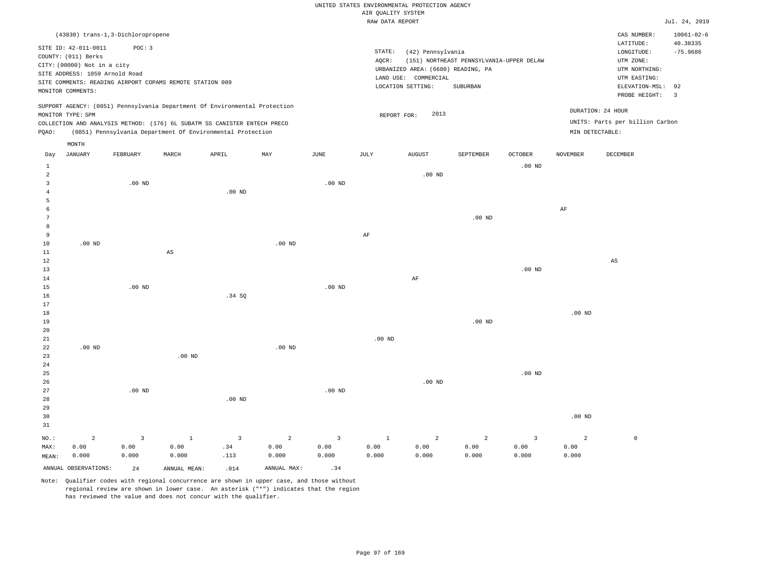UNITED STATES ENVIRONMENTAL PROTECTION AGENCY
AIR QUALITY SYSTEM
RAW DATA REPORT

Jul. 24, 2019

(43830) trans-1,3-Dichloropropene

SITE ID: 42-011-0011 POC: 3
COUNTY: (011) Berks
CITY: (00000) Not in a city
SITE ADDRESS: 1059 Arnold Road
SITE COMMENTS: READING AIRPORT COPAMS REMOTE STATION 009
MONITOR COMMENTS:

STATE: (42) Pennsylvania
AQCR: (151) NORTHEAST PENNSYLVANIA-UPPER DELAW
URBANIZED AREA: (6680) READING, PA
LAND USE: COMMERCIAL
LOCATION SETTING: SUBURBAN

CAS NUMBER: 10061-02-6
LATITUDE: 40.38335
LONGITUDE: -75.9686
UTM ZONE:
UTM NORTHING:
UTM EASTING:
ELEVATION-MSL: 92
PROBE HEIGHT: 3

SUPPORT AGENCY: (0851) Pennsylvania Department Of Environmental Protection
MONITOR TYPE: SPM
COLLECTION AND ANALYSIS METHOD: (176) 6L SUBATM SS CANISTER ENTECH PRECO
PQAO: (0851) Pennsylvania Department Of Environmental Protection

REPORT FOR: 2013

DURATION: 24 HOUR
UNITS: Parts per billion Carbon
MIN DETECTABLE:

| Day | JANUARY | FEBRUARY | MARCH | APRIL | MAY | JUNE | JULY | AUGUST | SEPTEMBER | OCTOBER | NOVEMBER | DECEMBER |
|---|---|---|---|---|---|---|---|---|---|---|---|---|
| 1 | | | | | | | | | | .00 ND | | |
| 2 | | | | | | | | .00 ND | | | | |
| 3 | | .00 ND | | | | .00 ND | | | | | | |
| 4 | | | | .00 ND | | | | | | | | |
| 5 | | | | | | | | | | | | |
| 6 | | | | | | | | | | | AF | |
| 7 | | | | | | | | | .00 ND | | | |
| 8 | | | | | | | | | | | | |
| 9 | | | | | | | AF | | | | | |
| 10 | .00 ND | | | | .00 ND | | | | | | | |
| 11 | | | AS | | | | | | | | | |
| 12 | | | | | | | | | | | | AS |
| 13 | | | | | | | | | | .00 ND | | |
| 14 | | | | | | | | AF | | | | |
| 15 | | .00 ND | | | | .00 ND | | | | | | |
| 16 | | | | .34 SQ | | | | | | | | |
| 17 | | | | | | | | | | | | |
| 18 | | | | | | | | | | | .00 ND | |
| 19 | | | | | | | | | .00 ND | | | |
| 20 | | | | | | | | | | | | |
| 21 | | | | | | | .00 ND | | | | | |
| 22 | .00 ND | | | | .00 ND | | | | | | | |
| 23 | | | .00 ND | | | | | | | | | |
| 24 | | | | | | | | | | | | |
| 25 | | | | | | | | | | .00 ND | | |
| 26 | | | | | | | | .00 ND | | | | |
| 27 | | .00 ND | | | | .00 ND | | | | | | |
| 28 | | | | .00 ND | | | | | | | | |
| 29 | | | | | | | | | | | | |
| 30 | | | | | | | | | | | .00 ND | |
| 31 | | | | | | | | | | | | |
| NO.: | 2 | 3 | 1 | 3 | 2 | 3 | 1 | 2 | 2 | 3 | 2 | 0 |
| MAX: | 0.00 | 0.00 | 0.00 | .34 | 0.00 | 0.00 | 0.00 | 0.00 | 0.00 | 0.00 | 0.00 | |
| MEAN: | 0.000 | 0.000 | 0.000 | .113 | 0.000 | 0.000 | 0.000 | 0.000 | 0.000 | 0.000 | 0.000 | |

ANNUAL OBSERVATIONS: 24 ANNUAL MEAN: .014 ANNUAL MAX: .34

Note: Qualifier codes with regional concurrence are shown in upper case, and those without regional review are shown in lower case. An asterisk ("*") indicates that the region has reviewed the value and does not concur with the qualifier.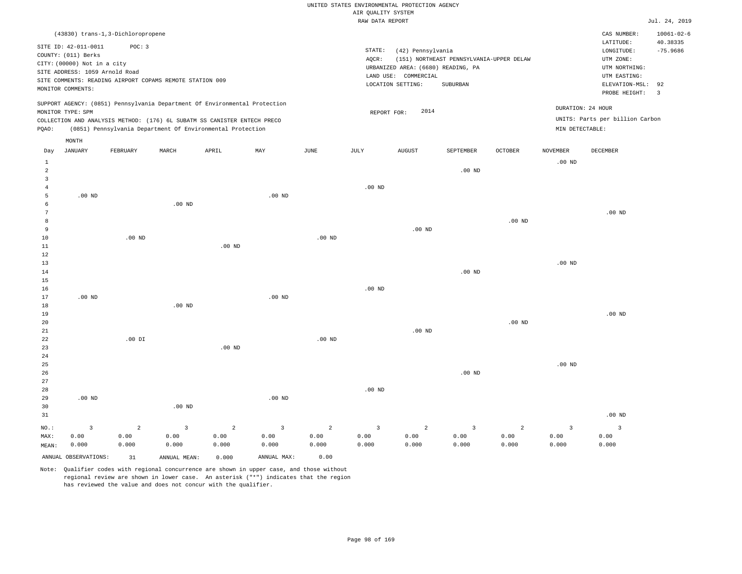UNITED STATES ENVIRONMENTAL PROTECTION AGENCY
AIR QUALITY SYSTEM
RAW DATA REPORT

Jul. 24, 2019

(43830) trans-1,3-Dichloropropene

SITE ID: 42-011-0011 POC: 3
COUNTY: (011) Berks
CITY: (00000) Not in a city
SITE ADDRESS: 1059 Arnold Road
SITE COMMENTS: READING AIRPORT COPAMS REMOTE STATION 009
MONITOR COMMENTS:

STATE: (42) Pennsylvania
AQCR: (151) NORTHEAST PENNSYLVANIA-UPPER DELAW
URBANIZED AREA: (6680) READING, PA
LAND USE: COMMERCIAL
LOCATION SETTING: SUBURBAN

CAS NUMBER: 10061-02-6
LATITUDE: 40.38335
LONGITUDE: -75.9686
UTM ZONE:
UTM NORTHING:
UTM EASTING:
ELEVATION-MSL: 92
PROBE HEIGHT: 3

SUPPORT AGENCY: (0851) Pennsylvania Department Of Environmental Protection
MONITOR TYPE: SPM
COLLECTION AND ANALYSIS METHOD: (176) 6L SUBATM SS CANISTER ENTECH PRECO
PQAO: (0851) Pennsylvania Department Of Environmental Protection

REPORT FOR: 2014

DURATION: 24 HOUR
UNITS: Parts per billion Carbon
MIN DETECTABLE:

| Day | JANUARY | FEBRUARY | MARCH | APRIL | MAY | JUNE | JULY | AUGUST | SEPTEMBER | OCTOBER | NOVEMBER | DECEMBER |
|---|---|---|---|---|---|---|---|---|---|---|---|---|
| 1 | | | | | | | | | | | .00 ND | |
| 2 | | | | | | | | | .00 ND | | | |
| 3 | | | | | | | | | | | | |
| 4 | | | | | | | .00 ND | | | | | |
| 5 | .00 ND | | | | .00 ND | | | | | | | |
| 6 | | | .00 ND | | | | | | | | | |
| 7 | | | | | | | | | | | | .00 ND |
| 8 | | | | | | | | | | .00 ND | | |
| 9 | | | | | | | | .00 ND | | | | |
| 10 | | .00 ND | | | | .00 ND | | | | | | |
| 11 | | | | .00 ND | | | | | | | | |
| 12 | | | | | | | | | | | | |
| 13 | | | | | | | | | | | .00 ND | |
| 14 | | | | | | | | | .00 ND | | | |
| 15 | | | | | | | | | | | | |
| 16 | | | | | | | .00 ND | | | | | |
| 17 | .00 ND | | | | .00 ND | | | | | | | |
| 18 | | | .00 ND | | | | | | | | | |
| 19 | | | | | | | | | | | | .00 ND |
| 20 | | | | | | | | | | .00 ND | | |
| 21 | | | | | | | | .00 ND | | | | |
| 22 | | .00 DI | | | | .00 ND | | | | | | |
| 23 | | | | .00 ND | | | | | | | | |
| 24 | | | | | | | | | | | | |
| 25 | | | | | | | | | | | .00 ND | |
| 26 | | | | | | | | | .00 ND | | | |
| 27 | | | | | | | | | | | | |
| 28 | | | | | | | .00 ND | | | | | |
| 29 | .00 ND | | | | .00 ND | | | | | | | |
| 30 | | | .00 ND | | | | | | | | | |
| 31 | | | | | | | | | | | | .00 ND |
| NO.: | 3 | 2 | 3 | 2 | 3 | 2 | 3 | 2 | 3 | 2 | 3 | 3 |
| MAX: | 0.00 | 0.00 | 0.00 | 0.00 | 0.00 | 0.00 | 0.00 | 0.00 | 0.00 | 0.00 | 0.00 | 0.00 |
| MEAN: | 0.000 | 0.000 | 0.000 | 0.000 | 0.000 | 0.000 | 0.000 | 0.000 | 0.000 | 0.000 | 0.000 | 0.000 |

ANNUAL OBSERVATIONS: 31 ANNUAL MEAN: 0.000 ANNUAL MAX: 0.00

Note: Qualifier codes with regional concurrence are shown in upper case, and those without regional review are shown in lower case. An asterisk ("*") indicates that the region has reviewed the value and does not concur with the qualifier.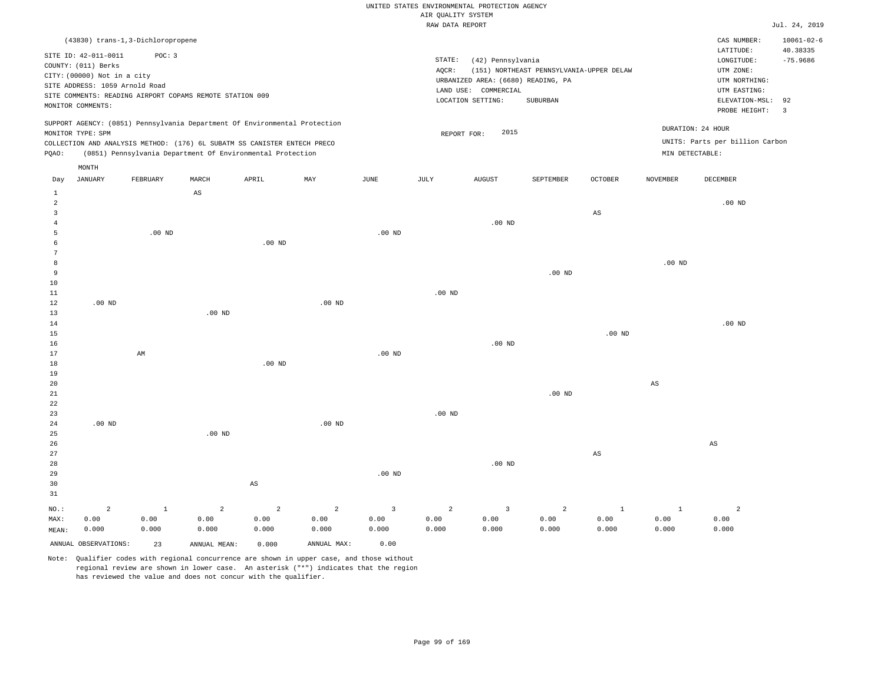UNITED STATES ENVIRONMENTAL PROTECTION AGENCY
AIR QUALITY SYSTEM
RAW DATA REPORT

Jul. 24, 2019

(43830) trans-1,3-Dichloropropene

SITE ID: 42-011-0011 POC: 3
COUNTY: (011) Berks
CITY: (00000) Not in a city
SITE ADDRESS: 1059 Arnold Road
SITE COMMENTS: READING AIRPORT COPAMS REMOTE STATION 009
MONITOR COMMENTS:

STATE: (42) Pennsylvania
AQCR: (151) NORTHEAST PENNSYLVANIA-UPPER DELAW
URBANIZED AREA: (6680) READING, PA
LAND USE: COMMERCIAL
LOCATION SETTING: SUBURBAN

CAS NUMBER: 10061-02-6
LATITUDE: 40.38335
LONGITUDE: -75.9686
UTM ZONE:
UTM NORTHING:
UTM EASTING:
ELEVATION-MSL: 92
PROBE HEIGHT: 3

SUPPORT AGENCY: (0851) Pennsylvania Department Of Environmental Protection
MONITOR TYPE: SPM
COLLECTION AND ANALYSIS METHOD: (176) 6L SUBATM SS CANISTER ENTECH PRECO
PQAO: (0851) Pennsylvania Department Of Environmental Protection

REPORT FOR: 2015

DURATION: 24 HOUR
UNITS: Parts per billion Carbon
MIN DETECTABLE:

| Day | JANUARY | FEBRUARY | MARCH | APRIL | MAY | JUNE | JULY | AUGUST | SEPTEMBER | OCTOBER | NOVEMBER | DECEMBER |
|---|---|---|---|---|---|---|---|---|---|---|---|---|
| 1 | | | AS | | | | | | | | | |
| 2 | | | | | | | | | | | | .00 ND |
| 3 | | | | | | | | | | AS | | |
| 4 | | | | | | | | .00 ND | | | | |
| 5 | | .00 ND | | | | .00 ND | | | | | | |
| 6 | | | | .00 ND | | | | | | | | |
| 7 | | | | | | | | | | | | |
| 8 | | | | | | | | | | | .00 ND | |
| 9 | | | | | | | | | .00 ND | | | |
| 10 | | | | | | | | | | | | |
| 11 | | | | | | | .00 ND | | | | | |
| 12 | .00 ND | | | | .00 ND | | | | | | | |
| 13 | | | .00 ND | | | | | | | | | |
| 14 | | | | | | | | | | | | .00 ND |
| 15 | | | | | | | | | | .00 ND | | |
| 16 | | | | | | | | .00 ND | | | | |
| 17 | | AM | | | | .00 ND | | | | | | |
| 18 | | | | .00 ND | | | | | | | | |
| 19 | | | | | | | | | | | | |
| 20 | | | | | | | | | | | AS | |
| 21 | | | | | | | | | .00 ND | | | |
| 22 | | | | | | | | | | | | |
| 23 | | | | | | | .00 ND | | | | | |
| 24 | .00 ND | | | | .00 ND | | | | | | | |
| 25 | | | .00 ND | | | | | | | | | |
| 26 | | | | | | | | | | | | AS |
| 27 | | | | | | | | | | AS | | |
| 28 | | | | | | | | .00 ND | | | | |
| 29 | | | | | | .00 ND | | | | | | |
| 30 | | | | AS | | | | | | | | |
| 31 | | | | | | | | | | | | |
| NO.: | 2 | 1 | 2 | 2 | 2 | 3 | 2 | 3 | 2 | 1 | 1 | 2 |
| MAX: | 0.00 | 0.00 | 0.00 | 0.00 | 0.00 | 0.00 | 0.00 | 0.00 | 0.00 | 0.00 | 0.00 | 0.00 |
| MEAN: | 0.000 | 0.000 | 0.000 | 0.000 | 0.000 | 0.000 | 0.000 | 0.000 | 0.000 | 0.000 | 0.000 | 0.000 |

ANNUAL OBSERVATIONS: 23 ANNUAL MEAN: 0.000 ANNUAL MAX: 0.00

Note: Qualifier codes with regional concurrence are shown in upper case, and those without regional review are shown in lower case. An asterisk ("*") indicates that the region has reviewed the value and does not concur with the qualifier.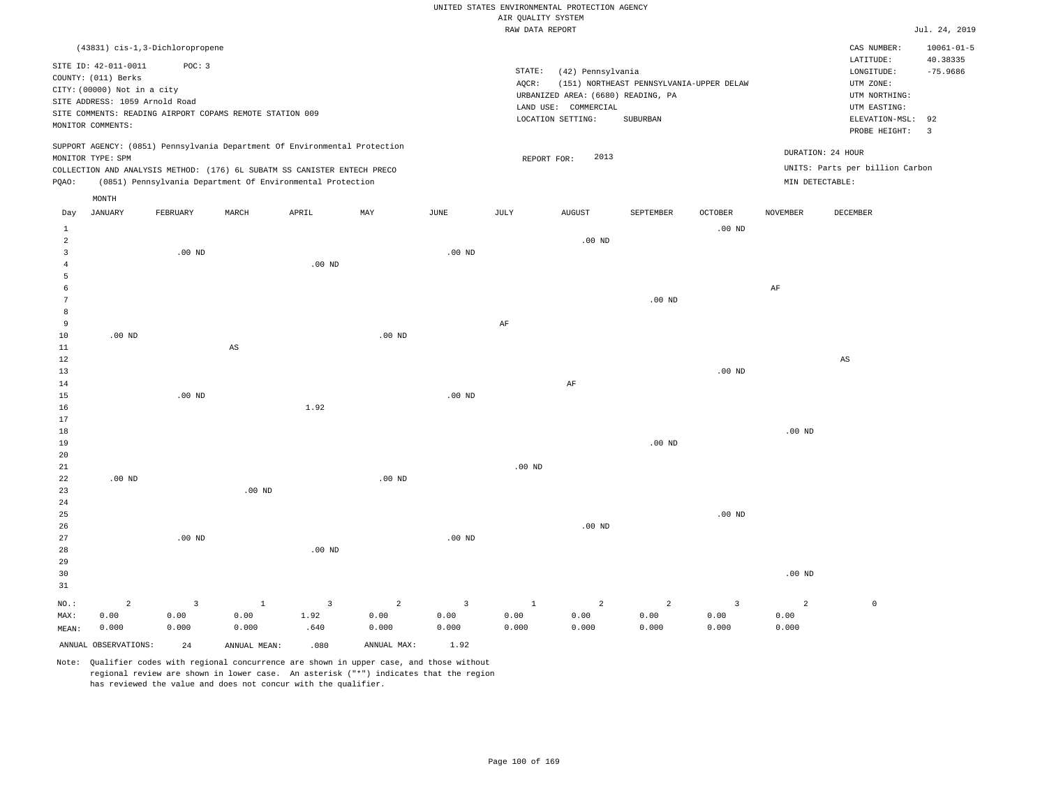UNITED STATES ENVIRONMENTAL PROTECTION AGENCY
AIR QUALITY SYSTEM
RAW DATA REPORT

Jul. 24, 2019

(43831) cis-1,3-Dichloropropene

SITE ID: 42-011-0011 POC: 3
COUNTY: (011) Berks
CITY: (00000) Not in a city
SITE ADDRESS: 1059 Arnold Road
SITE COMMENTS: READING AIRPORT COPAMS REMOTE STATION 009
MONITOR COMMENTS:

STATE: (42) Pennsylvania
AQCR: (151) NORTHEAST PENNSYLVANIA-UPPER DELAW
URBANIZED AREA: (6680) READING, PA
LAND USE: COMMERCIAL
LOCATION SETTING: SUBURBAN

CAS NUMBER: 10061-01-5
LATITUDE: 40.38335
LONGITUDE: -75.9686
UTM ZONE:
UTM NORTHING:
UTM EASTING:
ELEVATION-MSL: 92
PROBE HEIGHT: 3

SUPPORT AGENCY: (0851) Pennsylvania Department Of Environmental Protection
MONITOR TYPE: SPM
COLLECTION AND ANALYSIS METHOD: (176) 6L SUBATM SS CANISTER ENTECH PRECO
PQAO: (0851) Pennsylvania Department Of Environmental Protection

REPORT FOR: 2013

DURATION: 24 HOUR
UNITS: Parts per billion Carbon
MIN DETECTABLE:

| Day | JANUARY | FEBRUARY | MARCH | APRIL | MAY | JUNE | JULY | AUGUST | SEPTEMBER | OCTOBER | NOVEMBER | DECEMBER |
|---|---|---|---|---|---|---|---|---|---|---|---|---|
| 1 | | | | | | | | | | .00 ND | | |
| 2 | | | | | | | | .00 ND | | | | |
| 3 | | .00 ND | | | | .00 ND | | | | | | |
| 4 | | | | .00 ND | | | | | | | | |
| 5 | | | | | | | | | | | | |
| 6 | | | | | | | | | | | AF | |
| 7 | | | | | | | | | .00 ND | | | |
| 8 | | | | | | | | | | | | |
| 9 | | | | | | | AF | | | | | |
| 10 | .00 ND | | | | .00 ND | | | | | | | |
| 11 | | | AS | | | | | | | | | |
| 12 | | | | | | | | | | | | AS |
| 13 | | | | | | | | | | .00 ND | | |
| 14 | | | | | | | | AF | | | | |
| 15 | | .00 ND | | | | .00 ND | | | | | | |
| 16 | | | | 1.92 | | | | | | | | |
| 17 | | | | | | | | | | | | |
| 18 | | | | | | | | | | | .00 ND | |
| 19 | | | | | | | | | .00 ND | | | |
| 20 | | | | | | | | | | | | |
| 21 | | | | | | | .00 ND | | | | | |
| 22 | .00 ND | | | | .00 ND | | | | | | | |
| 23 | | | .00 ND | | | | | | | | | |
| 24 | | | | | | | | | | | | |
| 25 | | | | | | | | | | .00 ND | | |
| 26 | | | | | | | | .00 ND | | | | |
| 27 | | .00 ND | | | | .00 ND | | | | | | |
| 28 | | | | .00 ND | | | | | | | | |
| 29 | | | | | | | | | | | | |
| 30 | | | | | | | | | | | .00 ND | |
| 31 | | | | | | | | | | | | |
| NO.: | 2 | 3 | 1 | 3 | 2 | 3 | 1 | 2 | 2 | 3 | 2 | 0 |
| MAX: | 0.00 | 0.00 | 0.00 | 1.92 | 0.00 | 0.00 | 0.00 | 0.00 | 0.00 | 0.00 | 0.00 | |
| MEAN: | 0.000 | 0.000 | 0.000 | .640 | 0.000 | 0.000 | 0.000 | 0.000 | 0.000 | 0.000 | 0.000 | |

ANNUAL OBSERVATIONS: 24 ANNUAL MEAN: .080 ANNUAL MAX: 1.92

Note: Qualifier codes with regional concurrence are shown in upper case, and those without regional review are shown in lower case. An asterisk ("*") indicates that the region has reviewed the value and does not concur with the qualifier.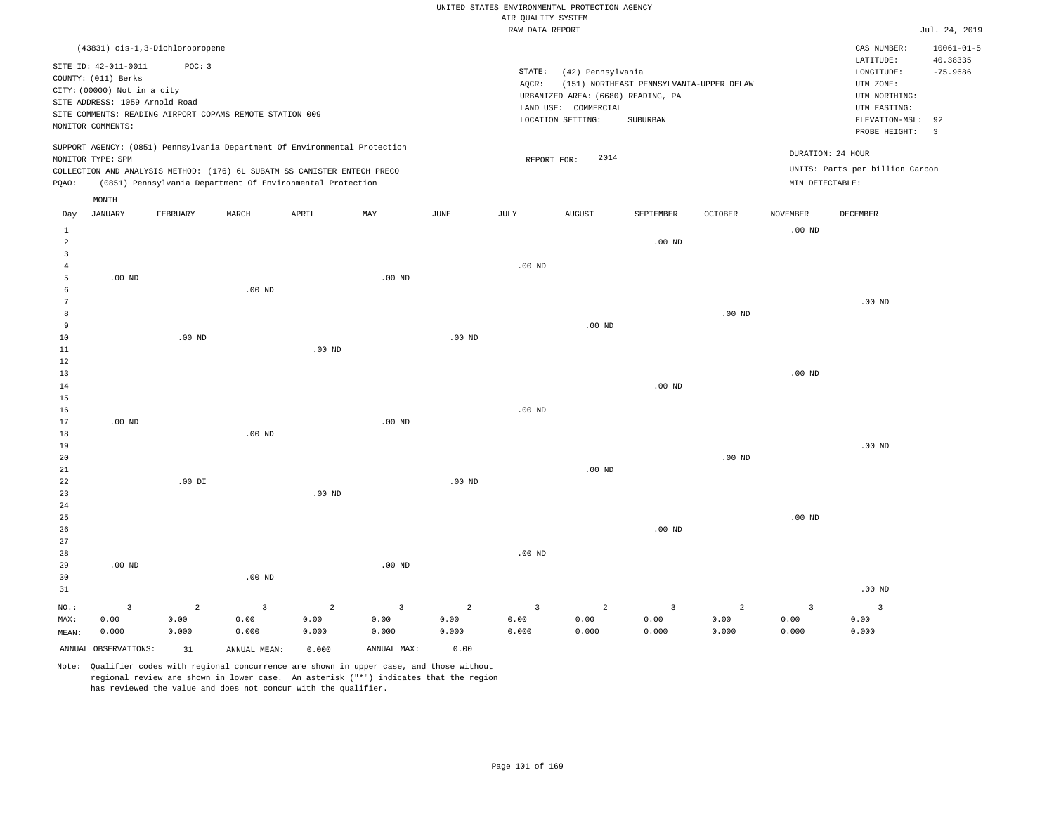UNITED STATES ENVIRONMENTAL PROTECTION AGENCY
AIR QUALITY SYSTEM
RAW DATA REPORT

Jul. 24, 2019

(43831) cis-1,3-Dichloropropene

SITE ID: 42-011-0011 POC: 3
COUNTY: (011) Berks
CITY: (00000) Not in a city
SITE ADDRESS: 1059 Arnold Road
SITE COMMENTS: READING AIRPORT COPAMS REMOTE STATION 009
MONITOR COMMENTS:

STATE: (42) Pennsylvania
AQCR: (151) NORTHEAST PENNSYLVANIA-UPPER DELAW
URBANIZED AREA: (6680) READING, PA
LAND USE: COMMERCIAL
LOCATION SETTING: SUBURBAN

CAS NUMBER: 10061-01-5
LATITUDE: 40.38335
LONGITUDE: -75.9686
UTM ZONE:
UTM NORTHING:
UTM EASTING:
ELEVATION-MSL: 92
PROBE HEIGHT: 3

SUPPORT AGENCY: (0851) Pennsylvania Department Of Environmental Protection
MONITOR TYPE: SPM
COLLECTION AND ANALYSIS METHOD: (176) 6L SUBATM SS CANISTER ENTECH PRECO
PQAO: (0851) Pennsylvania Department Of Environmental Protection

REPORT FOR: 2014

DURATION: 24 HOUR
UNITS: Parts per billion Carbon
MIN DETECTABLE:

| Day | JANUARY | FEBRUARY | MARCH | APRIL | MAY | JUNE | JULY | AUGUST | SEPTEMBER | OCTOBER | NOVEMBER | DECEMBER |
|---|---|---|---|---|---|---|---|---|---|---|---|---|
| 1 | | | | | | | | | | | .00 ND | |
| 2 | | | | | | | | | .00 ND | | | |
| 3 | | | | | | | | | | | | |
| 4 | | | | | | | .00 ND | | | | | |
| 5 | .00 ND | | | | .00 ND | | | | | | | |
| 6 | | | .00 ND | | | | | | | | | |
| 7 | | | | | | | | | | | | .00 ND |
| 8 | | | | | | | | | | .00 ND | | |
| 9 | | | | | | | | .00 ND | | | | |
| 10 | | .00 ND | | | | .00 ND | | | | | | |
| 11 | | | | .00 ND | | | | | | | | |
| 12 | | | | | | | | | | | | |
| 13 | | | | | | | | | | | .00 ND | |
| 14 | | | | | | | | | .00 ND | | | |
| 15 | | | | | | | | | | | | |
| 16 | | | | | | | .00 ND | | | | | |
| 17 | .00 ND | | | | .00 ND | | | | | | | |
| 18 | | | .00 ND | | | | | | | | | |
| 19 | | | | | | | | | | | | .00 ND |
| 20 | | | | | | | | | | .00 ND | | |
| 21 | | | | | | | | .00 ND | | | | |
| 22 | | .00 DI | | | | .00 ND | | | | | | |
| 23 | | | | .00 ND | | | | | | | | |
| 24 | | | | | | | | | | | | |
| 25 | | | | | | | | | | | .00 ND | |
| 26 | | | | | | | | | .00 ND | | | |
| 27 | | | | | | | | | | | | |
| 28 | | | | | | | .00 ND | | | | | |
| 29 | .00 ND | | | | .00 ND | | | | | | | |
| 30 | | | .00 ND | | | | | | | | | |
| 31 | | | | | | | | | | | | .00 ND |
| NO.: | 3 | 2 | 3 | 2 | 3 | 2 | 3 | 2 | 3 | 2 | 3 | 3 |
| MAX: | 0.00 | 0.00 | 0.00 | 0.00 | 0.00 | 0.00 | 0.00 | 0.00 | 0.00 | 0.00 | 0.00 | 0.00 |
| MEAN: | 0.000 | 0.000 | 0.000 | 0.000 | 0.000 | 0.000 | 0.000 | 0.000 | 0.000 | 0.000 | 0.000 | 0.000 |

ANNUAL OBSERVATIONS: 31 ANNUAL MEAN: 0.000 ANNUAL MAX: 0.00

Note: Qualifier codes with regional concurrence are shown in upper case, and those without regional review are shown in lower case. An asterisk ("*") indicates that the region has reviewed the value and does not concur with the qualifier.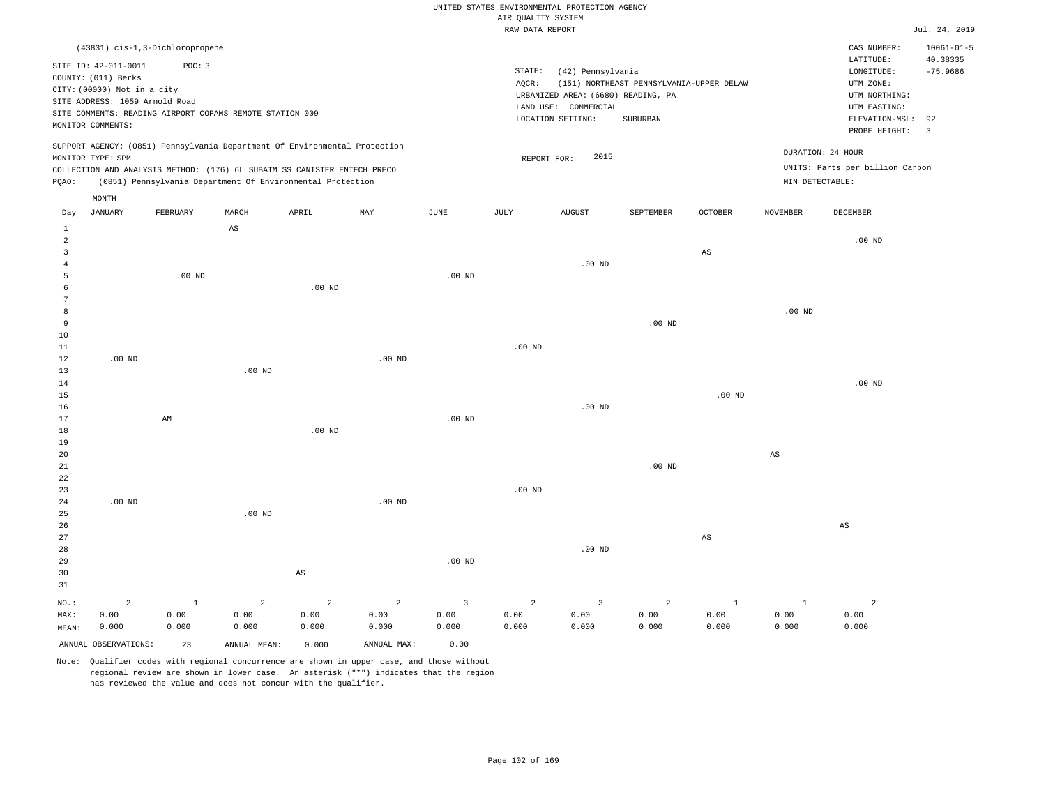UNITED STATES ENVIRONMENTAL PROTECTION AGENCY
AIR QUALITY SYSTEM
RAW DATA REPORT

Jul. 24, 2019

(43831) cis-1,3-Dichloropropene

SITE ID: 42-011-0011 POC: 3
COUNTY: (011) Berks
CITY: (00000) Not in a city
SITE ADDRESS: 1059 Arnold Road
SITE COMMENTS: READING AIRPORT COPAMS REMOTE STATION 009
MONITOR COMMENTS:

STATE: (42) Pennsylvania
AQCR: (151) NORTHEAST PENNSYLVANIA-UPPER DELAW
URBANIZED AREA: (6680) READING, PA
LAND USE: COMMERCIAL
LOCATION SETTING: SUBURBAN

CAS NUMBER: 10061-01-5
LATITUDE: 40.38335
LONGITUDE: -75.9686
UTM ZONE:
UTM NORTHING:
UTM EASTING:
ELEVATION-MSL: 92
PROBE HEIGHT: 3

SUPPORT AGENCY: (0851) Pennsylvania Department Of Environmental Protection
MONITOR TYPE: SPM
COLLECTION AND ANALYSIS METHOD: (176) 6L SUBATM SS CANISTER ENTECH PRECO
PQAO: (0851) Pennsylvania Department Of Environmental Protection

REPORT FOR: 2015

DURATION: 24 HOUR
UNITS: Parts per billion Carbon
MIN DETECTABLE:

| Day | JANUARY | FEBRUARY | MARCH | APRIL | MAY | JUNE | JULY | AUGUST | SEPTEMBER | OCTOBER | NOVEMBER | DECEMBER |
|---|---|---|---|---|---|---|---|---|---|---|---|---|
| 1 | | | AS | | | | | | | | | |
| 2 | | | | | | | | | | | | .00 ND |
| 3 | | | | | | | | | | AS | | |
| 4 | | | | | | | | .00 ND | | | | |
| 5 | | .00 ND | | | | .00 ND | | | | | | |
| 6 | | | | .00 ND | | | | | | | | |
| 7 | | | | | | | | | | | | |
| 8 | | | | | | | | | | | .00 ND | |
| 9 | | | | | | | | | .00 ND | | | |
| 10 | | | | | | | | | | | | |
| 11 | | | | | | | .00 ND | | | | | |
| 12 | .00 ND | | | | .00 ND | | | | | | | |
| 13 | | | .00 ND | | | | | | | | | |
| 14 | | | | | | | | | | | | .00 ND |
| 15 | | | | | | | | | | .00 ND | | |
| 16 | | | | | | | | .00 ND | | | | |
| 17 | | AM | | | | .00 ND | | | | | | |
| 18 | | | | .00 ND | | | | | | | | |
| 19 | | | | | | | | | | | | |
| 20 | | | | | | | | | | | AS | |
| 21 | | | | | | | | | .00 ND | | | |
| 22 | | | | | | | | | | | | |
| 23 | | | | | | | .00 ND | | | | | |
| 24 | .00 ND | | | | .00 ND | | | | | | | |
| 25 | | | .00 ND | | | | | | | | | |
| 26 | | | | | | | | | | | | AS |
| 27 | | | | | | | | | | AS | | |
| 28 | | | | | | | | .00 ND | | | | |
| 29 | | | | | | .00 ND | | | | | | |
| 30 | | | | AS | | | | | | | | |
| 31 | | | | | | | | | | | | |
| NO.: | 2 | 1 | 2 | 2 | 2 | 3 | 2 | 3 | 2 | 1 | 1 | 2 |
| MAX: | 0.00 | 0.00 | 0.00 | 0.00 | 0.00 | 0.00 | 0.00 | 0.00 | 0.00 | 0.00 | 0.00 | 0.00 |
| MEAN: | 0.000 | 0.000 | 0.000 | 0.000 | 0.000 | 0.000 | 0.000 | 0.000 | 0.000 | 0.000 | 0.000 | 0.000 |

ANNUAL OBSERVATIONS: 23 ANNUAL MEAN: 0.000 ANNUAL MAX: 0.00

Note: Qualifier codes with regional concurrence are shown in upper case, and those without regional review are shown in lower case. An asterisk ("*") indicates that the region has reviewed the value and does not concur with the qualifier.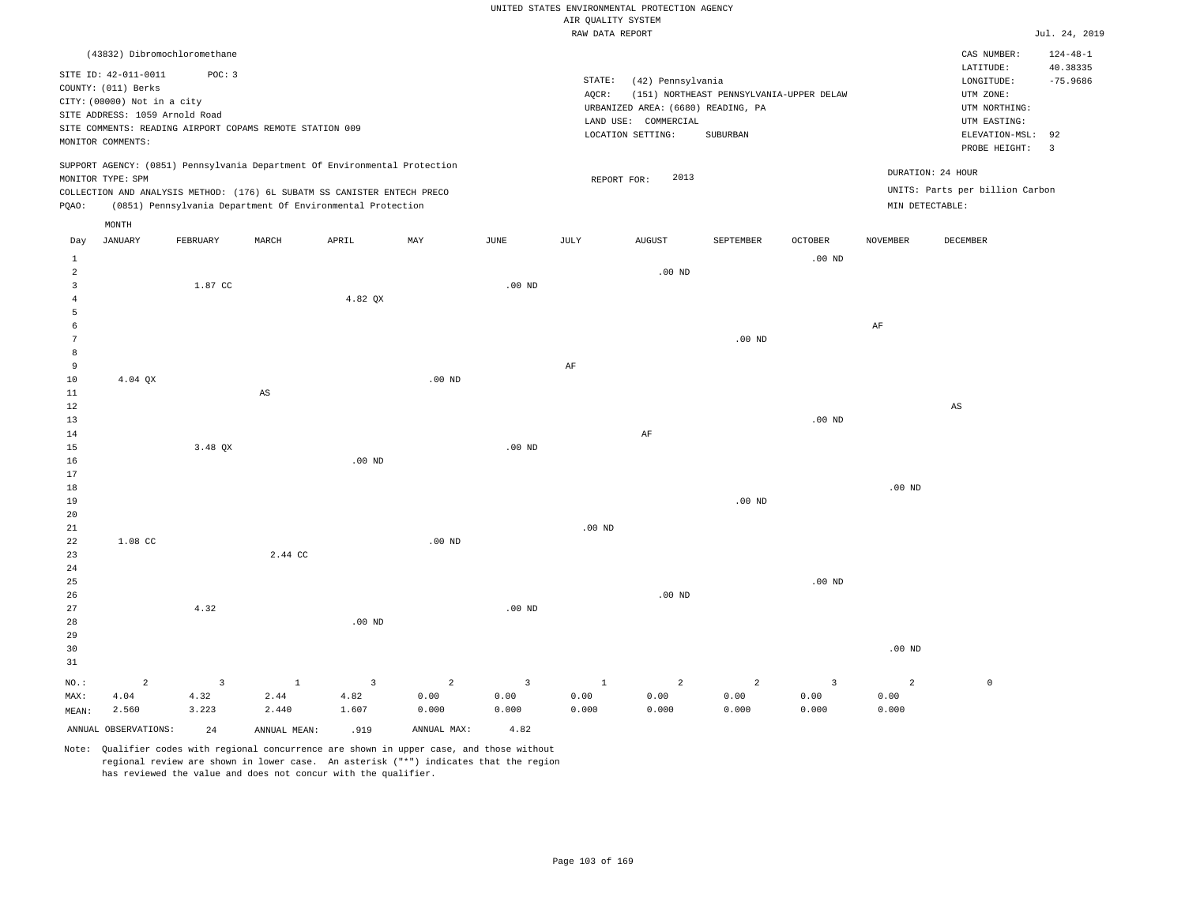UNITED STATES ENVIRONMENTAL PROTECTION AGENCY
AIR QUALITY SYSTEM
RAW DATA REPORT

Jul. 24, 2019

(43832) Dibromochloromethane

SITE ID: 42-011-0011 POC: 3
COUNTY: (011) Berks
CITY: (00000) Not in a city
SITE ADDRESS: 1059 Arnold Road
SITE COMMENTS: READING AIRPORT COPAMS REMOTE STATION 009
MONITOR COMMENTS:

STATE: (42) Pennsylvania
AQCR: (151) NORTHEAST PENNSYLVANIA-UPPER DELAW
URBANIZED AREA: (6680) READING, PA
LAND USE: COMMERCIAL
LOCATION SETTING: SUBURBAN

CAS NUMBER: 124-48-1
LATITUDE: 40.38335
LONGITUDE: -75.9686
UTM ZONE:
UTM NORTHING:
UTM EASTING:
ELEVATION-MSL: 92
PROBE HEIGHT: 3

SUPPORT AGENCY: (0851) Pennsylvania Department Of Environmental Protection
MONITOR TYPE: SPM
COLLECTION AND ANALYSIS METHOD: (176) 6L SUBATM SS CANISTER ENTECH PRECO
PQAO: (0851) Pennsylvania Department Of Environmental Protection

REPORT FOR: 2013

DURATION: 24 HOUR
UNITS: Parts per billion Carbon
MIN DETECTABLE:

| Day | JANUARY | FEBRUARY | MARCH | APRIL | MAY | JUNE | JULY | AUGUST | SEPTEMBER | OCTOBER | NOVEMBER | DECEMBER |
|---|---|---|---|---|---|---|---|---|---|---|---|---|
| 1 | | | | | | | | | | .00 ND | | |
| 2 | | | | | | | | .00 ND | | | | |
| 3 | | 1.87 CC | | | | .00 ND | | | | | | |
| 4 | | | | 4.82 QX | | | | | | | | |
| 5 | | | | | | | | | | | | |
| 6 | | | | | | | | | | | AF | |
| 7 | | | | | | | | | .00 ND | | | |
| 8 | | | | | | | | | | | | |
| 9 | | | | | | | AF | | | | | |
| 10 | 4.04 QX | | | | .00 ND | | | | | | | |
| 11 | | | AS | | | | | | | | | |
| 12 | | | | | | | | | | | | AS |
| 13 | | | | | | | | | | .00 ND | | |
| 14 | | | | | | | | AF | | | | |
| 15 | | 3.48 QX | | | | .00 ND | | | | | | |
| 16 | | | | .00 ND | | | | | | | | |
| 17 | | | | | | | | | | | | |
| 18 | | | | | | | | | | | .00 ND | |
| 19 | | | | | | | | | .00 ND | | | |
| 20 | | | | | | | | | | | | |
| 21 | | | | | | | .00 ND | | | | | |
| 22 | 1.08 CC | | | | .00 ND | | | | | | | |
| 23 | | | 2.44 CC | | | | | | | | | |
| 24 | | | | | | | | | | | | |
| 25 | | | | | | | | | | .00 ND | | |
| 26 | | | | | | | | .00 ND | | | | |
| 27 | | 4.32 | | | | .00 ND | | | | | | |
| 28 | | | | .00 ND | | | | | | | | |
| 29 | | | | | | | | | | | | |
| 30 | | | | | | | | | | | .00 ND | |
| 31 | | | | | | | | | | | | |
| NO.: | 2 | 3 | 1 | 3 | 2 | 3 | 1 | 2 | 2 | 3 | 2 | 0 |
| MAX: | 4.04 | 4.32 | 2.44 | 4.82 | 0.00 | 0.00 | 0.00 | 0.00 | 0.00 | 0.00 | 0.00 | |
| MEAN: | 2.560 | 3.223 | 2.440 | 1.607 | 0.000 | 0.000 | 0.000 | 0.000 | 0.000 | 0.000 | 0.000 | |

ANNUAL OBSERVATIONS: 24 ANNUAL MEAN: .919 ANNUAL MAX: 4.82

Note: Qualifier codes with regional concurrence are shown in upper case, and those without regional review are shown in lower case. An asterisk ("*") indicates that the region has reviewed the value and does not concur with the qualifier.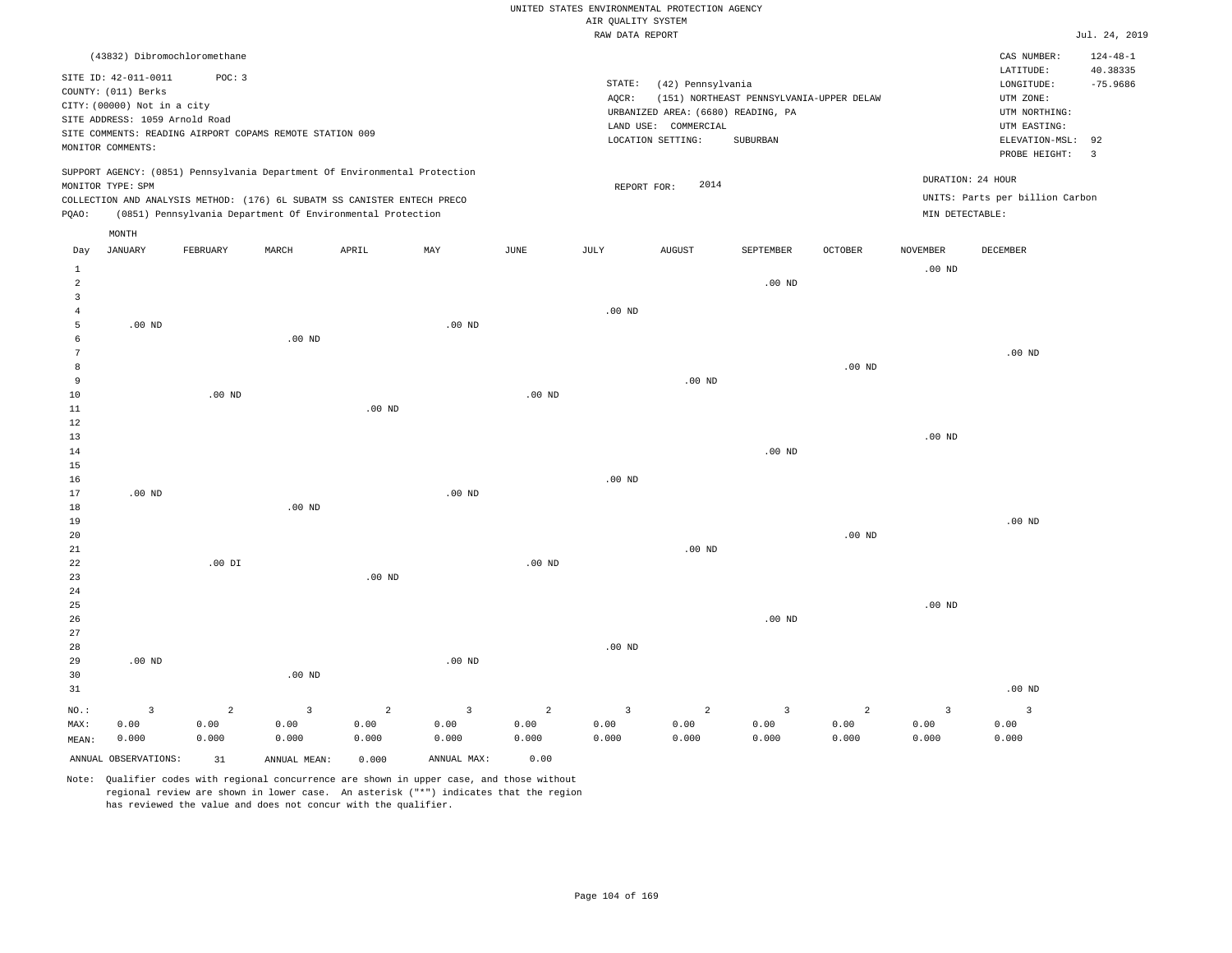UNITED STATES ENVIRONMENTAL PROTECTION AGENCY
AIR QUALITY SYSTEM
RAW DATA REPORT

Jul. 24, 2019

(43832) Dibromochloromethane

SITE ID: 42-011-0011 POC: 3
COUNTY: (011) Berks
CITY: (00000) Not in a city
SITE ADDRESS: 1059 Arnold Road
SITE COMMENTS: READING AIRPORT COPAMS REMOTE STATION 009
MONITOR COMMENTS:

STATE: (42) Pennsylvania
AQCR: (151) NORTHEAST PENNSYLVANIA-UPPER DELAW
URBANIZED AREA: (6680) READING, PA
LAND USE: COMMERCIAL
LOCATION SETTING: SUBURBAN

CAS NUMBER: 124-48-1
LATITUDE: 40.38335
LONGITUDE: -75.9686
UTM ZONE:
UTM NORTHING:
UTM EASTING:
ELEVATION-MSL: 92
PROBE HEIGHT: 3

SUPPORT AGENCY: (0851) Pennsylvania Department Of Environmental Protection
MONITOR TYPE: SPM
COLLECTION AND ANALYSIS METHOD: (176) 6L SUBATM SS CANISTER ENTECH PRECO
PQAO: (0851) Pennsylvania Department Of Environmental Protection

REPORT FOR: 2014

DURATION: 24 HOUR
UNITS: Parts per billion Carbon
MIN DETECTABLE:

| Day | JANUARY | FEBRUARY | MARCH | APRIL | MAY | JUNE | JULY | AUGUST | SEPTEMBER | OCTOBER | NOVEMBER | DECEMBER |
|---|---|---|---|---|---|---|---|---|---|---|---|---|
| 1 | | | | | | | | | | | .00 ND | |
| 2 | | | | | | | | | .00 ND | | | |
| 3 | | | | | | | | | | | | |
| 4 | | | | | | | .00 ND | | | | | |
| 5 | .00 ND | | | | .00 ND | | | | | | | |
| 6 | | | .00 ND | | | | | | | | | |
| 7 | | | | | | | | | | | | .00 ND |
| 8 | | | | | | | | | | .00 ND | | |
| 9 | | | | | | | | .00 ND | | | | |
| 10 | | .00 ND | | | | .00 ND | | | | | | |
| 11 | | | | .00 ND | | | | | | | | |
| 12 | | | | | | | | | | | | |
| 13 | | | | | | | | | | | .00 ND | |
| 14 | | | | | | | | | .00 ND | | | |
| 15 | | | | | | | | | | | | |
| 16 | | | | | | | .00 ND | | | | | |
| 17 | .00 ND | | | | .00 ND | | | | | | | |
| 18 | | | .00 ND | | | | | | | | | |
| 19 | | | | | | | | | | | | .00 ND |
| 20 | | | | | | | | | | .00 ND | | |
| 21 | | | | | | | | .00 ND | | | | |
| 22 | | .00 DI | | | | .00 ND | | | | | | |
| 23 | | | | .00 ND | | | | | | | | |
| 24 | | | | | | | | | | | | |
| 25 | | | | | | | | | | | .00 ND | |
| 26 | | | | | | | | | .00 ND | | | |
| 27 | | | | | | | | | | | | |
| 28 | | | | | | | .00 ND | | | | | |
| 29 | .00 ND | | | | .00 ND | | | | | | | |
| 30 | | | .00 ND | | | | | | | | | |
| 31 | | | | | | | | | | | | .00 ND |
| NO.: | 3 | 2 | 3 | 2 | 3 | 2 | 3 | 2 | 3 | 2 | 3 | 3 |
| MAX: | 0.00 | 0.00 | 0.00 | 0.00 | 0.00 | 0.00 | 0.00 | 0.00 | 0.00 | 0.00 | 0.00 | 0.00 |
| MEAN: | 0.000 | 0.000 | 0.000 | 0.000 | 0.000 | 0.000 | 0.000 | 0.000 | 0.000 | 0.000 | 0.000 | 0.000 |

ANNUAL OBSERVATIONS: 31 ANNUAL MEAN: 0.000 ANNUAL MAX: 0.00

Note: Qualifier codes with regional concurrence are shown in upper case, and those without regional review are shown in lower case. An asterisk ("*") indicates that the region has reviewed the value and does not concur with the qualifier.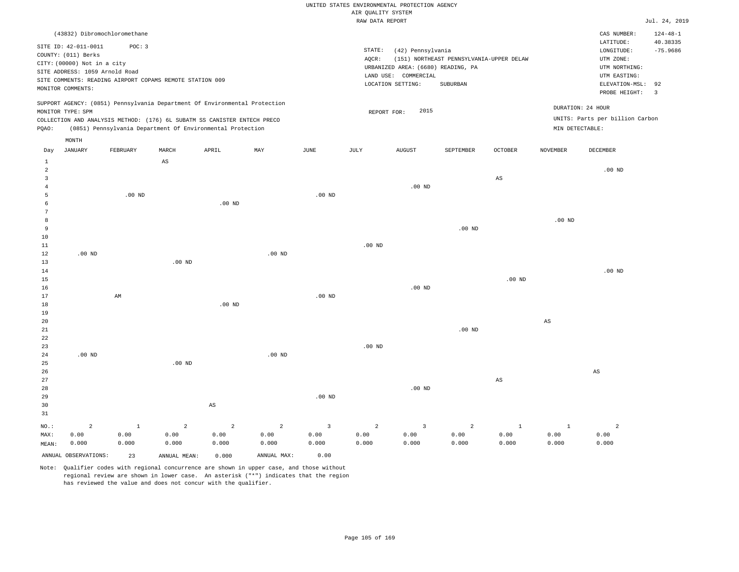UNITED STATES ENVIRONMENTAL PROTECTION AGENCY
AIR QUALITY SYSTEM
RAW DATA REPORT

Jul. 24, 2019

(43832) Dibromochloromethane

SITE ID: 42-011-0011 POC: 3
COUNTY: (011) Berks
CITY: (00000) Not in a city
SITE ADDRESS: 1059 Arnold Road
SITE COMMENTS: READING AIRPORT COPAMS REMOTE STATION 009
MONITOR COMMENTS:

STATE: (42) Pennsylvania
AQCR: (151) NORTHEAST PENNSYLVANIA-UPPER DELAW
URBANIZED AREA: (6680) READING, PA
LAND USE: COMMERCIAL
LOCATION SETTING: SUBURBAN

CAS NUMBER: 124-48-1
LATITUDE: 40.38335
LONGITUDE: -75.9686
UTM ZONE:
UTM NORTHING:
UTM EASTING:
ELEVATION-MSL: 92
PROBE HEIGHT: 3

SUPPORT AGENCY: (0851) Pennsylvania Department Of Environmental Protection
MONITOR TYPE: SPM
COLLECTION AND ANALYSIS METHOD: (176) 6L SUBATM SS CANISTER ENTECH PRECO
PQAO: (0851) Pennsylvania Department Of Environmental Protection

REPORT FOR: 2015

DURATION: 24 HOUR
UNITS: Parts per billion Carbon
MIN DETECTABLE:

| Day | JANUARY | FEBRUARY | MARCH | APRIL | MAY | JUNE | JULY | AUGUST | SEPTEMBER | OCTOBER | NOVEMBER | DECEMBER |
|---|---|---|---|---|---|---|---|---|---|---|---|---|
| 1 | | | AS | | | | | | | | | |
| 2 | | | | | | | | | | | | .00 ND |
| 3 | | | | | | | | | | AS | | |
| 4 | | | | | | | | .00 ND | | | | |
| 5 | | .00 ND | | | | .00 ND | | | | | | |
| 6 | | | | .00 ND | | | | | | | | |
| 7 | | | | | | | | | | | | |
| 8 | | | | | | | | | | | .00 ND | |
| 9 | | | | | | | | | .00 ND | | | |
| 10 | | | | | | | | | | | | |
| 11 | | | | | | | .00 ND | | | | | |
| 12 | .00 ND | | | | .00 ND | | | | | | | |
| 13 | | | .00 ND | | | | | | | | | |
| 14 | | | | | | | | | | | | .00 ND |
| 15 | | | | | | | | | | .00 ND | | |
| 16 | | | | | | | | .00 ND | | | | |
| 17 | | AM | | | | .00 ND | | | | | | |
| 18 | | | | .00 ND | | | | | | | | |
| 19 | | | | | | | | | | | | |
| 20 | | | | | | | | | | | AS | |
| 21 | | | | | | | | | .00 ND | | | |
| 22 | | | | | | | | | | | | |
| 23 | | | | | | | .00 ND | | | | | |
| 24 | .00 ND | | | | .00 ND | | | | | | | |
| 25 | | | .00 ND | | | | | | | | | |
| 26 | | | | | | | | | | | | AS |
| 27 | | | | | | | | | | AS | | |
| 28 | | | | | | | | .00 ND | | | | |
| 29 | | | | | | .00 ND | | | | | | |
| 30 | | | | AS | | | | | | | | |
| 31 | | | | | | | | | | | | |
| NO.: | 2 | 1 | 2 | 2 | 2 | 3 | 2 | 3 | 2 | 1 | 1 | 2 |
| MAX: | 0.00 | 0.00 | 0.00 | 0.00 | 0.00 | 0.00 | 0.00 | 0.00 | 0.00 | 0.00 | 0.00 | 0.00 |
| MEAN: | 0.000 | 0.000 | 0.000 | 0.000 | 0.000 | 0.000 | 0.000 | 0.000 | 0.000 | 0.000 | 0.000 | 0.000 |

ANNUAL OBSERVATIONS: 23 ANNUAL MEAN: 0.000 ANNUAL MAX: 0.00

Note: Qualifier codes with regional concurrence are shown in upper case, and those without regional review are shown in lower case. An asterisk ("*") indicates that the region has reviewed the value and does not concur with the qualifier.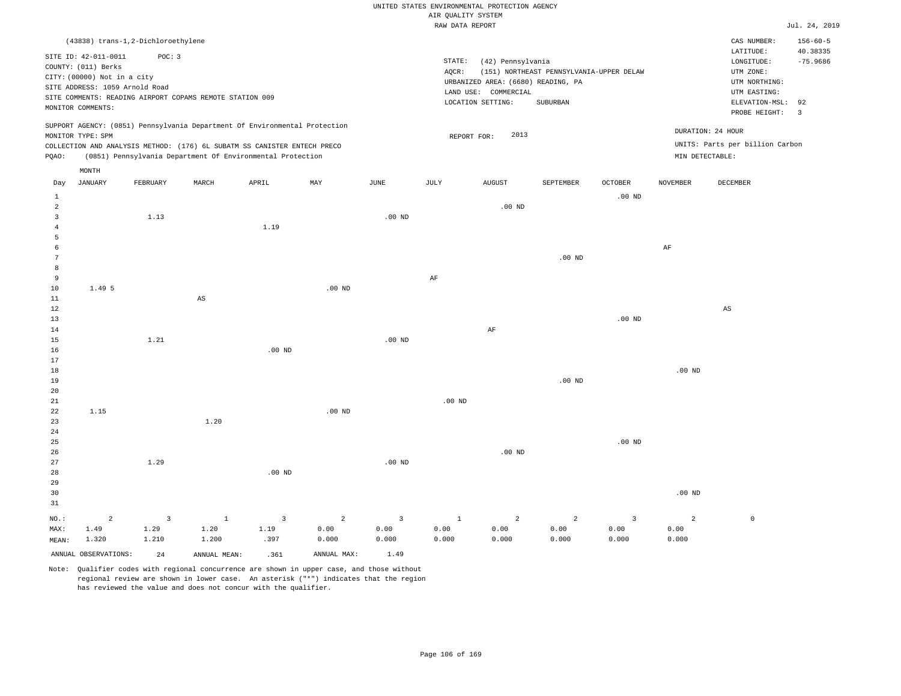UNITED STATES ENVIRONMENTAL PROTECTION AGENCY
AIR QUALITY SYSTEM
RAW DATA REPORT

Jul. 24, 2019

(43838) trans-1,2-Dichloroethylene

SITE ID: 42-011-0011 POC: 3
COUNTY: (011) Berks
CITY: (00000) Not in a city
SITE ADDRESS: 1059 Arnold Road
SITE COMMENTS: READING AIRPORT COPAMS REMOTE STATION 009
MONITOR COMMENTS:

STATE: (42) Pennsylvania
AQCR: (151) NORTHEAST PENNSYLVANIA-UPPER DELAW
URBANIZED AREA: (6680) READING, PA
LAND USE: COMMERCIAL
LOCATION SETTING: SUBURBAN

CAS NUMBER: 156-60-5
LATITUDE: 40.38335
LONGITUDE: -75.9686
UTM ZONE:
UTM NORTHING:
UTM EASTING:
ELEVATION-MSL: 92
PROBE HEIGHT: 3

SUPPORT AGENCY: (0851) Pennsylvania Department Of Environmental Protection
MONITOR TYPE: SPM
COLLECTION AND ANALYSIS METHOD: (176) 6L SUBATM SS CANISTER ENTECH PRECO
PQAO: (0851) Pennsylvania Department Of Environmental Protection

REPORT FOR: 2013

DURATION: 24 HOUR
UNITS: Parts per billion Carbon
MIN DETECTABLE:

| Day | JANUARY | FEBRUARY | MARCH | APRIL | MAY | JUNE | JULY | AUGUST | SEPTEMBER | OCTOBER | NOVEMBER | DECEMBER |
|---|---|---|---|---|---|---|---|---|---|---|---|---|
| 1 | | | | | | | | | | .00 ND | | |
| 2 | | | | | | | | .00 ND | | | | |
| 3 | | 1.13 | | | | .00 ND | | | | | | |
| 4 | | | | 1.19 | | | | | | | | |
| 5 | | | | | | | | | | | | |
| 6 | | | | | | | | | | | AF | |
| 7 | | | | | | | | | .00 ND | | | |
| 8 | | | | | | | | | | | | |
| 9 | | | | | | | AF | | | | | |
| 10 | 1.49 5 | | | | .00 ND | | | | | | | |
| 11 | | | AS | | | | | | | | | |
| 12 | | | | | | | | | | | | AS |
| 13 | | | | | | | | | | .00 ND | | |
| 14 | | | | | | | | AF | | | | |
| 15 | | 1.21 | | | | .00 ND | | | | | | |
| 16 | | | | .00 ND | | | | | | | | |
| 17 | | | | | | | | | | | | |
| 18 | | | | | | | | | | | .00 ND | |
| 19 | | | | | | | | | .00 ND | | | |
| 20 | | | | | | | | | | | | |
| 21 | | | | | | | .00 ND | | | | | |
| 22 | 1.15 | | | | .00 ND | | | | | | | |
| 23 | | | 1.20 | | | | | | | | | |
| 24 | | | | | | | | | | | | |
| 25 | | | | | | | | | | .00 ND | | |
| 26 | | | | | | | | .00 ND | | | | |
| 27 | | 1.29 | | | | .00 ND | | | | | | |
| 28 | | | | .00 ND | | | | | | | | |
| 29 | | | | | | | | | | | | |
| 30 | | | | | | | | | | | .00 ND | |
| 31 | | | | | | | | | | | | |
| NO.: | 2 | 3 | 1 | 3 | 2 | 3 | 1 | 2 | 2 | 3 | 2 | 0 |
| MAX: | 1.49 | 1.29 | 1.20 | 1.19 | 0.00 | 0.00 | 0.00 | 0.00 | 0.00 | 0.00 | 0.00 | |
| MEAN: | 1.320 | 1.210 | 1.200 | .397 | 0.000 | 0.000 | 0.000 | 0.000 | 0.000 | 0.000 | 0.000 | |

ANNUAL OBSERVATIONS: 24 ANNUAL MEAN: .361 ANNUAL MAX: 1.49

Note: Qualifier codes with regional concurrence are shown in upper case, and those without regional review are shown in lower case. An asterisk ("*") indicates that the region has reviewed the value and does not concur with the qualifier.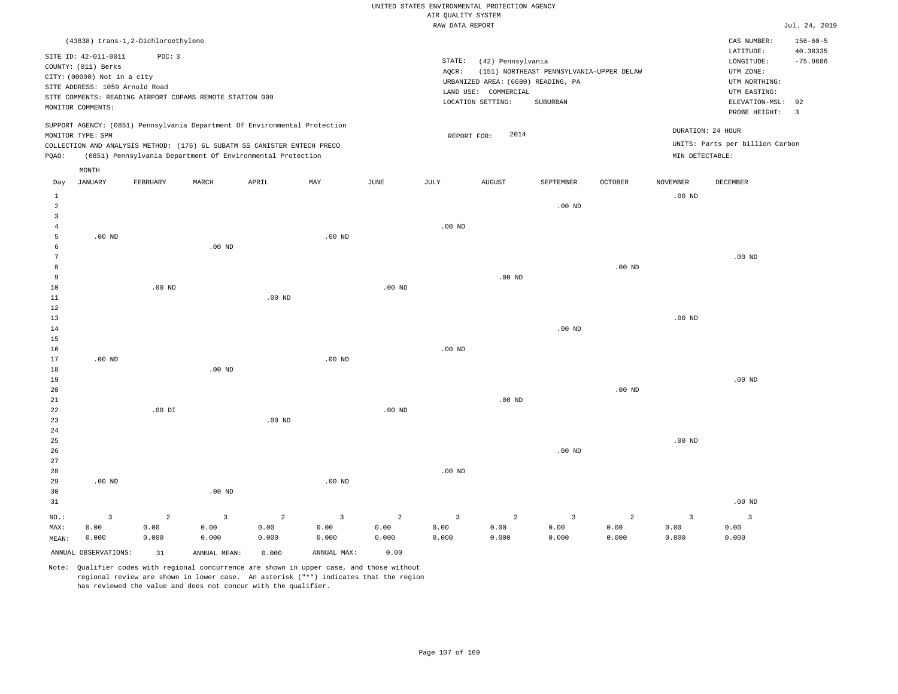UNITED STATES ENVIRONMENTAL PROTECTION AGENCY
AIR QUALITY SYSTEM
RAW DATA REPORT

Jul. 24, 2019

(43838) trans-1,2-Dichloroethylene

SITE ID: 42-011-0011 POC: 3
COUNTY: (011) Berks
CITY: (00000) Not in a city
SITE ADDRESS: 1059 Arnold Road
SITE COMMENTS: READING AIRPORT COPAMS REMOTE STATION 009
MONITOR COMMENTS:

STATE: (42) Pennsylvania
AQCR: (151) NORTHEAST PENNSYLVANIA-UPPER DELAW
URBANIZED AREA: (6680) READING, PA
LAND USE: COMMERCIAL
LOCATION SETTING: SUBURBAN

CAS NUMBER: 156-60-5
LATITUDE: 40.38335
LONGITUDE: -75.9686
UTM ZONE:
UTM NORTHING:
UTM EASTING:
ELEVATION-MSL: 92
PROBE HEIGHT: 3

SUPPORT AGENCY: (0851) Pennsylvania Department Of Environmental Protection
MONITOR TYPE: SPM
COLLECTION AND ANALYSIS METHOD: (176) 6L SUBATM SS CANISTER ENTECH PRECO
PQAO: (0851) Pennsylvania Department Of Environmental Protection

REPORT FOR: 2014

DURATION: 24 HOUR
UNITS: Parts per billion Carbon
MIN DETECTABLE:

| Day | JANUARY | FEBRUARY | MARCH | APRIL | MAY | JUNE | JULY | AUGUST | SEPTEMBER | OCTOBER | NOVEMBER | DECEMBER |
|---|---|---|---|---|---|---|---|---|---|---|---|---|
| 1 | | | | | | | | | | | .00 ND | |
| 2 | | | | | | | | | .00 ND | | | |
| 3 | | | | | | | | | | | | |
| 4 | | | | | | | .00 ND | | | | | |
| 5 | .00 ND | | | | .00 ND | | | | | | | |
| 6 | | | .00 ND | | | | | | | | | |
| 7 | | | | | | | | | | | | .00 ND |
| 8 | | | | | | | | | | .00 ND | | |
| 9 | | | | | | | | .00 ND | | | | |
| 10 | | .00 ND | | | | .00 ND | | | | | | |
| 11 | | | | .00 ND | | | | | | | | |
| 12 | | | | | | | | | | | | |
| 13 | | | | | | | | | | | .00 ND | |
| 14 | | | | | | | | | .00 ND | | | |
| 15 | | | | | | | | | | | | |
| 16 | | | | | | | .00 ND | | | | | |
| 17 | .00 ND | | | | .00 ND | | | | | | | |
| 18 | | | .00 ND | | | | | | | | | |
| 19 | | | | | | | | | | | | .00 ND |
| 20 | | | | | | | | | | .00 ND | | |
| 21 | | | | | | | | .00 ND | | | | |
| 22 | | .00 DI | | | | .00 ND | | | | | | |
| 23 | | | | .00 ND | | | | | | | | |
| 24 | | | | | | | | | | | | |
| 25 | | | | | | | | | | | .00 ND | |
| 26 | | | | | | | | | .00 ND | | | |
| 27 | | | | | | | | | | | | |
| 28 | | | | | | | .00 ND | | | | | |
| 29 | .00 ND | | | | .00 ND | | | | | | | |
| 30 | | | .00 ND | | | | | | | | | |
| 31 | | | | | | | | | | | | .00 ND |
| NO.: | 3 | 2 | 3 | 2 | 3 | 2 | 3 | 2 | 3 | 2 | 3 | 3 |
| MAX: | 0.00 | 0.00 | 0.00 | 0.00 | 0.00 | 0.00 | 0.00 | 0.00 | 0.00 | 0.00 | 0.00 | 0.00 |
| MEAN: | 0.000 | 0.000 | 0.000 | 0.000 | 0.000 | 0.000 | 0.000 | 0.000 | 0.000 | 0.000 | 0.000 | 0.000 |

ANNUAL OBSERVATIONS: 31 ANNUAL MEAN: 0.000 ANNUAL MAX: 0.00

Note: Qualifier codes with regional concurrence are shown in upper case, and those without regional review are shown in lower case. An asterisk ("*") indicates that the region has reviewed the value and does not concur with the qualifier.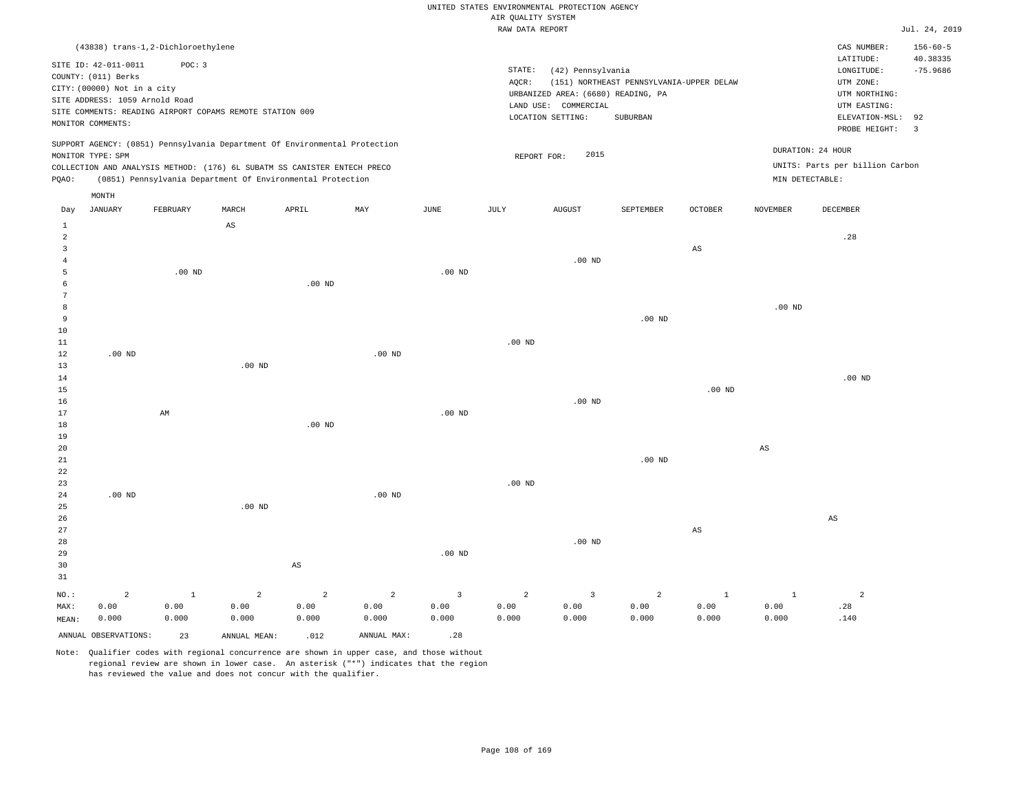UNITED STATES ENVIRONMENTAL PROTECTION AGENCY
AIR QUALITY SYSTEM
RAW DATA REPORT

Jul. 24, 2019

(43838) trans-1,2-Dichloroethylene

SITE ID: 42-011-0011 POC: 3
COUNTY: (011) Berks
CITY: (00000) Not in a city
SITE ADDRESS: 1059 Arnold Road
SITE COMMENTS: READING AIRPORT COPAMS REMOTE STATION 009
MONITOR COMMENTS:

STATE: (42) Pennsylvania
AQCR: (151) NORTHEAST PENNSYLVANIA-UPPER DELAW
URBANIZED AREA: (6680) READING, PA
LAND USE: COMMERCIAL
LOCATION SETTING: SUBURBAN

CAS NUMBER: 156-60-5
LATITUDE: 40.38335
LONGITUDE: -75.9686
UTM ZONE:
UTM NORTHING:
UTM EASTING:
ELEVATION-MSL: 92
PROBE HEIGHT: 3

SUPPORT AGENCY: (0851) Pennsylvania Department Of Environmental Protection
MONITOR TYPE: SPM
COLLECTION AND ANALYSIS METHOD: (176) 6L SUBATM SS CANISTER ENTECH PRECO
PQAO: (0851) Pennsylvania Department Of Environmental Protection

REPORT FOR: 2015

DURATION: 24 HOUR
UNITS: Parts per billion Carbon
MIN DETECTABLE:

| Day | JANUARY | FEBRUARY | MARCH | APRIL | MAY | JUNE | JULY | AUGUST | SEPTEMBER | OCTOBER | NOVEMBER | DECEMBER |
|---|---|---|---|---|---|---|---|---|---|---|---|---|
| 1 | | | AS | | | | | | | | | |
| 2 | | | | | | | | | | | | .28 |
| 3 | | | | | | | | | | AS | | |
| 4 | | | | | | | | .00 ND | | | | |
| 5 | | .00 ND | | | | .00 ND | | | | | | |
| 6 | | | | .00 ND | | | | | | | | |
| 7 | | | | | | | | | | | | |
| 8 | | | | | | | | | | | .00 ND | |
| 9 | | | | | | | | | .00 ND | | | |
| 10 | | | | | | | | | | | | |
| 11 | | | | | | | .00 ND | | | | | |
| 12 | .00 ND | | | | .00 ND | | | | | | | |
| 13 | | | .00 ND | | | | | | | | | |
| 14 | | | | | | | | | | | | .00 ND |
| 15 | | | | | | | | | | .00 ND | | |
| 16 | | | | | | | | .00 ND | | | | |
| 17 | | AM | | | | .00 ND | | | | | | |
| 18 | | | | .00 ND | | | | | | | | |
| 19 | | | | | | | | | | | | |
| 20 | | | | | | | | | | | AS | |
| 21 | | | | | | | | | .00 ND | | | |
| 22 | | | | | | | | | | | | |
| 23 | | | | | | | .00 ND | | | | | |
| 24 | .00 ND | | | | .00 ND | | | | | | | |
| 25 | | | .00 ND | | | | | | | | | |
| 26 | | | | | | | | | | | | AS |
| 27 | | | | | | | | | | AS | | |
| 28 | | | | | | | | .00 ND | | | | |
| 29 | | | | | | .00 ND | | | | | | |
| 30 | | | | AS | | | | | | | | |
| 31 | | | | | | | | | | | | |
| NO.: | 2 | 1 | 2 | 2 | 2 | 3 | 2 | 3 | 2 | 1 | 1 | 2 |
| MAX: | 0.00 | 0.00 | 0.00 | 0.00 | 0.00 | 0.00 | 0.00 | 0.00 | 0.00 | 0.00 | 0.00 | .28 |
| MEAN: | 0.000 | 0.000 | 0.000 | 0.000 | 0.000 | 0.000 | 0.000 | 0.000 | 0.000 | 0.000 | 0.000 | .140 |

ANNUAL OBSERVATIONS: 23 ANNUAL MEAN: .012 ANNUAL MAX: .28

Note: Qualifier codes with regional concurrence are shown in upper case, and those without regional review are shown in lower case. An asterisk ("*") indicates that the region has reviewed the value and does not concur with the qualifier.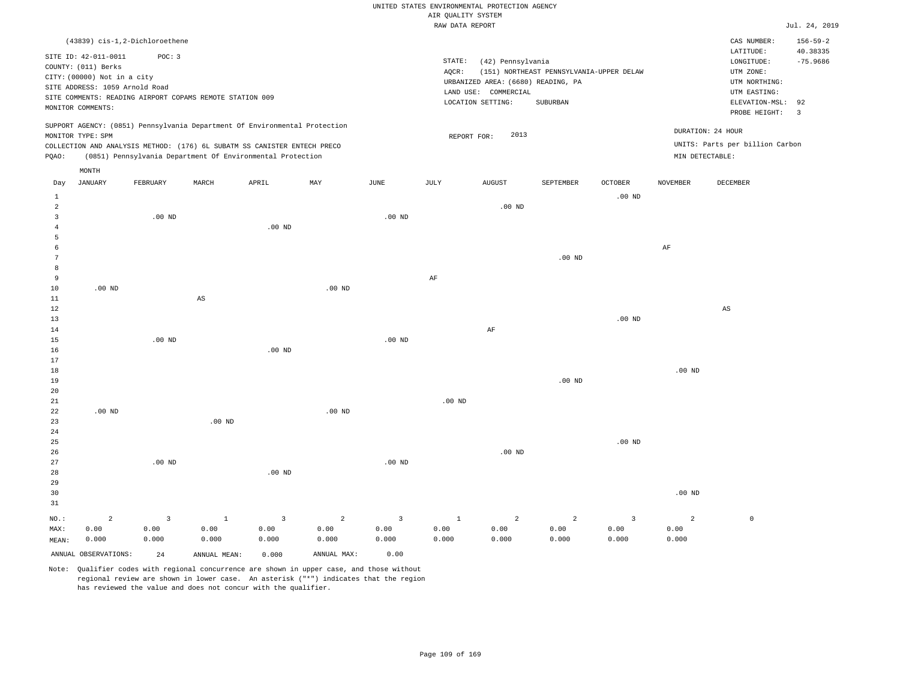UNITED STATES ENVIRONMENTAL PROTECTION AGENCY
AIR QUALITY SYSTEM
RAW DATA REPORT

Jul. 24, 2019

(43839) cis-1,2-Dichloroethene

SITE ID: 42-011-0011 POC: 3
COUNTY: (011) Berks
CITY: (00000) Not in a city
SITE ADDRESS: 1059 Arnold Road
SITE COMMENTS: READING AIRPORT COPAMS REMOTE STATION 009
MONITOR COMMENTS:

STATE: (42) Pennsylvania
AQCR: (151) NORTHEAST PENNSYLVANIA-UPPER DELAW
URBANIZED AREA: (6680) READING, PA
LAND USE: COMMERCIAL
LOCATION SETTING: SUBURBAN

CAS NUMBER: 156-59-2
LATITUDE: 40.38335
LONGITUDE: -75.9686
UTM ZONE:
UTM NORTHING:
UTM EASTING:
ELEVATION-MSL: 92
PROBE HEIGHT: 3

SUPPORT AGENCY: (0851) Pennsylvania Department Of Environmental Protection
MONITOR TYPE: SPM
COLLECTION AND ANALYSIS METHOD: (176) 6L SUBATM SS CANISTER ENTECH PRECO
PQAO: (0851) Pennsylvania Department Of Environmental Protection

REPORT FOR: 2013

DURATION: 24 HOUR
UNITS: Parts per billion Carbon
MIN DETECTABLE:

| Day | JANUARY | FEBRUARY | MARCH | APRIL | MAY | JUNE | JULY | AUGUST | SEPTEMBER | OCTOBER | NOVEMBER | DECEMBER |
|---|---|---|---|---|---|---|---|---|---|---|---|---|
| 1 | | | | | | | | | | .00 ND | | |
| 2 | | | | | | | | .00 ND | | | | |
| 3 | | .00 ND | | | | .00 ND | | | | | | |
| 4 | | | | .00 ND | | | | | | | | |
| 5 | | | | | | | | | | | | |
| 6 | | | | | | | | | | | AF | |
| 7 | | | | | | | | | .00 ND | | | |
| 8 | | | | | | | | | | | | |
| 9 | | | | | | | AF | | | | | |
| 10 | .00 ND | | | | .00 ND | | | | | | | |
| 11 | | | AS | | | | | | | | | |
| 12 | | | | | | | | | | | | AS |
| 13 | | | | | | | | | | .00 ND | | |
| 14 | | | | | | | | AF | | | | |
| 15 | | .00 ND | | | | .00 ND | | | | | | |
| 16 | | | | .00 ND | | | | | | | | |
| 17 | | | | | | | | | | | | |
| 18 | | | | | | | | | | | .00 ND | |
| 19 | | | | | | | | | .00 ND | | | |
| 20 | | | | | | | | | | | | |
| 21 | | | | | | | .00 ND | | | | | |
| 22 | .00 ND | | | | .00 ND | | | | | | | |
| 23 | | | .00 ND | | | | | | | | | |
| 24 | | | | | | | | | | | | |
| 25 | | | | | | | | | | .00 ND | | |
| 26 | | | | | | | | .00 ND | | | | |
| 27 | | .00 ND | | | | .00 ND | | | | | | |
| 28 | | | | .00 ND | | | | | | | | |
| 29 | | | | | | | | | | | | |
| 30 | | | | | | | | | | | .00 ND | |
| 31 | | | | | | | | | | | | |
| NO.: | 2 | 3 | 1 | 3 | 2 | 3 | 1 | 2 | 2 | 3 | 2 | 0 |
| MAX: | 0.00 | 0.00 | 0.00 | 0.00 | 0.00 | 0.00 | 0.00 | 0.00 | 0.00 | 0.00 | 0.00 | |
| MEAN: | 0.000 | 0.000 | 0.000 | 0.000 | 0.000 | 0.000 | 0.000 | 0.000 | 0.000 | 0.000 | 0.000 | |

ANNUAL OBSERVATIONS: 24 ANNUAL MEAN: 0.000 ANNUAL MAX: 0.00

Note: Qualifier codes with regional concurrence are shown in upper case, and those without regional review are shown in lower case. An asterisk ("*") indicates that the region has reviewed the value and does not concur with the qualifier.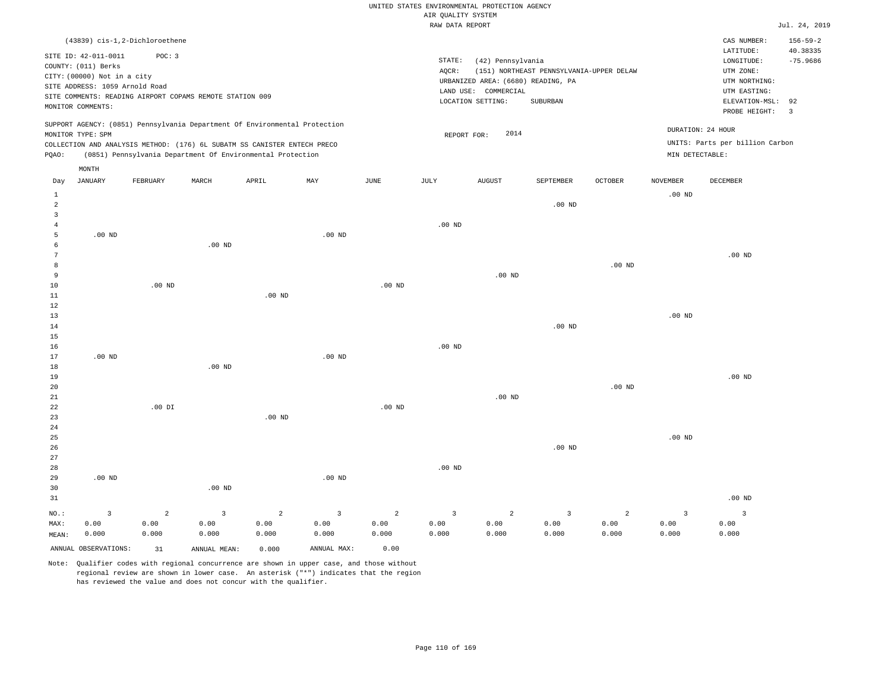UNITED STATES ENVIRONMENTAL PROTECTION AGENCY
AIR QUALITY SYSTEM
RAW DATA REPORT

Jul. 24, 2019

(43839) cis-1,2-Dichloroethene

SITE ID: 42-011-0011 POC: 3
COUNTY: (011) Berks
CITY: (00000) Not in a city
SITE ADDRESS: 1059 Arnold Road
SITE COMMENTS: READING AIRPORT COPAMS REMOTE STATION 009
MONITOR COMMENTS:

STATE: (42) Pennsylvania
AQCR: (151) NORTHEAST PENNSYLVANIA-UPPER DELAW
URBANIZED AREA: (6680) READING, PA
LAND USE: COMMERCIAL
LOCATION SETTING: SUBURBAN

CAS NUMBER: 156-59-2
LATITUDE: 40.38335
LONGITUDE: -75.9686
UTM ZONE:
UTM NORTHING:
UTM EASTING:
ELEVATION-MSL: 92
PROBE HEIGHT: 3

SUPPORT AGENCY: (0851) Pennsylvania Department Of Environmental Protection
MONITOR TYPE: SPM
COLLECTION AND ANALYSIS METHOD: (176) 6L SUBATM SS CANISTER ENTECH PRECO
PQAO: (0851) Pennsylvania Department Of Environmental Protection

REPORT FOR: 2014

DURATION: 24 HOUR
UNITS: Parts per billion Carbon
MIN DETECTABLE:

| Day | JANUARY | FEBRUARY | MARCH | APRIL | MAY | JUNE | JULY | AUGUST | SEPTEMBER | OCTOBER | NOVEMBER | DECEMBER |
|---|---|---|---|---|---|---|---|---|---|---|---|---|
| 1 | | | | | | | | | | | .00 ND | |
| 2 | | | | | | | | | .00 ND | | | |
| 3 | | | | | | | | | | | | |
| 4 | | | | | | | .00 ND | | | | | |
| 5 | .00 ND | | | | .00 ND | | | | | | | |
| 6 | | | .00 ND | | | | | | | | | |
| 7 | | | | | | | | | | | | .00 ND |
| 8 | | | | | | | | | | .00 ND | | |
| 9 | | | | | | | | .00 ND | | | | |
| 10 | | .00 ND | | | | .00 ND | | | | | | |
| 11 | | | | .00 ND | | | | | | | | |
| 12 | | | | | | | | | | | | |
| 13 | | | | | | | | | | | .00 ND | |
| 14 | | | | | | | | | .00 ND | | | |
| 15 | | | | | | | | | | | | |
| 16 | | | | | | | .00 ND | | | | | |
| 17 | .00 ND | | | | .00 ND | | | | | | | |
| 18 | | | .00 ND | | | | | | | | | |
| 19 | | | | | | | | | | | | .00 ND |
| 20 | | | | | | | | | | .00 ND | | |
| 21 | | | | | | | | .00 ND | | | | |
| 22 | | .00 DI | | | | .00 ND | | | | | | |
| 23 | | | | .00 ND | | | | | | | | |
| 24 | | | | | | | | | | | | |
| 25 | | | | | | | | | | | .00 ND | |
| 26 | | | | | | | | | .00 ND | | | |
| 27 | | | | | | | | | | | | |
| 28 | | | | | | | .00 ND | | | | | |
| 29 | .00 ND | | | | .00 ND | | | | | | | |
| 30 | | | .00 ND | | | | | | | | | |
| 31 | | | | | | | | | | | | .00 ND |
| NO.: | 3 | 2 | 3 | 2 | 3 | 2 | 3 | 2 | 3 | 2 | 3 | 3 |
| MAX: | 0.00 | 0.00 | 0.00 | 0.00 | 0.00 | 0.00 | 0.00 | 0.00 | 0.00 | 0.00 | 0.00 | 0.00 |
| MEAN: | 0.000 | 0.000 | 0.000 | 0.000 | 0.000 | 0.000 | 0.000 | 0.000 | 0.000 | 0.000 | 0.000 | 0.000 |

ANNUAL OBSERVATIONS: 31 ANNUAL MEAN: 0.000 ANNUAL MAX: 0.00

Note: Qualifier codes with regional concurrence are shown in upper case, and those without regional review are shown in lower case. An asterisk ("*") indicates that the region has reviewed the value and does not concur with the qualifier.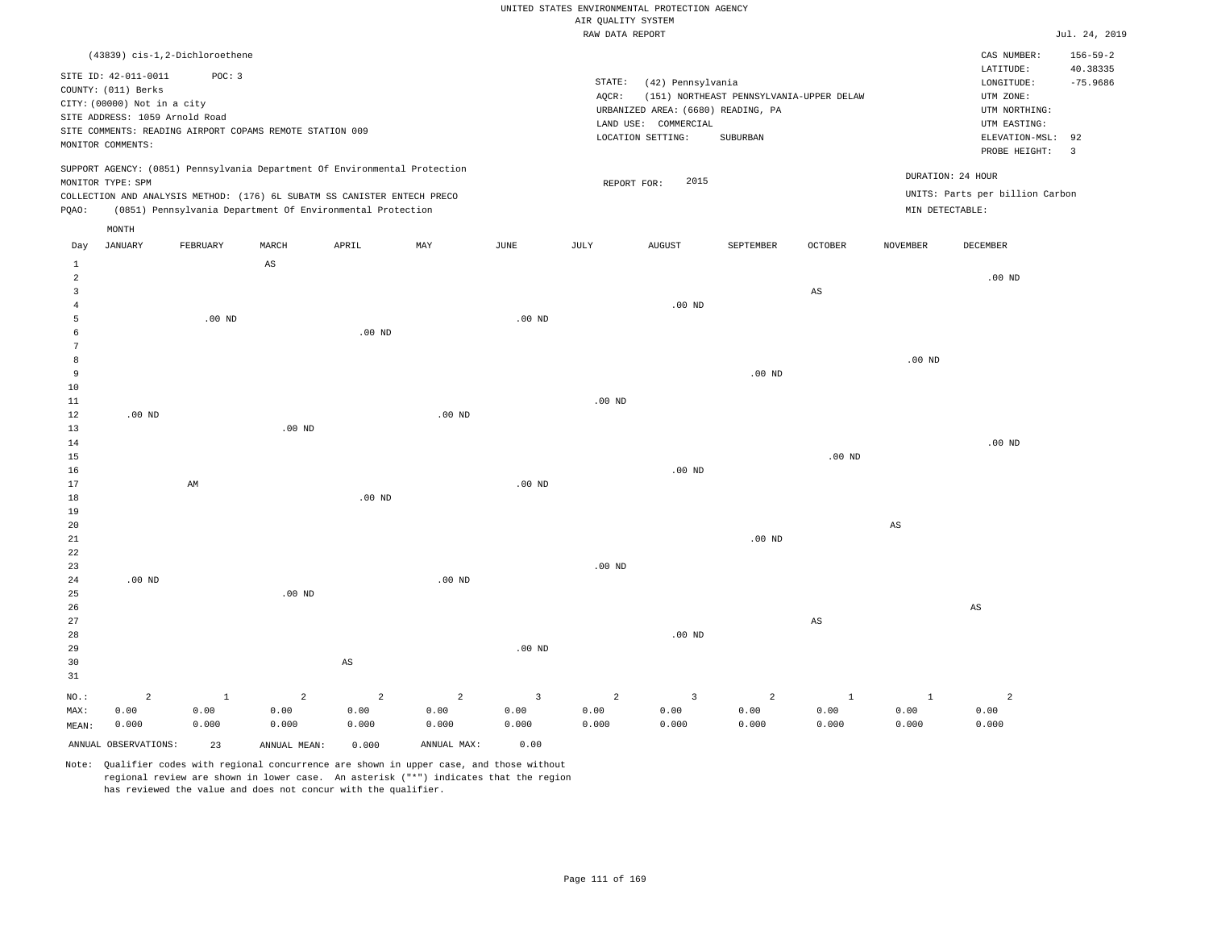UNITED STATES ENVIRONMENTAL PROTECTION AGENCY
AIR QUALITY SYSTEM
RAW DATA REPORT

Jul. 24, 2019

(43839) cis-1,2-Dichloroethene

SITE ID: 42-011-0011 POC: 3
COUNTY: (011) Berks
CITY: (00000) Not in a city
SITE ADDRESS: 1059 Arnold Road
SITE COMMENTS: READING AIRPORT COPAMS REMOTE STATION 009
MONITOR COMMENTS:

STATE: (42) Pennsylvania
AQCR: (151) NORTHEAST PENNSYLVANIA-UPPER DELAW
URBANIZED AREA: (6680) READING, PA
LAND USE: COMMERCIAL
LOCATION SETTING: SUBURBAN

CAS NUMBER: 156-59-2
LATITUDE: 40.38335
LONGITUDE: -75.9686
UTM ZONE:
UTM NORTHING:
UTM EASTING:
ELEVATION-MSL: 92
PROBE HEIGHT: 3

SUPPORT AGENCY: (0851) Pennsylvania Department Of Environmental Protection
MONITOR TYPE: SPM
COLLECTION AND ANALYSIS METHOD: (176) 6L SUBATM SS CANISTER ENTECH PRECO
PQAO: (0851) Pennsylvania Department Of Environmental Protection

REPORT FOR: 2015

DURATION: 24 HOUR
UNITS: Parts per billion Carbon
MIN DETECTABLE:

| Day | JANUARY | FEBRUARY | MARCH | APRIL | MAY | JUNE | JULY | AUGUST | SEPTEMBER | OCTOBER | NOVEMBER | DECEMBER |
|---|---|---|---|---|---|---|---|---|---|---|---|---|
| 1 | | | AS | | | | | | | | | |
| 2 | | | | | | | | | | | | .00 ND |
| 3 | | | | | | | | | | AS | | |
| 4 | | | | | | | | .00 ND | | | | |
| 5 | | .00 ND | | | | .00 ND | | | | | | |
| 6 | | | | .00 ND | | | | | | | | |
| 7 | | | | | | | | | | | | |
| 8 | | | | | | | | | | | .00 ND | |
| 9 | | | | | | | | | .00 ND | | | |
| 10 | | | | | | | | | | | | |
| 11 | | | | | | | .00 ND | | | | | |
| 12 | .00 ND | | | | .00 ND | | | | | | | |
| 13 | | | .00 ND | | | | | | | | | |
| 14 | | | | | | | | | | | | .00 ND |
| 15 | | | | | | | | | | .00 ND | | |
| 16 | | | | | | | | .00 ND | | | | |
| 17 | | AM | | | | .00 ND | | | | | | |
| 18 | | | | .00 ND | | | | | | | | |
| 19 | | | | | | | | | | | | |
| 20 | | | | | | | | | | | AS | |
| 21 | | | | | | | | | .00 ND | | | |
| 22 | | | | | | | | | | | | |
| 23 | | | | | | | .00 ND | | | | | |
| 24 | .00 ND | | | | .00 ND | | | | | | | |
| 25 | | | .00 ND | | | | | | | | | |
| 26 | | | | | | | | | | | | AS |
| 27 | | | | | | | | | | AS | | |
| 28 | | | | | | | | .00 ND | | | | |
| 29 | | | | | | .00 ND | | | | | | |
| 30 | | | | AS | | | | | | | | |
| 31 | | | | | | | | | | | | |
| NO.: | 2 | 1 | 2 | 2 | 2 | 3 | 2 | 3 | 2 | 1 | 1 | 2 |
| MAX: | 0.00 | 0.00 | 0.00 | 0.00 | 0.00 | 0.00 | 0.00 | 0.00 | 0.00 | 0.00 | 0.00 | 0.00 |
| MEAN: | 0.000 | 0.000 | 0.000 | 0.000 | 0.000 | 0.000 | 0.000 | 0.000 | 0.000 | 0.000 | 0.000 | 0.000 |

ANNUAL OBSERVATIONS: 23 ANNUAL MEAN: 0.000 ANNUAL MAX: 0.00

Note: Qualifier codes with regional concurrence are shown in upper case, and those without regional review are shown in lower case. An asterisk ("*") indicates that the region has reviewed the value and does not concur with the qualifier.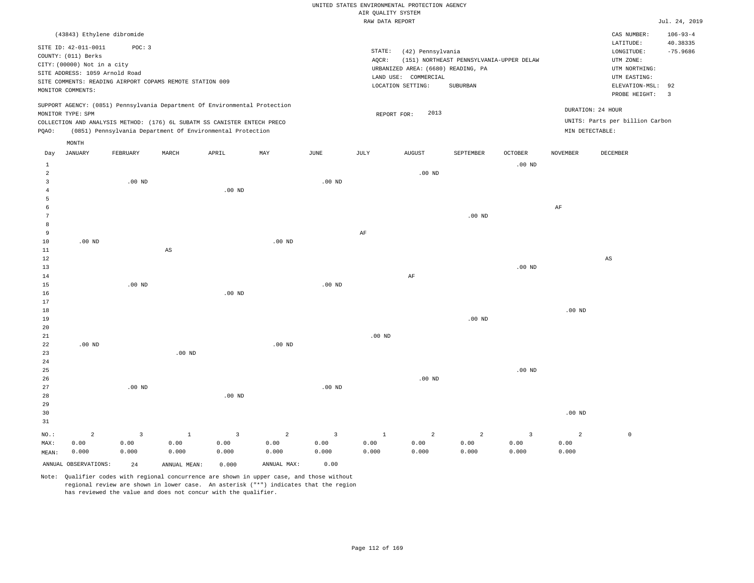UNITED STATES ENVIRONMENTAL PROTECTION AGENCY
AIR QUALITY SYSTEM
RAW DATA REPORT

Jul. 24, 2019

(43843) Ethylene dibromide

SITE ID: 42-011-0011 POC: 3
COUNTY: (011) Berks
CITY: (00000) Not in a city
SITE ADDRESS: 1059 Arnold Road
SITE COMMENTS: READING AIRPORT COPAMS REMOTE STATION 009
MONITOR COMMENTS:

STATE: (42) Pennsylvania
AQCR: (151) NORTHEAST PENNSYLVANIA-UPPER DELAW
URBANIZED AREA: (6680) READING, PA
LAND USE: COMMERCIAL
LOCATION SETTING: SUBURBAN

CAS NUMBER: 106-93-4
LATITUDE: 40.38335
LONGITUDE: -75.9686
UTM ZONE:
UTM NORTHING:
UTM EASTING:
ELEVATION-MSL: 92
PROBE HEIGHT: 3

SUPPORT AGENCY: (0851) Pennsylvania Department Of Environmental Protection
MONITOR TYPE: SPM
COLLECTION AND ANALYSIS METHOD: (176) 6L SUBATM SS CANISTER ENTECH PRECO
PQAO: (0851) Pennsylvania Department Of Environmental Protection

REPORT FOR: 2013

DURATION: 24 HOUR
UNITS: Parts per billion Carbon
MIN DETECTABLE:

| Day | JANUARY | FEBRUARY | MARCH | APRIL | MAY | JUNE | JULY | AUGUST | SEPTEMBER | OCTOBER | NOVEMBER | DECEMBER |
|---|---|---|---|---|---|---|---|---|---|---|---|---|
| 1 | | | | | | | | | | .00 ND | | |
| 2 | | | | | | | | .00 ND | | | | |
| 3 | | .00 ND | | | | .00 ND | | | | | | |
| 4 | | | | .00 ND | | | | | | | | |
| 5 | | | | | | | | | | | | |
| 6 | | | | | | | | | | | AF | |
| 7 | | | | | | | | | .00 ND | | | |
| 8 | | | | | | | | | | | | |
| 9 | | | | | | | AF | | | | | |
| 10 | .00 ND | | | | .00 ND | | | | | | | |
| 11 | | | AS | | | | | | | | | |
| 12 | | | | | | | | | | | | AS |
| 13 | | | | | | | | | | .00 ND | | |
| 14 | | | | | | | | AF | | | | |
| 15 | | .00 ND | | | | .00 ND | | | | | | |
| 16 | | | | .00 ND | | | | | | | | |
| 17 | | | | | | | | | | | | |
| 18 | | | | | | | | | | | .00 ND | |
| 19 | | | | | | | | | .00 ND | | | |
| 20 | | | | | | | | | | | | |
| 21 | | | | | | | .00 ND | | | | | |
| 22 | .00 ND | | | | .00 ND | | | | | | | |
| 23 | | | .00 ND | | | | | | | | | |
| 24 | | | | | | | | | | | | |
| 25 | | | | | | | | | | .00 ND | | |
| 26 | | | | | | | | .00 ND | | | | |
| 27 | | .00 ND | | | | .00 ND | | | | | | |
| 28 | | | | .00 ND | | | | | | | | |
| 29 | | | | | | | | | | | | |
| 30 | | | | | | | | | | | .00 ND | |
| 31 | | | | | | | | | | | | |
| NO.: | 2 | 3 | 1 | 3 | 2 | 3 | 1 | 2 | 2 | 3 | 2 | 0 |
| MAX: | 0.00 | 0.00 | 0.00 | 0.00 | 0.00 | 0.00 | 0.00 | 0.00 | 0.00 | 0.00 | 0.00 | |
| MEAN: | 0.000 | 0.000 | 0.000 | 0.000 | 0.000 | 0.000 | 0.000 | 0.000 | 0.000 | 0.000 | 0.000 | |

ANNUAL OBSERVATIONS: 24 ANNUAL MEAN: 0.000 ANNUAL MAX: 0.00

Note: Qualifier codes with regional concurrence are shown in upper case, and those without regional review are shown in lower case. An asterisk ("*") indicates that the region has reviewed the value and does not concur with the qualifier.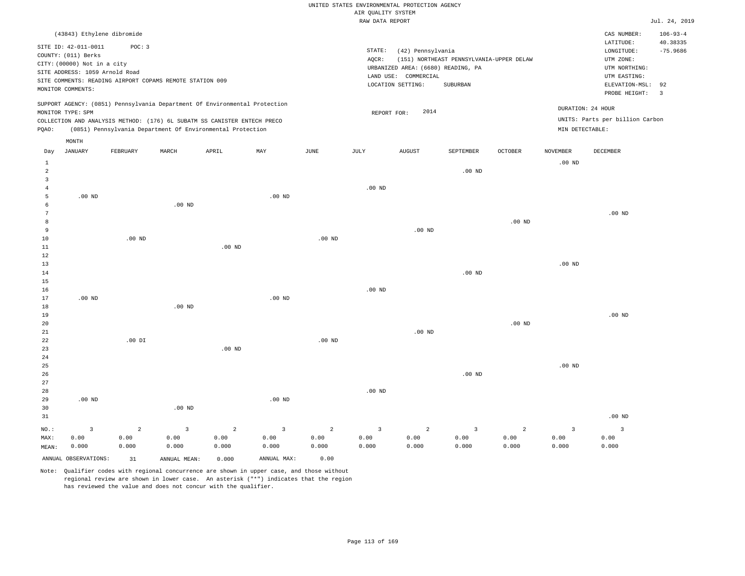UNITED STATES ENVIRONMENTAL PROTECTION AGENCY
AIR QUALITY SYSTEM
RAW DATA REPORT

Jul. 24, 2019

(43843) Ethylene dibromide

SITE ID: 42-011-0011 POC: 3
COUNTY: (011) Berks
CITY: (00000) Not in a city
SITE ADDRESS: 1059 Arnold Road
SITE COMMENTS: READING AIRPORT COPAMS REMOTE STATION 009
MONITOR COMMENTS:

STATE: (42) Pennsylvania
AQCR: (151) NORTHEAST PENNSYLVANIA-UPPER DELAW
URBANIZED AREA: (6680) READING, PA
LAND USE: COMMERCIAL
LOCATION SETTING: SUBURBAN

CAS NUMBER: 106-93-4
LATITUDE: 40.38335
LONGITUDE: -75.9686
UTM ZONE:
UTM NORTHING:
UTM EASTING:
ELEVATION-MSL: 92
PROBE HEIGHT: 3

SUPPORT AGENCY: (0851) Pennsylvania Department Of Environmental Protection
MONITOR TYPE: SPM
COLLECTION AND ANALYSIS METHOD: (176) 6L SUBATM SS CANISTER ENTECH PRECO
PQAO: (0851) Pennsylvania Department Of Environmental Protection

REPORT FOR: 2014

DURATION: 24 HOUR
UNITS: Parts per billion Carbon
MIN DETECTABLE:

| Day | JANUARY | FEBRUARY | MARCH | APRIL | MAY | JUNE | JULY | AUGUST | SEPTEMBER | OCTOBER | NOVEMBER | DECEMBER |
|---|---|---|---|---|---|---|---|---|---|---|---|---|
| 1 | | | | | | | | | | | .00 ND | |
| 2 | | | | | | | | | .00 ND | | | |
| 3 | | | | | | | | | | | | |
| 4 | | | | | | | .00 ND | | | | | |
| 5 | .00 ND | | | | .00 ND | | | | | | | |
| 6 | | | .00 ND | | | | | | | | | |
| 7 | | | | | | | | | | | | .00 ND |
| 8 | | | | | | | | | | .00 ND | | |
| 9 | | | | | | | | .00 ND | | | | |
| 10 | | .00 ND | | | | .00 ND | | | | | | |
| 11 | | | | .00 ND | | | | | | | | |
| 12 | | | | | | | | | | | | |
| 13 | | | | | | | | | | | .00 ND | |
| 14 | | | | | | | | | .00 ND | | | |
| 15 | | | | | | | | | | | | |
| 16 | | | | | | | .00 ND | | | | | |
| 17 | .00 ND | | | | .00 ND | | | | | | | |
| 18 | | | .00 ND | | | | | | | | | |
| 19 | | | | | | | | | | | | .00 ND |
| 20 | | | | | | | | | | .00 ND | | |
| 21 | | | | | | | | .00 ND | | | | |
| 22 | | .00 DI | | | | .00 ND | | | | | | |
| 23 | | | | .00 ND | | | | | | | | |
| 24 | | | | | | | | | | | | |
| 25 | | | | | | | | | | | .00 ND | |
| 26 | | | | | | | | | .00 ND | | | |
| 27 | | | | | | | | | | | | |
| 28 | | | | | | | .00 ND | | | | | |
| 29 | .00 ND | | | | .00 ND | | | | | | | |
| 30 | | | .00 ND | | | | | | | | | |
| 31 | | | | | | | | | | | | .00 ND |
| NO.: | 3 | 2 | 3 | 2 | 3 | 2 | 3 | 2 | 3 | 2 | 3 | 3 |
| MAX: | 0.00 | 0.00 | 0.00 | 0.00 | 0.00 | 0.00 | 0.00 | 0.00 | 0.00 | 0.00 | 0.00 | 0.00 |
| MEAN: | 0.000 | 0.000 | 0.000 | 0.000 | 0.000 | 0.000 | 0.000 | 0.000 | 0.000 | 0.000 | 0.000 | 0.000 |

ANNUAL OBSERVATIONS: 31 ANNUAL MEAN: 0.000 ANNUAL MAX: 0.00

Note: Qualifier codes with regional concurrence are shown in upper case, and those without regional review are shown in lower case. An asterisk ("*") indicates that the region has reviewed the value and does not concur with the qualifier.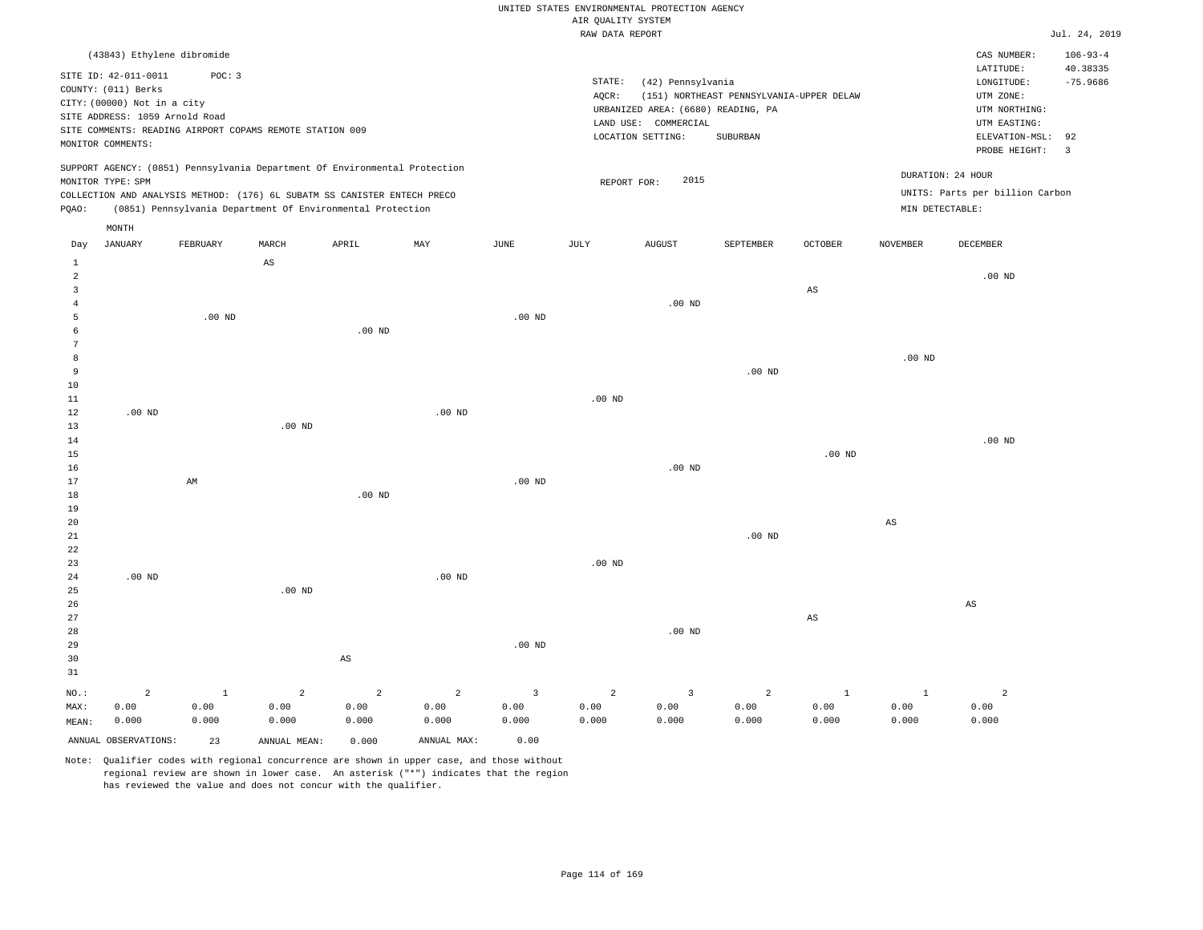UNITED STATES ENVIRONMENTAL PROTECTION AGENCY
AIR QUALITY SYSTEM
RAW DATA REPORT

Jul. 24, 2019

(43843) Ethylene dibromide

SITE ID: 42-011-0011 POC: 3
COUNTY: (011) Berks
CITY: (00000) Not in a city
SITE ADDRESS: 1059 Arnold Road
SITE COMMENTS: READING AIRPORT COPAMS REMOTE STATION 009
MONITOR COMMENTS:

STATE: (42) Pennsylvania
AQCR: (151) NORTHEAST PENNSYLVANIA-UPPER DELAW
URBANIZED AREA: (6680) READING, PA
LAND USE: COMMERCIAL
LOCATION SETTING: SUBURBAN

CAS NUMBER: 106-93-4
LATITUDE: 40.38335
LONGITUDE: -75.9686
UTM ZONE:
UTM NORTHING:
UTM EASTING:
ELEVATION-MSL: 92
PROBE HEIGHT: 3

SUPPORT AGENCY: (0851) Pennsylvania Department Of Environmental Protection
MONITOR TYPE: SPM
COLLECTION AND ANALYSIS METHOD: (176) 6L SUBATM SS CANISTER ENTECH PRECO
PQAO: (0851) Pennsylvania Department Of Environmental Protection

REPORT FOR: 2015

DURATION: 24 HOUR
UNITS: Parts per billion Carbon
MIN DETECTABLE:

| Day | JANUARY | FEBRUARY | MARCH | APRIL | MAY | JUNE | JULY | AUGUST | SEPTEMBER | OCTOBER | NOVEMBER | DECEMBER |
|---|---|---|---|---|---|---|---|---|---|---|---|---|
| 1 | | | AS | | | | | | | | | |
| 2 | | | | | | | | | | | | .00 ND |
| 3 | | | | | | | | | | AS | | |
| 4 | | | | | | | | .00 ND | | | | |
| 5 | | .00 ND | | | | .00 ND | | | | | | |
| 6 | | | | .00 ND | | | | | | | | |
| 7 | | | | | | | | | | | | |
| 8 | | | | | | | | | | | .00 ND | |
| 9 | | | | | | | | | .00 ND | | | |
| 10 | | | | | | | | | | | | |
| 11 | | | | | | | .00 ND | | | | | |
| 12 | .00 ND | | | | .00 ND | | | | | | | |
| 13 | | | .00 ND | | | | | | | | | |
| 14 | | | | | | | | | | | | .00 ND |
| 15 | | | | | | | | | | .00 ND | | |
| 16 | | | | | | | | .00 ND | | | | |
| 17 | | AM | | | | .00 ND | | | | | | |
| 18 | | | | .00 ND | | | | | | | | |
| 19 | | | | | | | | | | | | |
| 20 | | | | | | | | | | | AS | |
| 21 | | | | | | | | | .00 ND | | | |
| 22 | | | | | | | | | | | | |
| 23 | | | | | | | .00 ND | | | | | |
| 24 | .00 ND | | | | .00 ND | | | | | | | |
| 25 | | | .00 ND | | | | | | | | | |
| 26 | | | | | | | | | | | | AS |
| 27 | | | | | | | | | | AS | | |
| 28 | | | | | | | | .00 ND | | | | |
| 29 | | | | | | .00 ND | | | | | | |
| 30 | | | | AS | | | | | | | | |
| 31 | | | | | | | | | | | | |
| NO.: | 2 | 1 | 2 | 2 | 2 | 3 | 2 | 3 | 2 | 1 | 1 | 2 |
| MAX: | 0.00 | 0.00 | 0.00 | 0.00 | 0.00 | 0.00 | 0.00 | 0.00 | 0.00 | 0.00 | 0.00 | 0.00 |
| MEAN: | 0.000 | 0.000 | 0.000 | 0.000 | 0.000 | 0.000 | 0.000 | 0.000 | 0.000 | 0.000 | 0.000 | 0.000 |

ANNUAL OBSERVATIONS: 23 ANNUAL MEAN: 0.000 ANNUAL MAX: 0.00

Note: Qualifier codes with regional concurrence are shown in upper case, and those without regional review are shown in lower case. An asterisk ("*") indicates that the region has reviewed the value and does not concur with the qualifier.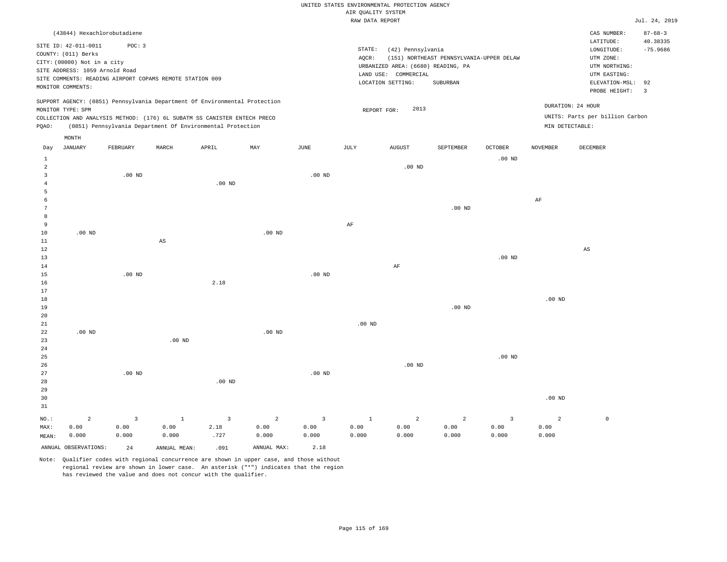UNITED STATES ENVIRONMENTAL PROTECTION AGENCY
AIR QUALITY SYSTEM
RAW DATA REPORT

Jul. 24, 2019

(43844) Hexachlorobutadiene

CAS NUMBER: 87-68-3

SITE ID: 42-011-0011 POC: 3
COUNTY: (011) Berks
CITY: (00000) Not in a city
SITE ADDRESS: 1059 Arnold Road
SITE COMMENTS: READING AIRPORT COPAMS REMOTE STATION 009
MONITOR COMMENTS:

STATE: (42) Pennsylvania
AQCR: (151) NORTHEAST PENNSYLVANIA-UPPER DELAW
URBANIZED AREA: (6680) READING, PA
LAND USE: COMMERCIAL
LOCATION SETTING: SUBURBAN

LATITUDE: 40.38335
LONGITUDE: -75.9686
UTM ZONE:
UTM NORTHING:
UTM EASTING:
ELEVATION-MSL: 92
PROBE HEIGHT: 3

SUPPORT AGENCY: (0851) Pennsylvania Department Of Environmental Protection
MONITOR TYPE: SPM
COLLECTION AND ANALYSIS METHOD: (176) 6L SUBATM SS CANISTER ENTECH PRECO
PQAO: (0851) Pennsylvania Department Of Environmental Protection

REPORT FOR: 2013

DURATION: 24 HOUR
UNITS: Parts per billion Carbon
MIN DETECTABLE:

| Day | JANUARY | FEBRUARY | MARCH | APRIL | MAY | JUNE | JULY | AUGUST | SEPTEMBER | OCTOBER | NOVEMBER | DECEMBER |
|---|---|---|---|---|---|---|---|---|---|---|---|---|
| 1 | | | | | | | | | | .00 ND | | |
| 2 | | | | | | | | .00 ND | | | | |
| 3 | | .00 ND | | | | .00 ND | | | | | | |
| 4 | | | | .00 ND | | | | | | | | |
| 5 | | | | | | | | | | | | |
| 6 | | | | | | | | | | | AF | |
| 7 | | | | | | | | | .00 ND | | | |
| 8 | | | | | | | | | | | | |
| 9 | | | | | | | AF | | | | | |
| 10 | .00 ND | | | | .00 ND | | | | | | | |
| 11 | | | AS | | | | | | | | | |
| 12 | | | | | | | | | | | | AS |
| 13 | | | | | | | | | | .00 ND | | |
| 14 | | | | | | | | AF | | | | |
| 15 | | .00 ND | | | | .00 ND | | | | | | |
| 16 | | | | 2.18 | | | | | | | | |
| 17 | | | | | | | | | | | | |
| 18 | | | | | | | | | | | .00 ND | |
| 19 | | | | | | | | | .00 ND | | | |
| 20 | | | | | | | | | | | | |
| 21 | | | | | | | .00 ND | | | | | |
| 22 | .00 ND | | | | .00 ND | | | | | | | |
| 23 | | | .00 ND | | | | | | | | | |
| 24 | | | | | | | | | | | | |
| 25 | | | | | | | | | | .00 ND | | |
| 26 | | | | | | | | .00 ND | | | | |
| 27 | | .00 ND | | | | .00 ND | | | | | | |
| 28 | | | | .00 ND | | | | | | | | |
| 29 | | | | | | | | | | | | |
| 30 | | | | | | | | | | | .00 ND | |
| 31 | | | | | | | | | | | | |
| NO.: | 2 | 3 | 1 | 3 | 2 | 3 | 1 | 2 | 2 | 3 | 2 | 0 |
| MAX: | 0.00 | 0.00 | 0.00 | 2.18 | 0.00 | 0.00 | 0.00 | 0.00 | 0.00 | 0.00 | 0.00 | |
| MEAN: | 0.000 | 0.000 | 0.000 | .727 | 0.000 | 0.000 | 0.000 | 0.000 | 0.000 | 0.000 | 0.000 | |

ANNUAL OBSERVATIONS: 24 ANNUAL MEAN: .091 ANNUAL MAX: 2.18

Note: Qualifier codes with regional concurrence are shown in upper case, and those without regional review are shown in lower case. An asterisk ("*") indicates that the region has reviewed the value and does not concur with the qualifier.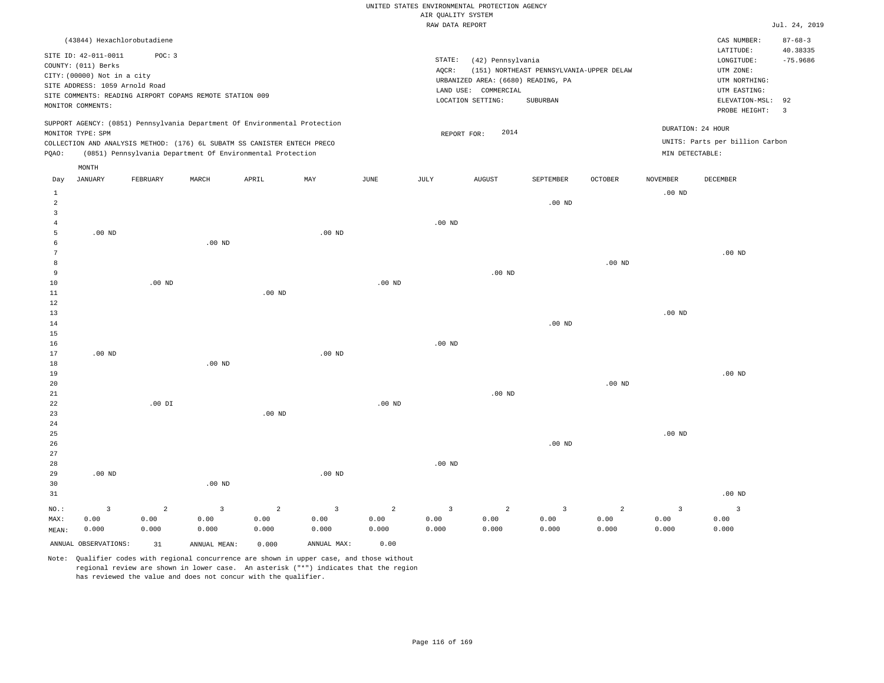UNITED STATES ENVIRONMENTAL PROTECTION AGENCY
AIR QUALITY SYSTEM
RAW DATA REPORT

Jul. 24, 2019

(43844) Hexachlorobutadiene

SITE ID: 42-011-0011 POC: 3
COUNTY: (011) Berks
CITY: (00000) Not in a city
SITE ADDRESS: 1059 Arnold Road
SITE COMMENTS: READING AIRPORT COPAMS REMOTE STATION 009
MONITOR COMMENTS:

STATE: (42) Pennsylvania
AQCR: (151) NORTHEAST PENNSYLVANIA-UPPER DELAW
URBANIZED AREA: (6680) READING, PA
LAND USE: COMMERCIAL
LOCATION SETTING: SUBURBAN

CAS NUMBER: 87-68-3
LATITUDE: 40.38335
LONGITUDE: -75.9686
UTM ZONE:
UTM NORTHING:
UTM EASTING:
ELEVATION-MSL: 92
PROBE HEIGHT: 3

SUPPORT AGENCY: (0851) Pennsylvania Department Of Environmental Protection
MONITOR TYPE: SPM
COLLECTION AND ANALYSIS METHOD: (176) 6L SUBATM SS CANISTER ENTECH PRECO
PQAO: (0851) Pennsylvania Department Of Environmental Protection

REPORT FOR: 2014

DURATION: 24 HOUR
UNITS: Parts per billion Carbon
MIN DETECTABLE:

| Day | JANUARY | FEBRUARY | MARCH | APRIL | MAY | JUNE | JULY | AUGUST | SEPTEMBER | OCTOBER | NOVEMBER | DECEMBER |
|---|---|---|---|---|---|---|---|---|---|---|---|---|
| 1 | | | | | | | | | | | .00 ND | |
| 2 | | | | | | | | | .00 ND | | | |
| 3 | | | | | | | | | | | | |
| 4 | | | | | | | .00 ND | | | | | |
| 5 | .00 ND | | | | .00 ND | | | | | | | |
| 6 | | | .00 ND | | | | | | | | | |
| 7 | | | | | | | | | | | | .00 ND |
| 8 | | | | | | | | | | .00 ND | | |
| 9 | | | | | | | | .00 ND | | | | |
| 10 | | .00 ND | | | | .00 ND | | | | | | |
| 11 | | | | .00 ND | | | | | | | | |
| 12 | | | | | | | | | | | | |
| 13 | | | | | | | | | | | .00 ND | |
| 14 | | | | | | | | | .00 ND | | | |
| 15 | | | | | | | | | | | | |
| 16 | | | | | | | .00 ND | | | | | |
| 17 | .00 ND | | | | .00 ND | | | | | | | |
| 18 | | | .00 ND | | | | | | | | | |
| 19 | | | | | | | | | | | | .00 ND |
| 20 | | | | | | | | | | .00 ND | | |
| 21 | | | | | | | | .00 ND | | | | |
| 22 | | .00 DI | | | | .00 ND | | | | | | |
| 23 | | | | .00 ND | | | | | | | | |
| 24 | | | | | | | | | | | | |
| 25 | | | | | | | | | | | .00 ND | |
| 26 | | | | | | | | | .00 ND | | | |
| 27 | | | | | | | | | | | | |
| 28 | | | | | | | .00 ND | | | | | |
| 29 | .00 ND | | | | .00 ND | | | | | | | |
| 30 | | | .00 ND | | | | | | | | | |
| 31 | | | | | | | | | | | | .00 ND |
| NO.: | 3 | 2 | 3 | 2 | 3 | 2 | 3 | 2 | 3 | 2 | 3 | 3 |
| MAX: | 0.00 | 0.00 | 0.00 | 0.00 | 0.00 | 0.00 | 0.00 | 0.00 | 0.00 | 0.00 | 0.00 | 0.00 |
| MEAN: | 0.000 | 0.000 | 0.000 | 0.000 | 0.000 | 0.000 | 0.000 | 0.000 | 0.000 | 0.000 | 0.000 | 0.000 |

ANNUAL OBSERVATIONS: 31 ANNUAL MEAN: 0.000 ANNUAL MAX: 0.00

Note: Qualifier codes with regional concurrence are shown in upper case, and those without regional review are shown in lower case. An asterisk ("*") indicates that the region has reviewed the value and does not concur with the qualifier.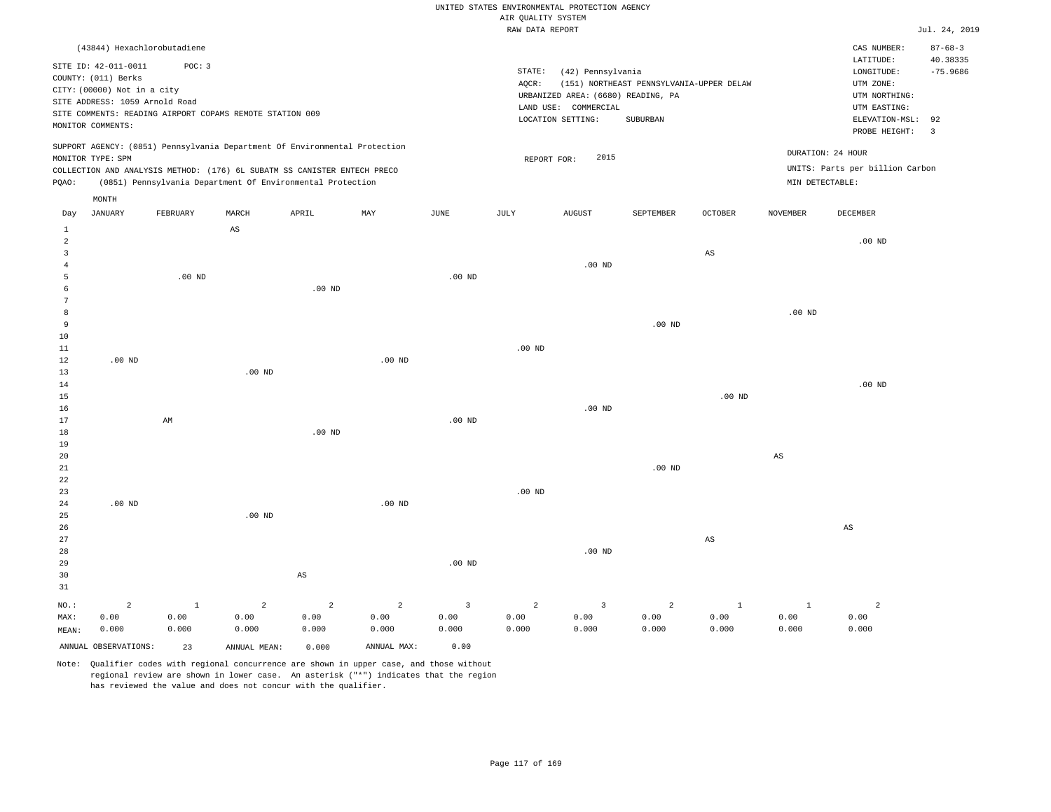UNITED STATES ENVIRONMENTAL PROTECTION AGENCY
AIR QUALITY SYSTEM
RAW DATA REPORT

Jul. 24, 2019

(43844) Hexachlorobutadiene

SITE ID: 42-011-0011 POC: 3
COUNTY: (011) Berks
CITY: (00000) Not in a city
SITE ADDRESS: 1059 Arnold Road
SITE COMMENTS: READING AIRPORT COPAMS REMOTE STATION 009
MONITOR COMMENTS:

STATE: (42) Pennsylvania
AQCR: (151) NORTHEAST PENNSYLVANIA-UPPER DELAW
URBANIZED AREA: (6680) READING, PA
LAND USE: COMMERCIAL
LOCATION SETTING: SUBURBAN

CAS NUMBER: 87-68-3
LATITUDE: 40.38335
LONGITUDE: -75.9686
UTM ZONE:
UTM NORTHING:
UTM EASTING:
ELEVATION-MSL: 92
PROBE HEIGHT: 3

SUPPORT AGENCY: (0851) Pennsylvania Department Of Environmental Protection
MONITOR TYPE: SPM
COLLECTION AND ANALYSIS METHOD: (176) 6L SUBATM SS CANISTER ENTECH PRECO
PQAO: (0851) Pennsylvania Department Of Environmental Protection

REPORT FOR: 2015

DURATION: 24 HOUR
UNITS: Parts per billion Carbon
MIN DETECTABLE:

| Day | JANUARY | FEBRUARY | MARCH | APRIL | MAY | JUNE | JULY | AUGUST | SEPTEMBER | OCTOBER | NOVEMBER | DECEMBER |
|---|---|---|---|---|---|---|---|---|---|---|---|---|
| 1 | | | AS | | | | | | | | | |
| 2 | | | | | | | | | | | | .00 ND |
| 3 | | | | | | | | | | AS | | |
| 4 | | | | | | | | .00 ND | | | | |
| 5 | | .00 ND | | | | .00 ND | | | | | | |
| 6 | | | | .00 ND | | | | | | | | |
| 7 | | | | | | | | | | | | |
| 8 | | | | | | | | | | | .00 ND | |
| 9 | | | | | | | | | .00 ND | | | |
| 10 | | | | | | | | | | | | |
| 11 | | | | | | | .00 ND | | | | | |
| 12 | .00 ND | | | | .00 ND | | | | | | | |
| 13 | | | .00 ND | | | | | | | | | |
| 14 | | | | | | | | | | | | .00 ND |
| 15 | | | | | | | | | | .00 ND | | |
| 16 | | | | | | | | .00 ND | | | | |
| 17 | | AM | | | | .00 ND | | | | | | |
| 18 | | | | .00 ND | | | | | | | | |
| 19 | | | | | | | | | | | | |
| 20 | | | | | | | | | | | AS | |
| 21 | | | | | | | | | .00 ND | | | |
| 22 | | | | | | | | | | | | |
| 23 | | | | | | | .00 ND | | | | | |
| 24 | .00 ND | | | | .00 ND | | | | | | | |
| 25 | | | .00 ND | | | | | | | | | |
| 26 | | | | | | | | | | | | AS |
| 27 | | | | | | | | | | AS | | |
| 28 | | | | | | | | .00 ND | | | | |
| 29 | | | | | | .00 ND | | | | | | |
| 30 | | | | AS | | | | | | | | |
| 31 | | | | | | | | | | | | |
| NO.: | 2 | 1 | 2 | 2 | 2 | 3 | 2 | 3 | 2 | 1 | 1 | 2 |
| MAX: | 0.00 | 0.00 | 0.00 | 0.00 | 0.00 | 0.00 | 0.00 | 0.00 | 0.00 | 0.00 | 0.00 | 0.00 |
| MEAN: | 0.000 | 0.000 | 0.000 | 0.000 | 0.000 | 0.000 | 0.000 | 0.000 | 0.000 | 0.000 | 0.000 | 0.000 |

ANNUAL OBSERVATIONS: 23 ANNUAL MEAN: 0.000 ANNUAL MAX: 0.00

Note: Qualifier codes with regional concurrence are shown in upper case, and those without regional review are shown in lower case. An asterisk ("*") indicates that the region has reviewed the value and does not concur with the qualifier.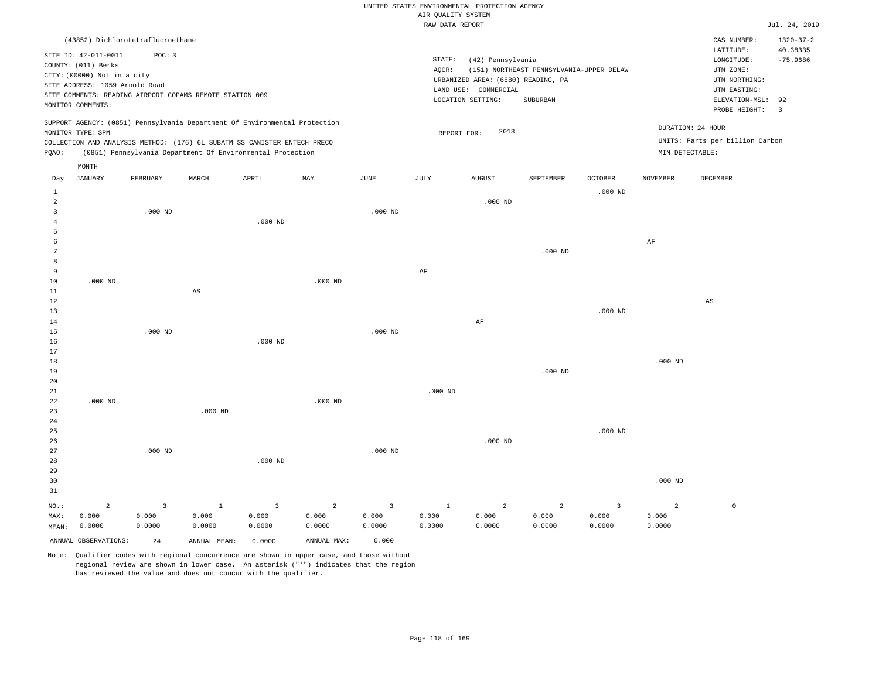UNITED STATES ENVIRONMENTAL PROTECTION AGENCY
AIR QUALITY SYSTEM
RAW DATA REPORT

Jul. 24, 2019

(43852) Dichlorotetrafluoroethane

CAS NUMBER: 1320-37-2
LATITUDE: 40.38335
LONGITUDE: -75.9686
UTM ZONE:
UTM NORTHING:
UTM EASTING:
ELEVATION-MSL: 92
PROBE HEIGHT: 3

SITE ID: 42-011-0011 POC: 3
COUNTY: (011) Berks
CITY: (00000) Not in a city
SITE ADDRESS: 1059 Arnold Road
SITE COMMENTS: READING AIRPORT COPAMS REMOTE STATION 009
MONITOR COMMENTS:

STATE: (42) Pennsylvania
AQCR: (151) NORTHEAST PENNSYLVANIA-UPPER DELAW
URBANIZED AREA: (6680) READING, PA
LAND USE: COMMERCIAL
LOCATION SETTING: SUBURBAN

SUPPORT AGENCY: (0851) Pennsylvania Department Of Environmental Protection
MONITOR TYPE: SPM
COLLECTION AND ANALYSIS METHOD: (176) 6L SUBATM SS CANISTER ENTECH PRECO
PQAO: (0851) Pennsylvania Department Of Environmental Protection

REPORT FOR: 2013

DURATION: 24 HOUR
UNITS: Parts per billion Carbon
MIN DETECTABLE:

| Day | JANUARY | FEBRUARY | MARCH | APRIL | MAY | JUNE | JULY | AUGUST | SEPTEMBER | OCTOBER | NOVEMBER | DECEMBER |
|---|---|---|---|---|---|---|---|---|---|---|---|---|
| 1 | | | | | | | | | | .000 ND | | |
| 2 | | | | | | | | .000 ND | | | | |
| 3 | | .000 ND | | | | .000 ND | | | | | | |
| 4 | | | | .000 ND | | | | | | | | |
| 5 | | | | | | | | | | | | |
| 6 | | | | | | | | | | | AF | |
| 7 | | | | | | | | | .000 ND | | | |
| 8 | | | | | | | | | | | | |
| 9 | | | | | | | AF | | | | | |
| 10 | .000 ND | | | | .000 ND | | | | | | | |
| 11 | | | AS | | | | | | | | | |
| 12 | | | | | | | | | | | | AS |
| 13 | | | | | | | | | | .000 ND | | |
| 14 | | | | | | | | AF | | | | |
| 15 | | .000 ND | | | | .000 ND | | | | | | |
| 16 | | | | .000 ND | | | | | | | | |
| 17 | | | | | | | | | | | | |
| 18 | | | | | | | | | | | .000 ND | |
| 19 | | | | | | | | | .000 ND | | | |
| 20 | | | | | | | | | | | | |
| 21 | | | | | | | .000 ND | | | | | |
| 22 | .000 ND | | | | .000 ND | | | | | | | |
| 23 | | | .000 ND | | | | | | | | | |
| 24 | | | | | | | | | | | | |
| 25 | | | | | | | | | | .000 ND | | |
| 26 | | | | | | | | .000 ND | | | | |
| 27 | | .000 ND | | | | .000 ND | | | | | | |
| 28 | | | | .000 ND | | | | | | | | |
| 29 | | | | | | | | | | | | |
| 30 | | | | | | | | | | | .000 ND | |
| 31 | | | | | | | | | | | | |
| NO.: | 2 | 3 | 1 | 3 | 2 | 3 | 1 | 2 | 2 | 3 | 2 | 0 |
| MAX: | 0.000 | 0.000 | 0.000 | 0.000 | 0.000 | 0.000 | 0.000 | 0.000 | 0.000 | 0.000 | 0.000 | |
| MEAN: | 0.0000 | 0.0000 | 0.0000 | 0.0000 | 0.0000 | 0.0000 | 0.0000 | 0.0000 | 0.0000 | 0.0000 | 0.0000 | |

ANNUAL OBSERVATIONS: 24 ANNUAL MEAN: 0.0000 ANNUAL MAX: 0.000

Note: Qualifier codes with regional concurrence are shown in upper case, and those without regional review are shown in lower case. An asterisk ("*") indicates that the region has reviewed the value and does not concur with the qualifier.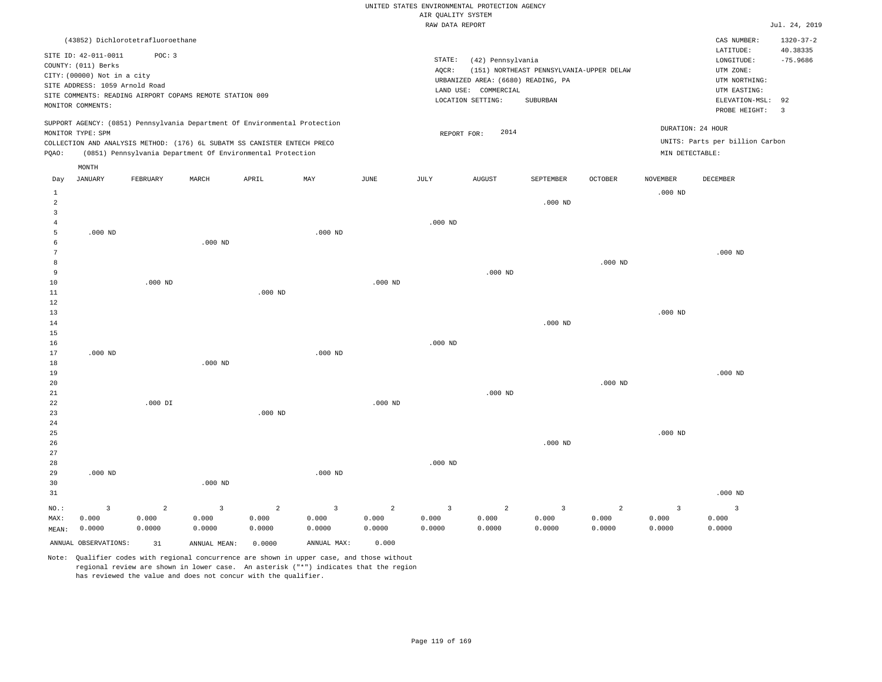UNITED STATES ENVIRONMENTAL PROTECTION AGENCY
AIR QUALITY SYSTEM
RAW DATA REPORT

Jul. 24, 2019

(43852) Dichlorotetrafluoroethane

SITE ID: 42-011-0011 POC: 3
COUNTY: (011) Berks
CITY: (00000) Not in a city
SITE ADDRESS: 1059 Arnold Road
SITE COMMENTS: READING AIRPORT COPAMS REMOTE STATION 009
MONITOR COMMENTS:

STATE: (42) Pennsylvania
AQCR: (151) NORTHEAST PENNSYLVANIA-UPPER DELAW
URBANIZED AREA: (6680) READING, PA
LAND USE: COMMERCIAL
LOCATION SETTING: SUBURBAN

CAS NUMBER: 1320-37-2
LATITUDE: 40.38335
LONGITUDE: -75.9686
UTM ZONE:
UTM NORTHING:
UTM EASTING:
ELEVATION-MSL: 92
PROBE HEIGHT: 3

SUPPORT AGENCY: (0851) Pennsylvania Department Of Environmental Protection
MONITOR TYPE: SPM
COLLECTION AND ANALYSIS METHOD: (176) 6L SUBATM SS CANISTER ENTECH PRECO
PQAO: (0851) Pennsylvania Department Of Environmental Protection

REPORT FOR: 2014

DURATION: 24 HOUR
UNITS: Parts per billion Carbon
MIN DETECTABLE:

| Day | JANUARY | FEBRUARY | MARCH | APRIL | MAY | JUNE | JULY | AUGUST | SEPTEMBER | OCTOBER | NOVEMBER | DECEMBER |
|---|---|---|---|---|---|---|---|---|---|---|---|---|
| 1 | | | | | | | | | | | .000 ND | |
| 2 | | | | | | | | | .000 ND | | | |
| 3 | | | | | | | | | | | | |
| 4 | | | | | | | .000 ND | | | | | |
| 5 | .000 ND | | | | .000 ND | | | | | | | |
| 6 | | | .000 ND | | | | | | | | | |
| 7 | | | | | | | | | | | | .000 ND |
| 8 | | | | | | | | | | .000 ND | | |
| 9 | | | | | | | | .000 ND | | | | |
| 10 | | .000 ND | | | | .000 ND | | | | | | |
| 11 | | | | .000 ND | | | | | | | | |
| 12 | | | | | | | | | | | | |
| 13 | | | | | | | | | | | .000 ND | |
| 14 | | | | | | | | | .000 ND | | | |
| 15 | | | | | | | | | | | | |
| 16 | | | | | | | .000 ND | | | | | |
| 17 | .000 ND | | | | .000 ND | | | | | | | |
| 18 | | | .000 ND | | | | | | | | | |
| 19 | | | | | | | | | | | | .000 ND |
| 20 | | | | | | | | | | .000 ND | | |
| 21 | | | | | | | | .000 ND | | | | |
| 22 | | .000 DI | | | | .000 ND | | | | | | |
| 23 | | | | .000 ND | | | | | | | | |
| 24 | | | | | | | | | | | | |
| 25 | | | | | | | | | | | .000 ND | |
| 26 | | | | | | | | | .000 ND | | | |
| 27 | | | | | | | | | | | | |
| 28 | | | | | | | .000 ND | | | | | |
| 29 | .000 ND | | | | .000 ND | | | | | | | |
| 30 | | | .000 ND | | | | | | | | | |
| 31 | | | | | | | | | | | | .000 ND |
| NO.: | 3 | 2 | 3 | 2 | 3 | 2 | 3 | 2 | 3 | 2 | 3 | 3 |
| MAX: | 0.000 | 0.000 | 0.000 | 0.000 | 0.000 | 0.000 | 0.000 | 0.000 | 0.000 | 0.000 | 0.000 | 0.000 |
| MEAN: | 0.0000 | 0.0000 | 0.0000 | 0.0000 | 0.0000 | 0.0000 | 0.0000 | 0.0000 | 0.0000 | 0.0000 | 0.0000 | 0.0000 |

ANNUAL OBSERVATIONS: 31 ANNUAL MEAN: 0.0000 ANNUAL MAX: 0.000

Note: Qualifier codes with regional concurrence are shown in upper case, and those without regional review are shown in lower case. An asterisk ("*") indicates that the region has reviewed the value and does not concur with the qualifier.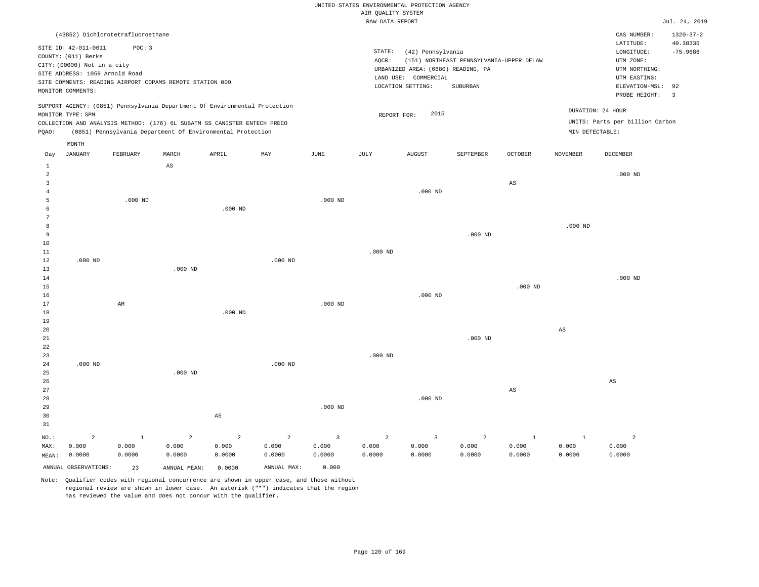UNITED STATES ENVIRONMENTAL PROTECTION AGENCY
AIR QUALITY SYSTEM
RAW DATA REPORT

Jul. 24, 2019

(43852) Dichlorotetrafluoroethane

SITE ID: 42-011-0011 POC: 3
COUNTY: (011) Berks
CITY: (00000) Not in a city
SITE ADDRESS: 1059 Arnold Road
SITE COMMENTS: READING AIRPORT COPAMS REMOTE STATION 009
MONITOR COMMENTS:

STATE: (42) Pennsylvania
AQCR: (151) NORTHEAST PENNSYLVANIA-UPPER DELAW
URBANIZED AREA: (6680) READING, PA
LAND USE: COMMERCIAL
LOCATION SETTING: SUBURBAN

CAS NUMBER: 1320-37-2
LATITUDE: 40.38335
LONGITUDE: -75.9686
UTM ZONE:
UTM NORTHING:
UTM EASTING:
ELEVATION-MSL: 92
PROBE HEIGHT: 3

SUPPORT AGENCY: (0851) Pennsylvania Department Of Environmental Protection
MONITOR TYPE: SPM
COLLECTION AND ANALYSIS METHOD: (176) 6L SUBATM SS CANISTER ENTECH PRECO
PQAO: (0851) Pennsylvania Department Of Environmental Protection

REPORT FOR: 2015

DURATION: 24 HOUR
UNITS: Parts per billion Carbon
MIN DETECTABLE:

| Day | JANUARY | FEBRUARY | MARCH | APRIL | MAY | JUNE | JULY | AUGUST | SEPTEMBER | OCTOBER | NOVEMBER | DECEMBER |
|---|---|---|---|---|---|---|---|---|---|---|---|---|
| 1 | | | AS | | | | | | | | | |
| 2 | | | | | | | | | | | | .000 ND |
| 3 | | | | | | | | | | AS | | |
| 4 | | | | | | | | .000 ND | | | | |
| 5 | | .000 ND | | | | .000 ND | | | | | | |
| 6 | | | | .000 ND | | | | | | | | |
| 7 | | | | | | | | | | | | |
| 8 | | | | | | | | | | | .000 ND | |
| 9 | | | | | | | | | .000 ND | | | |
| 10 | | | | | | | | | | | | |
| 11 | | | | | | | .000 ND | | | | | |
| 12 | .000 ND | | | | .000 ND | | | | | | | |
| 13 | | | .000 ND | | | | | | | | | |
| 14 | | | | | | | | | | | | .000 ND |
| 15 | | | | | | | | | | .000 ND | | |
| 16 | | | | | | | | .000 ND | | | | |
| 17 | | AM | | | | .000 ND | | | | | | |
| 18 | | | | .000 ND | | | | | | | | |
| 19 | | | | | | | | | | | | |
| 20 | | | | | | | | | | | AS | |
| 21 | | | | | | | | | .000 ND | | | |
| 22 | | | | | | | | | | | | |
| 23 | | | | | | | .000 ND | | | | | |
| 24 | .000 ND | | | | .000 ND | | | | | | | |
| 25 | | | .000 ND | | | | | | | | | |
| 26 | | | | | | | | | | | | AS |
| 27 | | | | | | | | | | AS | | |
| 28 | | | | | | | | .000 ND | | | | |
| 29 | | | | | | .000 ND | | | | | | |
| 30 | | | | AS | | | | | | | | |
| 31 | | | | | | | | | | | | |
| NO.: | 2 | 1 | 2 | 2 | 2 | 3 | 2 | 3 | 2 | 1 | 1 | 2 |
| MAX: | 0.000 | 0.000 | 0.000 | 0.000 | 0.000 | 0.000 | 0.000 | 0.000 | 0.000 | 0.000 | 0.000 | 0.000 |
| MEAN: | 0.0000 | 0.0000 | 0.0000 | 0.0000 | 0.0000 | 0.0000 | 0.0000 | 0.0000 | 0.0000 | 0.0000 | 0.0000 | 0.0000 |

ANNUAL OBSERVATIONS: 23 ANNUAL MEAN: 0.0000 ANNUAL MAX: 0.000

Note: Qualifier codes with regional concurrence are shown in upper case, and those without regional review are shown in lower case. An asterisk ("*") indicates that the region has reviewed the value and does not concur with the qualifier.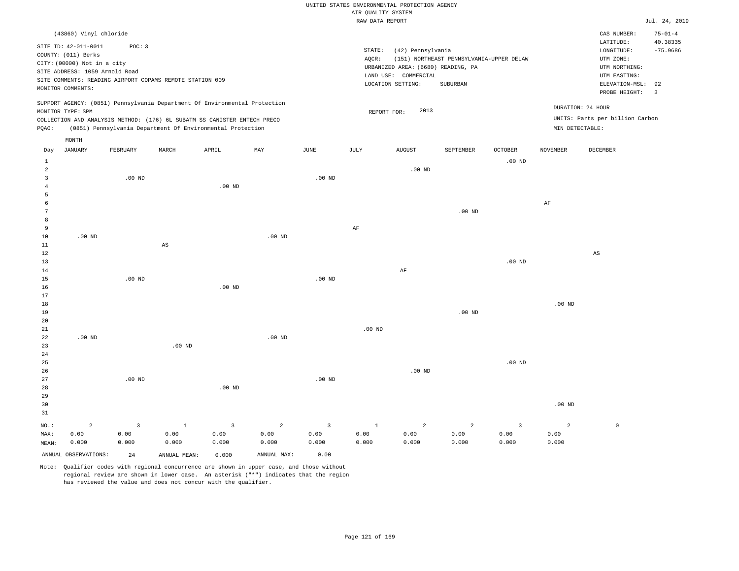UNITED STATES ENVIRONMENTAL PROTECTION AGENCY
AIR QUALITY SYSTEM
RAW DATA REPORT

Jul. 24, 2019

(43860) Vinyl chloride

SITE ID: 42-011-0011 POC: 3
COUNTY: (011) Berks
CITY: (00000) Not in a city
SITE ADDRESS: 1059 Arnold Road
SITE COMMENTS: READING AIRPORT COPAMS REMOTE STATION 009
MONITOR COMMENTS:

STATE: (42) Pennsylvania
AQCR: (151) NORTHEAST PENNSYLVANIA-UPPER DELAW
URBANIZED AREA: (6680) READING, PA
LAND USE: COMMERCIAL
LOCATION SETTING: SUBURBAN

CAS NUMBER: 75-01-4
LATITUDE: 40.38335
LONGITUDE: -75.9686
UTM ZONE:
UTM NORTHING:
UTM EASTING:
ELEVATION-MSL: 92
PROBE HEIGHT: 3

SUPPORT AGENCY: (0851) Pennsylvania Department Of Environmental Protection
MONITOR TYPE: SPM
COLLECTION AND ANALYSIS METHOD: (176) 6L SUBATM SS CANISTER ENTECH PRECO
PQAO: (0851) Pennsylvania Department Of Environmental Protection

REPORT FOR: 2013

DURATION: 24 HOUR
UNITS: Parts per billion Carbon
MIN DETECTABLE:

| Day | JANUARY | FEBRUARY | MARCH | APRIL | MAY | JUNE | JULY | AUGUST | SEPTEMBER | OCTOBER | NOVEMBER | DECEMBER |
|---|---|---|---|---|---|---|---|---|---|---|---|---|
| 1 | | | | | | | | | | .00 ND | | |
| 2 | | | | | | | | .00 ND | | | | |
| 3 | | .00 ND | | | | .00 ND | | | | | | |
| 4 | | | | .00 ND | | | | | | | | |
| 5 | | | | | | | | | | | | |
| 6 | | | | | | | | | | | AF | |
| 7 | | | | | | | | | .00 ND | | | |
| 8 | | | | | | | | | | | | |
| 9 | | | | | | | AF | | | | | |
| 10 | .00 ND | | | | .00 ND | | | | | | | |
| 11 | | | AS | | | | | | | | | |
| 12 | | | | | | | | | | | | AS |
| 13 | | | | | | | | | | .00 ND | | |
| 14 | | | | | | | | AF | | | | |
| 15 | | .00 ND | | | | .00 ND | | | | | | |
| 16 | | | | .00 ND | | | | | | | | |
| 17 | | | | | | | | | | | | |
| 18 | | | | | | | | | | | .00 ND | |
| 19 | | | | | | | | | .00 ND | | | |
| 20 | | | | | | | | | | | | |
| 21 | | | | | | | .00 ND | | | | | |
| 22 | .00 ND | | | | .00 ND | | | | | | | |
| 23 | | | .00 ND | | | | | | | | | |
| 24 | | | | | | | | | | | | |
| 25 | | | | | | | | | | .00 ND | | |
| 26 | | | | | | | | .00 ND | | | | |
| 27 | | .00 ND | | | | .00 ND | | | | | | |
| 28 | | | | .00 ND | | | | | | | | |
| 29 | | | | | | | | | | | | |
| 30 | | | | | | | | | | | .00 ND | |
| 31 | | | | | | | | | | | | |
| NO.: | 2 | 3 | 1 | 3 | 2 | 3 | 1 | 2 | 2 | 3 | 2 | 0 |
| MAX: | 0.00 | 0.00 | 0.00 | 0.00 | 0.00 | 0.00 | 0.00 | 0.00 | 0.00 | 0.00 | 0.00 | |
| MEAN: | 0.000 | 0.000 | 0.000 | 0.000 | 0.000 | 0.000 | 0.000 | 0.000 | 0.000 | 0.000 | 0.000 | |

ANNUAL OBSERVATIONS: 24 ANNUAL MEAN: 0.000 ANNUAL MAX: 0.00

Note: Qualifier codes with regional concurrence are shown in upper case, and those without regional review are shown in lower case. An asterisk ("*") indicates that the region has reviewed the value and does not concur with the qualifier.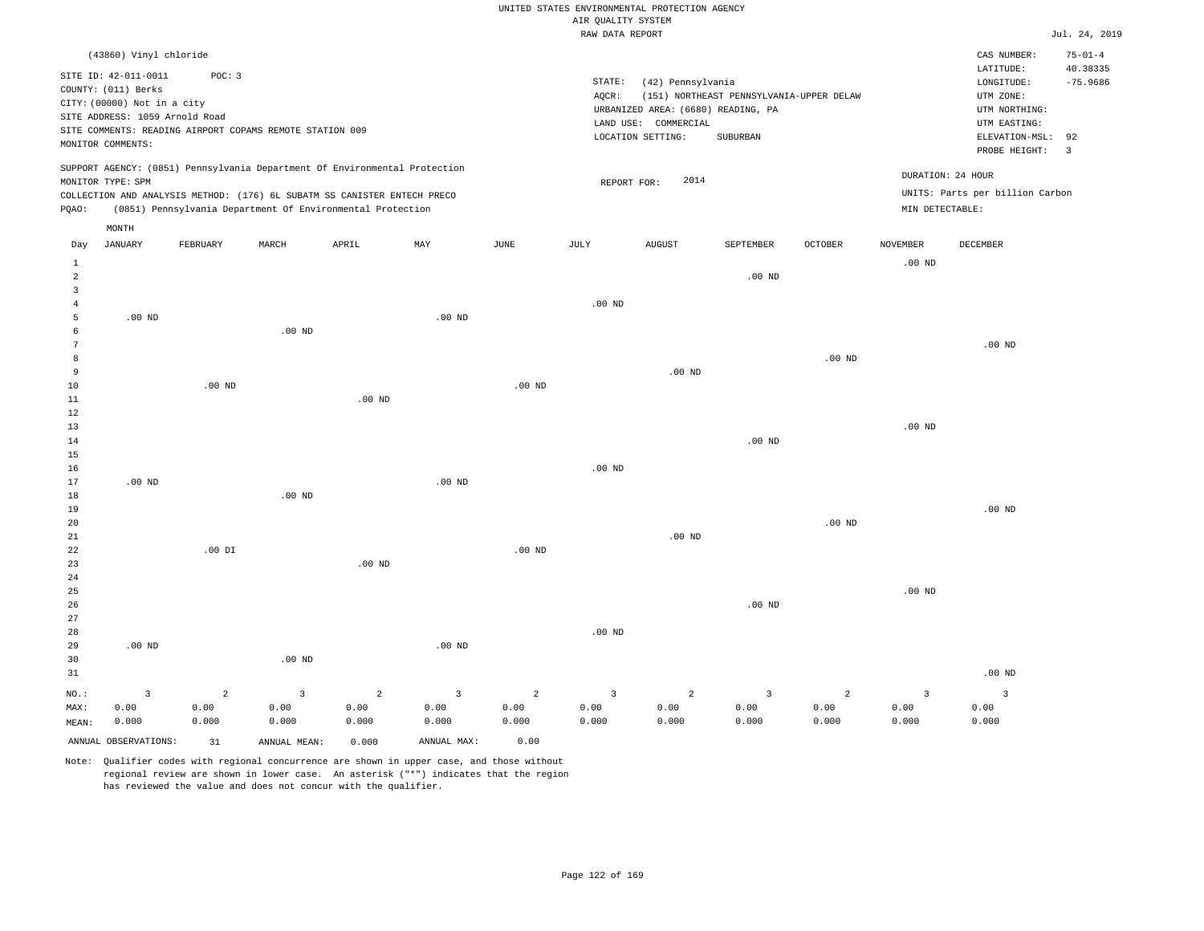UNITED STATES ENVIRONMENTAL PROTECTION AGENCY
AIR QUALITY SYSTEM
RAW DATA REPORT

Jul. 24, 2019

(43860) Vinyl chloride

SITE ID: 42-011-0011 POC: 3
COUNTY: (011) Berks
CITY: (00000) Not in a city
SITE ADDRESS: 1059 Arnold Road
SITE COMMENTS: READING AIRPORT COPAMS REMOTE STATION 009
MONITOR COMMENTS:

STATE: (42) Pennsylvania
AQCR: (151) NORTHEAST PENNSYLVANIA-UPPER DELAW
URBANIZED AREA: (6680) READING, PA
LAND USE: COMMERCIAL
LOCATION SETTING: SUBURBAN

CAS NUMBER: 75-01-4
LATITUDE: 40.38335
LONGITUDE: -75.9686
UTM ZONE:
UTM NORTHING:
UTM EASTING:
ELEVATION-MSL: 92
PROBE HEIGHT: 3

SUPPORT AGENCY: (0851) Pennsylvania Department Of Environmental Protection
MONITOR TYPE: SPM
COLLECTION AND ANALYSIS METHOD: (176) 6L SUBATM SS CANISTER ENTECH PRECO
PQAO: (0851) Pennsylvania Department Of Environmental Protection

REPORT FOR: 2014

DURATION: 24 HOUR
UNITS: Parts per billion Carbon
MIN DETECTABLE:

| Day | JANUARY | FEBRUARY | MARCH | APRIL | MAY | JUNE | JULY | AUGUST | SEPTEMBER | OCTOBER | NOVEMBER | DECEMBER |
|---|---|---|---|---|---|---|---|---|---|---|---|---|
| 1 | | | | | | | | | | | .00 ND | |
| 2 | | | | | | | | | .00 ND | | | |
| 3 | | | | | | | | | | | | |
| 4 | | | | | | | .00 ND | | | | | |
| 5 | .00 ND | | | | .00 ND | | | | | | | |
| 6 | | | .00 ND | | | | | | | | | |
| 7 | | | | | | | | | | | | .00 ND |
| 8 | | | | | | | | | | .00 ND | | |
| 9 | | | | | | | | .00 ND | | | | |
| 10 | | .00 ND | | | | .00 ND | | | | | | |
| 11 | | | | .00 ND | | | | | | | | |
| 12 | | | | | | | | | | | | |
| 13 | | | | | | | | | | | .00 ND | |
| 14 | | | | | | | | | .00 ND | | | |
| 15 | | | | | | | | | | | | |
| 16 | | | | | | | .00 ND | | | | | |
| 17 | .00 ND | | | | .00 ND | | | | | | | |
| 18 | | | .00 ND | | | | | | | | | |
| 19 | | | | | | | | | | | | .00 ND |
| 20 | | | | | | | | | | .00 ND | | |
| 21 | | | | | | | | .00 ND | | | | |
| 22 | | .00 DI | | | | .00 ND | | | | | | |
| 23 | | | | .00 ND | | | | | | | | |
| 24 | | | | | | | | | | | | |
| 25 | | | | | | | | | | | .00 ND | |
| 26 | | | | | | | | | .00 ND | | | |
| 27 | | | | | | | | | | | | |
| 28 | | | | | | | .00 ND | | | | | |
| 29 | .00 ND | | | | .00 ND | | | | | | | |
| 30 | | | .00 ND | | | | | | | | | |
| 31 | | | | | | | | | | | | .00 ND |
| NO.: | 3 | 2 | 3 | 2 | 3 | 2 | 3 | 2 | 3 | 2 | 3 | 3 |
| MAX: | 0.00 | 0.00 | 0.00 | 0.00 | 0.00 | 0.00 | 0.00 | 0.00 | 0.00 | 0.00 | 0.00 | 0.00 |
| MEAN: | 0.000 | 0.000 | 0.000 | 0.000 | 0.000 | 0.000 | 0.000 | 0.000 | 0.000 | 0.000 | 0.000 | 0.000 |

ANNUAL OBSERVATIONS: 31 ANNUAL MEAN: 0.000 ANNUAL MAX: 0.00

Note: Qualifier codes with regional concurrence are shown in upper case, and those without regional review are shown in lower case. An asterisk ("*") indicates that the region has reviewed the value and does not concur with the qualifier.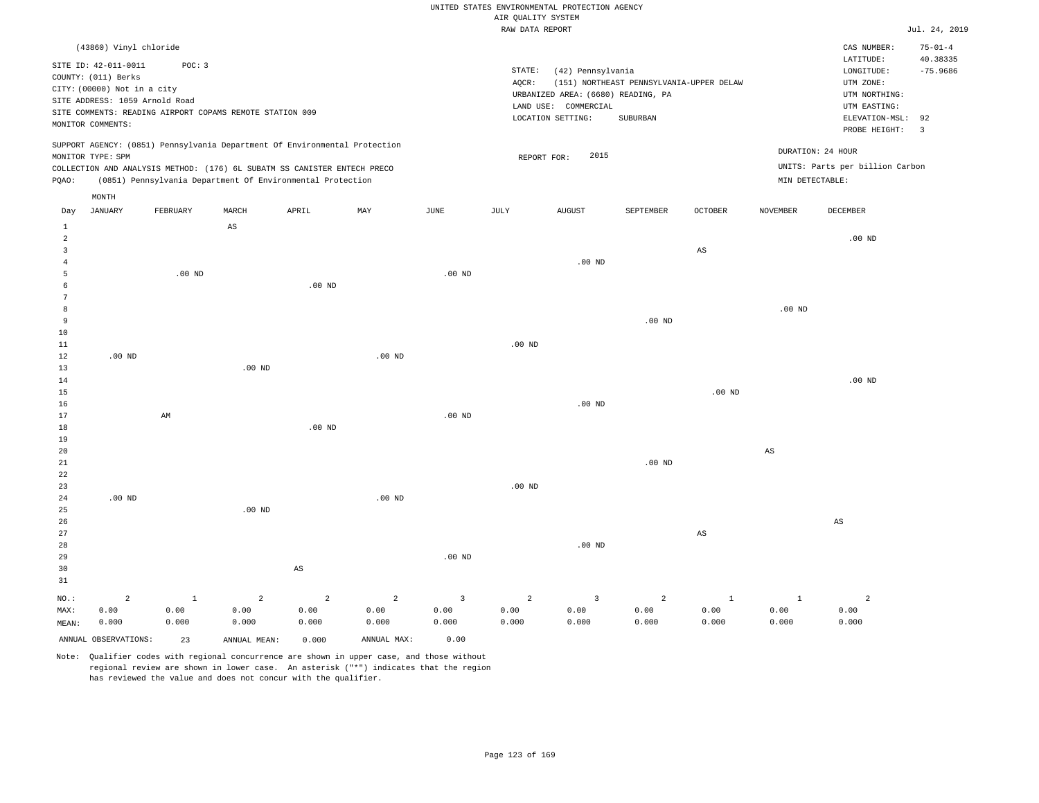UNITED STATES ENVIRONMENTAL PROTECTION AGENCY
AIR QUALITY SYSTEM
RAW DATA REPORT

Jul. 24, 2019

(43860) Vinyl chloride

SITE ID: 42-011-0011 POC: 3
COUNTY: (011) Berks
CITY: (00000) Not in a city
SITE ADDRESS: 1059 Arnold Road
SITE COMMENTS: READING AIRPORT COPAMS REMOTE STATION 009
MONITOR COMMENTS:

STATE: (42) Pennsylvania
AQCR: (151) NORTHEAST PENNSYLVANIA-UPPER DELAW
URBANIZED AREA: (6680) READING, PA
LAND USE: COMMERCIAL
LOCATION SETTING: SUBURBAN

CAS NUMBER: 75-01-4
LATITUDE: 40.38335
LONGITUDE: -75.9686
UTM ZONE:
UTM NORTHING:
UTM EASTING:
ELEVATION-MSL: 92
PROBE HEIGHT: 3

SUPPORT AGENCY: (0851) Pennsylvania Department Of Environmental Protection
MONITOR TYPE: SPM
COLLECTION AND ANALYSIS METHOD: (176) 6L SUBATM SS CANISTER ENTECH PRECO
PQAO: (0851) Pennsylvania Department Of Environmental Protection

REPORT FOR: 2015

DURATION: 24 HOUR
UNITS: Parts per billion Carbon
MIN DETECTABLE:

| Day | JANUARY | FEBRUARY | MARCH | APRIL | MAY | JUNE | JULY | AUGUST | SEPTEMBER | OCTOBER | NOVEMBER | DECEMBER |
|---|---|---|---|---|---|---|---|---|---|---|---|---|
| 1 | | | AS | | | | | | | | | |
| 2 | | | | | | | | | | | | .00 ND |
| 3 | | | | | | | | | | AS | | |
| 4 | | | | | | | | .00 ND | | | | |
| 5 | | .00 ND | | | | .00 ND | | | | | | |
| 6 | | | | .00 ND | | | | | | | | |
| 7 | | | | | | | | | | | | |
| 8 | | | | | | | | | | | .00 ND | |
| 9 | | | | | | | | | .00 ND | | | |
| 10 | | | | | | | | | | | | |
| 11 | | | | | | | .00 ND | | | | | |
| 12 | .00 ND | | | | .00 ND | | | | | | | |
| 13 | | | .00 ND | | | | | | | | | |
| 14 | | | | | | | | | | | | .00 ND |
| 15 | | | | | | | | | | .00 ND | | |
| 16 | | | | | | | | .00 ND | | | | |
| 17 | | AM | | | | .00 ND | | | | | | |
| 18 | | | | .00 ND | | | | | | | | |
| 19 | | | | | | | | | | | | |
| 20 | | | | | | | | | | | AS | |
| 21 | | | | | | | | | .00 ND | | | |
| 22 | | | | | | | | | | | | |
| 23 | | | | | | | .00 ND | | | | | |
| 24 | .00 ND | | | | .00 ND | | | | | | | |
| 25 | | | .00 ND | | | | | | | | | |
| 26 | | | | | | | | | | | | AS |
| 27 | | | | | | | | | | AS | | |
| 28 | | | | | | | | .00 ND | | | | |
| 29 | | | | | | .00 ND | | | | | | |
| 30 | | | | AS | | | | | | | | |
| 31 | | | | | | | | | | | | |
| NO.: | 2 | 1 | 2 | 2 | 2 | 3 | 2 | 3 | 2 | 1 | 1 | 2 |
| MAX: | 0.00 | 0.00 | 0.00 | 0.00 | 0.00 | 0.00 | 0.00 | 0.00 | 0.00 | 0.00 | 0.00 | 0.00 |
| MEAN: | 0.000 | 0.000 | 0.000 | 0.000 | 0.000 | 0.000 | 0.000 | 0.000 | 0.000 | 0.000 | 0.000 | 0.000 |

ANNUAL OBSERVATIONS: 23 ANNUAL MEAN: 0.000 ANNUAL MAX: 0.00

Note: Qualifier codes with regional concurrence are shown in upper case, and those without regional review are shown in lower case. An asterisk ("*") indicates that the region has reviewed the value and does not concur with the qualifier.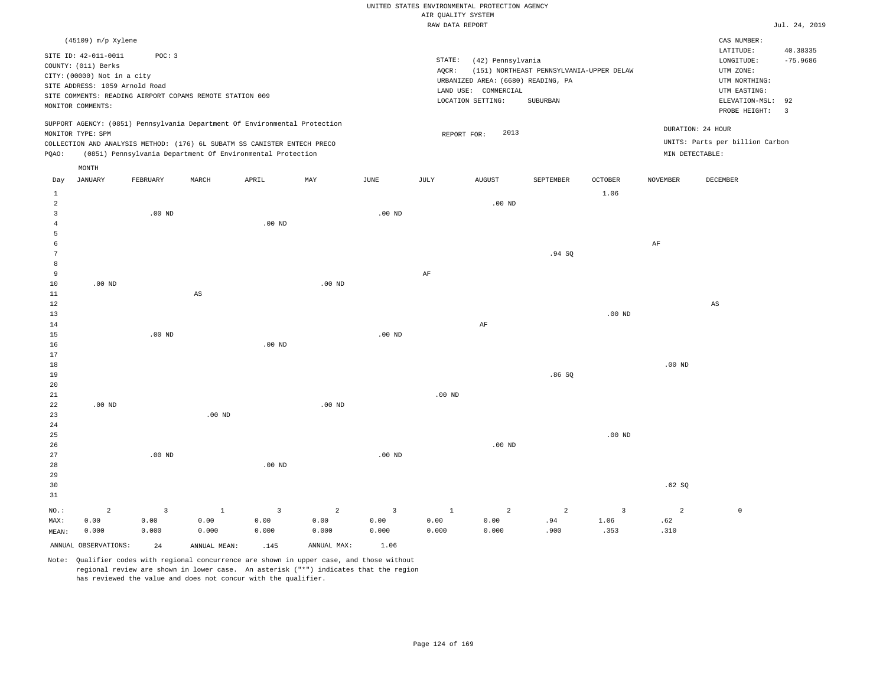UNITED STATES ENVIRONMENTAL PROTECTION AGENCY
AIR QUALITY SYSTEM
RAW DATA REPORT

Jul. 24, 2019

(45109) m/p Xylene

SITE ID: 42-011-0011 POC: 3
COUNTY: (011) Berks
CITY: (00000) Not in a city
SITE ADDRESS: 1059 Arnold Road
SITE COMMENTS: READING AIRPORT COPAMS REMOTE STATION 009
MONITOR COMMENTS:

STATE: (42) Pennsylvania
AQCR: (151) NORTHEAST PENNSYLVANIA-UPPER DELAW
URBANIZED AREA: (6680) READING, PA
LAND USE: COMMERCIAL
LOCATION SETTING: SUBURBAN

CAS NUMBER:
LATITUDE: 40.38335
LONGITUDE: -75.9686
UTM ZONE:
UTM NORTHING:
UTM EASTING:
ELEVATION-MSL: 92
PROBE HEIGHT: 3

SUPPORT AGENCY: (0851) Pennsylvania Department Of Environmental Protection
MONITOR TYPE: SPM
COLLECTION AND ANALYSIS METHOD: (176) 6L SUBATM SS CANISTER ENTECH PRECO
PQAO: (0851) Pennsylvania Department Of Environmental Protection

REPORT FOR: 2013

DURATION: 24 HOUR
UNITS: Parts per billion Carbon
MIN DETECTABLE:

| Day | JANUARY | FEBRUARY | MARCH | APRIL | MAY | JUNE | JULY | AUGUST | SEPTEMBER | OCTOBER | NOVEMBER | DECEMBER |
|---|---|---|---|---|---|---|---|---|---|---|---|---|
| 1 | | | | | | | | | | 1.06 | | |
| 2 | | | | | | | | .00 ND | | | | |
| 3 | | .00 ND | | | | .00 ND | | | | | | |
| 4 | | | | .00 ND | | | | | | | | |
| 5 | | | | | | | | | | | | |
| 6 | | | | | | | | | | | AF | |
| 7 | | | | | | | | | .94 SQ | | | |
| 8 | | | | | | | | | | | | |
| 9 | | | | | | | AF | | | | | |
| 10 | .00 ND | | | | .00 ND | | | | | | | |
| 11 | | | AS | | | | | | | | | |
| 12 | | | | | | | | | | | | AS |
| 13 | | | | | | | | | | .00 ND | | |
| 14 | | | | | | | | AF | | | | |
| 15 | | .00 ND | | | | .00 ND | | | | | | |
| 16 | | | | .00 ND | | | | | | | | |
| 17 | | | | | | | | | | | | |
| 18 | | | | | | | | | | | .00 ND | |
| 19 | | | | | | | | | .86 SQ | | | |
| 20 | | | | | | | | | | | | |
| 21 | | | | | | | .00 ND | | | | | |
| 22 | .00 ND | | | | .00 ND | | | | | | | |
| 23 | | | .00 ND | | | | | | | | | |
| 24 | | | | | | | | | | | | |
| 25 | | | | | | | | | | .00 ND | | |
| 26 | | | | | | | | .00 ND | | | | |
| 27 | | .00 ND | | | | .00 ND | | | | | | |
| 28 | | | | .00 ND | | | | | | | | |
| 29 | | | | | | | | | | | | |
| 30 | | | | | | | | | | | .62 SQ | |
| 31 | | | | | | | | | | | | |
| NO.: | 2 | 3 | 1 | 3 | 2 | 3 | 1 | 2 | 2 | 3 | 2 | 0 |
| MAX: | 0.00 | 0.00 | 0.00 | 0.00 | 0.00 | 0.00 | 0.00 | 0.00 | .94 | 1.06 | .62 | |
| MEAN: | 0.000 | 0.000 | 0.000 | 0.000 | 0.000 | 0.000 | 0.000 | 0.000 | .900 | .353 | .310 | |

ANNUAL OBSERVATIONS: 24 ANNUAL MEAN: .145 ANNUAL MAX: 1.06

Note: Qualifier codes with regional concurrence are shown in upper case, and those without regional review are shown in lower case. An asterisk ("*") indicates that the region has reviewed the value and does not concur with the qualifier.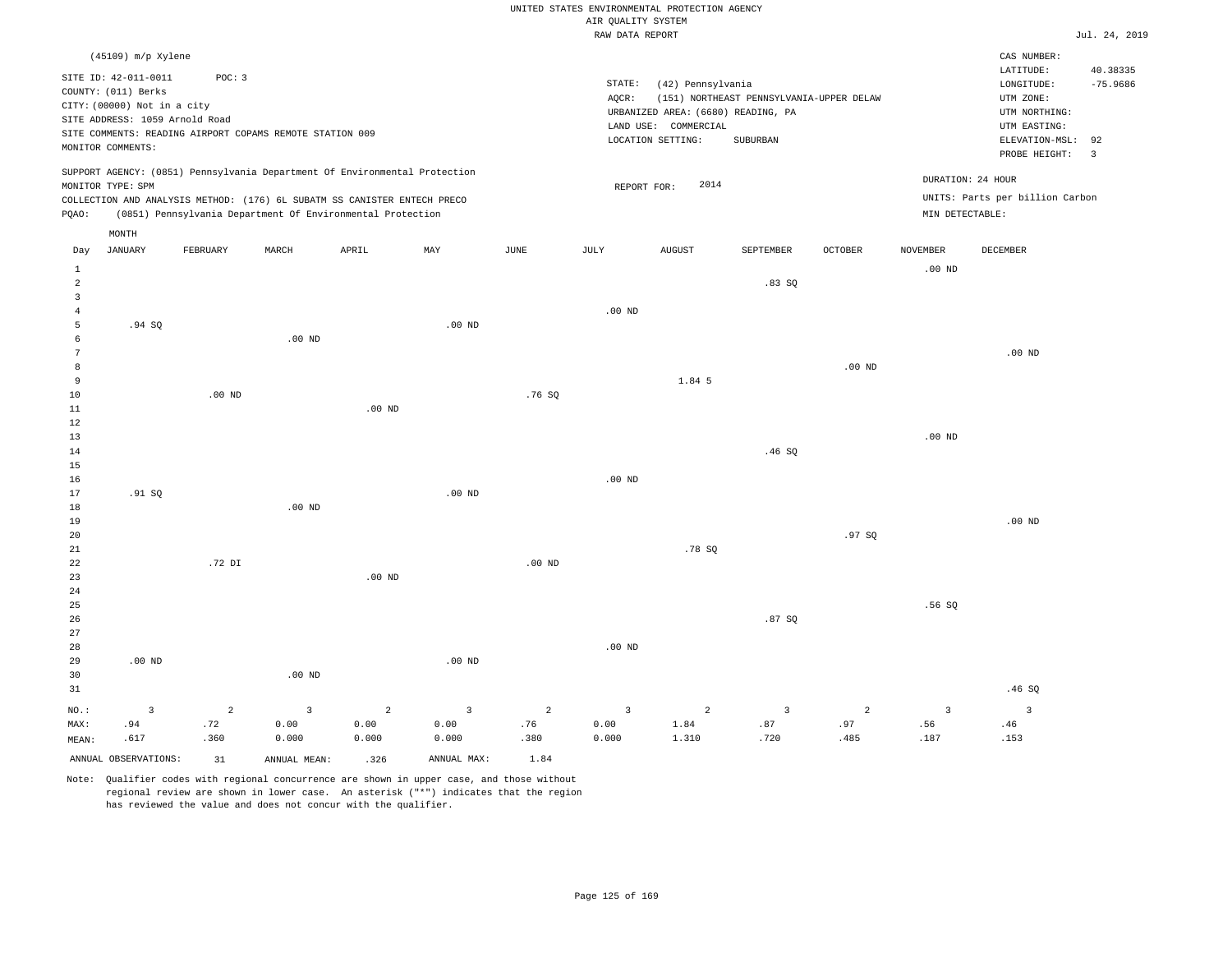UNITED STATES ENVIRONMENTAL PROTECTION AGENCY
AIR QUALITY SYSTEM
RAW DATA REPORT

Jul. 24, 2019

(45109) m/p Xylene

SITE ID: 42-011-0011 POC: 3
COUNTY: (011) Berks
CITY: (00000) Not in a city
SITE ADDRESS: 1059 Arnold Road
SITE COMMENTS: READING AIRPORT COPAMS REMOTE STATION 009
MONITOR COMMENTS:

STATE: (42) Pennsylvania
AQCR: (151) NORTHEAST PENNSYLVANIA-UPPER DELAW
URBANIZED AREA: (6680) READING, PA
LAND USE: COMMERCIAL
LOCATION SETTING: SUBURBAN

CAS NUMBER:
LATITUDE: 40.38335
LONGITUDE: -75.9686
UTM ZONE:
UTM NORTHING:
UTM EASTING:
ELEVATION-MSL: 92
PROBE HEIGHT: 3

SUPPORT AGENCY: (0851) Pennsylvania Department Of Environmental Protection
MONITOR TYPE: SPM
COLLECTION AND ANALYSIS METHOD: (176) 6L SUBATM SS CANISTER ENTECH PRECO
PQAO: (0851) Pennsylvania Department Of Environmental Protection

REPORT FOR: 2014

DURATION: 24 HOUR
UNITS: Parts per billion Carbon
MIN DETECTABLE:

| Day | JANUARY | FEBRUARY | MARCH | APRIL | MAY | JUNE | JULY | AUGUST | SEPTEMBER | OCTOBER | NOVEMBER | DECEMBER |
|---|---|---|---|---|---|---|---|---|---|---|---|---|
| 1 | | | | | | | | | | | .00 ND | |
| 2 | | | | | | | | | .83 SQ | | | |
| 3 | | | | | | | | | | | | |
| 4 | | | | | | | .00 ND | | | | | |
| 5 | .94 SQ | | | | .00 ND | | | | | | | |
| 6 | | | .00 ND | | | | | | | | | |
| 7 | | | | | | | | | | | | .00 ND |
| 8 | | | | | | | | | | .00 ND | | |
| 9 | | | | | | | | 1.84 5 | | | | |
| 10 | | .00 ND | | | | .76 SQ | | | | | | |
| 11 | | | | .00 ND | | | | | | | | |
| 12 | | | | | | | | | | | | |
| 13 | | | | | | | | | | | .00 ND | |
| 14 | | | | | | | | | .46 SQ | | | |
| 15 | | | | | | | | | | | | |
| 16 | | | | | | | .00 ND | | | | | |
| 17 | .91 SQ | | | | .00 ND | | | | | | | |
| 18 | | | .00 ND | | | | | | | | | |
| 19 | | | | | | | | | | | | .00 ND |
| 20 | | | | | | | | | | .97 SQ | | |
| 21 | | | | | | | | .78 SQ | | | | |
| 22 | | .72 DI | | | | .00 ND | | | | | | |
| 23 | | | | .00 ND | | | | | | | | |
| 24 | | | | | | | | | | | | |
| 25 | | | | | | | | | | | .56 SQ | |
| 26 | | | | | | | | | .87 SQ | | | |
| 27 | | | | | | | | | | | | |
| 28 | | | | | | | .00 ND | | | | | |
| 29 | .00 ND | | | | .00 ND | | | | | | | |
| 30 | | | .00 ND | | | | | | | | | |
| 31 | | | | | | | | | | | | .46 SQ |
| NO.: | 3 | 2 | 3 | 2 | 3 | 2 | 3 | 2 | 3 | 2 | 3 | 3 |
| MAX: | .94 | .72 | 0.00 | 0.00 | 0.00 | .76 | 0.00 | 1.84 | .87 | .97 | .56 | .46 |
| MEAN: | .617 | .360 | 0.000 | 0.000 | 0.000 | .380 | 0.000 | 1.310 | .720 | .485 | .187 | .153 |

ANNUAL OBSERVATIONS: 31 ANNUAL MEAN: .326 ANNUAL MAX: 1.84

Note: Qualifier codes with regional concurrence are shown in upper case, and those without regional review are shown in lower case. An asterisk ("*") indicates that the region has reviewed the value and does not concur with the qualifier.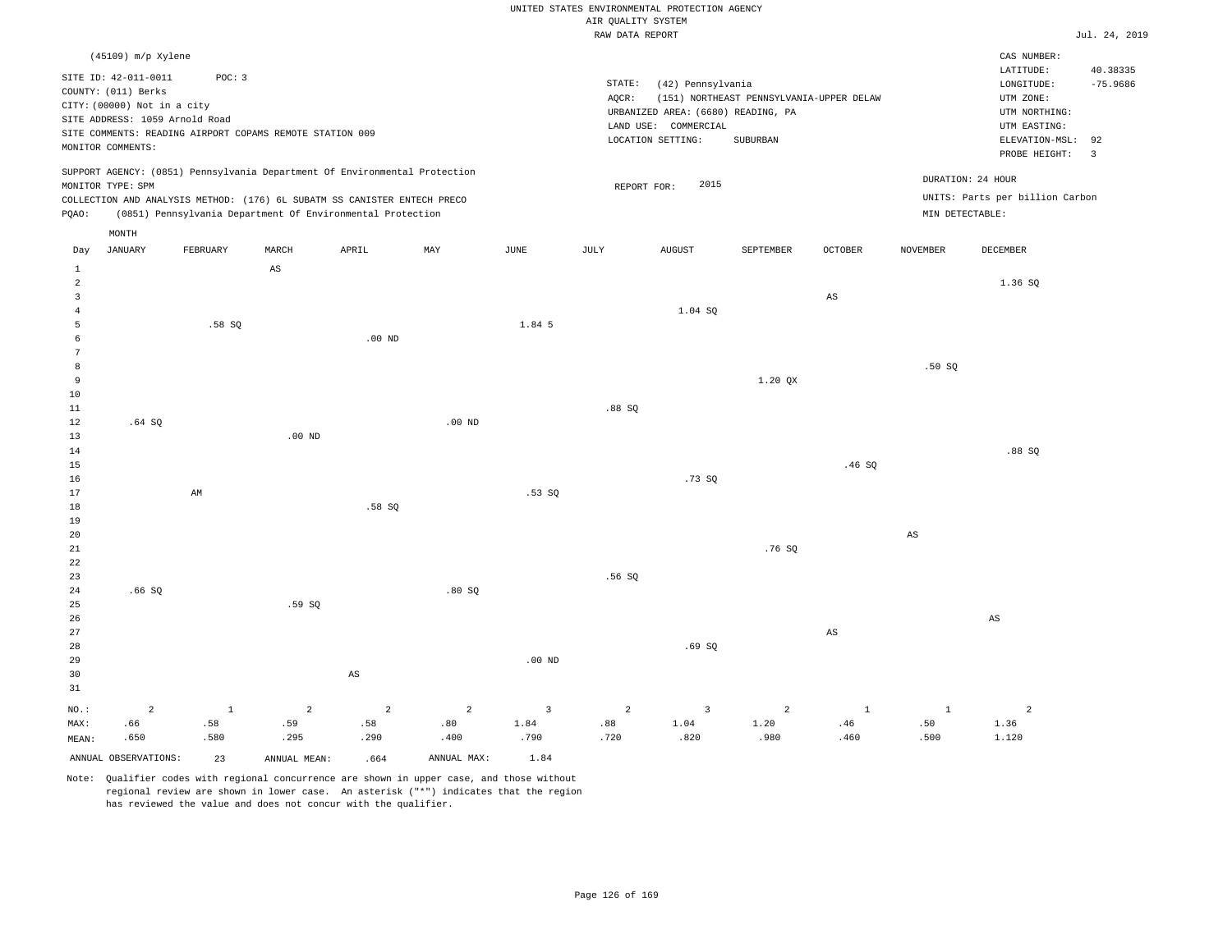UNITED STATES ENVIRONMENTAL PROTECTION AGENCY
AIR QUALITY SYSTEM
RAW DATA REPORT

Jul. 24, 2019

(45109) m/p Xylene

SITE ID: 42-011-0011 POC: 3
COUNTY: (011) Berks
CITY: (00000) Not in a city
SITE ADDRESS: 1059 Arnold Road
SITE COMMENTS: READING AIRPORT COPAMS REMOTE STATION 009
MONITOR COMMENTS:

STATE: (42) Pennsylvania
AQCR: (151) NORTHEAST PENNSYLVANIA-UPPER DELAW
URBANIZED AREA: (6680) READING, PA
LAND USE: COMMERCIAL
LOCATION SETTING: SUBURBAN

CAS NUMBER:
LATITUDE: 40.38335
LONGITUDE: -75.9686
UTM ZONE:
UTM NORTHING:
UTM EASTING:
ELEVATION-MSL: 92
PROBE HEIGHT: 3

SUPPORT AGENCY: (0851) Pennsylvania Department Of Environmental Protection
MONITOR TYPE: SPM
COLLECTION AND ANALYSIS METHOD: (176) 6L SUBATM SS CANISTER ENTECH PRECO
PQAO: (0851) Pennsylvania Department Of Environmental Protection

REPORT FOR: 2015

DURATION: 24 HOUR
UNITS: Parts per billion Carbon
MIN DETECTABLE:

| Day | JANUARY | FEBRUARY | MARCH | APRIL | MAY | JUNE | JULY | AUGUST | SEPTEMBER | OCTOBER | NOVEMBER | DECEMBER |
|---|---|---|---|---|---|---|---|---|---|---|---|---|
| 1 | | | AS | | | | | | | | | |
| 2 | | | | | | | | | | | | 1.36 SQ |
| 3 | | | | | | | | | | AS | | |
| 4 | | | | | | | | 1.04 SQ | | | | |
| 5 | | .58 SQ | | | | 1.84 5 | | | | | | |
| 6 | | | | .00 ND | | | | | | | | |
| 7 | | | | | | | | | | | | |
| 8 | | | | | | | | | | | .50 SQ | |
| 9 | | | | | | | | | 1.20 QX | | | |
| 10 | | | | | | | | | | | | |
| 11 | | | | | | | .88 SQ | | | | | |
| 12 | .64 SQ | | | | .00 ND | | | | | | | |
| 13 | | | .00 ND | | | | | | | | | |
| 14 | | | | | | | | | | | | .88 SQ |
| 15 | | | | | | | | | | .46 SQ | | |
| 16 | | | | | | | | .73 SQ | | | | |
| 17 | | AM | | | | .53 SQ | | | | | | |
| 18 | | | | .58 SQ | | | | | | | | |
| 19 | | | | | | | | | | | | |
| 20 | | | | | | | | | | | AS | |
| 21 | | | | | | | | | .76 SQ | | | |
| 22 | | | | | | | | | | | | |
| 23 | | | | | | | .56 SQ | | | | | |
| 24 | .66 SQ | | | | .80 SQ | | | | | | | |
| 25 | | | .59 SQ | | | | | | | | | |
| 26 | | | | | | | | | | | | AS |
| 27 | | | | | | | | | | AS | | |
| 28 | | | | | | | | .69 SQ | | | | |
| 29 | | | | | | .00 ND | | | | | | |
| 30 | | | | AS | | | | | | | | |
| 31 | | | | | | | | | | | | |
| NO.: | 2 | 1 | 2 | 2 | 2 | 3 | 2 | 3 | 2 | 1 | 1 | 2 |
| MAX: | .66 | .58 | .59 | .58 | .80 | 1.84 | .88 | 1.04 | 1.20 | .46 | .50 | 1.36 |
| MEAN: | .650 | .580 | .295 | .290 | .400 | .790 | .720 | .820 | .980 | .460 | .500 | 1.120 |

ANNUAL OBSERVATIONS: 23 ANNUAL MEAN: .664 ANNUAL MAX: 1.84

Note: Qualifier codes with regional concurrence are shown in upper case, and those without regional review are shown in lower case. An asterisk ("*") indicates that the region has reviewed the value and does not concur with the qualifier.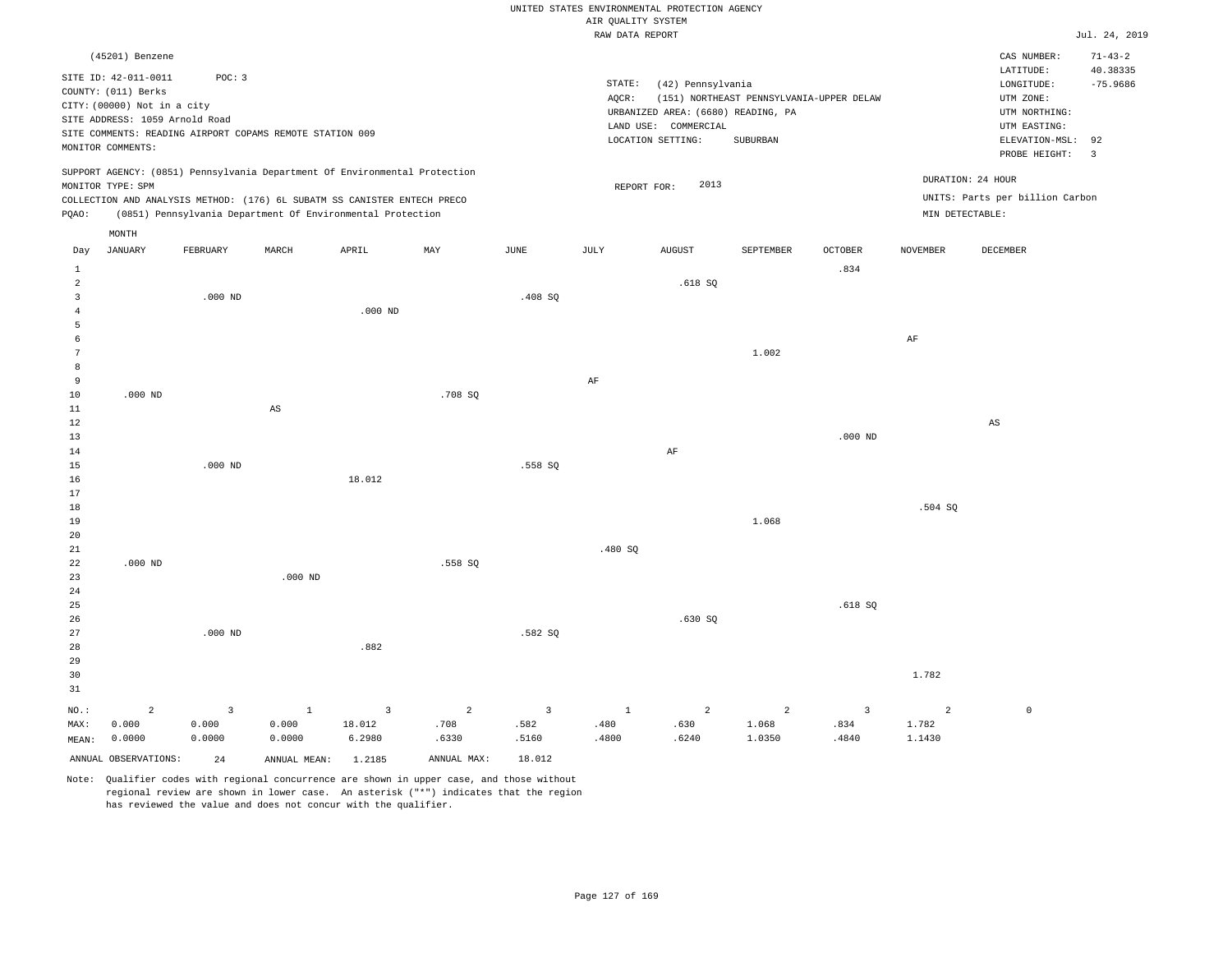UNITED STATES ENVIRONMENTAL PROTECTION AGENCY
AIR QUALITY SYSTEM
RAW DATA REPORT

Jul. 24, 2019

(45201) Benzene

SITE ID: 42-011-0011  POC: 3
COUNTY: (011) Berks
CITY: (00000) Not in a city
SITE ADDRESS: 1059 Arnold Road
SITE COMMENTS: READING AIRPORT COPAMS REMOTE STATION 009
MONITOR COMMENTS:

STATE: (42) Pennsylvania
AQCR: (151) NORTHEAST PENNSYLVANIA-UPPER DELAW
URBANIZED AREA: (6680) READING, PA
LAND USE: COMMERCIAL
LOCATION SETTING: SUBURBAN

CAS NUMBER: 71-43-2
LATITUDE: 40.38335
LONGITUDE: -75.9686
UTM ZONE:
UTM NORTHING:
UTM EASTING:
ELEVATION-MSL: 92
PROBE HEIGHT: 3

SUPPORT AGENCY: (0851) Pennsylvania Department Of Environmental Protection
MONITOR TYPE: SPM
COLLECTION AND ANALYSIS METHOD: (176) 6L SUBATM SS CANISTER ENTECH PRECO
PQAO: (0851) Pennsylvania Department Of Environmental Protection

REPORT FOR: 2013

DURATION: 24 HOUR
UNITS: Parts per billion Carbon
MIN DETECTABLE:

| Day | JANUARY | FEBRUARY | MARCH | APRIL | MAY | JUNE | JULY | AUGUST | SEPTEMBER | OCTOBER | NOVEMBER | DECEMBER |
|---|---|---|---|---|---|---|---|---|---|---|---|---|
| 1 | | | | | | | | | | .834 | | |
| 2 | | | | | | | | .618 SQ | | | | |
| 3 | | .000 ND | | | | .408 SQ | | | | | | |
| 4 | | | | .000 ND | | | | | | | | |
| 5 | | | | | | | | | | | | |
| 6 | | | | | | | | | | | AF | |
| 7 | | | | | | | | | 1.002 | | | |
| 8 | | | | | | | | | | | | |
| 9 | | | | | | | AF | | | | | |
| 10 | .000 ND | | | | .708 SQ | | | | | | | |
| 11 | | | AS | | | | | | | | | |
| 12 | | | | | | | | | | | | AS |
| 13 | | | | | | | | | | .000 ND | | |
| 14 | | | | | | | | AF | | | | |
| 15 | | .000 ND | | | | .558 SQ | | | | | | |
| 16 | | | | 18.012 | | | | | | | | |
| 17 | | | | | | | | | | | | |
| 18 | | | | | | | | | | | .504 SQ | |
| 19 | | | | | | | | | 1.068 | | | |
| 20 | | | | | | | | | | | | |
| 21 | | | | | | | .480 SQ | | | | | |
| 22 | .000 ND | | | | .558 SQ | | | | | | | |
| 23 | | | .000 ND | | | | | | | | | |
| 24 | | | | | | | | | | | | |
| 25 | | | | | | | | | | .618 SQ | | |
| 26 | | | | | | | | .630 SQ | | | | |
| 27 | | .000 ND | | | | .582 SQ | | | | | | |
| 28 | | | | .882 | | | | | | | | |
| 29 | | | | | | | | | | | | |
| 30 | | | | | | | | | | | 1.782 | |
| 31 | | | | | | | | | | | | |
| NO.: | 2 | 3 | 1 | 3 | 2 | 3 | 1 | 2 | 2 | 3 | 2 | 0 |
| MAX: | 0.000 | 0.000 | 0.000 | 18.012 | .708 | .582 | .480 | .630 | 1.068 | .834 | 1.782 | |
| MEAN: | 0.0000 | 0.0000 | 0.0000 | 6.2980 | .6330 | .5160 | .4800 | .6240 | 1.0350 | .4840 | 1.1430 | |

ANNUAL OBSERVATIONS: 24  ANNUAL MEAN: 1.2185  ANNUAL MAX: 18.012

Note: Qualifier codes with regional concurrence are shown in upper case, and those without regional review are shown in lower case. An asterisk ("*") indicates that the region has reviewed the value and does not concur with the qualifier.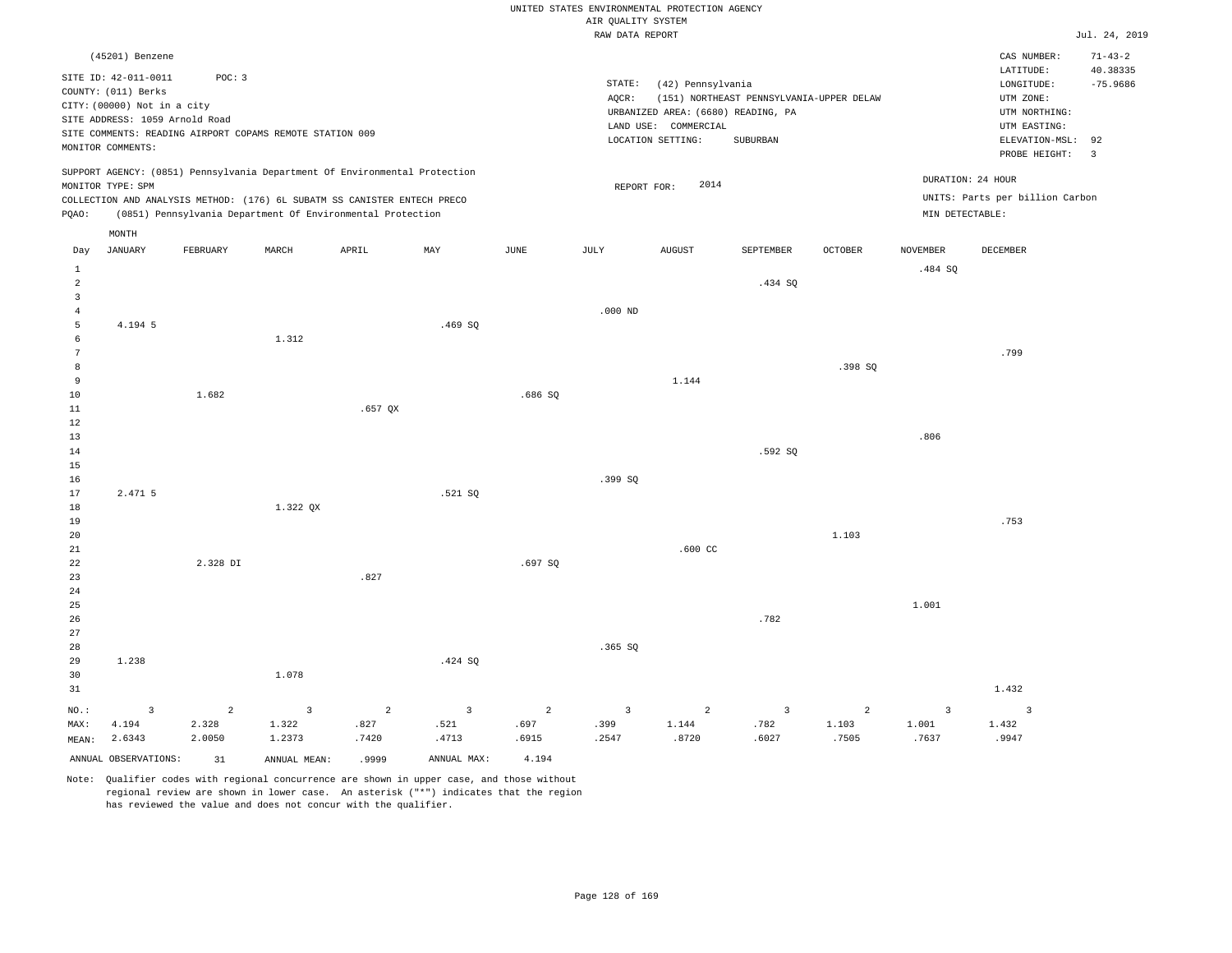UNITED STATES ENVIRONMENTAL PROTECTION AGENCY
AIR QUALITY SYSTEM
RAW DATA REPORT

Jul. 24, 2019

(45201) Benzene

SITE ID: 42-011-0011  POC: 3
COUNTY: (011) Berks
CITY: (00000) Not in a city
SITE ADDRESS: 1059 Arnold Road
SITE COMMENTS: READING AIRPORT COPAMS REMOTE STATION 009
MONITOR COMMENTS:

STATE: (42) Pennsylvania
AQCR: (151) NORTHEAST PENNSYLVANIA-UPPER DELAW
URBANIZED AREA: (6680) READING, PA
LAND USE: COMMERCIAL
LOCATION SETTING: SUBURBAN

CAS NUMBER: 71-43-2
LATITUDE: 40.38335
LONGITUDE: -75.9686
UTM ZONE:
UTM NORTHING:
UTM EASTING:
ELEVATION-MSL: 92
PROBE HEIGHT: 3

SUPPORT AGENCY: (0851) Pennsylvania Department Of Environmental Protection
MONITOR TYPE: SPM
COLLECTION AND ANALYSIS METHOD: (176) 6L SUBATM SS CANISTER ENTECH PRECO
PQAO: (0851) Pennsylvania Department Of Environmental Protection

REPORT FOR: 2014

DURATION: 24 HOUR
UNITS: Parts per billion Carbon
MIN DETECTABLE:

| Day | JANUARY | FEBRUARY | MARCH | APRIL | MAY | JUNE | JULY | AUGUST | SEPTEMBER | OCTOBER | NOVEMBER | DECEMBER |
|---|---|---|---|---|---|---|---|---|---|---|---|---|
| 1 | | | | | | | | | | | .484 SQ | |
| 2 | | | | | | | | | .434 SQ | | | |
| 3 | | | | | | | | | | | | |
| 4 | | | | | | | .000 ND | | | | | |
| 5 | 4.194 5 | | | | .469 SQ | | | | | | | |
| 6 | | | 1.312 | | | | | | | | | |
| 7 | | | | | | | | | | | | .799 |
| 8 | | | | | | | | | | .398 SQ | | |
| 9 | | | | | | | | 1.144 | | | | |
| 10 | | 1.682 | | | | .686 SQ | | | | | | |
| 11 | | | | .657 QX | | | | | | | | |
| 12 | | | | | | | | | | | | |
| 13 | | | | | | | | | | | .806 | |
| 14 | | | | | | | | | .592 SQ | | | |
| 15 | | | | | | | | | | | | |
| 16 | | | | | | | .399 SQ | | | | | |
| 17 | 2.471 5 | | | | .521 SQ | | | | | | | |
| 18 | | | 1.322 QX | | | | | | | | | |
| 19 | | | | | | | | | | | | .753 |
| 20 | | | | | | | | | | 1.103 | | |
| 21 | | | | | | | | .600 CC | | | | |
| 22 | | 2.328 DI | | | | .697 SQ | | | | | | |
| 23 | | | | .827 | | | | | | | | |
| 24 | | | | | | | | | | | | |
| 25 | | | | | | | | | | | 1.001 | |
| 26 | | | | | | | | | .782 | | | |
| 27 | | | | | | | | | | | | |
| 28 | | | | | | | .365 SQ | | | | | |
| 29 | 1.238 | | | | .424 SQ | | | | | | | |
| 30 | | | 1.078 | | | | | | | | | |
| 31 | | | | | | | | | | | | 1.432 |
| NO.: | 3 | 2 | 3 | 2 | 3 | 2 | 3 | 2 | 3 | 2 | 3 | 3 |
| MAX: | 4.194 | 2.328 | 1.322 | .827 | .521 | .697 | .399 | 1.144 | .782 | 1.103 | 1.001 | 1.432 |
| MEAN: | 2.6343 | 2.0050 | 1.2373 | .7420 | .4713 | .6915 | .2547 | .8720 | .6027 | .7505 | .7637 | .9947 |

ANNUAL OBSERVATIONS: 31  ANNUAL MEAN: .9999  ANNUAL MAX: 4.194

Note: Qualifier codes with regional concurrence are shown in upper case, and those without regional review are shown in lower case. An asterisk ("*") indicates that the region has reviewed the value and does not concur with the qualifier.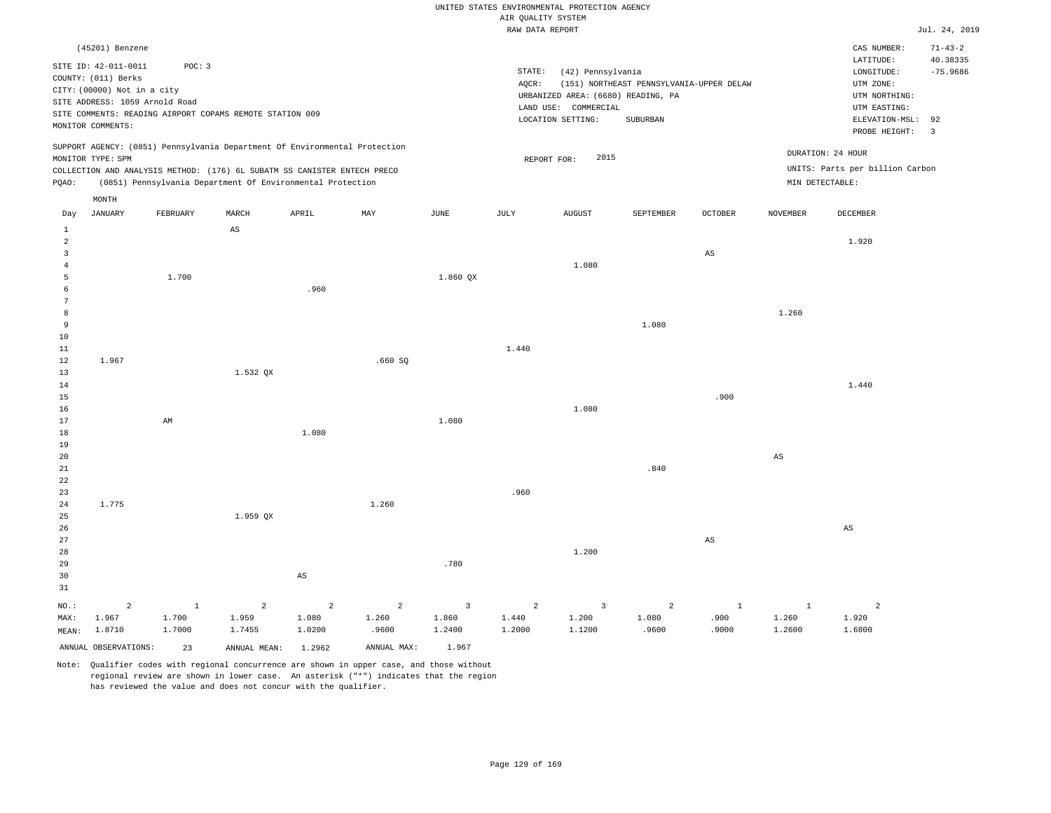UNITED STATES ENVIRONMENTAL PROTECTION AGENCY
AIR QUALITY SYSTEM
RAW DATA REPORT

Jul. 24, 2019

(45201) Benzene

SITE ID: 42-011-0011 POC: 3
COUNTY: (011) Berks
CITY: (00000) Not in a city
SITE ADDRESS: 1059 Arnold Road
SITE COMMENTS: READING AIRPORT COPAMS REMOTE STATION 009
MONITOR COMMENTS:

STATE: (42) Pennsylvania
AQCR: (151) NORTHEAST PENNSYLVANIA-UPPER DELAW
URBANIZED AREA: (6680) READING, PA
LAND USE: COMMERCIAL
LOCATION SETTING: SUBURBAN

CAS NUMBER: 71-43-2
LATITUDE: 40.38335
LONGITUDE: -75.9686
UTM ZONE:
UTM NORTHING:
UTM EASTING:
ELEVATION-MSL: 92
PROBE HEIGHT: 3

SUPPORT AGENCY: (0851) Pennsylvania Department Of Environmental Protection
MONITOR TYPE: SPM
COLLECTION AND ANALYSIS METHOD: (176) 6L SUBATM SS CANISTER ENTECH PRECO
PQAO: (0851) Pennsylvania Department Of Environmental Protection

REPORT FOR: 2015

DURATION: 24 HOUR
UNITS: Parts per billion Carbon
MIN DETECTABLE:

| Day | JANUARY | FEBRUARY | MARCH | APRIL | MAY | JUNE | JULY | AUGUST | SEPTEMBER | OCTOBER | NOVEMBER | DECEMBER |
|---|---|---|---|---|---|---|---|---|---|---|---|---|
| 1 | | | AS | | | | | | | | | |
| 2 | | | | | | | | | | | | 1.920 |
| 3 | | | | | | | | | | AS | | |
| 4 | | | | | | | | 1.080 | | | | |
| 5 | | 1.700 | | | | 1.860 QX | | | | | | |
| 6 | | | | .960 | | | | | | | | |
| 7 | | | | | | | | | | | | |
| 8 | | | | | | | | | | | 1.260 | |
| 9 | | | | | | | | | 1.080 | | | |
| 10 | | | | | | | | | | | | |
| 11 | | | | | | | 1.440 | | | | | |
| 12 | 1.967 | | | | .660 SQ | | | | | | | |
| 13 | | | 1.532 QX | | | | | | | | | |
| 14 | | | | | | | | | | | | 1.440 |
| 15 | | | | | | | | | | .900 | | |
| 16 | | | | | | | | 1.080 | | | | |
| 17 | | AM | | | | 1.080 | | | | | | |
| 18 | | | | 1.080 | | | | | | | | |
| 19 | | | | | | | | | | | | |
| 20 | | | | | | | | | | | AS | |
| 21 | | | | | | | | | .840 | | | |
| 22 | | | | | | | | | | | | |
| 23 | | | | | | | .960 | | | | | |
| 24 | 1.775 | | | | 1.260 | | | | | | | |
| 25 | | | 1.959 QX | | | | | | | | | |
| 26 | | | | | | | | | | | | AS |
| 27 | | | | | | | | | | AS | | |
| 28 | | | | | | | | 1.200 | | | | |
| 29 | | | | | | .780 | | | | | | |
| 30 | | | | AS | | | | | | | | |
| 31 | | | | | | | | | | | | |
| NO.: | 2 | 1 | 2 | 2 | 2 | 3 | 2 | 3 | 2 | 1 | 1 | 2 |
| MAX: | 1.967 | 1.700 | 1.959 | 1.080 | 1.260 | 1.860 | 1.440 | 1.200 | 1.080 | .900 | 1.260 | 1.920 |
| MEAN: | 1.8710 | 1.7000 | 1.7455 | 1.0200 | .9600 | 1.2400 | 1.2000 | 1.1200 | .9600 | .9000 | 1.2600 | 1.6800 |

ANNUAL OBSERVATIONS: 23 ANNUAL MEAN: 1.2962 ANNUAL MAX: 1.967

Note: Qualifier codes with regional concurrence are shown in upper case, and those without regional review are shown in lower case. An asterisk ("*") indicates that the region has reviewed the value and does not concur with the qualifier.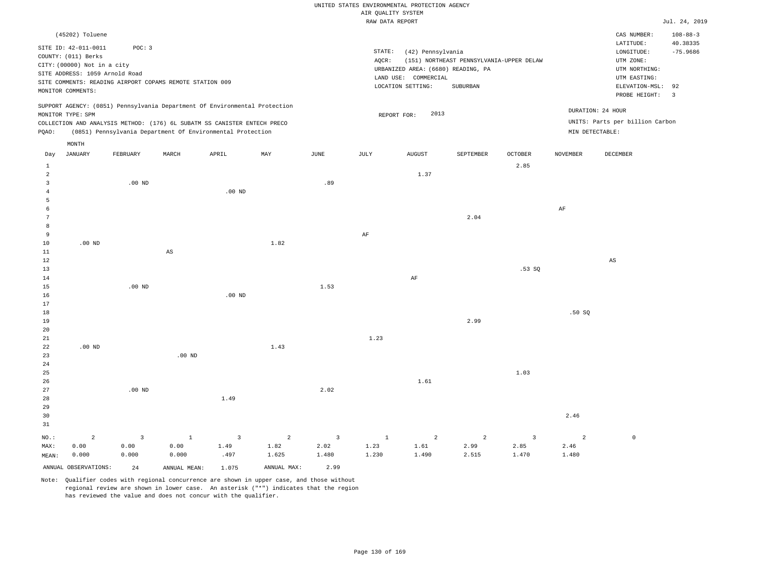UNITED STATES ENVIRONMENTAL PROTECTION AGENCY
AIR QUALITY SYSTEM
RAW DATA REPORT

Jul. 24, 2019

(45202) Toluene

SITE ID: 42-011-0011 POC: 3
COUNTY: (011) Berks
CITY: (00000) Not in a city
SITE ADDRESS: 1059 Arnold Road
SITE COMMENTS: READING AIRPORT COPAMS REMOTE STATION 009
MONITOR COMMENTS:

STATE: (42) Pennsylvania
AQCR: (151) NORTHEAST PENNSYLVANIA-UPPER DELAW
URBANIZED AREA: (6680) READING, PA
LAND USE: COMMERCIAL
LOCATION SETTING: SUBURBAN

CAS NUMBER: 108-88-3
LATITUDE: 40.38335
LONGITUDE: -75.9686
UTM ZONE:
UTM NORTHING:
UTM EASTING:
ELEVATION-MSL: 92
PROBE HEIGHT: 3

SUPPORT AGENCY: (0851) Pennsylvania Department Of Environmental Protection
MONITOR TYPE: SPM
COLLECTION AND ANALYSIS METHOD: (176) 6L SUBATM SS CANISTER ENTECH PRECO
PQAO: (0851) Pennsylvania Department Of Environmental Protection

REPORT FOR: 2013

DURATION: 24 HOUR
UNITS: Parts per billion Carbon
MIN DETECTABLE:

| Day | JANUARY | FEBRUARY | MARCH | APRIL | MAY | JUNE | JULY | AUGUST | SEPTEMBER | OCTOBER | NOVEMBER | DECEMBER |
|---|---|---|---|---|---|---|---|---|---|---|---|---|
| 1 | | | | | | | | | | 2.85 | | |
| 2 | | | | | | | | 1.37 | | | | |
| 3 | | .00 ND | | | | .89 | | | | | | |
| 4 | | | | .00 ND | | | | | | | | |
| 5 | | | | | | | | | | | | |
| 6 | | | | | | | | | | | AF | |
| 7 | | | | | | | | | 2.04 | | | |
| 8 | | | | | | | | | | | | |
| 9 | | | | | | | AF | | | | | |
| 10 | .00 ND | | | | 1.82 | | | | | | | |
| 11 | | | AS | | | | | | | | | |
| 12 | | | | | | | | | | | | AS |
| 13 | | | | | | | | | | .53 SQ | | |
| 14 | | | | | | | | AF | | | | |
| 15 | | .00 ND | | | | 1.53 | | | | | | |
| 16 | | | | .00 ND | | | | | | | | |
| 17 | | | | | | | | | | | | |
| 18 | | | | | | | | | | | .50 SQ | |
| 19 | | | | | | | | | 2.99 | | | |
| 20 | | | | | | | | | | | | |
| 21 | | | | | | | 1.23 | | | | | |
| 22 | .00 ND | | | | 1.43 | | | | | | | |
| 23 | | | .00 ND | | | | | | | | | |
| 24 | | | | | | | | | | | | |
| 25 | | | | | | | | | | 1.03 | | |
| 26 | | | | | | | | 1.61 | | | | |
| 27 | | .00 ND | | | | 2.02 | | | | | | |
| 28 | | | | 1.49 | | | | | | | | |
| 29 | | | | | | | | | | | | |
| 30 | | | | | | | | | | | 2.46 | |
| 31 | | | | | | | | | | | | |
| NO.: | 2 | 3 | 1 | 3 | 2 | 3 | 1 | 2 | 2 | 3 | 2 | 0 |
| MAX: | 0.00 | 0.00 | 0.00 | 1.49 | 1.82 | 2.02 | 1.23 | 1.61 | 2.99 | 2.85 | 2.46 | |
| MEAN: | 0.000 | 0.000 | 0.000 | .497 | 1.625 | 1.480 | 1.230 | 1.490 | 2.515 | 1.470 | 1.480 | |

ANNUAL OBSERVATIONS: 24 ANNUAL MEAN: 1.075 ANNUAL MAX: 2.99

Note: Qualifier codes with regional concurrence are shown in upper case, and those without regional review are shown in lower case. An asterisk ("*") indicates that the region has reviewed the value and does not concur with the qualifier.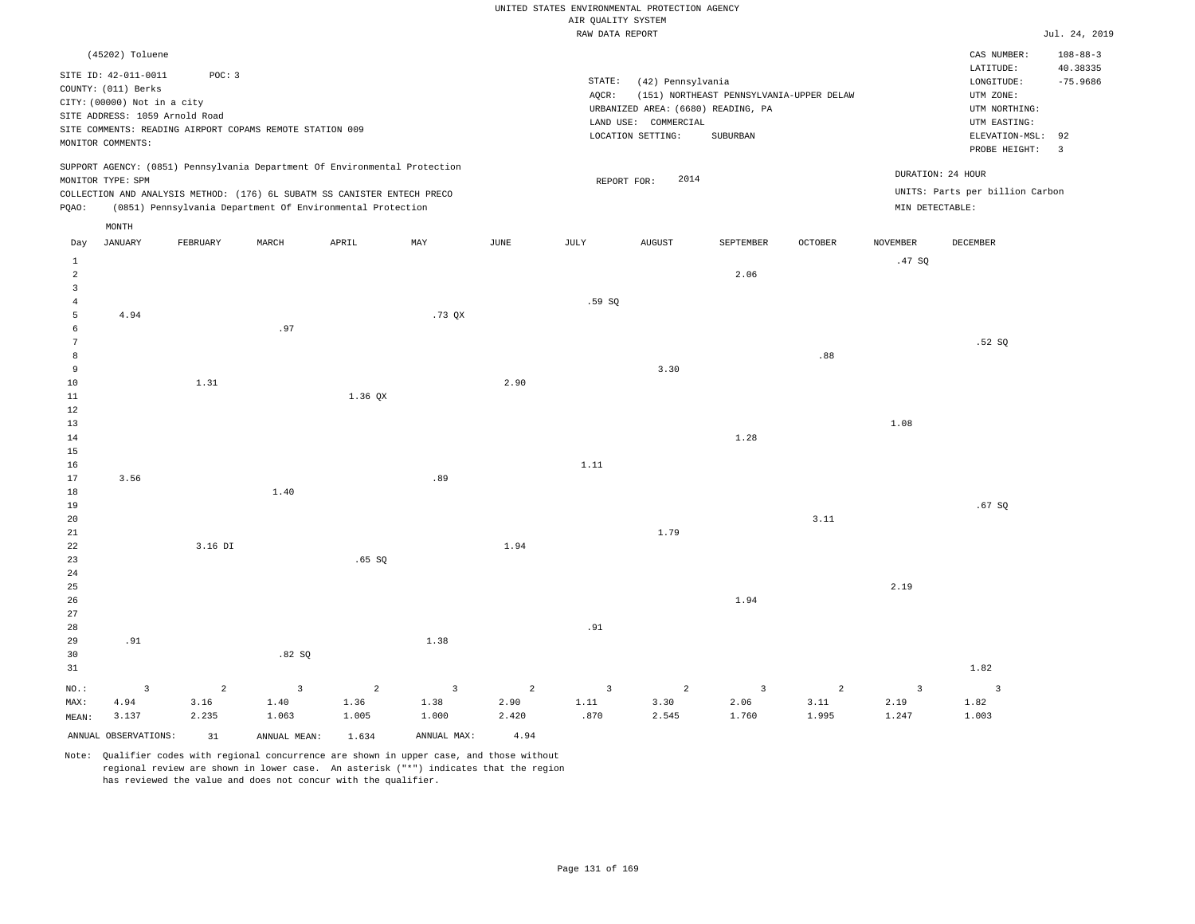UNITED STATES ENVIRONMENTAL PROTECTION AGENCY
AIR QUALITY SYSTEM
RAW DATA REPORT

Jul. 24, 2019

(45202) Toluene

SITE ID: 42-011-0011 POC: 3
COUNTY: (011) Berks
CITY: (00000) Not in a city
SITE ADDRESS: 1059 Arnold Road
SITE COMMENTS: READING AIRPORT COPAMS REMOTE STATION 009
MONITOR COMMENTS:

STATE: (42) Pennsylvania
AQCR: (151) NORTHEAST PENNSYLVANIA-UPPER DELAW
URBANIZED AREA: (6680) READING, PA
LAND USE: COMMERCIAL
LOCATION SETTING: SUBURBAN

CAS NUMBER: 108-88-3
LATITUDE: 40.38335
LONGITUDE: -75.9686
UTM ZONE:
UTM NORTHING:
UTM EASTING:
ELEVATION-MSL: 92
PROBE HEIGHT: 3

SUPPORT AGENCY: (0851) Pennsylvania Department Of Environmental Protection
MONITOR TYPE: SPM
COLLECTION AND ANALYSIS METHOD: (176) 6L SUBATM SS CANISTER ENTECH PRECO
PQAO: (0851) Pennsylvania Department Of Environmental Protection

REPORT FOR: 2014

DURATION: 24 HOUR
UNITS: Parts per billion Carbon
MIN DETECTABLE:

| Day | JANUARY | FEBRUARY | MARCH | APRIL | MAY | JUNE | JULY | AUGUST | SEPTEMBER | OCTOBER | NOVEMBER | DECEMBER |
|---|---|---|---|---|---|---|---|---|---|---|---|---|
| 1 | | | | | | | | | | | .47 SQ | |
| 2 | | | | | | | | | 2.06 | | | |
| 3 | | | | | | | | | | | | |
| 4 | | | | | | | .59 SQ | | | | | |
| 5 | 4.94 | | | | .73 QX | | | | | | | |
| 6 | | | .97 | | | | | | | | | |
| 7 | | | | | | | | | | | | .52 SQ |
| 8 | | | | | | | | | | .88 | | |
| 9 | | | | | | | | 3.30 | | | | |
| 10 | | 1.31 | | | | 2.90 | | | | | | |
| 11 | | | | 1.36 QX | | | | | | | | |
| 12 | | | | | | | | | | | | |
| 13 | | | | | | | | | | | 1.08 | |
| 14 | | | | | | | | | 1.28 | | | |
| 15 | | | | | | | | | | | | |
| 16 | | | | | | | 1.11 | | | | | |
| 17 | 3.56 | | | | .89 | | | | | | | |
| 18 | | | 1.40 | | | | | | | | | |
| 19 | | | | | | | | | | | | .67 SQ |
| 20 | | | | | | | | | | 3.11 | | |
| 21 | | | | | | | | 1.79 | | | | |
| 22 | | 3.16 DI | | | | 1.94 | | | | | | |
| 23 | | | | .65 SQ | | | | | | | | |
| 24 | | | | | | | | | | | | |
| 25 | | | | | | | | | | | 2.19 | |
| 26 | | | | | | | | | 1.94 | | | |
| 27 | | | | | | | | | | | | |
| 28 | | | | | | | .91 | | | | | |
| 29 | .91 | | | | 1.38 | | | | | | | |
| 30 | | | .82 SQ | | | | | | | | | |
| 31 | | | | | | | | | | | | 1.82 |
| NO.: | 3 | 2 | 3 | 2 | 3 | 2 | 3 | 2 | 3 | 2 | 3 | 3 |
| MAX: | 4.94 | 3.16 | 1.40 | 1.36 | 1.38 | 2.90 | 1.11 | 3.30 | 2.06 | 3.11 | 2.19 | 1.82 |
| MEAN: | 3.137 | 2.235 | 1.063 | 1.005 | 1.000 | 2.420 | .870 | 2.545 | 1.760 | 1.995 | 1.247 | 1.003 |

ANNUAL OBSERVATIONS: 31 ANNUAL MEAN: 1.634 ANNUAL MAX: 4.94

Note: Qualifier codes with regional concurrence are shown in upper case, and those without regional review are shown in lower case. An asterisk ("*") indicates that the region has reviewed the value and does not concur with the qualifier.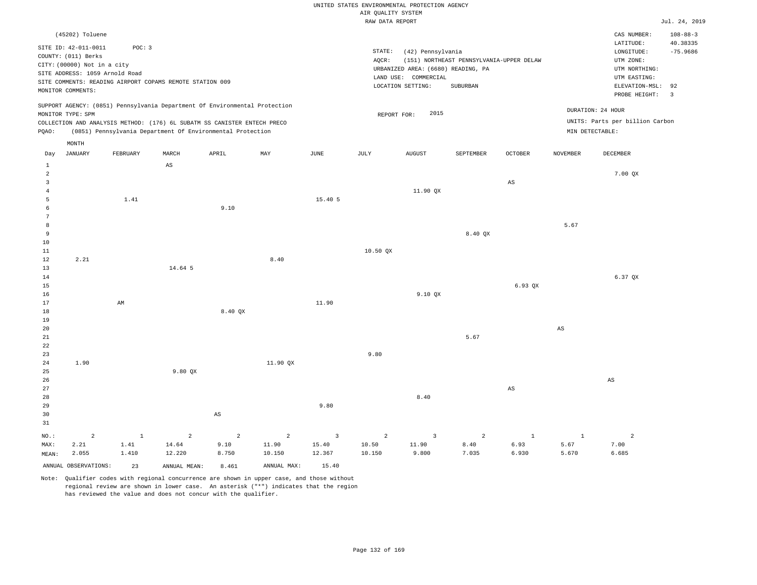UNITED STATES ENVIRONMENTAL PROTECTION AGENCY
AIR QUALITY SYSTEM
RAW DATA REPORT

Jul. 24, 2019

(45202) Toluene

SITE ID: 42-011-0011 POC: 3
COUNTY: (011) Berks
CITY: (00000) Not in a city
SITE ADDRESS: 1059 Arnold Road
SITE COMMENTS: READING AIRPORT COPAMS REMOTE STATION 009
MONITOR COMMENTS:

STATE: (42) Pennsylvania
AQCR: (151) NORTHEAST PENNSYLVANIA-UPPER DELAW
URBANIZED AREA: (6680) READING, PA
LAND USE: COMMERCIAL
LOCATION SETTING: SUBURBAN

CAS NUMBER: 108-88-3
LATITUDE: 40.38335
LONGITUDE: -75.9686
UTM ZONE:
UTM NORTHING:
UTM EASTING:
ELEVATION-MSL: 92
PROBE HEIGHT: 3

SUPPORT AGENCY: (0851) Pennsylvania Department Of Environmental Protection
MONITOR TYPE: SPM
COLLECTION AND ANALYSIS METHOD: (176) 6L SUBATM SS CANISTER ENTECH PRECO
PQAO: (0851) Pennsylvania Department Of Environmental Protection

REPORT FOR: 2015

DURATION: 24 HOUR
UNITS: Parts per billion Carbon
MIN DETECTABLE:

| Day | JANUARY | FEBRUARY | MARCH | APRIL | MAY | JUNE | JULY | AUGUST | SEPTEMBER | OCTOBER | NOVEMBER | DECEMBER |
|---|---|---|---|---|---|---|---|---|---|---|---|---|
| 1 | | | AS | | | | | | | | | |
| 2 | | | | | | | | | | | | 7.00 QX |
| 3 | | | | | | | | | | AS | | |
| 4 | | | | | | | | 11.90 QX | | | | |
| 5 | | 1.41 | | | | 15.40 5 | | | | | | |
| 6 | | | | 9.10 | | | | | | | | |
| 7 | | | | | | | | | | | | |
| 8 | | | | | | | | | | | 5.67 | |
| 9 | | | | | | | | | 8.40 QX | | | |
| 10 | | | | | | | | | | | | |
| 11 | | | | | | | 10.50 QX | | | | | |
| 12 | 2.21 | | | | 8.40 | | | | | | | |
| 13 | | | 14.64 5 | | | | | | | | | |
| 14 | | | | | | | | | | | | 6.37 QX |
| 15 | | | | | | | | | | 6.93 QX | | |
| 16 | | | | | | | | 9.10 QX | | | | |
| 17 | | AM | | | | 11.90 | | | | | | |
| 18 | | | | 8.40 QX | | | | | | | | |
| 19 | | | | | | | | | | | | |
| 20 | | | | | | | | | | | AS | |
| 21 | | | | | | | | | 5.67 | | | |
| 22 | | | | | | | | | | | | |
| 23 | | | | | | | 9.80 | | | | | |
| 24 | 1.90 | | | | 11.90 QX | | | | | | | |
| 25 | | | 9.80 QX | | | | | | | | | |
| 26 | | | | | | | | | | | | AS |
| 27 | | | | | | | | | | AS | | |
| 28 | | | | | | | | 8.40 | | | | |
| 29 | | | | | | 9.80 | | | | | | |
| 30 | | | | AS | | | | | | | | |
| 31 | | | | | | | | | | | | |
| NO.: | 2 | 1 | 2 | 2 | 2 | 3 | 2 | 3 | 2 | 1 | 1 | 2 |
| MAX: | 2.21 | 1.41 | 14.64 | 9.10 | 11.90 | 15.40 | 10.50 | 11.90 | 8.40 | 6.93 | 5.67 | 7.00 |
| MEAN: | 2.055 | 1.410 | 12.220 | 8.750 | 10.150 | 12.367 | 10.150 | 9.800 | 7.035 | 6.930 | 5.670 | 6.685 |

ANNUAL OBSERVATIONS: 23 ANNUAL MEAN: 8.461 ANNUAL MAX: 15.40

Note: Qualifier codes with regional concurrence are shown in upper case, and those without regional review are shown in lower case. An asterisk ("*") indicates that the region has reviewed the value and does not concur with the qualifier.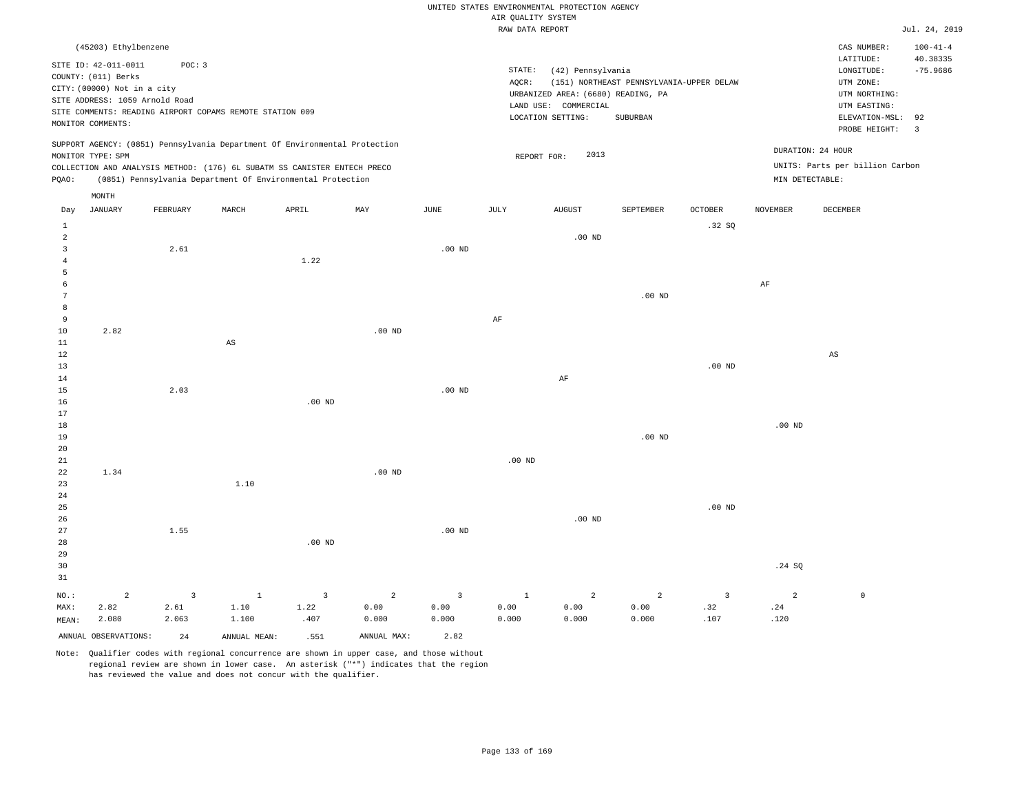UNITED STATES ENVIRONMENTAL PROTECTION AGENCY
AIR QUALITY SYSTEM
RAW DATA REPORT

Jul. 24, 2019

(45203) Ethylbenzene

SITE ID: 42-011-0011 POC: 3
COUNTY: (011) Berks
CITY: (00000) Not in a city
SITE ADDRESS: 1059 Arnold Road
SITE COMMENTS: READING AIRPORT COPAMS REMOTE STATION 009
MONITOR COMMENTS:

STATE: (42) Pennsylvania
AQCR: (151) NORTHEAST PENNSYLVANIA-UPPER DELAW
URBANIZED AREA: (6680) READING, PA
LAND USE: COMMERCIAL
LOCATION SETTING: SUBURBAN

CAS NUMBER: 100-41-4
LATITUDE: 40.38335
LONGITUDE: -75.9686
UTM ZONE:
UTM NORTHING:
UTM EASTING:
ELEVATION-MSL: 92
PROBE HEIGHT: 3

SUPPORT AGENCY: (0851) Pennsylvania Department Of Environmental Protection
MONITOR TYPE: SPM
COLLECTION AND ANALYSIS METHOD: (176) 6L SUBATM SS CANISTER ENTECH PRECO
PQAO: (0851) Pennsylvania Department Of Environmental Protection

REPORT FOR: 2013

DURATION: 24 HOUR
UNITS: Parts per billion Carbon
MIN DETECTABLE:

| Day | JANUARY | FEBRUARY | MARCH | APRIL | MAY | JUNE | JULY | AUGUST | SEPTEMBER | OCTOBER | NOVEMBER | DECEMBER |
|---|---|---|---|---|---|---|---|---|---|---|---|---|
| 1 | | | | | | | | | | .32 SQ | | |
| 2 | | | | | | | | .00 ND | | | | |
| 3 | | 2.61 | | | | .00 ND | | | | | | |
| 4 | | | | 1.22 | | | | | | | | |
| 5 | | | | | | | | | | | | |
| 6 | | | | | | | | | | | AF | |
| 7 | | | | | | | | | .00 ND | | | |
| 8 | | | | | | | | | | | | |
| 9 | | | | | | | AF | | | | | |
| 10 | 2.82 | | | | .00 ND | | | | | | | |
| 11 | | | AS | | | | | | | | | |
| 12 | | | | | | | | | | | | AS |
| 13 | | | | | | | | | | .00 ND | | |
| 14 | | | | | | | | AF | | | | |
| 15 | | 2.03 | | | | .00 ND | | | | | | |
| 16 | | | | .00 ND | | | | | | | | |
| 17 | | | | | | | | | | | | |
| 18 | | | | | | | | | | | .00 ND | |
| 19 | | | | | | | | | .00 ND | | | |
| 20 | | | | | | | | | | | | |
| 21 | | | | | | | .00 ND | | | | | |
| 22 | 1.34 | | | | .00 ND | | | | | | | |
| 23 | | | 1.10 | | | | | | | | | |
| 24 | | | | | | | | | | | | |
| 25 | | | | | | | | | | .00 ND | | |
| 26 | | | | | | | | .00 ND | | | | |
| 27 | | 1.55 | | | | .00 ND | | | | | | |
| 28 | | | | .00 ND | | | | | | | | |
| 29 | | | | | | | | | | | | |
| 30 | | | | | | | | | | | .24 SQ | |
| 31 | | | | | | | | | | | | |
| NO.: | 2 | 3 | 1 | 3 | 2 | 3 | 1 | 2 | 2 | 3 | 2 | 0 |
| MAX: | 2.82 | 2.61 | 1.10 | 1.22 | 0.00 | 0.00 | 0.00 | 0.00 | 0.00 | .32 | .24 | |
| MEAN: | 2.080 | 2.063 | 1.100 | .407 | 0.000 | 0.000 | 0.000 | 0.000 | 0.000 | .107 | .120 | |

ANNUAL OBSERVATIONS: 24 ANNUAL MEAN: .551 ANNUAL MAX: 2.82

Note: Qualifier codes with regional concurrence are shown in upper case, and those without regional review are shown in lower case. An asterisk ("*") indicates that the region has reviewed the value and does not concur with the qualifier.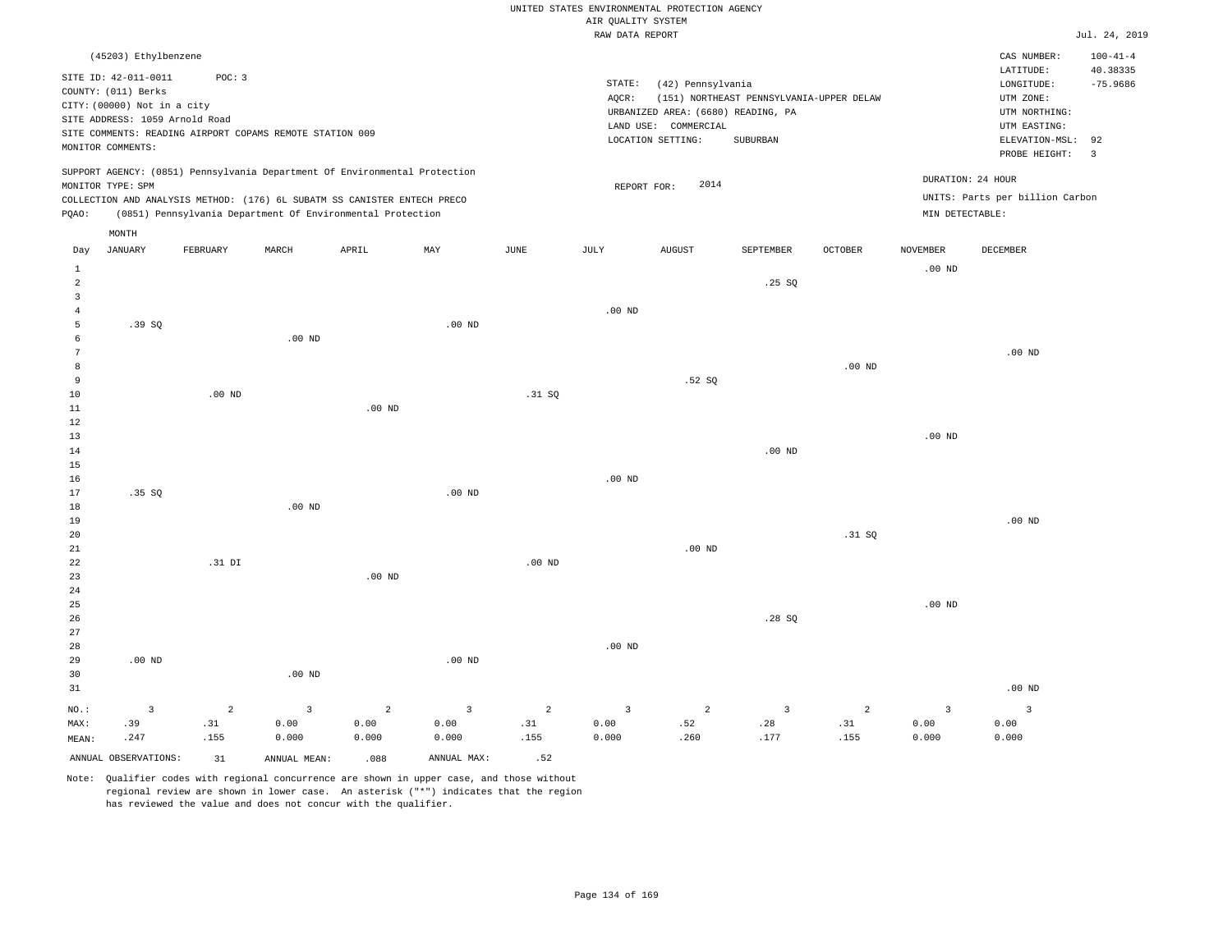UNITED STATES ENVIRONMENTAL PROTECTION AGENCY
AIR QUALITY SYSTEM
RAW DATA REPORT

Jul. 24, 2019

(45203) Ethylbenzene

SITE ID: 42-011-0011 POC: 3
COUNTY: (011) Berks
CITY: (00000) Not in a city
SITE ADDRESS: 1059 Arnold Road
SITE COMMENTS: READING AIRPORT COPAMS REMOTE STATION 009
MONITOR COMMENTS:

STATE: (42) Pennsylvania
AQCR: (151) NORTHEAST PENNSYLVANIA-UPPER DELAW
URBANIZED AREA: (6680) READING, PA
LAND USE: COMMERCIAL
LOCATION SETTING: SUBURBAN

CAS NUMBER: 100-41-4
LATITUDE: 40.38335
LONGITUDE: -75.9686
UTM ZONE:
UTM NORTHING:
UTM EASTING:
ELEVATION-MSL: 92
PROBE HEIGHT: 3

SUPPORT AGENCY: (0851) Pennsylvania Department Of Environmental Protection
MONITOR TYPE: SPM
COLLECTION AND ANALYSIS METHOD: (176) 6L SUBATM SS CANISTER ENTECH PRECO
PQAO: (0851) Pennsylvania Department Of Environmental Protection

REPORT FOR: 2014

DURATION: 24 HOUR
UNITS: Parts per billion Carbon
MIN DETECTABLE:

| Day | JANUARY | FEBRUARY | MARCH | APRIL | MAY | JUNE | JULY | AUGUST | SEPTEMBER | OCTOBER | NOVEMBER | DECEMBER |
|---|---|---|---|---|---|---|---|---|---|---|---|---|
| 1 | | | | | | | | | | | .00 ND | |
| 2 | | | | | | | | | .25 SQ | | | |
| 3 | | | | | | | | | | | | |
| 4 | | | | | | | .00 ND | | | | | |
| 5 | .39 SQ | | | | .00 ND | | | | | | | |
| 6 | | | .00 ND | | | | | | | | | |
| 7 | | | | | | | | | | | | .00 ND |
| 8 | | | | | | | | | | .00 ND | | |
| 9 | | | | | | | | .52 SQ | | | | |
| 10 | | .00 ND | | | | .31 SQ | | | | | | |
| 11 | | | | .00 ND | | | | | | | | |
| 12 | | | | | | | | | | | | |
| 13 | | | | | | | | | | | .00 ND | |
| 14 | | | | | | | | | .00 ND | | | |
| 15 | | | | | | | | | | | | |
| 16 | | | | | | | .00 ND | | | | | |
| 17 | .35 SQ | | | | .00 ND | | | | | | | |
| 18 | | | .00 ND | | | | | | | | | |
| 19 | | | | | | | | | | | | .00 ND |
| 20 | | | | | | | | | | .31 SQ | | |
| 21 | | | | | | | | .00 ND | | | | |
| 22 | | .31 DI | | | | .00 ND | | | | | | |
| 23 | | | | .00 ND | | | | | | | | |
| 24 | | | | | | | | | | | | |
| 25 | | | | | | | | | | | .00 ND | |
| 26 | | | | | | | | | .28 SQ | | | |
| 27 | | | | | | | | | | | | |
| 28 | | | | | | | .00 ND | | | | | |
| 29 | .00 ND | | | | .00 ND | | | | | | | |
| 30 | | | .00 ND | | | | | | | | | |
| 31 | | | | | | | | | | | | .00 ND |
| NO.: | 3 | 2 | 3 | 2 | 3 | 2 | 3 | 2 | 3 | 2 | 3 | 3 |
| MAX: | .39 | .31 | 0.00 | 0.00 | 0.00 | .31 | 0.00 | .52 | .28 | .31 | 0.00 | 0.00 |
| MEAN: | .247 | .155 | 0.000 | 0.000 | 0.000 | .155 | 0.000 | .260 | .177 | .155 | 0.000 | 0.000 |

ANNUAL OBSERVATIONS: 31 ANNUAL MEAN: .088 ANNUAL MAX: .52

Note: Qualifier codes with regional concurrence are shown in upper case, and those without regional review are shown in lower case. An asterisk ("*") indicates that the region has reviewed the value and does not concur with the qualifier.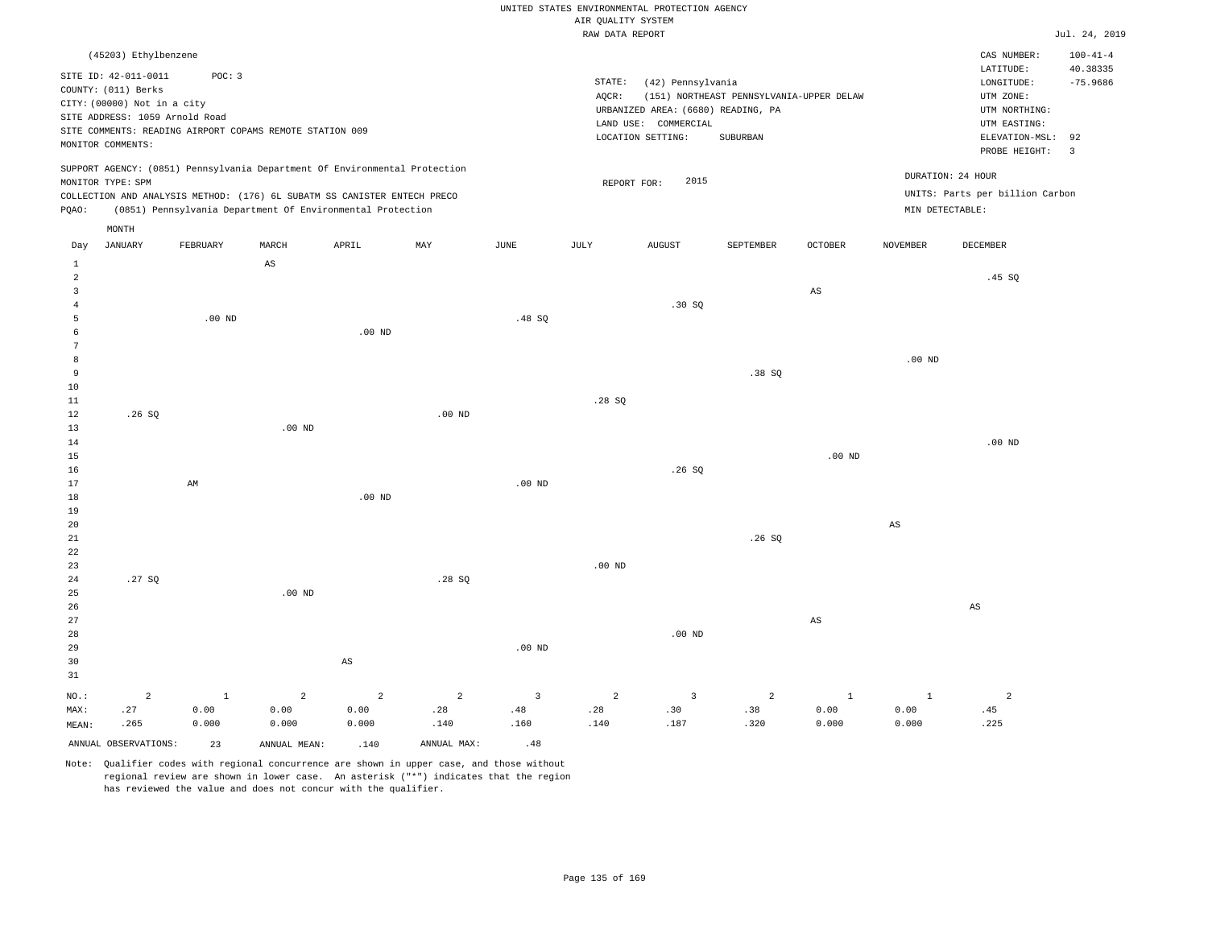UNITED STATES ENVIRONMENTAL PROTECTION AGENCY
AIR QUALITY SYSTEM
RAW DATA REPORT

Jul. 24, 2019

(45203) Ethylbenzene

SITE ID: 42-011-0011 POC: 3
COUNTY: (011) Berks
CITY: (00000) Not in a city
SITE ADDRESS: 1059 Arnold Road
SITE COMMENTS: READING AIRPORT COPAMS REMOTE STATION 009
MONITOR COMMENTS:

STATE: (42) Pennsylvania
AQCR: (151) NORTHEAST PENNSYLVANIA-UPPER DELAW
URBANIZED AREA: (6680) READING, PA
LAND USE: COMMERCIAL
LOCATION SETTING: SUBURBAN

CAS NUMBER: 100-41-4
LATITUDE: 40.38335
LONGITUDE: -75.9686
UTM ZONE:
UTM NORTHING:
UTM EASTING:
ELEVATION-MSL: 92
PROBE HEIGHT: 3

SUPPORT AGENCY: (0851) Pennsylvania Department Of Environmental Protection
MONITOR TYPE: SPM
COLLECTION AND ANALYSIS METHOD: (176) 6L SUBATM SS CANISTER ENTECH PRECO
PQAO: (0851) Pennsylvania Department Of Environmental Protection

REPORT FOR: 2015

DURATION: 24 HOUR
UNITS: Parts per billion Carbon
MIN DETECTABLE:

| Day | JANUARY | FEBRUARY | MARCH | APRIL | MAY | JUNE | JULY | AUGUST | SEPTEMBER | OCTOBER | NOVEMBER | DECEMBER |
|---|---|---|---|---|---|---|---|---|---|---|---|---|
| 1 | | | AS | | | | | | | | | |
| 2 | | | | | | | | | | | | .45 SQ |
| 3 | | | | | | | | | | AS | | |
| 4 | | | | | | | | .30 SQ | | | | |
| 5 | | .00 ND | | | | .48 SQ | | | | | | |
| 6 | | | | .00 ND | | | | | | | | |
| 7 | | | | | | | | | | | | |
| 8 | | | | | | | | | | | .00 ND | |
| 9 | | | | | | | | | .38 SQ | | | |
| 10 | | | | | | | | | | | | |
| 11 | | | | | | | .28 SQ | | | | | |
| 12 | .26 SQ | | | | .00 ND | | | | | | | |
| 13 | | | .00 ND | | | | | | | | | |
| 14 | | | | | | | | | | | | .00 ND |
| 15 | | | | | | | | | | .00 ND | | |
| 16 | | | | | | | | .26 SQ | | | | |
| 17 | | AM | | | | .00 ND | | | | | | |
| 18 | | | | .00 ND | | | | | | | | |
| 19 | | | | | | | | | | | | |
| 20 | | | | | | | | | | | AS | |
| 21 | | | | | | | | | .26 SQ | | | |
| 22 | | | | | | | | | | | | |
| 23 | | | | | | | .00 ND | | | | | |
| 24 | .27 SQ | | | | .28 SQ | | | | | | | |
| 25 | | | .00 ND | | | | | | | | | |
| 26 | | | | | | | | | | | | AS |
| 27 | | | | | | | | | | AS | | |
| 28 | | | | | | | | .00 ND | | | | |
| 29 | | | | | | .00 ND | | | | | | |
| 30 | | | | AS | | | | | | | | |
| 31 | | | | | | | | | | | | |
| NO.: | 2 | 1 | 2 | 2 | 2 | 3 | 2 | 3 | 2 | 1 | 1 | 2 |
| MAX: | .27 | 0.00 | 0.00 | 0.00 | .28 | .48 | .28 | .30 | .38 | 0.00 | 0.00 | .45 |
| MEAN: | .265 | 0.000 | 0.000 | 0.000 | .140 | .160 | .140 | .187 | .320 | 0.000 | 0.000 | .225 |

ANNUAL OBSERVATIONS: 23 ANNUAL MEAN: .140 ANNUAL MAX: .48

Note: Qualifier codes with regional concurrence are shown in upper case, and those without regional review are shown in lower case. An asterisk ("*") indicates that the region has reviewed the value and does not concur with the qualifier.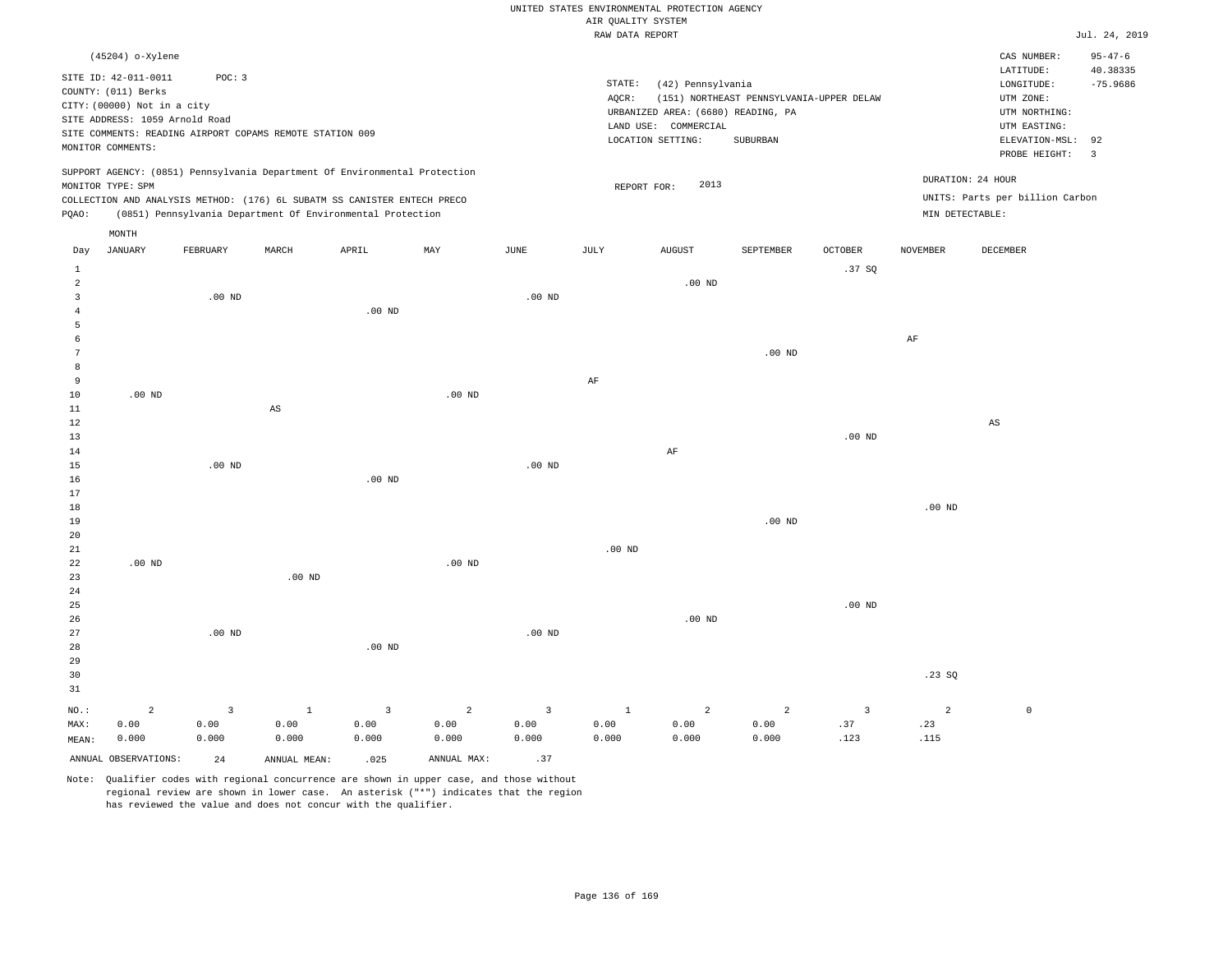UNITED STATES ENVIRONMENTAL PROTECTION AGENCY
AIR QUALITY SYSTEM
RAW DATA REPORT

Jul. 24, 2019

(45204) o-Xylene

SITE ID: 42-011-0011 POC: 3
COUNTY: (011) Berks
CITY: (00000) Not in a city
SITE ADDRESS: 1059 Arnold Road
SITE COMMENTS: READING AIRPORT COPAMS REMOTE STATION 009
MONITOR COMMENTS:

STATE: (42) Pennsylvania
AQCR: (151) NORTHEAST PENNSYLVANIA-UPPER DELAW
URBANIZED AREA: (6680) READING, PA
LAND USE: COMMERCIAL
LOCATION SETTING: SUBURBAN

CAS NUMBER: 95-47-6
LATITUDE: 40.38335
LONGITUDE: -75.9686
UTM ZONE:
UTM NORTHING:
UTM EASTING:
ELEVATION-MSL: 92
PROBE HEIGHT: 3

SUPPORT AGENCY: (0851) Pennsylvania Department Of Environmental Protection
MONITOR TYPE: SPM
COLLECTION AND ANALYSIS METHOD: (176) 6L SUBATM SS CANISTER ENTECH PRECO
PQAO: (0851) Pennsylvania Department Of Environmental Protection

REPORT FOR: 2013

DURATION: 24 HOUR
UNITS: Parts per billion Carbon
MIN DETECTABLE:

| Day | JANUARY | FEBRUARY | MARCH | APRIL | MAY | JUNE | JULY | AUGUST | SEPTEMBER | OCTOBER | NOVEMBER | DECEMBER |
|---|---|---|---|---|---|---|---|---|---|---|---|---|
| 1 | | | | | | | | | | .37 SQ | | |
| 2 | | | | | | | | .00 ND | | | | |
| 3 | | .00 ND | | | | .00 ND | | | | | | |
| 4 | | | | .00 ND | | | | | | | | |
| 5 | | | | | | | | | | | | |
| 6 | | | | | | | | | | | AF | |
| 7 | | | | | | | | | .00 ND | | | |
| 8 | | | | | | | | | | | | |
| 9 | | | | | | | AF | | | | | |
| 10 | .00 ND | | | | .00 ND | | | | | | | |
| 11 | | | AS | | | | | | | | | |
| 12 | | | | | | | | | | | | AS |
| 13 | | | | | | | | | | .00 ND | | |
| 14 | | | | | | | | AF | | | | |
| 15 | | .00 ND | | | | .00 ND | | | | | | |
| 16 | | | | .00 ND | | | | | | | | |
| 17 | | | | | | | | | | | | |
| 18 | | | | | | | | | | | .00 ND | |
| 19 | | | | | | | | | .00 ND | | | |
| 20 | | | | | | | | | | | | |
| 21 | | | | | | | .00 ND | | | | | |
| 22 | .00 ND | | | | .00 ND | | | | | | | |
| 23 | | | .00 ND | | | | | | | | | |
| 24 | | | | | | | | | | | | |
| 25 | | | | | | | | | | .00 ND | | |
| 26 | | | | | | | | .00 ND | | | | |
| 27 | | .00 ND | | | | .00 ND | | | | | | |
| 28 | | | | .00 ND | | | | | | | | |
| 29 | | | | | | | | | | | | |
| 30 | | | | | | | | | | | .23 SQ | |
| 31 | | | | | | | | | | | | |
| NO.: | 2 | 3 | 1 | 3 | 2 | 3 | 1 | 2 | 2 | 3 | 2 | 0 |
| MAX: | 0.00 | 0.00 | 0.00 | 0.00 | 0.00 | 0.00 | 0.00 | 0.00 | 0.00 | .37 | .23 | |
| MEAN: | 0.000 | 0.000 | 0.000 | 0.000 | 0.000 | 0.000 | 0.000 | 0.000 | 0.000 | .123 | .115 | |

ANNUAL OBSERVATIONS: 24 ANNUAL MEAN: .025 ANNUAL MAX: .37

Note: Qualifier codes with regional concurrence are shown in upper case, and those without regional review are shown in lower case. An asterisk ("*") indicates that the region has reviewed the value and does not concur with the qualifier.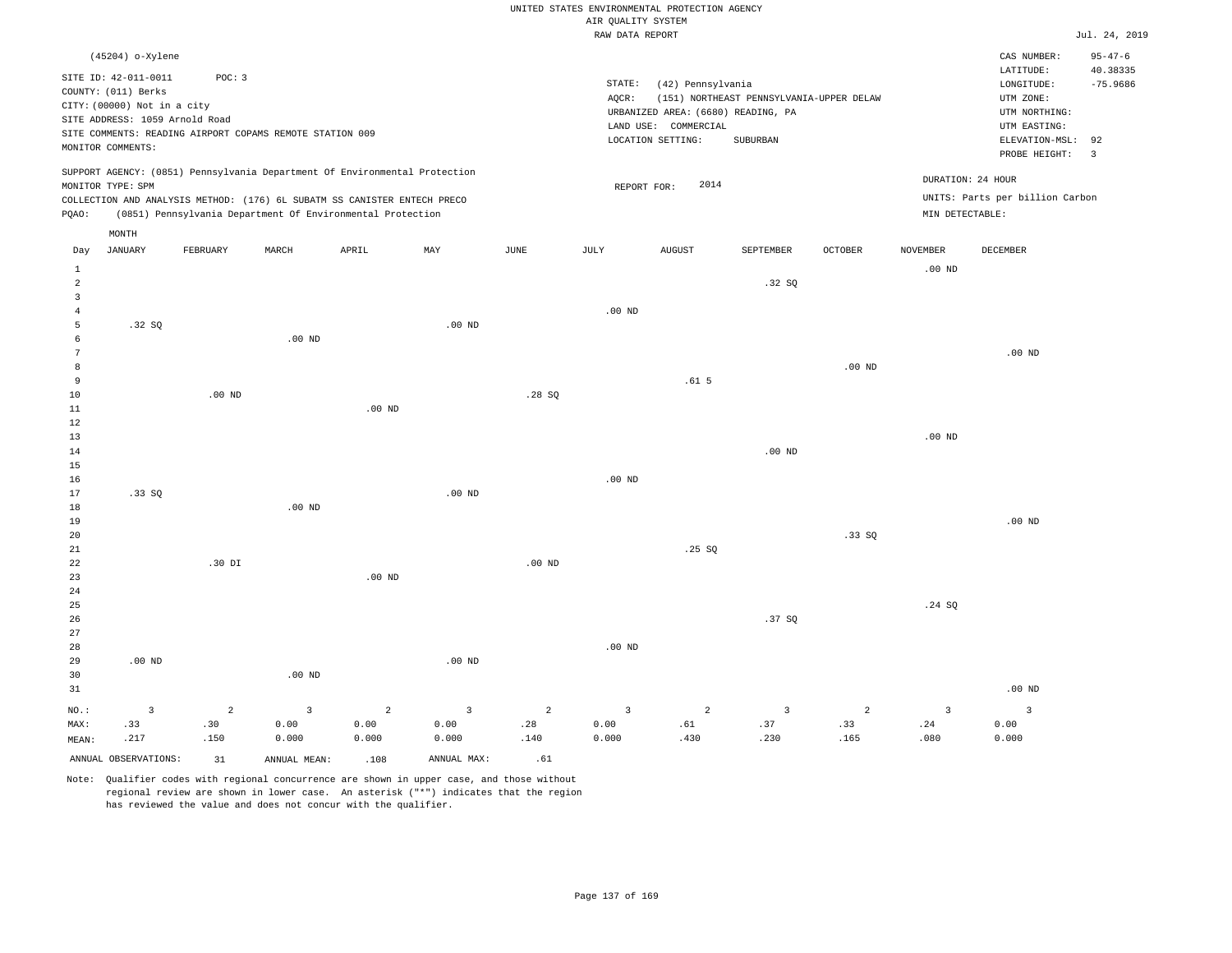UNITED STATES ENVIRONMENTAL PROTECTION AGENCY
AIR QUALITY SYSTEM
RAW DATA REPORT

Jul. 24, 2019

(45204) o-Xylene

SITE ID: 42-011-0011 POC: 3
COUNTY: (011) Berks
CITY: (00000) Not in a city
SITE ADDRESS: 1059 Arnold Road
SITE COMMENTS: READING AIRPORT COPAMS REMOTE STATION 009
MONITOR COMMENTS:

STATE: (42) Pennsylvania
AQCR: (151) NORTHEAST PENNSYLVANIA-UPPER DELAW
URBANIZED AREA: (6680) READING, PA
LAND USE: COMMERCIAL
LOCATION SETTING: SUBURBAN

CAS NUMBER: 95-47-6
LATITUDE: 40.38335
LONGITUDE: -75.9686
UTM ZONE:
UTM NORTHING:
UTM EASTING:
ELEVATION-MSL: 92
PROBE HEIGHT: 3

SUPPORT AGENCY: (0851) Pennsylvania Department Of Environmental Protection
MONITOR TYPE: SPM
COLLECTION AND ANALYSIS METHOD: (176) 6L SUBATM SS CANISTER ENTECH PRECO
PQAO: (0851) Pennsylvania Department Of Environmental Protection

REPORT FOR: 2014

DURATION: 24 HOUR
UNITS: Parts per billion Carbon
MIN DETECTABLE:

| Day | JANUARY | FEBRUARY | MARCH | APRIL | MAY | JUNE | JULY | AUGUST | SEPTEMBER | OCTOBER | NOVEMBER | DECEMBER |
|---|---|---|---|---|---|---|---|---|---|---|---|---|
| 1 | | | | | | | | | | | .00 ND | |
| 2 | | | | | | | | | .32 SQ | | | |
| 3 | | | | | | | | | | | | |
| 4 | | | | | | | .00 ND | | | | | |
| 5 | .32 SQ | | | | .00 ND | | | | | | | |
| 6 | | | .00 ND | | | | | | | | | |
| 7 | | | | | | | | | | | | .00 ND |
| 8 | | | | | | | | | | .00 ND | | |
| 9 | | | | | | | | .61 5 | | | | |
| 10 | | .00 ND | | | | .28 SQ | | | | | | |
| 11 | | | | .00 ND | | | | | | | | |
| 12 | | | | | | | | | | | | |
| 13 | | | | | | | | | | | .00 ND | |
| 14 | | | | | | | | | .00 ND | | | |
| 15 | | | | | | | | | | | | |
| 16 | | | | | | | .00 ND | | | | | |
| 17 | .33 SQ | | | | .00 ND | | | | | | | |
| 18 | | | .00 ND | | | | | | | | | |
| 19 | | | | | | | | | | | | .00 ND |
| 20 | | | | | | | | | | .33 SQ | | |
| 21 | | | | | | | | .25 SQ | | | | |
| 22 | | .30 DI | | | | .00 ND | | | | | | |
| 23 | | | | .00 ND | | | | | | | | |
| 24 | | | | | | | | | | | | |
| 25 | | | | | | | | | | | .24 SQ | |
| 26 | | | | | | | | | .37 SQ | | | |
| 27 | | | | | | | | | | | | |
| 28 | | | | | | | .00 ND | | | | | |
| 29 | .00 ND | | | | .00 ND | | | | | | | |
| 30 | | | .00 ND | | | | | | | | | |
| 31 | | | | | | | | | | | | .00 ND |
| NO.: | 3 | 2 | 3 | 2 | 3 | 2 | 3 | 2 | 3 | 2 | 3 | 3 |
| MAX: | .33 | .30 | 0.00 | 0.00 | 0.00 | .28 | 0.00 | .61 | .37 | .33 | .24 | 0.00 |
| MEAN: | .217 | .150 | 0.000 | 0.000 | 0.000 | .140 | 0.000 | .430 | .230 | .165 | .080 | 0.000 |

ANNUAL OBSERVATIONS: 31 ANNUAL MEAN: .108 ANNUAL MAX: .61

Note: Qualifier codes with regional concurrence are shown in upper case, and those without regional review are shown in lower case. An asterisk ("*") indicates that the region has reviewed the value and does not concur with the qualifier.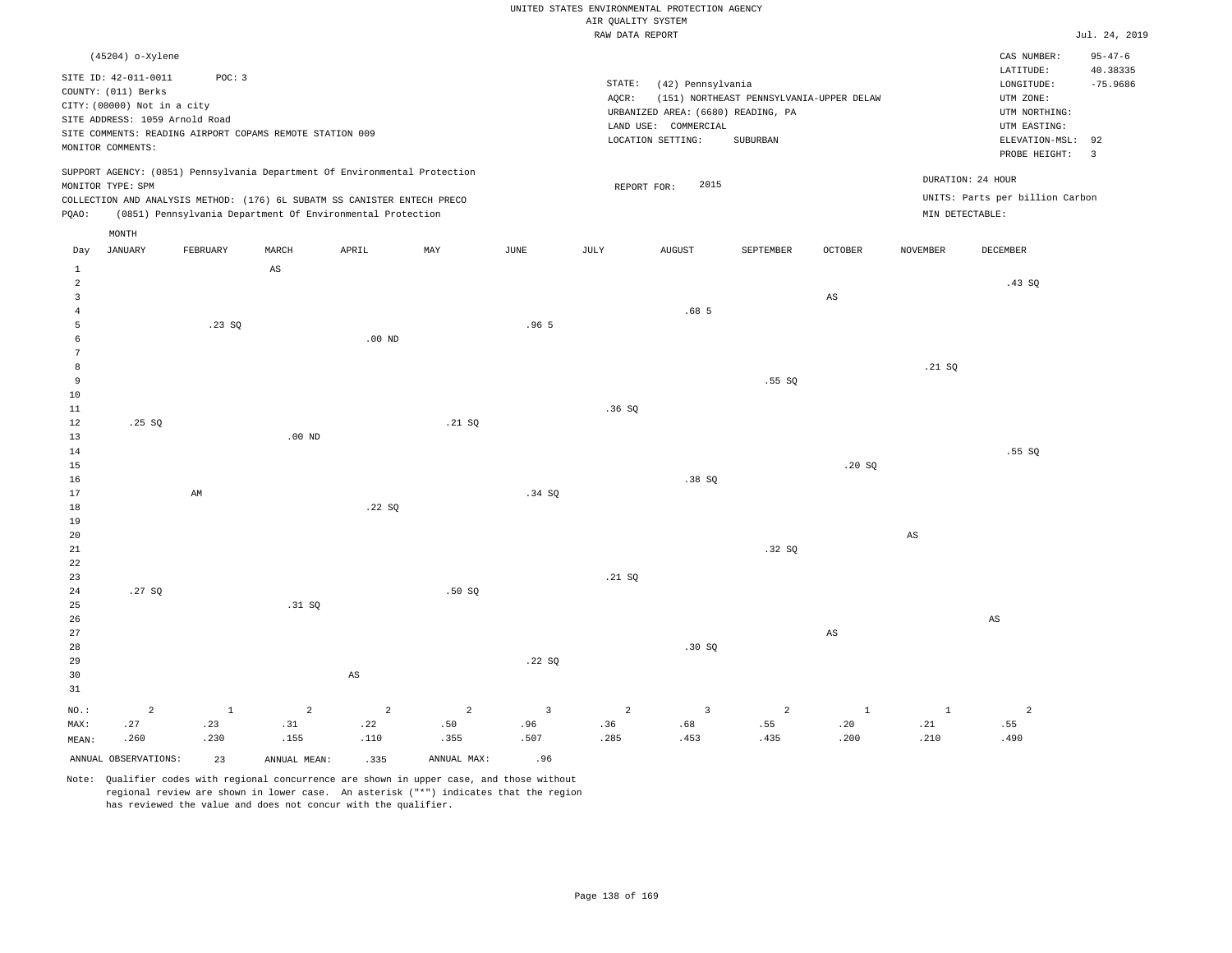UNITED STATES ENVIRONMENTAL PROTECTION AGENCY
AIR QUALITY SYSTEM
RAW DATA REPORT

Jul. 24, 2019

(45204) o-Xylene

SITE ID: 42-011-0011 POC: 3
COUNTY: (011) Berks
CITY: (00000) Not in a city
SITE ADDRESS: 1059 Arnold Road
SITE COMMENTS: READING AIRPORT COPAMS REMOTE STATION 009
MONITOR COMMENTS:

STATE: (42) Pennsylvania
AQCR: (151) NORTHEAST PENNSYLVANIA-UPPER DELAW
URBANIZED AREA: (6680) READING, PA
LAND USE: COMMERCIAL
LOCATION SETTING: SUBURBAN

CAS NUMBER: 95-47-6
LATITUDE: 40.38335
LONGITUDE: -75.9686
UTM ZONE:
UTM NORTHING:
UTM EASTING:
ELEVATION-MSL: 92
PROBE HEIGHT: 3

SUPPORT AGENCY: (0851) Pennsylvania Department Of Environmental Protection
MONITOR TYPE: SPM
COLLECTION AND ANALYSIS METHOD: (176) 6L SUBATM SS CANISTER ENTECH PRECO
PQAO: (0851) Pennsylvania Department Of Environmental Protection

REPORT FOR: 2015

DURATION: 24 HOUR
UNITS: Parts per billion Carbon
MIN DETECTABLE:

| Day | JANUARY | FEBRUARY | MARCH | APRIL | MAY | JUNE | JULY | AUGUST | SEPTEMBER | OCTOBER | NOVEMBER | DECEMBER |
|---|---|---|---|---|---|---|---|---|---|---|---|---|
| 1 | | | AS | | | | | | | | | |
| 2 | | | | | | | | | | | | .43 SQ |
| 3 | | | | | | | | | | AS | | |
| 4 | | | | | | | | .68 5 | | | | |
| 5 | | .23 SQ | | | | .96 5 | | | | | | |
| 6 | | | | .00 ND | | | | | | | | |
| 7 | | | | | | | | | | | | |
| 8 | | | | | | | | | | | .21 SQ | |
| 9 | | | | | | | | | .55 SQ | | | |
| 10 | | | | | | | | | | | | |
| 11 | | | | | | | .36 SQ | | | | | |
| 12 | .25 SQ | | | | .21 SQ | | | | | | | |
| 13 | | | .00 ND | | | | | | | | | |
| 14 | | | | | | | | | | | | .55 SQ |
| 15 | | | | | | | | | | .20 SQ | | |
| 16 | | | | | | | | .38 SQ | | | | |
| 17 | | AM | | | | .34 SQ | | | | | | |
| 18 | | | | .22 SQ | | | | | | | | |
| 19 | | | | | | | | | | | | |
| 20 | | | | | | | | | | | AS | |
| 21 | | | | | | | | | .32 SQ | | | |
| 22 | | | | | | | | | | | | |
| 23 | | | | | | | .21 SQ | | | | | |
| 24 | .27 SQ | | | | .50 SQ | | | | | | | |
| 25 | | | .31 SQ | | | | | | | | | |
| 26 | | | | | | | | | | | | AS |
| 27 | | | | | | | | | | AS | | |
| 28 | | | | | | | | .30 SQ | | | | |
| 29 | | | | | | .22 SQ | | | | | | |
| 30 | | | | AS | | | | | | | | |
| 31 | | | | | | | | | | | | |
| NO.: | 2 | 1 | 2 | 2 | 2 | 3 | 2 | 3 | 2 | 1 | 1 | 2 |
| MAX: | .27 | .23 | .31 | .22 | .50 | .96 | .36 | .68 | .55 | .20 | .21 | .55 |
| MEAN: | .260 | .230 | .155 | .110 | .355 | .507 | .285 | .453 | .435 | .200 | .210 | .490 |

ANNUAL OBSERVATIONS: 23 ANNUAL MEAN: .335 ANNUAL MAX: .96

Note: Qualifier codes with regional concurrence are shown in upper case, and those without regional review are shown in lower case. An asterisk ("*") indicates that the region has reviewed the value and does not concur with the qualifier.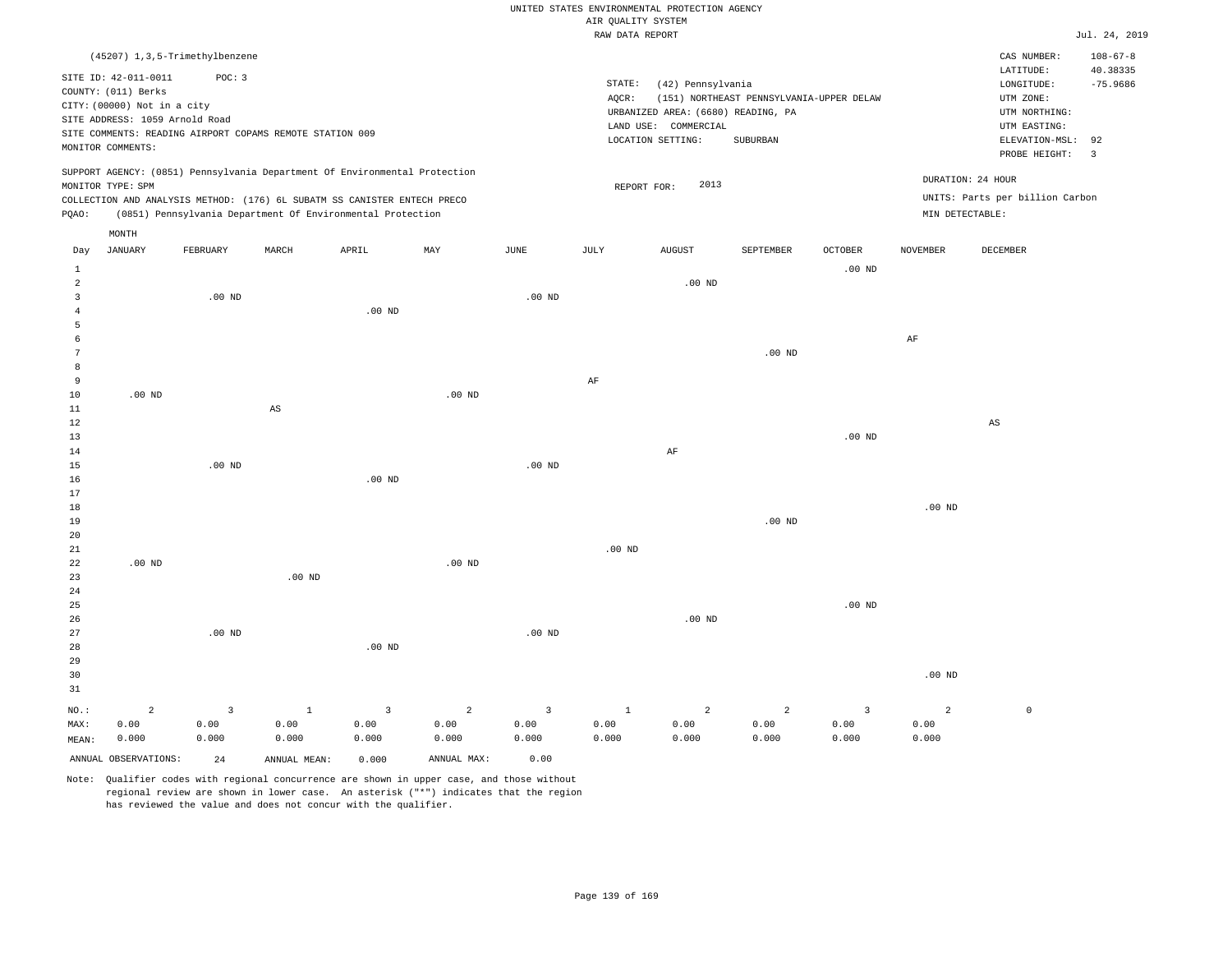UNITED STATES ENVIRONMENTAL PROTECTION AGENCY
AIR QUALITY SYSTEM
RAW DATA REPORT

Jul. 24, 2019

(45207) 1,3,5-Trimethylbenzene

SITE ID: 42-011-0011 POC: 3
COUNTY: (011) Berks
CITY: (00000) Not in a city
SITE ADDRESS: 1059 Arnold Road
SITE COMMENTS: READING AIRPORT COPAMS REMOTE STATION 009
MONITOR COMMENTS:

STATE: (42) Pennsylvania
AQCR: (151) NORTHEAST PENNSYLVANIA-UPPER DELAW
URBANIZED AREA: (6680) READING, PA
LAND USE: COMMERCIAL
LOCATION SETTING: SUBURBAN

CAS NUMBER: 108-67-8
LATITUDE: 40.38335
LONGITUDE: -75.9686
UTM ZONE:
UTM NORTHING:
UTM EASTING:
ELEVATION-MSL: 92
PROBE HEIGHT: 3

SUPPORT AGENCY: (0851) Pennsylvania Department Of Environmental Protection
MONITOR TYPE: SPM
COLLECTION AND ANALYSIS METHOD: (176) 6L SUBATM SS CANISTER ENTECH PRECO
PQAO: (0851) Pennsylvania Department Of Environmental Protection

REPORT FOR: 2013

DURATION: 24 HOUR
UNITS: Parts per billion Carbon
MIN DETECTABLE:

| Day | JANUARY | FEBRUARY | MARCH | APRIL | MAY | JUNE | JULY | AUGUST | SEPTEMBER | OCTOBER | NOVEMBER | DECEMBER |
|---|---|---|---|---|---|---|---|---|---|---|---|---|
| 1 | | | | | | | | | | .00 ND | | |
| 2 | | | | | | | | .00 ND | | | | |
| 3 | | .00 ND | | | | .00 ND | | | | | | |
| 4 | | | | .00 ND | | | | | | | | |
| 5 | | | | | | | | | | | | |
| 6 | | | | | | | | | | | AF | |
| 7 | | | | | | | | | .00 ND | | | |
| 8 | | | | | | | | | | | | |
| 9 | | | | | | | AF | | | | | |
| 10 | .00 ND | | | | .00 ND | | | | | | | |
| 11 | | | AS | | | | | | | | | |
| 12 | | | | | | | | | | | | AS |
| 13 | | | | | | | | | | .00 ND | | |
| 14 | | | | | | | | AF | | | | |
| 15 | | .00 ND | | | | .00 ND | | | | | | |
| 16 | | | | .00 ND | | | | | | | | |
| 17 | | | | | | | | | | | | |
| 18 | | | | | | | | | | | .00 ND | |
| 19 | | | | | | | | | .00 ND | | | |
| 20 | | | | | | | | | | | | |
| 21 | | | | | | | .00 ND | | | | | |
| 22 | .00 ND | | | | .00 ND | | | | | | | |
| 23 | | | .00 ND | | | | | | | | | |
| 24 | | | | | | | | | | | | |
| 25 | | | | | | | | | | .00 ND | | |
| 26 | | | | | | | | .00 ND | | | | |
| 27 | | .00 ND | | | | .00 ND | | | | | | |
| 28 | | | | .00 ND | | | | | | | | |
| 29 | | | | | | | | | | | | |
| 30 | | | | | | | | | | | .00 ND | |
| 31 | | | | | | | | | | | | |
| NO.: | 2 | 3 | 1 | 3 | 2 | 3 | 1 | 2 | 2 | 3 | 2 | 0 |
| MAX: | 0.00 | 0.00 | 0.00 | 0.00 | 0.00 | 0.00 | 0.00 | 0.00 | 0.00 | 0.00 | 0.00 | |
| MEAN: | 0.000 | 0.000 | 0.000 | 0.000 | 0.000 | 0.000 | 0.000 | 0.000 | 0.000 | 0.000 | 0.000 | |

ANNUAL OBSERVATIONS: 24 ANNUAL MEAN: 0.000 ANNUAL MAX: 0.00

Note: Qualifier codes with regional concurrence are shown in upper case, and those without regional review are shown in lower case. An asterisk ("*") indicates that the region has reviewed the value and does not concur with the qualifier.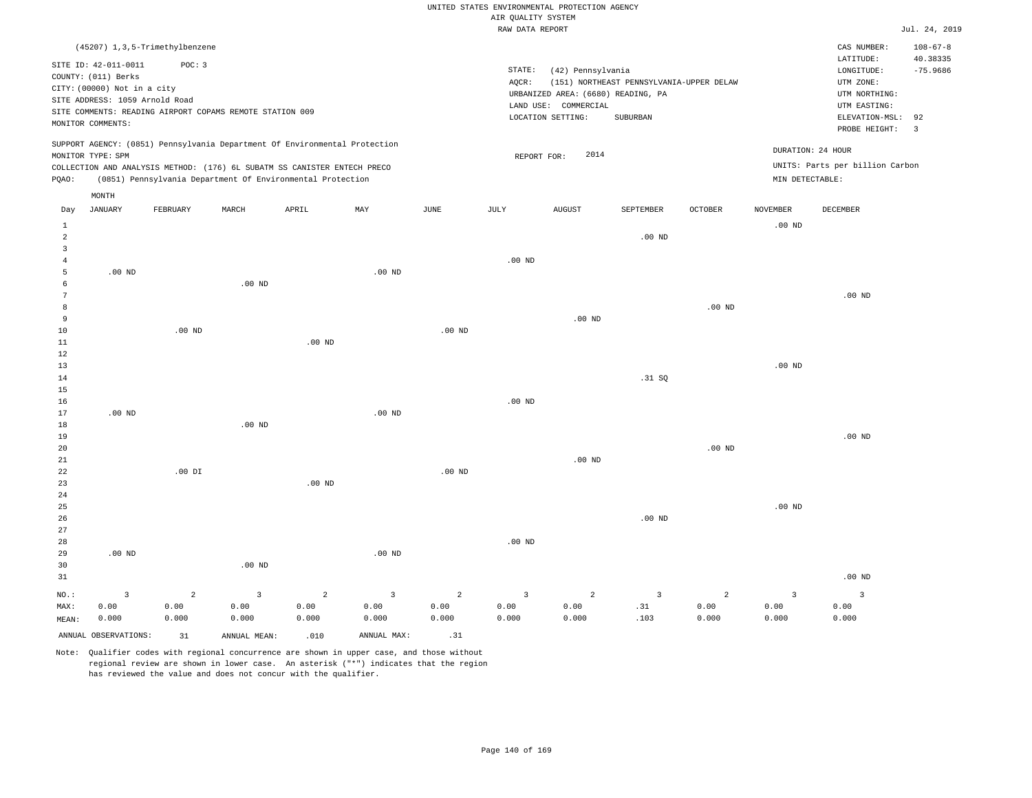UNITED STATES ENVIRONMENTAL PROTECTION AGENCY
AIR QUALITY SYSTEM
RAW DATA REPORT

Jul. 24, 2019

(45207) 1,3,5-Trimethylbenzene

SITE ID: 42-011-0011 POC: 3
COUNTY: (011) Berks
CITY: (00000) Not in a city
SITE ADDRESS: 1059 Arnold Road
SITE COMMENTS: READING AIRPORT COPAMS REMOTE STATION 009
MONITOR COMMENTS:

STATE: (42) Pennsylvania
AQCR: (151) NORTHEAST PENNSYLVANIA-UPPER DELAW
URBANIZED AREA: (6680) READING, PA
LAND USE: COMMERCIAL
LOCATION SETTING: SUBURBAN

CAS NUMBER: 108-67-8
LATITUDE: 40.38335
LONGITUDE: -75.9686
UTM ZONE:
UTM NORTHING:
UTM EASTING:
ELEVATION-MSL: 92
PROBE HEIGHT: 3

SUPPORT AGENCY: (0851) Pennsylvania Department Of Environmental Protection
MONITOR TYPE: SPM
COLLECTION AND ANALYSIS METHOD: (176) 6L SUBATM SS CANISTER ENTECH PRECO
PQAO: (0851) Pennsylvania Department Of Environmental Protection

REPORT FOR: 2014

DURATION: 24 HOUR
UNITS: Parts per billion Carbon
MIN DETECTABLE:

| Day | JANUARY | FEBRUARY | MARCH | APRIL | MAY | JUNE | JULY | AUGUST | SEPTEMBER | OCTOBER | NOVEMBER | DECEMBER |
|---|---|---|---|---|---|---|---|---|---|---|---|---|
| 1 | | | | | | | | | | | .00 ND | |
| 2 | | | | | | | | | .00 ND | | | |
| 3 | | | | | | | | | | | | |
| 4 | | | | | | | .00 ND | | | | | |
| 5 | .00 ND | | | | .00 ND | | | | | | | |
| 6 | | | .00 ND | | | | | | | | | |
| 7 | | | | | | | | | | | | .00 ND |
| 8 | | | | | | | | | | .00 ND | | |
| 9 | | | | | | | | .00 ND | | | | |
| 10 | | .00 ND | | | | .00 ND | | | | | | |
| 11 | | | | .00 ND | | | | | | | | |
| 12 | | | | | | | | | | | | |
| 13 | | | | | | | | | | | .00 ND | |
| 14 | | | | | | | | | .31 SQ | | | |
| 15 | | | | | | | | | | | | |
| 16 | | | | | | | .00 ND | | | | | |
| 17 | .00 ND | | | | .00 ND | | | | | | | |
| 18 | | | .00 ND | | | | | | | | | |
| 19 | | | | | | | | | | | | .00 ND |
| 20 | | | | | | | | | | .00 ND | | |
| 21 | | | | | | | | .00 ND | | | | |
| 22 | | .00 DI | | | | .00 ND | | | | | | |
| 23 | | | | .00 ND | | | | | | | | |
| 24 | | | | | | | | | | | | |
| 25 | | | | | | | | | | | .00 ND | |
| 26 | | | | | | | | | .00 ND | | | |
| 27 | | | | | | | | | | | | |
| 28 | | | | | | | .00 ND | | | | | |
| 29 | .00 ND | | | | .00 ND | | | | | | | |
| 30 | | | .00 ND | | | | | | | | | |
| 31 | | | | | | | | | | | | .00 ND |
| NO.: | 3 | 2 | 3 | 2 | 3 | 2 | 3 | 2 | 3 | 2 | 3 | 3 |
| MAX: | 0.00 | 0.00 | 0.00 | 0.00 | 0.00 | 0.00 | 0.00 | 0.00 | .31 | 0.00 | 0.00 | 0.00 |
| MEAN: | 0.000 | 0.000 | 0.000 | 0.000 | 0.000 | 0.000 | 0.000 | 0.000 | .103 | 0.000 | 0.000 | 0.000 |

ANNUAL OBSERVATIONS: 31 ANNUAL MEAN: .010 ANNUAL MAX: .31

Note: Qualifier codes with regional concurrence are shown in upper case, and those without regional review are shown in lower case. An asterisk ("*") indicates that the region has reviewed the value and does not concur with the qualifier.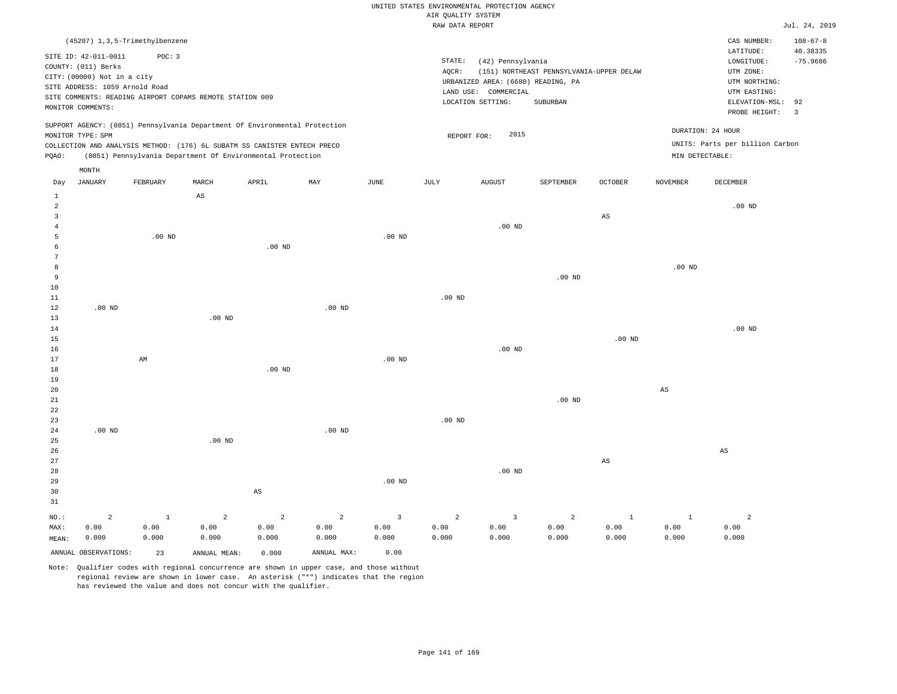UNITED STATES ENVIRONMENTAL PROTECTION AGENCY
AIR QUALITY SYSTEM
RAW DATA REPORT

Jul. 24, 2019

(45207) 1,3,5-Trimethylbenzene

SITE ID: 42-011-0011 POC: 3
COUNTY: (011) Berks
CITY: (00000) Not in a city
SITE ADDRESS: 1059 Arnold Road
SITE COMMENTS: READING AIRPORT COPAMS REMOTE STATION 009
MONITOR COMMENTS:

STATE: (42) Pennsylvania
AQCR: (151) NORTHEAST PENNSYLVANIA-UPPER DELAW
URBANIZED AREA: (6680) READING, PA
LAND USE: COMMERCIAL
LOCATION SETTING: SUBURBAN

CAS NUMBER: 108-67-8
LATITUDE: 40.38335
LONGITUDE: -75.9686
UTM ZONE:
UTM NORTHING:
UTM EASTING:
ELEVATION-MSL: 92
PROBE HEIGHT: 3

SUPPORT AGENCY: (0851) Pennsylvania Department Of Environmental Protection
MONITOR TYPE: SPM
COLLECTION AND ANALYSIS METHOD: (176) 6L SUBATM SS CANISTER ENTECH PRECO
PQAO: (0851) Pennsylvania Department Of Environmental Protection

REPORT FOR: 2015

DURATION: 24 HOUR
UNITS: Parts per billion Carbon
MIN DETECTABLE:

| Day | JANUARY | FEBRUARY | MARCH | APRIL | MAY | JUNE | JULY | AUGUST | SEPTEMBER | OCTOBER | NOVEMBER | DECEMBER |
|---|---|---|---|---|---|---|---|---|---|---|---|---|
| 1 | | | AS | | | | | | | | | |
| 2 | | | | | | | | | | | | .00 ND |
| 3 | | | | | | | | | | AS | | |
| 4 | | | | | | | | .00 ND | | | | |
| 5 | | .00 ND | | | | .00 ND | | | | | | |
| 6 | | | | .00 ND | | | | | | | | |
| 7 | | | | | | | | | | | | |
| 8 | | | | | | | | | | | .00 ND | |
| 9 | | | | | | | | | .00 ND | | | |
| 10 | | | | | | | | | | | | |
| 11 | | | | | | | .00 ND | | | | | |
| 12 | .00 ND | | | | .00 ND | | | | | | | |
| 13 | | | .00 ND | | | | | | | | | |
| 14 | | | | | | | | | | | | .00 ND |
| 15 | | | | | | | | | | .00 ND | | |
| 16 | | | | | | | | .00 ND | | | | |
| 17 | | AM | | | | .00 ND | | | | | | |
| 18 | | | | .00 ND | | | | | | | | |
| 19 | | | | | | | | | | | | |
| 20 | | | | | | | | | | | AS | |
| 21 | | | | | | | | | .00 ND | | | |
| 22 | | | | | | | | | | | | |
| 23 | | | | | | | .00 ND | | | | | |
| 24 | .00 ND | | | | .00 ND | | | | | | | |
| 25 | | | .00 ND | | | | | | | | | |
| 26 | | | | | | | | | | | | AS |
| 27 | | | | | | | | | | AS | | |
| 28 | | | | | | | | .00 ND | | | | |
| 29 | | | | | | .00 ND | | | | | | |
| 30 | | | | AS | | | | | | | | |
| 31 | | | | | | | | | | | | |
| NO.: | 2 | 1 | 2 | 2 | 2 | 3 | 2 | 3 | 2 | 1 | 1 | 2 |
| MAX: | 0.00 | 0.00 | 0.00 | 0.00 | 0.00 | 0.00 | 0.00 | 0.00 | 0.00 | 0.00 | 0.00 | 0.00 |
| MEAN: | 0.000 | 0.000 | 0.000 | 0.000 | 0.000 | 0.000 | 0.000 | 0.000 | 0.000 | 0.000 | 0.000 | 0.000 |

ANNUAL OBSERVATIONS: 23 ANNUAL MEAN: 0.000 ANNUAL MAX: 0.00

Note: Qualifier codes with regional concurrence are shown in upper case, and those without regional review are shown in lower case. An asterisk ("*") indicates that the region has reviewed the value and does not concur with the qualifier.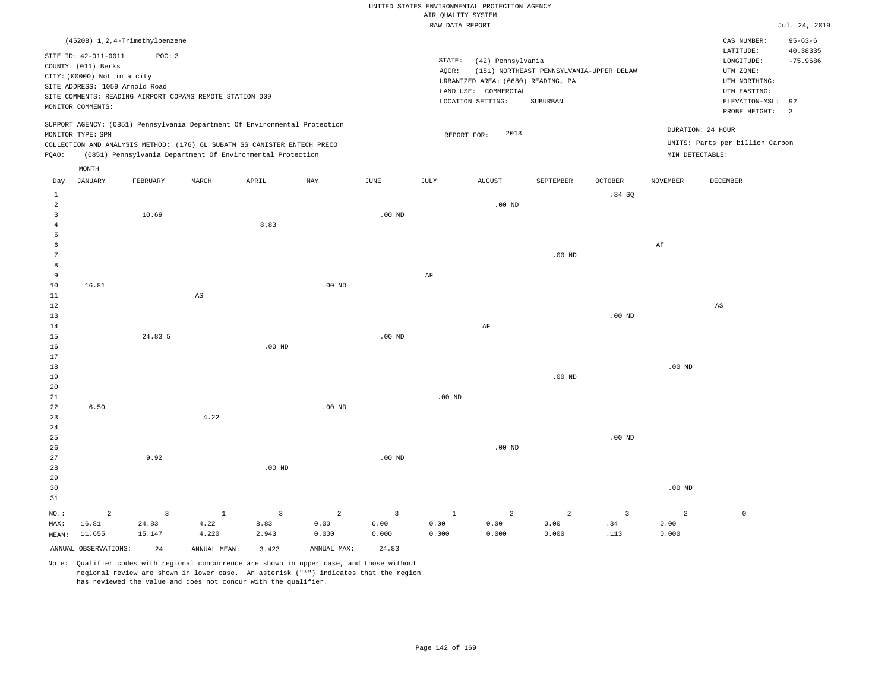UNITED STATES ENVIRONMENTAL PROTECTION AGENCY
AIR QUALITY SYSTEM
RAW DATA REPORT

Jul. 24, 2019

(45208) 1,2,4-Trimethylbenzene

SITE ID: 42-011-0011 POC: 3
COUNTY: (011) Berks
CITY: (00000) Not in a city
SITE ADDRESS: 1059 Arnold Road
SITE COMMENTS: READING AIRPORT COPAMS REMOTE STATION 009
MONITOR COMMENTS:

STATE: (42) Pennsylvania
AQCR: (151) NORTHEAST PENNSYLVANIA-UPPER DELAW
URBANIZED AREA: (6680) READING, PA
LAND USE: COMMERCIAL
LOCATION SETTING: SUBURBAN

CAS NUMBER: 95-63-6
LATITUDE: 40.38335
LONGITUDE: -75.9686
UTM ZONE:
UTM NORTHING:
UTM EASTING:
ELEVATION-MSL: 92
PROBE HEIGHT: 3

SUPPORT AGENCY: (0851) Pennsylvania Department Of Environmental Protection
MONITOR TYPE: SPM
COLLECTION AND ANALYSIS METHOD: (176) 6L SUBATM SS CANISTER ENTECH PRECO
PQAO: (0851) Pennsylvania Department Of Environmental Protection

REPORT FOR: 2013

DURATION: 24 HOUR
UNITS: Parts per billion Carbon
MIN DETECTABLE:

| Day | JANUARY | FEBRUARY | MARCH | APRIL | MAY | JUNE | JULY | AUGUST | SEPTEMBER | OCTOBER | NOVEMBER | DECEMBER |
|---|---|---|---|---|---|---|---|---|---|---|---|---|
| 1 | | | | | | | | | | .34 SQ | | |
| 2 | | | | | | | | .00 ND | | | | |
| 3 | | 10.69 | | | | .00 ND | | | | | | |
| 4 | | | | 8.83 | | | | | | | | |
| 5 | | | | | | | | | | | | |
| 6 | | | | | | | | | | | AF | |
| 7 | | | | | | | | | .00 ND | | | |
| 8 | | | | | | | | | | | | |
| 9 | | | | | | | AF | | | | | |
| 10 | 16.81 | | | | .00 ND | | | | | | | |
| 11 | | | AS | | | | | | | | | |
| 12 | | | | | | | | | | | | AS |
| 13 | | | | | | | | | | .00 ND | | |
| 14 | | | | | | | | AF | | | | |
| 15 | | 24.83 5 | | | | .00 ND | | | | | | |
| 16 | | | | .00 ND | | | | | | | | |
| 17 | | | | | | | | | | | | |
| 18 | | | | | | | | | | | .00 ND | |
| 19 | | | | | | | | | .00 ND | | | |
| 20 | | | | | | | | | | | | |
| 21 | | | | | | | .00 ND | | | | | |
| 22 | 6.50 | | | | .00 ND | | | | | | | |
| 23 | | | 4.22 | | | | | | | | | |
| 24 | | | | | | | | | | | | |
| 25 | | | | | | | | | | .00 ND | | |
| 26 | | | | | | | | .00 ND | | | | |
| 27 | | 9.92 | | | | .00 ND | | | | | | |
| 28 | | | | .00 ND | | | | | | | | |
| 29 | | | | | | | | | | | | |
| 30 | | | | | | | | | | | .00 ND | |
| 31 | | | | | | | | | | | | |
| NO.: | 2 | 3 | 1 | 3 | 2 | 3 | 1 | 2 | 2 | 3 | 2 | 0 |
| MAX: | 16.81 | 24.83 | 4.22 | 8.83 | 0.00 | 0.00 | 0.00 | 0.00 | 0.00 | .34 | 0.00 | |
| MEAN: | 11.655 | 15.147 | 4.220 | 2.943 | 0.000 | 0.000 | 0.000 | 0.000 | 0.000 | .113 | 0.000 | |

ANNUAL OBSERVATIONS: 24 ANNUAL MEAN: 3.423 ANNUAL MAX: 24.83

Note: Qualifier codes with regional concurrence are shown in upper case, and those without regional review are shown in lower case. An asterisk ("*") indicates that the region has reviewed the value and does not concur with the qualifier.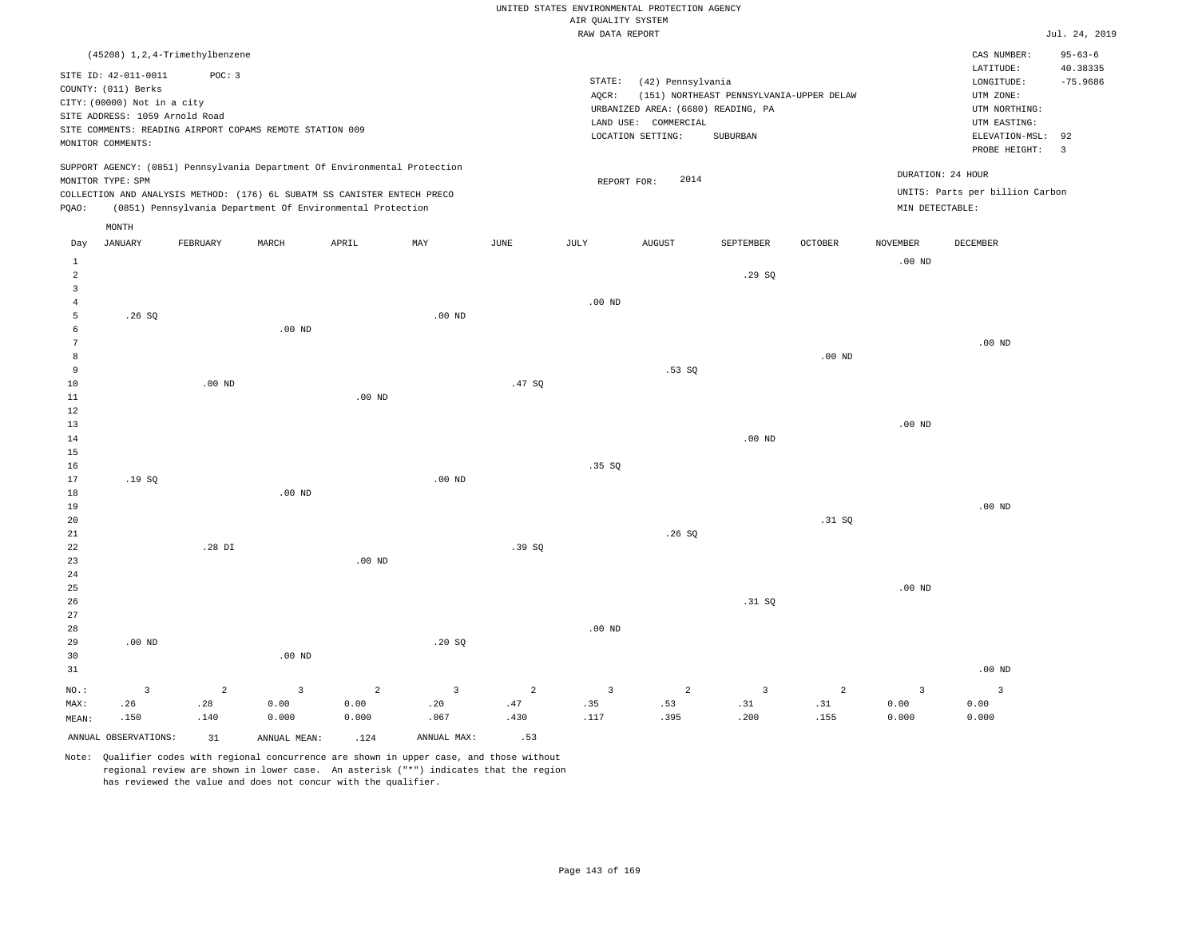UNITED STATES ENVIRONMENTAL PROTECTION AGENCY
AIR QUALITY SYSTEM
RAW DATA REPORT

Jul. 24, 2019

(45208) 1,2,4-Trimethylbenzene

SITE ID: 42-011-0011 POC: 3
COUNTY: (011) Berks
CITY: (00000) Not in a city
SITE ADDRESS: 1059 Arnold Road
SITE COMMENTS: READING AIRPORT COPAMS REMOTE STATION 009
MONITOR COMMENTS:

STATE: (42) Pennsylvania
AQCR: (151) NORTHEAST PENNSYLVANIA-UPPER DELAW
URBANIZED AREA: (6680) READING, PA
LAND USE: COMMERCIAL
LOCATION SETTING: SUBURBAN

CAS NUMBER: 95-63-6
LATITUDE: 40.38335
LONGITUDE: -75.9686
UTM ZONE:
UTM NORTHING:
UTM EASTING:
ELEVATION-MSL: 92
PROBE HEIGHT: 3

SUPPORT AGENCY: (0851) Pennsylvania Department Of Environmental Protection
MONITOR TYPE: SPM
COLLECTION AND ANALYSIS METHOD: (176) 6L SUBATM SS CANISTER ENTECH PRECO
PQAO: (0851) Pennsylvania Department Of Environmental Protection

REPORT FOR: 2014

DURATION: 24 HOUR
UNITS: Parts per billion Carbon
MIN DETECTABLE:

| Day | JANUARY | FEBRUARY | MARCH | APRIL | MAY | JUNE | JULY | AUGUST | SEPTEMBER | OCTOBER | NOVEMBER | DECEMBER |
|---|---|---|---|---|---|---|---|---|---|---|---|---|
| 1 | | | | | | | | | | | .00 ND | |
| 2 | | | | | | | | | .29 SQ | | | |
| 3 | | | | | | | | | | | | |
| 4 | | | | | | | .00 ND | | | | | |
| 5 | .26 SQ | | | | .00 ND | | | | | | | |
| 6 | | | .00 ND | | | | | | | | | |
| 7 | | | | | | | | | | | | .00 ND |
| 8 | | | | | | | | | | .00 ND | | |
| 9 | | | | | | | | .53 SQ | | | | |
| 10 | | .00 ND | | | | .47 SQ | | | | | | |
| 11 | | | | .00 ND | | | | | | | | |
| 12 | | | | | | | | | | | | |
| 13 | | | | | | | | | | | .00 ND | |
| 14 | | | | | | | | | .00 ND | | | |
| 15 | | | | | | | | | | | | |
| 16 | | | | | | | .35 SQ | | | | | |
| 17 | .19 SQ | | | | .00 ND | | | | | | | |
| 18 | | | .00 ND | | | | | | | | | |
| 19 | | | | | | | | | | | | .00 ND |
| 20 | | | | | | | | | | .31 SQ | | |
| 21 | | | | | | | | .26 SQ | | | | |
| 22 | | .28 DI | | | | .39 SQ | | | | | | |
| 23 | | | | .00 ND | | | | | | | | |
| 24 | | | | | | | | | | | | |
| 25 | | | | | | | | | | | .00 ND | |
| 26 | | | | | | | | | .31 SQ | | | |
| 27 | | | | | | | | | | | | |
| 28 | | | | | | | .00 ND | | | | | |
| 29 | .00 ND | | | | .20 SQ | | | | | | | |
| 30 | | | .00 ND | | | | | | | | | |
| 31 | | | | | | | | | | | | .00 ND |
| NO.: | 3 | 2 | 3 | 2 | 3 | 2 | 3 | 2 | 3 | 2 | 3 | 3 |
| MAX: | .26 | .28 | 0.00 | 0.00 | .20 | .47 | .35 | .53 | .31 | .31 | 0.00 | 0.00 |
| MEAN: | .150 | .140 | 0.000 | 0.000 | .067 | .430 | .117 | .395 | .200 | .155 | 0.000 | 0.000 |

ANNUAL OBSERVATIONS: 31 ANNUAL MEAN: .124 ANNUAL MAX: .53

Note: Qualifier codes with regional concurrence are shown in upper case, and those without regional review are shown in lower case. An asterisk ("*") indicates that the region has reviewed the value and does not concur with the qualifier.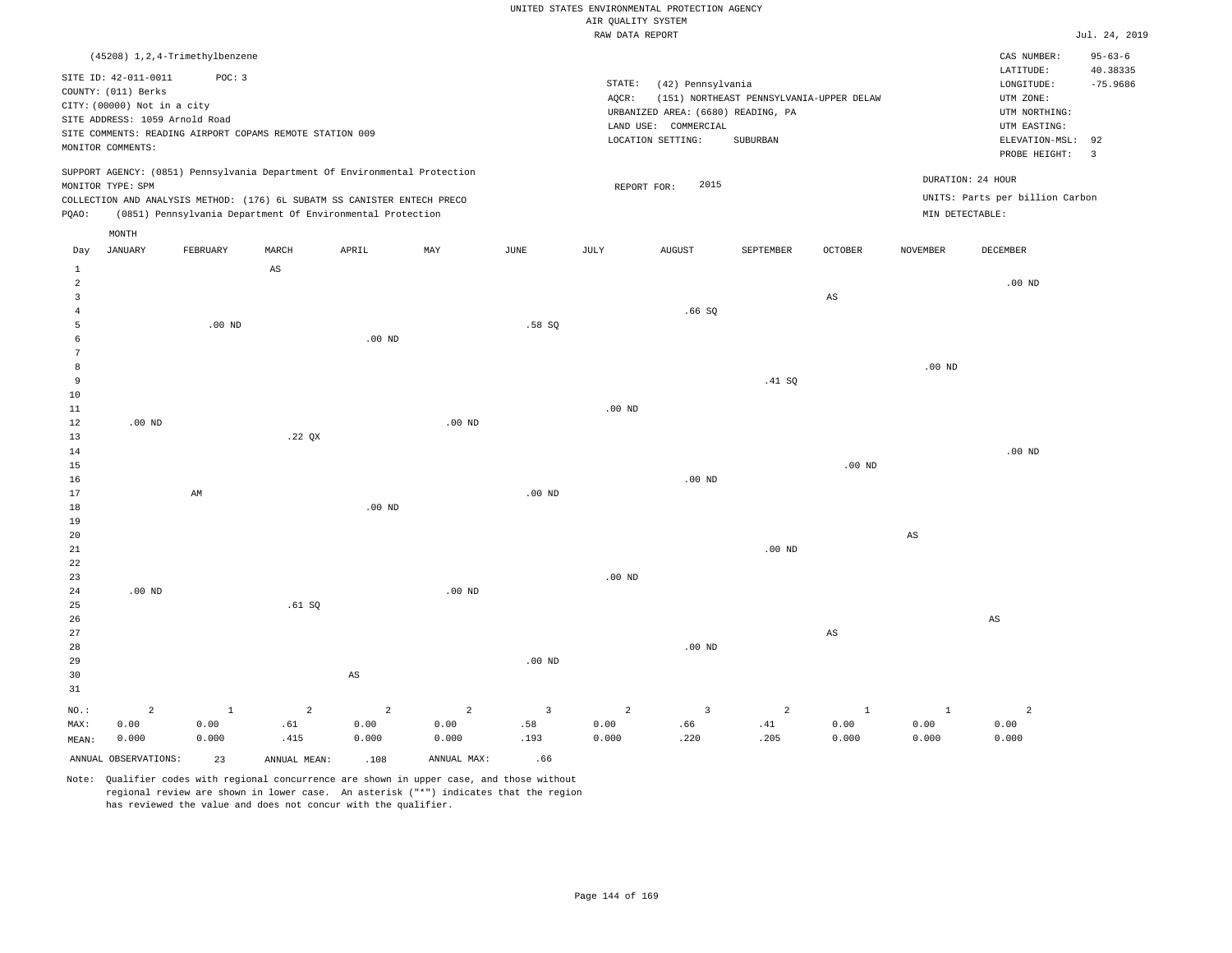UNITED STATES ENVIRONMENTAL PROTECTION AGENCY
AIR QUALITY SYSTEM
RAW DATA REPORT

Jul. 24, 2019

(45208) 1,2,4-Trimethylbenzene

SITE ID: 42-011-0011 POC: 3
COUNTY: (011) Berks
CITY: (00000) Not in a city
SITE ADDRESS: 1059 Arnold Road
SITE COMMENTS: READING AIRPORT COPAMS REMOTE STATION 009
MONITOR COMMENTS:

STATE: (42) Pennsylvania
AQCR: (151) NORTHEAST PENNSYLVANIA-UPPER DELAW
URBANIZED AREA: (6680) READING, PA
LAND USE: COMMERCIAL
LOCATION SETTING: SUBURBAN

CAS NUMBER: 95-63-6
LATITUDE: 40.38335
LONGITUDE: -75.9686
UTM ZONE:
UTM NORTHING:
UTM EASTING:
ELEVATION-MSL: 92
PROBE HEIGHT: 3

SUPPORT AGENCY: (0851) Pennsylvania Department Of Environmental Protection
MONITOR TYPE: SPM
COLLECTION AND ANALYSIS METHOD: (176) 6L SUBATM SS CANISTER ENTECH PRECO
PQAO: (0851) Pennsylvania Department Of Environmental Protection

REPORT FOR: 2015

DURATION: 24 HOUR
UNITS: Parts per billion Carbon
MIN DETECTABLE:

| Day | JANUARY | FEBRUARY | MARCH | APRIL | MAY | JUNE | JULY | AUGUST | SEPTEMBER | OCTOBER | NOVEMBER | DECEMBER |
|---|---|---|---|---|---|---|---|---|---|---|---|---|
| 1 | | | AS | | | | | | | | | |
| 2 | | | | | | | | | | | | .00 ND |
| 3 | | | | | | | | | | AS | | |
| 4 | | | | | | | | .66 SQ | | | | |
| 5 | | .00 ND | | | | .58 SQ | | | | | | |
| 6 | | | | .00 ND | | | | | | | | |
| 7 | | | | | | | | | | | | |
| 8 | | | | | | | | | | | .00 ND | |
| 9 | | | | | | | | | .41 SQ | | | |
| 10 | | | | | | | | | | | | |
| 11 | | | | | | | .00 ND | | | | | |
| 12 | .00 ND | | | | .00 ND | | | | | | | |
| 13 | | | .22 QX | | | | | | | | | |
| 14 | | | | | | | | | | | | .00 ND |
| 15 | | | | | | | | | | .00 ND | | |
| 16 | | | | | | | | .00 ND | | | | |
| 17 | | AM | | | | .00 ND | | | | | | |
| 18 | | | | .00 ND | | | | | | | | |
| 19 | | | | | | | | | | | | |
| 20 | | | | | | | | | | | AS | |
| 21 | | | | | | | | | .00 ND | | | |
| 22 | | | | | | | | | | | | |
| 23 | | | | | | | .00 ND | | | | | |
| 24 | .00 ND | | | | .00 ND | | | | | | | |
| 25 | | | .61 SQ | | | | | | | | | |
| 26 | | | | | | | | | | | | AS |
| 27 | | | | | | | | | | AS | | |
| 28 | | | | | | | | .00 ND | | | | |
| 29 | | | | | | .00 ND | | | | | | |
| 30 | | | | AS | | | | | | | | |
| 31 | | | | | | | | | | | | |
| NO.: | 2 | 1 | 2 | 2 | 2 | 3 | 2 | 3 | 2 | 1 | 1 | 2 |
| MAX: | 0.00 | 0.00 | .61 | 0.00 | 0.00 | .58 | 0.00 | .66 | .41 | 0.00 | 0.00 | 0.00 |
| MEAN: | 0.000 | 0.000 | .415 | 0.000 | 0.000 | .193 | 0.000 | .220 | .205 | 0.000 | 0.000 | 0.000 |

ANNUAL OBSERVATIONS: 23 ANNUAL MEAN: .108 ANNUAL MAX: .66

Note: Qualifier codes with regional concurrence are shown in upper case, and those without regional review are shown in lower case. An asterisk ("*") indicates that the region has reviewed the value and does not concur with the qualifier.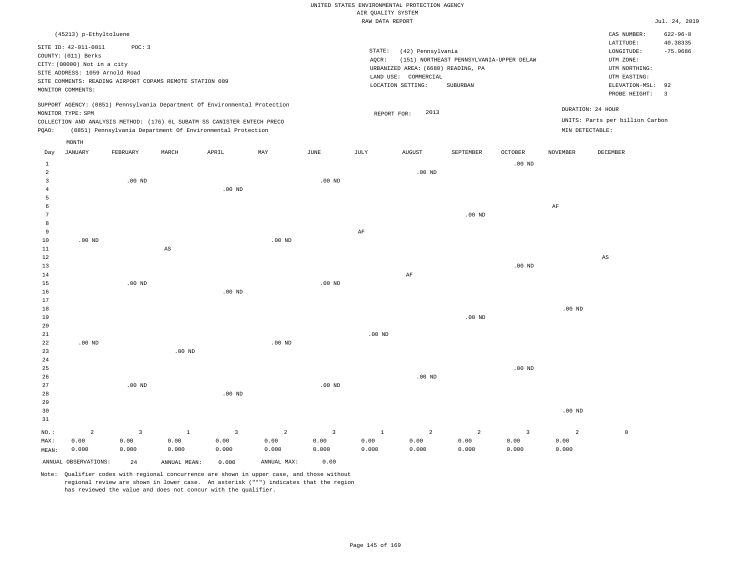UNITED STATES ENVIRONMENTAL PROTECTION AGENCY
AIR QUALITY SYSTEM
RAW DATA REPORT

Jul. 24, 2019

(45213) p-Ethyltoluene

SITE ID: 42-011-0011 POC: 3
COUNTY: (011) Berks
CITY: (00000) Not in a city
SITE ADDRESS: 1059 Arnold Road
SITE COMMENTS: READING AIRPORT COPAMS REMOTE STATION 009
MONITOR COMMENTS:

STATE: (42) Pennsylvania
AQCR: (151) NORTHEAST PENNSYLVANIA-UPPER DELAW
URBANIZED AREA: (6680) READING, PA
LAND USE: COMMERCIAL
LOCATION SETTING: SUBURBAN

CAS NUMBER: 622-96-8
LATITUDE: 40.38335
LONGITUDE: -75.9686
UTM ZONE:
UTM NORTHING:
UTM EASTING:
ELEVATION-MSL: 92
PROBE HEIGHT: 3

SUPPORT AGENCY: (0851) Pennsylvania Department Of Environmental Protection
MONITOR TYPE: SPM
COLLECTION AND ANALYSIS METHOD: (176) 6L SUBATM SS CANISTER ENTECH PRECO
PQAO: (0851) Pennsylvania Department Of Environmental Protection

REPORT FOR: 2013

DURATION: 24 HOUR
UNITS: Parts per billion Carbon
MIN DETECTABLE:

| Day | JANUARY | FEBRUARY | MARCH | APRIL | MAY | JUNE | JULY | AUGUST | SEPTEMBER | OCTOBER | NOVEMBER | DECEMBER |
|---|---|---|---|---|---|---|---|---|---|---|---|---|
| 1 | | | | | | | | | | .00 ND | | |
| 2 | | | | | | | | .00 ND | | | | |
| 3 | | .00 ND | | | | .00 ND | | | | | | |
| 4 | | | | .00 ND | | | | | | | | |
| 5 | | | | | | | | | | | | |
| 6 | | | | | | | | | | | AF | |
| 7 | | | | | | | | | .00 ND | | | |
| 8 | | | | | | | | | | | | |
| 9 | | | | | | | AF | | | | | |
| 10 | .00 ND | | | | .00 ND | | | | | | | |
| 11 | | | AS | | | | | | | | | |
| 12 | | | | | | | | | | | | AS |
| 13 | | | | | | | | | | .00 ND | | |
| 14 | | | | | | | | AF | | | | |
| 15 | | .00 ND | | | | .00 ND | | | | | | |
| 16 | | | | .00 ND | | | | | | | | |
| 17 | | | | | | | | | | | | |
| 18 | | | | | | | | | | | .00 ND | |
| 19 | | | | | | | | | .00 ND | | | |
| 20 | | | | | | | | | | | | |
| 21 | | | | | | | .00 ND | | | | | |
| 22 | .00 ND | | | | .00 ND | | | | | | | |
| 23 | | | .00 ND | | | | | | | | | |
| 24 | | | | | | | | | | | | |
| 25 | | | | | | | | | | .00 ND | | |
| 26 | | | | | | | | .00 ND | | | | |
| 27 | | .00 ND | | | | .00 ND | | | | | | |
| 28 | | | | .00 ND | | | | | | | | |
| 29 | | | | | | | | | | | | |
| 30 | | | | | | | | | | | .00 ND | |
| 31 | | | | | | | | | | | | |
| NO.: | 2 | 3 | 1 | 3 | 2 | 3 | 1 | 2 | 2 | 3 | 2 | 0 |
| MAX: | 0.00 | 0.00 | 0.00 | 0.00 | 0.00 | 0.00 | 0.00 | 0.00 | 0.00 | 0.00 | 0.00 | |
| MEAN: | 0.000 | 0.000 | 0.000 | 0.000 | 0.000 | 0.000 | 0.000 | 0.000 | 0.000 | 0.000 | 0.000 | |

ANNUAL OBSERVATIONS: 24 ANNUAL MEAN: 0.000 ANNUAL MAX: 0.00

Note: Qualifier codes with regional concurrence are shown in upper case, and those without regional review are shown in lower case. An asterisk ("*") indicates that the region has reviewed the value and does not concur with the qualifier.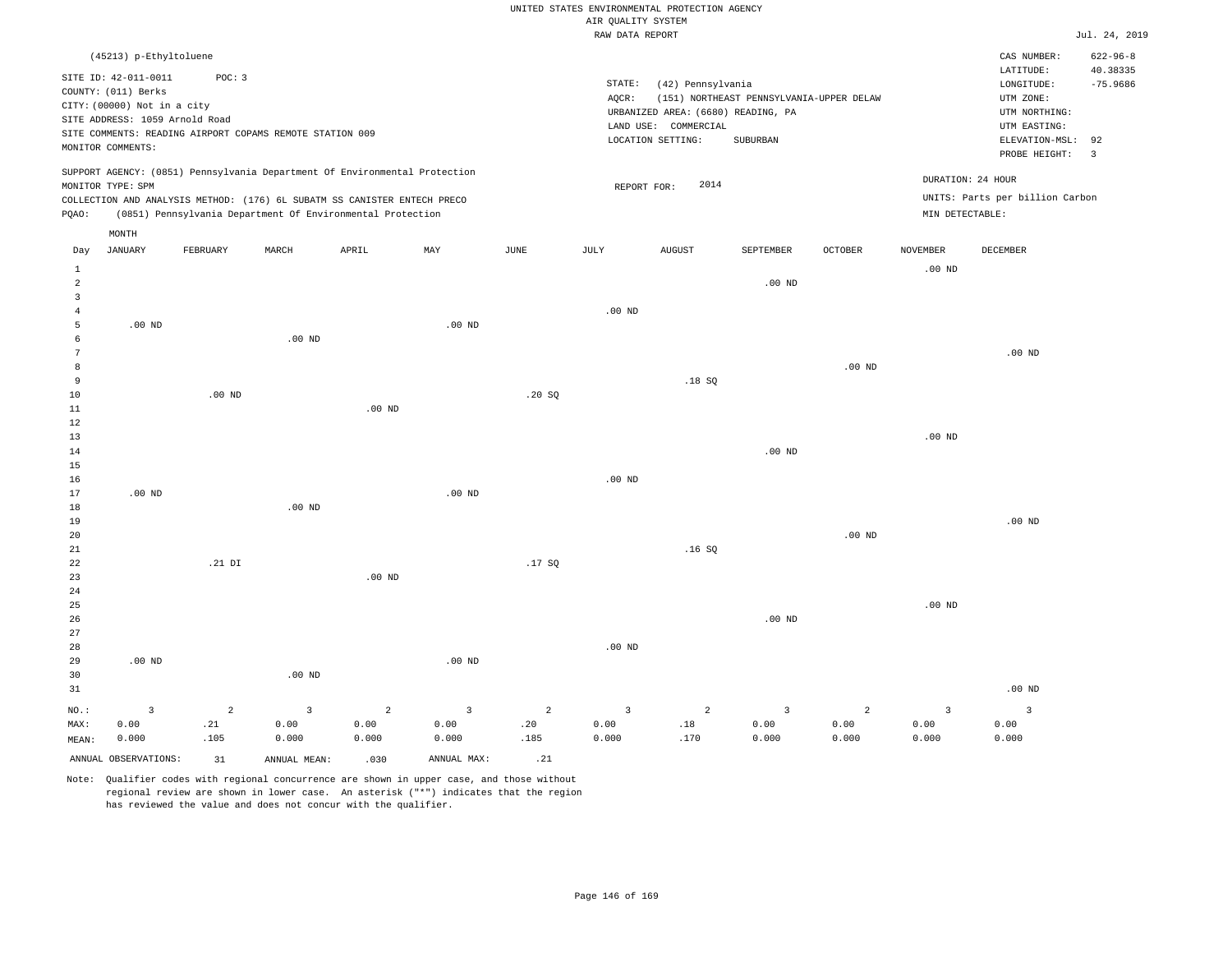UNITED STATES ENVIRONMENTAL PROTECTION AGENCY
AIR QUALITY SYSTEM
RAW DATA REPORT

Jul. 24, 2019

(45213) p-Ethyltoluene

SITE ID: 42-011-0011 POC: 3
COUNTY: (011) Berks
CITY: (00000) Not in a city
SITE ADDRESS: 1059 Arnold Road
SITE COMMENTS: READING AIRPORT COPAMS REMOTE STATION 009
MONITOR COMMENTS:

STATE: (42) Pennsylvania
AQCR: (151) NORTHEAST PENNSYLVANIA-UPPER DELAW
URBANIZED AREA: (6680) READING, PA
LAND USE: COMMERCIAL
LOCATION SETTING: SUBURBAN

CAS NUMBER: 622-96-8
LATITUDE: 40.38335
LONGITUDE: -75.9686
UTM ZONE:
UTM NORTHING:
UTM EASTING:
ELEVATION-MSL: 92
PROBE HEIGHT: 3

SUPPORT AGENCY: (0851) Pennsylvania Department Of Environmental Protection
MONITOR TYPE: SPM
COLLECTION AND ANALYSIS METHOD: (176) 6L SUBATM SS CANISTER ENTECH PRECO
PQAO: (0851) Pennsylvania Department Of Environmental Protection

REPORT FOR: 2014

DURATION: 24 HOUR
UNITS: Parts per billion Carbon
MIN DETECTABLE:

| Day | JANUARY | FEBRUARY | MARCH | APRIL | MAY | JUNE | JULY | AUGUST | SEPTEMBER | OCTOBER | NOVEMBER | DECEMBER |
|---|---|---|---|---|---|---|---|---|---|---|---|---|
| 1 | | | | | | | | | | | .00 ND | |
| 2 | | | | | | | | | .00 ND | | | |
| 3 | | | | | | | | | | | | |
| 4 | | | | | | | .00 ND | | | | | |
| 5 | .00 ND | | | | .00 ND | | | | | | | |
| 6 | | | .00 ND | | | | | | | | | |
| 7 | | | | | | | | | | | | .00 ND |
| 8 | | | | | | | | | | .00 ND | | |
| 9 | | | | | | | | .18 SQ | | | | |
| 10 | | .00 ND | | | | .20 SQ | | | | | | |
| 11 | | | | .00 ND | | | | | | | | |
| 12 | | | | | | | | | | | | |
| 13 | | | | | | | | | | | .00 ND | |
| 14 | | | | | | | | | .00 ND | | | |
| 15 | | | | | | | | | | | | |
| 16 | | | | | | | .00 ND | | | | | |
| 17 | .00 ND | | | | .00 ND | | | | | | | |
| 18 | | | .00 ND | | | | | | | | | |
| 19 | | | | | | | | | | | | .00 ND |
| 20 | | | | | | | | | | .00 ND | | |
| 21 | | | | | | | | .16 SQ | | | | |
| 22 | | .21 DI | | | | .17 SQ | | | | | | |
| 23 | | | | .00 ND | | | | | | | | |
| 24 | | | | | | | | | | | | |
| 25 | | | | | | | | | | | .00 ND | |
| 26 | | | | | | | | | .00 ND | | | |
| 27 | | | | | | | | | | | | |
| 28 | | | | | | | .00 ND | | | | | |
| 29 | .00 ND | | | | .00 ND | | | | | | | |
| 30 | | | .00 ND | | | | | | | | | |
| 31 | | | | | | | | | | | | .00 ND |
| NO.: | 3 | 2 | 3 | 2 | 3 | 2 | 3 | 2 | 3 | 2 | 3 | 3 |
| MAX: | 0.00 | .21 | 0.00 | 0.00 | 0.00 | .20 | 0.00 | .18 | 0.00 | 0.00 | 0.00 | 0.00 |
| MEAN: | 0.000 | .105 | 0.000 | 0.000 | 0.000 | .185 | 0.000 | .170 | 0.000 | 0.000 | 0.000 | 0.000 |

ANNUAL OBSERVATIONS: 31 ANNUAL MEAN: .030 ANNUAL MAX: .21

Note: Qualifier codes with regional concurrence are shown in upper case, and those without regional review are shown in lower case. An asterisk ("*") indicates that the region has reviewed the value and does not concur with the qualifier.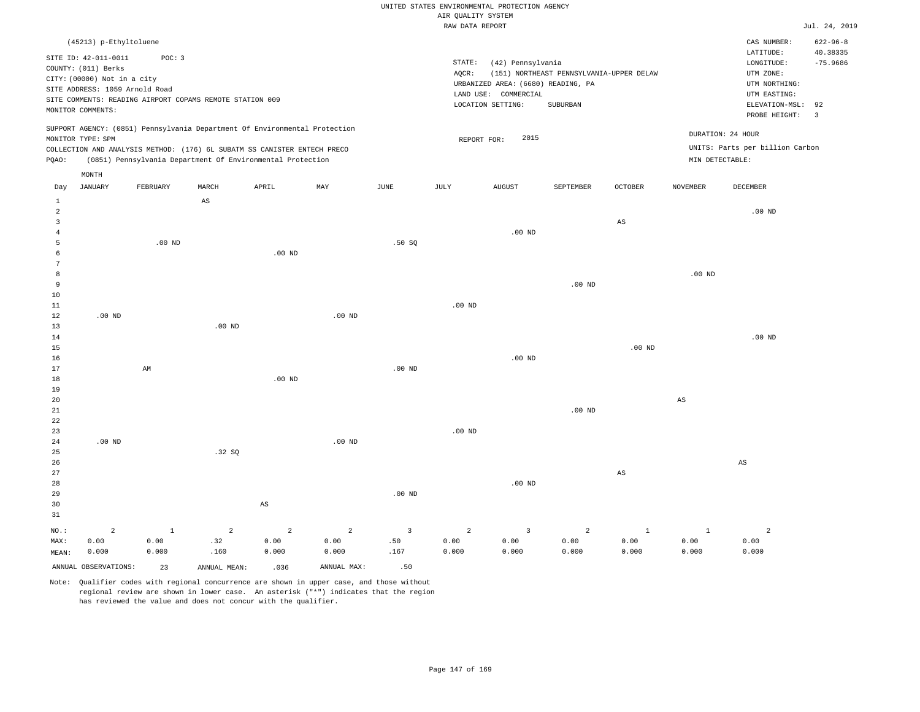UNITED STATES ENVIRONMENTAL PROTECTION AGENCY
AIR QUALITY SYSTEM
RAW DATA REPORT

Jul. 24, 2019

(45213) p-Ethyltoluene

SITE ID: 42-011-0011 POC: 3
COUNTY: (011) Berks
CITY: (00000) Not in a city
SITE ADDRESS: 1059 Arnold Road
SITE COMMENTS: READING AIRPORT COPAMS REMOTE STATION 009
MONITOR COMMENTS:

STATE: (42) Pennsylvania
AQCR: (151) NORTHEAST PENNSYLVANIA-UPPER DELAW
URBANIZED AREA: (6680) READING, PA
LAND USE: COMMERCIAL
LOCATION SETTING: SUBURBAN

CAS NUMBER: 622-96-8
LATITUDE: 40.38335
LONGITUDE: -75.9686
UTM ZONE:
UTM NORTHING:
UTM EASTING:
ELEVATION-MSL: 92
PROBE HEIGHT: 3

SUPPORT AGENCY: (0851) Pennsylvania Department Of Environmental Protection
MONITOR TYPE: SPM
COLLECTION AND ANALYSIS METHOD: (176) 6L SUBATM SS CANISTER ENTECH PRECO
PQAO: (0851) Pennsylvania Department Of Environmental Protection

REPORT FOR: 2015

DURATION: 24 HOUR
UNITS: Parts per billion Carbon
MIN DETECTABLE:

| Day | JANUARY | FEBRUARY | MARCH | APRIL | MAY | JUNE | JULY | AUGUST | SEPTEMBER | OCTOBER | NOVEMBER | DECEMBER |
|---|---|---|---|---|---|---|---|---|---|---|---|---|
| 1 | | | AS | | | | | | | | | |
| 2 | | | | | | | | | | | | .00 ND |
| 3 | | | | | | | | | | AS | | |
| 4 | | | | | | | | .00 ND | | | | |
| 5 | | .00 ND | | | | .50 SQ | | | | | | |
| 6 | | | | .00 ND | | | | | | | | |
| 7 | | | | | | | | | | | | |
| 8 | | | | | | | | | | | .00 ND | |
| 9 | | | | | | | | | .00 ND | | | |
| 10 | | | | | | | | | | | | |
| 11 | | | | | | | .00 ND | | | | | |
| 12 | .00 ND | | | | .00 ND | | | | | | | |
| 13 | | | .00 ND | | | | | | | | | |
| 14 | | | | | | | | | | | | .00 ND |
| 15 | | | | | | | | | | .00 ND | | |
| 16 | | | | | | | | .00 ND | | | | |
| 17 | | AM | | | | .00 ND | | | | | | |
| 18 | | | | .00 ND | | | | | | | | |
| 19 | | | | | | | | | | | | |
| 20 | | | | | | | | | | | AS | |
| 21 | | | | | | | | | .00 ND | | | |
| 22 | | | | | | | | | | | | |
| 23 | | | | | | | .00 ND | | | | | |
| 24 | .00 ND | | | | .00 ND | | | | | | | |
| 25 | | | .32 SQ | | | | | | | | | |
| 26 | | | | | | | | | | | | AS |
| 27 | | | | | | | | | | AS | | |
| 28 | | | | | | | | .00 ND | | | | |
| 29 | | | | | | .00 ND | | | | | | |
| 30 | | | | AS | | | | | | | | |
| 31 | | | | | | | | | | | | |
| NO.: | 2 | 1 | 2 | 2 | 2 | 3 | 2 | 3 | 2 | 1 | 1 | 2 |
| MAX: | 0.00 | 0.00 | .32 | 0.00 | 0.00 | .50 | 0.00 | 0.00 | 0.00 | 0.00 | 0.00 | 0.00 |
| MEAN: | 0.000 | 0.000 | .160 | 0.000 | 0.000 | .167 | 0.000 | 0.000 | 0.000 | 0.000 | 0.000 | 0.000 |

ANNUAL OBSERVATIONS: 23 ANNUAL MEAN: .036 ANNUAL MAX: .50

Note: Qualifier codes with regional concurrence are shown in upper case, and those without regional review are shown in lower case. An asterisk ("*") indicates that the region has reviewed the value and does not concur with the qualifier.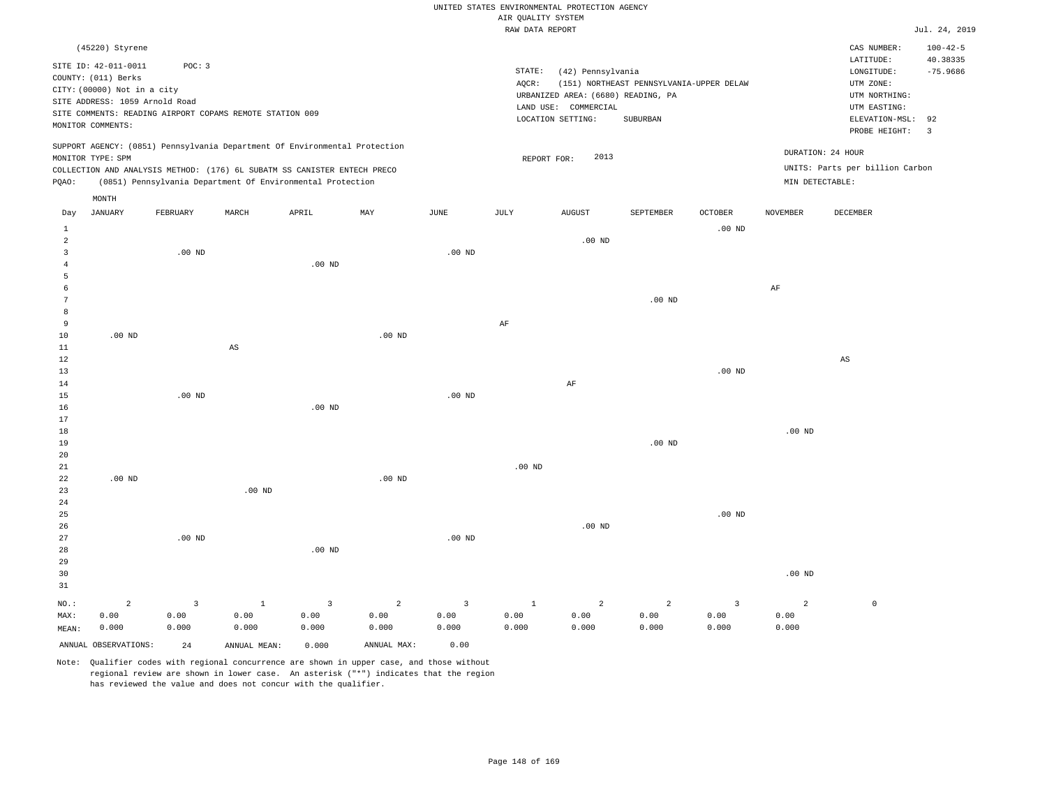UNITED STATES ENVIRONMENTAL PROTECTION AGENCY
AIR QUALITY SYSTEM
RAW DATA REPORT

Jul. 24, 2019

(45220) Styrene

SITE ID: 42-011-0011 POC: 3
COUNTY: (011) Berks
CITY: (00000) Not in a city
SITE ADDRESS: 1059 Arnold Road
SITE COMMENTS: READING AIRPORT COPAMS REMOTE STATION 009
MONITOR COMMENTS:

STATE: (42) Pennsylvania
AQCR: (151) NORTHEAST PENNSYLVANIA-UPPER DELAW
URBANIZED AREA: (6680) READING, PA
LAND USE: COMMERCIAL
LOCATION SETTING: SUBURBAN

CAS NUMBER: 100-42-5
LATITUDE: 40.38335
LONGITUDE: -75.9686
UTM ZONE:
UTM NORTHING:
UTM EASTING:
ELEVATION-MSL: 92
PROBE HEIGHT: 3

SUPPORT AGENCY: (0851) Pennsylvania Department Of Environmental Protection
MONITOR TYPE: SPM
COLLECTION AND ANALYSIS METHOD: (176) 6L SUBATM SS CANISTER ENTECH PRECO
PQAO: (0851) Pennsylvania Department Of Environmental Protection

REPORT FOR: 2013

DURATION: 24 HOUR
UNITS: Parts per billion Carbon
MIN DETECTABLE:

| Day | JANUARY | FEBRUARY | MARCH | APRIL | MAY | JUNE | JULY | AUGUST | SEPTEMBER | OCTOBER | NOVEMBER | DECEMBER |
|---|---|---|---|---|---|---|---|---|---|---|---|---|
| 1 | | | | | | | | | | .00 ND | | |
| 2 | | | | | | | | .00 ND | | | | |
| 3 | | .00 ND | | | | .00 ND | | | | | | |
| 4 | | | | .00 ND | | | | | | | | |
| 5 | | | | | | | | | | | | |
| 6 | | | | | | | | | | | AF | |
| 7 | | | | | | | | | .00 ND | | | |
| 8 | | | | | | | | | | | | |
| 9 | | | | | | | AF | | | | | |
| 10 | .00 ND | | | | .00 ND | | | | | | | |
| 11 | | | AS | | | | | | | | | |
| 12 | | | | | | | | | | | | AS |
| 13 | | | | | | | | | | .00 ND | | |
| 14 | | | | | | | | AF | | | | |
| 15 | | .00 ND | | | | .00 ND | | | | | | |
| 16 | | | | .00 ND | | | | | | | | |
| 17 | | | | | | | | | | | | |
| 18 | | | | | | | | | | | .00 ND | |
| 19 | | | | | | | | | .00 ND | | | |
| 20 | | | | | | | | | | | | |
| 21 | | | | | | | .00 ND | | | | | |
| 22 | .00 ND | | | | .00 ND | | | | | | | |
| 23 | | | .00 ND | | | | | | | | | |
| 24 | | | | | | | | | | | | |
| 25 | | | | | | | | | | .00 ND | | |
| 26 | | | | | | | | .00 ND | | | | |
| 27 | | .00 ND | | | | .00 ND | | | | | | |
| 28 | | | | .00 ND | | | | | | | | |
| 29 | | | | | | | | | | | | |
| 30 | | | | | | | | | | | .00 ND | |
| 31 | | | | | | | | | | | | |
| NO.: | 2 | 3 | 1 | 3 | 2 | 3 | 1 | 2 | 2 | 3 | 2 | 0 |
| MAX: | 0.00 | 0.00 | 0.00 | 0.00 | 0.00 | 0.00 | 0.00 | 0.00 | 0.00 | 0.00 | 0.00 | |
| MEAN: | 0.000 | 0.000 | 0.000 | 0.000 | 0.000 | 0.000 | 0.000 | 0.000 | 0.000 | 0.000 | 0.000 | |

ANNUAL OBSERVATIONS: 24 ANNUAL MEAN: 0.000 ANNUAL MAX: 0.00

Note: Qualifier codes with regional concurrence are shown in upper case, and those without regional review are shown in lower case. An asterisk ("*") indicates that the region has reviewed the value and does not concur with the qualifier.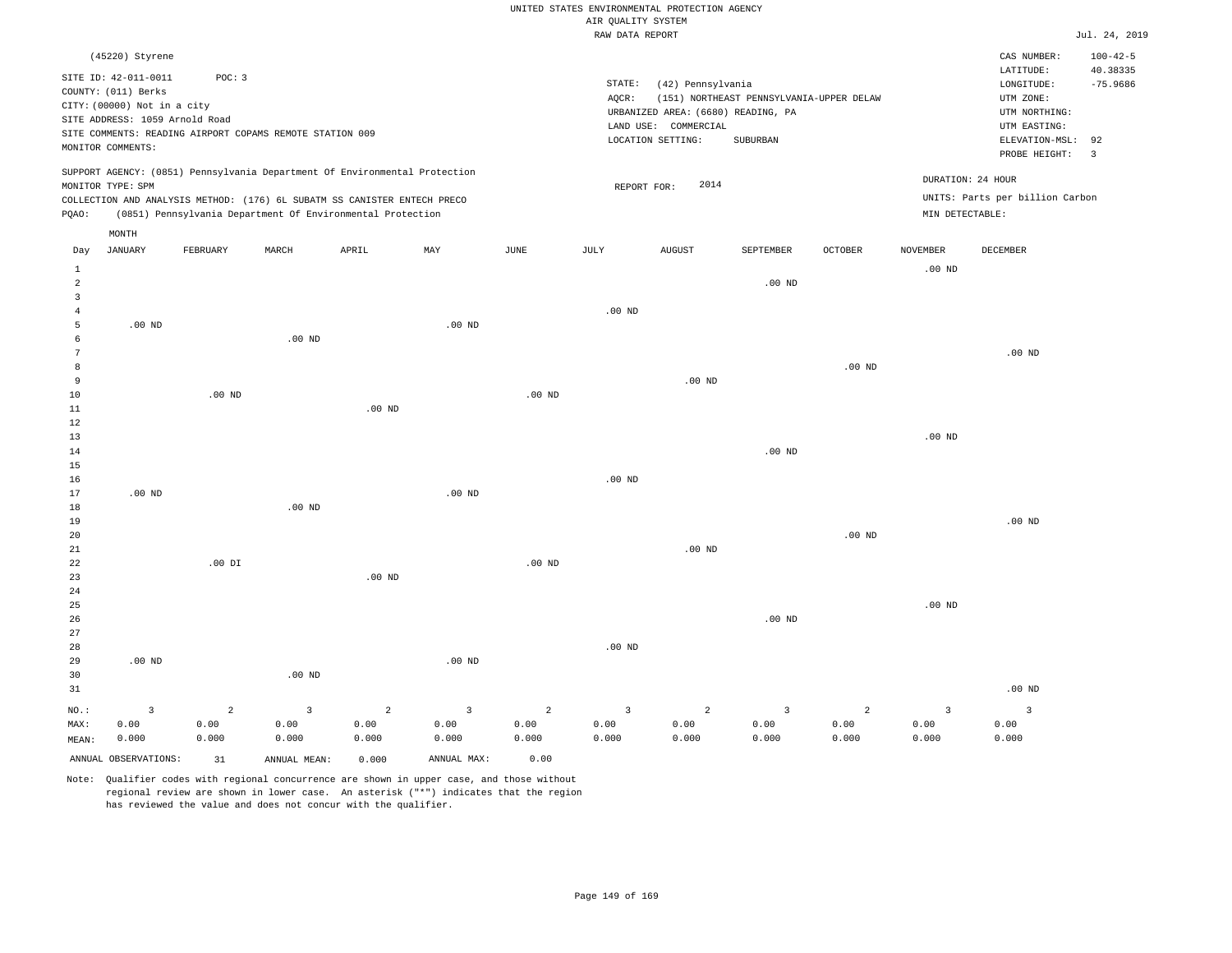UNITED STATES ENVIRONMENTAL PROTECTION AGENCY
AIR QUALITY SYSTEM
RAW DATA REPORT

Jul. 24, 2019

(45220) Styrene

SITE ID: 42-011-0011 POC: 3
COUNTY: (011) Berks
CITY: (00000) Not in a city
SITE ADDRESS: 1059 Arnold Road
SITE COMMENTS: READING AIRPORT COPAMS REMOTE STATION 009
MONITOR COMMENTS:

STATE: (42) Pennsylvania
AQCR: (151) NORTHEAST PENNSYLVANIA-UPPER DELAW
URBANIZED AREA: (6680) READING, PA
LAND USE: COMMERCIAL
LOCATION SETTING: SUBURBAN

CAS NUMBER: 100-42-5
LATITUDE: 40.38335
LONGITUDE: -75.9686
UTM ZONE:
UTM NORTHING:
UTM EASTING:
ELEVATION-MSL: 92
PROBE HEIGHT: 3

SUPPORT AGENCY: (0851) Pennsylvania Department Of Environmental Protection
MONITOR TYPE: SPM
COLLECTION AND ANALYSIS METHOD: (176) 6L SUBATM SS CANISTER ENTECH PRECO
PQAO: (0851) Pennsylvania Department Of Environmental Protection

REPORT FOR: 2014

DURATION: 24 HOUR
UNITS: Parts per billion Carbon
MIN DETECTABLE:

| Day | JANUARY | FEBRUARY | MARCH | APRIL | MAY | JUNE | JULY | AUGUST | SEPTEMBER | OCTOBER | NOVEMBER | DECEMBER |
|---|---|---|---|---|---|---|---|---|---|---|---|---|
| 1 | | | | | | | | | | | .00 ND | |
| 2 | | | | | | | | | .00 ND | | | |
| 3 | | | | | | | | | | | | |
| 4 | | | | | | | .00 ND | | | | | |
| 5 | .00 ND | | | | .00 ND | | | | | | | |
| 6 | | | .00 ND | | | | | | | | | |
| 7 | | | | | | | | | | | | .00 ND |
| 8 | | | | | | | | | | .00 ND | | |
| 9 | | | | | | | | .00 ND | | | | |
| 10 | | .00 ND | | | | .00 ND | | | | | | |
| 11 | | | | .00 ND | | | | | | | | |
| 12 | | | | | | | | | | | | |
| 13 | | | | | | | | | | | .00 ND | |
| 14 | | | | | | | | | .00 ND | | | |
| 15 | | | | | | | | | | | | |
| 16 | | | | | | | .00 ND | | | | | |
| 17 | .00 ND | | | | .00 ND | | | | | | | |
| 18 | | | .00 ND | | | | | | | | | |
| 19 | | | | | | | | | | | | .00 ND |
| 20 | | | | | | | | | | .00 ND | | |
| 21 | | | | | | | | .00 ND | | | | |
| 22 | | .00 DI | | | | .00 ND | | | | | | |
| 23 | | | | .00 ND | | | | | | | | |
| 24 | | | | | | | | | | | | |
| 25 | | | | | | | | | | | .00 ND | |
| 26 | | | | | | | | | .00 ND | | | |
| 27 | | | | | | | | | | | | |
| 28 | | | | | | | .00 ND | | | | | |
| 29 | .00 ND | | | | .00 ND | | | | | | | |
| 30 | | | .00 ND | | | | | | | | | |
| 31 | | | | | | | | | | | | .00 ND |
| NO.: | 3 | 2 | 3 | 2 | 3 | 2 | 3 | 2 | 3 | 2 | 3 | 3 |
| MAX: | 0.00 | 0.00 | 0.00 | 0.00 | 0.00 | 0.00 | 0.00 | 0.00 | 0.00 | 0.00 | 0.00 | 0.00 |
| MEAN: | 0.000 | 0.000 | 0.000 | 0.000 | 0.000 | 0.000 | 0.000 | 0.000 | 0.000 | 0.000 | 0.000 | 0.000 |

ANNUAL OBSERVATIONS: 31 ANNUAL MEAN: 0.000 ANNUAL MAX: 0.00

Note: Qualifier codes with regional concurrence are shown in upper case, and those without regional review are shown in lower case. An asterisk ("*") indicates that the region has reviewed the value and does not concur with the qualifier.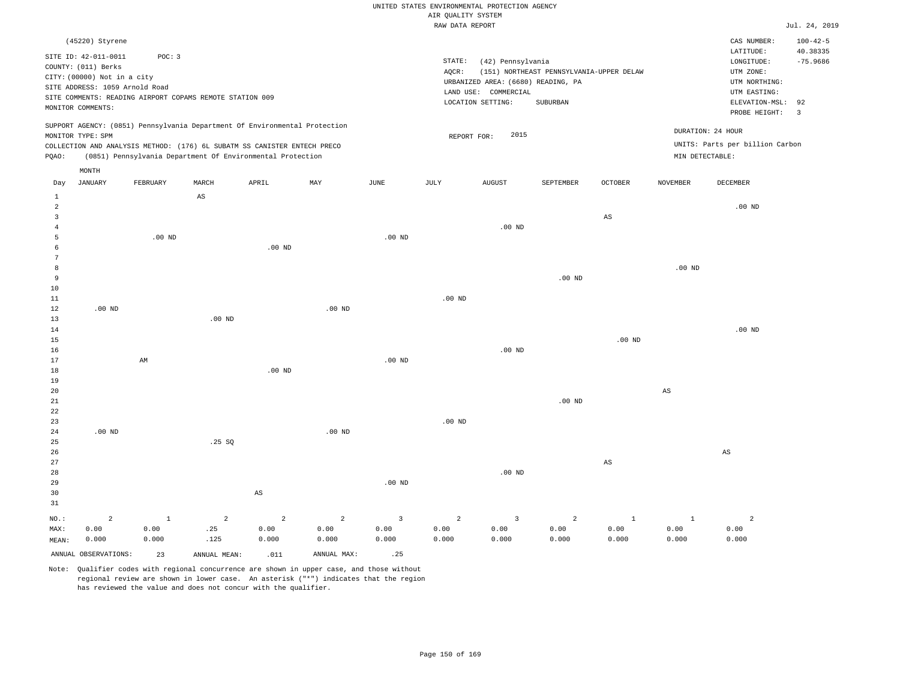UNITED STATES ENVIRONMENTAL PROTECTION AGENCY
AIR QUALITY SYSTEM
RAW DATA REPORT

Jul. 24, 2019

(45220) Styrene

SITE ID: 42-011-0011 POC: 3
COUNTY: (011) Berks
CITY: (00000) Not in a city
SITE ADDRESS: 1059 Arnold Road
SITE COMMENTS: READING AIRPORT COPAMS REMOTE STATION 009
MONITOR COMMENTS:

STATE: (42) Pennsylvania
AQCR: (151) NORTHEAST PENNSYLVANIA-UPPER DELAW
URBANIZED AREA: (6680) READING, PA
LAND USE: COMMERCIAL
LOCATION SETTING: SUBURBAN

CAS NUMBER: 100-42-5
LATITUDE: 40.38335
LONGITUDE: -75.9686
UTM ZONE:
UTM NORTHING:
UTM EASTING:
ELEVATION-MSL: 92
PROBE HEIGHT: 3

SUPPORT AGENCY: (0851) Pennsylvania Department Of Environmental Protection
MONITOR TYPE: SPM
COLLECTION AND ANALYSIS METHOD: (176) 6L SUBATM SS CANISTER ENTECH PRECO
PQAO: (0851) Pennsylvania Department Of Environmental Protection

REPORT FOR: 2015

DURATION: 24 HOUR
UNITS: Parts per billion Carbon
MIN DETECTABLE:

| Day | JANUARY | FEBRUARY | MARCH | APRIL | MAY | JUNE | JULY | AUGUST | SEPTEMBER | OCTOBER | NOVEMBER | DECEMBER |
|---|---|---|---|---|---|---|---|---|---|---|---|---|
| 1 | | | AS | | | | | | | | | |
| 2 | | | | | | | | | | | | .00 ND |
| 3 | | | | | | | | | | AS | | |
| 4 | | | | | | | | .00 ND | | | | |
| 5 | | .00 ND | | | | .00 ND | | | | | | |
| 6 | | | | .00 ND | | | | | | | | |
| 7 | | | | | | | | | | | | |
| 8 | | | | | | | | | | | .00 ND | |
| 9 | | | | | | | | | .00 ND | | | |
| 10 | | | | | | | | | | | | |
| 11 | | | | | | | .00 ND | | | | | |
| 12 | .00 ND | | | | .00 ND | | | | | | | |
| 13 | | | .00 ND | | | | | | | | | |
| 14 | | | | | | | | | | | | .00 ND |
| 15 | | | | | | | | | | .00 ND | | |
| 16 | | | | | | | | .00 ND | | | | |
| 17 | | AM | | | | .00 ND | | | | | | |
| 18 | | | | .00 ND | | | | | | | | |
| 19 | | | | | | | | | | | | |
| 20 | | | | | | | | | | | AS | |
| 21 | | | | | | | | | .00 ND | | | |
| 22 | | | | | | | | | | | | |
| 23 | | | | | | | .00 ND | | | | | |
| 24 | .00 ND | | | | .00 ND | | | | | | | |
| 25 | | | .25 SQ | | | | | | | | | |
| 26 | | | | | | | | | | | | AS |
| 27 | | | | | | | | | | AS | | |
| 28 | | | | | | | | .00 ND | | | | |
| 29 | | | | | | .00 ND | | | | | | |
| 30 | | | | AS | | | | | | | | |
| 31 | | | | | | | | | | | | |
| NO.: | 2 | 1 | 2 | 2 | 2 | 3 | 2 | 3 | 2 | 1 | 1 | 2 |
| MAX: | 0.00 | 0.00 | .25 | 0.00 | 0.00 | 0.00 | 0.00 | 0.00 | 0.00 | 0.00 | 0.00 | 0.00 |
| MEAN: | 0.000 | 0.000 | .125 | 0.000 | 0.000 | 0.000 | 0.000 | 0.000 | 0.000 | 0.000 | 0.000 | 0.000 |

ANNUAL OBSERVATIONS: 23 ANNUAL MEAN: .011 ANNUAL MAX: .25

Note: Qualifier codes with regional concurrence are shown in upper case, and those without regional review are shown in lower case. An asterisk ("*") indicates that the region has reviewed the value and does not concur with the qualifier.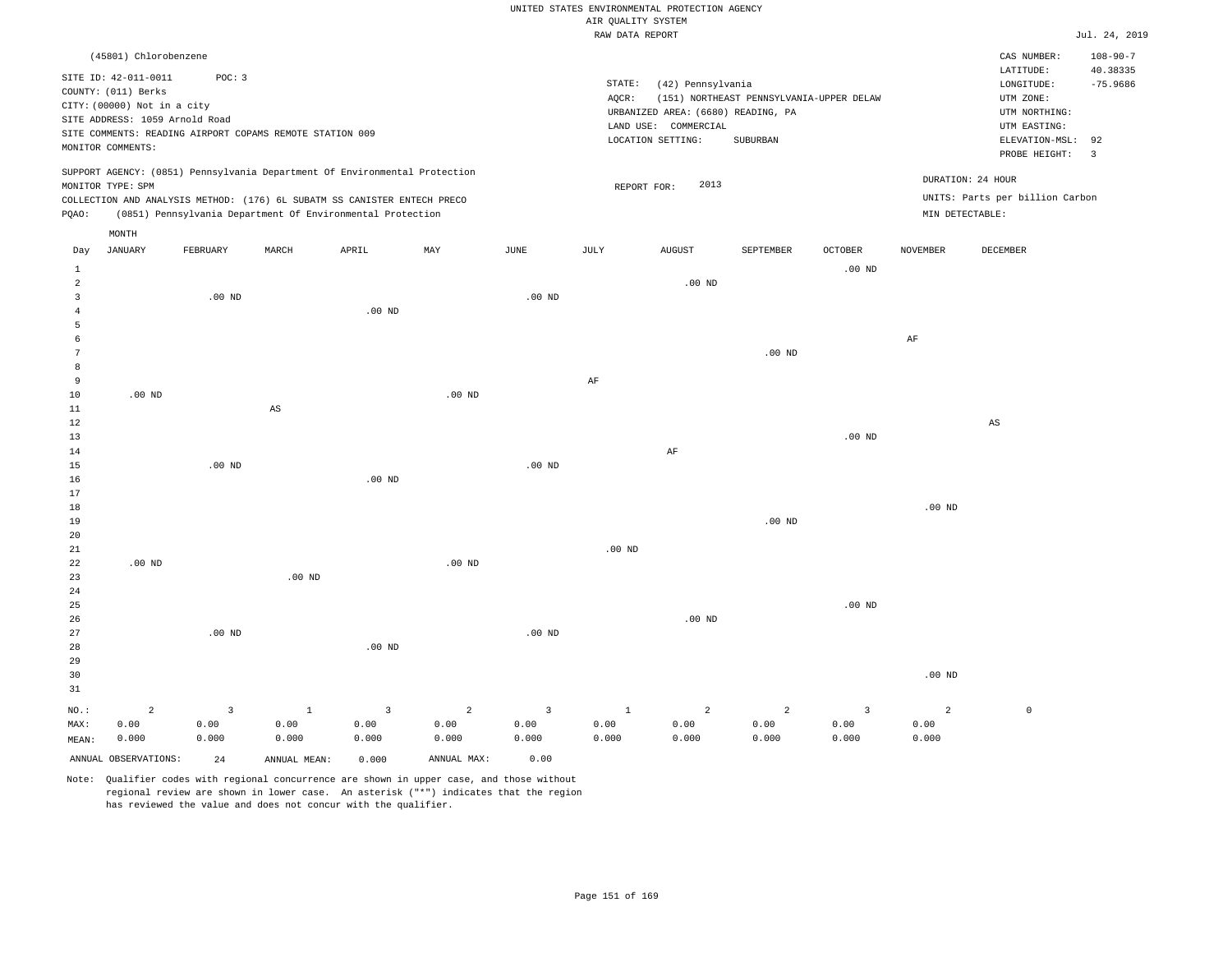UNITED STATES ENVIRONMENTAL PROTECTION AGENCY
AIR QUALITY SYSTEM
RAW DATA REPORT

Jul. 24, 2019

(45801) Chlorobenzene

SITE ID: 42-011-0011 POC: 3
COUNTY: (011) Berks
CITY: (00000) Not in a city
SITE ADDRESS: 1059 Arnold Road
SITE COMMENTS: READING AIRPORT COPAMS REMOTE STATION 009
MONITOR COMMENTS:

STATE: (42) Pennsylvania
AQCR: (151) NORTHEAST PENNSYLVANIA-UPPER DELAW
URBANIZED AREA: (6680) READING, PA
LAND USE: COMMERCIAL
LOCATION SETTING: SUBURBAN

CAS NUMBER: 108-90-7
LATITUDE: 40.38335
LONGITUDE: -75.9686
UTM ZONE:
UTM NORTHING:
UTM EASTING:
ELEVATION-MSL: 92
PROBE HEIGHT: 3

SUPPORT AGENCY: (0851) Pennsylvania Department Of Environmental Protection
MONITOR TYPE: SPM
COLLECTION AND ANALYSIS METHOD: (176) 6L SUBATM SS CANISTER ENTECH PRECO
PQAO: (0851) Pennsylvania Department Of Environmental Protection

REPORT FOR: 2013

DURATION: 24 HOUR
UNITS: Parts per billion Carbon
MIN DETECTABLE:

| Day | JANUARY | FEBRUARY | MARCH | APRIL | MAY | JUNE | JULY | AUGUST | SEPTEMBER | OCTOBER | NOVEMBER | DECEMBER |
|---|---|---|---|---|---|---|---|---|---|---|---|---|
| 1 | | | | | | | | | | .00 ND | | |
| 2 | | | | | | | | .00 ND | | | | |
| 3 | | .00 ND | | | | .00 ND | | | | | | |
| 4 | | | | .00 ND | | | | | | | | |
| 5 | | | | | | | | | | | | |
| 6 | | | | | | | | | | | AF | |
| 7 | | | | | | | | | .00 ND | | | |
| 8 | | | | | | | | | | | | |
| 9 | | | | | | | AF | | | | | |
| 10 | .00 ND | | | | .00 ND | | | | | | | |
| 11 | | | AS | | | | | | | | | |
| 12 | | | | | | | | | | | | AS |
| 13 | | | | | | | | | | .00 ND | | |
| 14 | | | | | | | | AF | | | | |
| 15 | | .00 ND | | | | .00 ND | | | | | | |
| 16 | | | | .00 ND | | | | | | | | |
| 17 | | | | | | | | | | | | |
| 18 | | | | | | | | | | | .00 ND | |
| 19 | | | | | | | | | .00 ND | | | |
| 20 | | | | | | | | | | | | |
| 21 | | | | | | | .00 ND | | | | | |
| 22 | .00 ND | | | | .00 ND | | | | | | | |
| 23 | | | .00 ND | | | | | | | | | |
| 24 | | | | | | | | | | | | |
| 25 | | | | | | | | | | .00 ND | | |
| 26 | | | | | | | | .00 ND | | | | |
| 27 | | .00 ND | | | | .00 ND | | | | | | |
| 28 | | | | .00 ND | | | | | | | | |
| 29 | | | | | | | | | | | | |
| 30 | | | | | | | | | | | .00 ND | |
| 31 | | | | | | | | | | | | |
| NO.: | 2 | 3 | 1 | 3 | 2 | 3 | 1 | 2 | 2 | 3 | 2 | 0 |
| MAX: | 0.00 | 0.00 | 0.00 | 0.00 | 0.00 | 0.00 | 0.00 | 0.00 | 0.00 | 0.00 | 0.00 | |
| MEAN: | 0.000 | 0.000 | 0.000 | 0.000 | 0.000 | 0.000 | 0.000 | 0.000 | 0.000 | 0.000 | 0.000 | |

ANNUAL OBSERVATIONS: 24 ANNUAL MEAN: 0.000 ANNUAL MAX: 0.00

Note: Qualifier codes with regional concurrence are shown in upper case, and those without regional review are shown in lower case. An asterisk ("*") indicates that the region has reviewed the value and does not concur with the qualifier.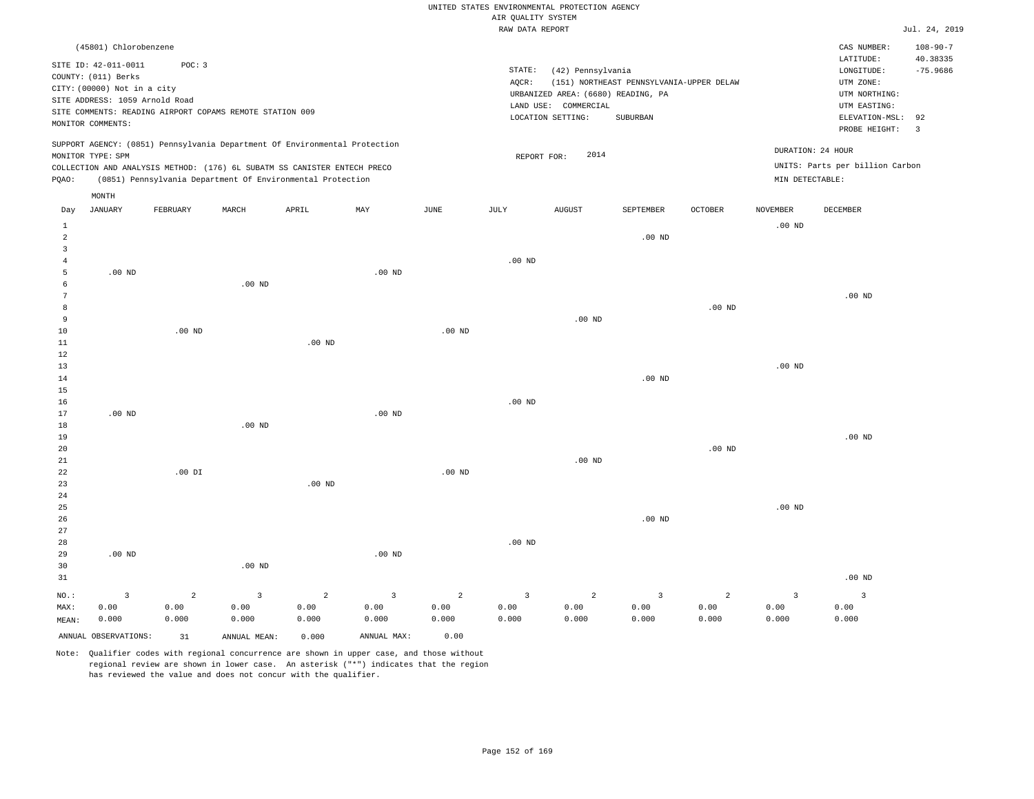UNITED STATES ENVIRONMENTAL PROTECTION AGENCY
AIR QUALITY SYSTEM
RAW DATA REPORT

Jul. 24, 2019

(45801) Chlorobenzene

SITE ID: 42-011-0011 POC: 3
COUNTY: (011) Berks
CITY: (00000) Not in a city
SITE ADDRESS: 1059 Arnold Road
SITE COMMENTS: READING AIRPORT COPAMS REMOTE STATION 009
MONITOR COMMENTS:

STATE: (42) Pennsylvania
AQCR: (151) NORTHEAST PENNSYLVANIA-UPPER DELAW
URBANIZED AREA: (6680) READING, PA
LAND USE: COMMERCIAL
LOCATION SETTING: SUBURBAN

CAS NUMBER: 108-90-7
LATITUDE: 40.38335
LONGITUDE: -75.9686
UTM ZONE:
UTM NORTHING:
UTM EASTING:
ELEVATION-MSL: 92
PROBE HEIGHT: 3

SUPPORT AGENCY: (0851) Pennsylvania Department Of Environmental Protection
MONITOR TYPE: SPM
COLLECTION AND ANALYSIS METHOD: (176) 6L SUBATM SS CANISTER ENTECH PRECO
PQAO: (0851) Pennsylvania Department Of Environmental Protection

REPORT FOR: 2014

DURATION: 24 HOUR
UNITS: Parts per billion Carbon
MIN DETECTABLE:

| Day | JANUARY | FEBRUARY | MARCH | APRIL | MAY | JUNE | JULY | AUGUST | SEPTEMBER | OCTOBER | NOVEMBER | DECEMBER |
|---|---|---|---|---|---|---|---|---|---|---|---|---|
| 1 | | | | | | | | | | | .00 ND | |
| 2 | | | | | | | | | .00 ND | | | |
| 3 | | | | | | | | | | | | |
| 4 | | | | | | | .00 ND | | | | | |
| 5 | .00 ND | | | | .00 ND | | | | | | | |
| 6 | | | .00 ND | | | | | | | | | |
| 7 | | | | | | | | | | | | .00 ND |
| 8 | | | | | | | | | | .00 ND | | |
| 9 | | | | | | | | .00 ND | | | | |
| 10 | | .00 ND | | | | .00 ND | | | | | | |
| 11 | | | | .00 ND | | | | | | | | |
| 12 | | | | | | | | | | | | |
| 13 | | | | | | | | | | | .00 ND | |
| 14 | | | | | | | | | .00 ND | | | |
| 15 | | | | | | | | | | | | |
| 16 | | | | | | | .00 ND | | | | | |
| 17 | .00 ND | | | | .00 ND | | | | | | | |
| 18 | | | .00 ND | | | | | | | | | |
| 19 | | | | | | | | | | | | .00 ND |
| 20 | | | | | | | | | | .00 ND | | |
| 21 | | | | | | | | .00 ND | | | | |
| 22 | | .00 DI | | | | .00 ND | | | | | | |
| 23 | | | | .00 ND | | | | | | | | |
| 24 | | | | | | | | | | | | |
| 25 | | | | | | | | | | | .00 ND | |
| 26 | | | | | | | | | .00 ND | | | |
| 27 | | | | | | | | | | | | |
| 28 | | | | | | | .00 ND | | | | | |
| 29 | .00 ND | | | | .00 ND | | | | | | | |
| 30 | | | .00 ND | | | | | | | | | |
| 31 | | | | | | | | | | | | .00 ND |
| NO.: | 3 | 2 | 3 | 2 | 3 | 2 | 3 | 2 | 3 | 2 | 3 | 3 |
| MAX: | 0.00 | 0.00 | 0.00 | 0.00 | 0.00 | 0.00 | 0.00 | 0.00 | 0.00 | 0.00 | 0.00 | 0.00 |
| MEAN: | 0.000 | 0.000 | 0.000 | 0.000 | 0.000 | 0.000 | 0.000 | 0.000 | 0.000 | 0.000 | 0.000 | 0.000 |

ANNUAL OBSERVATIONS: 31 ANNUAL MEAN: 0.000 ANNUAL MAX: 0.00

Note: Qualifier codes with regional concurrence are shown in upper case, and those without regional review are shown in lower case. An asterisk ("*") indicates that the region has reviewed the value and does not concur with the qualifier.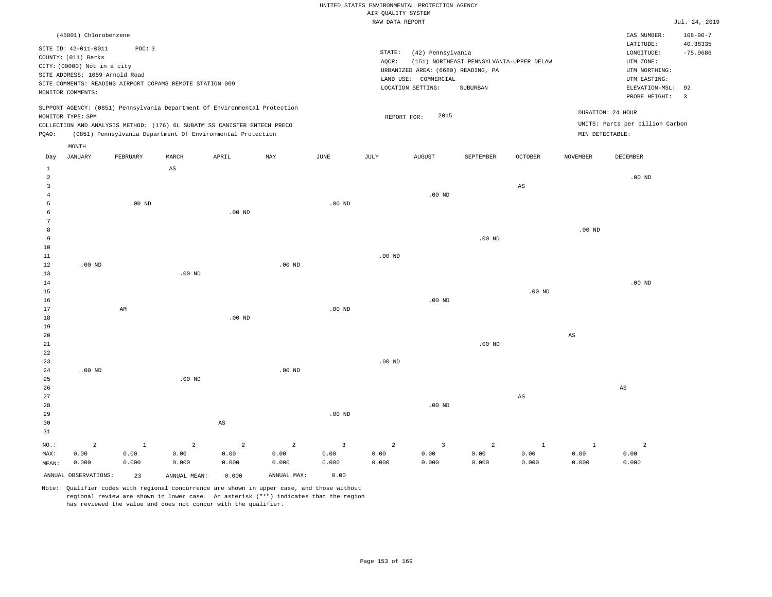UNITED STATES ENVIRONMENTAL PROTECTION AGENCY
AIR QUALITY SYSTEM
RAW DATA REPORT

Jul. 24, 2019

(45801) Chlorobenzene

SITE ID: 42-011-0011 POC: 3
COUNTY: (011) Berks
CITY: (00000) Not in a city
SITE ADDRESS: 1059 Arnold Road
SITE COMMENTS: READING AIRPORT COPAMS REMOTE STATION 009
MONITOR COMMENTS:

STATE: (42) Pennsylvania
AQCR: (151) NORTHEAST PENNSYLVANIA-UPPER DELAW
URBANIZED AREA: (6680) READING, PA
LAND USE: COMMERCIAL
LOCATION SETTING: SUBURBAN

CAS NUMBER: 108-90-7
LATITUDE: 40.38335
LONGITUDE: -75.9686
UTM ZONE:
UTM NORTHING:
UTM EASTING:
ELEVATION-MSL: 92
PROBE HEIGHT: 3

SUPPORT AGENCY: (0851) Pennsylvania Department Of Environmental Protection
MONITOR TYPE: SPM
COLLECTION AND ANALYSIS METHOD: (176) 6L SUBATM SS CANISTER ENTECH PRECO
PQAO: (0851) Pennsylvania Department Of Environmental Protection

REPORT FOR: 2015

DURATION: 24 HOUR
UNITS: Parts per billion Carbon
MIN DETECTABLE:

| Day | JANUARY | FEBRUARY | MARCH | APRIL | MAY | JUNE | JULY | AUGUST | SEPTEMBER | OCTOBER | NOVEMBER | DECEMBER |
|---|---|---|---|---|---|---|---|---|---|---|---|---|
| 1 | | | AS | | | | | | | | | |
| 2 | | | | | | | | | | | | .00 ND |
| 3 | | | | | | | | | | AS | | |
| 4 | | | | | | | | .00 ND | | | | |
| 5 | | .00 ND | | | | .00 ND | | | | | | |
| 6 | | | | .00 ND | | | | | | | | |
| 7 | | | | | | | | | | | | |
| 8 | | | | | | | | | | | .00 ND | |
| 9 | | | | | | | | | .00 ND | | | |
| 10 | | | | | | | | | | | | |
| 11 | | | | | | | .00 ND | | | | | |
| 12 | .00 ND | | | | .00 ND | | | | | | | |
| 13 | | | .00 ND | | | | | | | | | |
| 14 | | | | | | | | | | | | .00 ND |
| 15 | | | | | | | | | | .00 ND | | |
| 16 | | | | | | | | .00 ND | | | | |
| 17 | | AM | | | | .00 ND | | | | | | |
| 18 | | | | .00 ND | | | | | | | | |
| 19 | | | | | | | | | | | | |
| 20 | | | | | | | | | | | AS | |
| 21 | | | | | | | | | .00 ND | | | |
| 22 | | | | | | | | | | | | |
| 23 | | | | | | | .00 ND | | | | | |
| 24 | .00 ND | | | | .00 ND | | | | | | | |
| 25 | | | .00 ND | | | | | | | | | |
| 26 | | | | | | | | | | | | AS |
| 27 | | | | | | | | | | AS | | |
| 28 | | | | | | | | .00 ND | | | | |
| 29 | | | | | | .00 ND | | | | | | |
| 30 | | | | AS | | | | | | | | |
| 31 | | | | | | | | | | | | |
| NO.: | 2 | 1 | 2 | 2 | 2 | 3 | 2 | 3 | 2 | 1 | 1 | 2 |
| MAX: | 0.00 | 0.00 | 0.00 | 0.00 | 0.00 | 0.00 | 0.00 | 0.00 | 0.00 | 0.00 | 0.00 | 0.00 |
| MEAN: | 0.000 | 0.000 | 0.000 | 0.000 | 0.000 | 0.000 | 0.000 | 0.000 | 0.000 | 0.000 | 0.000 | 0.000 |

ANNUAL OBSERVATIONS: 23 ANNUAL MEAN: 0.000 ANNUAL MAX: 0.00

Note: Qualifier codes with regional concurrence are shown in upper case, and those without regional review are shown in lower case. An asterisk ("*") indicates that the region has reviewed the value and does not concur with the qualifier.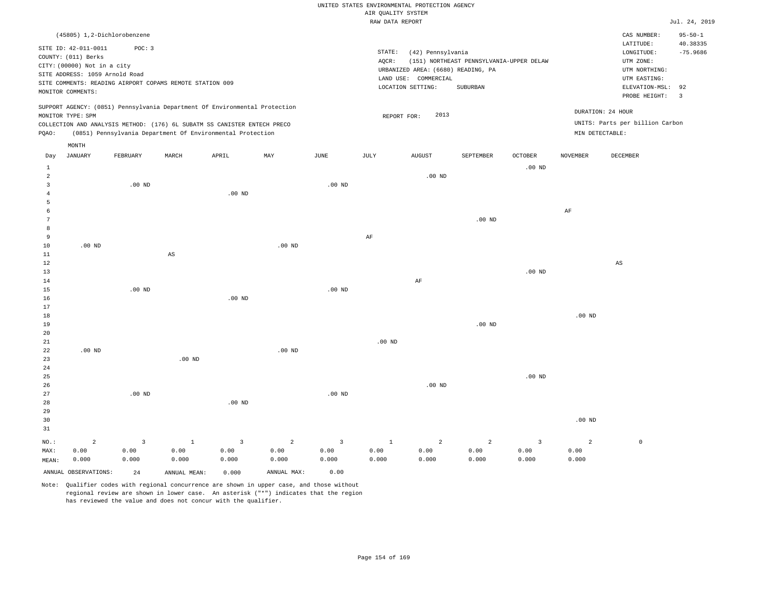UNITED STATES ENVIRONMENTAL PROTECTION AGENCY
AIR QUALITY SYSTEM
RAW DATA REPORT

Jul. 24, 2019

(45805) 1,2-Dichlorobenzene

SITE ID: 42-011-0011 POC: 3
COUNTY: (011) Berks
CITY: (00000) Not in a city
SITE ADDRESS: 1059 Arnold Road
SITE COMMENTS: READING AIRPORT COPAMS REMOTE STATION 009
MONITOR COMMENTS:

STATE: (42) Pennsylvania
AQCR: (151) NORTHEAST PENNSYLVANIA-UPPER DELAW
URBANIZED AREA: (6680) READING, PA
LAND USE: COMMERCIAL
LOCATION SETTING: SUBURBAN

CAS NUMBER: 95-50-1
LATITUDE: 40.38335
LONGITUDE: -75.9686
UTM ZONE:
UTM NORTHING:
UTM EASTING:
ELEVATION-MSL: 92
PROBE HEIGHT: 3

SUPPORT AGENCY: (0851) Pennsylvania Department Of Environmental Protection
MONITOR TYPE: SPM
COLLECTION AND ANALYSIS METHOD: (176) 6L SUBATM SS CANISTER ENTECH PRECO
PQAO: (0851) Pennsylvania Department Of Environmental Protection

REPORT FOR: 2013

DURATION: 24 HOUR
UNITS: Parts per billion Carbon
MIN DETECTABLE:

| Day | JANUARY | FEBRUARY | MARCH | APRIL | MAY | JUNE | JULY | AUGUST | SEPTEMBER | OCTOBER | NOVEMBER | DECEMBER |
|---|---|---|---|---|---|---|---|---|---|---|---|---|
| 1 | | | | | | | | | | .00 ND | | |
| 2 | | | | | | | | .00 ND | | | | |
| 3 | | .00 ND | | | | .00 ND | | | | | | |
| 4 | | | | .00 ND | | | | | | | | |
| 5 | | | | | | | | | | | | |
| 6 | | | | | | | | | | | AF | |
| 7 | | | | | | | | | .00 ND | | | |
| 8 | | | | | | | | | | | | |
| 9 | | | | | | | AF | | | | | |
| 10 | .00 ND | | | | .00 ND | | | | | | | |
| 11 | | | AS | | | | | | | | | |
| 12 | | | | | | | | | | | | AS |
| 13 | | | | | | | | | | .00 ND | | |
| 14 | | | | | | | | AF | | | | |
| 15 | | .00 ND | | | | .00 ND | | | | | | |
| 16 | | | | .00 ND | | | | | | | | |
| 17 | | | | | | | | | | | | |
| 18 | | | | | | | | | | | .00 ND | |
| 19 | | | | | | | | | .00 ND | | | |
| 20 | | | | | | | | | | | | |
| 21 | | | | | | | .00 ND | | | | | |
| 22 | .00 ND | | | | .00 ND | | | | | | | |
| 23 | | | .00 ND | | | | | | | | | |
| 24 | | | | | | | | | | | | |
| 25 | | | | | | | | | | .00 ND | | |
| 26 | | | | | | | | .00 ND | | | | |
| 27 | | .00 ND | | | | .00 ND | | | | | | |
| 28 | | | | .00 ND | | | | | | | | |
| 29 | | | | | | | | | | | | |
| 30 | | | | | | | | | | | .00 ND | |
| 31 | | | | | | | | | | | | |
| NO.: | 2 | 3 | 1 | 3 | 2 | 3 | 1 | 2 | 2 | 3 | 2 | 0 |
| MAX: | 0.00 | 0.00 | 0.00 | 0.00 | 0.00 | 0.00 | 0.00 | 0.00 | 0.00 | 0.00 | 0.00 | |
| MEAN: | 0.000 | 0.000 | 0.000 | 0.000 | 0.000 | 0.000 | 0.000 | 0.000 | 0.000 | 0.000 | 0.000 | |

ANNUAL OBSERVATIONS: 24 ANNUAL MEAN: 0.000 ANNUAL MAX: 0.00

Note: Qualifier codes with regional concurrence are shown in upper case, and those without regional review are shown in lower case. An asterisk ("*") indicates that the region has reviewed the value and does not concur with the qualifier.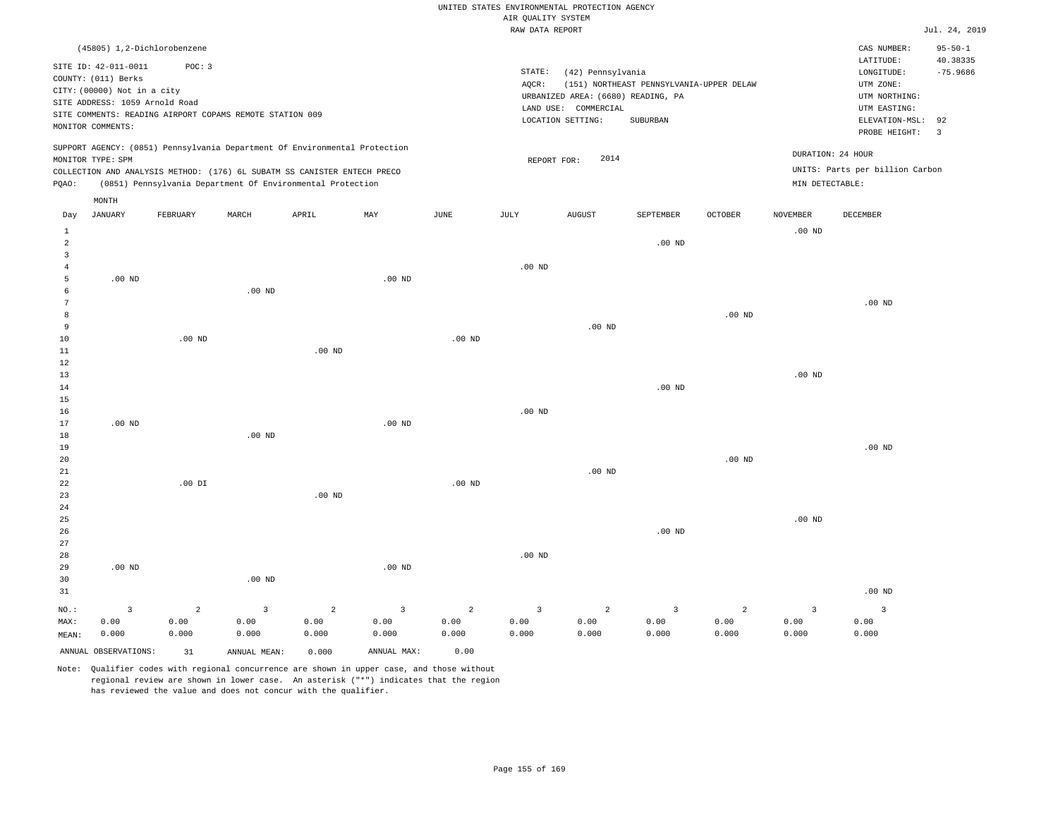UNITED STATES ENVIRONMENTAL PROTECTION AGENCY
AIR QUALITY SYSTEM
RAW DATA REPORT

Jul. 24, 2019

(45805) 1,2-Dichlorobenzene

SITE ID: 42-011-0011 POC: 3
COUNTY: (011) Berks
CITY: (00000) Not in a city
SITE ADDRESS: 1059 Arnold Road
SITE COMMENTS: READING AIRPORT COPAMS REMOTE STATION 009
MONITOR COMMENTS:

STATE: (42) Pennsylvania
AQCR: (151) NORTHEAST PENNSYLVANIA-UPPER DELAW
URBANIZED AREA: (6680) READING, PA
LAND USE: COMMERCIAL
LOCATION SETTING: SUBURBAN

CAS NUMBER: 95-50-1
LATITUDE: 40.38335
LONGITUDE: -75.9686
UTM ZONE:
UTM NORTHING:
UTM EASTING:
ELEVATION-MSL: 92
PROBE HEIGHT: 3

SUPPORT AGENCY: (0851) Pennsylvania Department Of Environmental Protection
MONITOR TYPE: SPM
COLLECTION AND ANALYSIS METHOD: (176) 6L SUBATM SS CANISTER ENTECH PRECO
PQAO: (0851) Pennsylvania Department Of Environmental Protection

REPORT FOR: 2014

DURATION: 24 HOUR
UNITS: Parts per billion Carbon
MIN DETECTABLE:

| Day | JANUARY | FEBRUARY | MARCH | APRIL | MAY | JUNE | JULY | AUGUST | SEPTEMBER | OCTOBER | NOVEMBER | DECEMBER |
|---|---|---|---|---|---|---|---|---|---|---|---|---|
| 1 | | | | | | | | | | | .00 ND | |
| 2 | | | | | | | | | .00 ND | | | |
| 3 | | | | | | | | | | | | |
| 4 | | | | | | | .00 ND | | | | | |
| 5 | .00 ND | | | | .00 ND | | | | | | | |
| 6 | | | .00 ND | | | | | | | | | |
| 7 | | | | | | | | | | | | .00 ND |
| 8 | | | | | | | | | | .00 ND | | |
| 9 | | | | | | | | .00 ND | | | | |
| 10 | | .00 ND | | | | .00 ND | | | | | | |
| 11 | | | | .00 ND | | | | | | | | |
| 12 | | | | | | | | | | | | |
| 13 | | | | | | | | | | | .00 ND | |
| 14 | | | | | | | | | .00 ND | | | |
| 15 | | | | | | | | | | | | |
| 16 | | | | | | | .00 ND | | | | | |
| 17 | .00 ND | | | | .00 ND | | | | | | | |
| 18 | | | .00 ND | | | | | | | | | |
| 19 | | | | | | | | | | | | .00 ND |
| 20 | | | | | | | | | | .00 ND | | |
| 21 | | | | | | | | .00 ND | | | | |
| 22 | | .00 DI | | | | .00 ND | | | | | | |
| 23 | | | | .00 ND | | | | | | | | |
| 24 | | | | | | | | | | | | |
| 25 | | | | | | | | | | | .00 ND | |
| 26 | | | | | | | | | .00 ND | | | |
| 27 | | | | | | | | | | | | |
| 28 | | | | | | | .00 ND | | | | | |
| 29 | .00 ND | | | | .00 ND | | | | | | | |
| 30 | | | .00 ND | | | | | | | | | |
| 31 | | | | | | | | | | | | .00 ND |
| NO.: | 3 | 2 | 3 | 2 | 3 | 2 | 3 | 2 | 3 | 2 | 3 | 3 |
| MAX: | 0.00 | 0.00 | 0.00 | 0.00 | 0.00 | 0.00 | 0.00 | 0.00 | 0.00 | 0.00 | 0.00 | 0.00 |
| MEAN: | 0.000 | 0.000 | 0.000 | 0.000 | 0.000 | 0.000 | 0.000 | 0.000 | 0.000 | 0.000 | 0.000 | 0.000 |

ANNUAL OBSERVATIONS: 31 ANNUAL MEAN: 0.000 ANNUAL MAX: 0.00

Note: Qualifier codes with regional concurrence are shown in upper case, and those without regional review are shown in lower case. An asterisk ("*") indicates that the region has reviewed the value and does not concur with the qualifier.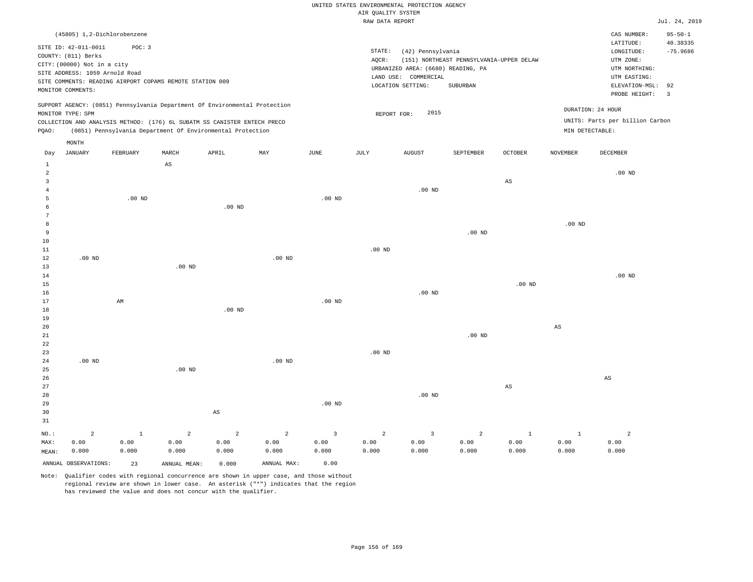UNITED STATES ENVIRONMENTAL PROTECTION AGENCY
AIR QUALITY SYSTEM
RAW DATA REPORT

Jul. 24, 2019

(45805) 1,2-Dichlorobenzene

SITE ID: 42-011-0011 POC: 3
COUNTY: (011) Berks
CITY: (00000) Not in a city
SITE ADDRESS: 1059 Arnold Road
SITE COMMENTS: READING AIRPORT COPAMS REMOTE STATION 009
MONITOR COMMENTS:

STATE: (42) Pennsylvania
AQCR: (151) NORTHEAST PENNSYLVANIA-UPPER DELAW
URBANIZED AREA: (6680) READING, PA
LAND USE: COMMERCIAL
LOCATION SETTING: SUBURBAN

CAS NUMBER: 95-50-1
LATITUDE: 40.38335
LONGITUDE: -75.9686
UTM ZONE:
UTM NORTHING:
UTM EASTING:
ELEVATION-MSL: 92
PROBE HEIGHT: 3

SUPPORT AGENCY: (0851) Pennsylvania Department Of Environmental Protection
MONITOR TYPE: SPM
COLLECTION AND ANALYSIS METHOD: (176) 6L SUBATM SS CANISTER ENTECH PRECO
PQAO: (0851) Pennsylvania Department Of Environmental Protection

REPORT FOR: 2015

DURATION: 24 HOUR
UNITS: Parts per billion Carbon
MIN DETECTABLE:

| Day | JANUARY | FEBRUARY | MARCH | APRIL | MAY | JUNE | JULY | AUGUST | SEPTEMBER | OCTOBER | NOVEMBER | DECEMBER |
|---|---|---|---|---|---|---|---|---|---|---|---|---|
| 1 | | | AS | | | | | | | | | |
| 2 | | | | | | | | | | | | .00 ND |
| 3 | | | | | | | | | | AS | | |
| 4 | | | | | | | | .00 ND | | | | |
| 5 | | .00 ND | | | | .00 ND | | | | | | |
| 6 | | | | .00 ND | | | | | | | | |
| 7 | | | | | | | | | | | | |
| 8 | | | | | | | | | | | .00 ND | |
| 9 | | | | | | | | | .00 ND | | | |
| 10 | | | | | | | | | | | | |
| 11 | | | | | | | .00 ND | | | | | |
| 12 | .00 ND | | | | .00 ND | | | | | | | |
| 13 | | | .00 ND | | | | | | | | | |
| 14 | | | | | | | | | | | | .00 ND |
| 15 | | | | | | | | | | .00 ND | | |
| 16 | | | | | | | | .00 ND | | | | |
| 17 | | AM | | | | .00 ND | | | | | | |
| 18 | | | | .00 ND | | | | | | | | |
| 19 | | | | | | | | | | | | |
| 20 | | | | | | | | | | | AS | |
| 21 | | | | | | | | | .00 ND | | | |
| 22 | | | | | | | | | | | | |
| 23 | | | | | | | .00 ND | | | | | |
| 24 | .00 ND | | | | .00 ND | | | | | | | |
| 25 | | | .00 ND | | | | | | | | | |
| 26 | | | | | | | | | | | | AS |
| 27 | | | | | | | | | | AS | | |
| 28 | | | | | | | | .00 ND | | | | |
| 29 | | | | | | .00 ND | | | | | | |
| 30 | | | | AS | | | | | | | | |
| 31 | | | | | | | | | | | | |
| NO.: | 2 | 1 | 2 | 2 | 2 | 3 | 2 | 3 | 2 | 1 | 1 | 2 |
| MAX: | 0.00 | 0.00 | 0.00 | 0.00 | 0.00 | 0.00 | 0.00 | 0.00 | 0.00 | 0.00 | 0.00 | 0.00 |
| MEAN: | 0.000 | 0.000 | 0.000 | 0.000 | 0.000 | 0.000 | 0.000 | 0.000 | 0.000 | 0.000 | 0.000 | 0.000 |

ANNUAL OBSERVATIONS: 23 ANNUAL MEAN: 0.000 ANNUAL MAX: 0.00

Note: Qualifier codes with regional concurrence are shown in upper case, and those without regional review are shown in lower case. An asterisk ("*") indicates that the region has reviewed the value and does not concur with the qualifier.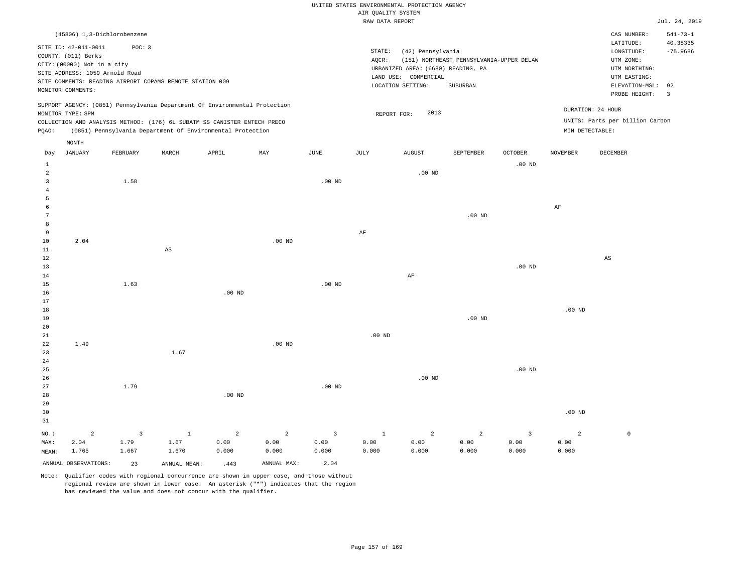UNITED STATES ENVIRONMENTAL PROTECTION AGENCY
AIR QUALITY SYSTEM
RAW DATA REPORT

Jul. 24, 2019

(45806) 1,3-Dichlorobenzene

SITE ID: 42-011-0011 POC: 3
COUNTY: (011) Berks
CITY: (00000) Not in a city
SITE ADDRESS: 1059 Arnold Road
SITE COMMENTS: READING AIRPORT COPAMS REMOTE STATION 009
MONITOR COMMENTS:

STATE: (42) Pennsylvania
AQCR: (151) NORTHEAST PENNSYLVANIA-UPPER DELAW
URBANIZED AREA: (6680) READING, PA
LAND USE: COMMERCIAL
LOCATION SETTING: SUBURBAN

CAS NUMBER: 541-73-1
LATITUDE: 40.38335
LONGITUDE: -75.9686
UTM ZONE:
UTM NORTHING:
UTM EASTING:
ELEVATION-MSL: 92
PROBE HEIGHT: 3

SUPPORT AGENCY: (0851) Pennsylvania Department Of Environmental Protection
MONITOR TYPE: SPM
COLLECTION AND ANALYSIS METHOD: (176) 6L SUBATM SS CANISTER ENTECH PRECO
PQAO: (0851) Pennsylvania Department Of Environmental Protection

REPORT FOR: 2013

DURATION: 24 HOUR
UNITS: Parts per billion Carbon
MIN DETECTABLE:

| Day | JANUARY | FEBRUARY | MARCH | APRIL | MAY | JUNE | JULY | AUGUST | SEPTEMBER | OCTOBER | NOVEMBER | DECEMBER |
|---|---|---|---|---|---|---|---|---|---|---|---|---|
| 1 | | | | | | | | | | .00 ND | | |
| 2 | | | | | | | | .00 ND | | | | |
| 3 | | 1.58 | | | | .00 ND | | | | | | |
| 4 | | | | | | | | | | | | |
| 5 | | | | | | | | | | | | |
| 6 | | | | | | | | | | | AF | |
| 7 | | | | | | | | | .00 ND | | | |
| 8 | | | | | | | | | | | | |
| 9 | | | | | | | AF | | | | | |
| 10 | 2.04 | | | | .00 ND | | | | | | | |
| 11 | | | AS | | | | | | | | | |
| 12 | | | | | | | | | | | | AS |
| 13 | | | | | | | | | | .00 ND | | |
| 14 | | | | | | | | AF | | | | |
| 15 | | 1.63 | | | | .00 ND | | | | | | |
| 16 | | | | .00 ND | | | | | | | | |
| 17 | | | | | | | | | | | | |
| 18 | | | | | | | | | | | .00 ND | |
| 19 | | | | | | | | | .00 ND | | | |
| 20 | | | | | | | | | | | | |
| 21 | | | | | | | .00 ND | | | | | |
| 22 | 1.49 | | | | .00 ND | | | | | | | |
| 23 | | | 1.67 | | | | | | | | | |
| 24 | | | | | | | | | | | | |
| 25 | | | | | | | | | | .00 ND | | |
| 26 | | | | | | | | .00 ND | | | | |
| 27 | | 1.79 | | | | .00 ND | | | | | | |
| 28 | | | | .00 ND | | | | | | | | |
| 29 | | | | | | | | | | | | |
| 30 | | | | | | | | | | | .00 ND | |
| 31 | | | | | | | | | | | | |
| NO.: | 2 | 3 | 1 | 2 | 2 | 3 | 1 | 2 | 2 | 3 | 2 | 0 |
| MAX: | 2.04 | 1.79 | 1.67 | 0.00 | 0.00 | 0.00 | 0.00 | 0.00 | 0.00 | 0.00 | 0.00 | |
| MEAN: | 1.765 | 1.667 | 1.670 | 0.000 | 0.000 | 0.000 | 0.000 | 0.000 | 0.000 | 0.000 | 0.000 | |

ANNUAL OBSERVATIONS: 23 ANNUAL MEAN: .443 ANNUAL MAX: 2.04

Note: Qualifier codes with regional concurrence are shown in upper case, and those without regional review are shown in lower case. An asterisk ("*") indicates that the region has reviewed the value and does not concur with the qualifier.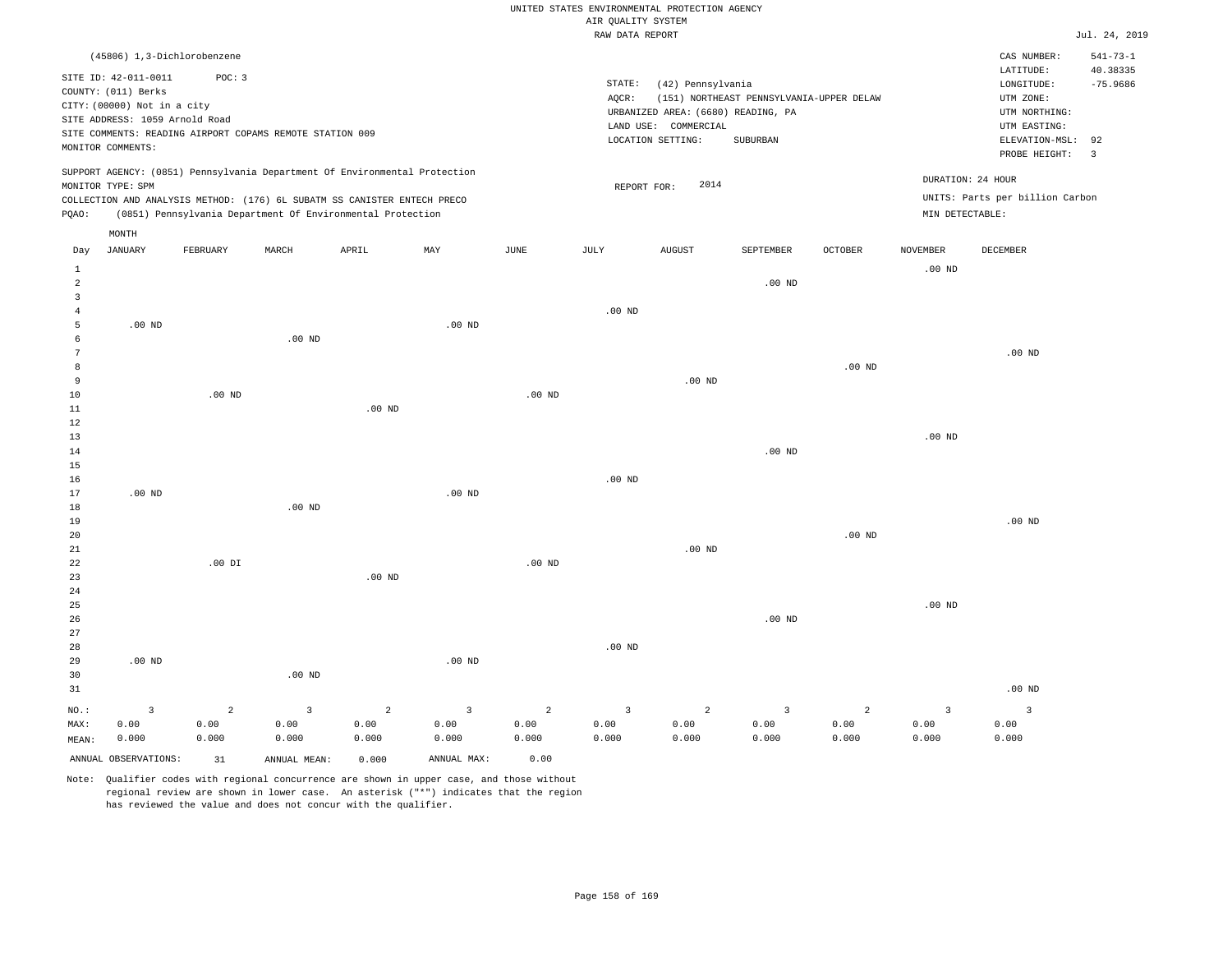UNITED STATES ENVIRONMENTAL PROTECTION AGENCY
AIR QUALITY SYSTEM
RAW DATA REPORT

Jul. 24, 2019

(45806) 1,3-Dichlorobenzene

SITE ID: 42-011-0011 POC: 3
COUNTY: (011) Berks
CITY: (00000) Not in a city
SITE ADDRESS: 1059 Arnold Road
SITE COMMENTS: READING AIRPORT COPAMS REMOTE STATION 009
MONITOR COMMENTS:

STATE: (42) Pennsylvania
AQCR: (151) NORTHEAST PENNSYLVANIA-UPPER DELAW
URBANIZED AREA: (6680) READING, PA
LAND USE: COMMERCIAL
LOCATION SETTING: SUBURBAN

CAS NUMBER: 541-73-1
LATITUDE: 40.38335
LONGITUDE: -75.9686
UTM ZONE:
UTM NORTHING:
UTM EASTING:
ELEVATION-MSL: 92
PROBE HEIGHT: 3

SUPPORT AGENCY: (0851) Pennsylvania Department Of Environmental Protection
MONITOR TYPE: SPM
COLLECTION AND ANALYSIS METHOD: (176) 6L SUBATM SS CANISTER ENTECH PRECO
PQAO: (0851) Pennsylvania Department Of Environmental Protection

REPORT FOR: 2014

DURATION: 24 HOUR
UNITS: Parts per billion Carbon
MIN DETECTABLE:

| Day | JANUARY | FEBRUARY | MARCH | APRIL | MAY | JUNE | JULY | AUGUST | SEPTEMBER | OCTOBER | NOVEMBER | DECEMBER |
|---|---|---|---|---|---|---|---|---|---|---|---|---|
| 1 | | | | | | | | | | | .00 ND | |
| 2 | | | | | | | | | .00 ND | | | |
| 3 | | | | | | | | | | | | |
| 4 | | | | | | | .00 ND | | | | | |
| 5 | .00 ND | | | | .00 ND | | | | | | | |
| 6 | | | .00 ND | | | | | | | | | |
| 7 | | | | | | | | | | | | .00 ND |
| 8 | | | | | | | | | | .00 ND | | |
| 9 | | | | | | | | .00 ND | | | | |
| 10 | | .00 ND | | | | .00 ND | | | | | | |
| 11 | | | | .00 ND | | | | | | | | |
| 12 | | | | | | | | | | | | |
| 13 | | | | | | | | | | | .00 ND | |
| 14 | | | | | | | | | .00 ND | | | |
| 15 | | | | | | | | | | | | |
| 16 | | | | | | | .00 ND | | | | | |
| 17 | .00 ND | | | | .00 ND | | | | | | | |
| 18 | | | .00 ND | | | | | | | | | |
| 19 | | | | | | | | | | | | .00 ND |
| 20 | | | | | | | | | | .00 ND | | |
| 21 | | | | | | | | .00 ND | | | | |
| 22 | | .00 DI | | | | .00 ND | | | | | | |
| 23 | | | | .00 ND | | | | | | | | |
| 24 | | | | | | | | | | | | |
| 25 | | | | | | | | | | | .00 ND | |
| 26 | | | | | | | | | .00 ND | | | |
| 27 | | | | | | | | | | | | |
| 28 | | | | | | | .00 ND | | | | | |
| 29 | .00 ND | | | | .00 ND | | | | | | | |
| 30 | | | .00 ND | | | | | | | | | |
| 31 | | | | | | | | | | | | .00 ND |
| NO.: | 3 | 2 | 3 | 2 | 3 | 2 | 3 | 2 | 3 | 2 | 3 | 3 |
| MAX: | 0.00 | 0.00 | 0.00 | 0.00 | 0.00 | 0.00 | 0.00 | 0.00 | 0.00 | 0.00 | 0.00 | 0.00 |
| MEAN: | 0.000 | 0.000 | 0.000 | 0.000 | 0.000 | 0.000 | 0.000 | 0.000 | 0.000 | 0.000 | 0.000 | 0.000 |

ANNUAL OBSERVATIONS: 31 ANNUAL MEAN: 0.000 ANNUAL MAX: 0.00

Note: Qualifier codes with regional concurrence are shown in upper case, and those without regional review are shown in lower case. An asterisk ("*") indicates that the region has reviewed the value and does not concur with the qualifier.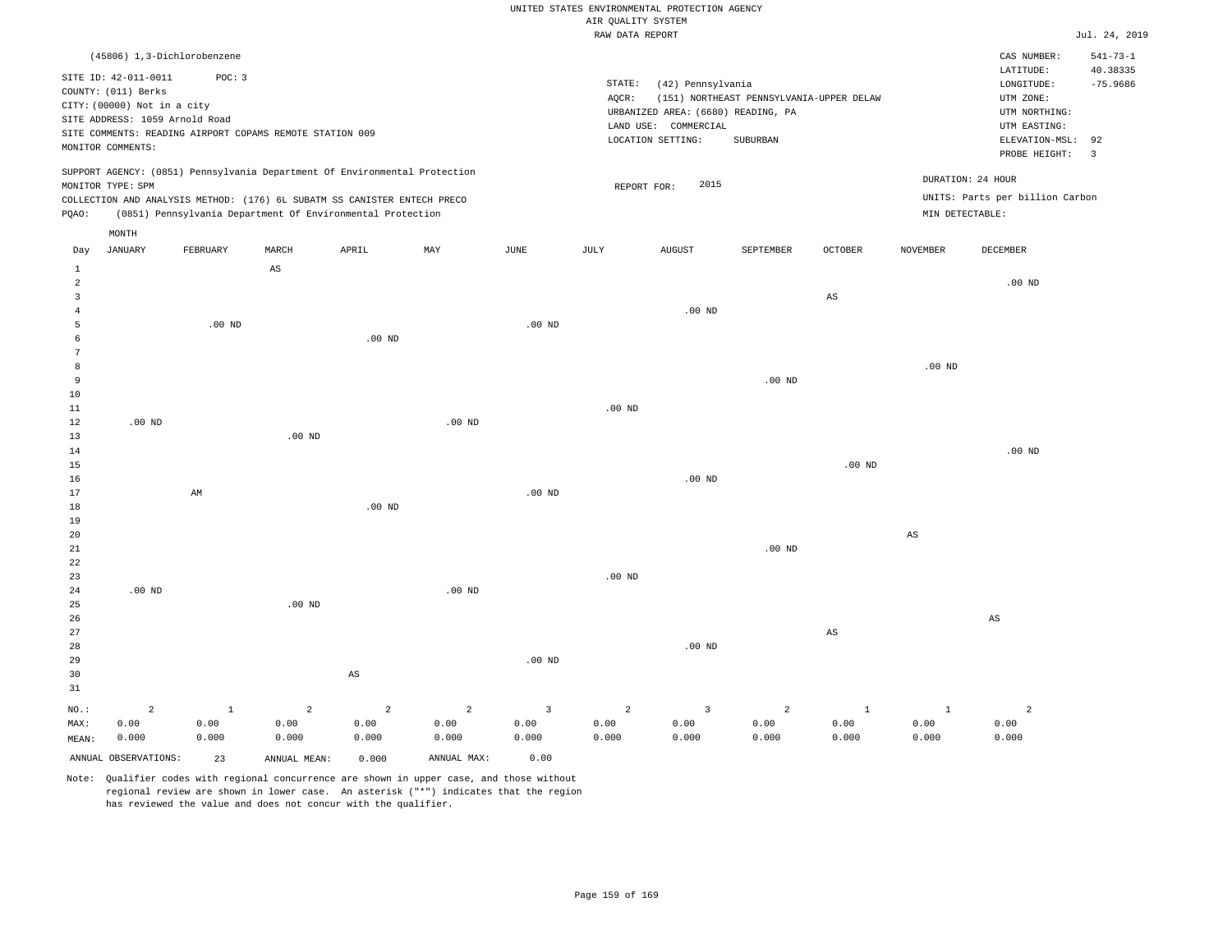UNITED STATES ENVIRONMENTAL PROTECTION AGENCY
AIR QUALITY SYSTEM
RAW DATA REPORT

Jul. 24, 2019

(45806) 1,3-Dichlorobenzene

SITE ID: 42-011-0011 POC: 3
COUNTY: (011) Berks
CITY: (00000) Not in a city
SITE ADDRESS: 1059 Arnold Road
SITE COMMENTS: READING AIRPORT COPAMS REMOTE STATION 009
MONITOR COMMENTS:

STATE: (42) Pennsylvania
AQCR: (151) NORTHEAST PENNSYLVANIA-UPPER DELAW
URBANIZED AREA: (6680) READING, PA
LAND USE: COMMERCIAL
LOCATION SETTING: SUBURBAN

CAS NUMBER: 541-73-1
LATITUDE: 40.38335
LONGITUDE: -75.9686
UTM ZONE:
UTM NORTHING:
UTM EASTING:
ELEVATION-MSL: 92
PROBE HEIGHT: 3

SUPPORT AGENCY: (0851) Pennsylvania Department Of Environmental Protection
MONITOR TYPE: SPM
COLLECTION AND ANALYSIS METHOD: (176) 6L SUBATM SS CANISTER ENTECH PRECO
PQAO: (0851) Pennsylvania Department Of Environmental Protection

REPORT FOR: 2015

DURATION: 24 HOUR
UNITS: Parts per billion Carbon
MIN DETECTABLE:

| Day | JANUARY | FEBRUARY | MARCH | APRIL | MAY | JUNE | JULY | AUGUST | SEPTEMBER | OCTOBER | NOVEMBER | DECEMBER |
|---|---|---|---|---|---|---|---|---|---|---|---|---|
| 1 | | | AS | | | | | | | | | |
| 2 | | | | | | | | | | | | .00 ND |
| 3 | | | | | | | | | | AS | | |
| 4 | | | | | | | | .00 ND | | | | |
| 5 | | .00 ND | | | | .00 ND | | | | | | |
| 6 | | | | .00 ND | | | | | | | | |
| 7 | | | | | | | | | | | | |
| 8 | | | | | | | | | | | .00 ND | |
| 9 | | | | | | | | | .00 ND | | | |
| 10 | | | | | | | | | | | | |
| 11 | | | | | | | .00 ND | | | | | |
| 12 | .00 ND | | | | .00 ND | | | | | | | |
| 13 | | | .00 ND | | | | | | | | | |
| 14 | | | | | | | | | | | | .00 ND |
| 15 | | | | | | | | | | .00 ND | | |
| 16 | | | | | | | | .00 ND | | | | |
| 17 | | AM | | | | .00 ND | | | | | | |
| 18 | | | | .00 ND | | | | | | | | |
| 19 | | | | | | | | | | | | |
| 20 | | | | | | | | | | | AS | |
| 21 | | | | | | | | | .00 ND | | | |
| 22 | | | | | | | | | | | | |
| 23 | | | | | | | .00 ND | | | | | |
| 24 | .00 ND | | | | .00 ND | | | | | | | |
| 25 | | | .00 ND | | | | | | | | | |
| 26 | | | | | | | | | | | | AS |
| 27 | | | | | | | | | | AS | | |
| 28 | | | | | | | | .00 ND | | | | |
| 29 | | | | | | .00 ND | | | | | | |
| 30 | | | | AS | | | | | | | | |
| 31 | | | | | | | | | | | | |
| NO.: | 2 | 1 | 2 | 2 | 2 | 3 | 2 | 3 | 2 | 1 | 1 | 2 |
| MAX: | 0.00 | 0.00 | 0.00 | 0.00 | 0.00 | 0.00 | 0.00 | 0.00 | 0.00 | 0.00 | 0.00 | 0.00 |
| MEAN: | 0.000 | 0.000 | 0.000 | 0.000 | 0.000 | 0.000 | 0.000 | 0.000 | 0.000 | 0.000 | 0.000 | 0.000 |

ANNUAL OBSERVATIONS: 23 ANNUAL MEAN: 0.000 ANNUAL MAX: 0.00

Note: Qualifier codes with regional concurrence are shown in upper case, and those without regional review are shown in lower case. An asterisk ("*") indicates that the region has reviewed the value and does not concur with the qualifier.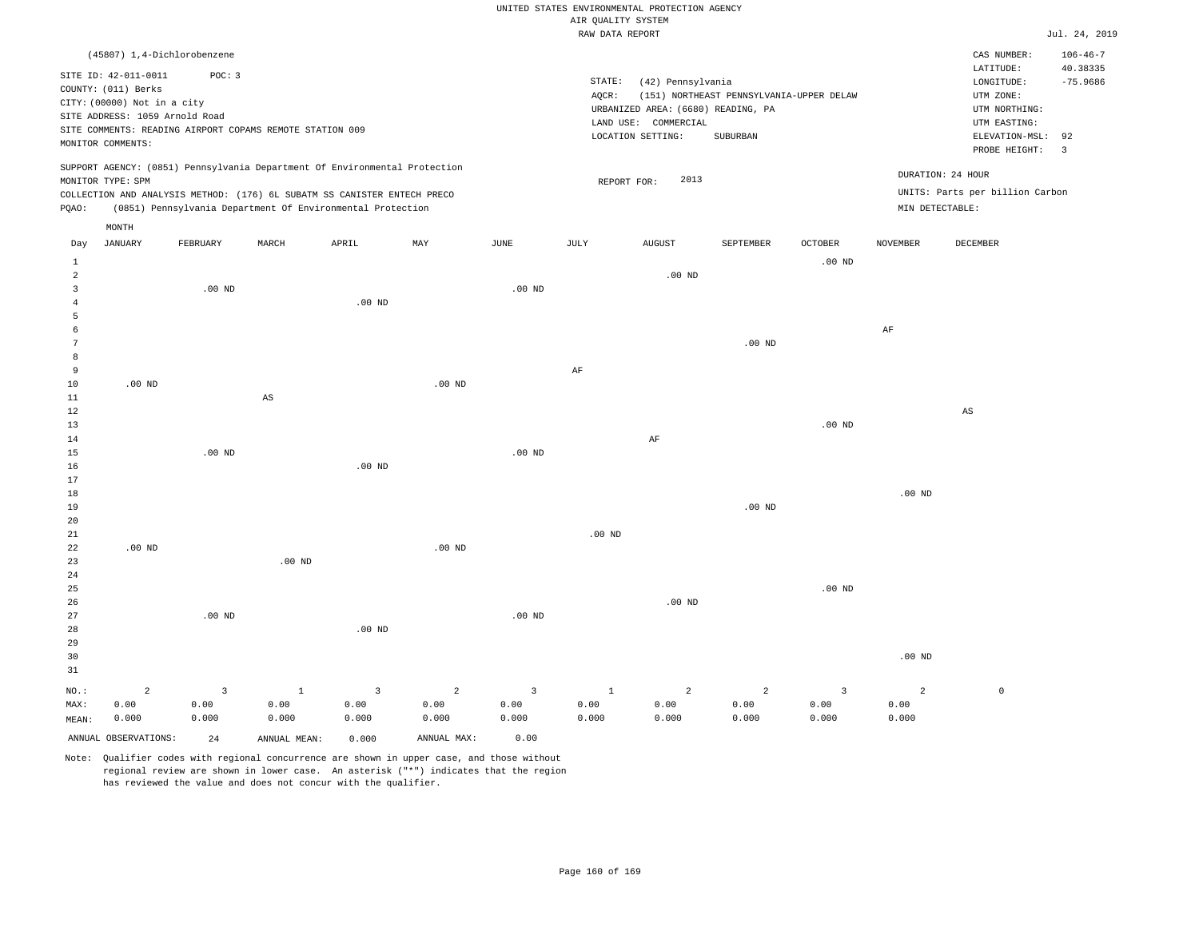UNITED STATES ENVIRONMENTAL PROTECTION AGENCY
AIR QUALITY SYSTEM
RAW DATA REPORT

Jul. 24, 2019

(45807) 1,4-Dichlorobenzene

SITE ID: 42-011-0011 POC: 3
COUNTY: (011) Berks
CITY: (00000) Not in a city
SITE ADDRESS: 1059 Arnold Road
SITE COMMENTS: READING AIRPORT COPAMS REMOTE STATION 009
MONITOR COMMENTS:

STATE: (42) Pennsylvania
AQCR: (151) NORTHEAST PENNSYLVANIA-UPPER DELAW
URBANIZED AREA: (6680) READING, PA
LAND USE: COMMERCIAL
LOCATION SETTING: SUBURBAN

CAS NUMBER: 106-46-7
LATITUDE: 40.38335
LONGITUDE: -75.9686
UTM ZONE:
UTM NORTHING:
UTM EASTING:
ELEVATION-MSL: 92
PROBE HEIGHT: 3

SUPPORT AGENCY: (0851) Pennsylvania Department Of Environmental Protection
MONITOR TYPE: SPM
COLLECTION AND ANALYSIS METHOD: (176) 6L SUBATM SS CANISTER ENTECH PRECO
PQAO: (0851) Pennsylvania Department Of Environmental Protection

REPORT FOR: 2013

DURATION: 24 HOUR
UNITS: Parts per billion Carbon
MIN DETECTABLE:

| Day | JANUARY | FEBRUARY | MARCH | APRIL | MAY | JUNE | JULY | AUGUST | SEPTEMBER | OCTOBER | NOVEMBER | DECEMBER |
|---|---|---|---|---|---|---|---|---|---|---|---|---|
| 1 | | | | | | | | | | .00 ND | | |
| 2 | | | | | | | | .00 ND | | | | |
| 3 | | .00 ND | | | | .00 ND | | | | | | |
| 4 | | | | .00 ND | | | | | | | | |
| 5 | | | | | | | | | | | | |
| 6 | | | | | | | | | | | AF | |
| 7 | | | | | | | | | .00 ND | | | |
| 8 | | | | | | | | | | | | |
| 9 | | | | | | | AF | | | | | |
| 10 | .00 ND | | | | .00 ND | | | | | | | |
| 11 | | | AS | | | | | | | | | |
| 12 | | | | | | | | | | | | AS |
| 13 | | | | | | | | | | .00 ND | | |
| 14 | | | | | | | | AF | | | | |
| 15 | | .00 ND | | | | .00 ND | | | | | | |
| 16 | | | | .00 ND | | | | | | | | |
| 17 | | | | | | | | | | | | |
| 18 | | | | | | | | | | | .00 ND | |
| 19 | | | | | | | | | .00 ND | | | |
| 20 | | | | | | | | | | | | |
| 21 | | | | | | | .00 ND | | | | | |
| 22 | .00 ND | | | | .00 ND | | | | | | | |
| 23 | | | .00 ND | | | | | | | | | |
| 24 | | | | | | | | | | | | |
| 25 | | | | | | | | | | .00 ND | | |
| 26 | | | | | | | | .00 ND | | | | |
| 27 | | .00 ND | | | | .00 ND | | | | | | |
| 28 | | | | .00 ND | | | | | | | | |
| 29 | | | | | | | | | | | | |
| 30 | | | | | | | | | | | .00 ND | |
| 31 | | | | | | | | | | | | |
| NO.: | 2 | 3 | 1 | 3 | 2 | 3 | 1 | 2 | 2 | 3 | 2 | 0 |
| MAX: | 0.00 | 0.00 | 0.00 | 0.00 | 0.00 | 0.00 | 0.00 | 0.00 | 0.00 | 0.00 | 0.00 | |
| MEAN: | 0.000 | 0.000 | 0.000 | 0.000 | 0.000 | 0.000 | 0.000 | 0.000 | 0.000 | 0.000 | 0.000 | |

ANNUAL OBSERVATIONS: 24 ANNUAL MEAN: 0.000 ANNUAL MAX: 0.00

Note: Qualifier codes with regional concurrence are shown in upper case, and those without regional review are shown in lower case. An asterisk ("*") indicates that the region has reviewed the value and does not concur with the qualifier.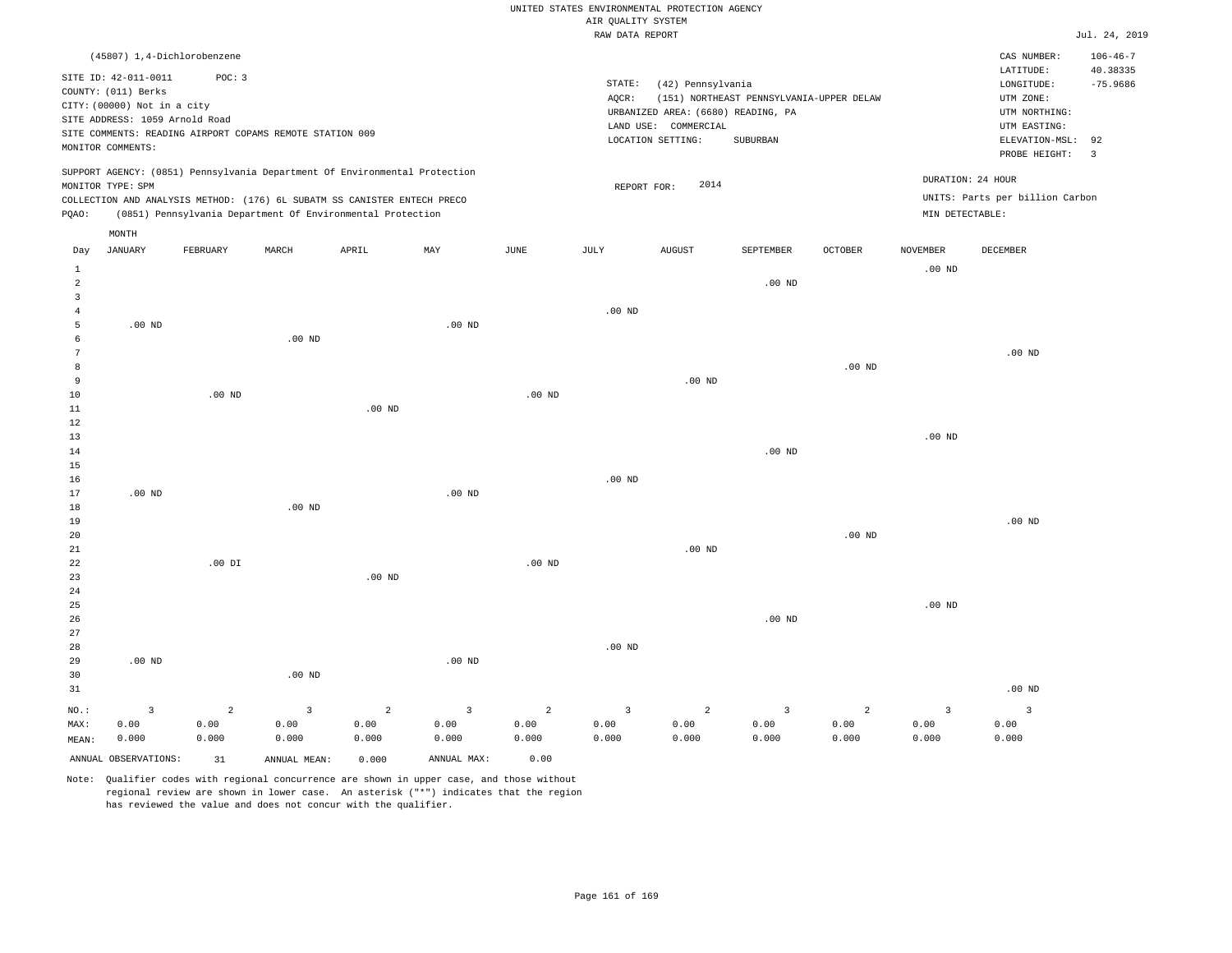UNITED STATES ENVIRONMENTAL PROTECTION AGENCY
AIR QUALITY SYSTEM
RAW DATA REPORT

Jul. 24, 2019

(45807) 1,4-Dichlorobenzene

SITE ID: 42-011-0011 POC: 3
COUNTY: (011) Berks
CITY: (00000) Not in a city
SITE ADDRESS: 1059 Arnold Road
SITE COMMENTS: READING AIRPORT COPAMS REMOTE STATION 009
MONITOR COMMENTS:

STATE: (42) Pennsylvania
AQCR: (151) NORTHEAST PENNSYLVANIA-UPPER DELAW
URBANIZED AREA: (6680) READING, PA
LAND USE: COMMERCIAL
LOCATION SETTING: SUBURBAN

CAS NUMBER: 106-46-7
LATITUDE: 40.38335
LONGITUDE: -75.9686
UTM ZONE:
UTM NORTHING:
UTM EASTING:
ELEVATION-MSL: 92
PROBE HEIGHT: 3

SUPPORT AGENCY: (0851) Pennsylvania Department Of Environmental Protection
MONITOR TYPE: SPM
COLLECTION AND ANALYSIS METHOD: (176) 6L SUBATM SS CANISTER ENTECH PRECO
PQAO: (0851) Pennsylvania Department Of Environmental Protection

REPORT FOR: 2014

DURATION: 24 HOUR
UNITS: Parts per billion Carbon
MIN DETECTABLE:

| Day | JANUARY | FEBRUARY | MARCH | APRIL | MAY | JUNE | JULY | AUGUST | SEPTEMBER | OCTOBER | NOVEMBER | DECEMBER |
|---|---|---|---|---|---|---|---|---|---|---|---|---|
| 1 | | | | | | | | | | | .00 ND | |
| 2 | | | | | | | | | .00 ND | | | |
| 3 | | | | | | | | | | | | |
| 4 | | | | | | | .00 ND | | | | | |
| 5 | .00 ND | | | | .00 ND | | | | | | | |
| 6 | | | .00 ND | | | | | | | | | |
| 7 | | | | | | | | | | | | .00 ND |
| 8 | | | | | | | | | | .00 ND | | |
| 9 | | | | | | | | .00 ND | | | | |
| 10 | | .00 ND | | | | .00 ND | | | | | | |
| 11 | | | | .00 ND | | | | | | | | |
| 12 | | | | | | | | | | | | |
| 13 | | | | | | | | | | | .00 ND | |
| 14 | | | | | | | | | .00 ND | | | |
| 15 | | | | | | | | | | | | |
| 16 | | | | | | | .00 ND | | | | | |
| 17 | .00 ND | | | | .00 ND | | | | | | | |
| 18 | | | .00 ND | | | | | | | | | |
| 19 | | | | | | | | | | | | .00 ND |
| 20 | | | | | | | | | | .00 ND | | |
| 21 | | | | | | | | .00 ND | | | | |
| 22 | | .00 DI | | | | .00 ND | | | | | | |
| 23 | | | | .00 ND | | | | | | | | |
| 24 | | | | | | | | | | | | |
| 25 | | | | | | | | | | | .00 ND | |
| 26 | | | | | | | | | .00 ND | | | |
| 27 | | | | | | | | | | | | |
| 28 | | | | | | | .00 ND | | | | | |
| 29 | .00 ND | | | | .00 ND | | | | | | | |
| 30 | | | .00 ND | | | | | | | | | |
| 31 | | | | | | | | | | | | .00 ND |
| NO.: | 3 | 2 | 3 | 2 | 3 | 2 | 3 | 2 | 3 | 2 | 3 | 3 |
| MAX: | 0.00 | 0.00 | 0.00 | 0.00 | 0.00 | 0.00 | 0.00 | 0.00 | 0.00 | 0.00 | 0.00 | 0.00 |
| MEAN: | 0.000 | 0.000 | 0.000 | 0.000 | 0.000 | 0.000 | 0.000 | 0.000 | 0.000 | 0.000 | 0.000 | 0.000 |

ANNUAL OBSERVATIONS: 31 ANNUAL MEAN: 0.000 ANNUAL MAX: 0.00

Note: Qualifier codes with regional concurrence are shown in upper case, and those without regional review are shown in lower case. An asterisk ("*") indicates that the region has reviewed the value and does not concur with the qualifier.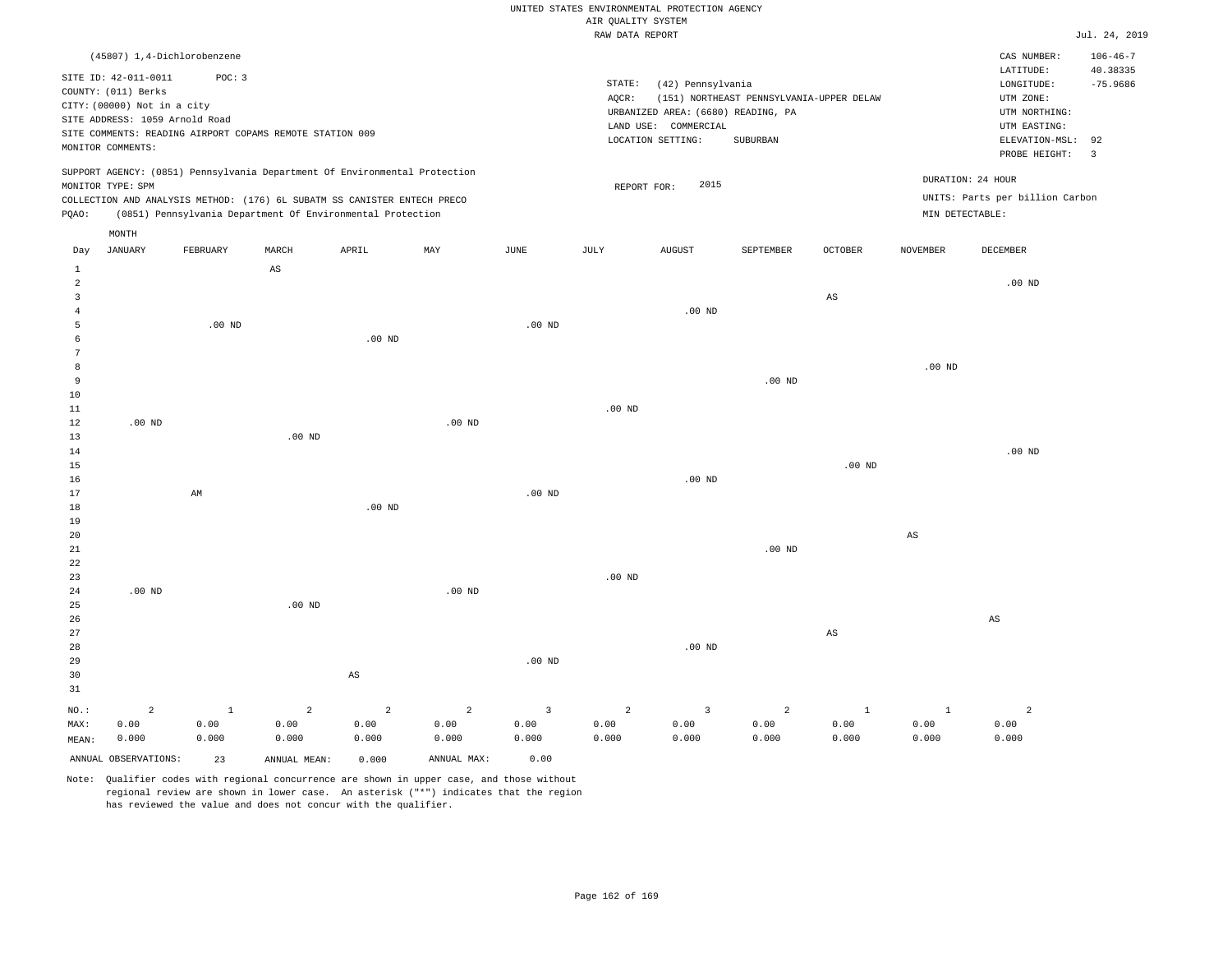UNITED STATES ENVIRONMENTAL PROTECTION AGENCY
AIR QUALITY SYSTEM
RAW DATA REPORT

Jul. 24, 2019

(45807) 1,4-Dichlorobenzene

SITE ID: 42-011-0011 POC: 3
COUNTY: (011) Berks
CITY: (00000) Not in a city
SITE ADDRESS: 1059 Arnold Road
SITE COMMENTS: READING AIRPORT COPAMS REMOTE STATION 009
MONITOR COMMENTS:

STATE: (42) Pennsylvania
AQCR: (151) NORTHEAST PENNSYLVANIA-UPPER DELAW
URBANIZED AREA: (6680) READING, PA
LAND USE: COMMERCIAL
LOCATION SETTING: SUBURBAN

CAS NUMBER: 106-46-7
LATITUDE: 40.38335
LONGITUDE: -75.9686
UTM ZONE:
UTM NORTHING:
UTM EASTING:
ELEVATION-MSL: 92
PROBE HEIGHT: 3

SUPPORT AGENCY: (0851) Pennsylvania Department Of Environmental Protection
MONITOR TYPE: SPM
COLLECTION AND ANALYSIS METHOD: (176) 6L SUBATM SS CANISTER ENTECH PRECO
PQAO: (0851) Pennsylvania Department Of Environmental Protection

REPORT FOR: 2015

DURATION: 24 HOUR
UNITS: Parts per billion Carbon
MIN DETECTABLE:

| Day | JANUARY | FEBRUARY | MARCH | APRIL | MAY | JUNE | JULY | AUGUST | SEPTEMBER | OCTOBER | NOVEMBER | DECEMBER |
|---|---|---|---|---|---|---|---|---|---|---|---|---|
| 1 | | | AS | | | | | | | | | |
| 2 | | | | | | | | | | | | .00 ND |
| 3 | | | | | | | | | | AS | | |
| 4 | | | | | | | | .00 ND | | | | |
| 5 | | .00 ND | | | | .00 ND | | | | | | |
| 6 | | | | .00 ND | | | | | | | | |
| 7 | | | | | | | | | | | | |
| 8 | | | | | | | | | | | .00 ND | |
| 9 | | | | | | | | | .00 ND | | | |
| 10 | | | | | | | | | | | | |
| 11 | | | | | | | .00 ND | | | | | |
| 12 | .00 ND | | | | .00 ND | | | | | | | |
| 13 | | | .00 ND | | | | | | | | | |
| 14 | | | | | | | | | | | | .00 ND |
| 15 | | | | | | | | | | .00 ND | | |
| 16 | | | | | | | | .00 ND | | | | |
| 17 | | AM | | | | .00 ND | | | | | | |
| 18 | | | | .00 ND | | | | | | | | |
| 19 | | | | | | | | | | | | |
| 20 | | | | | | | | | | | AS | |
| 21 | | | | | | | | | .00 ND | | | |
| 22 | | | | | | | | | | | | |
| 23 | | | | | | | .00 ND | | | | | |
| 24 | .00 ND | | | | .00 ND | | | | | | | |
| 25 | | | .00 ND | | | | | | | | | |
| 26 | | | | | | | | | | | | AS |
| 27 | | | | | | | | | | AS | | |
| 28 | | | | | | | | .00 ND | | | | |
| 29 | | | | | | .00 ND | | | | | | |
| 30 | | | | AS | | | | | | | | |
| 31 | | | | | | | | | | | | |
| NO.: | 2 | 1 | 2 | 2 | 2 | 3 | 2 | 3 | 2 | 1 | 1 | 2 |
| MAX: | 0.00 | 0.00 | 0.00 | 0.00 | 0.00 | 0.00 | 0.00 | 0.00 | 0.00 | 0.00 | 0.00 | 0.00 |
| MEAN: | 0.000 | 0.000 | 0.000 | 0.000 | 0.000 | 0.000 | 0.000 | 0.000 | 0.000 | 0.000 | 0.000 | 0.000 |

ANNUAL OBSERVATIONS: 23 ANNUAL MEAN: 0.000 ANNUAL MAX: 0.00

Note: Qualifier codes with regional concurrence are shown in upper case, and those without regional review are shown in lower case. An asterisk ("*") indicates that the region has reviewed the value and does not concur with the qualifier.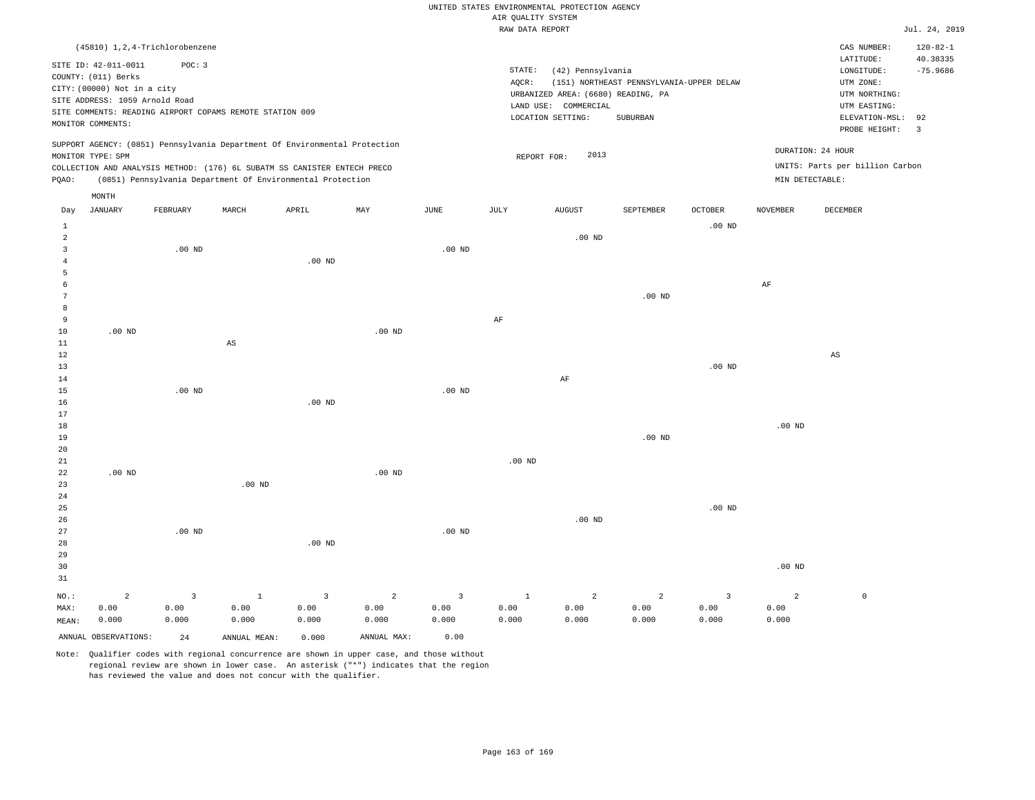UNITED STATES ENVIRONMENTAL PROTECTION AGENCY
AIR QUALITY SYSTEM
RAW DATA REPORT

Jul. 24, 2019

(45810) 1,2,4-Trichlorobenzene

CAS NUMBER: 120-82-1
LATITUDE: 40.38335
LONGITUDE: -75.9686
UTM ZONE:
UTM NORTHING:
UTM EASTING:
ELEVATION-MSL: 92
PROBE HEIGHT: 3

SITE ID: 42-011-0011 POC: 3
COUNTY: (011) Berks
CITY: (00000) Not in a city
SITE ADDRESS: 1059 Arnold Road
SITE COMMENTS: READING AIRPORT COPAMS REMOTE STATION 009
MONITOR COMMENTS:

STATE: (42) Pennsylvania
AQCR: (151) NORTHEAST PENNSYLVANIA-UPPER DELAW
URBANIZED AREA: (6680) READING, PA
LAND USE: COMMERCIAL
LOCATION SETTING: SUBURBAN

SUPPORT AGENCY: (0851) Pennsylvania Department Of Environmental Protection
MONITOR TYPE: SPM
COLLECTION AND ANALYSIS METHOD: (176) 6L SUBATM SS CANISTER ENTECH PRECO
PQAO: (0851) Pennsylvania Department Of Environmental Protection

REPORT FOR: 2013

DURATION: 24 HOUR
UNITS: Parts per billion Carbon
MIN DETECTABLE:

| Day | JANUARY | FEBRUARY | MARCH | APRIL | MAY | JUNE | JULY | AUGUST | SEPTEMBER | OCTOBER | NOVEMBER | DECEMBER |
|---|---|---|---|---|---|---|---|---|---|---|---|---|
| 1 | | | | | | | | | | .00 ND | | |
| 2 | | | | | | | | .00 ND | | | | |
| 3 | | .00 ND | | | | .00 ND | | | | | | |
| 4 | | | | .00 ND | | | | | | | | |
| 5 | | | | | | | | | | | | |
| 6 | | | | | | | | | | | AF | |
| 7 | | | | | | | | | .00 ND | | | |
| 8 | | | | | | | | | | | | |
| 9 | | | | | | | AF | | | | | |
| 10 | .00 ND | | | | .00 ND | | | | | | | |
| 11 | | | AS | | | | | | | | | |
| 12 | | | | | | | | | | | | AS |
| 13 | | | | | | | | | | .00 ND | | |
| 14 | | | | | | | | AF | | | | |
| 15 | | .00 ND | | | | .00 ND | | | | | | |
| 16 | | | | .00 ND | | | | | | | | |
| 17 | | | | | | | | | | | | |
| 18 | | | | | | | | | | | .00 ND | |
| 19 | | | | | | | | | .00 ND | | | |
| 20 | | | | | | | | | | | | |
| 21 | | | | | | | .00 ND | | | | | |
| 22 | .00 ND | | | | .00 ND | | | | | | | |
| 23 | | | .00 ND | | | | | | | | | |
| 24 | | | | | | | | | | | | |
| 25 | | | | | | | | | | .00 ND | | |
| 26 | | | | | | | | .00 ND | | | | |
| 27 | | .00 ND | | | | .00 ND | | | | | | |
| 28 | | | | .00 ND | | | | | | | | |
| 29 | | | | | | | | | | | | |
| 30 | | | | | | | | | | | .00 ND | |
| 31 | | | | | | | | | | | | |
| NO.: | 2 | 3 | 1 | 3 | 2 | 3 | 1 | 2 | 2 | 3 | 2 | 0 |
| MAX: | 0.00 | 0.00 | 0.00 | 0.00 | 0.00 | 0.00 | 0.00 | 0.00 | 0.00 | 0.00 | 0.00 | |
| MEAN: | 0.000 | 0.000 | 0.000 | 0.000 | 0.000 | 0.000 | 0.000 | 0.000 | 0.000 | 0.000 | 0.000 | |

ANNUAL OBSERVATIONS: 24 ANNUAL MEAN: 0.000 ANNUAL MAX: 0.00

Note: Qualifier codes with regional concurrence are shown in upper case, and those without regional review are shown in lower case. An asterisk ("*") indicates that the region has reviewed the value and does not concur with the qualifier.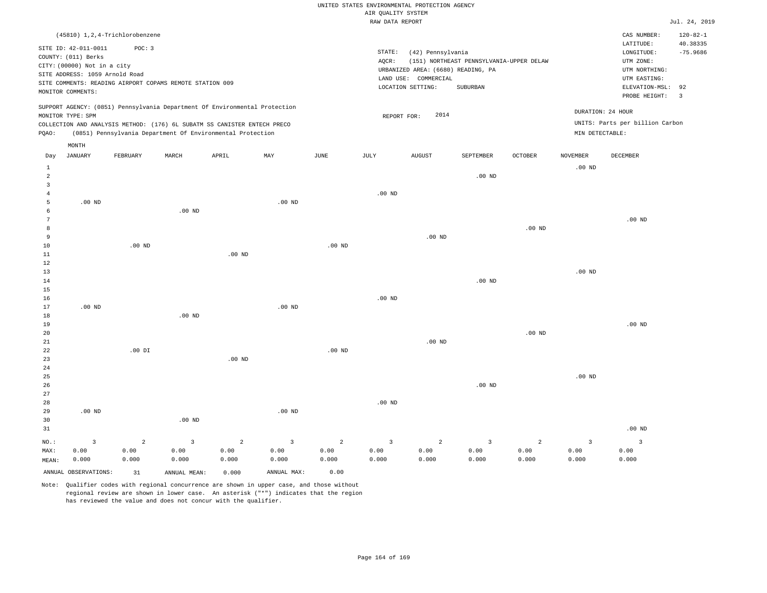UNITED STATES ENVIRONMENTAL PROTECTION AGENCY
AIR QUALITY SYSTEM
RAW DATA REPORT

Jul. 24, 2019

(45810) 1,2,4-Trichlorobenzene

SITE ID: 42-011-0011 POC: 3
COUNTY: (011) Berks
CITY: (00000) Not in a city
SITE ADDRESS: 1059 Arnold Road
SITE COMMENTS: READING AIRPORT COPAMS REMOTE STATION 009
MONITOR COMMENTS:

STATE: (42) Pennsylvania
AQCR: (151) NORTHEAST PENNSYLVANIA-UPPER DELAW
URBANIZED AREA: (6680) READING, PA
LAND USE: COMMERCIAL
LOCATION SETTING: SUBURBAN

CAS NUMBER: 120-82-1
LATITUDE: 40.38335
LONGITUDE: -75.9686
UTM ZONE:
UTM NORTHING:
UTM EASTING:
ELEVATION-MSL: 92
PROBE HEIGHT: 3

SUPPORT AGENCY: (0851) Pennsylvania Department Of Environmental Protection
MONITOR TYPE: SPM
COLLECTION AND ANALYSIS METHOD: (176) 6L SUBATM SS CANISTER ENTECH PRECO
PQAO: (0851) Pennsylvania Department Of Environmental Protection

REPORT FOR: 2014

DURATION: 24 HOUR
UNITS: Parts per billion Carbon
MIN DETECTABLE:

| Day | JANUARY | FEBRUARY | MARCH | APRIL | MAY | JUNE | JULY | AUGUST | SEPTEMBER | OCTOBER | NOVEMBER | DECEMBER |
|---|---|---|---|---|---|---|---|---|---|---|---|---|
| 1 | | | | | | | | | | | .00 ND | |
| 2 | | | | | | | | | .00 ND | | | |
| 3 | | | | | | | | | | | | |
| 4 | | | | | | | .00 ND | | | | | |
| 5 | .00 ND | | | | .00 ND | | | | | | | |
| 6 | | | .00 ND | | | | | | | | | |
| 7 | | | | | | | | | | | | .00 ND |
| 8 | | | | | | | | | | .00 ND | | |
| 9 | | | | | | | | .00 ND | | | | |
| 10 | | .00 ND | | | | .00 ND | | | | | | |
| 11 | | | | .00 ND | | | | | | | | |
| 12 | | | | | | | | | | | | |
| 13 | | | | | | | | | | | .00 ND | |
| 14 | | | | | | | | | .00 ND | | | |
| 15 | | | | | | | | | | | | |
| 16 | | | | | | | .00 ND | | | | | |
| 17 | .00 ND | | | | .00 ND | | | | | | | |
| 18 | | | .00 ND | | | | | | | | | |
| 19 | | | | | | | | | | | | .00 ND |
| 20 | | | | | | | | | | .00 ND | | |
| 21 | | | | | | | | .00 ND | | | | |
| 22 | | .00 DI | | | | .00 ND | | | | | | |
| 23 | | | | .00 ND | | | | | | | | |
| 24 | | | | | | | | | | | | |
| 25 | | | | | | | | | | | .00 ND | |
| 26 | | | | | | | | | .00 ND | | | |
| 27 | | | | | | | | | | | | |
| 28 | | | | | | | .00 ND | | | | | |
| 29 | .00 ND | | | | .00 ND | | | | | | | |
| 30 | | | .00 ND | | | | | | | | | |
| 31 | | | | | | | | | | | | .00 ND |
| NO.: | 3 | 2 | 3 | 2 | 3 | 2 | 3 | 2 | 3 | 2 | 3 | 3 |
| MAX: | 0.00 | 0.00 | 0.00 | 0.00 | 0.00 | 0.00 | 0.00 | 0.00 | 0.00 | 0.00 | 0.00 | 0.00 |
| MEAN: | 0.000 | 0.000 | 0.000 | 0.000 | 0.000 | 0.000 | 0.000 | 0.000 | 0.000 | 0.000 | 0.000 | 0.000 |

ANNUAL OBSERVATIONS: 31 ANNUAL MEAN: 0.000 ANNUAL MAX: 0.00

Note: Qualifier codes with regional concurrence are shown in upper case, and those without regional review are shown in lower case. An asterisk ("*") indicates that the region has reviewed the value and does not concur with the qualifier.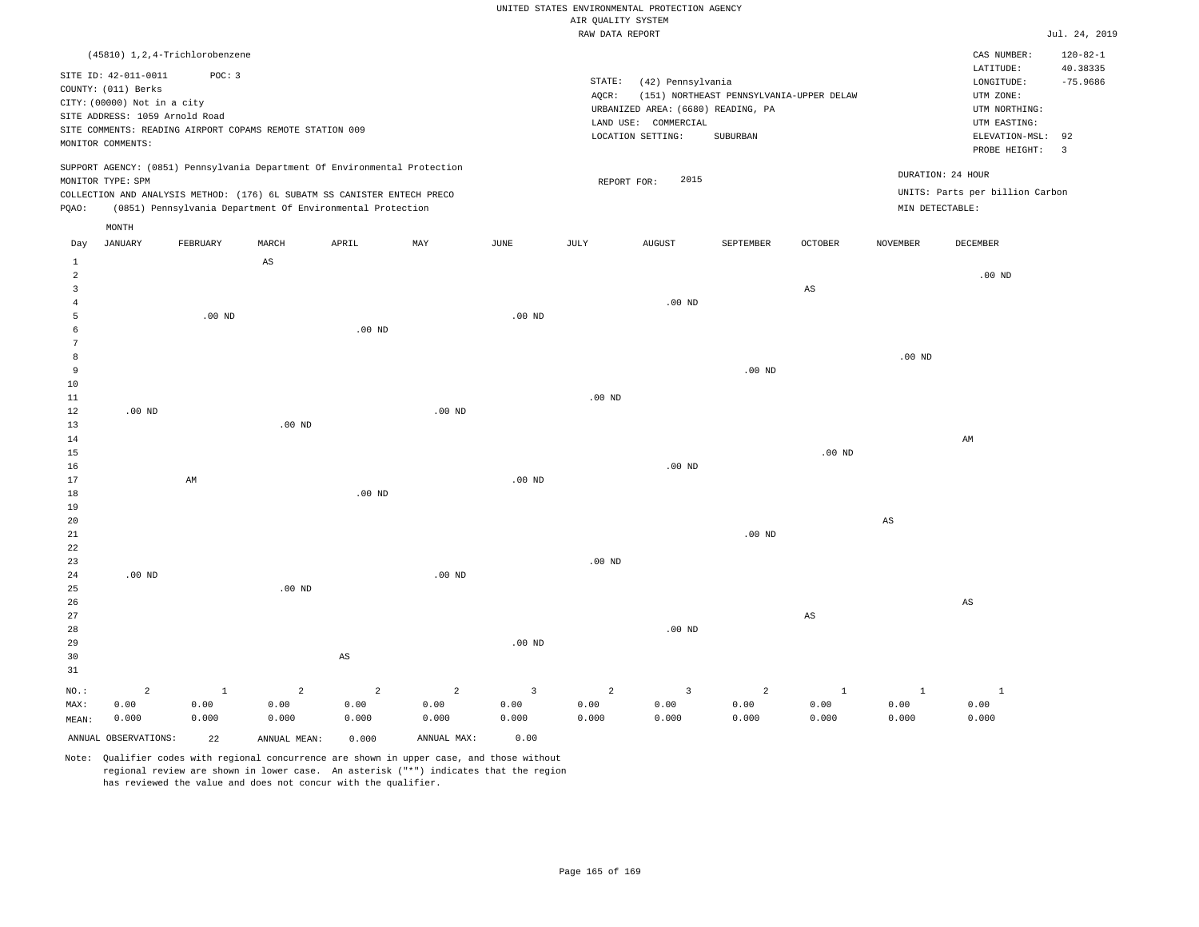UNITED STATES ENVIRONMENTAL PROTECTION AGENCY
AIR QUALITY SYSTEM
RAW DATA REPORT

Jul. 24, 2019

(45810) 1,2,4-Trichlorobenzene

SITE ID: 42-011-0011 POC: 3
COUNTY: (011) Berks
CITY: (00000) Not in a city
SITE ADDRESS: 1059 Arnold Road
SITE COMMENTS: READING AIRPORT COPAMS REMOTE STATION 009
MONITOR COMMENTS:

STATE: (42) Pennsylvania
AQCR: (151) NORTHEAST PENNSYLVANIA-UPPER DELAW
URBANIZED AREA: (6680) READING, PA
LAND USE: COMMERCIAL
LOCATION SETTING: SUBURBAN

CAS NUMBER: 120-82-1
LATITUDE: 40.38335
LONGITUDE: -75.9686
UTM ZONE:
UTM NORTHING:
UTM EASTING:
ELEVATION-MSL: 92
PROBE HEIGHT: 3

SUPPORT AGENCY: (0851) Pennsylvania Department Of Environmental Protection
MONITOR TYPE: SPM
COLLECTION AND ANALYSIS METHOD: (176) 6L SUBATM SS CANISTER ENTECH PRECO
PQAO: (0851) Pennsylvania Department Of Environmental Protection

REPORT FOR: 2015

DURATION: 24 HOUR
UNITS: Parts per billion Carbon
MIN DETECTABLE:

| Day | JANUARY | FEBRUARY | MARCH | APRIL | MAY | JUNE | JULY | AUGUST | SEPTEMBER | OCTOBER | NOVEMBER | DECEMBER |
|---|---|---|---|---|---|---|---|---|---|---|---|---|
| 1 | | | AS | | | | | | | | | |
| 2 | | | | | | | | | | | | .00 ND |
| 3 | | | | | | | | | | AS | | |
| 4 | | | | | | | | .00 ND | | | | |
| 5 | | .00 ND | | | | .00 ND | | | | | | |
| 6 | | | | .00 ND | | | | | | | | |
| 7 | | | | | | | | | | | | |
| 8 | | | | | | | | | | | .00 ND | |
| 9 | | | | | | | | | .00 ND | | | |
| 10 | | | | | | | | | | | | |
| 11 | | | | | | | .00 ND | | | | | |
| 12 | .00 ND | | | | .00 ND | | | | | | | |
| 13 | | | .00 ND | | | | | | | | | |
| 14 | | | | | | | | | | | | AM |
| 15 | | | | | | | | | | .00 ND | | |
| 16 | | | | | | | | .00 ND | | | | |
| 17 | | AM | | | | .00 ND | | | | | | |
| 18 | | | | .00 ND | | | | | | | | |
| 19 | | | | | | | | | | | | |
| 20 | | | | | | | | | | | AS | |
| 21 | | | | | | | | | .00 ND | | | |
| 22 | | | | | | | | | | | | |
| 23 | | | | | | | .00 ND | | | | | |
| 24 | .00 ND | | | | .00 ND | | | | | | | |
| 25 | | | .00 ND | | | | | | | | | |
| 26 | | | | | | | | | | | | AS |
| 27 | | | | | | | | | | AS | | |
| 28 | | | | | | | | .00 ND | | | | |
| 29 | | | | | | .00 ND | | | | | | |
| 30 | | | | AS | | | | | | | | |
| 31 | | | | | | | | | | | | |
| NO.: | 2 | 1 | 2 | 2 | 2 | 3 | 2 | 3 | 2 | 1 | 1 | 1 |
| MAX: | 0.00 | 0.00 | 0.00 | 0.00 | 0.00 | 0.00 | 0.00 | 0.00 | 0.00 | 0.00 | 0.00 | 0.00 |
| MEAN: | 0.000 | 0.000 | 0.000 | 0.000 | 0.000 | 0.000 | 0.000 | 0.000 | 0.000 | 0.000 | 0.000 | 0.000 |

ANNUAL OBSERVATIONS: 22 ANNUAL MEAN: 0.000 ANNUAL MAX: 0.00

Note: Qualifier codes with regional concurrence are shown in upper case, and those without regional review are shown in lower case. An asterisk ("*") indicates that the region has reviewed the value and does not concur with the qualifier.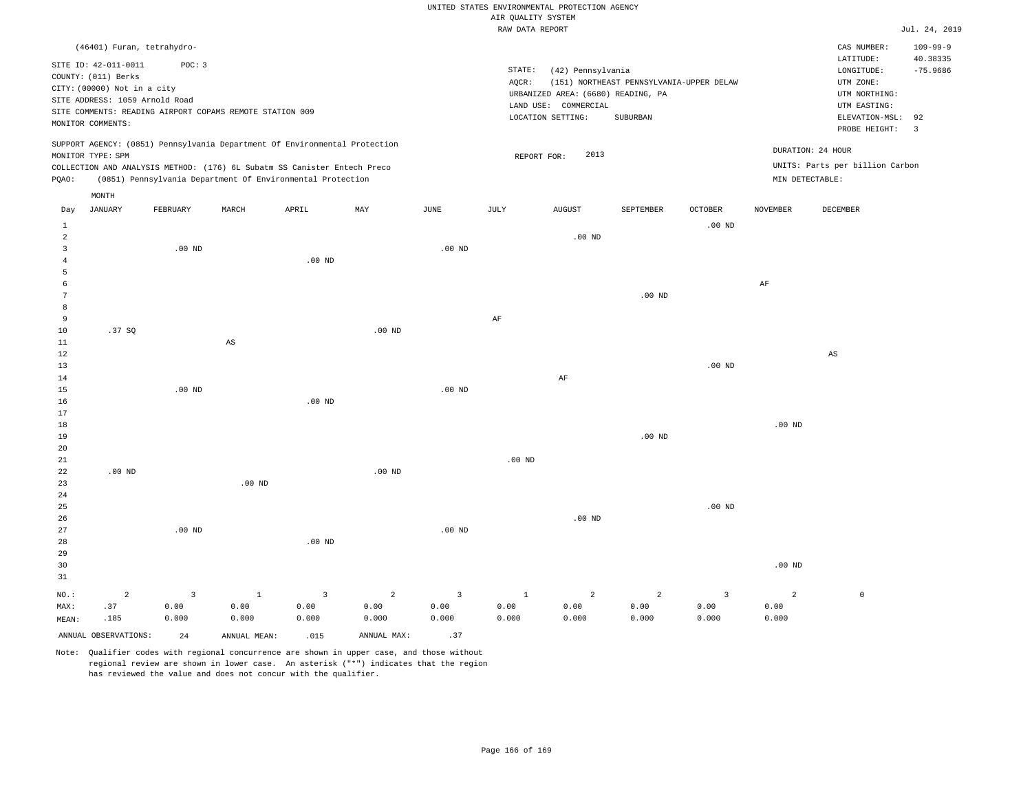UNITED STATES ENVIRONMENTAL PROTECTION AGENCY
AIR QUALITY SYSTEM
RAW DATA REPORT

Jul. 24, 2019

(46401) Furan, tetrahydro-

SITE ID: 42-011-0011 POC: 3
COUNTY: (011) Berks
CITY: (00000) Not in a city
SITE ADDRESS: 1059 Arnold Road
SITE COMMENTS: READING AIRPORT COPAMS REMOTE STATION 009
MONITOR COMMENTS:

STATE: (42) Pennsylvania
AQCR: (151) NORTHEAST PENNSYLVANIA-UPPER DELAW
URBANIZED AREA: (6680) READING, PA
LAND USE: COMMERCIAL
LOCATION SETTING: SUBURBAN

CAS NUMBER: 109-99-9
LATITUDE: 40.38335
LONGITUDE: -75.9686
UTM ZONE:
UTM NORTHING:
UTM EASTING:
ELEVATION-MSL: 92
PROBE HEIGHT: 3

SUPPORT AGENCY: (0851) Pennsylvania Department Of Environmental Protection
MONITOR TYPE: SPM
COLLECTION AND ANALYSIS METHOD: (176) 6L Subatm SS Canister Entech Preco
PQAO: (0851) Pennsylvania Department Of Environmental Protection

REPORT FOR: 2013

DURATION: 24 HOUR
UNITS: Parts per billion Carbon
MIN DETECTABLE:

| Day | JANUARY | FEBRUARY | MARCH | APRIL | MAY | JUNE | JULY | AUGUST | SEPTEMBER | OCTOBER | NOVEMBER | DECEMBER |
|---|---|---|---|---|---|---|---|---|---|---|---|---|
| 1 | | | | | | | | | | .00 ND | | |
| 2 | | | | | | | | .00 ND | | | | |
| 3 | | .00 ND | | | | .00 ND | | | | | | |
| 4 | | | | .00 ND | | | | | | | | |
| 5 | | | | | | | | | | | | |
| 6 | | | | | | | | | | | AF | |
| 7 | | | | | | | | | .00 ND | | | |
| 8 | | | | | | | | | | | | |
| 9 | | | | | | | AF | | | | | |
| 10 | .37 SQ | | | | .00 ND | | | | | | | |
| 11 | | | AS | | | | | | | | | |
| 12 | | | | | | | | | | | | AS |
| 13 | | | | | | | | | | .00 ND | | |
| 14 | | | | | | | | AF | | | | |
| 15 | | .00 ND | | | | .00 ND | | | | | | |
| 16 | | | | .00 ND | | | | | | | | |
| 17 | | | | | | | | | | | | |
| 18 | | | | | | | | | | | .00 ND | |
| 19 | | | | | | | | | .00 ND | | | |
| 20 | | | | | | | | | | | | |
| 21 | | | | | | | .00 ND | | | | | |
| 22 | .00 ND | | | | .00 ND | | | | | | | |
| 23 | | | .00 ND | | | | | | | | | |
| 24 | | | | | | | | | | | | |
| 25 | | | | | | | | | | .00 ND | | |
| 26 | | | | | | | | .00 ND | | | | |
| 27 | | .00 ND | | | | .00 ND | | | | | | |
| 28 | | | | .00 ND | | | | | | | | |
| 29 | | | | | | | | | | | | |
| 30 | | | | | | | | | | | .00 ND | |
| 31 | | | | | | | | | | | | |
| NO.: | 2 | 3 | 1 | 3 | 2 | 3 | 1 | 2 | 2 | 3 | 2 | 0 |
| MAX: | .37 | 0.00 | 0.00 | 0.00 | 0.00 | 0.00 | 0.00 | 0.00 | 0.00 | 0.00 | 0.00 | |
| MEAN: | .185 | 0.000 | 0.000 | 0.000 | 0.000 | 0.000 | 0.000 | 0.000 | 0.000 | 0.000 | 0.000 | |

ANNUAL OBSERVATIONS: 24 ANNUAL MEAN: .015 ANNUAL MAX: .37

Note: Qualifier codes with regional concurrence are shown in upper case, and those without regional review are shown in lower case. An asterisk ("*") indicates that the region has reviewed the value and does not concur with the qualifier.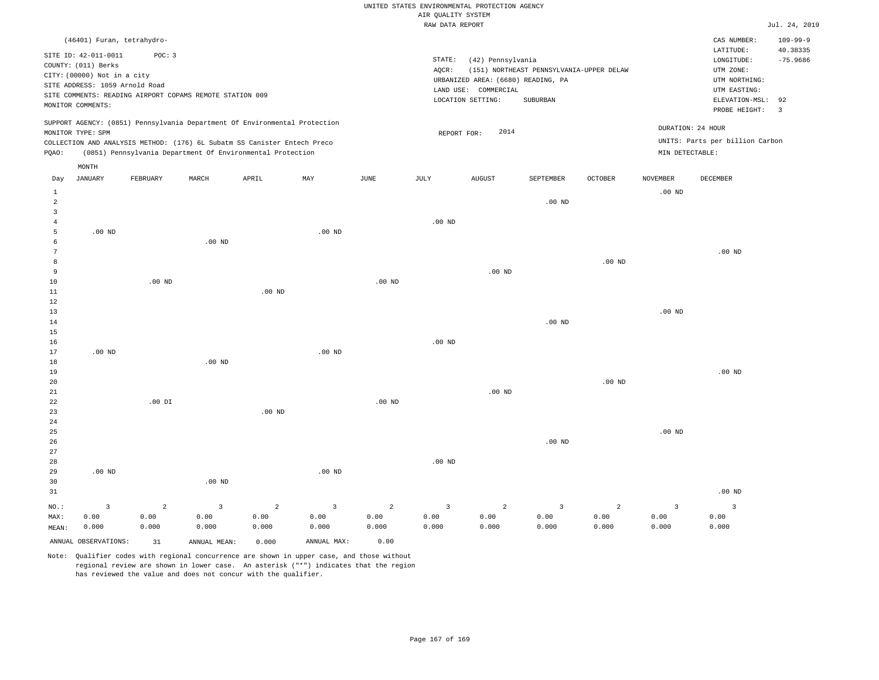UNITED STATES ENVIRONMENTAL PROTECTION AGENCY
AIR QUALITY SYSTEM
RAW DATA REPORT

Jul. 24, 2019

(46401) Furan, tetrahydro-

SITE ID: 42-011-0011 POC: 3
COUNTY: (011) Berks
CITY: (00000) Not in a city
SITE ADDRESS: 1059 Arnold Road
SITE COMMENTS: READING AIRPORT COPAMS REMOTE STATION 009
MONITOR COMMENTS:

STATE: (42) Pennsylvania
AQCR: (151) NORTHEAST PENNSYLVANIA-UPPER DELAW
URBANIZED AREA: (6680) READING, PA
LAND USE: COMMERCIAL
LOCATION SETTING: SUBURBAN

CAS NUMBER: 109-99-9
LATITUDE: 40.38335
LONGITUDE: -75.9686
UTM ZONE:
UTM NORTHING:
UTM EASTING:
ELEVATION-MSL: 92
PROBE HEIGHT: 3

SUPPORT AGENCY: (0851) Pennsylvania Department Of Environmental Protection
MONITOR TYPE: SPM
COLLECTION AND ANALYSIS METHOD: (176) 6L Subatm SS Canister Entech Preco
PQAO: (0851) Pennsylvania Department Of Environmental Protection

REPORT FOR: 2014

DURATION: 24 HOUR
UNITS: Parts per billion Carbon
MIN DETECTABLE:

| Day | JANUARY | FEBRUARY | MARCH | APRIL | MAY | JUNE | JULY | AUGUST | SEPTEMBER | OCTOBER | NOVEMBER | DECEMBER |
|---|---|---|---|---|---|---|---|---|---|---|---|---|
| 1 | | | | | | | | | | | .00 ND | |
| 2 | | | | | | | | | .00 ND | | | |
| 3 | | | | | | | | | | | | |
| 4 | | | | | | | .00 ND | | | | | |
| 5 | .00 ND | | | | .00 ND | | | | | | | |
| 6 | | | .00 ND | | | | | | | | | |
| 7 | | | | | | | | | | | | .00 ND |
| 8 | | | | | | | | | | .00 ND | | |
| 9 | | | | | | | | .00 ND | | | | |
| 10 | | .00 ND | | | | .00 ND | | | | | | |
| 11 | | | | .00 ND | | | | | | | | |
| 12 | | | | | | | | | | | | |
| 13 | | | | | | | | | | | .00 ND | |
| 14 | | | | | | | | | .00 ND | | | |
| 15 | | | | | | | | | | | | |
| 16 | | | | | | | .00 ND | | | | | |
| 17 | .00 ND | | | | .00 ND | | | | | | | |
| 18 | | | .00 ND | | | | | | | | | |
| 19 | | | | | | | | | | | | .00 ND |
| 20 | | | | | | | | | | .00 ND | | |
| 21 | | | | | | | | .00 ND | | | | |
| 22 | | .00 DI | | | | .00 ND | | | | | | |
| 23 | | | | .00 ND | | | | | | | | |
| 24 | | | | | | | | | | | | |
| 25 | | | | | | | | | | | .00 ND | |
| 26 | | | | | | | | | .00 ND | | | |
| 27 | | | | | | | | | | | | |
| 28 | | | | | | | .00 ND | | | | | |
| 29 | .00 ND | | | | .00 ND | | | | | | | |
| 30 | | | .00 ND | | | | | | | | | |
| 31 | | | | | | | | | | | | .00 ND |
| NO.: | 3 | 2 | 3 | 2 | 3 | 2 | 3 | 2 | 3 | 2 | 3 | 3 |
| MAX: | 0.00 | 0.00 | 0.00 | 0.00 | 0.00 | 0.00 | 0.00 | 0.00 | 0.00 | 0.00 | 0.00 | 0.00 |
| MEAN: | 0.000 | 0.000 | 0.000 | 0.000 | 0.000 | 0.000 | 0.000 | 0.000 | 0.000 | 0.000 | 0.000 | 0.000 |

ANNUAL OBSERVATIONS: 31 ANNUAL MEAN: 0.000 ANNUAL MAX: 0.00

Note: Qualifier codes with regional concurrence are shown in upper case, and those without regional review are shown in lower case. An asterisk ("*") indicates that the region has reviewed the value and does not concur with the qualifier.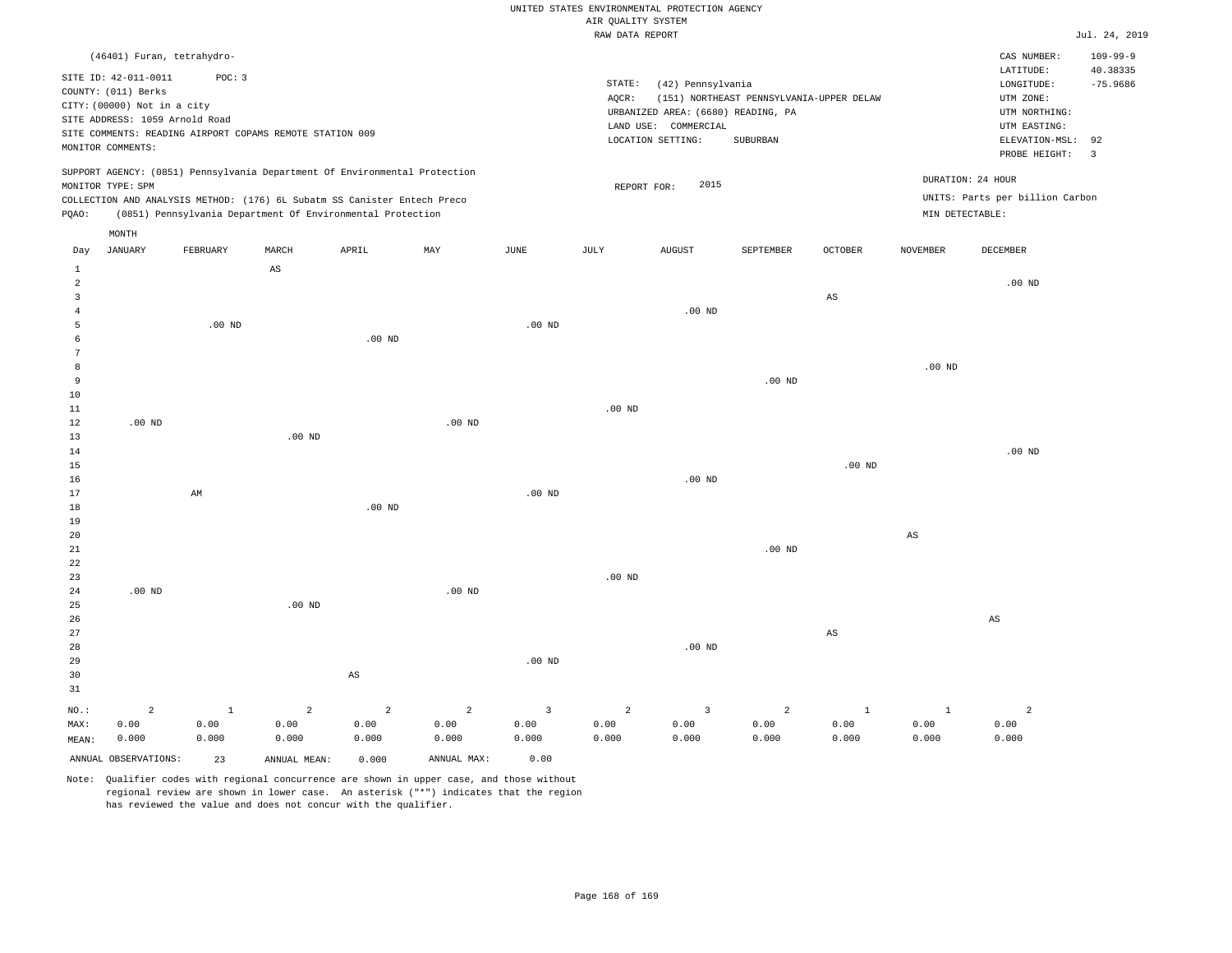UNITED STATES ENVIRONMENTAL PROTECTION AGENCY
AIR QUALITY SYSTEM
RAW DATA REPORT

Jul. 24, 2019

(46401) Furan, tetrahydro-

SITE ID: 42-011-0011 POC: 3
COUNTY: (011) Berks
CITY: (00000) Not in a city
SITE ADDRESS: 1059 Arnold Road
SITE COMMENTS: READING AIRPORT COPAMS REMOTE STATION 009
MONITOR COMMENTS:

STATE: (42) Pennsylvania
AQCR: (151) NORTHEAST PENNSYLVANIA-UPPER DELAW
URBANIZED AREA: (6680) READING, PA
LAND USE: COMMERCIAL
LOCATION SETTING: SUBURBAN

CAS NUMBER: 109-99-9
LATITUDE: 40.38335
LONGITUDE: -75.9686
UTM ZONE:
UTM NORTHING:
UTM EASTING:
ELEVATION-MSL: 92
PROBE HEIGHT: 3

SUPPORT AGENCY: (0851) Pennsylvania Department Of Environmental Protection
MONITOR TYPE: SPM
COLLECTION AND ANALYSIS METHOD: (176) 6L Subatm SS Canister Entech Preco
PQAO: (0851) Pennsylvania Department Of Environmental Protection

REPORT FOR: 2015

DURATION: 24 HOUR
UNITS: Parts per billion Carbon
MIN DETECTABLE:

| Day | JANUARY | FEBRUARY | MARCH | APRIL | MAY | JUNE | JULY | AUGUST | SEPTEMBER | OCTOBER | NOVEMBER | DECEMBER |
|---|---|---|---|---|---|---|---|---|---|---|---|---|
| 1 | | | AS | | | | | | | | | |
| 2 | | | | | | | | | | | | .00 ND |
| 3 | | | | | | | | | | AS | | |
| 4 | | | | | | | | .00 ND | | | | |
| 5 | | .00 ND | | | | .00 ND | | | | | | |
| 6 | | | | .00 ND | | | | | | | | |
| 7 | | | | | | | | | | | | |
| 8 | | | | | | | | | | | .00 ND | |
| 9 | | | | | | | | | .00 ND | | | |
| 10 | | | | | | | | | | | | |
| 11 | | | | | | | .00 ND | | | | | |
| 12 | .00 ND | | | | .00 ND | | | | | | | |
| 13 | | | .00 ND | | | | | | | | | |
| 14 | | | | | | | | | | | | .00 ND |
| 15 | | | | | | | | | | .00 ND | | |
| 16 | | | | | | | | .00 ND | | | | |
| 17 | | AM | | | | .00 ND | | | | | | |
| 18 | | | | .00 ND | | | | | | | | |
| 19 | | | | | | | | | | | | |
| 20 | | | | | | | | | | | AS | |
| 21 | | | | | | | | | .00 ND | | | |
| 22 | | | | | | | | | | | | |
| 23 | | | | | | | .00 ND | | | | | |
| 24 | .00 ND | | | | .00 ND | | | | | | | |
| 25 | | | .00 ND | | | | | | | | | |
| 26 | | | | | | | | | | | | AS |
| 27 | | | | | | | | | | AS | | |
| 28 | | | | | | | | .00 ND | | | | |
| 29 | | | | | | .00 ND | | | | | | |
| 30 | | | | AS | | | | | | | | |
| 31 | | | | | | | | | | | | |
| NO.: | 2 | 1 | 2 | 2 | 2 | 3 | 2 | 3 | 2 | 1 | 1 | 2 |
| MAX: | 0.00 | 0.00 | 0.00 | 0.00 | 0.00 | 0.00 | 0.00 | 0.00 | 0.00 | 0.00 | 0.00 | 0.00 |
| MEAN: | 0.000 | 0.000 | 0.000 | 0.000 | 0.000 | 0.000 | 0.000 | 0.000 | 0.000 | 0.000 | 0.000 | 0.000 |

ANNUAL OBSERVATIONS: 23 ANNUAL MEAN: 0.000 ANNUAL MAX: 0.00

Note: Qualifier codes with regional concurrence are shown in upper case, and those without regional review are shown in lower case. An asterisk ("*") indicates that the region has reviewed the value and does not concur with the qualifier.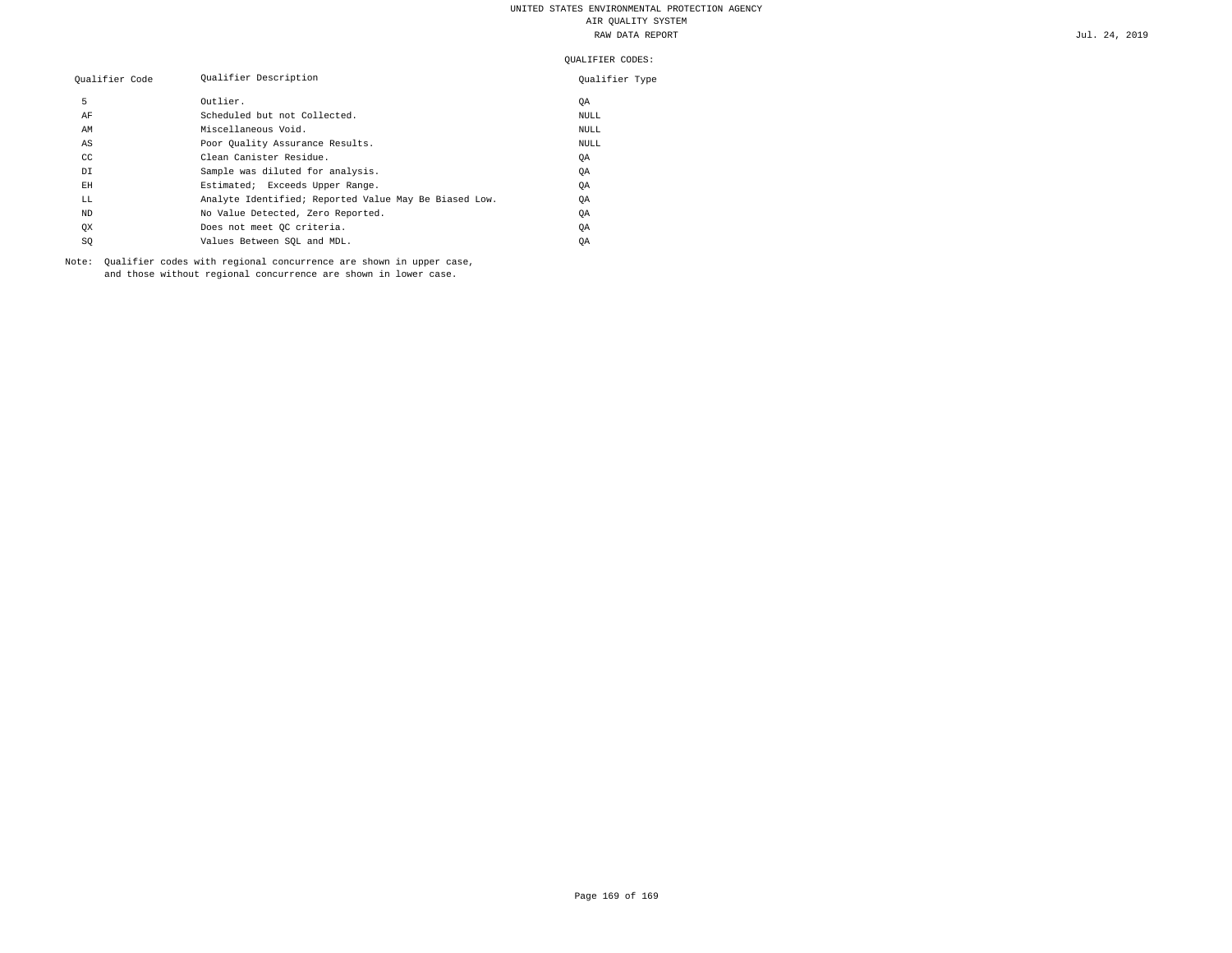QUALIFIER CODES:

| Qualifier Code | Qualifier Description | Qualifier Type |
| --- | --- | --- |
| 5 | Outlier. | QA |
| AF | Scheduled but not Collected. | NULL |
| AM | Miscellaneous Void. | NULL |
| AS | Poor Quality Assurance Results. | NULL |
| CC | Clean Canister Residue. | QA |
| DI | Sample was diluted for analysis. | QA |
| EH | Estimated; Exceeds Upper Range. | QA |
| LL | Analyte Identified; Reported Value May Be Biased Low. | QA |
| ND | No Value Detected, Zero Reported. | QA |
| QX | Does not meet QC criteria. | QA |
| SQ | Values Between SQL and MDL. | QA |

Note: Qualifier codes with regional concurrence are shown in upper case, and those without regional concurrence are shown in lower case.